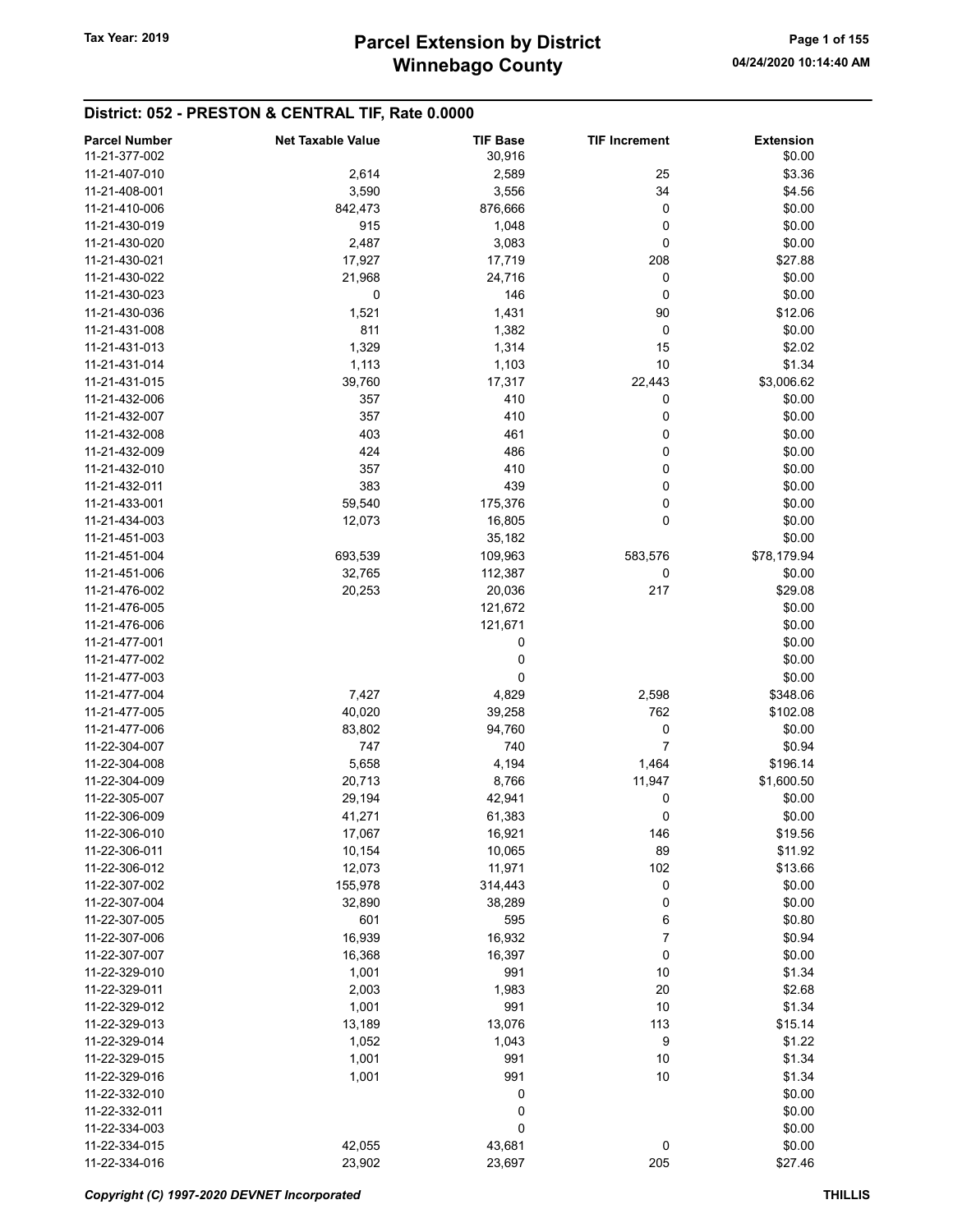# Parcel Extension by District
## Winnebago County

Tax Year: 2019

04/24/2020 10:14:40 AM

### District: 052 - PRESTON & CENTRAL TIF, Rate 0.0000

| Parcel Number | Net Taxable Value | TIF Base | TIF Increment | Extension |
|---|---|---|---|---|
| 11-21-377-002 | | 30,916 | | $0.00 |
| 11-21-407-010 | 2,614 | 2,589 | 25 | $3.36 |
| 11-21-408-001 | 3,590 | 3,556 | 34 | $4.56 |
| 11-21-410-006 | 842,473 | 876,666 | 0 | $0.00 |
| 11-21-430-019 | 915 | 1,048 | 0 | $0.00 |
| 11-21-430-020 | 2,487 | 3,083 | 0 | $0.00 |
| 11-21-430-021 | 17,927 | 17,719 | 208 | $27.88 |
| 11-21-430-022 | 21,968 | 24,716 | 0 | $0.00 |
| 11-21-430-023 | 0 | 146 | 0 | $0.00 |
| 11-21-430-036 | 1,521 | 1,431 | 90 | $12.06 |
| 11-21-431-008 | 811 | 1,382 | 0 | $0.00 |
| 11-21-431-013 | 1,329 | 1,314 | 15 | $2.02 |
| 11-21-431-014 | 1,113 | 1,103 | 10 | $1.34 |
| 11-21-431-015 | 39,760 | 17,317 | 22,443 | $3,006.62 |
| 11-21-432-006 | 357 | 410 | 0 | $0.00 |
| 11-21-432-007 | 357 | 410 | 0 | $0.00 |
| 11-21-432-008 | 403 | 461 | 0 | $0.00 |
| 11-21-432-009 | 424 | 486 | 0 | $0.00 |
| 11-21-432-010 | 357 | 410 | 0 | $0.00 |
| 11-21-432-011 | 383 | 439 | 0 | $0.00 |
| 11-21-433-001 | 59,540 | 175,376 | 0 | $0.00 |
| 11-21-434-003 | 12,073 | 16,805 | 0 | $0.00 |
| 11-21-451-003 | | 35,182 | | $0.00 |
| 11-21-451-004 | 693,539 | 109,963 | 583,576 | $78,179.94 |
| 11-21-451-006 | 32,765 | 112,387 | 0 | $0.00 |
| 11-21-476-002 | 20,253 | 20,036 | 217 | $29.08 |
| 11-21-476-005 | | 121,672 | | $0.00 |
| 11-21-476-006 | | 121,671 | | $0.00 |
| 11-21-477-001 | | 0 | | $0.00 |
| 11-21-477-002 | | 0 | | $0.00 |
| 11-21-477-003 | | 0 | | $0.00 |
| 11-21-477-004 | 7,427 | 4,829 | 2,598 | $348.06 |
| 11-21-477-005 | 40,020 | 39,258 | 762 | $102.08 |
| 11-21-477-006 | 83,802 | 94,760 | 0 | $0.00 |
| 11-22-304-007 | 747 | 740 | 7 | $0.94 |
| 11-22-304-008 | 5,658 | 4,194 | 1,464 | $196.14 |
| 11-22-304-009 | 20,713 | 8,766 | 11,947 | $1,600.50 |
| 11-22-305-007 | 29,194 | 42,941 | 0 | $0.00 |
| 11-22-306-009 | 41,271 | 61,383 | 0 | $0.00 |
| 11-22-306-010 | 17,067 | 16,921 | 146 | $19.56 |
| 11-22-306-011 | 10,154 | 10,065 | 89 | $11.92 |
| 11-22-306-012 | 12,073 | 11,971 | 102 | $13.66 |
| 11-22-307-002 | 155,978 | 314,443 | 0 | $0.00 |
| 11-22-307-004 | 32,890 | 38,289 | 0 | $0.00 |
| 11-22-307-005 | 601 | 595 | 6 | $0.80 |
| 11-22-307-006 | 16,939 | 16,932 | 7 | $0.94 |
| 11-22-307-007 | 16,368 | 16,397 | 0 | $0.00 |
| 11-22-329-010 | 1,001 | 991 | 10 | $1.34 |
| 11-22-329-011 | 2,003 | 1,983 | 20 | $2.68 |
| 11-22-329-012 | 1,001 | 991 | 10 | $1.34 |
| 11-22-329-013 | 13,189 | 13,076 | 113 | $15.14 |
| 11-22-329-014 | 1,052 | 1,043 | 9 | $1.22 |
| 11-22-329-015 | 1,001 | 991 | 10 | $1.34 |
| 11-22-329-016 | 1,001 | 991 | 10 | $1.34 |
| 11-22-332-010 | | 0 | | $0.00 |
| 11-22-332-011 | | 0 | | $0.00 |
| 11-22-334-003 | | 0 | | $0.00 |
| 11-22-334-015 | 42,055 | 43,681 | 0 | $0.00 |
| 11-22-334-016 | 23,902 | 23,697 | 205 | $27.46 |

*Copyright (C) 1997-2020 DEVNET Incorporated* **THILLIS**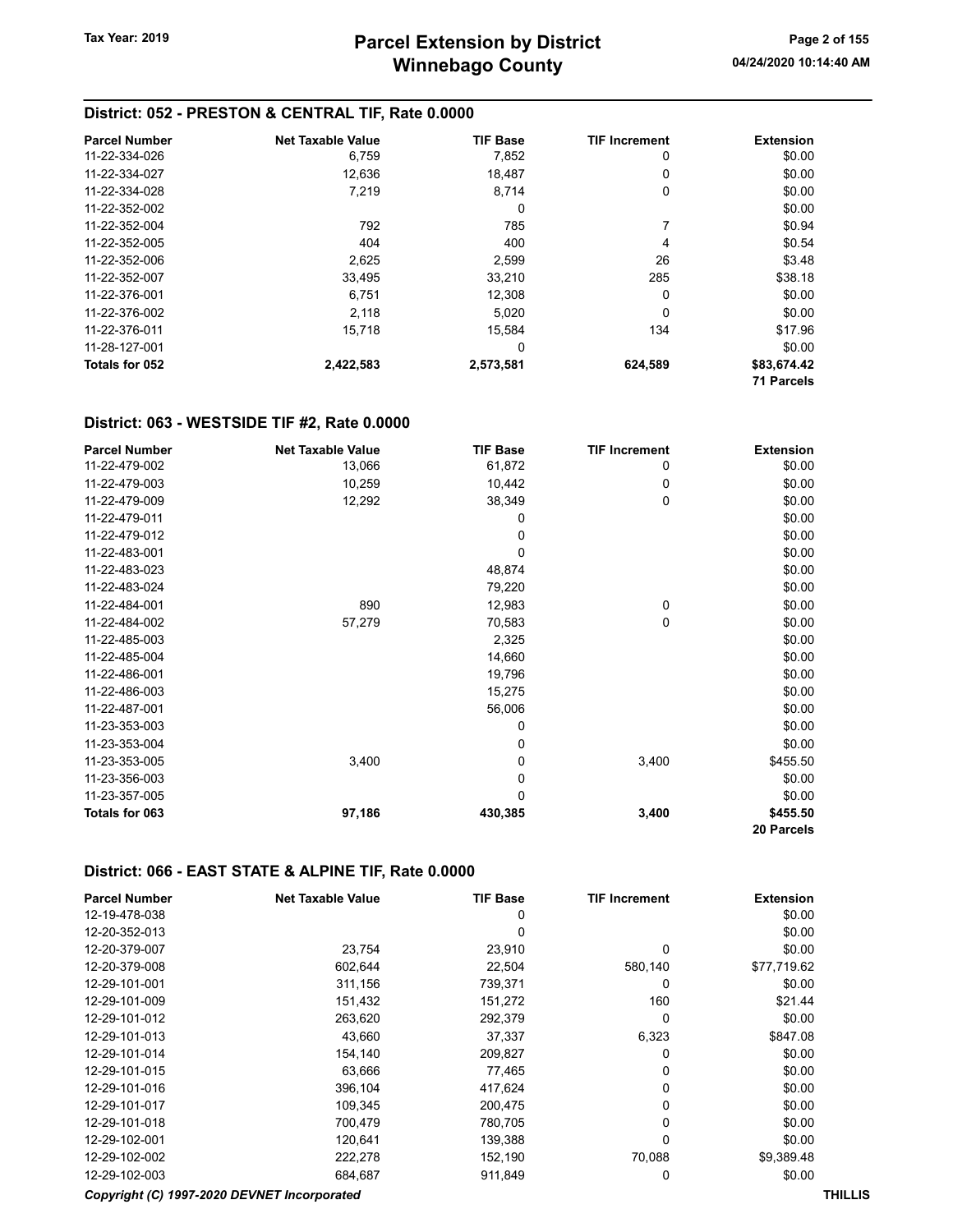## District: 052 - PRESTON & CENTRAL TIF, Rate 0.0000

| Parcel Number | Net Taxable Value | TIF Base | TIF Increment | Extension |
|---|---|---|---|---|
| 11-22-334-026 | 6,759 | 7,852 | 0 | $0.00 |
| 11-22-334-027 | 12,636 | 18,487 | 0 | $0.00 |
| 11-22-334-028 | 7,219 | 8,714 | 0 | $0.00 |
| 11-22-352-002 | | 0 | | $0.00 |
| 11-22-352-004 | 792 | 785 | 7 | $0.94 |
| 11-22-352-005 | 404 | 400 | 4 | $0.54 |
| 11-22-352-006 | 2,625 | 2,599 | 26 | $3.48 |
| 11-22-352-007 | 33,495 | 33,210 | 285 | $38.18 |
| 11-22-376-001 | 6,751 | 12,308 | 0 | $0.00 |
| 11-22-376-002 | 2,118 | 5,020 | 0 | $0.00 |
| 11-22-376-011 | 15,718 | 15,584 | 134 | $17.96 |
| 11-28-127-001 | | 0 | | $0.00 |
| **Totals for 052** | **2,422,583** | **2,573,581** | **624,589** | **$83,674.42** |
| | | | | **71 Parcels** |

## District: 063 - WESTSIDE TIF #2, Rate 0.0000

| Parcel Number | Net Taxable Value | TIF Base | TIF Increment | Extension |
|---|---|---|---|---|
| 11-22-479-002 | 13,066 | 61,872 | 0 | $0.00 |
| 11-22-479-003 | 10,259 | 10,442 | 0 | $0.00 |
| 11-22-479-009 | 12,292 | 38,349 | 0 | $0.00 |
| 11-22-479-011 | | 0 | | $0.00 |
| 11-22-479-012 | | 0 | | $0.00 |
| 11-22-483-001 | | 0 | | $0.00 |
| 11-22-483-023 | | 48,874 | | $0.00 |
| 11-22-483-024 | | 79,220 | | $0.00 |
| 11-22-484-001 | 890 | 12,983 | 0 | $0.00 |
| 11-22-484-002 | 57,279 | 70,583 | 0 | $0.00 |
| 11-22-485-003 | | 2,325 | | $0.00 |
| 11-22-485-004 | | 14,660 | | $0.00 |
| 11-22-486-001 | | 19,796 | | $0.00 |
| 11-22-486-003 | | 15,275 | | $0.00 |
| 11-22-487-001 | | 56,006 | | $0.00 |
| 11-23-353-003 | | 0 | | $0.00 |
| 11-23-353-004 | | 0 | | $0.00 |
| 11-23-353-005 | 3,400 | 0 | 3,400 | $455.50 |
| 11-23-356-003 | | 0 | | $0.00 |
| 11-23-357-005 | | 0 | | $0.00 |
| **Totals for 063** | **97,186** | **430,385** | **3,400** | **$455.50** |
| | | | | **20 Parcels** |

## District: 066 - EAST STATE & ALPINE TIF, Rate 0.0000

| Parcel Number | Net Taxable Value | TIF Base | TIF Increment | Extension |
|---|---|---|---|---|
| 12-19-478-038 | | 0 | | $0.00 |
| 12-20-352-013 | | 0 | | $0.00 |
| 12-20-379-007 | 23,754 | 23,910 | 0 | $0.00 |
| 12-20-379-008 | 602,644 | 22,504 | 580,140 | $77,719.62 |
| 12-29-101-001 | 311,156 | 739,371 | 0 | $0.00 |
| 12-29-101-009 | 151,432 | 151,272 | 160 | $21.44 |
| 12-29-101-012 | 263,620 | 292,379 | 0 | $0.00 |
| 12-29-101-013 | 43,660 | 37,337 | 6,323 | $847.08 |
| 12-29-101-014 | 154,140 | 209,827 | 0 | $0.00 |
| 12-29-101-015 | 63,666 | 77,465 | 0 | $0.00 |
| 12-29-101-016 | 396,104 | 417,624 | 0 | $0.00 |
| 12-29-101-017 | 109,345 | 200,475 | 0 | $0.00 |
| 12-29-101-018 | 700,479 | 780,705 | 0 | $0.00 |
| 12-29-102-001 | 120,641 | 139,388 | 0 | $0.00 |
| 12-29-102-002 | 222,278 | 152,190 | 70,088 | $9,389.48 |
| 12-29-102-003 | 684,687 | 911,849 | 0 | $0.00 |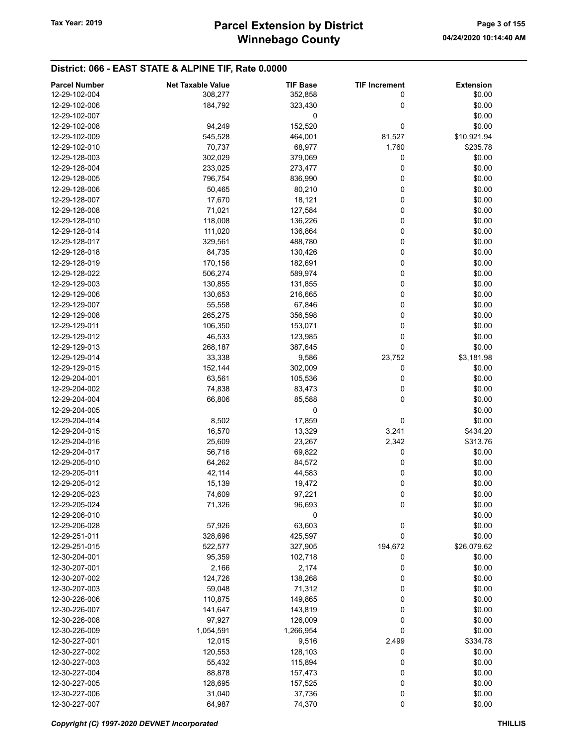## District: 066 - EAST STATE & ALPINE TIF, Rate 0.0000

| Parcel Number | Net Taxable Value | TIF Base | TIF Increment | Extension |
|---|---|---|---|---|
| 12-29-102-004 | 308,277 | 352,858 | 0 | $0.00 |
| 12-29-102-006 | 184,792 | 323,430 | 0 | $0.00 |
| 12-29-102-007 | | 0 | | $0.00 |
| 12-29-102-008 | 94,249 | 152,520 | 0 | $0.00 |
| 12-29-102-009 | 545,528 | 464,001 | 81,527 | $10,921.94 |
| 12-29-102-010 | 70,737 | 68,977 | 1,760 | $235.78 |
| 12-29-128-003 | 302,029 | 379,069 | 0 | $0.00 |
| 12-29-128-004 | 233,025 | 273,477 | 0 | $0.00 |
| 12-29-128-005 | 796,754 | 836,990 | 0 | $0.00 |
| 12-29-128-006 | 50,465 | 80,210 | 0 | $0.00 |
| 12-29-128-007 | 17,670 | 18,121 | 0 | $0.00 |
| 12-29-128-008 | 71,021 | 127,584 | 0 | $0.00 |
| 12-29-128-010 | 118,008 | 136,226 | 0 | $0.00 |
| 12-29-128-014 | 111,020 | 136,864 | 0 | $0.00 |
| 12-29-128-017 | 329,561 | 488,780 | 0 | $0.00 |
| 12-29-128-018 | 84,735 | 130,426 | 0 | $0.00 |
| 12-29-128-019 | 170,156 | 182,691 | 0 | $0.00 |
| 12-29-128-022 | 506,274 | 589,974 | 0 | $0.00 |
| 12-29-129-003 | 130,855 | 131,855 | 0 | $0.00 |
| 12-29-129-006 | 130,653 | 216,665 | 0 | $0.00 |
| 12-29-129-007 | 55,558 | 67,846 | 0 | $0.00 |
| 12-29-129-008 | 265,275 | 356,598 | 0 | $0.00 |
| 12-29-129-011 | 106,350 | 153,071 | 0 | $0.00 |
| 12-29-129-012 | 46,533 | 123,985 | 0 | $0.00 |
| 12-29-129-013 | 268,187 | 387,645 | 0 | $0.00 |
| 12-29-129-014 | 33,338 | 9,586 | 23,752 | $3,181.98 |
| 12-29-129-015 | 152,144 | 302,009 | 0 | $0.00 |
| 12-29-204-001 | 63,561 | 105,536 | 0 | $0.00 |
| 12-29-204-002 | 74,838 | 83,473 | 0 | $0.00 |
| 12-29-204-004 | 66,806 | 85,588 | 0 | $0.00 |
| 12-29-204-005 | | 0 | | $0.00 |
| 12-29-204-014 | 8,502 | 17,859 | 0 | $0.00 |
| 12-29-204-015 | 16,570 | 13,329 | 3,241 | $434.20 |
| 12-29-204-016 | 25,609 | 23,267 | 2,342 | $313.76 |
| 12-29-204-017 | 56,716 | 69,822 | 0 | $0.00 |
| 12-29-205-010 | 64,262 | 84,572 | 0 | $0.00 |
| 12-29-205-011 | 42,114 | 44,583 | 0 | $0.00 |
| 12-29-205-012 | 15,139 | 19,472 | 0 | $0.00 |
| 12-29-205-023 | 74,609 | 97,221 | 0 | $0.00 |
| 12-29-205-024 | 71,326 | 96,693 | 0 | $0.00 |
| 12-29-206-010 | | 0 | | $0.00 |
| 12-29-206-028 | 57,926 | 63,603 | 0 | $0.00 |
| 12-29-251-011 | 328,696 | 425,597 | 0 | $0.00 |
| 12-29-251-015 | 522,577 | 327,905 | 194,672 | $26,079.62 |
| 12-30-204-001 | 95,359 | 102,718 | 0 | $0.00 |
| 12-30-207-001 | 2,166 | 2,174 | 0 | $0.00 |
| 12-30-207-002 | 124,726 | 138,268 | 0 | $0.00 |
| 12-30-207-003 | 59,048 | 71,312 | 0 | $0.00 |
| 12-30-226-006 | 110,875 | 149,865 | 0 | $0.00 |
| 12-30-226-007 | 141,647 | 143,819 | 0 | $0.00 |
| 12-30-226-008 | 97,927 | 126,009 | 0 | $0.00 |
| 12-30-226-009 | 1,054,591 | 1,266,954 | 0 | $0.00 |
| 12-30-227-001 | 12,015 | 9,516 | 2,499 | $334.78 |
| 12-30-227-002 | 120,553 | 128,103 | 0 | $0.00 |
| 12-30-227-003 | 55,432 | 115,894 | 0 | $0.00 |
| 12-30-227-004 | 88,878 | 157,473 | 0 | $0.00 |
| 12-30-227-005 | 128,695 | 157,525 | 0 | $0.00 |
| 12-30-227-006 | 31,040 | 37,736 | 0 | $0.00 |
| 12-30-227-007 | 64,987 | 74,370 | 0 | $0.00 |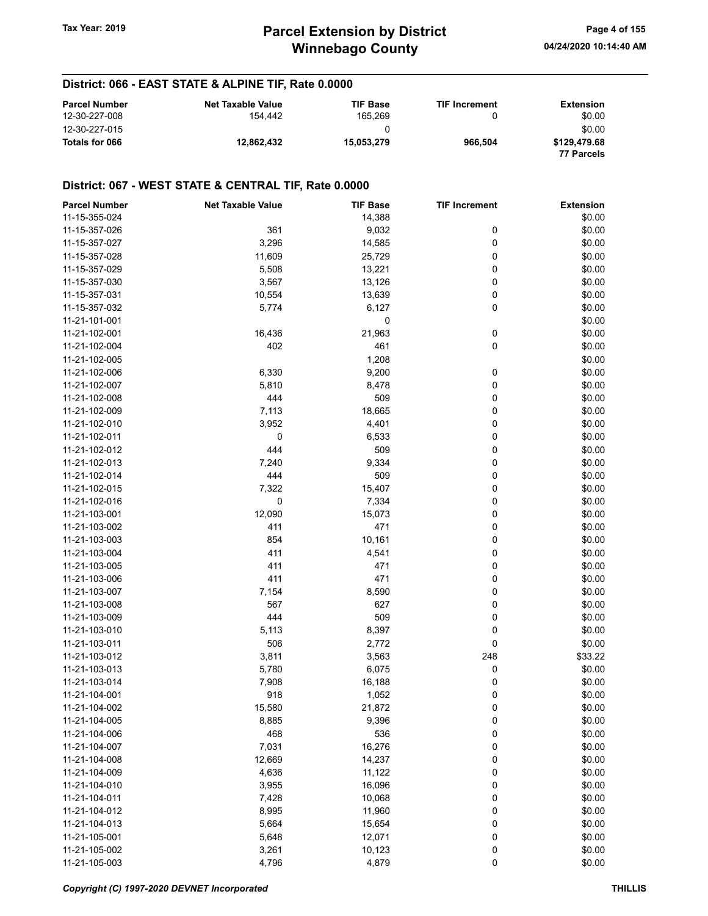## District: 066 - EAST STATE & ALPINE TIF, Rate 0.0000

| Parcel Number | Net Taxable Value | TIF Base | TIF Increment | Extension |
|---|---|---|---|---|
| 12-30-227-008 | 154,442 | 165,269 | 0 | $0.00 |
| 12-30-227-015 | | 0 | | $0.00 |
| **Totals for 066** | **12,862,432** | **15,053,279** | **966,504** | **$129,479.68** |
| | | | | **77 Parcels** |

## District: 067 - WEST STATE & CENTRAL TIF, Rate 0.0000

| Parcel Number | Net Taxable Value | TIF Base | TIF Increment | Extension |
|---|---|---|---|---|
| 11-15-355-024 | | 14,388 | | $0.00 |
| 11-15-357-026 | 361 | 9,032 | 0 | $0.00 |
| 11-15-357-027 | 3,296 | 14,585 | 0 | $0.00 |
| 11-15-357-028 | 11,609 | 25,729 | 0 | $0.00 |
| 11-15-357-029 | 5,508 | 13,221 | 0 | $0.00 |
| 11-15-357-030 | 3,567 | 13,126 | 0 | $0.00 |
| 11-15-357-031 | 10,554 | 13,639 | 0 | $0.00 |
| 11-15-357-032 | 5,774 | 6,127 | 0 | $0.00 |
| 11-21-101-001 | | 0 | | $0.00 |
| 11-21-102-001 | 16,436 | 21,963 | 0 | $0.00 |
| 11-21-102-004 | 402 | 461 | 0 | $0.00 |
| 11-21-102-005 | | 1,208 | | $0.00 |
| 11-21-102-006 | 6,330 | 9,200 | 0 | $0.00 |
| 11-21-102-007 | 5,810 | 8,478 | 0 | $0.00 |
| 11-21-102-008 | 444 | 509 | 0 | $0.00 |
| 11-21-102-009 | 7,113 | 18,665 | 0 | $0.00 |
| 11-21-102-010 | 3,952 | 4,401 | 0 | $0.00 |
| 11-21-102-011 | 0 | 6,533 | 0 | $0.00 |
| 11-21-102-012 | 444 | 509 | 0 | $0.00 |
| 11-21-102-013 | 7,240 | 9,334 | 0 | $0.00 |
| 11-21-102-014 | 444 | 509 | 0 | $0.00 |
| 11-21-102-015 | 7,322 | 15,407 | 0 | $0.00 |
| 11-21-102-016 | 0 | 7,334 | 0 | $0.00 |
| 11-21-103-001 | 12,090 | 15,073 | 0 | $0.00 |
| 11-21-103-002 | 411 | 471 | 0 | $0.00 |
| 11-21-103-003 | 854 | 10,161 | 0 | $0.00 |
| 11-21-103-004 | 411 | 4,541 | 0 | $0.00 |
| 11-21-103-005 | 411 | 471 | 0 | $0.00 |
| 11-21-103-006 | 411 | 471 | 0 | $0.00 |
| 11-21-103-007 | 7,154 | 8,590 | 0 | $0.00 |
| 11-21-103-008 | 567 | 627 | 0 | $0.00 |
| 11-21-103-009 | 444 | 509 | 0 | $0.00 |
| 11-21-103-010 | 5,113 | 8,397 | 0 | $0.00 |
| 11-21-103-011 | 506 | 2,772 | 0 | $0.00 |
| 11-21-103-012 | 3,811 | 3,563 | 248 | $33.22 |
| 11-21-103-013 | 5,780 | 6,075 | 0 | $0.00 |
| 11-21-103-014 | 7,908 | 16,188 | 0 | $0.00 |
| 11-21-104-001 | 918 | 1,052 | 0 | $0.00 |
| 11-21-104-002 | 15,580 | 21,872 | 0 | $0.00 |
| 11-21-104-005 | 8,885 | 9,396 | 0 | $0.00 |
| 11-21-104-006 | 468 | 536 | 0 | $0.00 |
| 11-21-104-007 | 7,031 | 16,276 | 0 | $0.00 |
| 11-21-104-008 | 12,669 | 14,237 | 0 | $0.00 |
| 11-21-104-009 | 4,636 | 11,122 | 0 | $0.00 |
| 11-21-104-010 | 3,955 | 16,096 | 0 | $0.00 |
| 11-21-104-011 | 7,428 | 10,068 | 0 | $0.00 |
| 11-21-104-012 | 8,995 | 11,960 | 0 | $0.00 |
| 11-21-104-013 | 5,664 | 15,654 | 0 | $0.00 |
| 11-21-105-001 | 5,648 | 12,071 | 0 | $0.00 |
| 11-21-105-002 | 3,261 | 10,123 | 0 | $0.00 |
| 11-21-105-003 | 4,796 | 4,879 | 0 | $0.00 |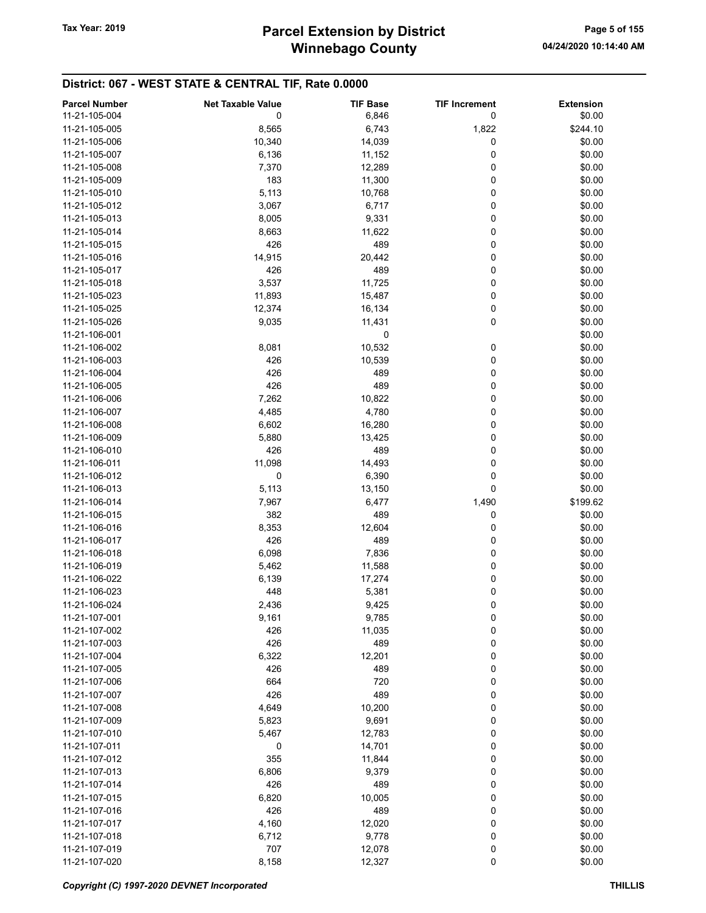## District: 067 - WEST STATE & CENTRAL TIF, Rate 0.0000

| Parcel Number | Net Taxable Value | TIF Base | TIF Increment | Extension |
|---|---|---|---|---|
| 11-21-105-004 | 0 | 6,846 | 0 | $0.00 |
| 11-21-105-005 | 8,565 | 6,743 | 1,822 | $244.10 |
| 11-21-105-006 | 10,340 | 14,039 | 0 | $0.00 |
| 11-21-105-007 | 6,136 | 11,152 | 0 | $0.00 |
| 11-21-105-008 | 7,370 | 12,289 | 0 | $0.00 |
| 11-21-105-009 | 183 | 11,300 | 0 | $0.00 |
| 11-21-105-010 | 5,113 | 10,768 | 0 | $0.00 |
| 11-21-105-012 | 3,067 | 6,717 | 0 | $0.00 |
| 11-21-105-013 | 8,005 | 9,331 | 0 | $0.00 |
| 11-21-105-014 | 8,663 | 11,622 | 0 | $0.00 |
| 11-21-105-015 | 426 | 489 | 0 | $0.00 |
| 11-21-105-016 | 14,915 | 20,442 | 0 | $0.00 |
| 11-21-105-017 | 426 | 489 | 0 | $0.00 |
| 11-21-105-018 | 3,537 | 11,725 | 0 | $0.00 |
| 11-21-105-023 | 11,893 | 15,487 | 0 | $0.00 |
| 11-21-105-025 | 12,374 | 16,134 | 0 | $0.00 |
| 11-21-105-026 | 9,035 | 11,431 | 0 | $0.00 |
| 11-21-106-001 | | 0 | | $0.00 |
| 11-21-106-002 | 8,081 | 10,532 | 0 | $0.00 |
| 11-21-106-003 | 426 | 10,539 | 0 | $0.00 |
| 11-21-106-004 | 426 | 489 | 0 | $0.00 |
| 11-21-106-005 | 426 | 489 | 0 | $0.00 |
| 11-21-106-006 | 7,262 | 10,822 | 0 | $0.00 |
| 11-21-106-007 | 4,485 | 4,780 | 0 | $0.00 |
| 11-21-106-008 | 6,602 | 16,280 | 0 | $0.00 |
| 11-21-106-009 | 5,880 | 13,425 | 0 | $0.00 |
| 11-21-106-010 | 426 | 489 | 0 | $0.00 |
| 11-21-106-011 | 11,098 | 14,493 | 0 | $0.00 |
| 11-21-106-012 | 0 | 6,390 | 0 | $0.00 |
| 11-21-106-013 | 5,113 | 13,150 | 0 | $0.00 |
| 11-21-106-014 | 7,967 | 6,477 | 1,490 | $199.62 |
| 11-21-106-015 | 382 | 489 | 0 | $0.00 |
| 11-21-106-016 | 8,353 | 12,604 | 0 | $0.00 |
| 11-21-106-017 | 426 | 489 | 0 | $0.00 |
| 11-21-106-018 | 6,098 | 7,836 | 0 | $0.00 |
| 11-21-106-019 | 5,462 | 11,588 | 0 | $0.00 |
| 11-21-106-022 | 6,139 | 17,274 | 0 | $0.00 |
| 11-21-106-023 | 448 | 5,381 | 0 | $0.00 |
| 11-21-106-024 | 2,436 | 9,425 | 0 | $0.00 |
| 11-21-107-001 | 9,161 | 9,785 | 0 | $0.00 |
| 11-21-107-002 | 426 | 11,035 | 0 | $0.00 |
| 11-21-107-003 | 426 | 489 | 0 | $0.00 |
| 11-21-107-004 | 6,322 | 12,201 | 0 | $0.00 |
| 11-21-107-005 | 426 | 489 | 0 | $0.00 |
| 11-21-107-006 | 664 | 720 | 0 | $0.00 |
| 11-21-107-007 | 426 | 489 | 0 | $0.00 |
| 11-21-107-008 | 4,649 | 10,200 | 0 | $0.00 |
| 11-21-107-009 | 5,823 | 9,691 | 0 | $0.00 |
| 11-21-107-010 | 5,467 | 12,783 | 0 | $0.00 |
| 11-21-107-011 | 0 | 14,701 | 0 | $0.00 |
| 11-21-107-012 | 355 | 11,844 | 0 | $0.00 |
| 11-21-107-013 | 6,806 | 9,379 | 0 | $0.00 |
| 11-21-107-014 | 426 | 489 | 0 | $0.00 |
| 11-21-107-015 | 6,820 | 10,005 | 0 | $0.00 |
| 11-21-107-016 | 426 | 489 | 0 | $0.00 |
| 11-21-107-017 | 4,160 | 12,020 | 0 | $0.00 |
| 11-21-107-018 | 6,712 | 9,778 | 0 | $0.00 |
| 11-21-107-019 | 707 | 12,078 | 0 | $0.00 |
| 11-21-107-020 | 8,158 | 12,327 | 0 | $0.00 |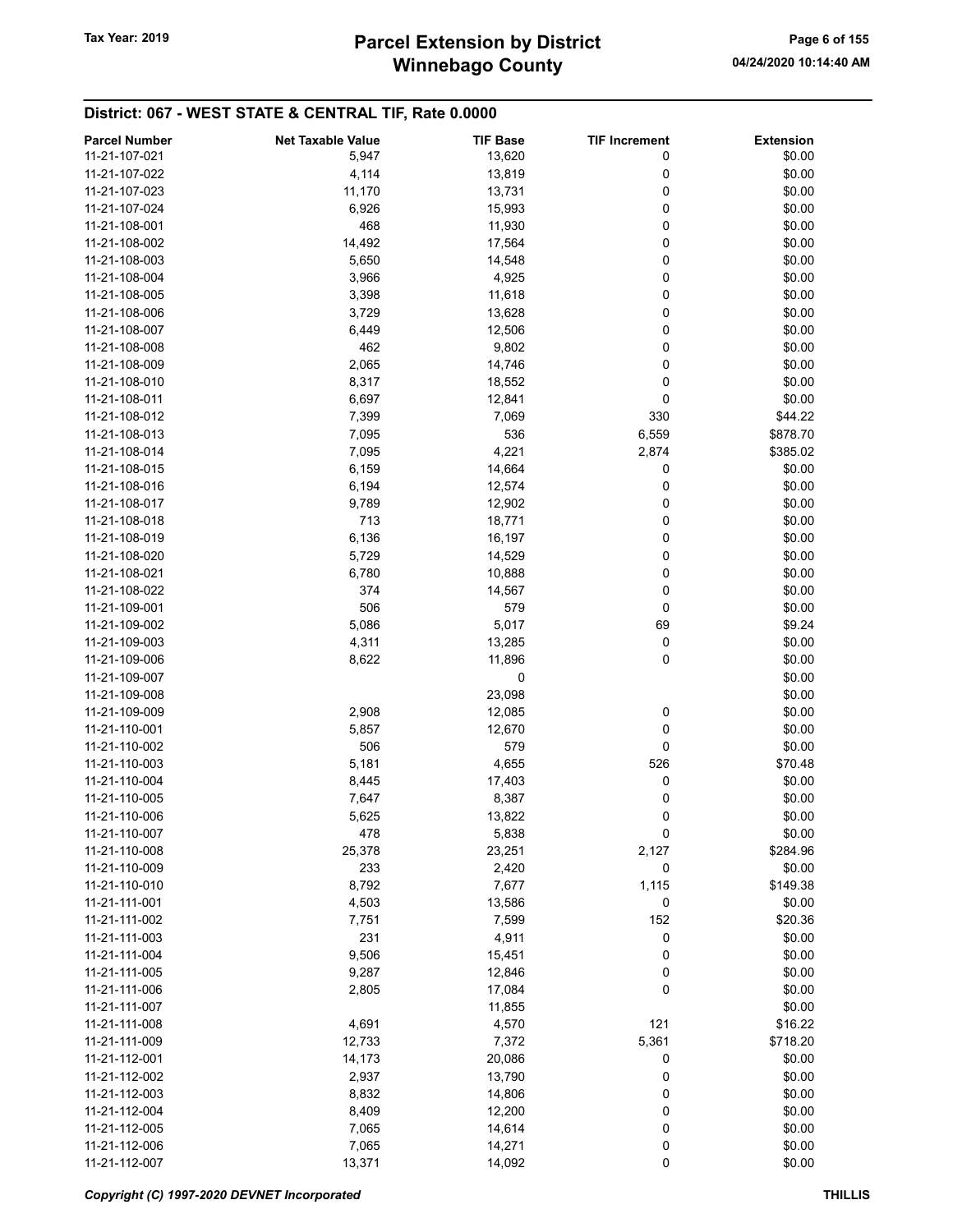## District: 067 - WEST STATE & CENTRAL TIF, Rate 0.0000

| Parcel Number | Net Taxable Value | TIF Base | TIF Increment | Extension |
|---|---|---|---|---|
| 11-21-107-021 | 5,947 | 13,620 | 0 | $0.00 |
| 11-21-107-022 | 4,114 | 13,819 | 0 | $0.00 |
| 11-21-107-023 | 11,170 | 13,731 | 0 | $0.00 |
| 11-21-107-024 | 6,926 | 15,993 | 0 | $0.00 |
| 11-21-108-001 | 468 | 11,930 | 0 | $0.00 |
| 11-21-108-002 | 14,492 | 17,564 | 0 | $0.00 |
| 11-21-108-003 | 5,650 | 14,548 | 0 | $0.00 |
| 11-21-108-004 | 3,966 | 4,925 | 0 | $0.00 |
| 11-21-108-005 | 3,398 | 11,618 | 0 | $0.00 |
| 11-21-108-006 | 3,729 | 13,628 | 0 | $0.00 |
| 11-21-108-007 | 6,449 | 12,506 | 0 | $0.00 |
| 11-21-108-008 | 462 | 9,802 | 0 | $0.00 |
| 11-21-108-009 | 2,065 | 14,746 | 0 | $0.00 |
| 11-21-108-010 | 8,317 | 18,552 | 0 | $0.00 |
| 11-21-108-011 | 6,697 | 12,841 | 0 | $0.00 |
| 11-21-108-012 | 7,399 | 7,069 | 330 | $44.22 |
| 11-21-108-013 | 7,095 | 536 | 6,559 | $878.70 |
| 11-21-108-014 | 7,095 | 4,221 | 2,874 | $385.02 |
| 11-21-108-015 | 6,159 | 14,664 | 0 | $0.00 |
| 11-21-108-016 | 6,194 | 12,574 | 0 | $0.00 |
| 11-21-108-017 | 9,789 | 12,902 | 0 | $0.00 |
| 11-21-108-018 | 713 | 18,771 | 0 | $0.00 |
| 11-21-108-019 | 6,136 | 16,197 | 0 | $0.00 |
| 11-21-108-020 | 5,729 | 14,529 | 0 | $0.00 |
| 11-21-108-021 | 6,780 | 10,888 | 0 | $0.00 |
| 11-21-108-022 | 374 | 14,567 | 0 | $0.00 |
| 11-21-109-001 | 506 | 579 | 0 | $0.00 |
| 11-21-109-002 | 5,086 | 5,017 | 69 | $9.24 |
| 11-21-109-003 | 4,311 | 13,285 | 0 | $0.00 |
| 11-21-109-006 | 8,622 | 11,896 | 0 | $0.00 |
| 11-21-109-007 | | 0 | | $0.00 |
| 11-21-109-008 | | 23,098 | | $0.00 |
| 11-21-109-009 | 2,908 | 12,085 | 0 | $0.00 |
| 11-21-110-001 | 5,857 | 12,670 | 0 | $0.00 |
| 11-21-110-002 | 506 | 579 | 0 | $0.00 |
| 11-21-110-003 | 5,181 | 4,655 | 526 | $70.48 |
| 11-21-110-004 | 8,445 | 17,403 | 0 | $0.00 |
| 11-21-110-005 | 7,647 | 8,387 | 0 | $0.00 |
| 11-21-110-006 | 5,625 | 13,822 | 0 | $0.00 |
| 11-21-110-007 | 478 | 5,838 | 0 | $0.00 |
| 11-21-110-008 | 25,378 | 23,251 | 2,127 | $284.96 |
| 11-21-110-009 | 233 | 2,420 | 0 | $0.00 |
| 11-21-110-010 | 8,792 | 7,677 | 1,115 | $149.38 |
| 11-21-111-001 | 4,503 | 13,586 | 0 | $0.00 |
| 11-21-111-002 | 7,751 | 7,599 | 152 | $20.36 |
| 11-21-111-003 | 231 | 4,911 | 0 | $0.00 |
| 11-21-111-004 | 9,506 | 15,451 | 0 | $0.00 |
| 11-21-111-005 | 9,287 | 12,846 | 0 | $0.00 |
| 11-21-111-006 | 2,805 | 17,084 | 0 | $0.00 |
| 11-21-111-007 | | 11,855 | | $0.00 |
| 11-21-111-008 | 4,691 | 4,570 | 121 | $16.22 |
| 11-21-111-009 | 12,733 | 7,372 | 5,361 | $718.20 |
| 11-21-112-001 | 14,173 | 20,086 | 0 | $0.00 |
| 11-21-112-002 | 2,937 | 13,790 | 0 | $0.00 |
| 11-21-112-003 | 8,832 | 14,806 | 0 | $0.00 |
| 11-21-112-004 | 8,409 | 12,200 | 0 | $0.00 |
| 11-21-112-005 | 7,065 | 14,614 | 0 | $0.00 |
| 11-21-112-006 | 7,065 | 14,271 | 0 | $0.00 |
| 11-21-112-007 | 13,371 | 14,092 | 0 | $0.00 |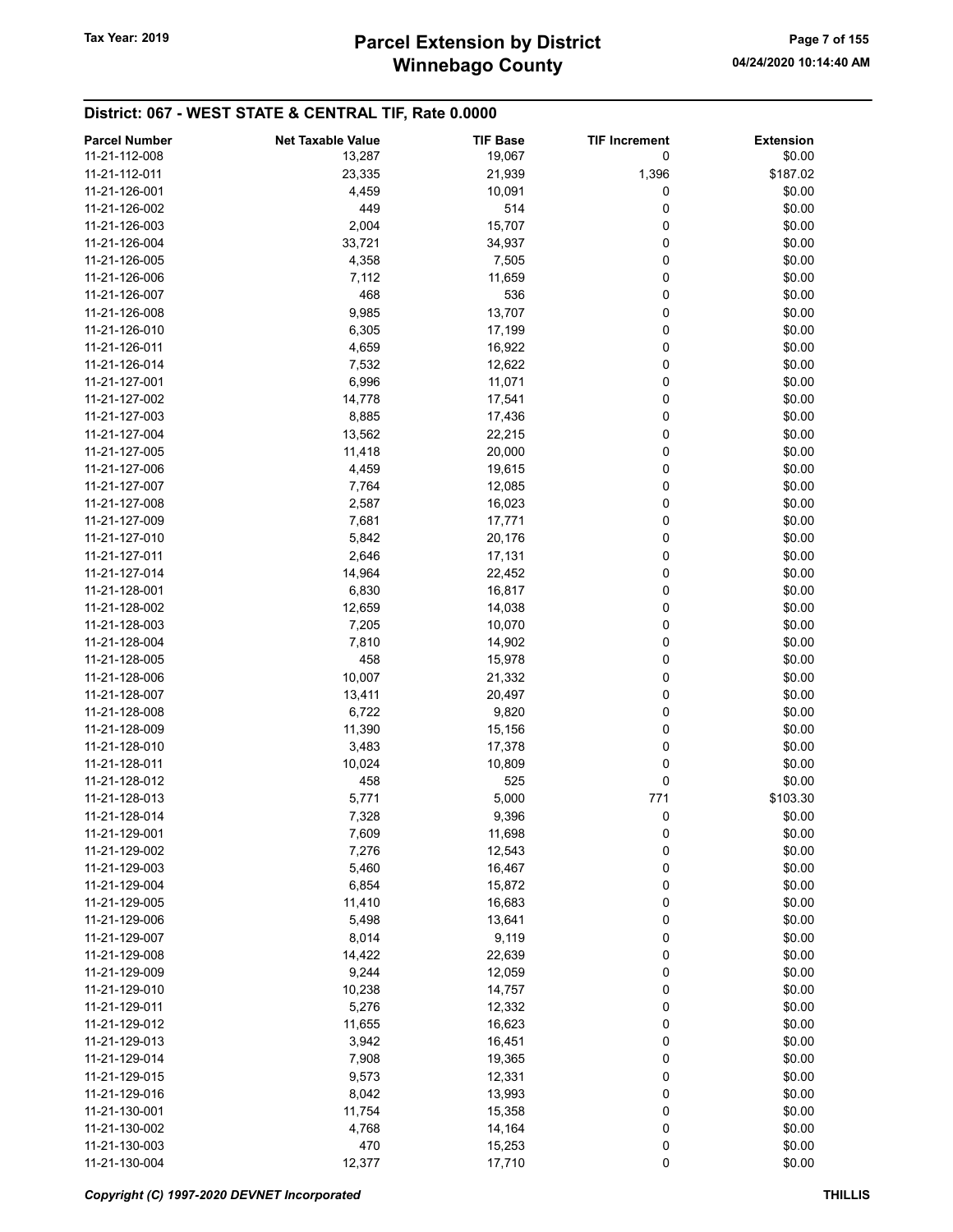## District: 067 - WEST STATE & CENTRAL TIF, Rate 0.0000

| Parcel Number | Net Taxable Value | TIF Base | TIF Increment | Extension |
|---|---|---|---|---|
| 11-21-112-008 | 13,287 | 19,067 | 0 | $0.00 |
| 11-21-112-011 | 23,335 | 21,939 | 1,396 | $187.02 |
| 11-21-126-001 | 4,459 | 10,091 | 0 | $0.00 |
| 11-21-126-002 | 449 | 514 | 0 | $0.00 |
| 11-21-126-003 | 2,004 | 15,707 | 0 | $0.00 |
| 11-21-126-004 | 33,721 | 34,937 | 0 | $0.00 |
| 11-21-126-005 | 4,358 | 7,505 | 0 | $0.00 |
| 11-21-126-006 | 7,112 | 11,659 | 0 | $0.00 |
| 11-21-126-007 | 468 | 536 | 0 | $0.00 |
| 11-21-126-008 | 9,985 | 13,707 | 0 | $0.00 |
| 11-21-126-010 | 6,305 | 17,199 | 0 | $0.00 |
| 11-21-126-011 | 4,659 | 16,922 | 0 | $0.00 |
| 11-21-126-014 | 7,532 | 12,622 | 0 | $0.00 |
| 11-21-127-001 | 6,996 | 11,071 | 0 | $0.00 |
| 11-21-127-002 | 14,778 | 17,541 | 0 | $0.00 |
| 11-21-127-003 | 8,885 | 17,436 | 0 | $0.00 |
| 11-21-127-004 | 13,562 | 22,215 | 0 | $0.00 |
| 11-21-127-005 | 11,418 | 20,000 | 0 | $0.00 |
| 11-21-127-006 | 4,459 | 19,615 | 0 | $0.00 |
| 11-21-127-007 | 7,764 | 12,085 | 0 | $0.00 |
| 11-21-127-008 | 2,587 | 16,023 | 0 | $0.00 |
| 11-21-127-009 | 7,681 | 17,771 | 0 | $0.00 |
| 11-21-127-010 | 5,842 | 20,176 | 0 | $0.00 |
| 11-21-127-011 | 2,646 | 17,131 | 0 | $0.00 |
| 11-21-127-014 | 14,964 | 22,452 | 0 | $0.00 |
| 11-21-128-001 | 6,830 | 16,817 | 0 | $0.00 |
| 11-21-128-002 | 12,659 | 14,038 | 0 | $0.00 |
| 11-21-128-003 | 7,205 | 10,070 | 0 | $0.00 |
| 11-21-128-004 | 7,810 | 14,902 | 0 | $0.00 |
| 11-21-128-005 | 458 | 15,978 | 0 | $0.00 |
| 11-21-128-006 | 10,007 | 21,332 | 0 | $0.00 |
| 11-21-128-007 | 13,411 | 20,497 | 0 | $0.00 |
| 11-21-128-008 | 6,722 | 9,820 | 0 | $0.00 |
| 11-21-128-009 | 11,390 | 15,156 | 0 | $0.00 |
| 11-21-128-010 | 3,483 | 17,378 | 0 | $0.00 |
| 11-21-128-011 | 10,024 | 10,809 | 0 | $0.00 |
| 11-21-128-012 | 458 | 525 | 0 | $0.00 |
| 11-21-128-013 | 5,771 | 5,000 | 771 | $103.30 |
| 11-21-128-014 | 7,328 | 9,396 | 0 | $0.00 |
| 11-21-129-001 | 7,609 | 11,698 | 0 | $0.00 |
| 11-21-129-002 | 7,276 | 12,543 | 0 | $0.00 |
| 11-21-129-003 | 5,460 | 16,467 | 0 | $0.00 |
| 11-21-129-004 | 6,854 | 15,872 | 0 | $0.00 |
| 11-21-129-005 | 11,410 | 16,683 | 0 | $0.00 |
| 11-21-129-006 | 5,498 | 13,641 | 0 | $0.00 |
| 11-21-129-007 | 8,014 | 9,119 | 0 | $0.00 |
| 11-21-129-008 | 14,422 | 22,639 | 0 | $0.00 |
| 11-21-129-009 | 9,244 | 12,059 | 0 | $0.00 |
| 11-21-129-010 | 10,238 | 14,757 | 0 | $0.00 |
| 11-21-129-011 | 5,276 | 12,332 | 0 | $0.00 |
| 11-21-129-012 | 11,655 | 16,623 | 0 | $0.00 |
| 11-21-129-013 | 3,942 | 16,451 | 0 | $0.00 |
| 11-21-129-014 | 7,908 | 19,365 | 0 | $0.00 |
| 11-21-129-015 | 9,573 | 12,331 | 0 | $0.00 |
| 11-21-129-016 | 8,042 | 13,993 | 0 | $0.00 |
| 11-21-130-001 | 11,754 | 15,358 | 0 | $0.00 |
| 11-21-130-002 | 4,768 | 14,164 | 0 | $0.00 |
| 11-21-130-003 | 470 | 15,253 | 0 | $0.00 |
| 11-21-130-004 | 12,377 | 17,710 | 0 | $0.00 |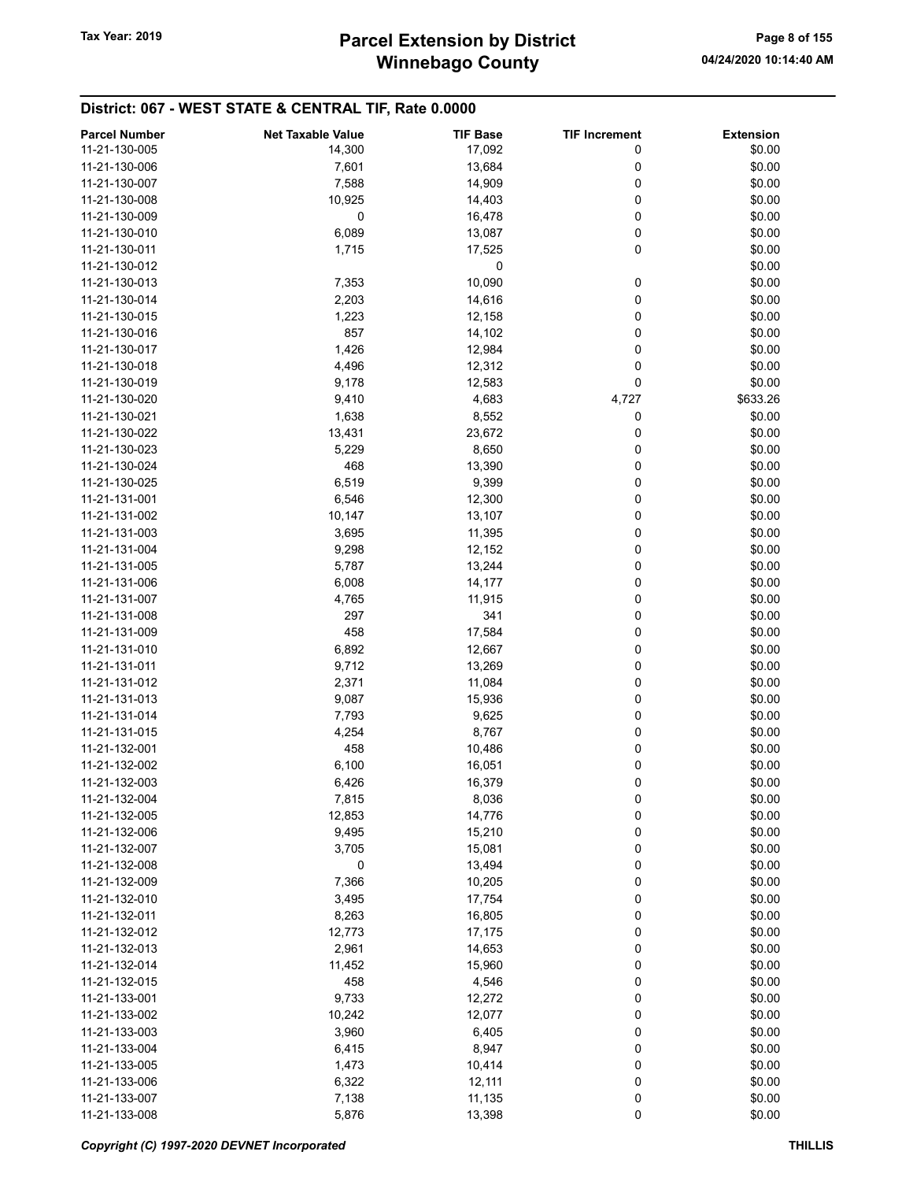## District: 067 - WEST STATE & CENTRAL TIF, Rate 0.0000

| Parcel Number | Net Taxable Value | TIF Base | TIF Increment | Extension |
|---|---|---|---|---|
| 11-21-130-005 | 14,300 | 17,092 | 0 | $0.00 |
| 11-21-130-006 | 7,601 | 13,684 | 0 | $0.00 |
| 11-21-130-007 | 7,588 | 14,909 | 0 | $0.00 |
| 11-21-130-008 | 10,925 | 14,403 | 0 | $0.00 |
| 11-21-130-009 | 0 | 16,478 | 0 | $0.00 |
| 11-21-130-010 | 6,089 | 13,087 | 0 | $0.00 |
| 11-21-130-011 | 1,715 | 17,525 | 0 | $0.00 |
| 11-21-130-012 | | 0 | | $0.00 |
| 11-21-130-013 | 7,353 | 10,090 | 0 | $0.00 |
| 11-21-130-014 | 2,203 | 14,616 | 0 | $0.00 |
| 11-21-130-015 | 1,223 | 12,158 | 0 | $0.00 |
| 11-21-130-016 | 857 | 14,102 | 0 | $0.00 |
| 11-21-130-017 | 1,426 | 12,984 | 0 | $0.00 |
| 11-21-130-018 | 4,496 | 12,312 | 0 | $0.00 |
| 11-21-130-019 | 9,178 | 12,583 | 0 | $0.00 |
| 11-21-130-020 | 9,410 | 4,683 | 4,727 | $633.26 |
| 11-21-130-021 | 1,638 | 8,552 | 0 | $0.00 |
| 11-21-130-022 | 13,431 | 23,672 | 0 | $0.00 |
| 11-21-130-023 | 5,229 | 8,650 | 0 | $0.00 |
| 11-21-130-024 | 468 | 13,390 | 0 | $0.00 |
| 11-21-130-025 | 6,519 | 9,399 | 0 | $0.00 |
| 11-21-131-001 | 6,546 | 12,300 | 0 | $0.00 |
| 11-21-131-002 | 10,147 | 13,107 | 0 | $0.00 |
| 11-21-131-003 | 3,695 | 11,395 | 0 | $0.00 |
| 11-21-131-004 | 9,298 | 12,152 | 0 | $0.00 |
| 11-21-131-005 | 5,787 | 13,244 | 0 | $0.00 |
| 11-21-131-006 | 6,008 | 14,177 | 0 | $0.00 |
| 11-21-131-007 | 4,765 | 11,915 | 0 | $0.00 |
| 11-21-131-008 | 297 | 341 | 0 | $0.00 |
| 11-21-131-009 | 458 | 17,584 | 0 | $0.00 |
| 11-21-131-010 | 6,892 | 12,667 | 0 | $0.00 |
| 11-21-131-011 | 9,712 | 13,269 | 0 | $0.00 |
| 11-21-131-012 | 2,371 | 11,084 | 0 | $0.00 |
| 11-21-131-013 | 9,087 | 15,936 | 0 | $0.00 |
| 11-21-131-014 | 7,793 | 9,625 | 0 | $0.00 |
| 11-21-131-015 | 4,254 | 8,767 | 0 | $0.00 |
| 11-21-132-001 | 458 | 10,486 | 0 | $0.00 |
| 11-21-132-002 | 6,100 | 16,051 | 0 | $0.00 |
| 11-21-132-003 | 6,426 | 16,379 | 0 | $0.00 |
| 11-21-132-004 | 7,815 | 8,036 | 0 | $0.00 |
| 11-21-132-005 | 12,853 | 14,776 | 0 | $0.00 |
| 11-21-132-006 | 9,495 | 15,210 | 0 | $0.00 |
| 11-21-132-007 | 3,705 | 15,081 | 0 | $0.00 |
| 11-21-132-008 | 0 | 13,494 | 0 | $0.00 |
| 11-21-132-009 | 7,366 | 10,205 | 0 | $0.00 |
| 11-21-132-010 | 3,495 | 17,754 | 0 | $0.00 |
| 11-21-132-011 | 8,263 | 16,805 | 0 | $0.00 |
| 11-21-132-012 | 12,773 | 17,175 | 0 | $0.00 |
| 11-21-132-013 | 2,961 | 14,653 | 0 | $0.00 |
| 11-21-132-014 | 11,452 | 15,960 | 0 | $0.00 |
| 11-21-132-015 | 458 | 4,546 | 0 | $0.00 |
| 11-21-133-001 | 9,733 | 12,272 | 0 | $0.00 |
| 11-21-133-002 | 10,242 | 12,077 | 0 | $0.00 |
| 11-21-133-003 | 3,960 | 6,405 | 0 | $0.00 |
| 11-21-133-004 | 6,415 | 8,947 | 0 | $0.00 |
| 11-21-133-005 | 1,473 | 10,414 | 0 | $0.00 |
| 11-21-133-006 | 6,322 | 12,111 | 0 | $0.00 |
| 11-21-133-007 | 7,138 | 11,135 | 0 | $0.00 |
| 11-21-133-008 | 5,876 | 13,398 | 0 | $0.00 |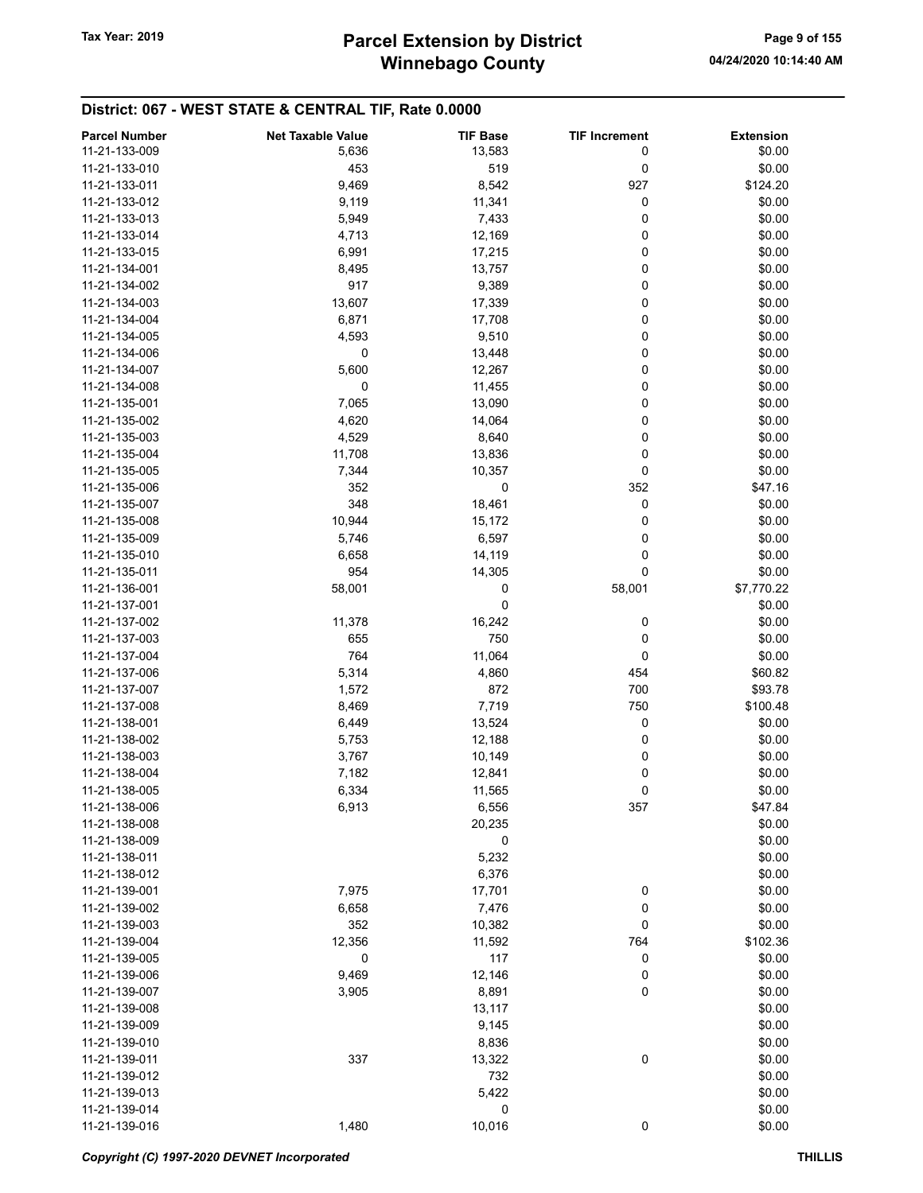## District: 067 - WEST STATE & CENTRAL TIF, Rate 0.0000

| Parcel Number | Net Taxable Value | TIF Base | TIF Increment | Extension |
|---|---|---|---|---|
| 11-21-133-009 | 5,636 | 13,583 | 0 | $0.00 |
| 11-21-133-010 | 453 | 519 | 0 | $0.00 |
| 11-21-133-011 | 9,469 | 8,542 | 927 | $124.20 |
| 11-21-133-012 | 9,119 | 11,341 | 0 | $0.00 |
| 11-21-133-013 | 5,949 | 7,433 | 0 | $0.00 |
| 11-21-133-014 | 4,713 | 12,169 | 0 | $0.00 |
| 11-21-133-015 | 6,991 | 17,215 | 0 | $0.00 |
| 11-21-134-001 | 8,495 | 13,757 | 0 | $0.00 |
| 11-21-134-002 | 917 | 9,389 | 0 | $0.00 |
| 11-21-134-003 | 13,607 | 17,339 | 0 | $0.00 |
| 11-21-134-004 | 6,871 | 17,708 | 0 | $0.00 |
| 11-21-134-005 | 4,593 | 9,510 | 0 | $0.00 |
| 11-21-134-006 | 0 | 13,448 | 0 | $0.00 |
| 11-21-134-007 | 5,600 | 12,267 | 0 | $0.00 |
| 11-21-134-008 | 0 | 11,455 | 0 | $0.00 |
| 11-21-135-001 | 7,065 | 13,090 | 0 | $0.00 |
| 11-21-135-002 | 4,620 | 14,064 | 0 | $0.00 |
| 11-21-135-003 | 4,529 | 8,640 | 0 | $0.00 |
| 11-21-135-004 | 11,708 | 13,836 | 0 | $0.00 |
| 11-21-135-005 | 7,344 | 10,357 | 0 | $0.00 |
| 11-21-135-006 | 352 | 0 | 352 | $47.16 |
| 11-21-135-007 | 348 | 18,461 | 0 | $0.00 |
| 11-21-135-008 | 10,944 | 15,172 | 0 | $0.00 |
| 11-21-135-009 | 5,746 | 6,597 | 0 | $0.00 |
| 11-21-135-010 | 6,658 | 14,119 | 0 | $0.00 |
| 11-21-135-011 | 954 | 14,305 | 0 | $0.00 |
| 11-21-136-001 | 58,001 | 0 | 58,001 | $7,770.22 |
| 11-21-137-001 | | 0 | | $0.00 |
| 11-21-137-002 | 11,378 | 16,242 | 0 | $0.00 |
| 11-21-137-003 | 655 | 750 | 0 | $0.00 |
| 11-21-137-004 | 764 | 11,064 | 0 | $0.00 |
| 11-21-137-006 | 5,314 | 4,860 | 454 | $60.82 |
| 11-21-137-007 | 1,572 | 872 | 700 | $93.78 |
| 11-21-137-008 | 8,469 | 7,719 | 750 | $100.48 |
| 11-21-138-001 | 6,449 | 13,524 | 0 | $0.00 |
| 11-21-138-002 | 5,753 | 12,188 | 0 | $0.00 |
| 11-21-138-003 | 3,767 | 10,149 | 0 | $0.00 |
| 11-21-138-004 | 7,182 | 12,841 | 0 | $0.00 |
| 11-21-138-005 | 6,334 | 11,565 | 0 | $0.00 |
| 11-21-138-006 | 6,913 | 6,556 | 357 | $47.84 |
| 11-21-138-008 | | 20,235 | | $0.00 |
| 11-21-138-009 | | 0 | | $0.00 |
| 11-21-138-011 | | 5,232 | | $0.00 |
| 11-21-138-012 | | 6,376 | | $0.00 |
| 11-21-139-001 | 7,975 | 17,701 | 0 | $0.00 |
| 11-21-139-002 | 6,658 | 7,476 | 0 | $0.00 |
| 11-21-139-003 | 352 | 10,382 | 0 | $0.00 |
| 11-21-139-004 | 12,356 | 11,592 | 764 | $102.36 |
| 11-21-139-005 | 0 | 117 | 0 | $0.00 |
| 11-21-139-006 | 9,469 | 12,146 | 0 | $0.00 |
| 11-21-139-007 | 3,905 | 8,891 | 0 | $0.00 |
| 11-21-139-008 | | 13,117 | | $0.00 |
| 11-21-139-009 | | 9,145 | | $0.00 |
| 11-21-139-010 | | 8,836 | | $0.00 |
| 11-21-139-011 | 337 | 13,322 | 0 | $0.00 |
| 11-21-139-012 | | 732 | | $0.00 |
| 11-21-139-013 | | 5,422 | | $0.00 |
| 11-21-139-014 | | 0 | | $0.00 |
| 11-21-139-016 | 1,480 | 10,016 | 0 | $0.00 |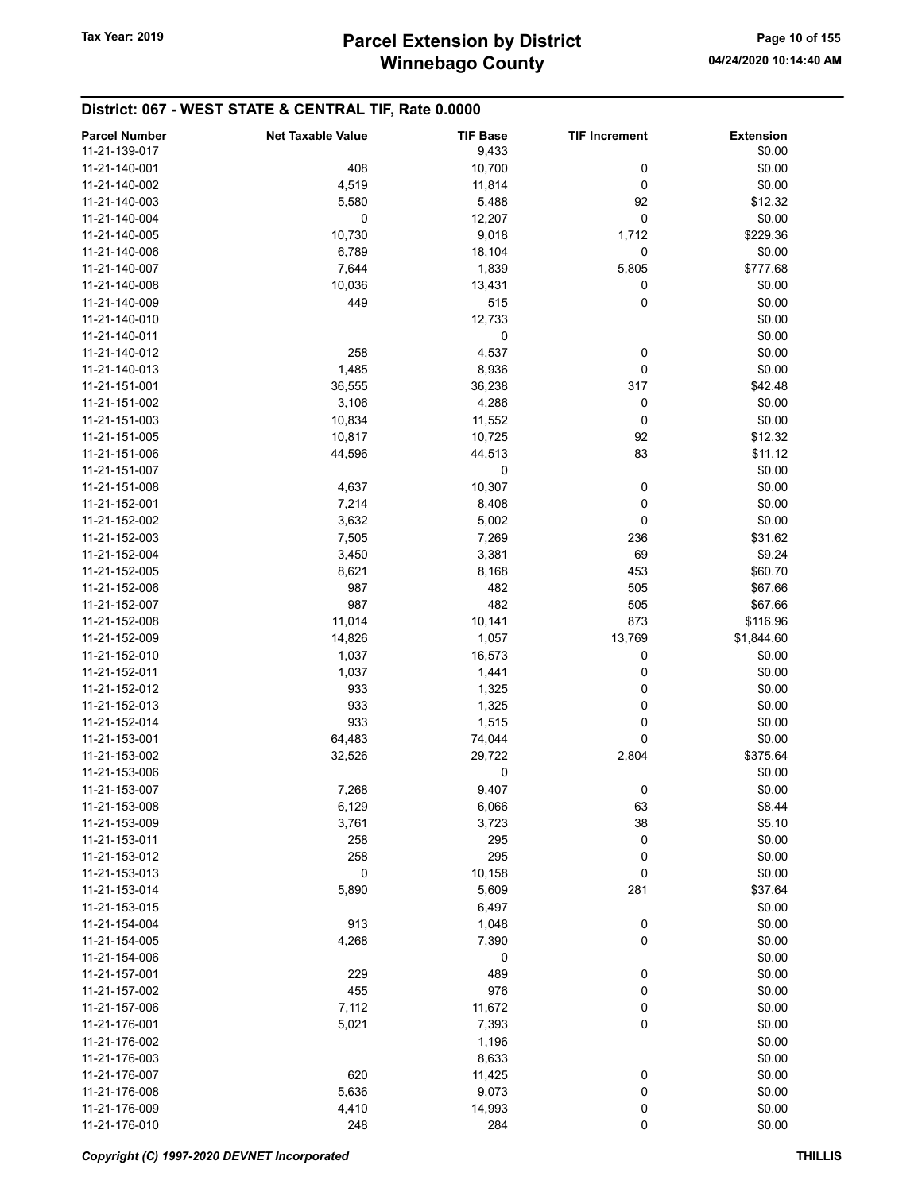## District: 067 - WEST STATE & CENTRAL TIF, Rate 0.0000

| Parcel Number | Net Taxable Value | TIF Base | TIF Increment | Extension |
|---|---|---|---|---|
| 11-21-139-017 | | 9,433 | | $0.00 |
| 11-21-140-001 | 408 | 10,700 | 0 | $0.00 |
| 11-21-140-002 | 4,519 | 11,814 | 0 | $0.00 |
| 11-21-140-003 | 5,580 | 5,488 | 92 | $12.32 |
| 11-21-140-004 | 0 | 12,207 | 0 | $0.00 |
| 11-21-140-005 | 10,730 | 9,018 | 1,712 | $229.36 |
| 11-21-140-006 | 6,789 | 18,104 | 0 | $0.00 |
| 11-21-140-007 | 7,644 | 1,839 | 5,805 | $777.68 |
| 11-21-140-008 | 10,036 | 13,431 | 0 | $0.00 |
| 11-21-140-009 | 449 | 515 | 0 | $0.00 |
| 11-21-140-010 | | 12,733 | | $0.00 |
| 11-21-140-011 | | 0 | | $0.00 |
| 11-21-140-012 | 258 | 4,537 | 0 | $0.00 |
| 11-21-140-013 | 1,485 | 8,936 | 0 | $0.00 |
| 11-21-151-001 | 36,555 | 36,238 | 317 | $42.48 |
| 11-21-151-002 | 3,106 | 4,286 | 0 | $0.00 |
| 11-21-151-003 | 10,834 | 11,552 | 0 | $0.00 |
| 11-21-151-005 | 10,817 | 10,725 | 92 | $12.32 |
| 11-21-151-006 | 44,596 | 44,513 | 83 | $11.12 |
| 11-21-151-007 | | 0 | | $0.00 |
| 11-21-151-008 | 4,637 | 10,307 | 0 | $0.00 |
| 11-21-152-001 | 7,214 | 8,408 | 0 | $0.00 |
| 11-21-152-002 | 3,632 | 5,002 | 0 | $0.00 |
| 11-21-152-003 | 7,505 | 7,269 | 236 | $31.62 |
| 11-21-152-004 | 3,450 | 3,381 | 69 | $9.24 |
| 11-21-152-005 | 8,621 | 8,168 | 453 | $60.70 |
| 11-21-152-006 | 987 | 482 | 505 | $67.66 |
| 11-21-152-007 | 987 | 482 | 505 | $67.66 |
| 11-21-152-008 | 11,014 | 10,141 | 873 | $116.96 |
| 11-21-152-009 | 14,826 | 1,057 | 13,769 | $1,844.60 |
| 11-21-152-010 | 1,037 | 16,573 | 0 | $0.00 |
| 11-21-152-011 | 1,037 | 1,441 | 0 | $0.00 |
| 11-21-152-012 | 933 | 1,325 | 0 | $0.00 |
| 11-21-152-013 | 933 | 1,325 | 0 | $0.00 |
| 11-21-152-014 | 933 | 1,515 | 0 | $0.00 |
| 11-21-153-001 | 64,483 | 74,044 | 0 | $0.00 |
| 11-21-153-002 | 32,526 | 29,722 | 2,804 | $375.64 |
| 11-21-153-006 | | 0 | | $0.00 |
| 11-21-153-007 | 7,268 | 9,407 | 0 | $0.00 |
| 11-21-153-008 | 6,129 | 6,066 | 63 | $8.44 |
| 11-21-153-009 | 3,761 | 3,723 | 38 | $5.10 |
| 11-21-153-011 | 258 | 295 | 0 | $0.00 |
| 11-21-153-012 | 258 | 295 | 0 | $0.00 |
| 11-21-153-013 | 0 | 10,158 | 0 | $0.00 |
| 11-21-153-014 | 5,890 | 5,609 | 281 | $37.64 |
| 11-21-153-015 | | 6,497 | | $0.00 |
| 11-21-154-004 | 913 | 1,048 | 0 | $0.00 |
| 11-21-154-005 | 4,268 | 7,390 | 0 | $0.00 |
| 11-21-154-006 | | 0 | | $0.00 |
| 11-21-157-001 | 229 | 489 | 0 | $0.00 |
| 11-21-157-002 | 455 | 976 | 0 | $0.00 |
| 11-21-157-006 | 7,112 | 11,672 | 0 | $0.00 |
| 11-21-176-001 | 5,021 | 7,393 | 0 | $0.00 |
| 11-21-176-002 | | 1,196 | | $0.00 |
| 11-21-176-003 | | 8,633 | | $0.00 |
| 11-21-176-007 | 620 | 11,425 | 0 | $0.00 |
| 11-21-176-008 | 5,636 | 9,073 | 0 | $0.00 |
| 11-21-176-009 | 4,410 | 14,993 | 0 | $0.00 |
| 11-21-176-010 | 248 | 284 | 0 | $0.00 |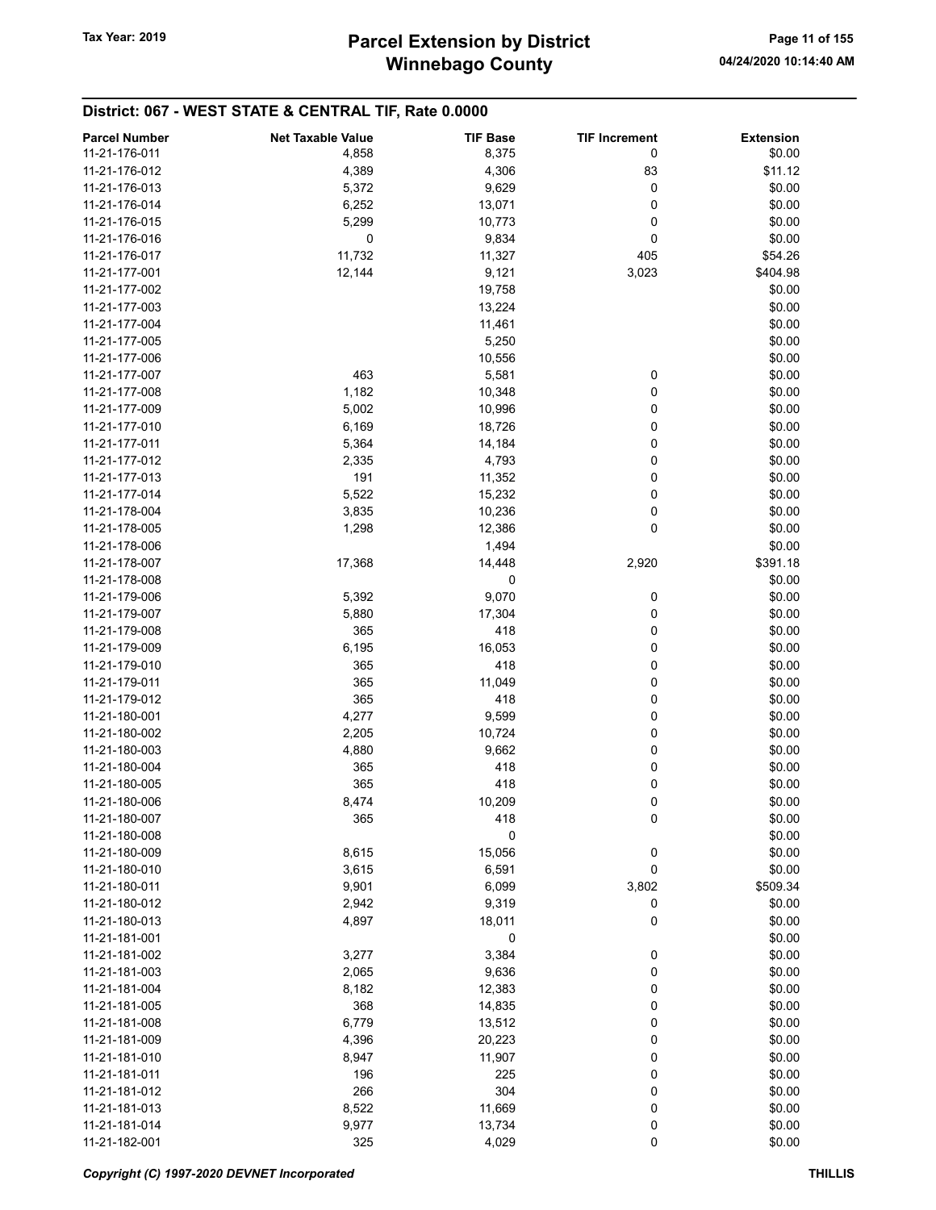## District: 067 - WEST STATE & CENTRAL TIF, Rate 0.0000

| Parcel Number | Net Taxable Value | TIF Base | TIF Increment | Extension |
|---|---|---|---|---|
| 11-21-176-011 | 4,858 | 8,375 | 0 | $0.00 |
| 11-21-176-012 | 4,389 | 4,306 | 83 | $11.12 |
| 11-21-176-013 | 5,372 | 9,629 | 0 | $0.00 |
| 11-21-176-014 | 6,252 | 13,071 | 0 | $0.00 |
| 11-21-176-015 | 5,299 | 10,773 | 0 | $0.00 |
| 11-21-176-016 | 0 | 9,834 | 0 | $0.00 |
| 11-21-176-017 | 11,732 | 11,327 | 405 | $54.26 |
| 11-21-177-001 | 12,144 | 9,121 | 3,023 | $404.98 |
| 11-21-177-002 | | 19,758 | | $0.00 |
| 11-21-177-003 | | 13,224 | | $0.00 |
| 11-21-177-004 | | 11,461 | | $0.00 |
| 11-21-177-005 | | 5,250 | | $0.00 |
| 11-21-177-006 | | 10,556 | | $0.00 |
| 11-21-177-007 | 463 | 5,581 | 0 | $0.00 |
| 11-21-177-008 | 1,182 | 10,348 | 0 | $0.00 |
| 11-21-177-009 | 5,002 | 10,996 | 0 | $0.00 |
| 11-21-177-010 | 6,169 | 18,726 | 0 | $0.00 |
| 11-21-177-011 | 5,364 | 14,184 | 0 | $0.00 |
| 11-21-177-012 | 2,335 | 4,793 | 0 | $0.00 |
| 11-21-177-013 | 191 | 11,352 | 0 | $0.00 |
| 11-21-177-014 | 5,522 | 15,232 | 0 | $0.00 |
| 11-21-178-004 | 3,835 | 10,236 | 0 | $0.00 |
| 11-21-178-005 | 1,298 | 12,386 | 0 | $0.00 |
| 11-21-178-006 | | 1,494 | | $0.00 |
| 11-21-178-007 | 17,368 | 14,448 | 2,920 | $391.18 |
| 11-21-178-008 | | 0 | | $0.00 |
| 11-21-179-006 | 5,392 | 9,070 | 0 | $0.00 |
| 11-21-179-007 | 5,880 | 17,304 | 0 | $0.00 |
| 11-21-179-008 | 365 | 418 | 0 | $0.00 |
| 11-21-179-009 | 6,195 | 16,053 | 0 | $0.00 |
| 11-21-179-010 | 365 | 418 | 0 | $0.00 |
| 11-21-179-011 | 365 | 11,049 | 0 | $0.00 |
| 11-21-179-012 | 365 | 418 | 0 | $0.00 |
| 11-21-180-001 | 4,277 | 9,599 | 0 | $0.00 |
| 11-21-180-002 | 2,205 | 10,724 | 0 | $0.00 |
| 11-21-180-003 | 4,880 | 9,662 | 0 | $0.00 |
| 11-21-180-004 | 365 | 418 | 0 | $0.00 |
| 11-21-180-005 | 365 | 418 | 0 | $0.00 |
| 11-21-180-006 | 8,474 | 10,209 | 0 | $0.00 |
| 11-21-180-007 | 365 | 418 | 0 | $0.00 |
| 11-21-180-008 | | 0 | | $0.00 |
| 11-21-180-009 | 8,615 | 15,056 | 0 | $0.00 |
| 11-21-180-010 | 3,615 | 6,591 | 0 | $0.00 |
| 11-21-180-011 | 9,901 | 6,099 | 3,802 | $509.34 |
| 11-21-180-012 | 2,942 | 9,319 | 0 | $0.00 |
| 11-21-180-013 | 4,897 | 18,011 | 0 | $0.00 |
| 11-21-181-001 | | 0 | | $0.00 |
| 11-21-181-002 | 3,277 | 3,384 | 0 | $0.00 |
| 11-21-181-003 | 2,065 | 9,636 | 0 | $0.00 |
| 11-21-181-004 | 8,182 | 12,383 | 0 | $0.00 |
| 11-21-181-005 | 368 | 14,835 | 0 | $0.00 |
| 11-21-181-008 | 6,779 | 13,512 | 0 | $0.00 |
| 11-21-181-009 | 4,396 | 20,223 | 0 | $0.00 |
| 11-21-181-010 | 8,947 | 11,907 | 0 | $0.00 |
| 11-21-181-011 | 196 | 225 | 0 | $0.00 |
| 11-21-181-012 | 266 | 304 | 0 | $0.00 |
| 11-21-181-013 | 8,522 | 11,669 | 0 | $0.00 |
| 11-21-181-014 | 9,977 | 13,734 | 0 | $0.00 |
| 11-21-182-001 | 325 | 4,029 | 0 | $0.00 |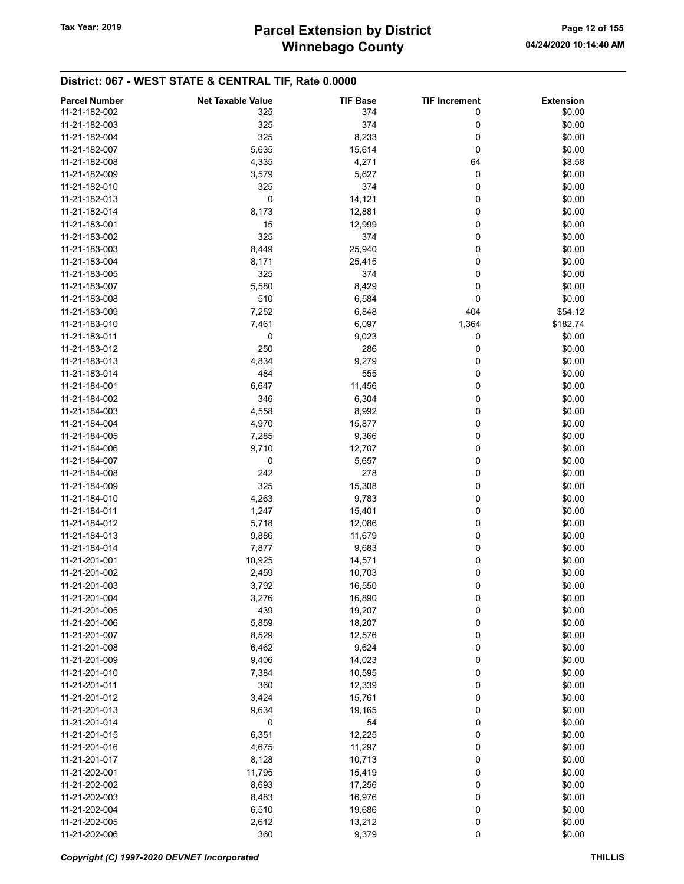## District: 067 - WEST STATE & CENTRAL TIF, Rate 0.0000

| Parcel Number | Net Taxable Value | TIF Base | TIF Increment | Extension |
|---|---|---|---|---|
| 11-21-182-002 | 325 | 374 | 0 | $0.00 |
| 11-21-182-003 | 325 | 374 | 0 | $0.00 |
| 11-21-182-004 | 325 | 8,233 | 0 | $0.00 |
| 11-21-182-007 | 5,635 | 15,614 | 0 | $0.00 |
| 11-21-182-008 | 4,335 | 4,271 | 64 | $8.58 |
| 11-21-182-009 | 3,579 | 5,627 | 0 | $0.00 |
| 11-21-182-010 | 325 | 374 | 0 | $0.00 |
| 11-21-182-013 | 0 | 14,121 | 0 | $0.00 |
| 11-21-182-014 | 8,173 | 12,881 | 0 | $0.00 |
| 11-21-183-001 | 15 | 12,999 | 0 | $0.00 |
| 11-21-183-002 | 325 | 374 | 0 | $0.00 |
| 11-21-183-003 | 8,449 | 25,940 | 0 | $0.00 |
| 11-21-183-004 | 8,171 | 25,415 | 0 | $0.00 |
| 11-21-183-005 | 325 | 374 | 0 | $0.00 |
| 11-21-183-007 | 5,580 | 8,429 | 0 | $0.00 |
| 11-21-183-008 | 510 | 6,584 | 0 | $0.00 |
| 11-21-183-009 | 7,252 | 6,848 | 404 | $54.12 |
| 11-21-183-010 | 7,461 | 6,097 | 1,364 | $182.74 |
| 11-21-183-011 | 0 | 9,023 | 0 | $0.00 |
| 11-21-183-012 | 250 | 286 | 0 | $0.00 |
| 11-21-183-013 | 4,834 | 9,279 | 0 | $0.00 |
| 11-21-183-014 | 484 | 555 | 0 | $0.00 |
| 11-21-184-001 | 6,647 | 11,456 | 0 | $0.00 |
| 11-21-184-002 | 346 | 6,304 | 0 | $0.00 |
| 11-21-184-003 | 4,558 | 8,992 | 0 | $0.00 |
| 11-21-184-004 | 4,970 | 15,877 | 0 | $0.00 |
| 11-21-184-005 | 7,285 | 9,366 | 0 | $0.00 |
| 11-21-184-006 | 9,710 | 12,707 | 0 | $0.00 |
| 11-21-184-007 | 0 | 5,657 | 0 | $0.00 |
| 11-21-184-008 | 242 | 278 | 0 | $0.00 |
| 11-21-184-009 | 325 | 15,308 | 0 | $0.00 |
| 11-21-184-010 | 4,263 | 9,783 | 0 | $0.00 |
| 11-21-184-011 | 1,247 | 15,401 | 0 | $0.00 |
| 11-21-184-012 | 5,718 | 12,086 | 0 | $0.00 |
| 11-21-184-013 | 9,886 | 11,679 | 0 | $0.00 |
| 11-21-184-014 | 7,877 | 9,683 | 0 | $0.00 |
| 11-21-201-001 | 10,925 | 14,571 | 0 | $0.00 |
| 11-21-201-002 | 2,459 | 10,703 | 0 | $0.00 |
| 11-21-201-003 | 3,792 | 16,550 | 0 | $0.00 |
| 11-21-201-004 | 3,276 | 16,890 | 0 | $0.00 |
| 11-21-201-005 | 439 | 19,207 | 0 | $0.00 |
| 11-21-201-006 | 5,859 | 18,207 | 0 | $0.00 |
| 11-21-201-007 | 8,529 | 12,576 | 0 | $0.00 |
| 11-21-201-008 | 6,462 | 9,624 | 0 | $0.00 |
| 11-21-201-009 | 9,406 | 14,023 | 0 | $0.00 |
| 11-21-201-010 | 7,384 | 10,595 | 0 | $0.00 |
| 11-21-201-011 | 360 | 12,339 | 0 | $0.00 |
| 11-21-201-012 | 3,424 | 15,761 | 0 | $0.00 |
| 11-21-201-013 | 9,634 | 19,165 | 0 | $0.00 |
| 11-21-201-014 | 0 | 54 | 0 | $0.00 |
| 11-21-201-015 | 6,351 | 12,225 | 0 | $0.00 |
| 11-21-201-016 | 4,675 | 11,297 | 0 | $0.00 |
| 11-21-201-017 | 8,128 | 10,713 | 0 | $0.00 |
| 11-21-202-001 | 11,795 | 15,419 | 0 | $0.00 |
| 11-21-202-002 | 8,693 | 17,256 | 0 | $0.00 |
| 11-21-202-003 | 8,483 | 16,976 | 0 | $0.00 |
| 11-21-202-004 | 6,510 | 19,686 | 0 | $0.00 |
| 11-21-202-005 | 2,612 | 13,212 | 0 | $0.00 |
| 11-21-202-006 | 360 | 9,379 | 0 | $0.00 |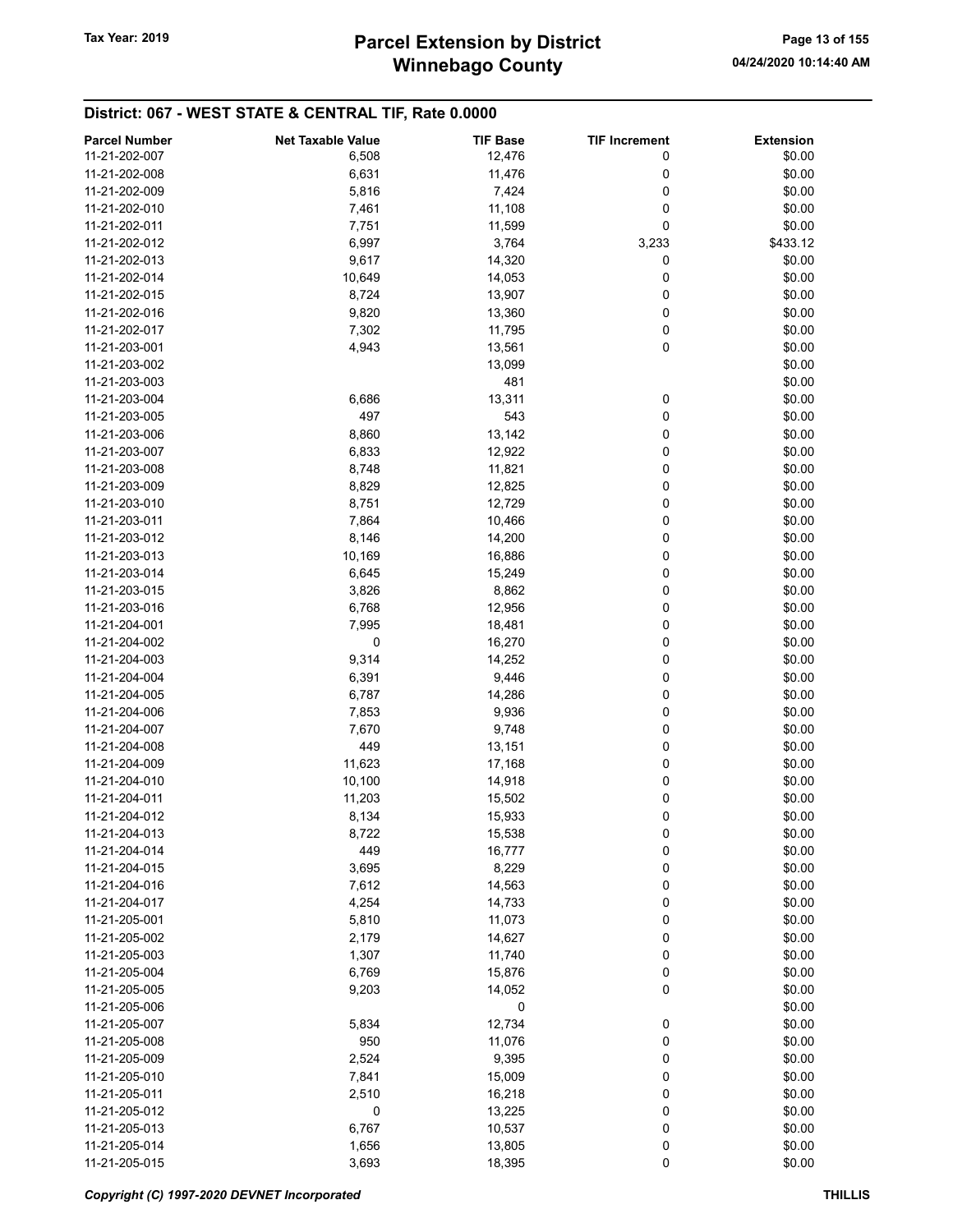# Parcel Extension by District
# Winnebago County

Tax Year: 2019

04/24/2020 10:14:40 AM

## District: 067 - WEST STATE & CENTRAL TIF, Rate 0.0000

| Parcel Number | Net Taxable Value | TIF Base | TIF Increment | Extension |
|---|---|---|---|---|
| 11-21-202-007 | 6,508 | 12,476 | 0 | $0.00 |
| 11-21-202-008 | 6,631 | 11,476 | 0 | $0.00 |
| 11-21-202-009 | 5,816 | 7,424 | 0 | $0.00 |
| 11-21-202-010 | 7,461 | 11,108 | 0 | $0.00 |
| 11-21-202-011 | 7,751 | 11,599 | 0 | $0.00 |
| 11-21-202-012 | 6,997 | 3,764 | 3,233 | $433.12 |
| 11-21-202-013 | 9,617 | 14,320 | 0 | $0.00 |
| 11-21-202-014 | 10,649 | 14,053 | 0 | $0.00 |
| 11-21-202-015 | 8,724 | 13,907 | 0 | $0.00 |
| 11-21-202-016 | 9,820 | 13,360 | 0 | $0.00 |
| 11-21-202-017 | 7,302 | 11,795 | 0 | $0.00 |
| 11-21-203-001 | 4,943 | 13,561 | 0 | $0.00 |
| 11-21-203-002 | | 13,099 | | $0.00 |
| 11-21-203-003 | | 481 | | $0.00 |
| 11-21-203-004 | 6,686 | 13,311 | 0 | $0.00 |
| 11-21-203-005 | 497 | 543 | 0 | $0.00 |
| 11-21-203-006 | 8,860 | 13,142 | 0 | $0.00 |
| 11-21-203-007 | 6,833 | 12,922 | 0 | $0.00 |
| 11-21-203-008 | 8,748 | 11,821 | 0 | $0.00 |
| 11-21-203-009 | 8,829 | 12,825 | 0 | $0.00 |
| 11-21-203-010 | 8,751 | 12,729 | 0 | $0.00 |
| 11-21-203-011 | 7,864 | 10,466 | 0 | $0.00 |
| 11-21-203-012 | 8,146 | 14,200 | 0 | $0.00 |
| 11-21-203-013 | 10,169 | 16,886 | 0 | $0.00 |
| 11-21-203-014 | 6,645 | 15,249 | 0 | $0.00 |
| 11-21-203-015 | 3,826 | 8,862 | 0 | $0.00 |
| 11-21-203-016 | 6,768 | 12,956 | 0 | $0.00 |
| 11-21-204-001 | 7,995 | 18,481 | 0 | $0.00 |
| 11-21-204-002 | 0 | 16,270 | 0 | $0.00 |
| 11-21-204-003 | 9,314 | 14,252 | 0 | $0.00 |
| 11-21-204-004 | 6,391 | 9,446 | 0 | $0.00 |
| 11-21-204-005 | 6,787 | 14,286 | 0 | $0.00 |
| 11-21-204-006 | 7,853 | 9,936 | 0 | $0.00 |
| 11-21-204-007 | 7,670 | 9,748 | 0 | $0.00 |
| 11-21-204-008 | 449 | 13,151 | 0 | $0.00 |
| 11-21-204-009 | 11,623 | 17,168 | 0 | $0.00 |
| 11-21-204-010 | 10,100 | 14,918 | 0 | $0.00 |
| 11-21-204-011 | 11,203 | 15,502 | 0 | $0.00 |
| 11-21-204-012 | 8,134 | 15,933 | 0 | $0.00 |
| 11-21-204-013 | 8,722 | 15,538 | 0 | $0.00 |
| 11-21-204-014 | 449 | 16,777 | 0 | $0.00 |
| 11-21-204-015 | 3,695 | 8,229 | 0 | $0.00 |
| 11-21-204-016 | 7,612 | 14,563 | 0 | $0.00 |
| 11-21-204-017 | 4,254 | 14,733 | 0 | $0.00 |
| 11-21-205-001 | 5,810 | 11,073 | 0 | $0.00 |
| 11-21-205-002 | 2,179 | 14,627 | 0 | $0.00 |
| 11-21-205-003 | 1,307 | 11,740 | 0 | $0.00 |
| 11-21-205-004 | 6,769 | 15,876 | 0 | $0.00 |
| 11-21-205-005 | 9,203 | 14,052 | 0 | $0.00 |
| 11-21-205-006 | | 0 | | $0.00 |
| 11-21-205-007 | 5,834 | 12,734 | 0 | $0.00 |
| 11-21-205-008 | 950 | 11,076 | 0 | $0.00 |
| 11-21-205-009 | 2,524 | 9,395 | 0 | $0.00 |
| 11-21-205-010 | 7,841 | 15,009 | 0 | $0.00 |
| 11-21-205-011 | 2,510 | 16,218 | 0 | $0.00 |
| 11-21-205-012 | 0 | 13,225 | 0 | $0.00 |
| 11-21-205-013 | 6,767 | 10,537 | 0 | $0.00 |
| 11-21-205-014 | 1,656 | 13,805 | 0 | $0.00 |
| 11-21-205-015 | 3,693 | 18,395 | 0 | $0.00 |

*Copyright (C) 1997-2020 DEVNET Incorporated* THILLIS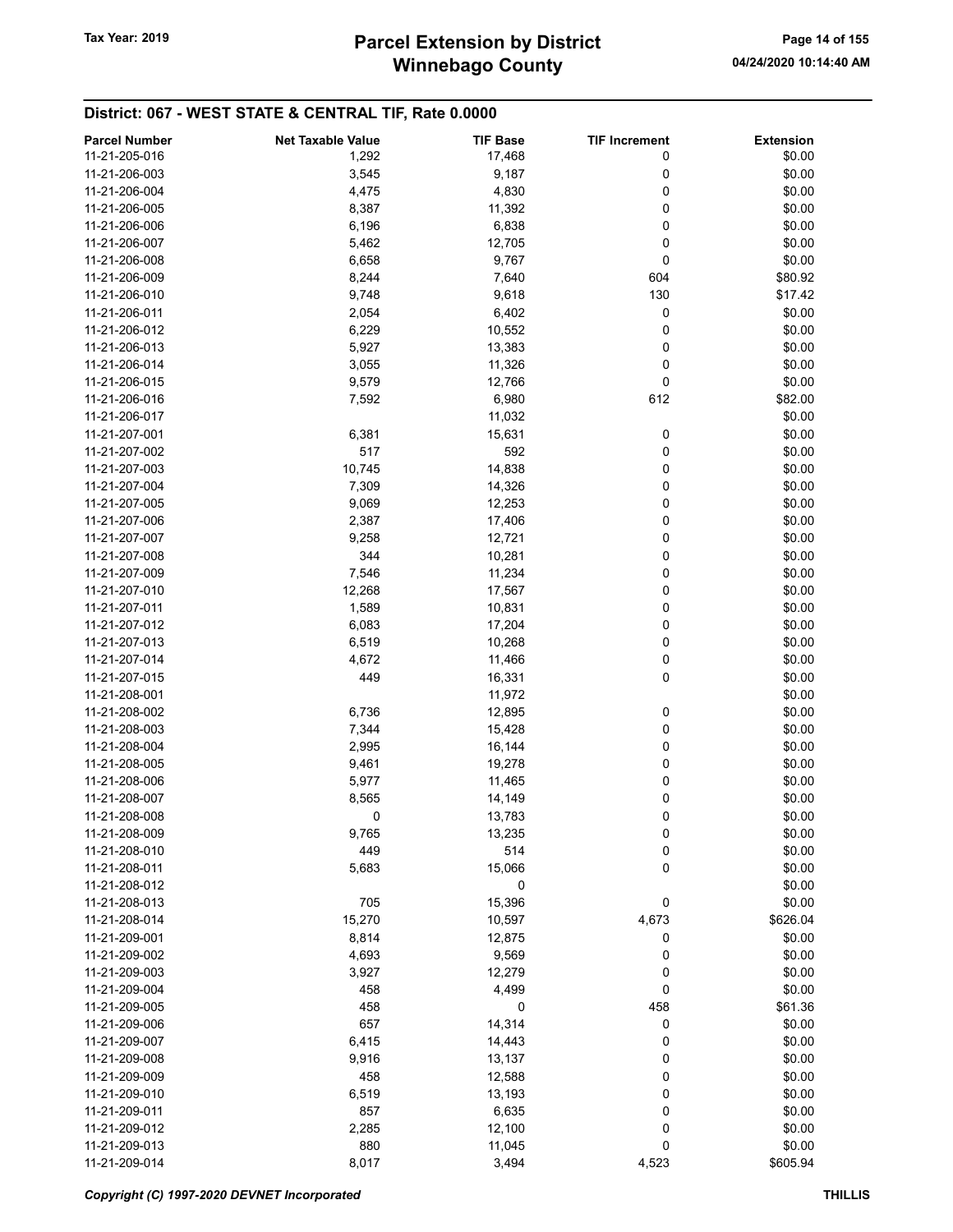# Parcel Extension by District
# Winnebago County

Tax Year: 2019

04/24/2020 10:14:40 AM

## District: 067 - WEST STATE & CENTRAL TIF, Rate 0.0000

| Parcel Number | Net Taxable Value | TIF Base | TIF Increment | Extension |
|---|---|---|---|---|
| 11-21-205-016 | 1,292 | 17,468 | 0 | $0.00 |
| 11-21-206-003 | 3,545 | 9,187 | 0 | $0.00 |
| 11-21-206-004 | 4,475 | 4,830 | 0 | $0.00 |
| 11-21-206-005 | 8,387 | 11,392 | 0 | $0.00 |
| 11-21-206-006 | 6,196 | 6,838 | 0 | $0.00 |
| 11-21-206-007 | 5,462 | 12,705 | 0 | $0.00 |
| 11-21-206-008 | 6,658 | 9,767 | 0 | $0.00 |
| 11-21-206-009 | 8,244 | 7,640 | 604 | $80.92 |
| 11-21-206-010 | 9,748 | 9,618 | 130 | $17.42 |
| 11-21-206-011 | 2,054 | 6,402 | 0 | $0.00 |
| 11-21-206-012 | 6,229 | 10,552 | 0 | $0.00 |
| 11-21-206-013 | 5,927 | 13,383 | 0 | $0.00 |
| 11-21-206-014 | 3,055 | 11,326 | 0 | $0.00 |
| 11-21-206-015 | 9,579 | 12,766 | 0 | $0.00 |
| 11-21-206-016 | 7,592 | 6,980 | 612 | $82.00 |
| 11-21-206-017 | | 11,032 | | $0.00 |
| 11-21-207-001 | 6,381 | 15,631 | 0 | $0.00 |
| 11-21-207-002 | 517 | 592 | 0 | $0.00 |
| 11-21-207-003 | 10,745 | 14,838 | 0 | $0.00 |
| 11-21-207-004 | 7,309 | 14,326 | 0 | $0.00 |
| 11-21-207-005 | 9,069 | 12,253 | 0 | $0.00 |
| 11-21-207-006 | 2,387 | 17,406 | 0 | $0.00 |
| 11-21-207-007 | 9,258 | 12,721 | 0 | $0.00 |
| 11-21-207-008 | 344 | 10,281 | 0 | $0.00 |
| 11-21-207-009 | 7,546 | 11,234 | 0 | $0.00 |
| 11-21-207-010 | 12,268 | 17,567 | 0 | $0.00 |
| 11-21-207-011 | 1,589 | 10,831 | 0 | $0.00 |
| 11-21-207-012 | 6,083 | 17,204 | 0 | $0.00 |
| 11-21-207-013 | 6,519 | 10,268 | 0 | $0.00 |
| 11-21-207-014 | 4,672 | 11,466 | 0 | $0.00 |
| 11-21-207-015 | 449 | 16,331 | 0 | $0.00 |
| 11-21-208-001 | | 11,972 | | $0.00 |
| 11-21-208-002 | 6,736 | 12,895 | 0 | $0.00 |
| 11-21-208-003 | 7,344 | 15,428 | 0 | $0.00 |
| 11-21-208-004 | 2,995 | 16,144 | 0 | $0.00 |
| 11-21-208-005 | 9,461 | 19,278 | 0 | $0.00 |
| 11-21-208-006 | 5,977 | 11,465 | 0 | $0.00 |
| 11-21-208-007 | 8,565 | 14,149 | 0 | $0.00 |
| 11-21-208-008 | 0 | 13,783 | 0 | $0.00 |
| 11-21-208-009 | 9,765 | 13,235 | 0 | $0.00 |
| 11-21-208-010 | 449 | 514 | 0 | $0.00 |
| 11-21-208-011 | 5,683 | 15,066 | 0 | $0.00 |
| 11-21-208-012 | | 0 | | $0.00 |
| 11-21-208-013 | 705 | 15,396 | 0 | $0.00 |
| 11-21-208-014 | 15,270 | 10,597 | 4,673 | $626.04 |
| 11-21-209-001 | 8,814 | 12,875 | 0 | $0.00 |
| 11-21-209-002 | 4,693 | 9,569 | 0 | $0.00 |
| 11-21-209-003 | 3,927 | 12,279 | 0 | $0.00 |
| 11-21-209-004 | 458 | 4,499 | 0 | $0.00 |
| 11-21-209-005 | 458 | 0 | 458 | $61.36 |
| 11-21-209-006 | 657 | 14,314 | 0 | $0.00 |
| 11-21-209-007 | 6,415 | 14,443 | 0 | $0.00 |
| 11-21-209-008 | 9,916 | 13,137 | 0 | $0.00 |
| 11-21-209-009 | 458 | 12,588 | 0 | $0.00 |
| 11-21-209-010 | 6,519 | 13,193 | 0 | $0.00 |
| 11-21-209-011 | 857 | 6,635 | 0 | $0.00 |
| 11-21-209-012 | 2,285 | 12,100 | 0 | $0.00 |
| 11-21-209-013 | 880 | 11,045 | 0 | $0.00 |
| 11-21-209-014 | 8,017 | 3,494 | 4,523 | $605.94 |

*Copyright (C) 1997-2020 DEVNET Incorporated* THILLIS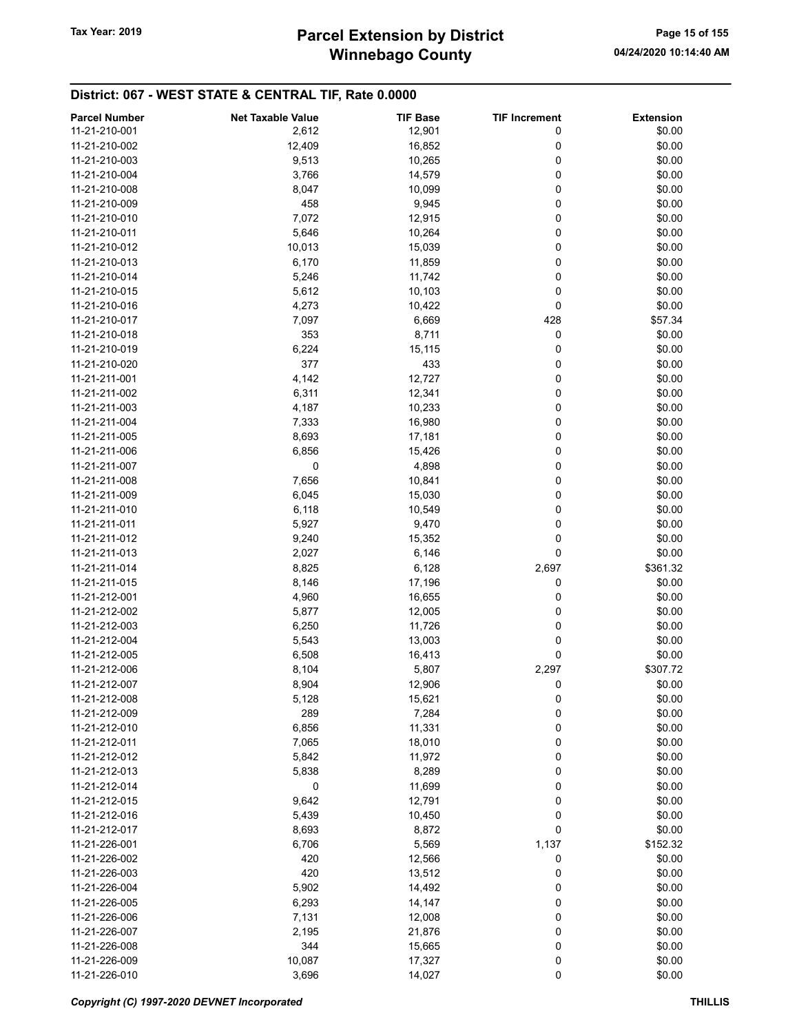## District: 067 - WEST STATE & CENTRAL TIF, Rate 0.0000

| Parcel Number | Net Taxable Value | TIF Base | TIF Increment | Extension |
|---|---|---|---|---|
| 11-21-210-001 | 2,612 | 12,901 | 0 | $0.00 |
| 11-21-210-002 | 12,409 | 16,852 | 0 | $0.00 |
| 11-21-210-003 | 9,513 | 10,265 | 0 | $0.00 |
| 11-21-210-004 | 3,766 | 14,579 | 0 | $0.00 |
| 11-21-210-008 | 8,047 | 10,099 | 0 | $0.00 |
| 11-21-210-009 | 458 | 9,945 | 0 | $0.00 |
| 11-21-210-010 | 7,072 | 12,915 | 0 | $0.00 |
| 11-21-210-011 | 5,646 | 10,264 | 0 | $0.00 |
| 11-21-210-012 | 10,013 | 15,039 | 0 | $0.00 |
| 11-21-210-013 | 6,170 | 11,859 | 0 | $0.00 |
| 11-21-210-014 | 5,246 | 11,742 | 0 | $0.00 |
| 11-21-210-015 | 5,612 | 10,103 | 0 | $0.00 |
| 11-21-210-016 | 4,273 | 10,422 | 0 | $0.00 |
| 11-21-210-017 | 7,097 | 6,669 | 428 | $57.34 |
| 11-21-210-018 | 353 | 8,711 | 0 | $0.00 |
| 11-21-210-019 | 6,224 | 15,115 | 0 | $0.00 |
| 11-21-210-020 | 377 | 433 | 0 | $0.00 |
| 11-21-211-001 | 4,142 | 12,727 | 0 | $0.00 |
| 11-21-211-002 | 6,311 | 12,341 | 0 | $0.00 |
| 11-21-211-003 | 4,187 | 10,233 | 0 | $0.00 |
| 11-21-211-004 | 7,333 | 16,980 | 0 | $0.00 |
| 11-21-211-005 | 8,693 | 17,181 | 0 | $0.00 |
| 11-21-211-006 | 6,856 | 15,426 | 0 | $0.00 |
| 11-21-211-007 | 0 | 4,898 | 0 | $0.00 |
| 11-21-211-008 | 7,656 | 10,841 | 0 | $0.00 |
| 11-21-211-009 | 6,045 | 15,030 | 0 | $0.00 |
| 11-21-211-010 | 6,118 | 10,549 | 0 | $0.00 |
| 11-21-211-011 | 5,927 | 9,470 | 0 | $0.00 |
| 11-21-211-012 | 9,240 | 15,352 | 0 | $0.00 |
| 11-21-211-013 | 2,027 | 6,146 | 0 | $0.00 |
| 11-21-211-014 | 8,825 | 6,128 | 2,697 | $361.32 |
| 11-21-211-015 | 8,146 | 17,196 | 0 | $0.00 |
| 11-21-212-001 | 4,960 | 16,655 | 0 | $0.00 |
| 11-21-212-002 | 5,877 | 12,005 | 0 | $0.00 |
| 11-21-212-003 | 6,250 | 11,726 | 0 | $0.00 |
| 11-21-212-004 | 5,543 | 13,003 | 0 | $0.00 |
| 11-21-212-005 | 6,508 | 16,413 | 0 | $0.00 |
| 11-21-212-006 | 8,104 | 5,807 | 2,297 | $307.72 |
| 11-21-212-007 | 8,904 | 12,906 | 0 | $0.00 |
| 11-21-212-008 | 5,128 | 15,621 | 0 | $0.00 |
| 11-21-212-009 | 289 | 7,284 | 0 | $0.00 |
| 11-21-212-010 | 6,856 | 11,331 | 0 | $0.00 |
| 11-21-212-011 | 7,065 | 18,010 | 0 | $0.00 |
| 11-21-212-012 | 5,842 | 11,972 | 0 | $0.00 |
| 11-21-212-013 | 5,838 | 8,289 | 0 | $0.00 |
| 11-21-212-014 | 0 | 11,699 | 0 | $0.00 |
| 11-21-212-015 | 9,642 | 12,791 | 0 | $0.00 |
| 11-21-212-016 | 5,439 | 10,450 | 0 | $0.00 |
| 11-21-212-017 | 8,693 | 8,872 | 0 | $0.00 |
| 11-21-226-001 | 6,706 | 5,569 | 1,137 | $152.32 |
| 11-21-226-002 | 420 | 12,566 | 0 | $0.00 |
| 11-21-226-003 | 420 | 13,512 | 0 | $0.00 |
| 11-21-226-004 | 5,902 | 14,492 | 0 | $0.00 |
| 11-21-226-005 | 6,293 | 14,147 | 0 | $0.00 |
| 11-21-226-006 | 7,131 | 12,008 | 0 | $0.00 |
| 11-21-226-007 | 2,195 | 21,876 | 0 | $0.00 |
| 11-21-226-008 | 344 | 15,665 | 0 | $0.00 |
| 11-21-226-009 | 10,087 | 17,327 | 0 | $0.00 |
| 11-21-226-010 | 3,696 | 14,027 | 0 | $0.00 |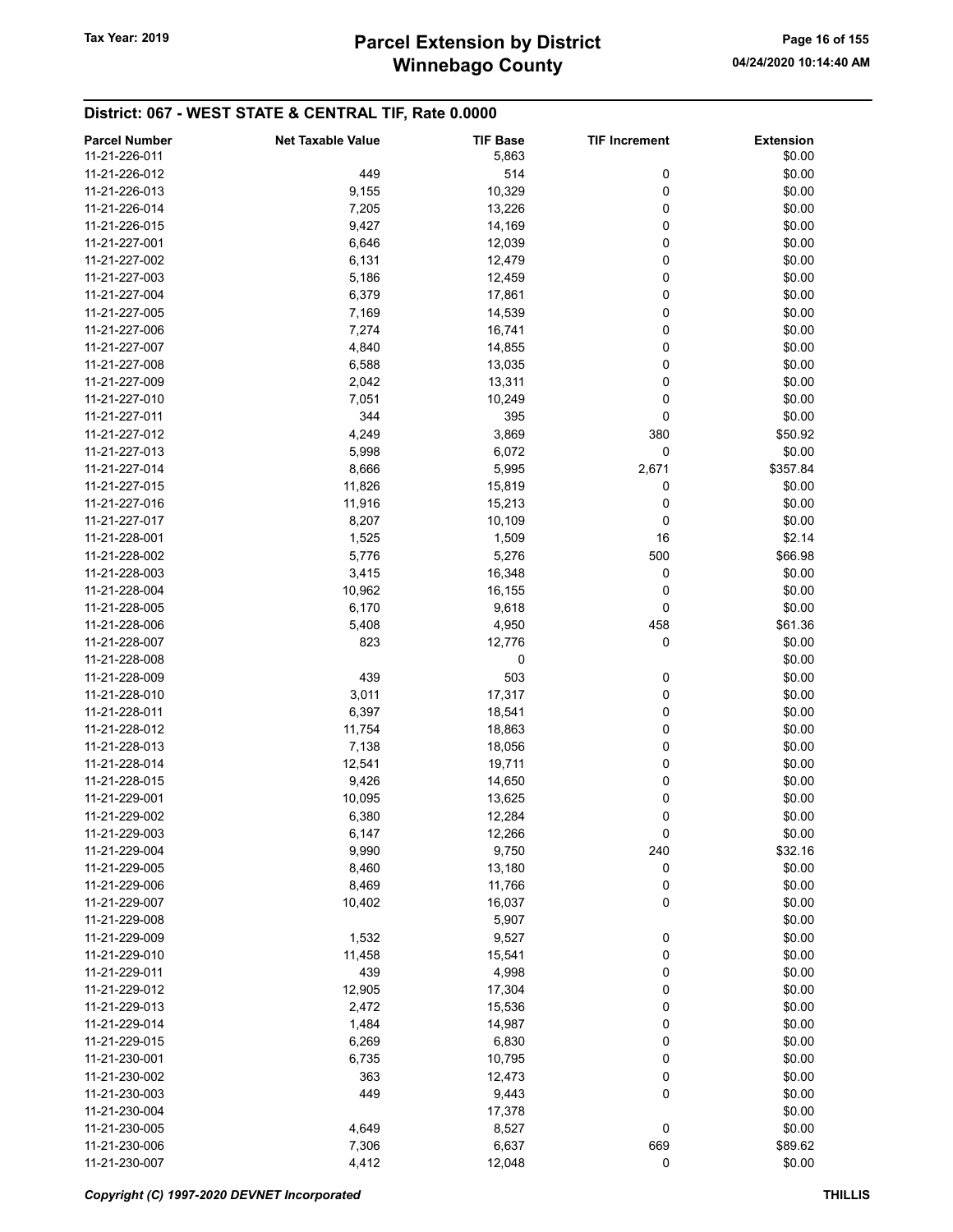## District: 067 - WEST STATE & CENTRAL TIF, Rate 0.0000

| Parcel Number | Net Taxable Value | TIF Base | TIF Increment | Extension |
|---|---|---|---|---|
| 11-21-226-011 | | 5,863 | | $0.00 |
| 11-21-226-012 | 449 | 514 | 0 | $0.00 |
| 11-21-226-013 | 9,155 | 10,329 | 0 | $0.00 |
| 11-21-226-014 | 7,205 | 13,226 | 0 | $0.00 |
| 11-21-226-015 | 9,427 | 14,169 | 0 | $0.00 |
| 11-21-227-001 | 6,646 | 12,039 | 0 | $0.00 |
| 11-21-227-002 | 6,131 | 12,479 | 0 | $0.00 |
| 11-21-227-003 | 5,186 | 12,459 | 0 | $0.00 |
| 11-21-227-004 | 6,379 | 17,861 | 0 | $0.00 |
| 11-21-227-005 | 7,169 | 14,539 | 0 | $0.00 |
| 11-21-227-006 | 7,274 | 16,741 | 0 | $0.00 |
| 11-21-227-007 | 4,840 | 14,855 | 0 | $0.00 |
| 11-21-227-008 | 6,588 | 13,035 | 0 | $0.00 |
| 11-21-227-009 | 2,042 | 13,311 | 0 | $0.00 |
| 11-21-227-010 | 7,051 | 10,249 | 0 | $0.00 |
| 11-21-227-011 | 344 | 395 | 0 | $0.00 |
| 11-21-227-012 | 4,249 | 3,869 | 380 | $50.92 |
| 11-21-227-013 | 5,998 | 6,072 | 0 | $0.00 |
| 11-21-227-014 | 8,666 | 5,995 | 2,671 | $357.84 |
| 11-21-227-015 | 11,826 | 15,819 | 0 | $0.00 |
| 11-21-227-016 | 11,916 | 15,213 | 0 | $0.00 |
| 11-21-227-017 | 8,207 | 10,109 | 0 | $0.00 |
| 11-21-228-001 | 1,525 | 1,509 | 16 | $2.14 |
| 11-21-228-002 | 5,776 | 5,276 | 500 | $66.98 |
| 11-21-228-003 | 3,415 | 16,348 | 0 | $0.00 |
| 11-21-228-004 | 10,962 | 16,155 | 0 | $0.00 |
| 11-21-228-005 | 6,170 | 9,618 | 0 | $0.00 |
| 11-21-228-006 | 5,408 | 4,950 | 458 | $61.36 |
| 11-21-228-007 | 823 | 12,776 | 0 | $0.00 |
| 11-21-228-008 | | 0 | | $0.00 |
| 11-21-228-009 | 439 | 503 | 0 | $0.00 |
| 11-21-228-010 | 3,011 | 17,317 | 0 | $0.00 |
| 11-21-228-011 | 6,397 | 18,541 | 0 | $0.00 |
| 11-21-228-012 | 11,754 | 18,863 | 0 | $0.00 |
| 11-21-228-013 | 7,138 | 18,056 | 0 | $0.00 |
| 11-21-228-014 | 12,541 | 19,711 | 0 | $0.00 |
| 11-21-228-015 | 9,426 | 14,650 | 0 | $0.00 |
| 11-21-229-001 | 10,095 | 13,625 | 0 | $0.00 |
| 11-21-229-002 | 6,380 | 12,284 | 0 | $0.00 |
| 11-21-229-003 | 6,147 | 12,266 | 0 | $0.00 |
| 11-21-229-004 | 9,990 | 9,750 | 240 | $32.16 |
| 11-21-229-005 | 8,460 | 13,180 | 0 | $0.00 |
| 11-21-229-006 | 8,469 | 11,766 | 0 | $0.00 |
| 11-21-229-007 | 10,402 | 16,037 | 0 | $0.00 |
| 11-21-229-008 | | 5,907 | | $0.00 |
| 11-21-229-009 | 1,532 | 9,527 | 0 | $0.00 |
| 11-21-229-010 | 11,458 | 15,541 | 0 | $0.00 |
| 11-21-229-011 | 439 | 4,998 | 0 | $0.00 |
| 11-21-229-012 | 12,905 | 17,304 | 0 | $0.00 |
| 11-21-229-013 | 2,472 | 15,536 | 0 | $0.00 |
| 11-21-229-014 | 1,484 | 14,987 | 0 | $0.00 |
| 11-21-229-015 | 6,269 | 6,830 | 0 | $0.00 |
| 11-21-230-001 | 6,735 | 10,795 | 0 | $0.00 |
| 11-21-230-002 | 363 | 12,473 | 0 | $0.00 |
| 11-21-230-003 | 449 | 9,443 | 0 | $0.00 |
| 11-21-230-004 | | 17,378 | | $0.00 |
| 11-21-230-005 | 4,649 | 8,527 | 0 | $0.00 |
| 11-21-230-006 | 7,306 | 6,637 | 669 | $89.62 |
| 11-21-230-007 | 4,412 | 12,048 | 0 | $0.00 |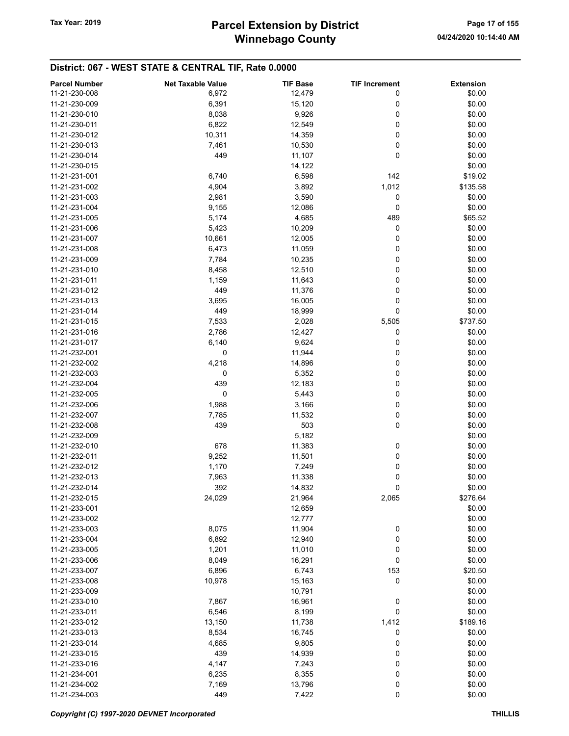## District: 067 - WEST STATE & CENTRAL TIF, Rate 0.0000

| Parcel Number | Net Taxable Value | TIF Base | TIF Increment | Extension |
|---|---|---|---|---|
| 11-21-230-008 | 6,972 | 12,479 | 0 | $0.00 |
| 11-21-230-009 | 6,391 | 15,120 | 0 | $0.00 |
| 11-21-230-010 | 8,038 | 9,926 | 0 | $0.00 |
| 11-21-230-011 | 6,822 | 12,549 | 0 | $0.00 |
| 11-21-230-012 | 10,311 | 14,359 | 0 | $0.00 |
| 11-21-230-013 | 7,461 | 10,530 | 0 | $0.00 |
| 11-21-230-014 | 449 | 11,107 | 0 | $0.00 |
| 11-21-230-015 | | 14,122 | | $0.00 |
| 11-21-231-001 | 6,740 | 6,598 | 142 | $19.02 |
| 11-21-231-002 | 4,904 | 3,892 | 1,012 | $135.58 |
| 11-21-231-003 | 2,981 | 3,590 | 0 | $0.00 |
| 11-21-231-004 | 9,155 | 12,086 | 0 | $0.00 |
| 11-21-231-005 | 5,174 | 4,685 | 489 | $65.52 |
| 11-21-231-006 | 5,423 | 10,209 | 0 | $0.00 |
| 11-21-231-007 | 10,661 | 12,005 | 0 | $0.00 |
| 11-21-231-008 | 6,473 | 11,059 | 0 | $0.00 |
| 11-21-231-009 | 7,784 | 10,235 | 0 | $0.00 |
| 11-21-231-010 | 8,458 | 12,510 | 0 | $0.00 |
| 11-21-231-011 | 1,159 | 11,643 | 0 | $0.00 |
| 11-21-231-012 | 449 | 11,376 | 0 | $0.00 |
| 11-21-231-013 | 3,695 | 16,005 | 0 | $0.00 |
| 11-21-231-014 | 449 | 18,999 | 0 | $0.00 |
| 11-21-231-015 | 7,533 | 2,028 | 5,505 | $737.50 |
| 11-21-231-016 | 2,786 | 12,427 | 0 | $0.00 |
| 11-21-231-017 | 6,140 | 9,624 | 0 | $0.00 |
| 11-21-232-001 | 0 | 11,944 | 0 | $0.00 |
| 11-21-232-002 | 4,218 | 14,896 | 0 | $0.00 |
| 11-21-232-003 | 0 | 5,352 | 0 | $0.00 |
| 11-21-232-004 | 439 | 12,183 | 0 | $0.00 |
| 11-21-232-005 | 0 | 5,443 | 0 | $0.00 |
| 11-21-232-006 | 1,988 | 3,166 | 0 | $0.00 |
| 11-21-232-007 | 7,785 | 11,532 | 0 | $0.00 |
| 11-21-232-008 | 439 | 503 | 0 | $0.00 |
| 11-21-232-009 | | 5,182 | | $0.00 |
| 11-21-232-010 | 678 | 11,383 | 0 | $0.00 |
| 11-21-232-011 | 9,252 | 11,501 | 0 | $0.00 |
| 11-21-232-012 | 1,170 | 7,249 | 0 | $0.00 |
| 11-21-232-013 | 7,963 | 11,338 | 0 | $0.00 |
| 11-21-232-014 | 392 | 14,832 | 0 | $0.00 |
| 11-21-232-015 | 24,029 | 21,964 | 2,065 | $276.64 |
| 11-21-233-001 | | 12,659 | | $0.00 |
| 11-21-233-002 | | 12,777 | | $0.00 |
| 11-21-233-003 | 8,075 | 11,904 | 0 | $0.00 |
| 11-21-233-004 | 6,892 | 12,940 | 0 | $0.00 |
| 11-21-233-005 | 1,201 | 11,010 | 0 | $0.00 |
| 11-21-233-006 | 8,049 | 16,291 | 0 | $0.00 |
| 11-21-233-007 | 6,896 | 6,743 | 153 | $20.50 |
| 11-21-233-008 | 10,978 | 15,163 | 0 | $0.00 |
| 11-21-233-009 | | 10,791 | | $0.00 |
| 11-21-233-010 | 7,867 | 16,961 | 0 | $0.00 |
| 11-21-233-011 | 6,546 | 8,199 | 0 | $0.00 |
| 11-21-233-012 | 13,150 | 11,738 | 1,412 | $189.16 |
| 11-21-233-013 | 8,534 | 16,745 | 0 | $0.00 |
| 11-21-233-014 | 4,685 | 9,805 | 0 | $0.00 |
| 11-21-233-015 | 439 | 14,939 | 0 | $0.00 |
| 11-21-233-016 | 4,147 | 7,243 | 0 | $0.00 |
| 11-21-234-001 | 6,235 | 8,355 | 0 | $0.00 |
| 11-21-234-002 | 7,169 | 13,796 | 0 | $0.00 |
| 11-21-234-003 | 449 | 7,422 | 0 | $0.00 |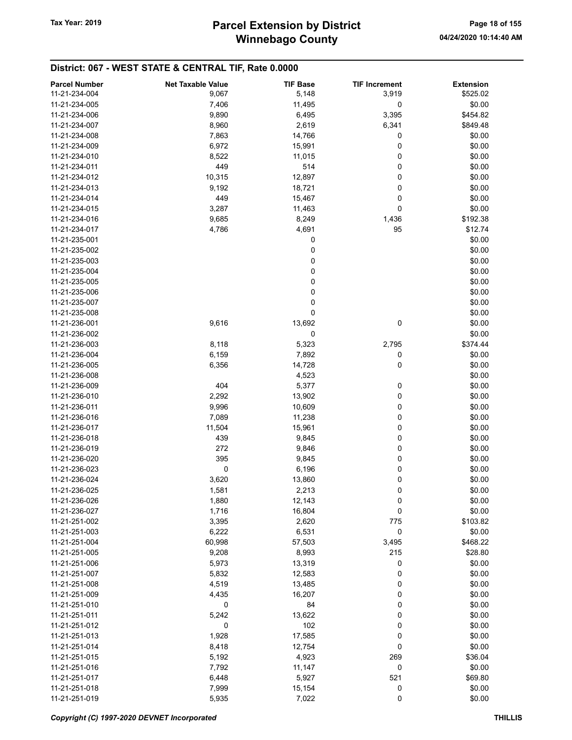## District: 067 - WEST STATE & CENTRAL TIF, Rate 0.0000

| Parcel Number | Net Taxable Value | TIF Base | TIF Increment | Extension |
|---|---|---|---|---|
| 11-21-234-004 | 9,067 | 5,148 | 3,919 | $525.02 |
| 11-21-234-005 | 7,406 | 11,495 | 0 | $0.00 |
| 11-21-234-006 | 9,890 | 6,495 | 3,395 | $454.82 |
| 11-21-234-007 | 8,960 | 2,619 | 6,341 | $849.48 |
| 11-21-234-008 | 7,863 | 14,766 | 0 | $0.00 |
| 11-21-234-009 | 6,972 | 15,991 | 0 | $0.00 |
| 11-21-234-010 | 8,522 | 11,015 | 0 | $0.00 |
| 11-21-234-011 | 449 | 514 | 0 | $0.00 |
| 11-21-234-012 | 10,315 | 12,897 | 0 | $0.00 |
| 11-21-234-013 | 9,192 | 18,721 | 0 | $0.00 |
| 11-21-234-014 | 449 | 15,467 | 0 | $0.00 |
| 11-21-234-015 | 3,287 | 11,463 | 0 | $0.00 |
| 11-21-234-016 | 9,685 | 8,249 | 1,436 | $192.38 |
| 11-21-234-017 | 4,786 | 4,691 | 95 | $12.74 |
| 11-21-235-001 | | 0 | | $0.00 |
| 11-21-235-002 | | 0 | | $0.00 |
| 11-21-235-003 | | 0 | | $0.00 |
| 11-21-235-004 | | 0 | | $0.00 |
| 11-21-235-005 | | 0 | | $0.00 |
| 11-21-235-006 | | 0 | | $0.00 |
| 11-21-235-007 | | 0 | | $0.00 |
| 11-21-235-008 | | 0 | | $0.00 |
| 11-21-236-001 | 9,616 | 13,692 | 0 | $0.00 |
| 11-21-236-002 | | 0 | | $0.00 |
| 11-21-236-003 | 8,118 | 5,323 | 2,795 | $374.44 |
| 11-21-236-004 | 6,159 | 7,892 | 0 | $0.00 |
| 11-21-236-005 | 6,356 | 14,728 | 0 | $0.00 |
| 11-21-236-008 | | 4,523 | | $0.00 |
| 11-21-236-009 | 404 | 5,377 | 0 | $0.00 |
| 11-21-236-010 | 2,292 | 13,902 | 0 | $0.00 |
| 11-21-236-011 | 9,996 | 10,609 | 0 | $0.00 |
| 11-21-236-016 | 7,089 | 11,238 | 0 | $0.00 |
| 11-21-236-017 | 11,504 | 15,961 | 0 | $0.00 |
| 11-21-236-018 | 439 | 9,845 | 0 | $0.00 |
| 11-21-236-019 | 272 | 9,846 | 0 | $0.00 |
| 11-21-236-020 | 395 | 9,845 | 0 | $0.00 |
| 11-21-236-023 | 0 | 6,196 | 0 | $0.00 |
| 11-21-236-024 | 3,620 | 13,860 | 0 | $0.00 |
| 11-21-236-025 | 1,581 | 2,213 | 0 | $0.00 |
| 11-21-236-026 | 1,880 | 12,143 | 0 | $0.00 |
| 11-21-236-027 | 1,716 | 16,804 | 0 | $0.00 |
| 11-21-251-002 | 3,395 | 2,620 | 775 | $103.82 |
| 11-21-251-003 | 6,222 | 6,531 | 0 | $0.00 |
| 11-21-251-004 | 60,998 | 57,503 | 3,495 | $468.22 |
| 11-21-251-005 | 9,208 | 8,993 | 215 | $28.80 |
| 11-21-251-006 | 5,973 | 13,319 | 0 | $0.00 |
| 11-21-251-007 | 5,832 | 12,583 | 0 | $0.00 |
| 11-21-251-008 | 4,519 | 13,485 | 0 | $0.00 |
| 11-21-251-009 | 4,435 | 16,207 | 0 | $0.00 |
| 11-21-251-010 | 0 | 84 | 0 | $0.00 |
| 11-21-251-011 | 5,242 | 13,622 | 0 | $0.00 |
| 11-21-251-012 | 0 | 102 | 0 | $0.00 |
| 11-21-251-013 | 1,928 | 17,585 | 0 | $0.00 |
| 11-21-251-014 | 8,418 | 12,754 | 0 | $0.00 |
| 11-21-251-015 | 5,192 | 4,923 | 269 | $36.04 |
| 11-21-251-016 | 7,792 | 11,147 | 0 | $0.00 |
| 11-21-251-017 | 6,448 | 5,927 | 521 | $69.80 |
| 11-21-251-018 | 7,999 | 15,154 | 0 | $0.00 |
| 11-21-251-019 | 5,935 | 7,022 | 0 | $0.00 |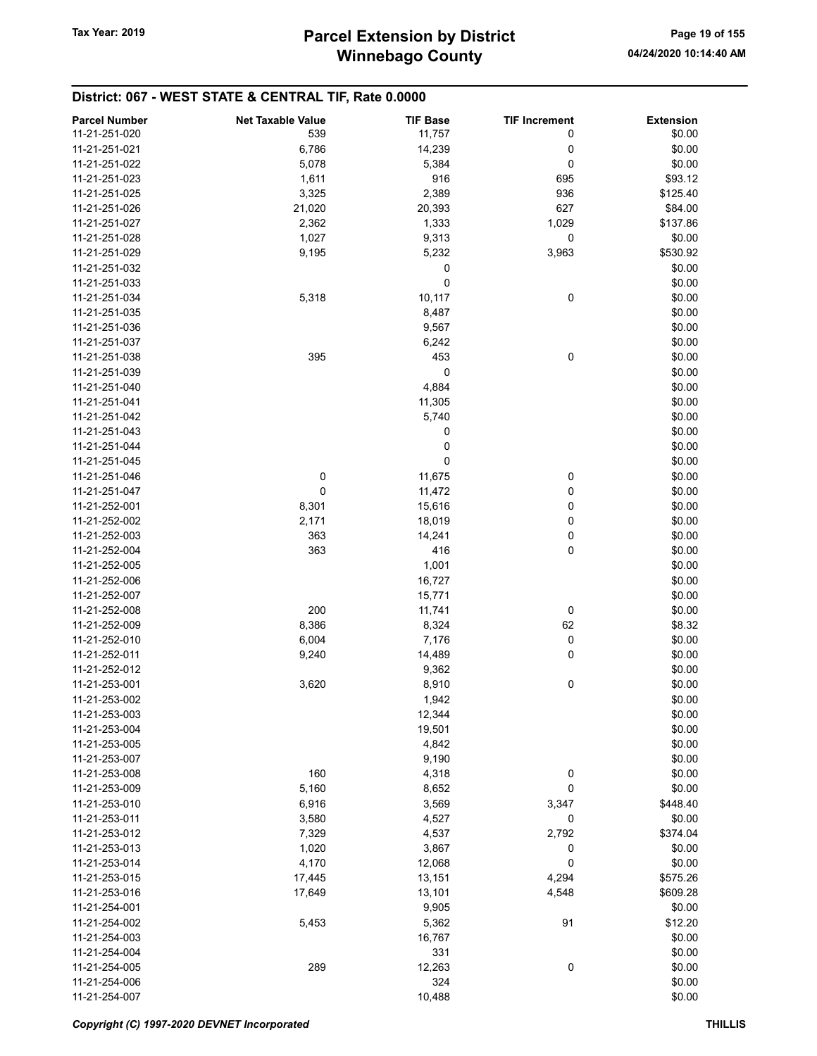## District: 067 - WEST STATE & CENTRAL TIF, Rate 0.0000

| Parcel Number | Net Taxable Value | TIF Base | TIF Increment | Extension |
|---|---|---|---|---|
| 11-21-251-020 | 539 | 11,757 | 0 | $0.00 |
| 11-21-251-021 | 6,786 | 14,239 | 0 | $0.00 |
| 11-21-251-022 | 5,078 | 5,384 | 0 | $0.00 |
| 11-21-251-023 | 1,611 | 916 | 695 | $93.12 |
| 11-21-251-025 | 3,325 | 2,389 | 936 | $125.40 |
| 11-21-251-026 | 21,020 | 20,393 | 627 | $84.00 |
| 11-21-251-027 | 2,362 | 1,333 | 1,029 | $137.86 |
| 11-21-251-028 | 1,027 | 9,313 | 0 | $0.00 |
| 11-21-251-029 | 9,195 | 5,232 | 3,963 | $530.92 |
| 11-21-251-032 | | 0 | | $0.00 |
| 11-21-251-033 | | 0 | | $0.00 |
| 11-21-251-034 | 5,318 | 10,117 | 0 | $0.00 |
| 11-21-251-035 | | 8,487 | | $0.00 |
| 11-21-251-036 | | 9,567 | | $0.00 |
| 11-21-251-037 | | 6,242 | | $0.00 |
| 11-21-251-038 | 395 | 453 | 0 | $0.00 |
| 11-21-251-039 | | 0 | | $0.00 |
| 11-21-251-040 | | 4,884 | | $0.00 |
| 11-21-251-041 | | 11,305 | | $0.00 |
| 11-21-251-042 | | 5,740 | | $0.00 |
| 11-21-251-043 | | 0 | | $0.00 |
| 11-21-251-044 | | 0 | | $0.00 |
| 11-21-251-045 | | 0 | | $0.00 |
| 11-21-251-046 | 0 | 11,675 | 0 | $0.00 |
| 11-21-251-047 | 0 | 11,472 | 0 | $0.00 |
| 11-21-252-001 | 8,301 | 15,616 | 0 | $0.00 |
| 11-21-252-002 | 2,171 | 18,019 | 0 | $0.00 |
| 11-21-252-003 | 363 | 14,241 | 0 | $0.00 |
| 11-21-252-004 | 363 | 416 | 0 | $0.00 |
| 11-21-252-005 | | 1,001 | | $0.00 |
| 11-21-252-006 | | 16,727 | | $0.00 |
| 11-21-252-007 | | 15,771 | | $0.00 |
| 11-21-252-008 | 200 | 11,741 | 0 | $0.00 |
| 11-21-252-009 | 8,386 | 8,324 | 62 | $8.32 |
| 11-21-252-010 | 6,004 | 7,176 | 0 | $0.00 |
| 11-21-252-011 | 9,240 | 14,489 | 0 | $0.00 |
| 11-21-252-012 | | 9,362 | | $0.00 |
| 11-21-253-001 | 3,620 | 8,910 | 0 | $0.00 |
| 11-21-253-002 | | 1,942 | | $0.00 |
| 11-21-253-003 | | 12,344 | | $0.00 |
| 11-21-253-004 | | 19,501 | | $0.00 |
| 11-21-253-005 | | 4,842 | | $0.00 |
| 11-21-253-007 | | 9,190 | | $0.00 |
| 11-21-253-008 | 160 | 4,318 | 0 | $0.00 |
| 11-21-253-009 | 5,160 | 8,652 | 0 | $0.00 |
| 11-21-253-010 | 6,916 | 3,569 | 3,347 | $448.40 |
| 11-21-253-011 | 3,580 | 4,527 | 0 | $0.00 |
| 11-21-253-012 | 7,329 | 4,537 | 2,792 | $374.04 |
| 11-21-253-013 | 1,020 | 3,867 | 0 | $0.00 |
| 11-21-253-014 | 4,170 | 12,068 | 0 | $0.00 |
| 11-21-253-015 | 17,445 | 13,151 | 4,294 | $575.26 |
| 11-21-253-016 | 17,649 | 13,101 | 4,548 | $609.28 |
| 11-21-254-001 | | 9,905 | | $0.00 |
| 11-21-254-002 | 5,453 | 5,362 | 91 | $12.20 |
| 11-21-254-003 | | 16,767 | | $0.00 |
| 11-21-254-004 | | 331 | | $0.00 |
| 11-21-254-005 | 289 | 12,263 | 0 | $0.00 |
| 11-21-254-006 | | 324 | | $0.00 |
| 11-21-254-007 | | 10,488 | | $0.00 |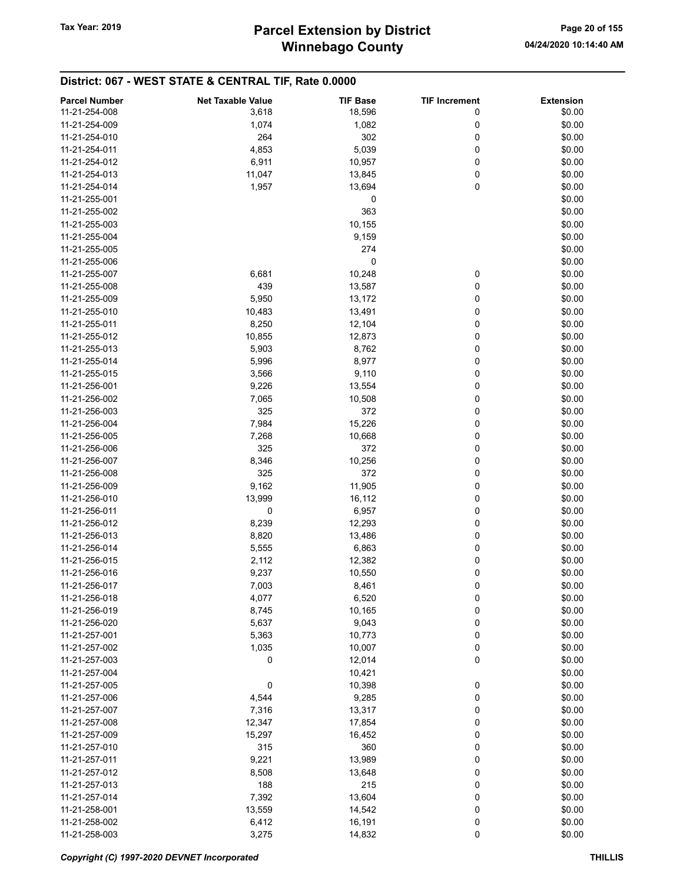## District: 067 - WEST STATE & CENTRAL TIF, Rate 0.0000

| Parcel Number | Net Taxable Value | TIF Base | TIF Increment | Extension |
|---|---|---|---|---|
| 11-21-254-008 | 3,618 | 18,596 | 0 | $0.00 |
| 11-21-254-009 | 1,074 | 1,082 | 0 | $0.00 |
| 11-21-254-010 | 264 | 302 | 0 | $0.00 |
| 11-21-254-011 | 4,853 | 5,039 | 0 | $0.00 |
| 11-21-254-012 | 6,911 | 10,957 | 0 | $0.00 |
| 11-21-254-013 | 11,047 | 13,845 | 0 | $0.00 |
| 11-21-254-014 | 1,957 | 13,694 | 0 | $0.00 |
| 11-21-255-001 | | 0 | | $0.00 |
| 11-21-255-002 | | 363 | | $0.00 |
| 11-21-255-003 | | 10,155 | | $0.00 |
| 11-21-255-004 | | 9,159 | | $0.00 |
| 11-21-255-005 | | 274 | | $0.00 |
| 11-21-255-006 | | 0 | | $0.00 |
| 11-21-255-007 | 6,681 | 10,248 | 0 | $0.00 |
| 11-21-255-008 | 439 | 13,587 | 0 | $0.00 |
| 11-21-255-009 | 5,950 | 13,172 | 0 | $0.00 |
| 11-21-255-010 | 10,483 | 13,491 | 0 | $0.00 |
| 11-21-255-011 | 8,250 | 12,104 | 0 | $0.00 |
| 11-21-255-012 | 10,855 | 12,873 | 0 | $0.00 |
| 11-21-255-013 | 5,903 | 8,762 | 0 | $0.00 |
| 11-21-255-014 | 5,996 | 8,977 | 0 | $0.00 |
| 11-21-255-015 | 3,566 | 9,110 | 0 | $0.00 |
| 11-21-256-001 | 9,226 | 13,554 | 0 | $0.00 |
| 11-21-256-002 | 7,065 | 10,508 | 0 | $0.00 |
| 11-21-256-003 | 325 | 372 | 0 | $0.00 |
| 11-21-256-004 | 7,984 | 15,226 | 0 | $0.00 |
| 11-21-256-005 | 7,268 | 10,668 | 0 | $0.00 |
| 11-21-256-006 | 325 | 372 | 0 | $0.00 |
| 11-21-256-007 | 8,346 | 10,256 | 0 | $0.00 |
| 11-21-256-008 | 325 | 372 | 0 | $0.00 |
| 11-21-256-009 | 9,162 | 11,905 | 0 | $0.00 |
| 11-21-256-010 | 13,999 | 16,112 | 0 | $0.00 |
| 11-21-256-011 | 0 | 6,957 | 0 | $0.00 |
| 11-21-256-012 | 8,239 | 12,293 | 0 | $0.00 |
| 11-21-256-013 | 8,820 | 13,486 | 0 | $0.00 |
| 11-21-256-014 | 5,555 | 6,863 | 0 | $0.00 |
| 11-21-256-015 | 2,112 | 12,382 | 0 | $0.00 |
| 11-21-256-016 | 9,237 | 10,550 | 0 | $0.00 |
| 11-21-256-017 | 7,003 | 8,461 | 0 | $0.00 |
| 11-21-256-018 | 4,077 | 6,520 | 0 | $0.00 |
| 11-21-256-019 | 8,745 | 10,165 | 0 | $0.00 |
| 11-21-256-020 | 5,637 | 9,043 | 0 | $0.00 |
| 11-21-257-001 | 5,363 | 10,773 | 0 | $0.00 |
| 11-21-257-002 | 1,035 | 10,007 | 0 | $0.00 |
| 11-21-257-003 | 0 | 12,014 | 0 | $0.00 |
| 11-21-257-004 | | 10,421 | | $0.00 |
| 11-21-257-005 | 0 | 10,398 | 0 | $0.00 |
| 11-21-257-006 | 4,544 | 9,285 | 0 | $0.00 |
| 11-21-257-007 | 7,316 | 13,317 | 0 | $0.00 |
| 11-21-257-008 | 12,347 | 17,854 | 0 | $0.00 |
| 11-21-257-009 | 15,297 | 16,452 | 0 | $0.00 |
| 11-21-257-010 | 315 | 360 | 0 | $0.00 |
| 11-21-257-011 | 9,221 | 13,989 | 0 | $0.00 |
| 11-21-257-012 | 8,508 | 13,648 | 0 | $0.00 |
| 11-21-257-013 | 188 | 215 | 0 | $0.00 |
| 11-21-257-014 | 7,392 | 13,604 | 0 | $0.00 |
| 11-21-258-001 | 13,559 | 14,542 | 0 | $0.00 |
| 11-21-258-002 | 6,412 | 16,191 | 0 | $0.00 |
| 11-21-258-003 | 3,275 | 14,832 | 0 | $0.00 |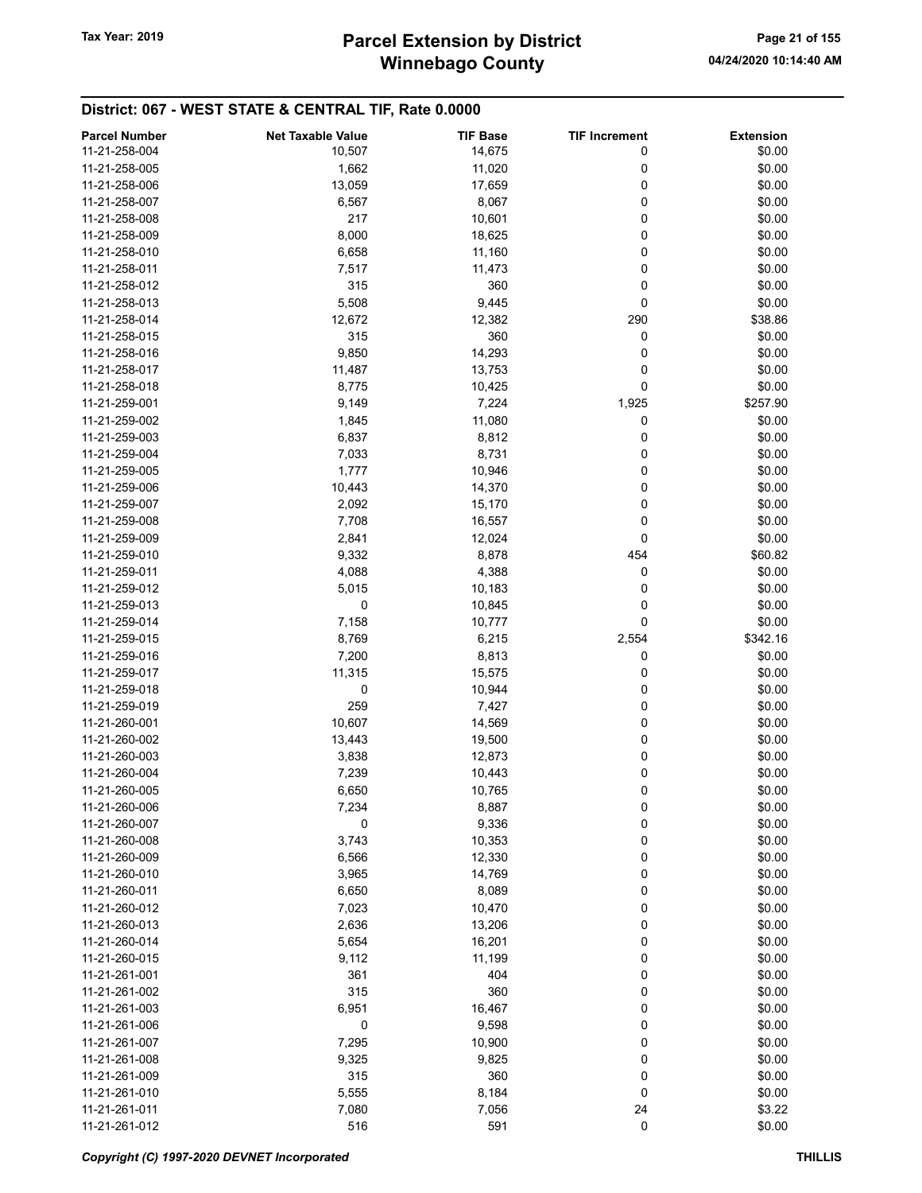## District: 067 - WEST STATE & CENTRAL TIF, Rate 0.0000

| Parcel Number | Net Taxable Value | TIF Base | TIF Increment | Extension |
|---|---|---|---|---|
| 11-21-258-004 | 10,507 | 14,675 | 0 | $0.00 |
| 11-21-258-005 | 1,662 | 11,020 | 0 | $0.00 |
| 11-21-258-006 | 13,059 | 17,659 | 0 | $0.00 |
| 11-21-258-007 | 6,567 | 8,067 | 0 | $0.00 |
| 11-21-258-008 | 217 | 10,601 | 0 | $0.00 |
| 11-21-258-009 | 8,000 | 18,625 | 0 | $0.00 |
| 11-21-258-010 | 6,658 | 11,160 | 0 | $0.00 |
| 11-21-258-011 | 7,517 | 11,473 | 0 | $0.00 |
| 11-21-258-012 | 315 | 360 | 0 | $0.00 |
| 11-21-258-013 | 5,508 | 9,445 | 0 | $0.00 |
| 11-21-258-014 | 12,672 | 12,382 | 290 | $38.86 |
| 11-21-258-015 | 315 | 360 | 0 | $0.00 |
| 11-21-258-016 | 9,850 | 14,293 | 0 | $0.00 |
| 11-21-258-017 | 11,487 | 13,753 | 0 | $0.00 |
| 11-21-258-018 | 8,775 | 10,425 | 0 | $0.00 |
| 11-21-259-001 | 9,149 | 7,224 | 1,925 | $257.90 |
| 11-21-259-002 | 1,845 | 11,080 | 0 | $0.00 |
| 11-21-259-003 | 6,837 | 8,812 | 0 | $0.00 |
| 11-21-259-004 | 7,033 | 8,731 | 0 | $0.00 |
| 11-21-259-005 | 1,777 | 10,946 | 0 | $0.00 |
| 11-21-259-006 | 10,443 | 14,370 | 0 | $0.00 |
| 11-21-259-007 | 2,092 | 15,170 | 0 | $0.00 |
| 11-21-259-008 | 7,708 | 16,557 | 0 | $0.00 |
| 11-21-259-009 | 2,841 | 12,024 | 0 | $0.00 |
| 11-21-259-010 | 9,332 | 8,878 | 454 | $60.82 |
| 11-21-259-011 | 4,088 | 4,388 | 0 | $0.00 |
| 11-21-259-012 | 5,015 | 10,183 | 0 | $0.00 |
| 11-21-259-013 | 0 | 10,845 | 0 | $0.00 |
| 11-21-259-014 | 7,158 | 10,777 | 0 | $0.00 |
| 11-21-259-015 | 8,769 | 6,215 | 2,554 | $342.16 |
| 11-21-259-016 | 7,200 | 8,813 | 0 | $0.00 |
| 11-21-259-017 | 11,315 | 15,575 | 0 | $0.00 |
| 11-21-259-018 | 0 | 10,944 | 0 | $0.00 |
| 11-21-259-019 | 259 | 7,427 | 0 | $0.00 |
| 11-21-260-001 | 10,607 | 14,569 | 0 | $0.00 |
| 11-21-260-002 | 13,443 | 19,500 | 0 | $0.00 |
| 11-21-260-003 | 3,838 | 12,873 | 0 | $0.00 |
| 11-21-260-004 | 7,239 | 10,443 | 0 | $0.00 |
| 11-21-260-005 | 6,650 | 10,765 | 0 | $0.00 |
| 11-21-260-006 | 7,234 | 8,887 | 0 | $0.00 |
| 11-21-260-007 | 0 | 9,336 | 0 | $0.00 |
| 11-21-260-008 | 3,743 | 10,353 | 0 | $0.00 |
| 11-21-260-009 | 6,566 | 12,330 | 0 | $0.00 |
| 11-21-260-010 | 3,965 | 14,769 | 0 | $0.00 |
| 11-21-260-011 | 6,650 | 8,089 | 0 | $0.00 |
| 11-21-260-012 | 7,023 | 10,470 | 0 | $0.00 |
| 11-21-260-013 | 2,636 | 13,206 | 0 | $0.00 |
| 11-21-260-014 | 5,654 | 16,201 | 0 | $0.00 |
| 11-21-260-015 | 9,112 | 11,199 | 0 | $0.00 |
| 11-21-261-001 | 361 | 404 | 0 | $0.00 |
| 11-21-261-002 | 315 | 360 | 0 | $0.00 |
| 11-21-261-003 | 6,951 | 16,467 | 0 | $0.00 |
| 11-21-261-006 | 0 | 9,598 | 0 | $0.00 |
| 11-21-261-007 | 7,295 | 10,900 | 0 | $0.00 |
| 11-21-261-008 | 9,325 | 9,825 | 0 | $0.00 |
| 11-21-261-009 | 315 | 360 | 0 | $0.00 |
| 11-21-261-010 | 5,555 | 8,184 | 0 | $0.00 |
| 11-21-261-011 | 7,080 | 7,056 | 24 | $3.22 |
| 11-21-261-012 | 516 | 591 | 0 | $0.00 |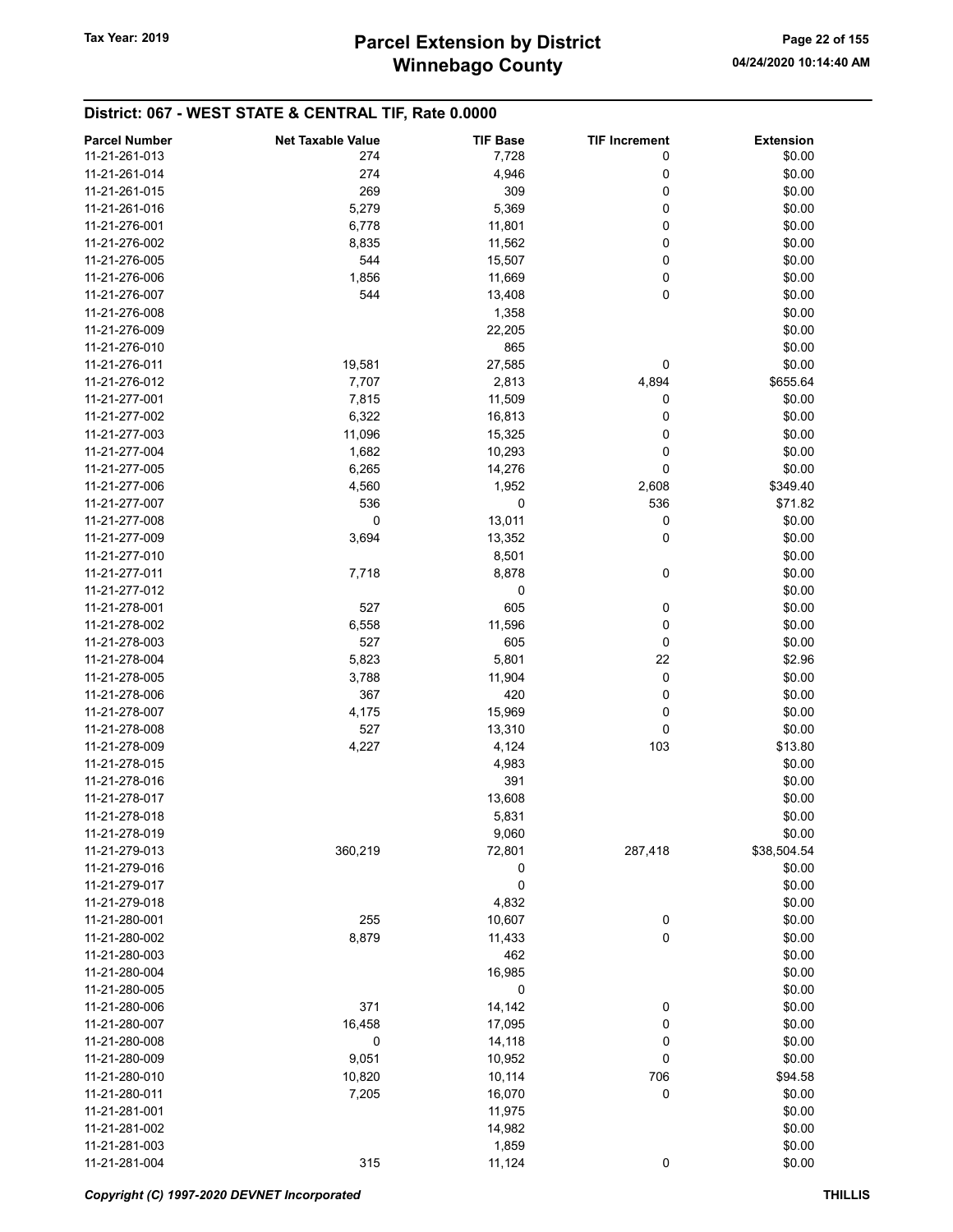## District: 067 - WEST STATE & CENTRAL TIF, Rate 0.0000

| Parcel Number | Net Taxable Value | TIF Base | TIF Increment | Extension |
|---|---|---|---|---|
| 11-21-261-013 | 274 | 7,728 | 0 | $0.00 |
| 11-21-261-014 | 274 | 4,946 | 0 | $0.00 |
| 11-21-261-015 | 269 | 309 | 0 | $0.00 |
| 11-21-261-016 | 5,279 | 5,369 | 0 | $0.00 |
| 11-21-276-001 | 6,778 | 11,801 | 0 | $0.00 |
| 11-21-276-002 | 8,835 | 11,562 | 0 | $0.00 |
| 11-21-276-005 | 544 | 15,507 | 0 | $0.00 |
| 11-21-276-006 | 1,856 | 11,669 | 0 | $0.00 |
| 11-21-276-007 | 544 | 13,408 | 0 | $0.00 |
| 11-21-276-008 | | 1,358 | | $0.00 |
| 11-21-276-009 | | 22,205 | | $0.00 |
| 11-21-276-010 | | 865 | | $0.00 |
| 11-21-276-011 | 19,581 | 27,585 | 0 | $0.00 |
| 11-21-276-012 | 7,707 | 2,813 | 4,894 | $655.64 |
| 11-21-277-001 | 7,815 | 11,509 | 0 | $0.00 |
| 11-21-277-002 | 6,322 | 16,813 | 0 | $0.00 |
| 11-21-277-003 | 11,096 | 15,325 | 0 | $0.00 |
| 11-21-277-004 | 1,682 | 10,293 | 0 | $0.00 |
| 11-21-277-005 | 6,265 | 14,276 | 0 | $0.00 |
| 11-21-277-006 | 4,560 | 1,952 | 2,608 | $349.40 |
| 11-21-277-007 | 536 | 0 | 536 | $71.82 |
| 11-21-277-008 | 0 | 13,011 | 0 | $0.00 |
| 11-21-277-009 | 3,694 | 13,352 | 0 | $0.00 |
| 11-21-277-010 | | 8,501 | | $0.00 |
| 11-21-277-011 | 7,718 | 8,878 | 0 | $0.00 |
| 11-21-277-012 | | 0 | | $0.00 |
| 11-21-278-001 | 527 | 605 | 0 | $0.00 |
| 11-21-278-002 | 6,558 | 11,596 | 0 | $0.00 |
| 11-21-278-003 | 527 | 605 | 0 | $0.00 |
| 11-21-278-004 | 5,823 | 5,801 | 22 | $2.96 |
| 11-21-278-005 | 3,788 | 11,904 | 0 | $0.00 |
| 11-21-278-006 | 367 | 420 | 0 | $0.00 |
| 11-21-278-007 | 4,175 | 15,969 | 0 | $0.00 |
| 11-21-278-008 | 527 | 13,310 | 0 | $0.00 |
| 11-21-278-009 | 4,227 | 4,124 | 103 | $13.80 |
| 11-21-278-015 | | 4,983 | | $0.00 |
| 11-21-278-016 | | 391 | | $0.00 |
| 11-21-278-017 | | 13,608 | | $0.00 |
| 11-21-278-018 | | 5,831 | | $0.00 |
| 11-21-278-019 | | 9,060 | | $0.00 |
| 11-21-279-013 | 360,219 | 72,801 | 287,418 | $38,504.54 |
| 11-21-279-016 | | 0 | | $0.00 |
| 11-21-279-017 | | 0 | | $0.00 |
| 11-21-279-018 | | 4,832 | | $0.00 |
| 11-21-280-001 | 255 | 10,607 | 0 | $0.00 |
| 11-21-280-002 | 8,879 | 11,433 | 0 | $0.00 |
| 11-21-280-003 | | 462 | | $0.00 |
| 11-21-280-004 | | 16,985 | | $0.00 |
| 11-21-280-005 | | 0 | | $0.00 |
| 11-21-280-006 | 371 | 14,142 | 0 | $0.00 |
| 11-21-280-007 | 16,458 | 17,095 | 0 | $0.00 |
| 11-21-280-008 | 0 | 14,118 | 0 | $0.00 |
| 11-21-280-009 | 9,051 | 10,952 | 0 | $0.00 |
| 11-21-280-010 | 10,820 | 10,114 | 706 | $94.58 |
| 11-21-280-011 | 7,205 | 16,070 | 0 | $0.00 |
| 11-21-281-001 | | 11,975 | | $0.00 |
| 11-21-281-002 | | 14,982 | | $0.00 |
| 11-21-281-003 | | 1,859 | | $0.00 |
| 11-21-281-004 | 315 | 11,124 | 0 | $0.00 |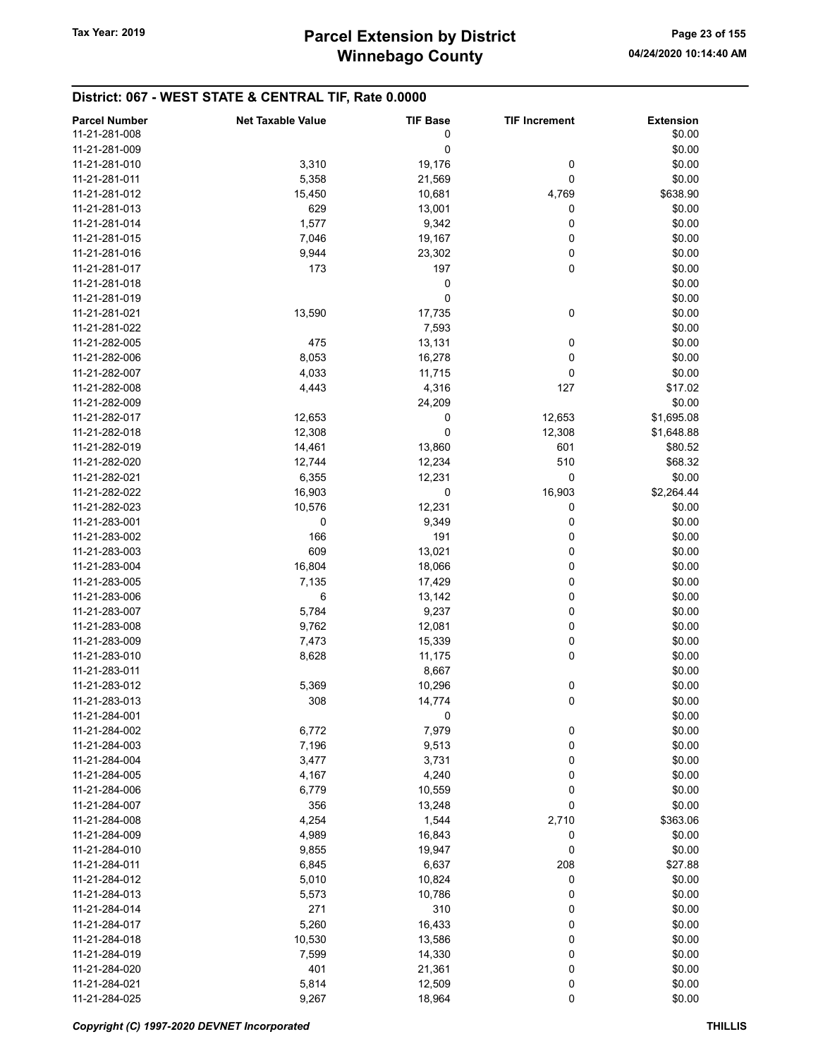## District: 067 - WEST STATE & CENTRAL TIF, Rate 0.0000

| Parcel Number | Net Taxable Value | TIF Base | TIF Increment | Extension |
|---|---|---|---|---|
| 11-21-281-008 | | 0 | | $0.00 |
| 11-21-281-009 | | 0 | | $0.00 |
| 11-21-281-010 | 3,310 | 19,176 | 0 | $0.00 |
| 11-21-281-011 | 5,358 | 21,569 | 0 | $0.00 |
| 11-21-281-012 | 15,450 | 10,681 | 4,769 | $638.90 |
| 11-21-281-013 | 629 | 13,001 | 0 | $0.00 |
| 11-21-281-014 | 1,577 | 9,342 | 0 | $0.00 |
| 11-21-281-015 | 7,046 | 19,167 | 0 | $0.00 |
| 11-21-281-016 | 9,944 | 23,302 | 0 | $0.00 |
| 11-21-281-017 | 173 | 197 | 0 | $0.00 |
| 11-21-281-018 | | 0 | | $0.00 |
| 11-21-281-019 | | 0 | | $0.00 |
| 11-21-281-021 | 13,590 | 17,735 | 0 | $0.00 |
| 11-21-281-022 | | 7,593 | | $0.00 |
| 11-21-282-005 | 475 | 13,131 | 0 | $0.00 |
| 11-21-282-006 | 8,053 | 16,278 | 0 | $0.00 |
| 11-21-282-007 | 4,033 | 11,715 | 0 | $0.00 |
| 11-21-282-008 | 4,443 | 4,316 | 127 | $17.02 |
| 11-21-282-009 | | 24,209 | | $0.00 |
| 11-21-282-017 | 12,653 | 0 | 12,653 | $1,695.08 |
| 11-21-282-018 | 12,308 | 0 | 12,308 | $1,648.88 |
| 11-21-282-019 | 14,461 | 13,860 | 601 | $80.52 |
| 11-21-282-020 | 12,744 | 12,234 | 510 | $68.32 |
| 11-21-282-021 | 6,355 | 12,231 | 0 | $0.00 |
| 11-21-282-022 | 16,903 | 0 | 16,903 | $2,264.44 |
| 11-21-282-023 | 10,576 | 12,231 | 0 | $0.00 |
| 11-21-283-001 | 0 | 9,349 | 0 | $0.00 |
| 11-21-283-002 | 166 | 191 | 0 | $0.00 |
| 11-21-283-003 | 609 | 13,021 | 0 | $0.00 |
| 11-21-283-004 | 16,804 | 18,066 | 0 | $0.00 |
| 11-21-283-005 | 7,135 | 17,429 | 0 | $0.00 |
| 11-21-283-006 | 6 | 13,142 | 0 | $0.00 |
| 11-21-283-007 | 5,784 | 9,237 | 0 | $0.00 |
| 11-21-283-008 | 9,762 | 12,081 | 0 | $0.00 |
| 11-21-283-009 | 7,473 | 15,339 | 0 | $0.00 |
| 11-21-283-010 | 8,628 | 11,175 | 0 | $0.00 |
| 11-21-283-011 | | 8,667 | | $0.00 |
| 11-21-283-012 | 5,369 | 10,296 | 0 | $0.00 |
| 11-21-283-013 | 308 | 14,774 | 0 | $0.00 |
| 11-21-284-001 | | 0 | | $0.00 |
| 11-21-284-002 | 6,772 | 7,979 | 0 | $0.00 |
| 11-21-284-003 | 7,196 | 9,513 | 0 | $0.00 |
| 11-21-284-004 | 3,477 | 3,731 | 0 | $0.00 |
| 11-21-284-005 | 4,167 | 4,240 | 0 | $0.00 |
| 11-21-284-006 | 6,779 | 10,559 | 0 | $0.00 |
| 11-21-284-007 | 356 | 13,248 | 0 | $0.00 |
| 11-21-284-008 | 4,254 | 1,544 | 2,710 | $363.06 |
| 11-21-284-009 | 4,989 | 16,843 | 0 | $0.00 |
| 11-21-284-010 | 9,855 | 19,947 | 0 | $0.00 |
| 11-21-284-011 | 6,845 | 6,637 | 208 | $27.88 |
| 11-21-284-012 | 5,010 | 10,824 | 0 | $0.00 |
| 11-21-284-013 | 5,573 | 10,786 | 0 | $0.00 |
| 11-21-284-014 | 271 | 310 | 0 | $0.00 |
| 11-21-284-017 | 5,260 | 16,433 | 0 | $0.00 |
| 11-21-284-018 | 10,530 | 13,586 | 0 | $0.00 |
| 11-21-284-019 | 7,599 | 14,330 | 0 | $0.00 |
| 11-21-284-020 | 401 | 21,361 | 0 | $0.00 |
| 11-21-284-021 | 5,814 | 12,509 | 0 | $0.00 |
| 11-21-284-025 | 9,267 | 18,964 | 0 | $0.00 |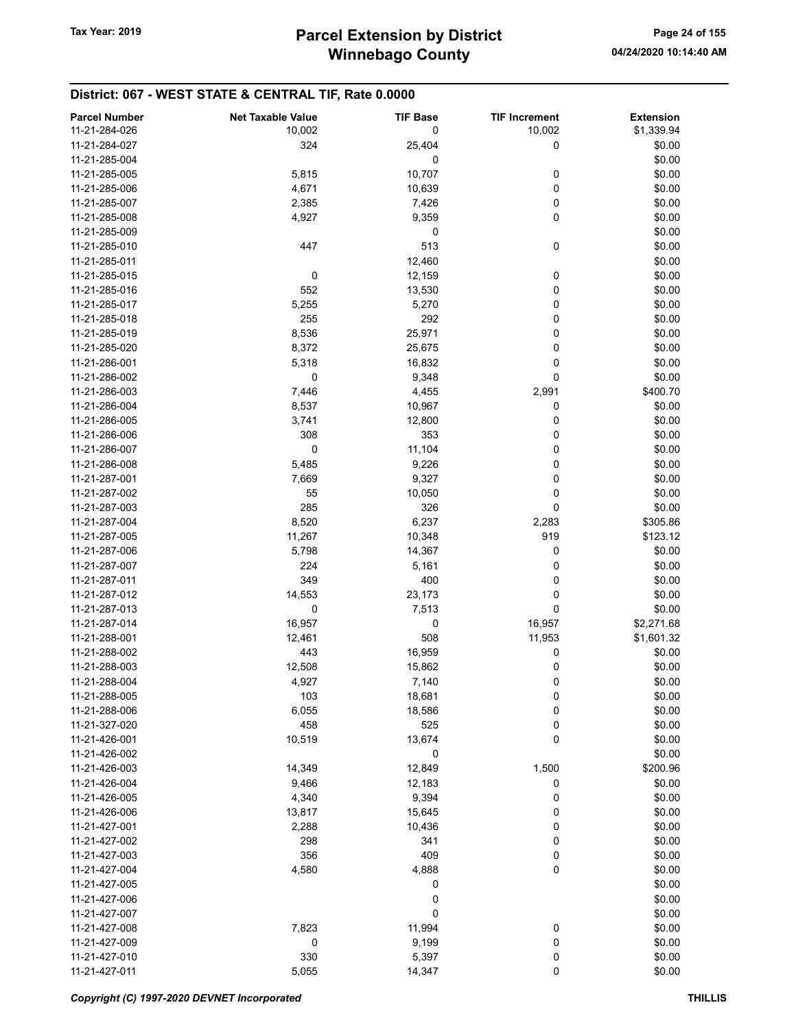## District: 067 - WEST STATE & CENTRAL TIF, Rate 0.0000

| Parcel Number | Net Taxable Value | TIF Base | TIF Increment | Extension |
|---|---|---|---|---|
| 11-21-284-026 | 10,002 | 0 | 10,002 | $1,339.94 |
| 11-21-284-027 | 324 | 25,404 | 0 | $0.00 |
| 11-21-285-004 | | 0 | | $0.00 |
| 11-21-285-005 | 5,815 | 10,707 | 0 | $0.00 |
| 11-21-285-006 | 4,671 | 10,639 | 0 | $0.00 |
| 11-21-285-007 | 2,385 | 7,426 | 0 | $0.00 |
| 11-21-285-008 | 4,927 | 9,359 | 0 | $0.00 |
| 11-21-285-009 | | 0 | | $0.00 |
| 11-21-285-010 | 447 | 513 | 0 | $0.00 |
| 11-21-285-011 | | 12,460 | | $0.00 |
| 11-21-285-015 | 0 | 12,159 | 0 | $0.00 |
| 11-21-285-016 | 552 | 13,530 | 0 | $0.00 |
| 11-21-285-017 | 5,255 | 5,270 | 0 | $0.00 |
| 11-21-285-018 | 255 | 292 | 0 | $0.00 |
| 11-21-285-019 | 8,536 | 25,971 | 0 | $0.00 |
| 11-21-285-020 | 8,372 | 25,675 | 0 | $0.00 |
| 11-21-286-001 | 5,318 | 16,832 | 0 | $0.00 |
| 11-21-286-002 | 0 | 9,348 | 0 | $0.00 |
| 11-21-286-003 | 7,446 | 4,455 | 2,991 | $400.70 |
| 11-21-286-004 | 8,537 | 10,967 | 0 | $0.00 |
| 11-21-286-005 | 3,741 | 12,800 | 0 | $0.00 |
| 11-21-286-006 | 308 | 353 | 0 | $0.00 |
| 11-21-286-007 | 0 | 11,104 | 0 | $0.00 |
| 11-21-286-008 | 5,485 | 9,226 | 0 | $0.00 |
| 11-21-287-001 | 7,669 | 9,327 | 0 | $0.00 |
| 11-21-287-002 | 55 | 10,050 | 0 | $0.00 |
| 11-21-287-003 | 285 | 326 | 0 | $0.00 |
| 11-21-287-004 | 8,520 | 6,237 | 2,283 | $305.86 |
| 11-21-287-005 | 11,267 | 10,348 | 919 | $123.12 |
| 11-21-287-006 | 5,798 | 14,367 | 0 | $0.00 |
| 11-21-287-007 | 224 | 5,161 | 0 | $0.00 |
| 11-21-287-011 | 349 | 400 | 0 | $0.00 |
| 11-21-287-012 | 14,553 | 23,173 | 0 | $0.00 |
| 11-21-287-013 | 0 | 7,513 | 0 | $0.00 |
| 11-21-287-014 | 16,957 | 0 | 16,957 | $2,271.68 |
| 11-21-288-001 | 12,461 | 508 | 11,953 | $1,601.32 |
| 11-21-288-002 | 443 | 16,959 | 0 | $0.00 |
| 11-21-288-003 | 12,508 | 15,862 | 0 | $0.00 |
| 11-21-288-004 | 4,927 | 7,140 | 0 | $0.00 |
| 11-21-288-005 | 103 | 18,681 | 0 | $0.00 |
| 11-21-288-006 | 6,055 | 18,586 | 0 | $0.00 |
| 11-21-327-020 | 458 | 525 | 0 | $0.00 |
| 11-21-426-001 | 10,519 | 13,674 | 0 | $0.00 |
| 11-21-426-002 | | 0 | | $0.00 |
| 11-21-426-003 | 14,349 | 12,849 | 1,500 | $200.96 |
| 11-21-426-004 | 9,466 | 12,183 | 0 | $0.00 |
| 11-21-426-005 | 4,340 | 9,394 | 0 | $0.00 |
| 11-21-426-006 | 13,817 | 15,645 | 0 | $0.00 |
| 11-21-427-001 | 2,288 | 10,436 | 0 | $0.00 |
| 11-21-427-002 | 298 | 341 | 0 | $0.00 |
| 11-21-427-003 | 356 | 409 | 0 | $0.00 |
| 11-21-427-004 | 4,580 | 4,888 | 0 | $0.00 |
| 11-21-427-005 | | 0 | | $0.00 |
| 11-21-427-006 | | 0 | | $0.00 |
| 11-21-427-007 | | 0 | | $0.00 |
| 11-21-427-008 | 7,823 | 11,994 | 0 | $0.00 |
| 11-21-427-009 | 0 | 9,199 | 0 | $0.00 |
| 11-21-427-010 | 330 | 5,397 | 0 | $0.00 |
| 11-21-427-011 | 5,055 | 14,347 | 0 | $0.00 |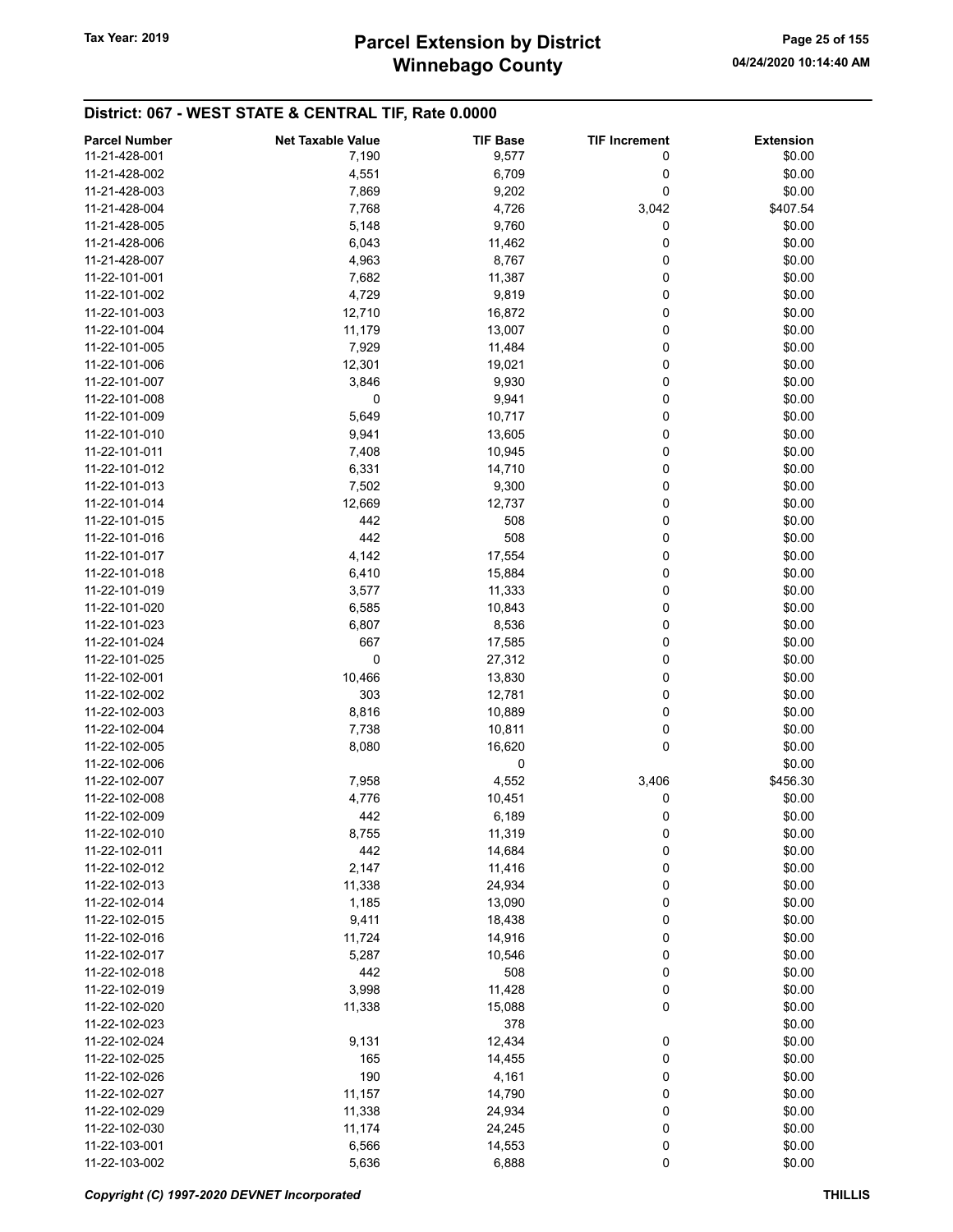# Parcel Extension by District
# Winnebago County

Tax Year: 2019

04/24/2020 10:14:40 AM

## District: 067 - WEST STATE & CENTRAL TIF, Rate 0.0000

| Parcel Number | Net Taxable Value | TIF Base | TIF Increment | Extension |
|---|---|---|---|---|
| 11-21-428-001 | 7,190 | 9,577 | 0 | $0.00 |
| 11-21-428-002 | 4,551 | 6,709 | 0 | $0.00 |
| 11-21-428-003 | 7,869 | 9,202 | 0 | $0.00 |
| 11-21-428-004 | 7,768 | 4,726 | 3,042 | $407.54 |
| 11-21-428-005 | 5,148 | 9,760 | 0 | $0.00 |
| 11-21-428-006 | 6,043 | 11,462 | 0 | $0.00 |
| 11-21-428-007 | 4,963 | 8,767 | 0 | $0.00 |
| 11-22-101-001 | 7,682 | 11,387 | 0 | $0.00 |
| 11-22-101-002 | 4,729 | 9,819 | 0 | $0.00 |
| 11-22-101-003 | 12,710 | 16,872 | 0 | $0.00 |
| 11-22-101-004 | 11,179 | 13,007 | 0 | $0.00 |
| 11-22-101-005 | 7,929 | 11,484 | 0 | $0.00 |
| 11-22-101-006 | 12,301 | 19,021 | 0 | $0.00 |
| 11-22-101-007 | 3,846 | 9,930 | 0 | $0.00 |
| 11-22-101-008 | 0 | 9,941 | 0 | $0.00 |
| 11-22-101-009 | 5,649 | 10,717 | 0 | $0.00 |
| 11-22-101-010 | 9,941 | 13,605 | 0 | $0.00 |
| 11-22-101-011 | 7,408 | 10,945 | 0 | $0.00 |
| 11-22-101-012 | 6,331 | 14,710 | 0 | $0.00 |
| 11-22-101-013 | 7,502 | 9,300 | 0 | $0.00 |
| 11-22-101-014 | 12,669 | 12,737 | 0 | $0.00 |
| 11-22-101-015 | 442 | 508 | 0 | $0.00 |
| 11-22-101-016 | 442 | 508 | 0 | $0.00 |
| 11-22-101-017 | 4,142 | 17,554 | 0 | $0.00 |
| 11-22-101-018 | 6,410 | 15,884 | 0 | $0.00 |
| 11-22-101-019 | 3,577 | 11,333 | 0 | $0.00 |
| 11-22-101-020 | 6,585 | 10,843 | 0 | $0.00 |
| 11-22-101-023 | 6,807 | 8,536 | 0 | $0.00 |
| 11-22-101-024 | 667 | 17,585 | 0 | $0.00 |
| 11-22-101-025 | 0 | 27,312 | 0 | $0.00 |
| 11-22-102-001 | 10,466 | 13,830 | 0 | $0.00 |
| 11-22-102-002 | 303 | 12,781 | 0 | $0.00 |
| 11-22-102-003 | 8,816 | 10,889 | 0 | $0.00 |
| 11-22-102-004 | 7,738 | 10,811 | 0 | $0.00 |
| 11-22-102-005 | 8,080 | 16,620 | 0 | $0.00 |
| 11-22-102-006 | | 0 | | $0.00 |
| 11-22-102-007 | 7,958 | 4,552 | 3,406 | $456.30 |
| 11-22-102-008 | 4,776 | 10,451 | 0 | $0.00 |
| 11-22-102-009 | 442 | 6,189 | 0 | $0.00 |
| 11-22-102-010 | 8,755 | 11,319 | 0 | $0.00 |
| 11-22-102-011 | 442 | 14,684 | 0 | $0.00 |
| 11-22-102-012 | 2,147 | 11,416 | 0 | $0.00 |
| 11-22-102-013 | 11,338 | 24,934 | 0 | $0.00 |
| 11-22-102-014 | 1,185 | 13,090 | 0 | $0.00 |
| 11-22-102-015 | 9,411 | 18,438 | 0 | $0.00 |
| 11-22-102-016 | 11,724 | 14,916 | 0 | $0.00 |
| 11-22-102-017 | 5,287 | 10,546 | 0 | $0.00 |
| 11-22-102-018 | 442 | 508 | 0 | $0.00 |
| 11-22-102-019 | 3,998 | 11,428 | 0 | $0.00 |
| 11-22-102-020 | 11,338 | 15,088 | 0 | $0.00 |
| 11-22-102-023 | | 378 | | $0.00 |
| 11-22-102-024 | 9,131 | 12,434 | 0 | $0.00 |
| 11-22-102-025 | 165 | 14,455 | 0 | $0.00 |
| 11-22-102-026 | 190 | 4,161 | 0 | $0.00 |
| 11-22-102-027 | 11,157 | 14,790 | 0 | $0.00 |
| 11-22-102-029 | 11,338 | 24,934 | 0 | $0.00 |
| 11-22-102-030 | 11,174 | 24,245 | 0 | $0.00 |
| 11-22-103-001 | 6,566 | 14,553 | 0 | $0.00 |
| 11-22-103-002 | 5,636 | 6,888 | 0 | $0.00 |

*Copyright (C) 1997-2020 DEVNET Incorporated*

THILLIS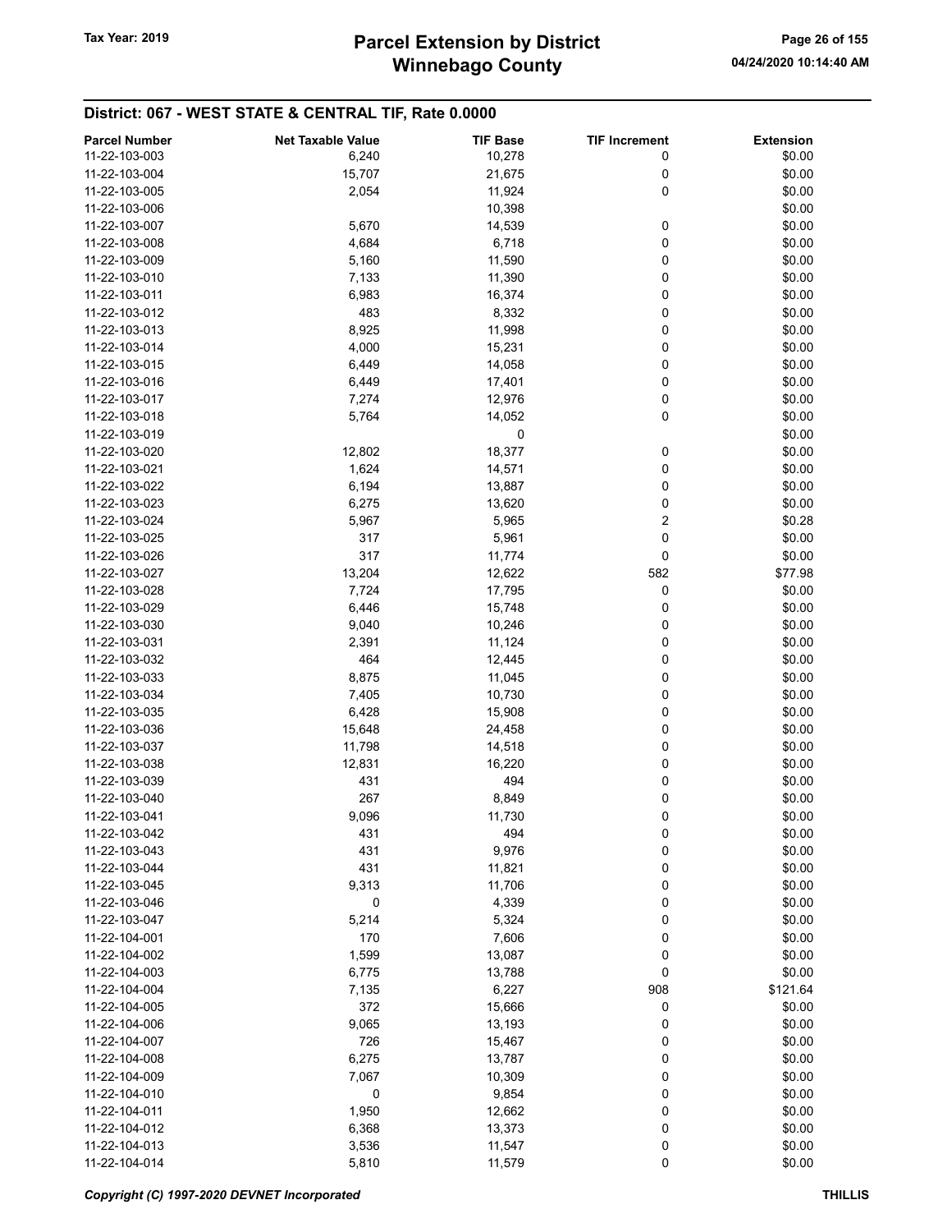## District: 067 - WEST STATE & CENTRAL TIF, Rate 0.0000

| Parcel Number | Net Taxable Value | TIF Base | TIF Increment | Extension |
|---|---|---|---|---|
| 11-22-103-003 | 6,240 | 10,278 | 0 | $0.00 |
| 11-22-103-004 | 15,707 | 21,675 | 0 | $0.00 |
| 11-22-103-005 | 2,054 | 11,924 | 0 | $0.00 |
| 11-22-103-006 | | 10,398 | | $0.00 |
| 11-22-103-007 | 5,670 | 14,539 | 0 | $0.00 |
| 11-22-103-008 | 4,684 | 6,718 | 0 | $0.00 |
| 11-22-103-009 | 5,160 | 11,590 | 0 | $0.00 |
| 11-22-103-010 | 7,133 | 11,390 | 0 | $0.00 |
| 11-22-103-011 | 6,983 | 16,374 | 0 | $0.00 |
| 11-22-103-012 | 483 | 8,332 | 0 | $0.00 |
| 11-22-103-013 | 8,925 | 11,998 | 0 | $0.00 |
| 11-22-103-014 | 4,000 | 15,231 | 0 | $0.00 |
| 11-22-103-015 | 6,449 | 14,058 | 0 | $0.00 |
| 11-22-103-016 | 6,449 | 17,401 | 0 | $0.00 |
| 11-22-103-017 | 7,274 | 12,976 | 0 | $0.00 |
| 11-22-103-018 | 5,764 | 14,052 | 0 | $0.00 |
| 11-22-103-019 | | 0 | | $0.00 |
| 11-22-103-020 | 12,802 | 18,377 | 0 | $0.00 |
| 11-22-103-021 | 1,624 | 14,571 | 0 | $0.00 |
| 11-22-103-022 | 6,194 | 13,887 | 0 | $0.00 |
| 11-22-103-023 | 6,275 | 13,620 | 0 | $0.00 |
| 11-22-103-024 | 5,967 | 5,965 | 2 | $0.28 |
| 11-22-103-025 | 317 | 5,961 | 0 | $0.00 |
| 11-22-103-026 | 317 | 11,774 | 0 | $0.00 |
| 11-22-103-027 | 13,204 | 12,622 | 582 | $77.98 |
| 11-22-103-028 | 7,724 | 17,795 | 0 | $0.00 |
| 11-22-103-029 | 6,446 | 15,748 | 0 | $0.00 |
| 11-22-103-030 | 9,040 | 10,246 | 0 | $0.00 |
| 11-22-103-031 | 2,391 | 11,124 | 0 | $0.00 |
| 11-22-103-032 | 464 | 12,445 | 0 | $0.00 |
| 11-22-103-033 | 8,875 | 11,045 | 0 | $0.00 |
| 11-22-103-034 | 7,405 | 10,730 | 0 | $0.00 |
| 11-22-103-035 | 6,428 | 15,908 | 0 | $0.00 |
| 11-22-103-036 | 15,648 | 24,458 | 0 | $0.00 |
| 11-22-103-037 | 11,798 | 14,518 | 0 | $0.00 |
| 11-22-103-038 | 12,831 | 16,220 | 0 | $0.00 |
| 11-22-103-039 | 431 | 494 | 0 | $0.00 |
| 11-22-103-040 | 267 | 8,849 | 0 | $0.00 |
| 11-22-103-041 | 9,096 | 11,730 | 0 | $0.00 |
| 11-22-103-042 | 431 | 494 | 0 | $0.00 |
| 11-22-103-043 | 431 | 9,976 | 0 | $0.00 |
| 11-22-103-044 | 431 | 11,821 | 0 | $0.00 |
| 11-22-103-045 | 9,313 | 11,706 | 0 | $0.00 |
| 11-22-103-046 | 0 | 4,339 | 0 | $0.00 |
| 11-22-103-047 | 5,214 | 5,324 | 0 | $0.00 |
| 11-22-104-001 | 170 | 7,606 | 0 | $0.00 |
| 11-22-104-002 | 1,599 | 13,087 | 0 | $0.00 |
| 11-22-104-003 | 6,775 | 13,788 | 0 | $0.00 |
| 11-22-104-004 | 7,135 | 6,227 | 908 | $121.64 |
| 11-22-104-005 | 372 | 15,666 | 0 | $0.00 |
| 11-22-104-006 | 9,065 | 13,193 | 0 | $0.00 |
| 11-22-104-007 | 726 | 15,467 | 0 | $0.00 |
| 11-22-104-008 | 6,275 | 13,787 | 0 | $0.00 |
| 11-22-104-009 | 7,067 | 10,309 | 0 | $0.00 |
| 11-22-104-010 | 0 | 9,854 | 0 | $0.00 |
| 11-22-104-011 | 1,950 | 12,662 | 0 | $0.00 |
| 11-22-104-012 | 6,368 | 13,373 | 0 | $0.00 |
| 11-22-104-013 | 3,536 | 11,547 | 0 | $0.00 |
| 11-22-104-014 | 5,810 | 11,579 | 0 | $0.00 |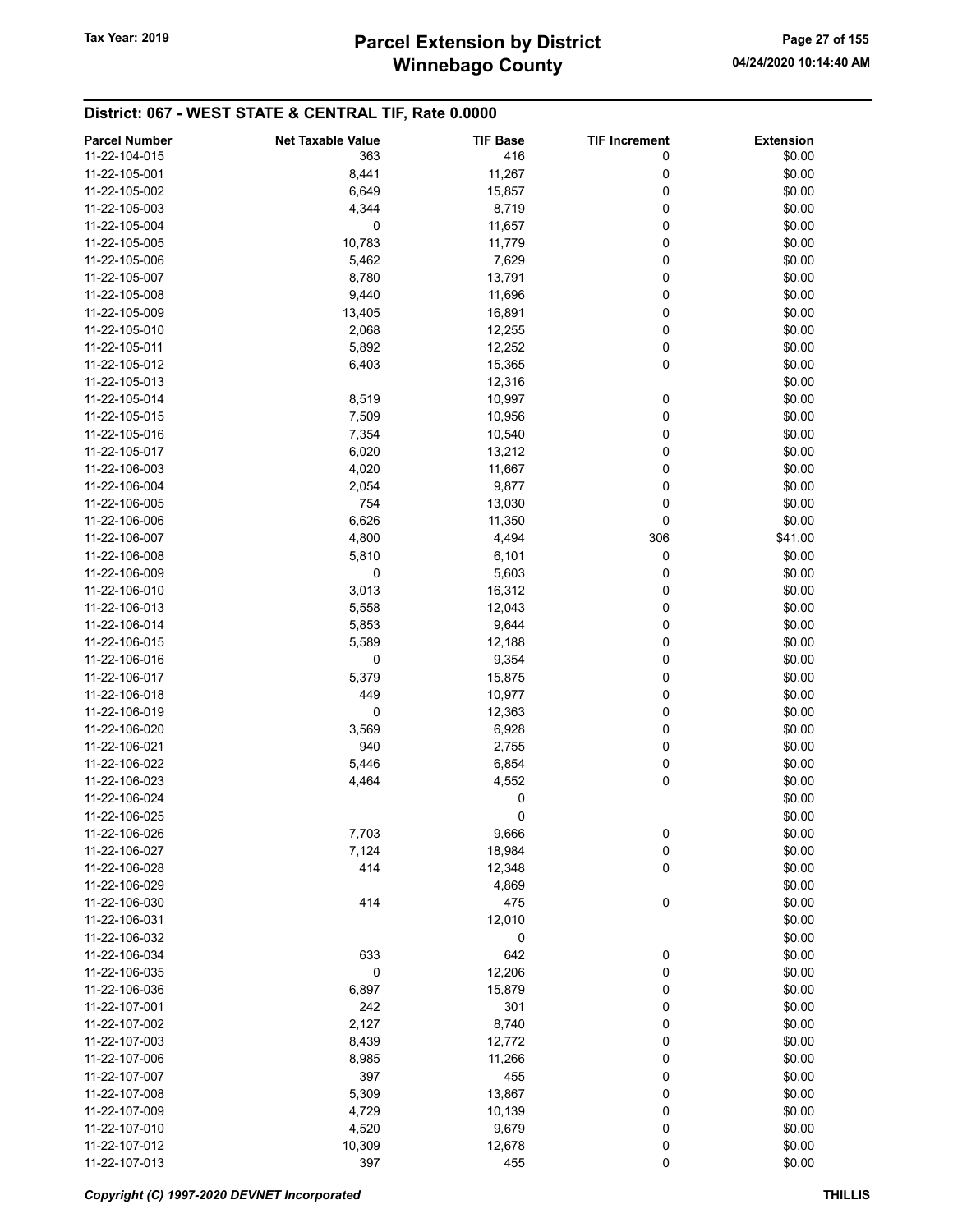## District: 067 - WEST STATE & CENTRAL TIF, Rate 0.0000

| Parcel Number | Net Taxable Value | TIF Base | TIF Increment | Extension |
|---|---|---|---|---|
| 11-22-104-015 | 363 | 416 | 0 | $0.00 |
| 11-22-105-001 | 8,441 | 11,267 | 0 | $0.00 |
| 11-22-105-002 | 6,649 | 15,857 | 0 | $0.00 |
| 11-22-105-003 | 4,344 | 8,719 | 0 | $0.00 |
| 11-22-105-004 | 0 | 11,657 | 0 | $0.00 |
| 11-22-105-005 | 10,783 | 11,779 | 0 | $0.00 |
| 11-22-105-006 | 5,462 | 7,629 | 0 | $0.00 |
| 11-22-105-007 | 8,780 | 13,791 | 0 | $0.00 |
| 11-22-105-008 | 9,440 | 11,696 | 0 | $0.00 |
| 11-22-105-009 | 13,405 | 16,891 | 0 | $0.00 |
| 11-22-105-010 | 2,068 | 12,255 | 0 | $0.00 |
| 11-22-105-011 | 5,892 | 12,252 | 0 | $0.00 |
| 11-22-105-012 | 6,403 | 15,365 | 0 | $0.00 |
| 11-22-105-013 | | 12,316 | | $0.00 |
| 11-22-105-014 | 8,519 | 10,997 | 0 | $0.00 |
| 11-22-105-015 | 7,509 | 10,956 | 0 | $0.00 |
| 11-22-105-016 | 7,354 | 10,540 | 0 | $0.00 |
| 11-22-105-017 | 6,020 | 13,212 | 0 | $0.00 |
| 11-22-106-003 | 4,020 | 11,667 | 0 | $0.00 |
| 11-22-106-004 | 2,054 | 9,877 | 0 | $0.00 |
| 11-22-106-005 | 754 | 13,030 | 0 | $0.00 |
| 11-22-106-006 | 6,626 | 11,350 | 0 | $0.00 |
| 11-22-106-007 | 4,800 | 4,494 | 306 | $41.00 |
| 11-22-106-008 | 5,810 | 6,101 | 0 | $0.00 |
| 11-22-106-009 | 0 | 5,603 | 0 | $0.00 |
| 11-22-106-010 | 3,013 | 16,312 | 0 | $0.00 |
| 11-22-106-013 | 5,558 | 12,043 | 0 | $0.00 |
| 11-22-106-014 | 5,853 | 9,644 | 0 | $0.00 |
| 11-22-106-015 | 5,589 | 12,188 | 0 | $0.00 |
| 11-22-106-016 | 0 | 9,354 | 0 | $0.00 |
| 11-22-106-017 | 5,379 | 15,875 | 0 | $0.00 |
| 11-22-106-018 | 449 | 10,977 | 0 | $0.00 |
| 11-22-106-019 | 0 | 12,363 | 0 | $0.00 |
| 11-22-106-020 | 3,569 | 6,928 | 0 | $0.00 |
| 11-22-106-021 | 940 | 2,755 | 0 | $0.00 |
| 11-22-106-022 | 5,446 | 6,854 | 0 | $0.00 |
| 11-22-106-023 | 4,464 | 4,552 | 0 | $0.00 |
| 11-22-106-024 | | 0 | | $0.00 |
| 11-22-106-025 | | 0 | | $0.00 |
| 11-22-106-026 | 7,703 | 9,666 | 0 | $0.00 |
| 11-22-106-027 | 7,124 | 18,984 | 0 | $0.00 |
| 11-22-106-028 | 414 | 12,348 | 0 | $0.00 |
| 11-22-106-029 | | 4,869 | | $0.00 |
| 11-22-106-030 | 414 | 475 | 0 | $0.00 |
| 11-22-106-031 | | 12,010 | | $0.00 |
| 11-22-106-032 | | 0 | | $0.00 |
| 11-22-106-034 | 633 | 642 | 0 | $0.00 |
| 11-22-106-035 | 0 | 12,206 | 0 | $0.00 |
| 11-22-106-036 | 6,897 | 15,879 | 0 | $0.00 |
| 11-22-107-001 | 242 | 301 | 0 | $0.00 |
| 11-22-107-002 | 2,127 | 8,740 | 0 | $0.00 |
| 11-22-107-003 | 8,439 | 12,772 | 0 | $0.00 |
| 11-22-107-006 | 8,985 | 11,266 | 0 | $0.00 |
| 11-22-107-007 | 397 | 455 | 0 | $0.00 |
| 11-22-107-008 | 5,309 | 13,867 | 0 | $0.00 |
| 11-22-107-009 | 4,729 | 10,139 | 0 | $0.00 |
| 11-22-107-010 | 4,520 | 9,679 | 0 | $0.00 |
| 11-22-107-012 | 10,309 | 12,678 | 0 | $0.00 |
| 11-22-107-013 | 397 | 455 | 0 | $0.00 |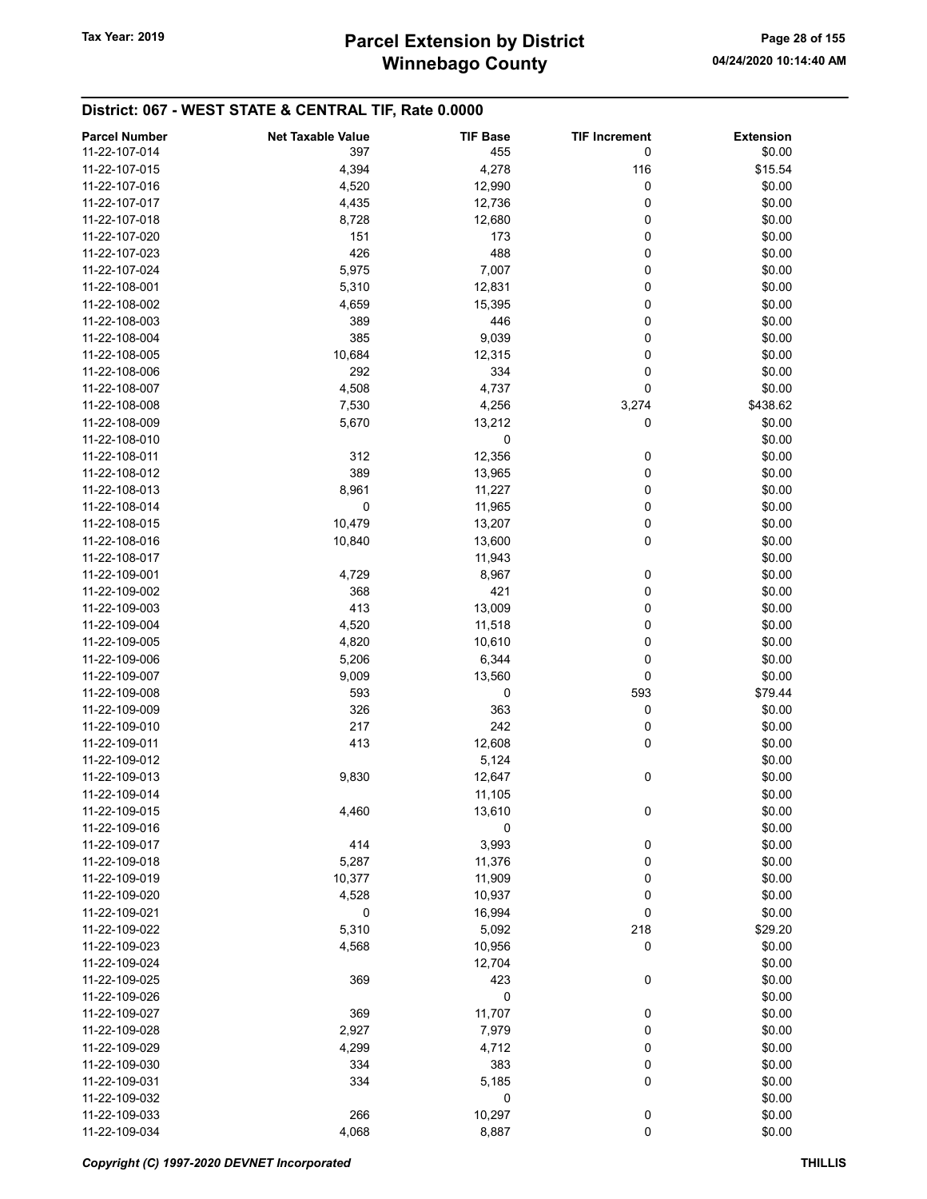## District: 067 - WEST STATE & CENTRAL TIF, Rate 0.0000

| Parcel Number | Net Taxable Value | TIF Base | TIF Increment | Extension |
|---|---|---|---|---|
| 11-22-107-014 | 397 | 455 | 0 | $0.00 |
| 11-22-107-015 | 4,394 | 4,278 | 116 | $15.54 |
| 11-22-107-016 | 4,520 | 12,990 | 0 | $0.00 |
| 11-22-107-017 | 4,435 | 12,736 | 0 | $0.00 |
| 11-22-107-018 | 8,728 | 12,680 | 0 | $0.00 |
| 11-22-107-020 | 151 | 173 | 0 | $0.00 |
| 11-22-107-023 | 426 | 488 | 0 | $0.00 |
| 11-22-107-024 | 5,975 | 7,007 | 0 | $0.00 |
| 11-22-108-001 | 5,310 | 12,831 | 0 | $0.00 |
| 11-22-108-002 | 4,659 | 15,395 | 0 | $0.00 |
| 11-22-108-003 | 389 | 446 | 0 | $0.00 |
| 11-22-108-004 | 385 | 9,039 | 0 | $0.00 |
| 11-22-108-005 | 10,684 | 12,315 | 0 | $0.00 |
| 11-22-108-006 | 292 | 334 | 0 | $0.00 |
| 11-22-108-007 | 4,508 | 4,737 | 0 | $0.00 |
| 11-22-108-008 | 7,530 | 4,256 | 3,274 | $438.62 |
| 11-22-108-009 | 5,670 | 13,212 | 0 | $0.00 |
| 11-22-108-010 | | 0 | | $0.00 |
| 11-22-108-011 | 312 | 12,356 | 0 | $0.00 |
| 11-22-108-012 | 389 | 13,965 | 0 | $0.00 |
| 11-22-108-013 | 8,961 | 11,227 | 0 | $0.00 |
| 11-22-108-014 | 0 | 11,965 | 0 | $0.00 |
| 11-22-108-015 | 10,479 | 13,207 | 0 | $0.00 |
| 11-22-108-016 | 10,840 | 13,600 | 0 | $0.00 |
| 11-22-108-017 | | 11,943 | | $0.00 |
| 11-22-109-001 | 4,729 | 8,967 | 0 | $0.00 |
| 11-22-109-002 | 368 | 421 | 0 | $0.00 |
| 11-22-109-003 | 413 | 13,009 | 0 | $0.00 |
| 11-22-109-004 | 4,520 | 11,518 | 0 | $0.00 |
| 11-22-109-005 | 4,820 | 10,610 | 0 | $0.00 |
| 11-22-109-006 | 5,206 | 6,344 | 0 | $0.00 |
| 11-22-109-007 | 9,009 | 13,560 | 0 | $0.00 |
| 11-22-109-008 | 593 | 0 | 593 | $79.44 |
| 11-22-109-009 | 326 | 363 | 0 | $0.00 |
| 11-22-109-010 | 217 | 242 | 0 | $0.00 |
| 11-22-109-011 | 413 | 12,608 | 0 | $0.00 |
| 11-22-109-012 | | 5,124 | | $0.00 |
| 11-22-109-013 | 9,830 | 12,647 | 0 | $0.00 |
| 11-22-109-014 | | 11,105 | | $0.00 |
| 11-22-109-015 | 4,460 | 13,610 | 0 | $0.00 |
| 11-22-109-016 | | 0 | | $0.00 |
| 11-22-109-017 | 414 | 3,993 | 0 | $0.00 |
| 11-22-109-018 | 5,287 | 11,376 | 0 | $0.00 |
| 11-22-109-019 | 10,377 | 11,909 | 0 | $0.00 |
| 11-22-109-020 | 4,528 | 10,937 | 0 | $0.00 |
| 11-22-109-021 | 0 | 16,994 | 0 | $0.00 |
| 11-22-109-022 | 5,310 | 5,092 | 218 | $29.20 |
| 11-22-109-023 | 4,568 | 10,956 | 0 | $0.00 |
| 11-22-109-024 | | 12,704 | | $0.00 |
| 11-22-109-025 | 369 | 423 | 0 | $0.00 |
| 11-22-109-026 | | 0 | | $0.00 |
| 11-22-109-027 | 369 | 11,707 | 0 | $0.00 |
| 11-22-109-028 | 2,927 | 7,979 | 0 | $0.00 |
| 11-22-109-029 | 4,299 | 4,712 | 0 | $0.00 |
| 11-22-109-030 | 334 | 383 | 0 | $0.00 |
| 11-22-109-031 | 334 | 5,185 | 0 | $0.00 |
| 11-22-109-032 | | 0 | | $0.00 |
| 11-22-109-033 | 266 | 10,297 | 0 | $0.00 |
| 11-22-109-034 | 4,068 | 8,887 | 0 | $0.00 |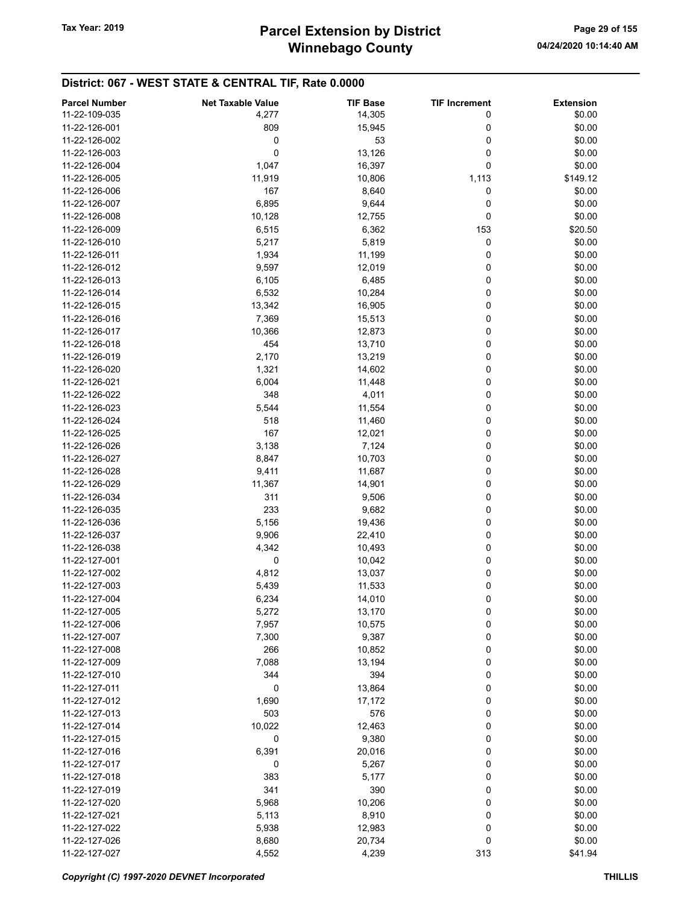## District: 067 - WEST STATE & CENTRAL TIF, Rate 0.0000

| Parcel Number | Net Taxable Value | TIF Base | TIF Increment | Extension |
|---|---|---|---|---|
| 11-22-109-035 | 4,277 | 14,305 | 0 | $0.00 |
| 11-22-126-001 | 809 | 15,945 | 0 | $0.00 |
| 11-22-126-002 | 0 | 53 | 0 | $0.00 |
| 11-22-126-003 | 0 | 13,126 | 0 | $0.00 |
| 11-22-126-004 | 1,047 | 16,397 | 0 | $0.00 |
| 11-22-126-005 | 11,919 | 10,806 | 1,113 | $149.12 |
| 11-22-126-006 | 167 | 8,640 | 0 | $0.00 |
| 11-22-126-007 | 6,895 | 9,644 | 0 | $0.00 |
| 11-22-126-008 | 10,128 | 12,755 | 0 | $0.00 |
| 11-22-126-009 | 6,515 | 6,362 | 153 | $20.50 |
| 11-22-126-010 | 5,217 | 5,819 | 0 | $0.00 |
| 11-22-126-011 | 1,934 | 11,199 | 0 | $0.00 |
| 11-22-126-012 | 9,597 | 12,019 | 0 | $0.00 |
| 11-22-126-013 | 6,105 | 6,485 | 0 | $0.00 |
| 11-22-126-014 | 6,532 | 10,284 | 0 | $0.00 |
| 11-22-126-015 | 13,342 | 16,905 | 0 | $0.00 |
| 11-22-126-016 | 7,369 | 15,513 | 0 | $0.00 |
| 11-22-126-017 | 10,366 | 12,873 | 0 | $0.00 |
| 11-22-126-018 | 454 | 13,710 | 0 | $0.00 |
| 11-22-126-019 | 2,170 | 13,219 | 0 | $0.00 |
| 11-22-126-020 | 1,321 | 14,602 | 0 | $0.00 |
| 11-22-126-021 | 6,004 | 11,448 | 0 | $0.00 |
| 11-22-126-022 | 348 | 4,011 | 0 | $0.00 |
| 11-22-126-023 | 5,544 | 11,554 | 0 | $0.00 |
| 11-22-126-024 | 518 | 11,460 | 0 | $0.00 |
| 11-22-126-025 | 167 | 12,021 | 0 | $0.00 |
| 11-22-126-026 | 3,138 | 7,124 | 0 | $0.00 |
| 11-22-126-027 | 8,847 | 10,703 | 0 | $0.00 |
| 11-22-126-028 | 9,411 | 11,687 | 0 | $0.00 |
| 11-22-126-029 | 11,367 | 14,901 | 0 | $0.00 |
| 11-22-126-034 | 311 | 9,506 | 0 | $0.00 |
| 11-22-126-035 | 233 | 9,682 | 0 | $0.00 |
| 11-22-126-036 | 5,156 | 19,436 | 0 | $0.00 |
| 11-22-126-037 | 9,906 | 22,410 | 0 | $0.00 |
| 11-22-126-038 | 4,342 | 10,493 | 0 | $0.00 |
| 11-22-127-001 | 0 | 10,042 | 0 | $0.00 |
| 11-22-127-002 | 4,812 | 13,037 | 0 | $0.00 |
| 11-22-127-003 | 5,439 | 11,533 | 0 | $0.00 |
| 11-22-127-004 | 6,234 | 14,010 | 0 | $0.00 |
| 11-22-127-005 | 5,272 | 13,170 | 0 | $0.00 |
| 11-22-127-006 | 7,957 | 10,575 | 0 | $0.00 |
| 11-22-127-007 | 7,300 | 9,387 | 0 | $0.00 |
| 11-22-127-008 | 266 | 10,852 | 0 | $0.00 |
| 11-22-127-009 | 7,088 | 13,194 | 0 | $0.00 |
| 11-22-127-010 | 344 | 394 | 0 | $0.00 |
| 11-22-127-011 | 0 | 13,864 | 0 | $0.00 |
| 11-22-127-012 | 1,690 | 17,172 | 0 | $0.00 |
| 11-22-127-013 | 503 | 576 | 0 | $0.00 |
| 11-22-127-014 | 10,022 | 12,463 | 0 | $0.00 |
| 11-22-127-015 | 0 | 9,380 | 0 | $0.00 |
| 11-22-127-016 | 6,391 | 20,016 | 0 | $0.00 |
| 11-22-127-017 | 0 | 5,267 | 0 | $0.00 |
| 11-22-127-018 | 383 | 5,177 | 0 | $0.00 |
| 11-22-127-019 | 341 | 390 | 0 | $0.00 |
| 11-22-127-020 | 5,968 | 10,206 | 0 | $0.00 |
| 11-22-127-021 | 5,113 | 8,910 | 0 | $0.00 |
| 11-22-127-022 | 5,938 | 12,983 | 0 | $0.00 |
| 11-22-127-026 | 8,680 | 20,734 | 0 | $0.00 |
| 11-22-127-027 | 4,552 | 4,239 | 313 | $41.94 |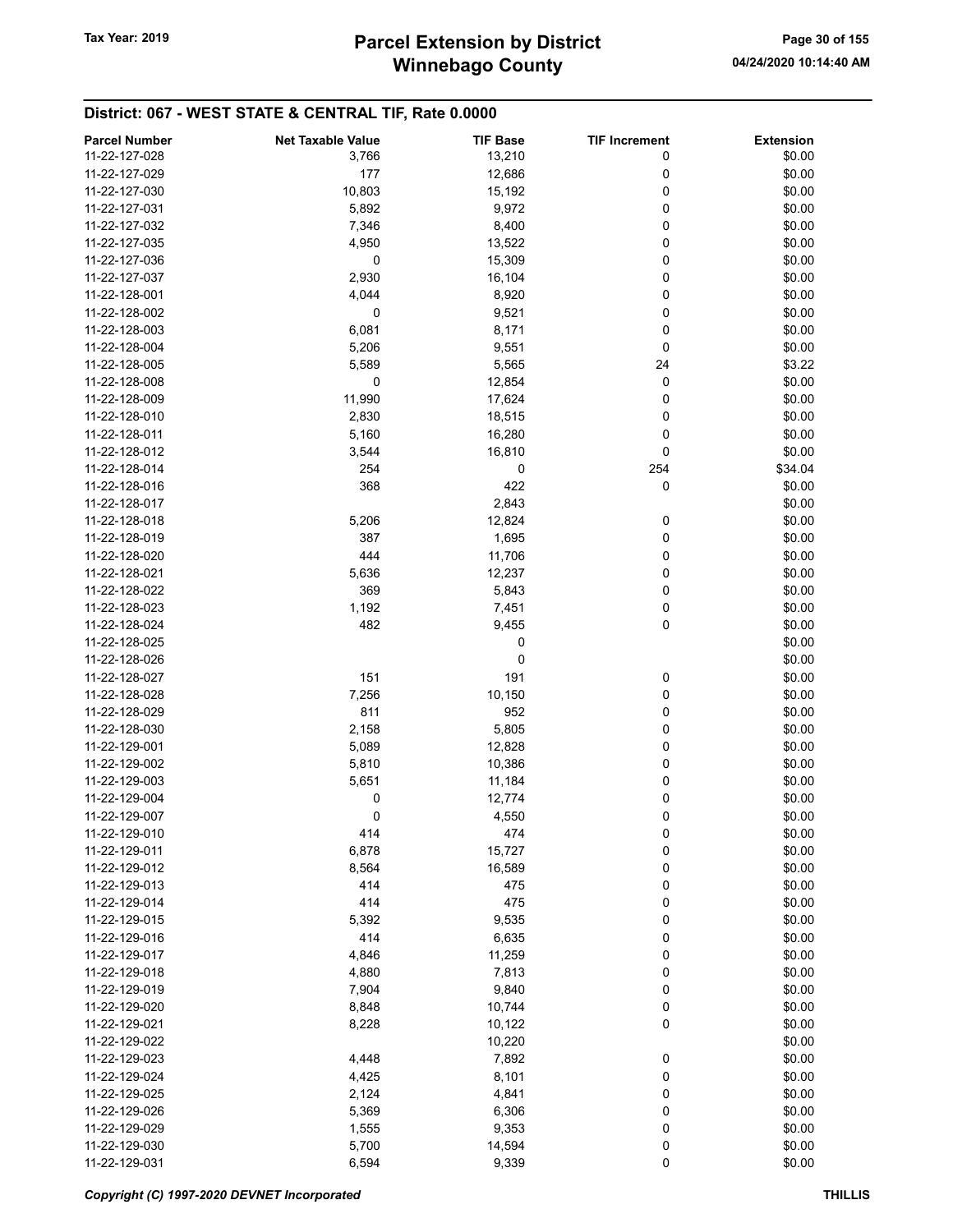## District: 067 - WEST STATE & CENTRAL TIF, Rate 0.0000

| Parcel Number | Net Taxable Value | TIF Base | TIF Increment | Extension |
|---|---|---|---|---|
| 11-22-127-028 | 3,766 | 13,210 | 0 | $0.00 |
| 11-22-127-029 | 177 | 12,686 | 0 | $0.00 |
| 11-22-127-030 | 10,803 | 15,192 | 0 | $0.00 |
| 11-22-127-031 | 5,892 | 9,972 | 0 | $0.00 |
| 11-22-127-032 | 7,346 | 8,400 | 0 | $0.00 |
| 11-22-127-035 | 4,950 | 13,522 | 0 | $0.00 |
| 11-22-127-036 | 0 | 15,309 | 0 | $0.00 |
| 11-22-127-037 | 2,930 | 16,104 | 0 | $0.00 |
| 11-22-128-001 | 4,044 | 8,920 | 0 | $0.00 |
| 11-22-128-002 | 0 | 9,521 | 0 | $0.00 |
| 11-22-128-003 | 6,081 | 8,171 | 0 | $0.00 |
| 11-22-128-004 | 5,206 | 9,551 | 0 | $0.00 |
| 11-22-128-005 | 5,589 | 5,565 | 24 | $3.22 |
| 11-22-128-008 | 0 | 12,854 | 0 | $0.00 |
| 11-22-128-009 | 11,990 | 17,624 | 0 | $0.00 |
| 11-22-128-010 | 2,830 | 18,515 | 0 | $0.00 |
| 11-22-128-011 | 5,160 | 16,280 | 0 | $0.00 |
| 11-22-128-012 | 3,544 | 16,810 | 0 | $0.00 |
| 11-22-128-014 | 254 | 0 | 254 | $34.04 |
| 11-22-128-016 | 368 | 422 | 0 | $0.00 |
| 11-22-128-017 | | 2,843 | | $0.00 |
| 11-22-128-018 | 5,206 | 12,824 | 0 | $0.00 |
| 11-22-128-019 | 387 | 1,695 | 0 | $0.00 |
| 11-22-128-020 | 444 | 11,706 | 0 | $0.00 |
| 11-22-128-021 | 5,636 | 12,237 | 0 | $0.00 |
| 11-22-128-022 | 369 | 5,843 | 0 | $0.00 |
| 11-22-128-023 | 1,192 | 7,451 | 0 | $0.00 |
| 11-22-128-024 | 482 | 9,455 | 0 | $0.00 |
| 11-22-128-025 | | 0 | | $0.00 |
| 11-22-128-026 | | 0 | | $0.00 |
| 11-22-128-027 | 151 | 191 | 0 | $0.00 |
| 11-22-128-028 | 7,256 | 10,150 | 0 | $0.00 |
| 11-22-128-029 | 811 | 952 | 0 | $0.00 |
| 11-22-128-030 | 2,158 | 5,805 | 0 | $0.00 |
| 11-22-129-001 | 5,089 | 12,828 | 0 | $0.00 |
| 11-22-129-002 | 5,810 | 10,386 | 0 | $0.00 |
| 11-22-129-003 | 5,651 | 11,184 | 0 | $0.00 |
| 11-22-129-004 | 0 | 12,774 | 0 | $0.00 |
| 11-22-129-007 | 0 | 4,550 | 0 | $0.00 |
| 11-22-129-010 | 414 | 474 | 0 | $0.00 |
| 11-22-129-011 | 6,878 | 15,727 | 0 | $0.00 |
| 11-22-129-012 | 8,564 | 16,589 | 0 | $0.00 |
| 11-22-129-013 | 414 | 475 | 0 | $0.00 |
| 11-22-129-014 | 414 | 475 | 0 | $0.00 |
| 11-22-129-015 | 5,392 | 9,535 | 0 | $0.00 |
| 11-22-129-016 | 414 | 6,635 | 0 | $0.00 |
| 11-22-129-017 | 4,846 | 11,259 | 0 | $0.00 |
| 11-22-129-018 | 4,880 | 7,813 | 0 | $0.00 |
| 11-22-129-019 | 7,904 | 9,840 | 0 | $0.00 |
| 11-22-129-020 | 8,848 | 10,744 | 0 | $0.00 |
| 11-22-129-021 | 8,228 | 10,122 | 0 | $0.00 |
| 11-22-129-022 | | 10,220 | | $0.00 |
| 11-22-129-023 | 4,448 | 7,892 | 0 | $0.00 |
| 11-22-129-024 | 4,425 | 8,101 | 0 | $0.00 |
| 11-22-129-025 | 2,124 | 4,841 | 0 | $0.00 |
| 11-22-129-026 | 5,369 | 6,306 | 0 | $0.00 |
| 11-22-129-029 | 1,555 | 9,353 | 0 | $0.00 |
| 11-22-129-030 | 5,700 | 14,594 | 0 | $0.00 |
| 11-22-129-031 | 6,594 | 9,339 | 0 | $0.00 |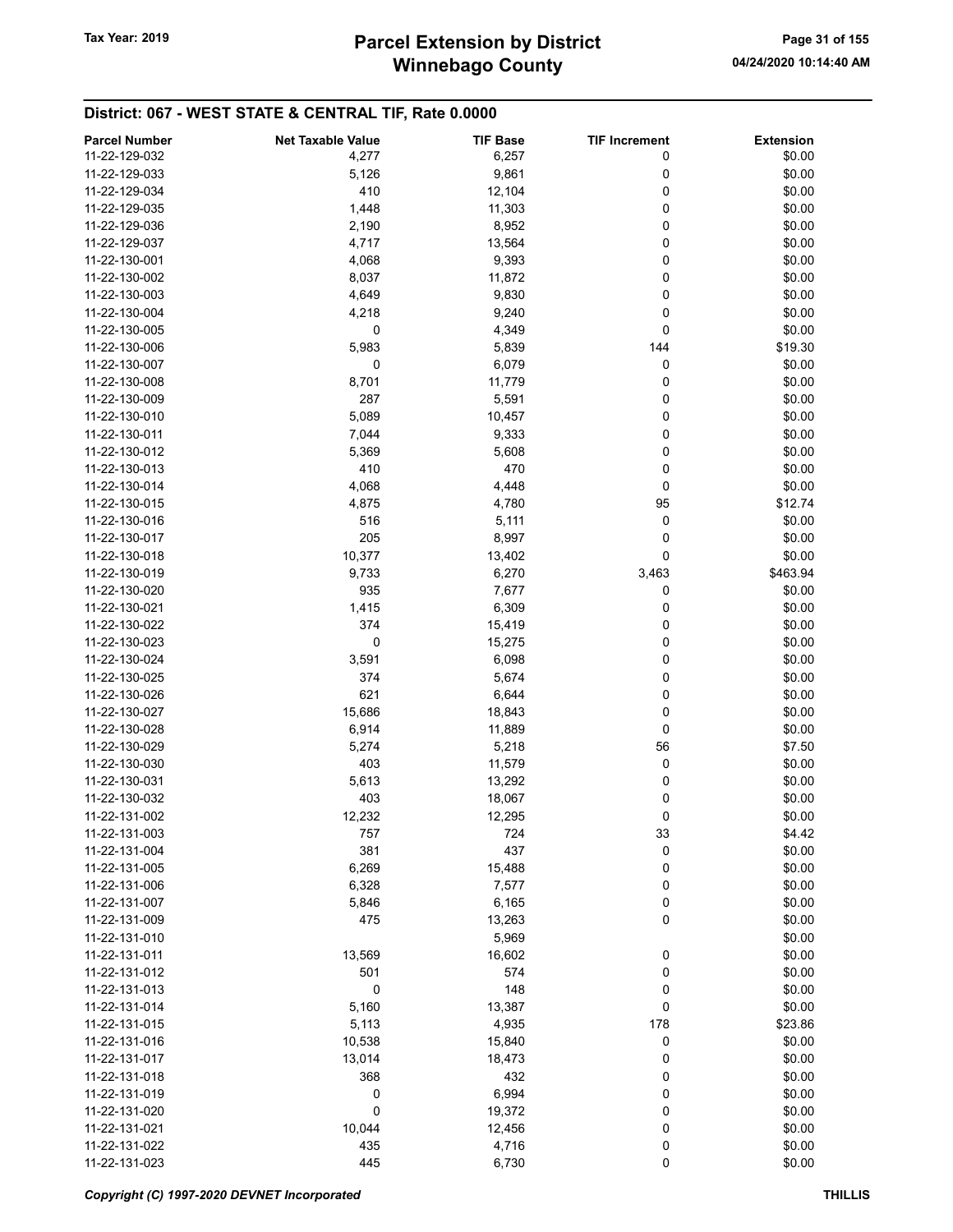## District: 067 - WEST STATE & CENTRAL TIF, Rate 0.0000

| Parcel Number | Net Taxable Value | TIF Base | TIF Increment | Extension |
|---|---|---|---|---|
| 11-22-129-032 | 4,277 | 6,257 | 0 | $0.00 |
| 11-22-129-033 | 5,126 | 9,861 | 0 | $0.00 |
| 11-22-129-034 | 410 | 12,104 | 0 | $0.00 |
| 11-22-129-035 | 1,448 | 11,303 | 0 | $0.00 |
| 11-22-129-036 | 2,190 | 8,952 | 0 | $0.00 |
| 11-22-129-037 | 4,717 | 13,564 | 0 | $0.00 |
| 11-22-130-001 | 4,068 | 9,393 | 0 | $0.00 |
| 11-22-130-002 | 8,037 | 11,872 | 0 | $0.00 |
| 11-22-130-003 | 4,649 | 9,830 | 0 | $0.00 |
| 11-22-130-004 | 4,218 | 9,240 | 0 | $0.00 |
| 11-22-130-005 | 0 | 4,349 | 0 | $0.00 |
| 11-22-130-006 | 5,983 | 5,839 | 144 | $19.30 |
| 11-22-130-007 | 0 | 6,079 | 0 | $0.00 |
| 11-22-130-008 | 8,701 | 11,779 | 0 | $0.00 |
| 11-22-130-009 | 287 | 5,591 | 0 | $0.00 |
| 11-22-130-010 | 5,089 | 10,457 | 0 | $0.00 |
| 11-22-130-011 | 7,044 | 9,333 | 0 | $0.00 |
| 11-22-130-012 | 5,369 | 5,608 | 0 | $0.00 |
| 11-22-130-013 | 410 | 470 | 0 | $0.00 |
| 11-22-130-014 | 4,068 | 4,448 | 0 | $0.00 |
| 11-22-130-015 | 4,875 | 4,780 | 95 | $12.74 |
| 11-22-130-016 | 516 | 5,111 | 0 | $0.00 |
| 11-22-130-017 | 205 | 8,997 | 0 | $0.00 |
| 11-22-130-018 | 10,377 | 13,402 | 0 | $0.00 |
| 11-22-130-019 | 9,733 | 6,270 | 3,463 | $463.94 |
| 11-22-130-020 | 935 | 7,677 | 0 | $0.00 |
| 11-22-130-021 | 1,415 | 6,309 | 0 | $0.00 |
| 11-22-130-022 | 374 | 15,419 | 0 | $0.00 |
| 11-22-130-023 | 0 | 15,275 | 0 | $0.00 |
| 11-22-130-024 | 3,591 | 6,098 | 0 | $0.00 |
| 11-22-130-025 | 374 | 5,674 | 0 | $0.00 |
| 11-22-130-026 | 621 | 6,644 | 0 | $0.00 |
| 11-22-130-027 | 15,686 | 18,843 | 0 | $0.00 |
| 11-22-130-028 | 6,914 | 11,889 | 0 | $0.00 |
| 11-22-130-029 | 5,274 | 5,218 | 56 | $7.50 |
| 11-22-130-030 | 403 | 11,579 | 0 | $0.00 |
| 11-22-130-031 | 5,613 | 13,292 | 0 | $0.00 |
| 11-22-130-032 | 403 | 18,067 | 0 | $0.00 |
| 11-22-131-002 | 12,232 | 12,295 | 0 | $0.00 |
| 11-22-131-003 | 757 | 724 | 33 | $4.42 |
| 11-22-131-004 | 381 | 437 | 0 | $0.00 |
| 11-22-131-005 | 6,269 | 15,488 | 0 | $0.00 |
| 11-22-131-006 | 6,328 | 7,577 | 0 | $0.00 |
| 11-22-131-007 | 5,846 | 6,165 | 0 | $0.00 |
| 11-22-131-009 | 475 | 13,263 | 0 | $0.00 |
| 11-22-131-010 | | 5,969 | | $0.00 |
| 11-22-131-011 | 13,569 | 16,602 | 0 | $0.00 |
| 11-22-131-012 | 501 | 574 | 0 | $0.00 |
| 11-22-131-013 | 0 | 148 | 0 | $0.00 |
| 11-22-131-014 | 5,160 | 13,387 | 0 | $0.00 |
| 11-22-131-015 | 5,113 | 4,935 | 178 | $23.86 |
| 11-22-131-016 | 10,538 | 15,840 | 0 | $0.00 |
| 11-22-131-017 | 13,014 | 18,473 | 0 | $0.00 |
| 11-22-131-018 | 368 | 432 | 0 | $0.00 |
| 11-22-131-019 | 0 | 6,994 | 0 | $0.00 |
| 11-22-131-020 | 0 | 19,372 | 0 | $0.00 |
| 11-22-131-021 | 10,044 | 12,456 | 0 | $0.00 |
| 11-22-131-022 | 435 | 4,716 | 0 | $0.00 |
| 11-22-131-023 | 445 | 6,730 | 0 | $0.00 |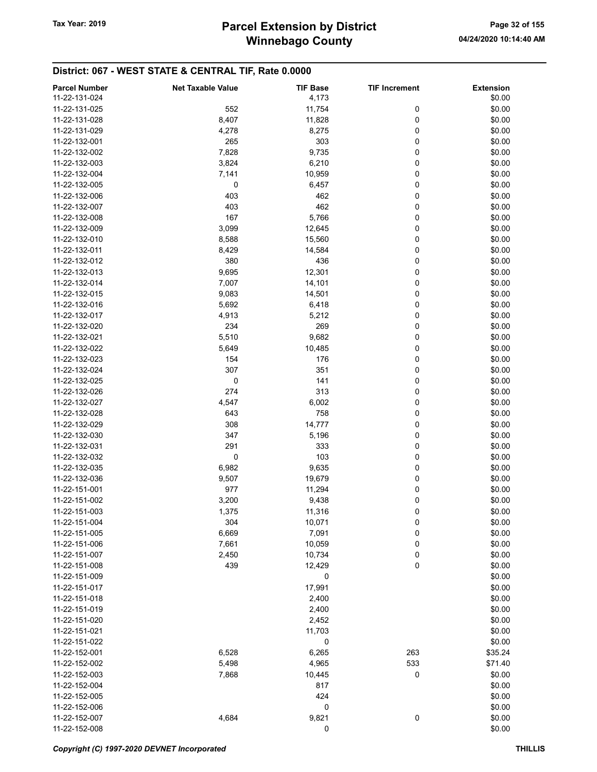## District: 067 - WEST STATE & CENTRAL TIF, Rate 0.0000

| Parcel Number | Net Taxable Value | TIF Base | TIF Increment | Extension |
|---|---|---|---|---|
| 11-22-131-024 | | 4,173 | | $0.00 |
| 11-22-131-025 | 552 | 11,754 | 0 | $0.00 |
| 11-22-131-028 | 8,407 | 11,828 | 0 | $0.00 |
| 11-22-131-029 | 4,278 | 8,275 | 0 | $0.00 |
| 11-22-132-001 | 265 | 303 | 0 | $0.00 |
| 11-22-132-002 | 7,828 | 9,735 | 0 | $0.00 |
| 11-22-132-003 | 3,824 | 6,210 | 0 | $0.00 |
| 11-22-132-004 | 7,141 | 10,959 | 0 | $0.00 |
| 11-22-132-005 | 0 | 6,457 | 0 | $0.00 |
| 11-22-132-006 | 403 | 462 | 0 | $0.00 |
| 11-22-132-007 | 403 | 462 | 0 | $0.00 |
| 11-22-132-008 | 167 | 5,766 | 0 | $0.00 |
| 11-22-132-009 | 3,099 | 12,645 | 0 | $0.00 |
| 11-22-132-010 | 8,588 | 15,560 | 0 | $0.00 |
| 11-22-132-011 | 8,429 | 14,584 | 0 | $0.00 |
| 11-22-132-012 | 380 | 436 | 0 | $0.00 |
| 11-22-132-013 | 9,695 | 12,301 | 0 | $0.00 |
| 11-22-132-014 | 7,007 | 14,101 | 0 | $0.00 |
| 11-22-132-015 | 9,083 | 14,501 | 0 | $0.00 |
| 11-22-132-016 | 5,692 | 6,418 | 0 | $0.00 |
| 11-22-132-017 | 4,913 | 5,212 | 0 | $0.00 |
| 11-22-132-020 | 234 | 269 | 0 | $0.00 |
| 11-22-132-021 | 5,510 | 9,682 | 0 | $0.00 |
| 11-22-132-022 | 5,649 | 10,485 | 0 | $0.00 |
| 11-22-132-023 | 154 | 176 | 0 | $0.00 |
| 11-22-132-024 | 307 | 351 | 0 | $0.00 |
| 11-22-132-025 | 0 | 141 | 0 | $0.00 |
| 11-22-132-026 | 274 | 313 | 0 | $0.00 |
| 11-22-132-027 | 4,547 | 6,002 | 0 | $0.00 |
| 11-22-132-028 | 643 | 758 | 0 | $0.00 |
| 11-22-132-029 | 308 | 14,777 | 0 | $0.00 |
| 11-22-132-030 | 347 | 5,196 | 0 | $0.00 |
| 11-22-132-031 | 291 | 333 | 0 | $0.00 |
| 11-22-132-032 | 0 | 103 | 0 | $0.00 |
| 11-22-132-035 | 6,982 | 9,635 | 0 | $0.00 |
| 11-22-132-036 | 9,507 | 19,679 | 0 | $0.00 |
| 11-22-151-001 | 977 | 11,294 | 0 | $0.00 |
| 11-22-151-002 | 3,200 | 9,438 | 0 | $0.00 |
| 11-22-151-003 | 1,375 | 11,316 | 0 | $0.00 |
| 11-22-151-004 | 304 | 10,071 | 0 | $0.00 |
| 11-22-151-005 | 6,669 | 7,091 | 0 | $0.00 |
| 11-22-151-006 | 7,661 | 10,059 | 0 | $0.00 |
| 11-22-151-007 | 2,450 | 10,734 | 0 | $0.00 |
| 11-22-151-008 | 439 | 12,429 | 0 | $0.00 |
| 11-22-151-009 | | 0 | | $0.00 |
| 11-22-151-017 | | 17,991 | | $0.00 |
| 11-22-151-018 | | 2,400 | | $0.00 |
| 11-22-151-019 | | 2,400 | | $0.00 |
| 11-22-151-020 | | 2,452 | | $0.00 |
| 11-22-151-021 | | 11,703 | | $0.00 |
| 11-22-151-022 | | 0 | | $0.00 |
| 11-22-152-001 | 6,528 | 6,265 | 263 | $35.24 |
| 11-22-152-002 | 5,498 | 4,965 | 533 | $71.40 |
| 11-22-152-003 | 7,868 | 10,445 | 0 | $0.00 |
| 11-22-152-004 | | 817 | | $0.00 |
| 11-22-152-005 | | 424 | | $0.00 |
| 11-22-152-006 | | 0 | | $0.00 |
| 11-22-152-007 | 4,684 | 9,821 | 0 | $0.00 |
| 11-22-152-008 | | 0 | | $0.00 |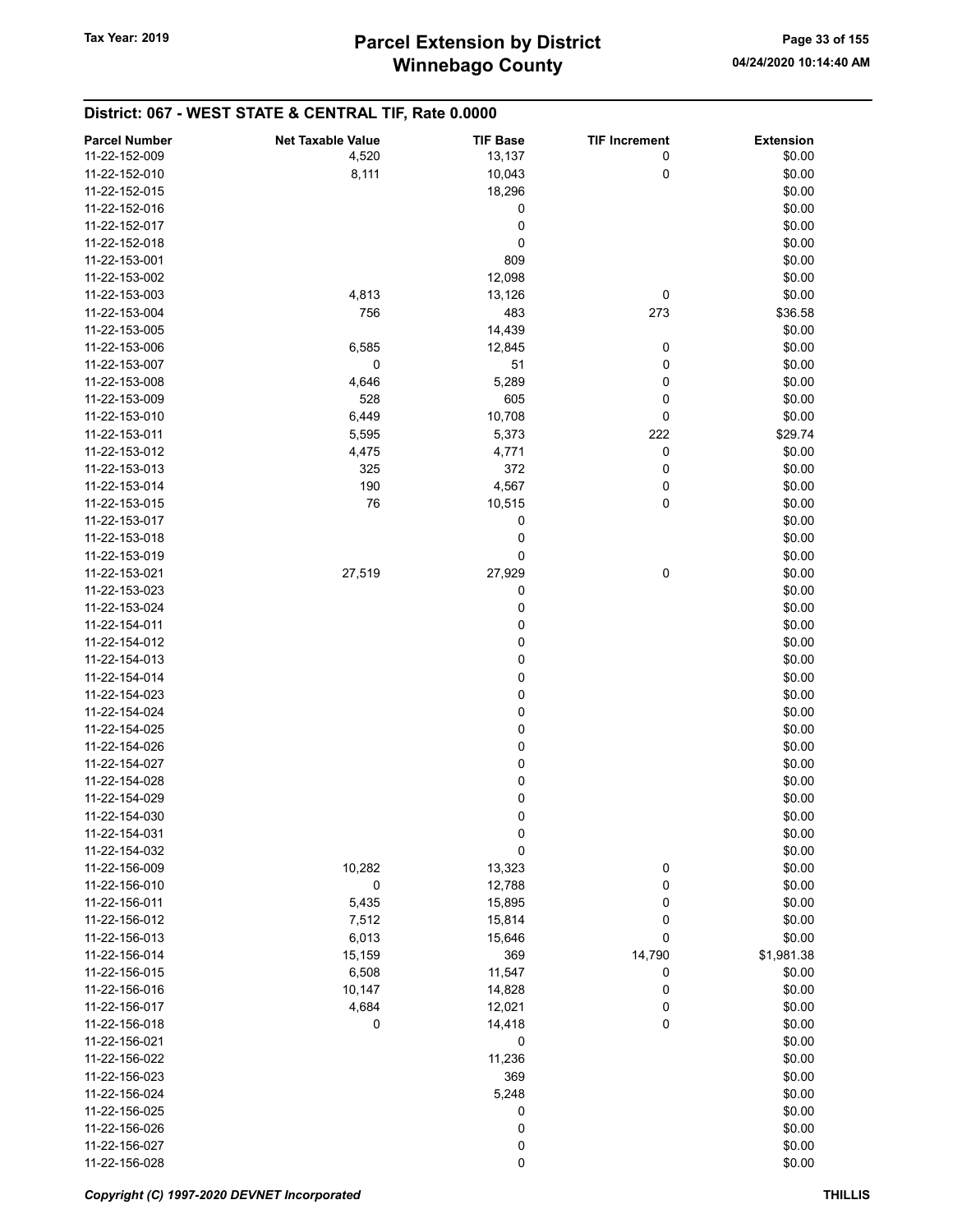# Parcel Extension by District
# Winnebago County

Tax Year: 2019

04/24/2020 10:14:40 AM

## District: 067 - WEST STATE & CENTRAL TIF, Rate 0.0000

| Parcel Number | Net Taxable Value | TIF Base | TIF Increment | Extension |
|---|---|---|---|---|
| 11-22-152-009 | 4,520 | 13,137 | 0 | $0.00 |
| 11-22-152-010 | 8,111 | 10,043 | 0 | $0.00 |
| 11-22-152-015 | | 18,296 | | $0.00 |
| 11-22-152-016 | | 0 | | $0.00 |
| 11-22-152-017 | | 0 | | $0.00 |
| 11-22-152-018 | | 0 | | $0.00 |
| 11-22-153-001 | | 809 | | $0.00 |
| 11-22-153-002 | | 12,098 | | $0.00 |
| 11-22-153-003 | 4,813 | 13,126 | 0 | $0.00 |
| 11-22-153-004 | 756 | 483 | 273 | $36.58 |
| 11-22-153-005 | | 14,439 | | $0.00 |
| 11-22-153-006 | 6,585 | 12,845 | 0 | $0.00 |
| 11-22-153-007 | 0 | 51 | 0 | $0.00 |
| 11-22-153-008 | 4,646 | 5,289 | 0 | $0.00 |
| 11-22-153-009 | 528 | 605 | 0 | $0.00 |
| 11-22-153-010 | 6,449 | 10,708 | 0 | $0.00 |
| 11-22-153-011 | 5,595 | 5,373 | 222 | $29.74 |
| 11-22-153-012 | 4,475 | 4,771 | 0 | $0.00 |
| 11-22-153-013 | 325 | 372 | 0 | $0.00 |
| 11-22-153-014 | 190 | 4,567 | 0 | $0.00 |
| 11-22-153-015 | 76 | 10,515 | 0 | $0.00 |
| 11-22-153-017 | | 0 | | $0.00 |
| 11-22-153-018 | | 0 | | $0.00 |
| 11-22-153-019 | | 0 | | $0.00 |
| 11-22-153-021 | 27,519 | 27,929 | 0 | $0.00 |
| 11-22-153-023 | | 0 | | $0.00 |
| 11-22-153-024 | | 0 | | $0.00 |
| 11-22-154-011 | | 0 | | $0.00 |
| 11-22-154-012 | | 0 | | $0.00 |
| 11-22-154-013 | | 0 | | $0.00 |
| 11-22-154-014 | | 0 | | $0.00 |
| 11-22-154-023 | | 0 | | $0.00 |
| 11-22-154-024 | | 0 | | $0.00 |
| 11-22-154-025 | | 0 | | $0.00 |
| 11-22-154-026 | | 0 | | $0.00 |
| 11-22-154-027 | | 0 | | $0.00 |
| 11-22-154-028 | | 0 | | $0.00 |
| 11-22-154-029 | | 0 | | $0.00 |
| 11-22-154-030 | | 0 | | $0.00 |
| 11-22-154-031 | | 0 | | $0.00 |
| 11-22-154-032 | | 0 | | $0.00 |
| 11-22-156-009 | 10,282 | 13,323 | 0 | $0.00 |
| 11-22-156-010 | 0 | 12,788 | 0 | $0.00 |
| 11-22-156-011 | 5,435 | 15,895 | 0 | $0.00 |
| 11-22-156-012 | 7,512 | 15,814 | 0 | $0.00 |
| 11-22-156-013 | 6,013 | 15,646 | 0 | $0.00 |
| 11-22-156-014 | 15,159 | 369 | 14,790 | $1,981.38 |
| 11-22-156-015 | 6,508 | 11,547 | 0 | $0.00 |
| 11-22-156-016 | 10,147 | 14,828 | 0 | $0.00 |
| 11-22-156-017 | 4,684 | 12,021 | 0 | $0.00 |
| 11-22-156-018 | 0 | 14,418 | 0 | $0.00 |
| 11-22-156-021 | | 0 | | $0.00 |
| 11-22-156-022 | | 11,236 | | $0.00 |
| 11-22-156-023 | | 369 | | $0.00 |
| 11-22-156-024 | | 5,248 | | $0.00 |
| 11-22-156-025 | | 0 | | $0.00 |
| 11-22-156-026 | | 0 | | $0.00 |
| 11-22-156-027 | | 0 | | $0.00 |
| 11-22-156-028 | | 0 | | $0.00 |

*Copyright (C) 1997-2020 DEVNET Incorporated* THILLIS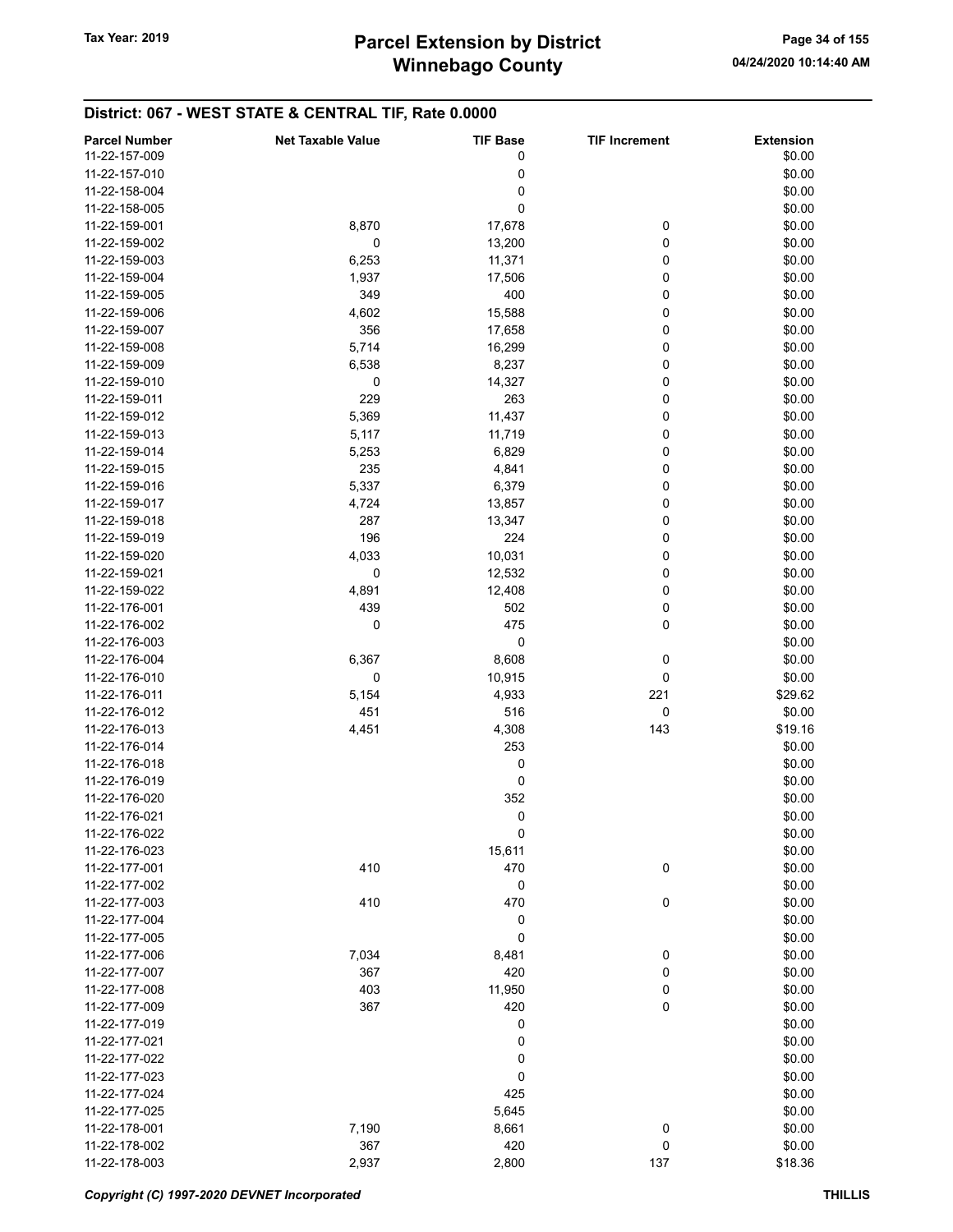## District: 067 - WEST STATE & CENTRAL TIF, Rate 0.0000

| Parcel Number | Net Taxable Value | TIF Base | TIF Increment | Extension |
|---|---|---|---|---|
| 11-22-157-009 | | 0 | | $0.00 |
| 11-22-157-010 | | 0 | | $0.00 |
| 11-22-158-004 | | 0 | | $0.00 |
| 11-22-158-005 | | 0 | | $0.00 |
| 11-22-159-001 | 8,870 | 17,678 | 0 | $0.00 |
| 11-22-159-002 | 0 | 13,200 | 0 | $0.00 |
| 11-22-159-003 | 6,253 | 11,371 | 0 | $0.00 |
| 11-22-159-004 | 1,937 | 17,506 | 0 | $0.00 |
| 11-22-159-005 | 349 | 400 | 0 | $0.00 |
| 11-22-159-006 | 4,602 | 15,588 | 0 | $0.00 |
| 11-22-159-007 | 356 | 17,658 | 0 | $0.00 |
| 11-22-159-008 | 5,714 | 16,299 | 0 | $0.00 |
| 11-22-159-009 | 6,538 | 8,237 | 0 | $0.00 |
| 11-22-159-010 | 0 | 14,327 | 0 | $0.00 |
| 11-22-159-011 | 229 | 263 | 0 | $0.00 |
| 11-22-159-012 | 5,369 | 11,437 | 0 | $0.00 |
| 11-22-159-013 | 5,117 | 11,719 | 0 | $0.00 |
| 11-22-159-014 | 5,253 | 6,829 | 0 | $0.00 |
| 11-22-159-015 | 235 | 4,841 | 0 | $0.00 |
| 11-22-159-016 | 5,337 | 6,379 | 0 | $0.00 |
| 11-22-159-017 | 4,724 | 13,857 | 0 | $0.00 |
| 11-22-159-018 | 287 | 13,347 | 0 | $0.00 |
| 11-22-159-019 | 196 | 224 | 0 | $0.00 |
| 11-22-159-020 | 4,033 | 10,031 | 0 | $0.00 |
| 11-22-159-021 | 0 | 12,532 | 0 | $0.00 |
| 11-22-159-022 | 4,891 | 12,408 | 0 | $0.00 |
| 11-22-176-001 | 439 | 502 | 0 | $0.00 |
| 11-22-176-002 | 0 | 475 | 0 | $0.00 |
| 11-22-176-003 | | 0 | | $0.00 |
| 11-22-176-004 | 6,367 | 8,608 | 0 | $0.00 |
| 11-22-176-010 | 0 | 10,915 | 0 | $0.00 |
| 11-22-176-011 | 5,154 | 4,933 | 221 | $29.62 |
| 11-22-176-012 | 451 | 516 | 0 | $0.00 |
| 11-22-176-013 | 4,451 | 4,308 | 143 | $19.16 |
| 11-22-176-014 | | 253 | | $0.00 |
| 11-22-176-018 | | 0 | | $0.00 |
| 11-22-176-019 | | 0 | | $0.00 |
| 11-22-176-020 | | 352 | | $0.00 |
| 11-22-176-021 | | 0 | | $0.00 |
| 11-22-176-022 | | 0 | | $0.00 |
| 11-22-176-023 | | 15,611 | | $0.00 |
| 11-22-177-001 | 410 | 470 | 0 | $0.00 |
| 11-22-177-002 | | 0 | | $0.00 |
| 11-22-177-003 | 410 | 470 | 0 | $0.00 |
| 11-22-177-004 | | 0 | | $0.00 |
| 11-22-177-005 | | 0 | | $0.00 |
| 11-22-177-006 | 7,034 | 8,481 | 0 | $0.00 |
| 11-22-177-007 | 367 | 420 | 0 | $0.00 |
| 11-22-177-008 | 403 | 11,950 | 0 | $0.00 |
| 11-22-177-009 | 367 | 420 | 0 | $0.00 |
| 11-22-177-019 | | 0 | | $0.00 |
| 11-22-177-021 | | 0 | | $0.00 |
| 11-22-177-022 | | 0 | | $0.00 |
| 11-22-177-023 | | 0 | | $0.00 |
| 11-22-177-024 | | 425 | | $0.00 |
| 11-22-177-025 | | 5,645 | | $0.00 |
| 11-22-178-001 | 7,190 | 8,661 | 0 | $0.00 |
| 11-22-178-002 | 367 | 420 | 0 | $0.00 |
| 11-22-178-003 | 2,937 | 2,800 | 137 | $18.36 |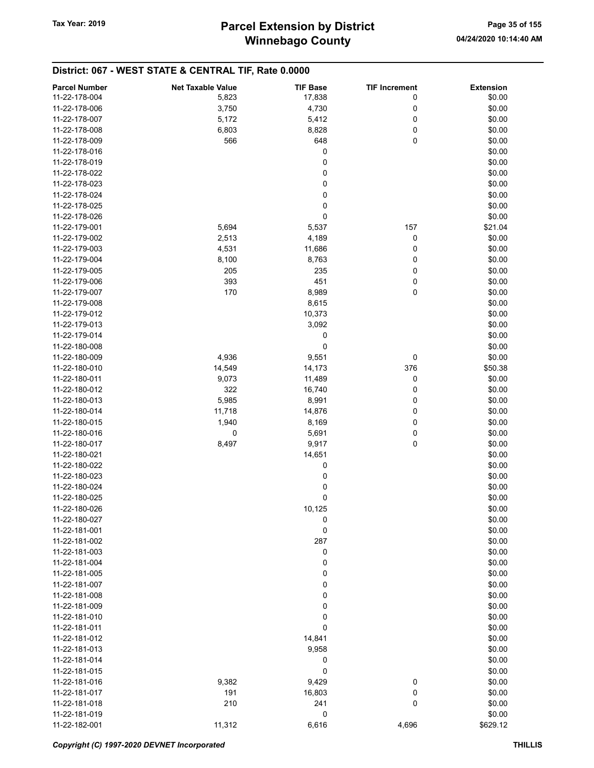# Parcel Extension by District
# Winnebago County

Tax Year: 2019

04/24/2020 10:14:40 AM

## District: 067 - WEST STATE & CENTRAL TIF, Rate 0.0000

| Parcel Number | Net Taxable Value | TIF Base | TIF Increment | Extension |
|---|---|---|---|---|
| 11-22-178-004 | 5,823 | 17,838 | 0 | $0.00 |
| 11-22-178-006 | 3,750 | 4,730 | 0 | $0.00 |
| 11-22-178-007 | 5,172 | 5,412 | 0 | $0.00 |
| 11-22-178-008 | 6,803 | 8,828 | 0 | $0.00 |
| 11-22-178-009 | 566 | 648 | 0 | $0.00 |
| 11-22-178-016 | | 0 | | $0.00 |
| 11-22-178-019 | | 0 | | $0.00 |
| 11-22-178-022 | | 0 | | $0.00 |
| 11-22-178-023 | | 0 | | $0.00 |
| 11-22-178-024 | | 0 | | $0.00 |
| 11-22-178-025 | | 0 | | $0.00 |
| 11-22-178-026 | | 0 | | $0.00 |
| 11-22-179-001 | 5,694 | 5,537 | 157 | $21.04 |
| 11-22-179-002 | 2,513 | 4,189 | 0 | $0.00 |
| 11-22-179-003 | 4,531 | 11,686 | 0 | $0.00 |
| 11-22-179-004 | 8,100 | 8,763 | 0 | $0.00 |
| 11-22-179-005 | 205 | 235 | 0 | $0.00 |
| 11-22-179-006 | 393 | 451 | 0 | $0.00 |
| 11-22-179-007 | 170 | 8,989 | 0 | $0.00 |
| 11-22-179-008 | | 8,615 | | $0.00 |
| 11-22-179-012 | | 10,373 | | $0.00 |
| 11-22-179-013 | | 3,092 | | $0.00 |
| 11-22-179-014 | | 0 | | $0.00 |
| 11-22-180-008 | | 0 | | $0.00 |
| 11-22-180-009 | 4,936 | 9,551 | 0 | $0.00 |
| 11-22-180-010 | 14,549 | 14,173 | 376 | $50.38 |
| 11-22-180-011 | 9,073 | 11,489 | 0 | $0.00 |
| 11-22-180-012 | 322 | 16,740 | 0 | $0.00 |
| 11-22-180-013 | 5,985 | 8,991 | 0 | $0.00 |
| 11-22-180-014 | 11,718 | 14,876 | 0 | $0.00 |
| 11-22-180-015 | 1,940 | 8,169 | 0 | $0.00 |
| 11-22-180-016 | 0 | 5,691 | 0 | $0.00 |
| 11-22-180-017 | 8,497 | 9,917 | 0 | $0.00 |
| 11-22-180-021 | | 14,651 | | $0.00 |
| 11-22-180-022 | | 0 | | $0.00 |
| 11-22-180-023 | | 0 | | $0.00 |
| 11-22-180-024 | | 0 | | $0.00 |
| 11-22-180-025 | | 0 | | $0.00 |
| 11-22-180-026 | | 10,125 | | $0.00 |
| 11-22-180-027 | | 0 | | $0.00 |
| 11-22-181-001 | | 0 | | $0.00 |
| 11-22-181-002 | | 287 | | $0.00 |
| 11-22-181-003 | | 0 | | $0.00 |
| 11-22-181-004 | | 0 | | $0.00 |
| 11-22-181-005 | | 0 | | $0.00 |
| 11-22-181-007 | | 0 | | $0.00 |
| 11-22-181-008 | | 0 | | $0.00 |
| 11-22-181-009 | | 0 | | $0.00 |
| 11-22-181-010 | | 0 | | $0.00 |
| 11-22-181-011 | | 0 | | $0.00 |
| 11-22-181-012 | | 14,841 | | $0.00 |
| 11-22-181-013 | | 9,958 | | $0.00 |
| 11-22-181-014 | | 0 | | $0.00 |
| 11-22-181-015 | | 0 | | $0.00 |
| 11-22-181-016 | 9,382 | 9,429 | 0 | $0.00 |
| 11-22-181-017 | 191 | 16,803 | 0 | $0.00 |
| 11-22-181-018 | 210 | 241 | 0 | $0.00 |
| 11-22-181-019 | | 0 | | $0.00 |
| 11-22-182-001 | 11,312 | 6,616 | 4,696 | $629.12 |

*Copyright (C) 1997-2020 DEVNET Incorporated* THILLIS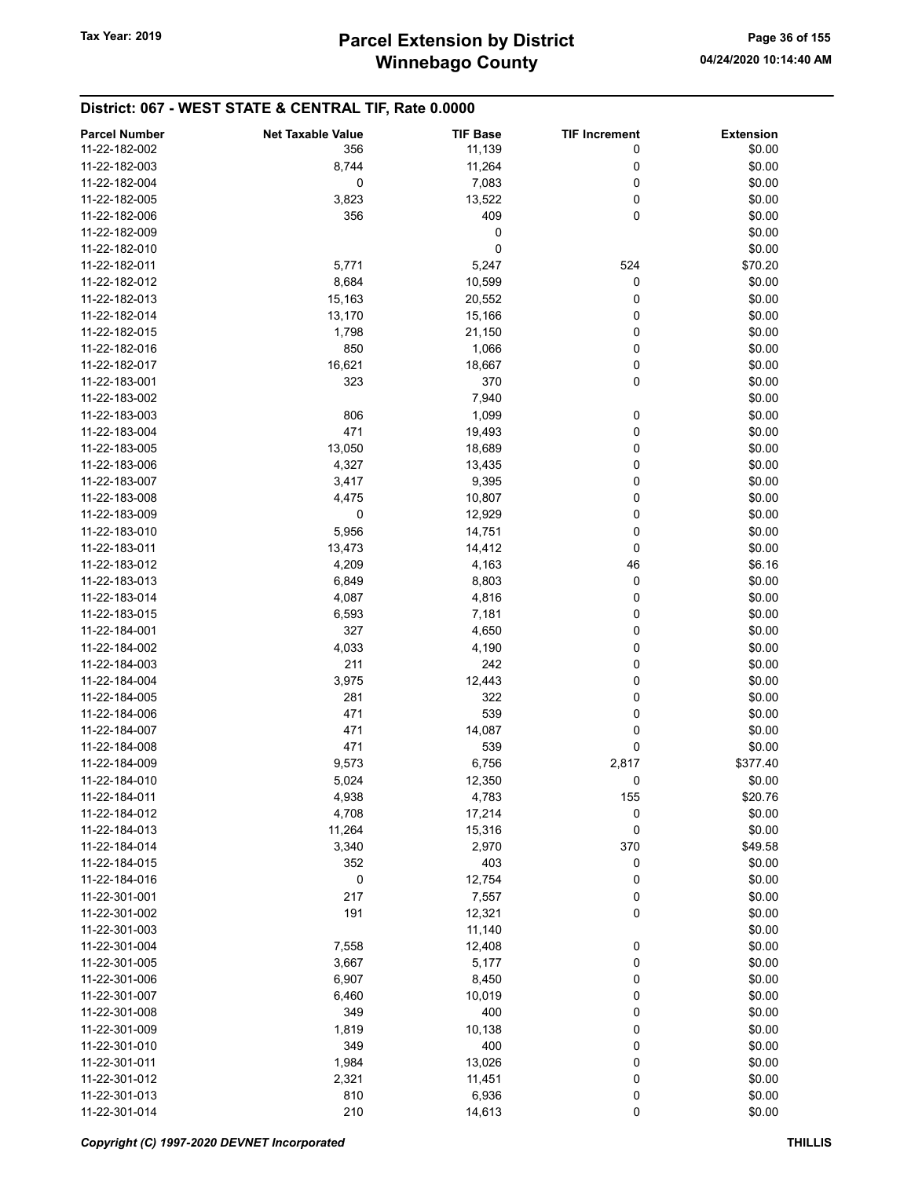## District: 067 - WEST STATE & CENTRAL TIF, Rate 0.0000

| Parcel Number | Net Taxable Value | TIF Base | TIF Increment | Extension |
|---|---|---|---|---|
| 11-22-182-002 | 356 | 11,139 | 0 | $0.00 |
| 11-22-182-003 | 8,744 | 11,264 | 0 | $0.00 |
| 11-22-182-004 | 0 | 7,083 | 0 | $0.00 |
| 11-22-182-005 | 3,823 | 13,522 | 0 | $0.00 |
| 11-22-182-006 | 356 | 409 | 0 | $0.00 |
| 11-22-182-009 | | 0 | | $0.00 |
| 11-22-182-010 | | 0 | | $0.00 |
| 11-22-182-011 | 5,771 | 5,247 | 524 | $70.20 |
| 11-22-182-012 | 8,684 | 10,599 | 0 | $0.00 |
| 11-22-182-013 | 15,163 | 20,552 | 0 | $0.00 |
| 11-22-182-014 | 13,170 | 15,166 | 0 | $0.00 |
| 11-22-182-015 | 1,798 | 21,150 | 0 | $0.00 |
| 11-22-182-016 | 850 | 1,066 | 0 | $0.00 |
| 11-22-182-017 | 16,621 | 18,667 | 0 | $0.00 |
| 11-22-183-001 | 323 | 370 | 0 | $0.00 |
| 11-22-183-002 | | 7,940 | | $0.00 |
| 11-22-183-003 | 806 | 1,099 | 0 | $0.00 |
| 11-22-183-004 | 471 | 19,493 | 0 | $0.00 |
| 11-22-183-005 | 13,050 | 18,689 | 0 | $0.00 |
| 11-22-183-006 | 4,327 | 13,435 | 0 | $0.00 |
| 11-22-183-007 | 3,417 | 9,395 | 0 | $0.00 |
| 11-22-183-008 | 4,475 | 10,807 | 0 | $0.00 |
| 11-22-183-009 | 0 | 12,929 | 0 | $0.00 |
| 11-22-183-010 | 5,956 | 14,751 | 0 | $0.00 |
| 11-22-183-011 | 13,473 | 14,412 | 0 | $0.00 |
| 11-22-183-012 | 4,209 | 4,163 | 46 | $6.16 |
| 11-22-183-013 | 6,849 | 8,803 | 0 | $0.00 |
| 11-22-183-014 | 4,087 | 4,816 | 0 | $0.00 |
| 11-22-183-015 | 6,593 | 7,181 | 0 | $0.00 |
| 11-22-184-001 | 327 | 4,650 | 0 | $0.00 |
| 11-22-184-002 | 4,033 | 4,190 | 0 | $0.00 |
| 11-22-184-003 | 211 | 242 | 0 | $0.00 |
| 11-22-184-004 | 3,975 | 12,443 | 0 | $0.00 |
| 11-22-184-005 | 281 | 322 | 0 | $0.00 |
| 11-22-184-006 | 471 | 539 | 0 | $0.00 |
| 11-22-184-007 | 471 | 14,087 | 0 | $0.00 |
| 11-22-184-008 | 471 | 539 | 0 | $0.00 |
| 11-22-184-009 | 9,573 | 6,756 | 2,817 | $377.40 |
| 11-22-184-010 | 5,024 | 12,350 | 0 | $0.00 |
| 11-22-184-011 | 4,938 | 4,783 | 155 | $20.76 |
| 11-22-184-012 | 4,708 | 17,214 | 0 | $0.00 |
| 11-22-184-013 | 11,264 | 15,316 | 0 | $0.00 |
| 11-22-184-014 | 3,340 | 2,970 | 370 | $49.58 |
| 11-22-184-015 | 352 | 403 | 0 | $0.00 |
| 11-22-184-016 | 0 | 12,754 | 0 | $0.00 |
| 11-22-301-001 | 217 | 7,557 | 0 | $0.00 |
| 11-22-301-002 | 191 | 12,321 | 0 | $0.00 |
| 11-22-301-003 | | 11,140 | | $0.00 |
| 11-22-301-004 | 7,558 | 12,408 | 0 | $0.00 |
| 11-22-301-005 | 3,667 | 5,177 | 0 | $0.00 |
| 11-22-301-006 | 6,907 | 8,450 | 0 | $0.00 |
| 11-22-301-007 | 6,460 | 10,019 | 0 | $0.00 |
| 11-22-301-008 | 349 | 400 | 0 | $0.00 |
| 11-22-301-009 | 1,819 | 10,138 | 0 | $0.00 |
| 11-22-301-010 | 349 | 400 | 0 | $0.00 |
| 11-22-301-011 | 1,984 | 13,026 | 0 | $0.00 |
| 11-22-301-012 | 2,321 | 11,451 | 0 | $0.00 |
| 11-22-301-013 | 810 | 6,936 | 0 | $0.00 |
| 11-22-301-014 | 210 | 14,613 | 0 | $0.00 |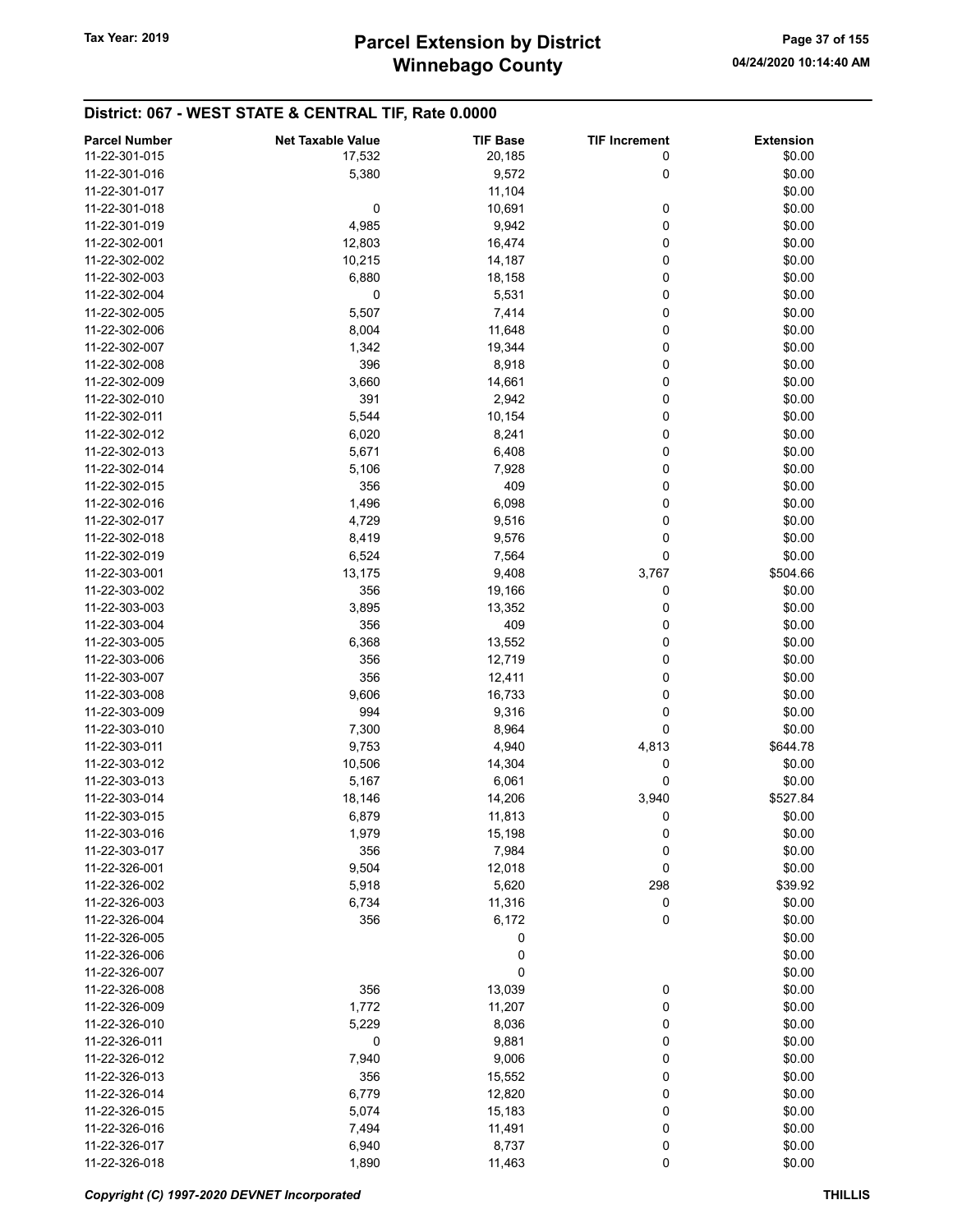# Parcel Extension by District
# Winnebago County

Tax Year: 2019

04/24/2020 10:14:40 AM

## District: 067 - WEST STATE & CENTRAL TIF, Rate 0.0000

| Parcel Number | Net Taxable Value | TIF Base | TIF Increment | Extension |
|---|---|---|---|---|
| 11-22-301-015 | 17,532 | 20,185 | 0 | $0.00 |
| 11-22-301-016 | 5,380 | 9,572 | 0 | $0.00 |
| 11-22-301-017 | | 11,104 | | $0.00 |
| 11-22-301-018 | 0 | 10,691 | 0 | $0.00 |
| 11-22-301-019 | 4,985 | 9,942 | 0 | $0.00 |
| 11-22-302-001 | 12,803 | 16,474 | 0 | $0.00 |
| 11-22-302-002 | 10,215 | 14,187 | 0 | $0.00 |
| 11-22-302-003 | 6,880 | 18,158 | 0 | $0.00 |
| 11-22-302-004 | 0 | 5,531 | 0 | $0.00 |
| 11-22-302-005 | 5,507 | 7,414 | 0 | $0.00 |
| 11-22-302-006 | 8,004 | 11,648 | 0 | $0.00 |
| 11-22-302-007 | 1,342 | 19,344 | 0 | $0.00 |
| 11-22-302-008 | 396 | 8,918 | 0 | $0.00 |
| 11-22-302-009 | 3,660 | 14,661 | 0 | $0.00 |
| 11-22-302-010 | 391 | 2,942 | 0 | $0.00 |
| 11-22-302-011 | 5,544 | 10,154 | 0 | $0.00 |
| 11-22-302-012 | 6,020 | 8,241 | 0 | $0.00 |
| 11-22-302-013 | 5,671 | 6,408 | 0 | $0.00 |
| 11-22-302-014 | 5,106 | 7,928 | 0 | $0.00 |
| 11-22-302-015 | 356 | 409 | 0 | $0.00 |
| 11-22-302-016 | 1,496 | 6,098 | 0 | $0.00 |
| 11-22-302-017 | 4,729 | 9,516 | 0 | $0.00 |
| 11-22-302-018 | 8,419 | 9,576 | 0 | $0.00 |
| 11-22-302-019 | 6,524 | 7,564 | 0 | $0.00 |
| 11-22-303-001 | 13,175 | 9,408 | 3,767 | $504.66 |
| 11-22-303-002 | 356 | 19,166 | 0 | $0.00 |
| 11-22-303-003 | 3,895 | 13,352 | 0 | $0.00 |
| 11-22-303-004 | 356 | 409 | 0 | $0.00 |
| 11-22-303-005 | 6,368 | 13,552 | 0 | $0.00 |
| 11-22-303-006 | 356 | 12,719 | 0 | $0.00 |
| 11-22-303-007 | 356 | 12,411 | 0 | $0.00 |
| 11-22-303-008 | 9,606 | 16,733 | 0 | $0.00 |
| 11-22-303-009 | 994 | 9,316 | 0 | $0.00 |
| 11-22-303-010 | 7,300 | 8,964 | 0 | $0.00 |
| 11-22-303-011 | 9,753 | 4,940 | 4,813 | $644.78 |
| 11-22-303-012 | 10,506 | 14,304 | 0 | $0.00 |
| 11-22-303-013 | 5,167 | 6,061 | 0 | $0.00 |
| 11-22-303-014 | 18,146 | 14,206 | 3,940 | $527.84 |
| 11-22-303-015 | 6,879 | 11,813 | 0 | $0.00 |
| 11-22-303-016 | 1,979 | 15,198 | 0 | $0.00 |
| 11-22-303-017 | 356 | 7,984 | 0 | $0.00 |
| 11-22-326-001 | 9,504 | 12,018 | 0 | $0.00 |
| 11-22-326-002 | 5,918 | 5,620 | 298 | $39.92 |
| 11-22-326-003 | 6,734 | 11,316 | 0 | $0.00 |
| 11-22-326-004 | 356 | 6,172 | 0 | $0.00 |
| 11-22-326-005 | | 0 | | $0.00 |
| 11-22-326-006 | | 0 | | $0.00 |
| 11-22-326-007 | | 0 | | $0.00 |
| 11-22-326-008 | 356 | 13,039 | 0 | $0.00 |
| 11-22-326-009 | 1,772 | 11,207 | 0 | $0.00 |
| 11-22-326-010 | 5,229 | 8,036 | 0 | $0.00 |
| 11-22-326-011 | 0 | 9,881 | 0 | $0.00 |
| 11-22-326-012 | 7,940 | 9,006 | 0 | $0.00 |
| 11-22-326-013 | 356 | 15,552 | 0 | $0.00 |
| 11-22-326-014 | 6,779 | 12,820 | 0 | $0.00 |
| 11-22-326-015 | 5,074 | 15,183 | 0 | $0.00 |
| 11-22-326-016 | 7,494 | 11,491 | 0 | $0.00 |
| 11-22-326-017 | 6,940 | 8,737 | 0 | $0.00 |
| 11-22-326-018 | 1,890 | 11,463 | 0 | $0.00 |

*Copyright (C) 1997-2020 DEVNET Incorporated*

THILLIS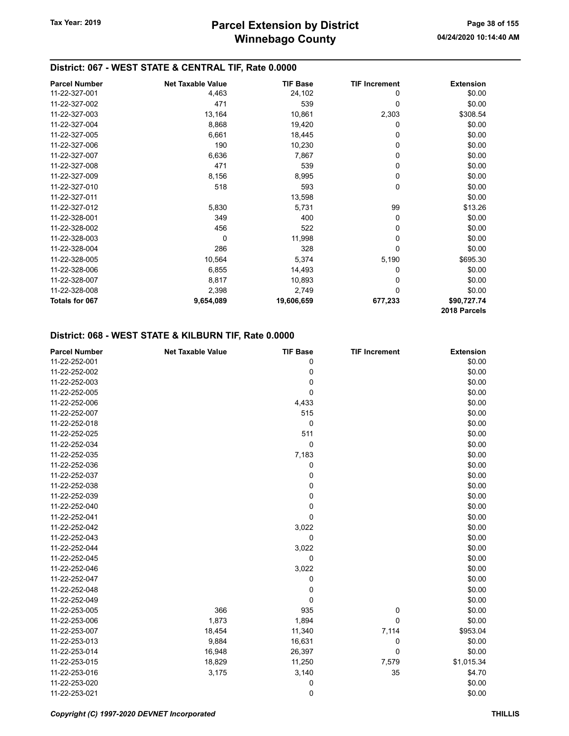## District: 067 - WEST STATE & CENTRAL TIF, Rate 0.0000

| Parcel Number | Net Taxable Value | TIF Base | TIF Increment | Extension |
|---|---|---|---|---|
| 11-22-327-001 | 4,463 | 24,102 | 0 | $0.00 |
| 11-22-327-002 | 471 | 539 | 0 | $0.00 |
| 11-22-327-003 | 13,164 | 10,861 | 2,303 | $308.54 |
| 11-22-327-004 | 8,868 | 19,420 | 0 | $0.00 |
| 11-22-327-005 | 6,661 | 18,445 | 0 | $0.00 |
| 11-22-327-006 | 190 | 10,230 | 0 | $0.00 |
| 11-22-327-007 | 6,636 | 7,867 | 0 | $0.00 |
| 11-22-327-008 | 471 | 539 | 0 | $0.00 |
| 11-22-327-009 | 8,156 | 8,995 | 0 | $0.00 |
| 11-22-327-010 | 518 | 593 | 0 | $0.00 |
| 11-22-327-011 | | 13,598 | | $0.00 |
| 11-22-327-012 | 5,830 | 5,731 | 99 | $13.26 |
| 11-22-328-001 | 349 | 400 | 0 | $0.00 |
| 11-22-328-002 | 456 | 522 | 0 | $0.00 |
| 11-22-328-003 | 0 | 11,998 | 0 | $0.00 |
| 11-22-328-004 | 286 | 328 | 0 | $0.00 |
| 11-22-328-005 | 10,564 | 5,374 | 5,190 | $695.30 |
| 11-22-328-006 | 6,855 | 14,493 | 0 | $0.00 |
| 11-22-328-007 | 8,817 | 10,893 | 0 | $0.00 |
| 11-22-328-008 | 2,398 | 2,749 | 0 | $0.00 |
| **Totals for 067** | **9,654,089** | **19,606,659** | **677,233** | **$90,727.74** |
| | | | | **2018 Parcels** |

## District: 068 - WEST STATE & KILBURN TIF, Rate 0.0000

| Parcel Number | Net Taxable Value | TIF Base | TIF Increment | Extension |
|---|---|---|---|---|
| 11-22-252-001 | | 0 | | $0.00 |
| 11-22-252-002 | | 0 | | $0.00 |
| 11-22-252-003 | | 0 | | $0.00 |
| 11-22-252-005 | | 0 | | $0.00 |
| 11-22-252-006 | | 4,433 | | $0.00 |
| 11-22-252-007 | | 515 | | $0.00 |
| 11-22-252-018 | | 0 | | $0.00 |
| 11-22-252-025 | | 511 | | $0.00 |
| 11-22-252-034 | | 0 | | $0.00 |
| 11-22-252-035 | | 7,183 | | $0.00 |
| 11-22-252-036 | | 0 | | $0.00 |
| 11-22-252-037 | | 0 | | $0.00 |
| 11-22-252-038 | | 0 | | $0.00 |
| 11-22-252-039 | | 0 | | $0.00 |
| 11-22-252-040 | | 0 | | $0.00 |
| 11-22-252-041 | | 0 | | $0.00 |
| 11-22-252-042 | | 3,022 | | $0.00 |
| 11-22-252-043 | | 0 | | $0.00 |
| 11-22-252-044 | | 3,022 | | $0.00 |
| 11-22-252-045 | | 0 | | $0.00 |
| 11-22-252-046 | | 3,022 | | $0.00 |
| 11-22-252-047 | | 0 | | $0.00 |
| 11-22-252-048 | | 0 | | $0.00 |
| 11-22-252-049 | | 0 | | $0.00 |
| 11-22-253-005 | 366 | 935 | 0 | $0.00 |
| 11-22-253-006 | 1,873 | 1,894 | 0 | $0.00 |
| 11-22-253-007 | 18,454 | 11,340 | 7,114 | $953.04 |
| 11-22-253-013 | 9,884 | 16,631 | 0 | $0.00 |
| 11-22-253-014 | 16,948 | 26,397 | 0 | $0.00 |
| 11-22-253-015 | 18,829 | 11,250 | 7,579 | $1,015.34 |
| 11-22-253-016 | 3,175 | 3,140 | 35 | $4.70 |
| 11-22-253-020 | | 0 | | $0.00 |
| 11-22-253-021 | | 0 | | $0.00 |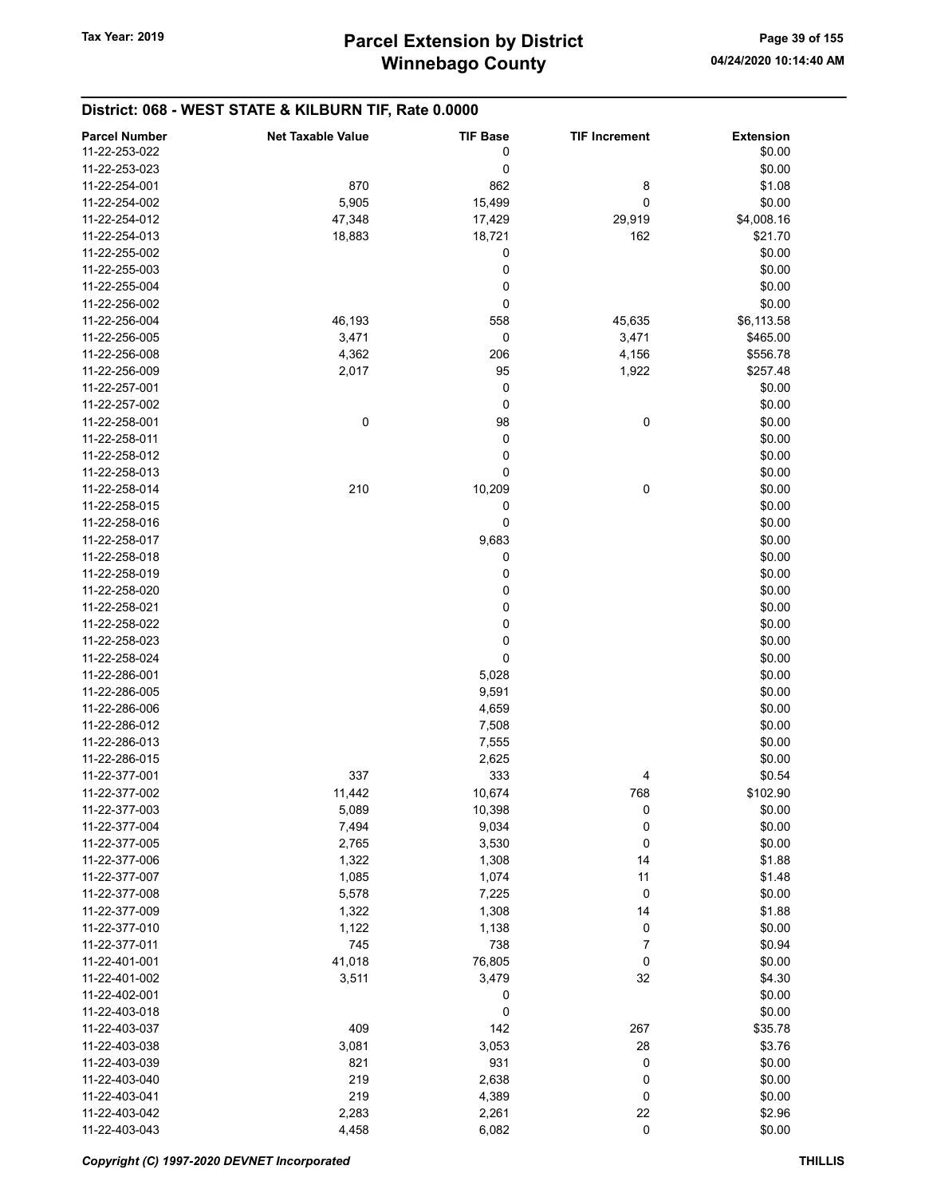## District: 068 - WEST STATE & KILBURN TIF, Rate 0.0000

| Parcel Number | Net Taxable Value | TIF Base | TIF Increment | Extension |
|---|---|---|---|---|
| 11-22-253-022 | | 0 | | $0.00 |
| 11-22-253-023 | | 0 | | $0.00 |
| 11-22-254-001 | 870 | 862 | 8 | $1.08 |
| 11-22-254-002 | 5,905 | 15,499 | 0 | $0.00 |
| 11-22-254-012 | 47,348 | 17,429 | 29,919 | $4,008.16 |
| 11-22-254-013 | 18,883 | 18,721 | 162 | $21.70 |
| 11-22-255-002 | | 0 | | $0.00 |
| 11-22-255-003 | | 0 | | $0.00 |
| 11-22-255-004 | | 0 | | $0.00 |
| 11-22-256-002 | | 0 | | $0.00 |
| 11-22-256-004 | 46,193 | 558 | 45,635 | $6,113.58 |
| 11-22-256-005 | 3,471 | 0 | 3,471 | $465.00 |
| 11-22-256-008 | 4,362 | 206 | 4,156 | $556.78 |
| 11-22-256-009 | 2,017 | 95 | 1,922 | $257.48 |
| 11-22-257-001 | | 0 | | $0.00 |
| 11-22-257-002 | | 0 | | $0.00 |
| 11-22-258-001 | 0 | 98 | 0 | $0.00 |
| 11-22-258-011 | | 0 | | $0.00 |
| 11-22-258-012 | | 0 | | $0.00 |
| 11-22-258-013 | | 0 | | $0.00 |
| 11-22-258-014 | 210 | 10,209 | 0 | $0.00 |
| 11-22-258-015 | | 0 | | $0.00 |
| 11-22-258-016 | | 0 | | $0.00 |
| 11-22-258-017 | | 9,683 | | $0.00 |
| 11-22-258-018 | | 0 | | $0.00 |
| 11-22-258-019 | | 0 | | $0.00 |
| 11-22-258-020 | | 0 | | $0.00 |
| 11-22-258-021 | | 0 | | $0.00 |
| 11-22-258-022 | | 0 | | $0.00 |
| 11-22-258-023 | | 0 | | $0.00 |
| 11-22-258-024 | | 0 | | $0.00 |
| 11-22-286-001 | | 5,028 | | $0.00 |
| 11-22-286-005 | | 9,591 | | $0.00 |
| 11-22-286-006 | | 4,659 | | $0.00 |
| 11-22-286-012 | | 7,508 | | $0.00 |
| 11-22-286-013 | | 7,555 | | $0.00 |
| 11-22-286-015 | | 2,625 | | $0.00 |
| 11-22-377-001 | 337 | 333 | 4 | $0.54 |
| 11-22-377-002 | 11,442 | 10,674 | 768 | $102.90 |
| 11-22-377-003 | 5,089 | 10,398 | 0 | $0.00 |
| 11-22-377-004 | 7,494 | 9,034 | 0 | $0.00 |
| 11-22-377-005 | 2,765 | 3,530 | 0 | $0.00 |
| 11-22-377-006 | 1,322 | 1,308 | 14 | $1.88 |
| 11-22-377-007 | 1,085 | 1,074 | 11 | $1.48 |
| 11-22-377-008 | 5,578 | 7,225 | 0 | $0.00 |
| 11-22-377-009 | 1,322 | 1,308 | 14 | $1.88 |
| 11-22-377-010 | 1,122 | 1,138 | 0 | $0.00 |
| 11-22-377-011 | 745 | 738 | 7 | $0.94 |
| 11-22-401-001 | 41,018 | 76,805 | 0 | $0.00 |
| 11-22-401-002 | 3,511 | 3,479 | 32 | $4.30 |
| 11-22-402-001 | | 0 | | $0.00 |
| 11-22-403-018 | | 0 | | $0.00 |
| 11-22-403-037 | 409 | 142 | 267 | $35.78 |
| 11-22-403-038 | 3,081 | 3,053 | 28 | $3.76 |
| 11-22-403-039 | 821 | 931 | 0 | $0.00 |
| 11-22-403-040 | 219 | 2,638 | 0 | $0.00 |
| 11-22-403-041 | 219 | 4,389 | 0 | $0.00 |
| 11-22-403-042 | 2,283 | 2,261 | 22 | $2.96 |
| 11-22-403-043 | 4,458 | 6,082 | 0 | $0.00 |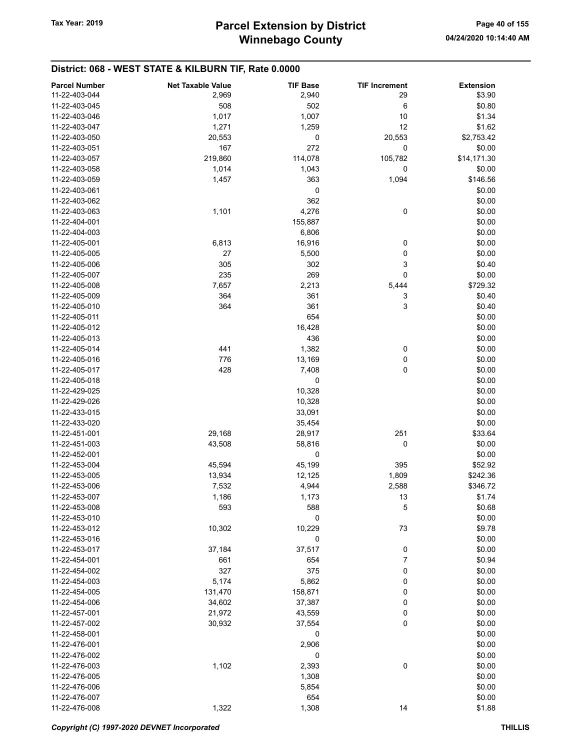## District: 068 - WEST STATE & KILBURN TIF, Rate 0.0000

| Parcel Number | Net Taxable Value | TIF Base | TIF Increment | Extension |
|---|---|---|---|---|
| 11-22-403-044 | 2,969 | 2,940 | 29 | $3.90 |
| 11-22-403-045 | 508 | 502 | 6 | $0.80 |
| 11-22-403-046 | 1,017 | 1,007 | 10 | $1.34 |
| 11-22-403-047 | 1,271 | 1,259 | 12 | $1.62 |
| 11-22-403-050 | 20,553 | 0 | 20,553 | $2,753.42 |
| 11-22-403-051 | 167 | 272 | 0 | $0.00 |
| 11-22-403-057 | 219,860 | 114,078 | 105,782 | $14,171.30 |
| 11-22-403-058 | 1,014 | 1,043 | 0 | $0.00 |
| 11-22-403-059 | 1,457 | 363 | 1,094 | $146.56 |
| 11-22-403-061 | | 0 | | $0.00 |
| 11-22-403-062 | | 362 | | $0.00 |
| 11-22-403-063 | 1,101 | 4,276 | 0 | $0.00 |
| 11-22-404-001 | | 155,887 | | $0.00 |
| 11-22-404-003 | | 6,806 | | $0.00 |
| 11-22-405-001 | 6,813 | 16,916 | 0 | $0.00 |
| 11-22-405-005 | 27 | 5,500 | 0 | $0.00 |
| 11-22-405-006 | 305 | 302 | 3 | $0.40 |
| 11-22-405-007 | 235 | 269 | 0 | $0.00 |
| 11-22-405-008 | 7,657 | 2,213 | 5,444 | $729.32 |
| 11-22-405-009 | 364 | 361 | 3 | $0.40 |
| 11-22-405-010 | 364 | 361 | 3 | $0.40 |
| 11-22-405-011 | | 654 | | $0.00 |
| 11-22-405-012 | | 16,428 | | $0.00 |
| 11-22-405-013 | | 436 | | $0.00 |
| 11-22-405-014 | 441 | 1,382 | 0 | $0.00 |
| 11-22-405-016 | 776 | 13,169 | 0 | $0.00 |
| 11-22-405-017 | 428 | 7,408 | 0 | $0.00 |
| 11-22-405-018 | | 0 | | $0.00 |
| 11-22-429-025 | | 10,328 | | $0.00 |
| 11-22-429-026 | | 10,328 | | $0.00 |
| 11-22-433-015 | | 33,091 | | $0.00 |
| 11-22-433-020 | | 35,454 | | $0.00 |
| 11-22-451-001 | 29,168 | 28,917 | 251 | $33.64 |
| 11-22-451-003 | 43,508 | 58,816 | 0 | $0.00 |
| 11-22-452-001 | | 0 | | $0.00 |
| 11-22-453-004 | 45,594 | 45,199 | 395 | $52.92 |
| 11-22-453-005 | 13,934 | 12,125 | 1,809 | $242.36 |
| 11-22-453-006 | 7,532 | 4,944 | 2,588 | $346.72 |
| 11-22-453-007 | 1,186 | 1,173 | 13 | $1.74 |
| 11-22-453-008 | 593 | 588 | 5 | $0.68 |
| 11-22-453-010 | | 0 | | $0.00 |
| 11-22-453-012 | 10,302 | 10,229 | 73 | $9.78 |
| 11-22-453-016 | | 0 | | $0.00 |
| 11-22-453-017 | 37,184 | 37,517 | 0 | $0.00 |
| 11-22-454-001 | 661 | 654 | 7 | $0.94 |
| 11-22-454-002 | 327 | 375 | 0 | $0.00 |
| 11-22-454-003 | 5,174 | 5,862 | 0 | $0.00 |
| 11-22-454-005 | 131,470 | 158,871 | 0 | $0.00 |
| 11-22-454-006 | 34,602 | 37,387 | 0 | $0.00 |
| 11-22-457-001 | 21,972 | 43,559 | 0 | $0.00 |
| 11-22-457-002 | 30,932 | 37,554 | 0 | $0.00 |
| 11-22-458-001 | | 0 | | $0.00 |
| 11-22-476-001 | | 2,906 | | $0.00 |
| 11-22-476-002 | | 0 | | $0.00 |
| 11-22-476-003 | 1,102 | 2,393 | 0 | $0.00 |
| 11-22-476-005 | | 1,308 | | $0.00 |
| 11-22-476-006 | | 5,854 | | $0.00 |
| 11-22-476-007 | | 654 | | $0.00 |
| 11-22-476-008 | 1,322 | 1,308 | 14 | $1.88 |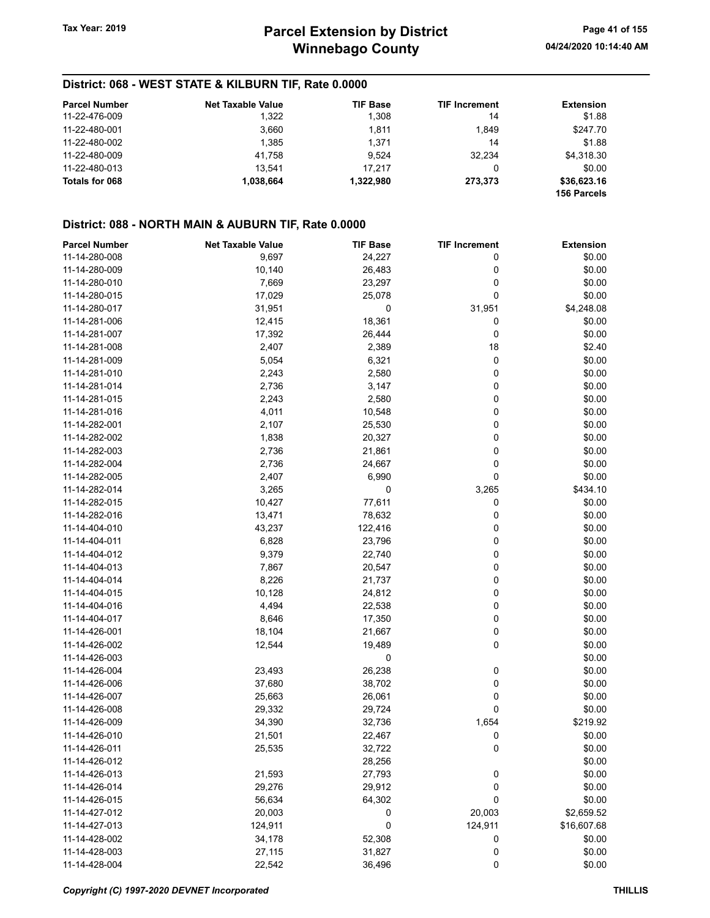## District: 068 - WEST STATE & KILBURN TIF, Rate 0.0000

| Parcel Number | Net Taxable Value | TIF Base | TIF Increment | Extension |
|---|---|---|---|---|
| 11-22-476-009 | 1,322 | 1,308 | 14 | $1.88 |
| 11-22-480-001 | 3,660 | 1,811 | 1,849 | $247.70 |
| 11-22-480-002 | 1,385 | 1,371 | 14 | $1.88 |
| 11-22-480-009 | 41,758 | 9,524 | 32,234 | $4,318.30 |
| 11-22-480-013 | 13,541 | 17,217 | 0 | $0.00 |
| **Totals for 068** | **1,038,664** | **1,322,980** | **273,373** | **$36,623.16** |
| | | | | **156 Parcels** |

## District: 088 - NORTH MAIN & AUBURN TIF, Rate 0.0000

| Parcel Number | Net Taxable Value | TIF Base | TIF Increment | Extension |
|---|---|---|---|---|
| 11-14-280-008 | 9,697 | 24,227 | 0 | $0.00 |
| 11-14-280-009 | 10,140 | 26,483 | 0 | $0.00 |
| 11-14-280-010 | 7,669 | 23,297 | 0 | $0.00 |
| 11-14-280-015 | 17,029 | 25,078 | 0 | $0.00 |
| 11-14-280-017 | 31,951 | 0 | 31,951 | $4,248.08 |
| 11-14-281-006 | 12,415 | 18,361 | 0 | $0.00 |
| 11-14-281-007 | 17,392 | 26,444 | 0 | $0.00 |
| 11-14-281-008 | 2,407 | 2,389 | 18 | $2.40 |
| 11-14-281-009 | 5,054 | 6,321 | 0 | $0.00 |
| 11-14-281-010 | 2,243 | 2,580 | 0 | $0.00 |
| 11-14-281-014 | 2,736 | 3,147 | 0 | $0.00 |
| 11-14-281-015 | 2,243 | 2,580 | 0 | $0.00 |
| 11-14-281-016 | 4,011 | 10,548 | 0 | $0.00 |
| 11-14-282-001 | 2,107 | 25,530 | 0 | $0.00 |
| 11-14-282-002 | 1,838 | 20,327 | 0 | $0.00 |
| 11-14-282-003 | 2,736 | 21,861 | 0 | $0.00 |
| 11-14-282-004 | 2,736 | 24,667 | 0 | $0.00 |
| 11-14-282-005 | 2,407 | 6,990 | 0 | $0.00 |
| 11-14-282-014 | 3,265 | 0 | 3,265 | $434.10 |
| 11-14-282-015 | 10,427 | 77,611 | 0 | $0.00 |
| 11-14-282-016 | 13,471 | 78,632 | 0 | $0.00 |
| 11-14-404-010 | 43,237 | 122,416 | 0 | $0.00 |
| 11-14-404-011 | 6,828 | 23,796 | 0 | $0.00 |
| 11-14-404-012 | 9,379 | 22,740 | 0 | $0.00 |
| 11-14-404-013 | 7,867 | 20,547 | 0 | $0.00 |
| 11-14-404-014 | 8,226 | 21,737 | 0 | $0.00 |
| 11-14-404-015 | 10,128 | 24,812 | 0 | $0.00 |
| 11-14-404-016 | 4,494 | 22,538 | 0 | $0.00 |
| 11-14-404-017 | 8,646 | 17,350 | 0 | $0.00 |
| 11-14-426-001 | 18,104 | 21,667 | 0 | $0.00 |
| 11-14-426-002 | 12,544 | 19,489 | 0 | $0.00 |
| 11-14-426-003 | | 0 | | $0.00 |
| 11-14-426-004 | 23,493 | 26,238 | 0 | $0.00 |
| 11-14-426-006 | 37,680 | 38,702 | 0 | $0.00 |
| 11-14-426-007 | 25,663 | 26,061 | 0 | $0.00 |
| 11-14-426-008 | 29,332 | 29,724 | 0 | $0.00 |
| 11-14-426-009 | 34,390 | 32,736 | 1,654 | $219.92 |
| 11-14-426-010 | 21,501 | 22,467 | 0 | $0.00 |
| 11-14-426-011 | 25,535 | 32,722 | 0 | $0.00 |
| 11-14-426-012 | | 28,256 | | $0.00 |
| 11-14-426-013 | 21,593 | 27,793 | 0 | $0.00 |
| 11-14-426-014 | 29,276 | 29,912 | 0 | $0.00 |
| 11-14-426-015 | 56,634 | 64,302 | 0 | $0.00 |
| 11-14-427-012 | 20,003 | 0 | 20,003 | $2,659.52 |
| 11-14-427-013 | 124,911 | 0 | 124,911 | $16,607.68 |
| 11-14-428-002 | 34,178 | 52,308 | 0 | $0.00 |
| 11-14-428-003 | 27,115 | 31,827 | 0 | $0.00 |
| 11-14-428-004 | 22,542 | 36,496 | 0 | $0.00 |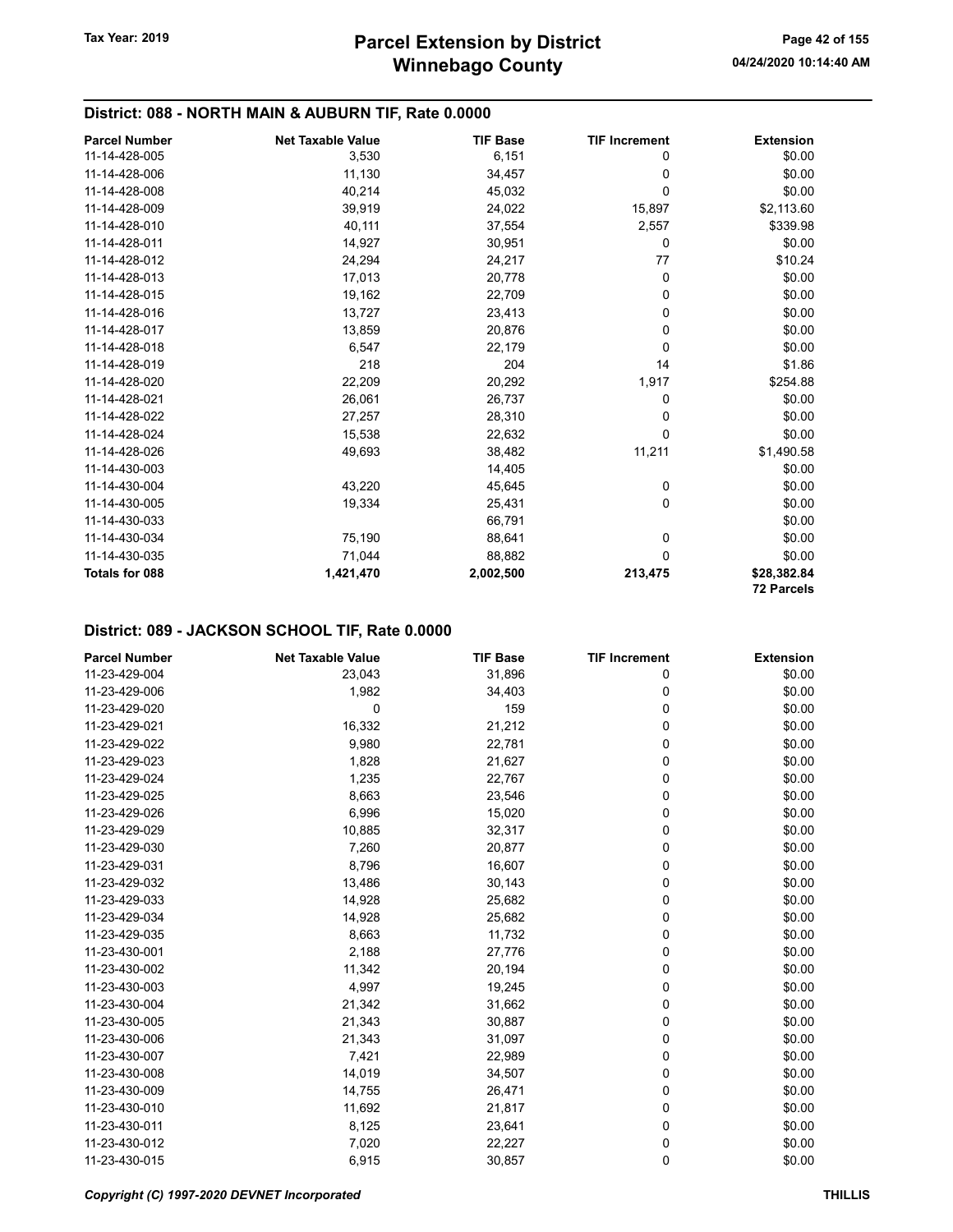## District: 088 - NORTH MAIN & AUBURN TIF, Rate 0.0000

| Parcel Number | Net Taxable Value | TIF Base | TIF Increment | Extension |
|---|---|---|---|---|
| 11-14-428-005 | 3,530 | 6,151 | 0 | $0.00 |
| 11-14-428-006 | 11,130 | 34,457 | 0 | $0.00 |
| 11-14-428-008 | 40,214 | 45,032 | 0 | $0.00 |
| 11-14-428-009 | 39,919 | 24,022 | 15,897 | $2,113.60 |
| 11-14-428-010 | 40,111 | 37,554 | 2,557 | $339.98 |
| 11-14-428-011 | 14,927 | 30,951 | 0 | $0.00 |
| 11-14-428-012 | 24,294 | 24,217 | 77 | $10.24 |
| 11-14-428-013 | 17,013 | 20,778 | 0 | $0.00 |
| 11-14-428-015 | 19,162 | 22,709 | 0 | $0.00 |
| 11-14-428-016 | 13,727 | 23,413 | 0 | $0.00 |
| 11-14-428-017 | 13,859 | 20,876 | 0 | $0.00 |
| 11-14-428-018 | 6,547 | 22,179 | 0 | $0.00 |
| 11-14-428-019 | 218 | 204 | 14 | $1.86 |
| 11-14-428-020 | 22,209 | 20,292 | 1,917 | $254.88 |
| 11-14-428-021 | 26,061 | 26,737 | 0 | $0.00 |
| 11-14-428-022 | 27,257 | 28,310 | 0 | $0.00 |
| 11-14-428-024 | 15,538 | 22,632 | 0 | $0.00 |
| 11-14-428-026 | 49,693 | 38,482 | 11,211 | $1,490.58 |
| 11-14-430-003 | | 14,405 | | $0.00 |
| 11-14-430-004 | 43,220 | 45,645 | 0 | $0.00 |
| 11-14-430-005 | 19,334 | 25,431 | 0 | $0.00 |
| 11-14-430-033 | | 66,791 | | $0.00 |
| 11-14-430-034 | 75,190 | 88,641 | 0 | $0.00 |
| 11-14-430-035 | 71,044 | 88,882 | 0 | $0.00 |
| **Totals for 088** | **1,421,470** | **2,002,500** | **213,475** | **$28,382.84** |
| | | | | **72 Parcels** |

## District: 089 - JACKSON SCHOOL TIF, Rate 0.0000

| Parcel Number | Net Taxable Value | TIF Base | TIF Increment | Extension |
|---|---|---|---|---|
| 11-23-429-004 | 23,043 | 31,896 | 0 | $0.00 |
| 11-23-429-006 | 1,982 | 34,403 | 0 | $0.00 |
| 11-23-429-020 | 0 | 159 | 0 | $0.00 |
| 11-23-429-021 | 16,332 | 21,212 | 0 | $0.00 |
| 11-23-429-022 | 9,980 | 22,781 | 0 | $0.00 |
| 11-23-429-023 | 1,828 | 21,627 | 0 | $0.00 |
| 11-23-429-024 | 1,235 | 22,767 | 0 | $0.00 |
| 11-23-429-025 | 8,663 | 23,546 | 0 | $0.00 |
| 11-23-429-026 | 6,996 | 15,020 | 0 | $0.00 |
| 11-23-429-029 | 10,885 | 32,317 | 0 | $0.00 |
| 11-23-429-030 | 7,260 | 20,877 | 0 | $0.00 |
| 11-23-429-031 | 8,796 | 16,607 | 0 | $0.00 |
| 11-23-429-032 | 13,486 | 30,143 | 0 | $0.00 |
| 11-23-429-033 | 14,928 | 25,682 | 0 | $0.00 |
| 11-23-429-034 | 14,928 | 25,682 | 0 | $0.00 |
| 11-23-429-035 | 8,663 | 11,732 | 0 | $0.00 |
| 11-23-430-001 | 2,188 | 27,776 | 0 | $0.00 |
| 11-23-430-002 | 11,342 | 20,194 | 0 | $0.00 |
| 11-23-430-003 | 4,997 | 19,245 | 0 | $0.00 |
| 11-23-430-004 | 21,342 | 31,662 | 0 | $0.00 |
| 11-23-430-005 | 21,343 | 30,887 | 0 | $0.00 |
| 11-23-430-006 | 21,343 | 31,097 | 0 | $0.00 |
| 11-23-430-007 | 7,421 | 22,989 | 0 | $0.00 |
| 11-23-430-008 | 14,019 | 34,507 | 0 | $0.00 |
| 11-23-430-009 | 14,755 | 26,471 | 0 | $0.00 |
| 11-23-430-010 | 11,692 | 21,817 | 0 | $0.00 |
| 11-23-430-011 | 8,125 | 23,641 | 0 | $0.00 |
| 11-23-430-012 | 7,020 | 22,227 | 0 | $0.00 |
| 11-23-430-015 | 6,915 | 30,857 | 0 | $0.00 |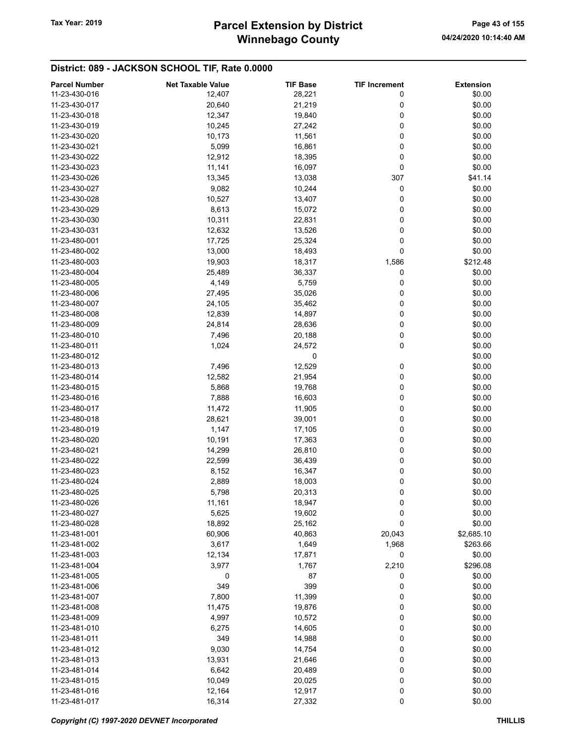## District: 089 - JACKSON SCHOOL TIF, Rate 0.0000

| Parcel Number | Net Taxable Value | TIF Base | TIF Increment | Extension |
|---|---|---|---|---|
| 11-23-430-016 | 12,407 | 28,221 | 0 | $0.00 |
| 11-23-430-017 | 20,640 | 21,219 | 0 | $0.00 |
| 11-23-430-018 | 12,347 | 19,840 | 0 | $0.00 |
| 11-23-430-019 | 10,245 | 27,242 | 0 | $0.00 |
| 11-23-430-020 | 10,173 | 11,561 | 0 | $0.00 |
| 11-23-430-021 | 5,099 | 16,861 | 0 | $0.00 |
| 11-23-430-022 | 12,912 | 18,395 | 0 | $0.00 |
| 11-23-430-023 | 11,141 | 16,097 | 0 | $0.00 |
| 11-23-430-026 | 13,345 | 13,038 | 307 | $41.14 |
| 11-23-430-027 | 9,082 | 10,244 | 0 | $0.00 |
| 11-23-430-028 | 10,527 | 13,407 | 0 | $0.00 |
| 11-23-430-029 | 8,613 | 15,072 | 0 | $0.00 |
| 11-23-430-030 | 10,311 | 22,831 | 0 | $0.00 |
| 11-23-430-031 | 12,632 | 13,526 | 0 | $0.00 |
| 11-23-480-001 | 17,725 | 25,324 | 0 | $0.00 |
| 11-23-480-002 | 13,000 | 18,493 | 0 | $0.00 |
| 11-23-480-003 | 19,903 | 18,317 | 1,586 | $212.48 |
| 11-23-480-004 | 25,489 | 36,337 | 0 | $0.00 |
| 11-23-480-005 | 4,149 | 5,759 | 0 | $0.00 |
| 11-23-480-006 | 27,495 | 35,026 | 0 | $0.00 |
| 11-23-480-007 | 24,105 | 35,462 | 0 | $0.00 |
| 11-23-480-008 | 12,839 | 14,897 | 0 | $0.00 |
| 11-23-480-009 | 24,814 | 28,636 | 0 | $0.00 |
| 11-23-480-010 | 7,496 | 20,188 | 0 | $0.00 |
| 11-23-480-011 | 1,024 | 24,572 | 0 | $0.00 |
| 11-23-480-012 | | 0 | | $0.00 |
| 11-23-480-013 | 7,496 | 12,529 | 0 | $0.00 |
| 11-23-480-014 | 12,582 | 21,954 | 0 | $0.00 |
| 11-23-480-015 | 5,868 | 19,768 | 0 | $0.00 |
| 11-23-480-016 | 7,888 | 16,603 | 0 | $0.00 |
| 11-23-480-017 | 11,472 | 11,905 | 0 | $0.00 |
| 11-23-480-018 | 28,621 | 39,001 | 0 | $0.00 |
| 11-23-480-019 | 1,147 | 17,105 | 0 | $0.00 |
| 11-23-480-020 | 10,191 | 17,363 | 0 | $0.00 |
| 11-23-480-021 | 14,299 | 26,810 | 0 | $0.00 |
| 11-23-480-022 | 22,599 | 36,439 | 0 | $0.00 |
| 11-23-480-023 | 8,152 | 16,347 | 0 | $0.00 |
| 11-23-480-024 | 2,889 | 18,003 | 0 | $0.00 |
| 11-23-480-025 | 5,798 | 20,313 | 0 | $0.00 |
| 11-23-480-026 | 11,161 | 18,947 | 0 | $0.00 |
| 11-23-480-027 | 5,625 | 19,602 | 0 | $0.00 |
| 11-23-480-028 | 18,892 | 25,162 | 0 | $0.00 |
| 11-23-481-001 | 60,906 | 40,863 | 20,043 | $2,685.10 |
| 11-23-481-002 | 3,617 | 1,649 | 1,968 | $263.66 |
| 11-23-481-003 | 12,134 | 17,871 | 0 | $0.00 |
| 11-23-481-004 | 3,977 | 1,767 | 2,210 | $296.08 |
| 11-23-481-005 | 0 | 87 | 0 | $0.00 |
| 11-23-481-006 | 349 | 399 | 0 | $0.00 |
| 11-23-481-007 | 7,800 | 11,399 | 0 | $0.00 |
| 11-23-481-008 | 11,475 | 19,876 | 0 | $0.00 |
| 11-23-481-009 | 4,997 | 10,572 | 0 | $0.00 |
| 11-23-481-010 | 6,275 | 14,605 | 0 | $0.00 |
| 11-23-481-011 | 349 | 14,988 | 0 | $0.00 |
| 11-23-481-012 | 9,030 | 14,754 | 0 | $0.00 |
| 11-23-481-013 | 13,931 | 21,646 | 0 | $0.00 |
| 11-23-481-014 | 6,642 | 20,489 | 0 | $0.00 |
| 11-23-481-015 | 10,049 | 20,025 | 0 | $0.00 |
| 11-23-481-016 | 12,164 | 12,917 | 0 | $0.00 |
| 11-23-481-017 | 16,314 | 27,332 | 0 | $0.00 |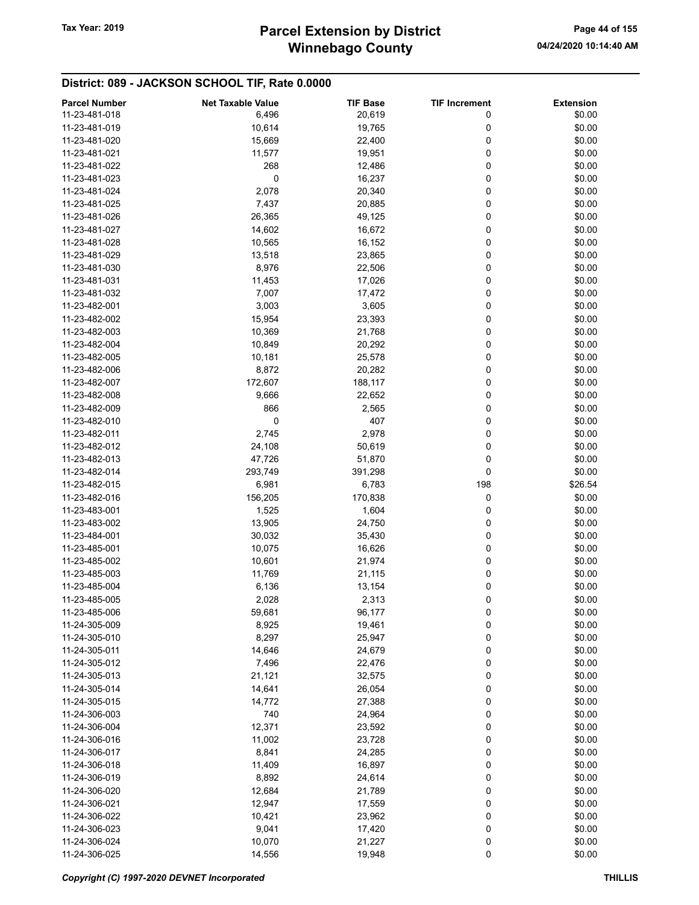## District: 089 - JACKSON SCHOOL TIF, Rate 0.0000

| Parcel Number | Net Taxable Value | TIF Base | TIF Increment | Extension |
|---|---|---|---|---|
| 11-23-481-018 | 6,496 | 20,619 | 0 | $0.00 |
| 11-23-481-019 | 10,614 | 19,765 | 0 | $0.00 |
| 11-23-481-020 | 15,669 | 22,400 | 0 | $0.00 |
| 11-23-481-021 | 11,577 | 19,951 | 0 | $0.00 |
| 11-23-481-022 | 268 | 12,486 | 0 | $0.00 |
| 11-23-481-023 | 0 | 16,237 | 0 | $0.00 |
| 11-23-481-024 | 2,078 | 20,340 | 0 | $0.00 |
| 11-23-481-025 | 7,437 | 20,885 | 0 | $0.00 |
| 11-23-481-026 | 26,365 | 49,125 | 0 | $0.00 |
| 11-23-481-027 | 14,602 | 16,672 | 0 | $0.00 |
| 11-23-481-028 | 10,565 | 16,152 | 0 | $0.00 |
| 11-23-481-029 | 13,518 | 23,865 | 0 | $0.00 |
| 11-23-481-030 | 8,976 | 22,506 | 0 | $0.00 |
| 11-23-481-031 | 11,453 | 17,026 | 0 | $0.00 |
| 11-23-481-032 | 7,007 | 17,472 | 0 | $0.00 |
| 11-23-482-001 | 3,003 | 3,605 | 0 | $0.00 |
| 11-23-482-002 | 15,954 | 23,393 | 0 | $0.00 |
| 11-23-482-003 | 10,369 | 21,768 | 0 | $0.00 |
| 11-23-482-004 | 10,849 | 20,292 | 0 | $0.00 |
| 11-23-482-005 | 10,181 | 25,578 | 0 | $0.00 |
| 11-23-482-006 | 8,872 | 20,282 | 0 | $0.00 |
| 11-23-482-007 | 172,607 | 188,117 | 0 | $0.00 |
| 11-23-482-008 | 9,666 | 22,652 | 0 | $0.00 |
| 11-23-482-009 | 866 | 2,565 | 0 | $0.00 |
| 11-23-482-010 | 0 | 407 | 0 | $0.00 |
| 11-23-482-011 | 2,745 | 2,978 | 0 | $0.00 |
| 11-23-482-012 | 24,108 | 50,619 | 0 | $0.00 |
| 11-23-482-013 | 47,726 | 51,870 | 0 | $0.00 |
| 11-23-482-014 | 293,749 | 391,298 | 0 | $0.00 |
| 11-23-482-015 | 6,981 | 6,783 | 198 | $26.54 |
| 11-23-482-016 | 156,205 | 170,838 | 0 | $0.00 |
| 11-23-483-001 | 1,525 | 1,604 | 0 | $0.00 |
| 11-23-483-002 | 13,905 | 24,750 | 0 | $0.00 |
| 11-23-484-001 | 30,032 | 35,430 | 0 | $0.00 |
| 11-23-485-001 | 10,075 | 16,626 | 0 | $0.00 |
| 11-23-485-002 | 10,601 | 21,974 | 0 | $0.00 |
| 11-23-485-003 | 11,769 | 21,115 | 0 | $0.00 |
| 11-23-485-004 | 6,136 | 13,154 | 0 | $0.00 |
| 11-23-485-005 | 2,028 | 2,313 | 0 | $0.00 |
| 11-23-485-006 | 59,681 | 96,177 | 0 | $0.00 |
| 11-24-305-009 | 8,925 | 19,461 | 0 | $0.00 |
| 11-24-305-010 | 8,297 | 25,947 | 0 | $0.00 |
| 11-24-305-011 | 14,646 | 24,679 | 0 | $0.00 |
| 11-24-305-012 | 7,496 | 22,476 | 0 | $0.00 |
| 11-24-305-013 | 21,121 | 32,575 | 0 | $0.00 |
| 11-24-305-014 | 14,641 | 26,054 | 0 | $0.00 |
| 11-24-305-015 | 14,772 | 27,388 | 0 | $0.00 |
| 11-24-306-003 | 740 | 24,964 | 0 | $0.00 |
| 11-24-306-004 | 12,371 | 23,592 | 0 | $0.00 |
| 11-24-306-016 | 11,002 | 23,728 | 0 | $0.00 |
| 11-24-306-017 | 8,841 | 24,285 | 0 | $0.00 |
| 11-24-306-018 | 11,409 | 16,897 | 0 | $0.00 |
| 11-24-306-019 | 8,892 | 24,614 | 0 | $0.00 |
| 11-24-306-020 | 12,684 | 21,789 | 0 | $0.00 |
| 11-24-306-021 | 12,947 | 17,559 | 0 | $0.00 |
| 11-24-306-022 | 10,421 | 23,962 | 0 | $0.00 |
| 11-24-306-023 | 9,041 | 17,420 | 0 | $0.00 |
| 11-24-306-024 | 10,070 | 21,227 | 0 | $0.00 |
| 11-24-306-025 | 14,556 | 19,948 | 0 | $0.00 |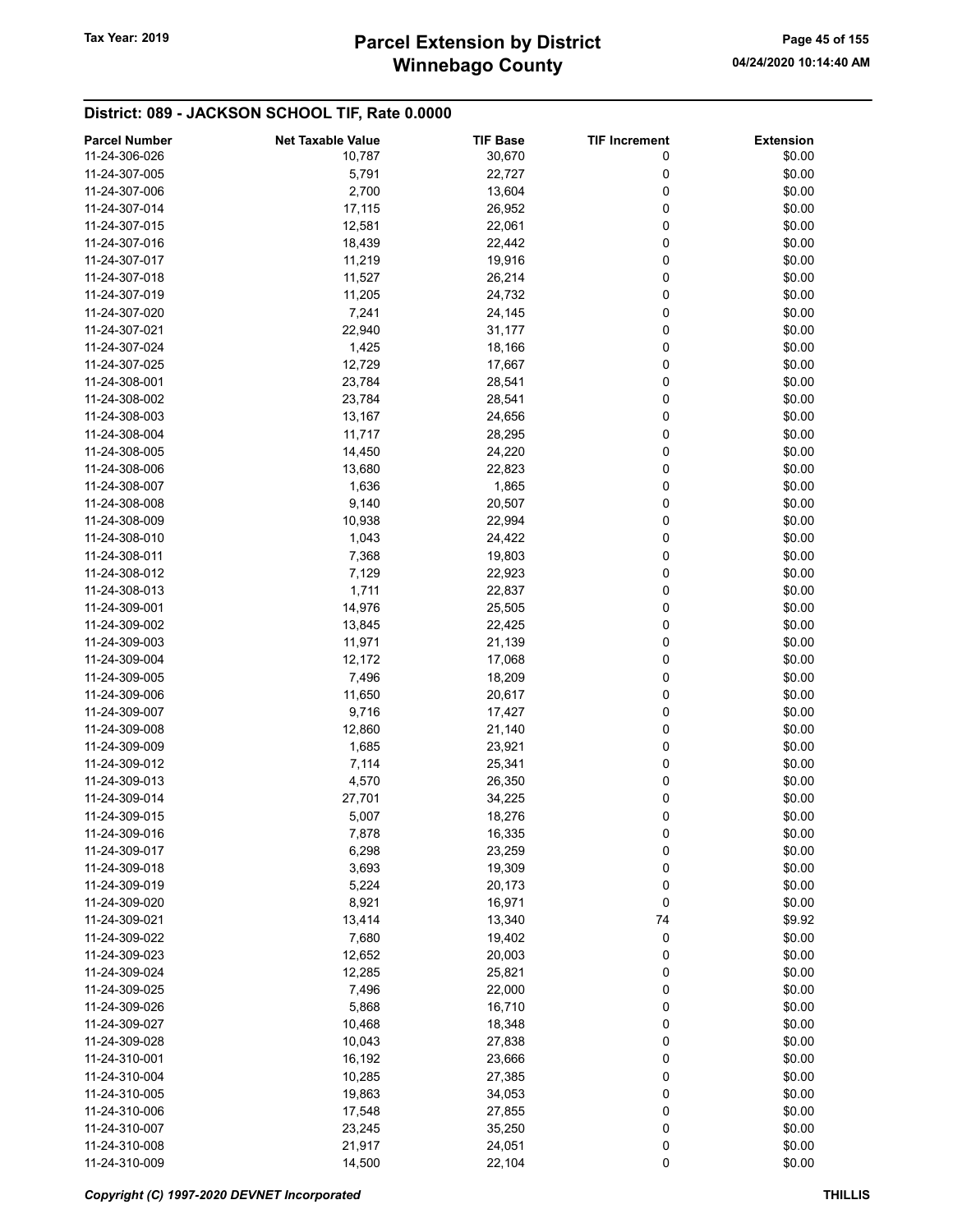# Parcel Extension by District
# Winnebago County

Tax Year: 2019

04/24/2020 10:14:40 AM

## District: 089 - JACKSON SCHOOL TIF, Rate 0.0000

| Parcel Number | Net Taxable Value | TIF Base | TIF Increment | Extension |
|---|---|---|---|---|
| 11-24-306-026 | 10,787 | 30,670 | 0 | $0.00 |
| 11-24-307-005 | 5,791 | 22,727 | 0 | $0.00 |
| 11-24-307-006 | 2,700 | 13,604 | 0 | $0.00 |
| 11-24-307-014 | 17,115 | 26,952 | 0 | $0.00 |
| 11-24-307-015 | 12,581 | 22,061 | 0 | $0.00 |
| 11-24-307-016 | 18,439 | 22,442 | 0 | $0.00 |
| 11-24-307-017 | 11,219 | 19,916 | 0 | $0.00 |
| 11-24-307-018 | 11,527 | 26,214 | 0 | $0.00 |
| 11-24-307-019 | 11,205 | 24,732 | 0 | $0.00 |
| 11-24-307-020 | 7,241 | 24,145 | 0 | $0.00 |
| 11-24-307-021 | 22,940 | 31,177 | 0 | $0.00 |
| 11-24-307-024 | 1,425 | 18,166 | 0 | $0.00 |
| 11-24-307-025 | 12,729 | 17,667 | 0 | $0.00 |
| 11-24-308-001 | 23,784 | 28,541 | 0 | $0.00 |
| 11-24-308-002 | 23,784 | 28,541 | 0 | $0.00 |
| 11-24-308-003 | 13,167 | 24,656 | 0 | $0.00 |
| 11-24-308-004 | 11,717 | 28,295 | 0 | $0.00 |
| 11-24-308-005 | 14,450 | 24,220 | 0 | $0.00 |
| 11-24-308-006 | 13,680 | 22,823 | 0 | $0.00 |
| 11-24-308-007 | 1,636 | 1,865 | 0 | $0.00 |
| 11-24-308-008 | 9,140 | 20,507 | 0 | $0.00 |
| 11-24-308-009 | 10,938 | 22,994 | 0 | $0.00 |
| 11-24-308-010 | 1,043 | 24,422 | 0 | $0.00 |
| 11-24-308-011 | 7,368 | 19,803 | 0 | $0.00 |
| 11-24-308-012 | 7,129 | 22,923 | 0 | $0.00 |
| 11-24-308-013 | 1,711 | 22,837 | 0 | $0.00 |
| 11-24-309-001 | 14,976 | 25,505 | 0 | $0.00 |
| 11-24-309-002 | 13,845 | 22,425 | 0 | $0.00 |
| 11-24-309-003 | 11,971 | 21,139 | 0 | $0.00 |
| 11-24-309-004 | 12,172 | 17,068 | 0 | $0.00 |
| 11-24-309-005 | 7,496 | 18,209 | 0 | $0.00 |
| 11-24-309-006 | 11,650 | 20,617 | 0 | $0.00 |
| 11-24-309-007 | 9,716 | 17,427 | 0 | $0.00 |
| 11-24-309-008 | 12,860 | 21,140 | 0 | $0.00 |
| 11-24-309-009 | 1,685 | 23,921 | 0 | $0.00 |
| 11-24-309-012 | 7,114 | 25,341 | 0 | $0.00 |
| 11-24-309-013 | 4,570 | 26,350 | 0 | $0.00 |
| 11-24-309-014 | 27,701 | 34,225 | 0 | $0.00 |
| 11-24-309-015 | 5,007 | 18,276 | 0 | $0.00 |
| 11-24-309-016 | 7,878 | 16,335 | 0 | $0.00 |
| 11-24-309-017 | 6,298 | 23,259 | 0 | $0.00 |
| 11-24-309-018 | 3,693 | 19,309 | 0 | $0.00 |
| 11-24-309-019 | 5,224 | 20,173 | 0 | $0.00 |
| 11-24-309-020 | 8,921 | 16,971 | 0 | $0.00 |
| 11-24-309-021 | 13,414 | 13,340 | 74 | $9.92 |
| 11-24-309-022 | 7,680 | 19,402 | 0 | $0.00 |
| 11-24-309-023 | 12,652 | 20,003 | 0 | $0.00 |
| 11-24-309-024 | 12,285 | 25,821 | 0 | $0.00 |
| 11-24-309-025 | 7,496 | 22,000 | 0 | $0.00 |
| 11-24-309-026 | 5,868 | 16,710 | 0 | $0.00 |
| 11-24-309-027 | 10,468 | 18,348 | 0 | $0.00 |
| 11-24-309-028 | 10,043 | 27,838 | 0 | $0.00 |
| 11-24-310-001 | 16,192 | 23,666 | 0 | $0.00 |
| 11-24-310-004 | 10,285 | 27,385 | 0 | $0.00 |
| 11-24-310-005 | 19,863 | 34,053 | 0 | $0.00 |
| 11-24-310-006 | 17,548 | 27,855 | 0 | $0.00 |
| 11-24-310-007 | 23,245 | 35,250 | 0 | $0.00 |
| 11-24-310-008 | 21,917 | 24,051 | 0 | $0.00 |
| 11-24-310-009 | 14,500 | 22,104 | 0 | $0.00 |

*Copyright (C) 1997-2020 DEVNET Incorporated* THILLIS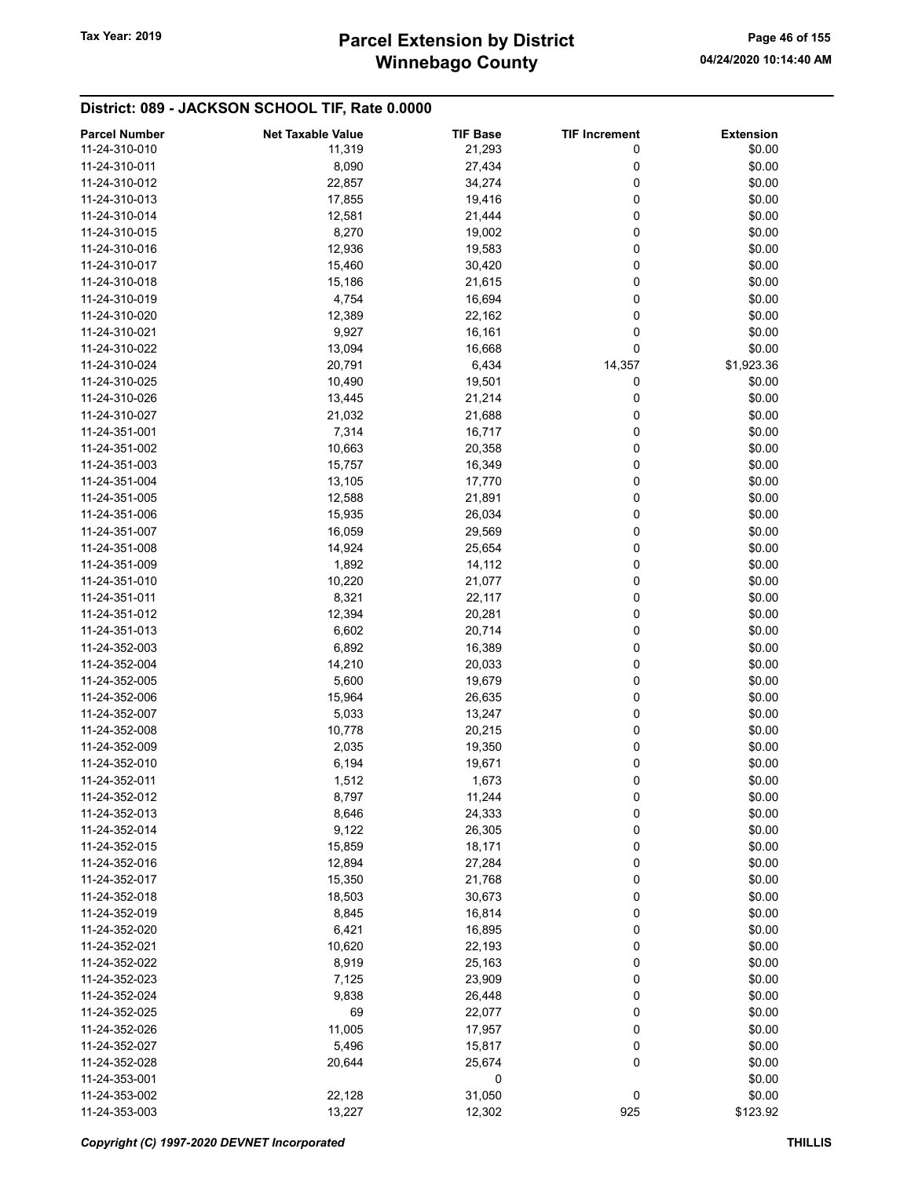## District: 089 - JACKSON SCHOOL TIF, Rate 0.0000

| Parcel Number | Net Taxable Value | TIF Base | TIF Increment | Extension |
|---|---|---|---|---|
| 11-24-310-010 | 11,319 | 21,293 | 0 | $0.00 |
| 11-24-310-011 | 8,090 | 27,434 | 0 | $0.00 |
| 11-24-310-012 | 22,857 | 34,274 | 0 | $0.00 |
| 11-24-310-013 | 17,855 | 19,416 | 0 | $0.00 |
| 11-24-310-014 | 12,581 | 21,444 | 0 | $0.00 |
| 11-24-310-015 | 8,270 | 19,002 | 0 | $0.00 |
| 11-24-310-016 | 12,936 | 19,583 | 0 | $0.00 |
| 11-24-310-017 | 15,460 | 30,420 | 0 | $0.00 |
| 11-24-310-018 | 15,186 | 21,615 | 0 | $0.00 |
| 11-24-310-019 | 4,754 | 16,694 | 0 | $0.00 |
| 11-24-310-020 | 12,389 | 22,162 | 0 | $0.00 |
| 11-24-310-021 | 9,927 | 16,161 | 0 | $0.00 |
| 11-24-310-022 | 13,094 | 16,668 | 0 | $0.00 |
| 11-24-310-024 | 20,791 | 6,434 | 14,357 | $1,923.36 |
| 11-24-310-025 | 10,490 | 19,501 | 0 | $0.00 |
| 11-24-310-026 | 13,445 | 21,214 | 0 | $0.00 |
| 11-24-310-027 | 21,032 | 21,688 | 0 | $0.00 |
| 11-24-351-001 | 7,314 | 16,717 | 0 | $0.00 |
| 11-24-351-002 | 10,663 | 20,358 | 0 | $0.00 |
| 11-24-351-003 | 15,757 | 16,349 | 0 | $0.00 |
| 11-24-351-004 | 13,105 | 17,770 | 0 | $0.00 |
| 11-24-351-005 | 12,588 | 21,891 | 0 | $0.00 |
| 11-24-351-006 | 15,935 | 26,034 | 0 | $0.00 |
| 11-24-351-007 | 16,059 | 29,569 | 0 | $0.00 |
| 11-24-351-008 | 14,924 | 25,654 | 0 | $0.00 |
| 11-24-351-009 | 1,892 | 14,112 | 0 | $0.00 |
| 11-24-351-010 | 10,220 | 21,077 | 0 | $0.00 |
| 11-24-351-011 | 8,321 | 22,117 | 0 | $0.00 |
| 11-24-351-012 | 12,394 | 20,281 | 0 | $0.00 |
| 11-24-351-013 | 6,602 | 20,714 | 0 | $0.00 |
| 11-24-352-003 | 6,892 | 16,389 | 0 | $0.00 |
| 11-24-352-004 | 14,210 | 20,033 | 0 | $0.00 |
| 11-24-352-005 | 5,600 | 19,679 | 0 | $0.00 |
| 11-24-352-006 | 15,964 | 26,635 | 0 | $0.00 |
| 11-24-352-007 | 5,033 | 13,247 | 0 | $0.00 |
| 11-24-352-008 | 10,778 | 20,215 | 0 | $0.00 |
| 11-24-352-009 | 2,035 | 19,350 | 0 | $0.00 |
| 11-24-352-010 | 6,194 | 19,671 | 0 | $0.00 |
| 11-24-352-011 | 1,512 | 1,673 | 0 | $0.00 |
| 11-24-352-012 | 8,797 | 11,244 | 0 | $0.00 |
| 11-24-352-013 | 8,646 | 24,333 | 0 | $0.00 |
| 11-24-352-014 | 9,122 | 26,305 | 0 | $0.00 |
| 11-24-352-015 | 15,859 | 18,171 | 0 | $0.00 |
| 11-24-352-016 | 12,894 | 27,284 | 0 | $0.00 |
| 11-24-352-017 | 15,350 | 21,768 | 0 | $0.00 |
| 11-24-352-018 | 18,503 | 30,673 | 0 | $0.00 |
| 11-24-352-019 | 8,845 | 16,814 | 0 | $0.00 |
| 11-24-352-020 | 6,421 | 16,895 | 0 | $0.00 |
| 11-24-352-021 | 10,620 | 22,193 | 0 | $0.00 |
| 11-24-352-022 | 8,919 | 25,163 | 0 | $0.00 |
| 11-24-352-023 | 7,125 | 23,909 | 0 | $0.00 |
| 11-24-352-024 | 9,838 | 26,448 | 0 | $0.00 |
| 11-24-352-025 | 69 | 22,077 | 0 | $0.00 |
| 11-24-352-026 | 11,005 | 17,957 | 0 | $0.00 |
| 11-24-352-027 | 5,496 | 15,817 | 0 | $0.00 |
| 11-24-352-028 | 20,644 | 25,674 | 0 | $0.00 |
| 11-24-353-001 | | 0 | | $0.00 |
| 11-24-353-002 | 22,128 | 31,050 | 0 | $0.00 |
| 11-24-353-003 | 13,227 | 12,302 | 925 | $123.92 |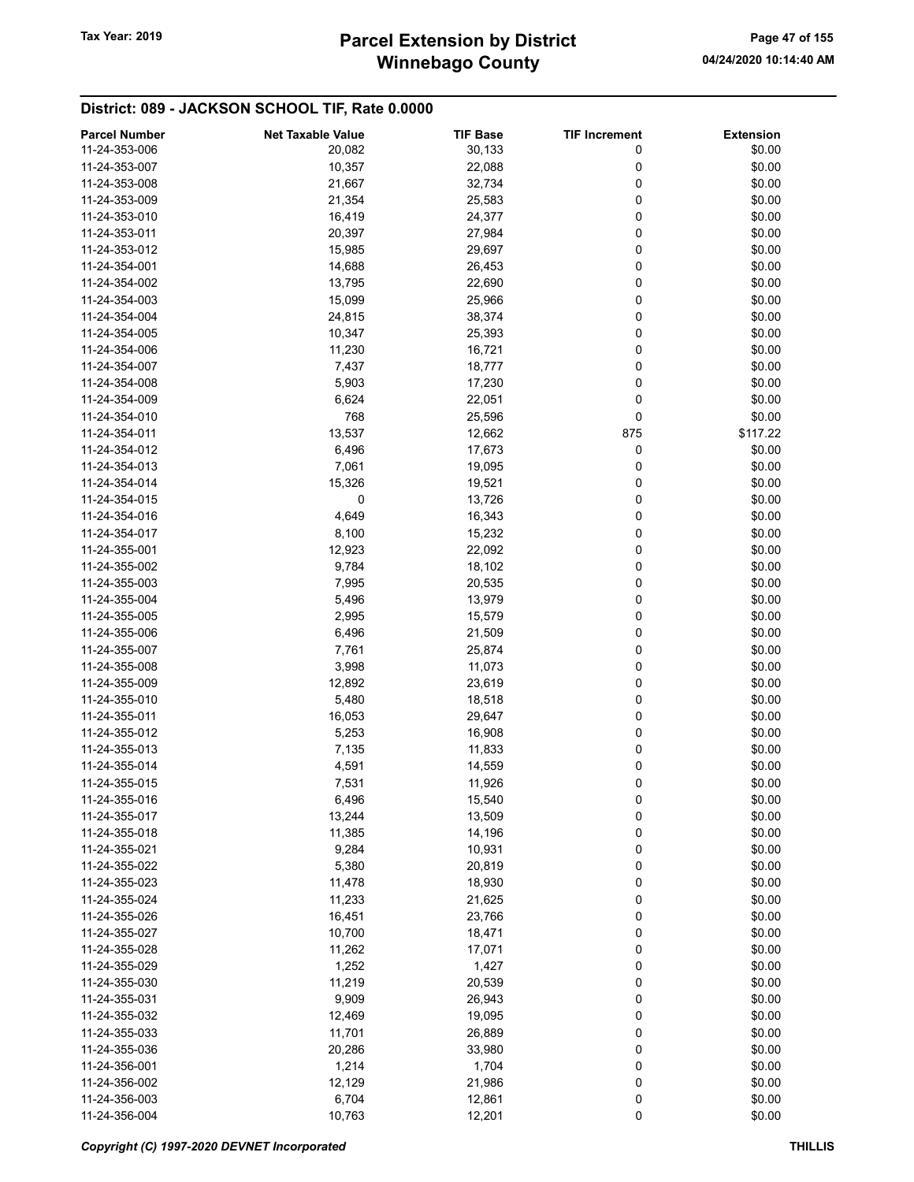## District: 089 - JACKSON SCHOOL TIF, Rate 0.0000

| Parcel Number | Net Taxable Value | TIF Base | TIF Increment | Extension |
|---|---|---|---|---|
| 11-24-353-006 | 20,082 | 30,133 | 0 | $0.00 |
| 11-24-353-007 | 10,357 | 22,088 | 0 | $0.00 |
| 11-24-353-008 | 21,667 | 32,734 | 0 | $0.00 |
| 11-24-353-009 | 21,354 | 25,583 | 0 | $0.00 |
| 11-24-353-010 | 16,419 | 24,377 | 0 | $0.00 |
| 11-24-353-011 | 20,397 | 27,984 | 0 | $0.00 |
| 11-24-353-012 | 15,985 | 29,697 | 0 | $0.00 |
| 11-24-354-001 | 14,688 | 26,453 | 0 | $0.00 |
| 11-24-354-002 | 13,795 | 22,690 | 0 | $0.00 |
| 11-24-354-003 | 15,099 | 25,966 | 0 | $0.00 |
| 11-24-354-004 | 24,815 | 38,374 | 0 | $0.00 |
| 11-24-354-005 | 10,347 | 25,393 | 0 | $0.00 |
| 11-24-354-006 | 11,230 | 16,721 | 0 | $0.00 |
| 11-24-354-007 | 7,437 | 18,777 | 0 | $0.00 |
| 11-24-354-008 | 5,903 | 17,230 | 0 | $0.00 |
| 11-24-354-009 | 6,624 | 22,051 | 0 | $0.00 |
| 11-24-354-010 | 768 | 25,596 | 0 | $0.00 |
| 11-24-354-011 | 13,537 | 12,662 | 875 | $117.22 |
| 11-24-354-012 | 6,496 | 17,673 | 0 | $0.00 |
| 11-24-354-013 | 7,061 | 19,095 | 0 | $0.00 |
| 11-24-354-014 | 15,326 | 19,521 | 0 | $0.00 |
| 11-24-354-015 | 0 | 13,726 | 0 | $0.00 |
| 11-24-354-016 | 4,649 | 16,343 | 0 | $0.00 |
| 11-24-354-017 | 8,100 | 15,232 | 0 | $0.00 |
| 11-24-355-001 | 12,923 | 22,092 | 0 | $0.00 |
| 11-24-355-002 | 9,784 | 18,102 | 0 | $0.00 |
| 11-24-355-003 | 7,995 | 20,535 | 0 | $0.00 |
| 11-24-355-004 | 5,496 | 13,979 | 0 | $0.00 |
| 11-24-355-005 | 2,995 | 15,579 | 0 | $0.00 |
| 11-24-355-006 | 6,496 | 21,509 | 0 | $0.00 |
| 11-24-355-007 | 7,761 | 25,874 | 0 | $0.00 |
| 11-24-355-008 | 3,998 | 11,073 | 0 | $0.00 |
| 11-24-355-009 | 12,892 | 23,619 | 0 | $0.00 |
| 11-24-355-010 | 5,480 | 18,518 | 0 | $0.00 |
| 11-24-355-011 | 16,053 | 29,647 | 0 | $0.00 |
| 11-24-355-012 | 5,253 | 16,908 | 0 | $0.00 |
| 11-24-355-013 | 7,135 | 11,833 | 0 | $0.00 |
| 11-24-355-014 | 4,591 | 14,559 | 0 | $0.00 |
| 11-24-355-015 | 7,531 | 11,926 | 0 | $0.00 |
| 11-24-355-016 | 6,496 | 15,540 | 0 | $0.00 |
| 11-24-355-017 | 13,244 | 13,509 | 0 | $0.00 |
| 11-24-355-018 | 11,385 | 14,196 | 0 | $0.00 |
| 11-24-355-021 | 9,284 | 10,931 | 0 | $0.00 |
| 11-24-355-022 | 5,380 | 20,819 | 0 | $0.00 |
| 11-24-355-023 | 11,478 | 18,930 | 0 | $0.00 |
| 11-24-355-024 | 11,233 | 21,625 | 0 | $0.00 |
| 11-24-355-026 | 16,451 | 23,766 | 0 | $0.00 |
| 11-24-355-027 | 10,700 | 18,471 | 0 | $0.00 |
| 11-24-355-028 | 11,262 | 17,071 | 0 | $0.00 |
| 11-24-355-029 | 1,252 | 1,427 | 0 | $0.00 |
| 11-24-355-030 | 11,219 | 20,539 | 0 | $0.00 |
| 11-24-355-031 | 9,909 | 26,943 | 0 | $0.00 |
| 11-24-355-032 | 12,469 | 19,095 | 0 | $0.00 |
| 11-24-355-033 | 11,701 | 26,889 | 0 | $0.00 |
| 11-24-355-036 | 20,286 | 33,980 | 0 | $0.00 |
| 11-24-356-001 | 1,214 | 1,704 | 0 | $0.00 |
| 11-24-356-002 | 12,129 | 21,986 | 0 | $0.00 |
| 11-24-356-003 | 6,704 | 12,861 | 0 | $0.00 |
| 11-24-356-004 | 10,763 | 12,201 | 0 | $0.00 |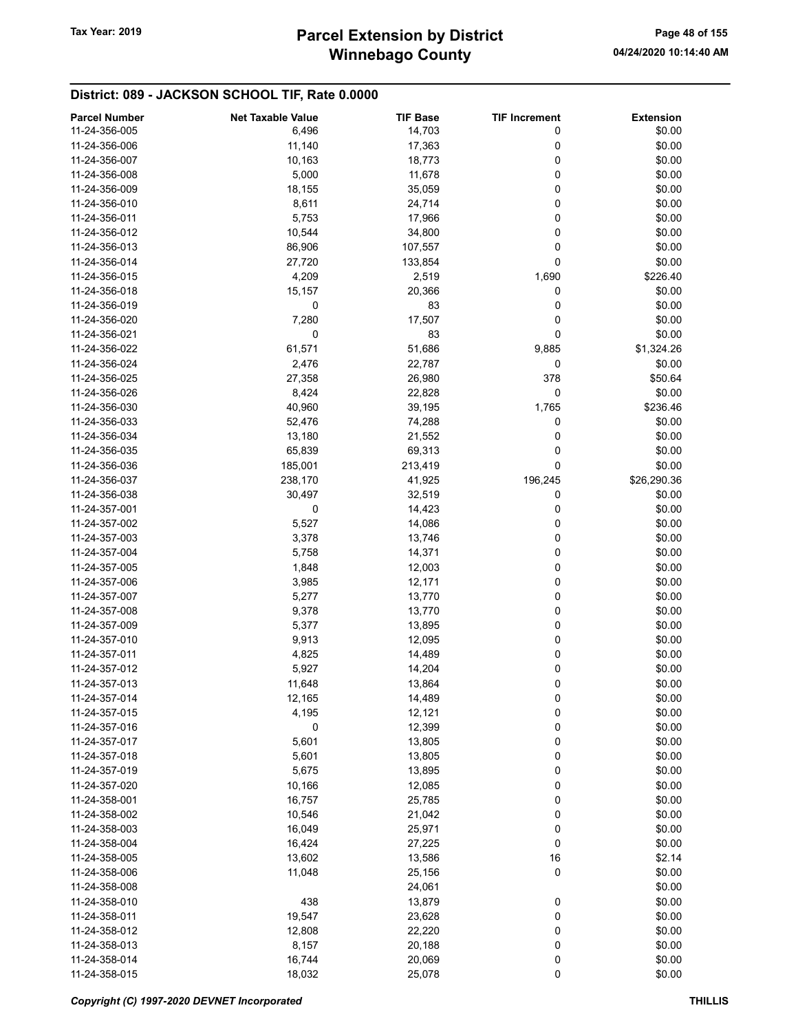## District: 089 - JACKSON SCHOOL TIF, Rate 0.0000

| Parcel Number | Net Taxable Value | TIF Base | TIF Increment | Extension |
|---|---|---|---|---|
| 11-24-356-005 | 6,496 | 14,703 | 0 | $0.00 |
| 11-24-356-006 | 11,140 | 17,363 | 0 | $0.00 |
| 11-24-356-007 | 10,163 | 18,773 | 0 | $0.00 |
| 11-24-356-008 | 5,000 | 11,678 | 0 | $0.00 |
| 11-24-356-009 | 18,155 | 35,059 | 0 | $0.00 |
| 11-24-356-010 | 8,611 | 24,714 | 0 | $0.00 |
| 11-24-356-011 | 5,753 | 17,966 | 0 | $0.00 |
| 11-24-356-012 | 10,544 | 34,800 | 0 | $0.00 |
| 11-24-356-013 | 86,906 | 107,557 | 0 | $0.00 |
| 11-24-356-014 | 27,720 | 133,854 | 0 | $0.00 |
| 11-24-356-015 | 4,209 | 2,519 | 1,690 | $226.40 |
| 11-24-356-018 | 15,157 | 20,366 | 0 | $0.00 |
| 11-24-356-019 | 0 | 83 | 0 | $0.00 |
| 11-24-356-020 | 7,280 | 17,507 | 0 | $0.00 |
| 11-24-356-021 | 0 | 83 | 0 | $0.00 |
| 11-24-356-022 | 61,571 | 51,686 | 9,885 | $1,324.26 |
| 11-24-356-024 | 2,476 | 22,787 | 0 | $0.00 |
| 11-24-356-025 | 27,358 | 26,980 | 378 | $50.64 |
| 11-24-356-026 | 8,424 | 22,828 | 0 | $0.00 |
| 11-24-356-030 | 40,960 | 39,195 | 1,765 | $236.46 |
| 11-24-356-033 | 52,476 | 74,288 | 0 | $0.00 |
| 11-24-356-034 | 13,180 | 21,552 | 0 | $0.00 |
| 11-24-356-035 | 65,839 | 69,313 | 0 | $0.00 |
| 11-24-356-036 | 185,001 | 213,419 | 0 | $0.00 |
| 11-24-356-037 | 238,170 | 41,925 | 196,245 | $26,290.36 |
| 11-24-356-038 | 30,497 | 32,519 | 0 | $0.00 |
| 11-24-357-001 | 0 | 14,423 | 0 | $0.00 |
| 11-24-357-002 | 5,527 | 14,086 | 0 | $0.00 |
| 11-24-357-003 | 3,378 | 13,746 | 0 | $0.00 |
| 11-24-357-004 | 5,758 | 14,371 | 0 | $0.00 |
| 11-24-357-005 | 1,848 | 12,003 | 0 | $0.00 |
| 11-24-357-006 | 3,985 | 12,171 | 0 | $0.00 |
| 11-24-357-007 | 5,277 | 13,770 | 0 | $0.00 |
| 11-24-357-008 | 9,378 | 13,770 | 0 | $0.00 |
| 11-24-357-009 | 5,377 | 13,895 | 0 | $0.00 |
| 11-24-357-010 | 9,913 | 12,095 | 0 | $0.00 |
| 11-24-357-011 | 4,825 | 14,489 | 0 | $0.00 |
| 11-24-357-012 | 5,927 | 14,204 | 0 | $0.00 |
| 11-24-357-013 | 11,648 | 13,864 | 0 | $0.00 |
| 11-24-357-014 | 12,165 | 14,489 | 0 | $0.00 |
| 11-24-357-015 | 4,195 | 12,121 | 0 | $0.00 |
| 11-24-357-016 | 0 | 12,399 | 0 | $0.00 |
| 11-24-357-017 | 5,601 | 13,805 | 0 | $0.00 |
| 11-24-357-018 | 5,601 | 13,805 | 0 | $0.00 |
| 11-24-357-019 | 5,675 | 13,895 | 0 | $0.00 |
| 11-24-357-020 | 10,166 | 12,085 | 0 | $0.00 |
| 11-24-358-001 | 16,757 | 25,785 | 0 | $0.00 |
| 11-24-358-002 | 10,546 | 21,042 | 0 | $0.00 |
| 11-24-358-003 | 16,049 | 25,971 | 0 | $0.00 |
| 11-24-358-004 | 16,424 | 27,225 | 0 | $0.00 |
| 11-24-358-005 | 13,602 | 13,586 | 16 | $2.14 |
| 11-24-358-006 | 11,048 | 25,156 | 0 | $0.00 |
| 11-24-358-008 | | 24,061 | | $0.00 |
| 11-24-358-010 | 438 | 13,879 | 0 | $0.00 |
| 11-24-358-011 | 19,547 | 23,628 | 0 | $0.00 |
| 11-24-358-012 | 12,808 | 22,220 | 0 | $0.00 |
| 11-24-358-013 | 8,157 | 20,188 | 0 | $0.00 |
| 11-24-358-014 | 16,744 | 20,069 | 0 | $0.00 |
| 11-24-358-015 | 18,032 | 25,078 | 0 | $0.00 |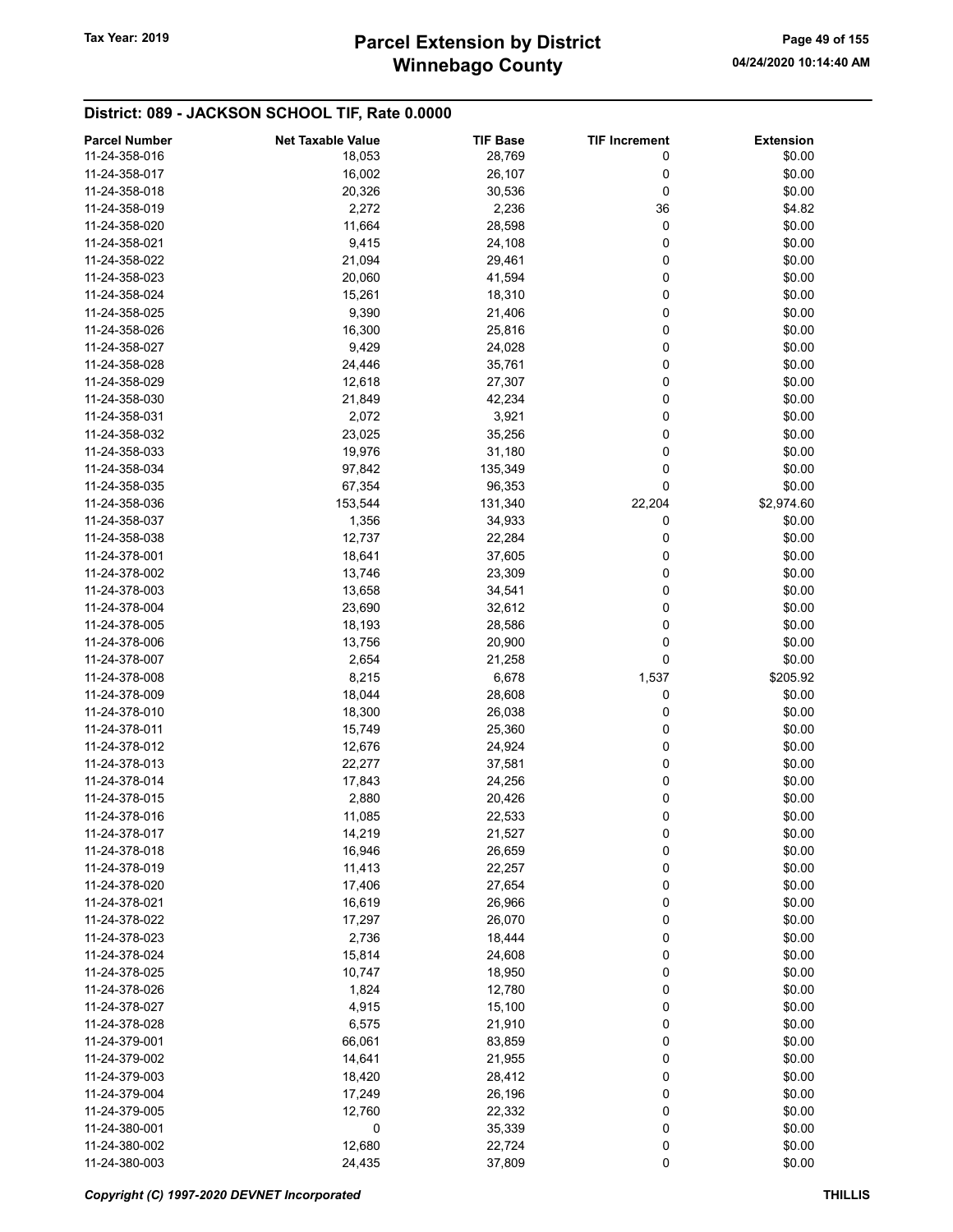## District: 089 - JACKSON SCHOOL TIF, Rate 0.0000

| Parcel Number | Net Taxable Value | TIF Base | TIF Increment | Extension |
|---|---|---|---|---|
| 11-24-358-016 | 18,053 | 28,769 | 0 | $0.00 |
| 11-24-358-017 | 16,002 | 26,107 | 0 | $0.00 |
| 11-24-358-018 | 20,326 | 30,536 | 0 | $0.00 |
| 11-24-358-019 | 2,272 | 2,236 | 36 | $4.82 |
| 11-24-358-020 | 11,664 | 28,598 | 0 | $0.00 |
| 11-24-358-021 | 9,415 | 24,108 | 0 | $0.00 |
| 11-24-358-022 | 21,094 | 29,461 | 0 | $0.00 |
| 11-24-358-023 | 20,060 | 41,594 | 0 | $0.00 |
| 11-24-358-024 | 15,261 | 18,310 | 0 | $0.00 |
| 11-24-358-025 | 9,390 | 21,406 | 0 | $0.00 |
| 11-24-358-026 | 16,300 | 25,816 | 0 | $0.00 |
| 11-24-358-027 | 9,429 | 24,028 | 0 | $0.00 |
| 11-24-358-028 | 24,446 | 35,761 | 0 | $0.00 |
| 11-24-358-029 | 12,618 | 27,307 | 0 | $0.00 |
| 11-24-358-030 | 21,849 | 42,234 | 0 | $0.00 |
| 11-24-358-031 | 2,072 | 3,921 | 0 | $0.00 |
| 11-24-358-032 | 23,025 | 35,256 | 0 | $0.00 |
| 11-24-358-033 | 19,976 | 31,180 | 0 | $0.00 |
| 11-24-358-034 | 97,842 | 135,349 | 0 | $0.00 |
| 11-24-358-035 | 67,354 | 96,353 | 0 | $0.00 |
| 11-24-358-036 | 153,544 | 131,340 | 22,204 | $2,974.60 |
| 11-24-358-037 | 1,356 | 34,933 | 0 | $0.00 |
| 11-24-358-038 | 12,737 | 22,284 | 0 | $0.00 |
| 11-24-378-001 | 18,641 | 37,605 | 0 | $0.00 |
| 11-24-378-002 | 13,746 | 23,309 | 0 | $0.00 |
| 11-24-378-003 | 13,658 | 34,541 | 0 | $0.00 |
| 11-24-378-004 | 23,690 | 32,612 | 0 | $0.00 |
| 11-24-378-005 | 18,193 | 28,586 | 0 | $0.00 |
| 11-24-378-006 | 13,756 | 20,900 | 0 | $0.00 |
| 11-24-378-007 | 2,654 | 21,258 | 0 | $0.00 |
| 11-24-378-008 | 8,215 | 6,678 | 1,537 | $205.92 |
| 11-24-378-009 | 18,044 | 28,608 | 0 | $0.00 |
| 11-24-378-010 | 18,300 | 26,038 | 0 | $0.00 |
| 11-24-378-011 | 15,749 | 25,360 | 0 | $0.00 |
| 11-24-378-012 | 12,676 | 24,924 | 0 | $0.00 |
| 11-24-378-013 | 22,277 | 37,581 | 0 | $0.00 |
| 11-24-378-014 | 17,843 | 24,256 | 0 | $0.00 |
| 11-24-378-015 | 2,880 | 20,426 | 0 | $0.00 |
| 11-24-378-016 | 11,085 | 22,533 | 0 | $0.00 |
| 11-24-378-017 | 14,219 | 21,527 | 0 | $0.00 |
| 11-24-378-018 | 16,946 | 26,659 | 0 | $0.00 |
| 11-24-378-019 | 11,413 | 22,257 | 0 | $0.00 |
| 11-24-378-020 | 17,406 | 27,654 | 0 | $0.00 |
| 11-24-378-021 | 16,619 | 26,966 | 0 | $0.00 |
| 11-24-378-022 | 17,297 | 26,070 | 0 | $0.00 |
| 11-24-378-023 | 2,736 | 18,444 | 0 | $0.00 |
| 11-24-378-024 | 15,814 | 24,608 | 0 | $0.00 |
| 11-24-378-025 | 10,747 | 18,950 | 0 | $0.00 |
| 11-24-378-026 | 1,824 | 12,780 | 0 | $0.00 |
| 11-24-378-027 | 4,915 | 15,100 | 0 | $0.00 |
| 11-24-378-028 | 6,575 | 21,910 | 0 | $0.00 |
| 11-24-379-001 | 66,061 | 83,859 | 0 | $0.00 |
| 11-24-379-002 | 14,641 | 21,955 | 0 | $0.00 |
| 11-24-379-003 | 18,420 | 28,412 | 0 | $0.00 |
| 11-24-379-004 | 17,249 | 26,196 | 0 | $0.00 |
| 11-24-379-005 | 12,760 | 22,332 | 0 | $0.00 |
| 11-24-380-001 | 0 | 35,339 | 0 | $0.00 |
| 11-24-380-002 | 12,680 | 22,724 | 0 | $0.00 |
| 11-24-380-003 | 24,435 | 37,809 | 0 | $0.00 |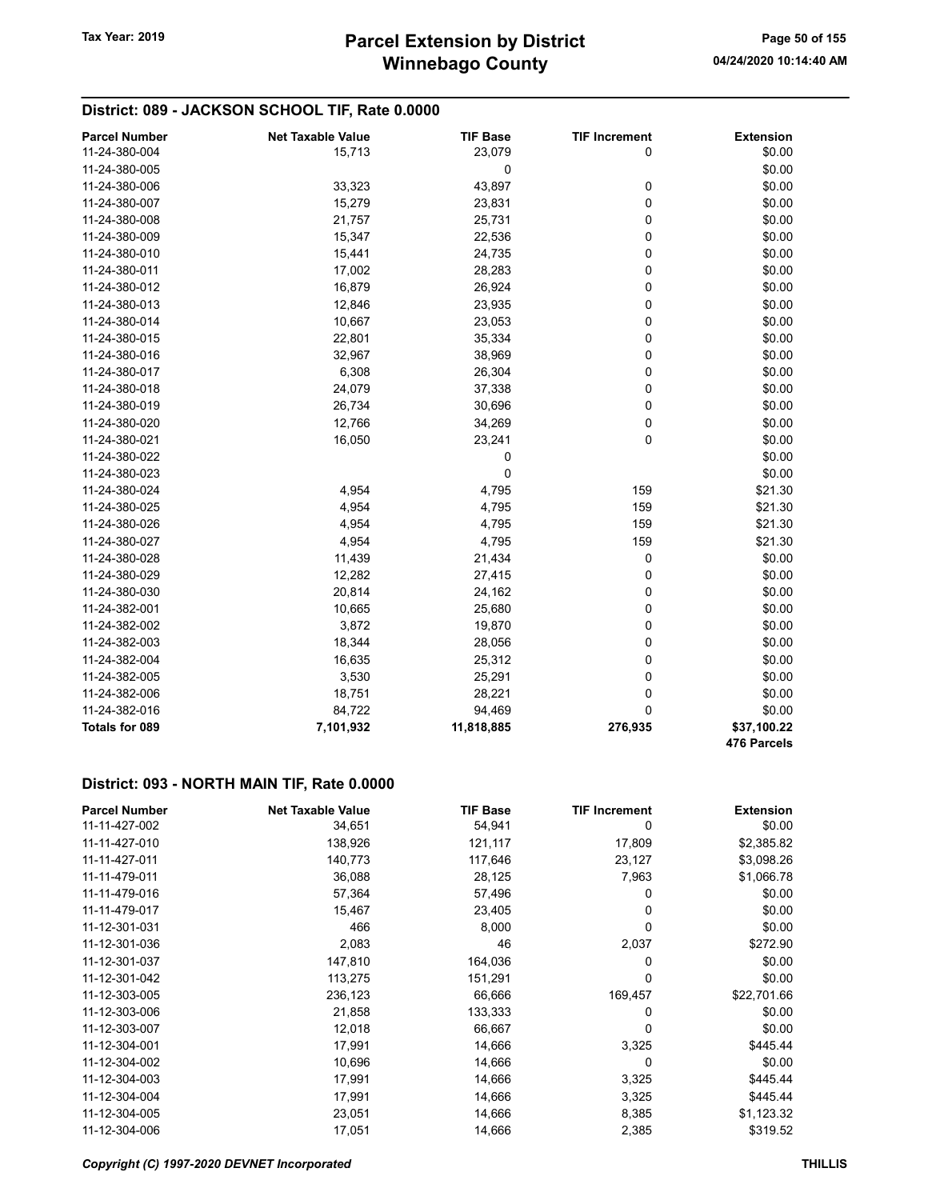## District: 089 - JACKSON SCHOOL TIF, Rate 0.0000

| Parcel Number | Net Taxable Value | TIF Base | TIF Increment | Extension |
|---|---|---|---|---|
| 11-24-380-004 | 15,713 | 23,079 | 0 | $0.00 |
| 11-24-380-005 | | 0 | | $0.00 |
| 11-24-380-006 | 33,323 | 43,897 | 0 | $0.00 |
| 11-24-380-007 | 15,279 | 23,831 | 0 | $0.00 |
| 11-24-380-008 | 21,757 | 25,731 | 0 | $0.00 |
| 11-24-380-009 | 15,347 | 22,536 | 0 | $0.00 |
| 11-24-380-010 | 15,441 | 24,735 | 0 | $0.00 |
| 11-24-380-011 | 17,002 | 28,283 | 0 | $0.00 |
| 11-24-380-012 | 16,879 | 26,924 | 0 | $0.00 |
| 11-24-380-013 | 12,846 | 23,935 | 0 | $0.00 |
| 11-24-380-014 | 10,667 | 23,053 | 0 | $0.00 |
| 11-24-380-015 | 22,801 | 35,334 | 0 | $0.00 |
| 11-24-380-016 | 32,967 | 38,969 | 0 | $0.00 |
| 11-24-380-017 | 6,308 | 26,304 | 0 | $0.00 |
| 11-24-380-018 | 24,079 | 37,338 | 0 | $0.00 |
| 11-24-380-019 | 26,734 | 30,696 | 0 | $0.00 |
| 11-24-380-020 | 12,766 | 34,269 | 0 | $0.00 |
| 11-24-380-021 | 16,050 | 23,241 | 0 | $0.00 |
| 11-24-380-022 | | 0 | | $0.00 |
| 11-24-380-023 | | 0 | | $0.00 |
| 11-24-380-024 | 4,954 | 4,795 | 159 | $21.30 |
| 11-24-380-025 | 4,954 | 4,795 | 159 | $21.30 |
| 11-24-380-026 | 4,954 | 4,795 | 159 | $21.30 |
| 11-24-380-027 | 4,954 | 4,795 | 159 | $21.30 |
| 11-24-380-028 | 11,439 | 21,434 | 0 | $0.00 |
| 11-24-380-029 | 12,282 | 27,415 | 0 | $0.00 |
| 11-24-380-030 | 20,814 | 24,162 | 0 | $0.00 |
| 11-24-382-001 | 10,665 | 25,680 | 0 | $0.00 |
| 11-24-382-002 | 3,872 | 19,870 | 0 | $0.00 |
| 11-24-382-003 | 18,344 | 28,056 | 0 | $0.00 |
| 11-24-382-004 | 16,635 | 25,312 | 0 | $0.00 |
| 11-24-382-005 | 3,530 | 25,291 | 0 | $0.00 |
| 11-24-382-006 | 18,751 | 28,221 | 0 | $0.00 |
| 11-24-382-016 | 84,722 | 94,469 | 0 | $0.00 |
| **Totals for 089** | **7,101,932** | **11,818,885** | **276,935** | **$37,100.22** |
| | | | | **476 Parcels** |

## District: 093 - NORTH MAIN TIF, Rate 0.0000

| Parcel Number | Net Taxable Value | TIF Base | TIF Increment | Extension |
|---|---|---|---|---|
| 11-11-427-002 | 34,651 | 54,941 | 0 | $0.00 |
| 11-11-427-010 | 138,926 | 121,117 | 17,809 | $2,385.82 |
| 11-11-427-011 | 140,773 | 117,646 | 23,127 | $3,098.26 |
| 11-11-479-011 | 36,088 | 28,125 | 7,963 | $1,066.78 |
| 11-11-479-016 | 57,364 | 57,496 | 0 | $0.00 |
| 11-11-479-017 | 15,467 | 23,405 | 0 | $0.00 |
| 11-12-301-031 | 466 | 8,000 | 0 | $0.00 |
| 11-12-301-036 | 2,083 | 46 | 2,037 | $272.90 |
| 11-12-301-037 | 147,810 | 164,036 | 0 | $0.00 |
| 11-12-301-042 | 113,275 | 151,291 | 0 | $0.00 |
| 11-12-303-005 | 236,123 | 66,666 | 169,457 | $22,701.66 |
| 11-12-303-006 | 21,858 | 133,333 | 0 | $0.00 |
| 11-12-303-007 | 12,018 | 66,667 | 0 | $0.00 |
| 11-12-304-001 | 17,991 | 14,666 | 3,325 | $445.44 |
| 11-12-304-002 | 10,696 | 14,666 | 0 | $0.00 |
| 11-12-304-003 | 17,991 | 14,666 | 3,325 | $445.44 |
| 11-12-304-004 | 17,991 | 14,666 | 3,325 | $445.44 |
| 11-12-304-005 | 23,051 | 14,666 | 8,385 | $1,123.32 |
| 11-12-304-006 | 17,051 | 14,666 | 2,385 | $319.52 |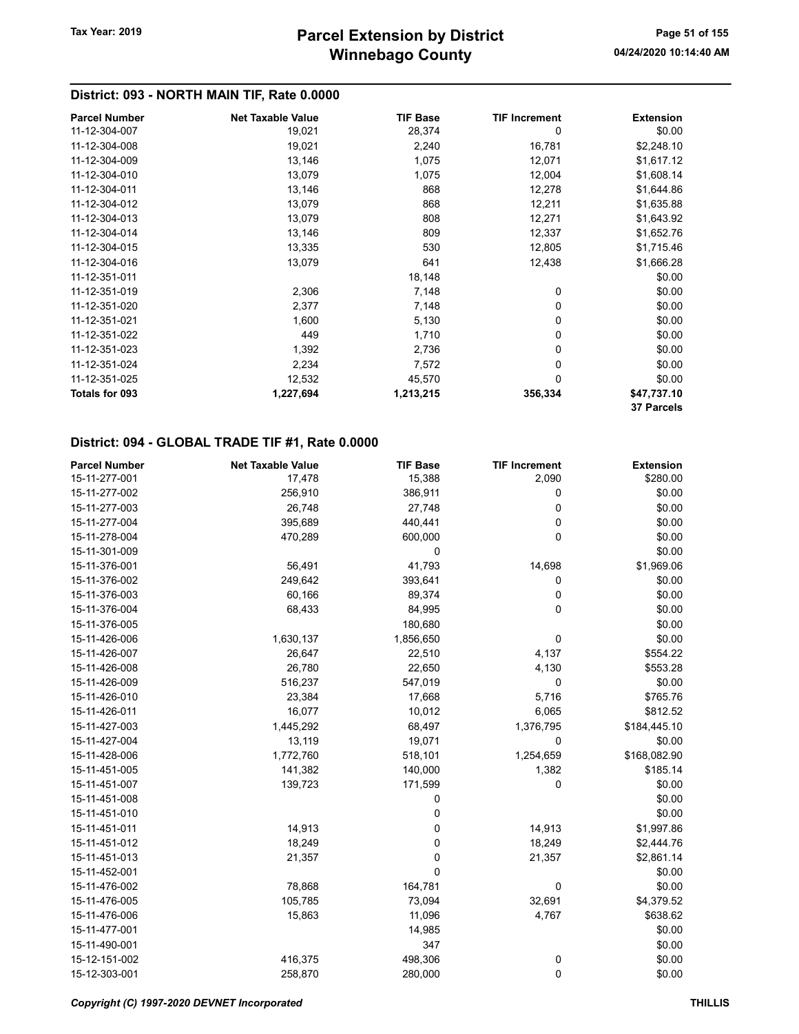## District: 093 - NORTH MAIN TIF, Rate 0.0000

| Parcel Number | Net Taxable Value | TIF Base | TIF Increment | Extension |
|---|---|---|---|---|
| 11-12-304-007 | 19,021 | 28,374 | 0 | $0.00 |
| 11-12-304-008 | 19,021 | 2,240 | 16,781 | $2,248.10 |
| 11-12-304-009 | 13,146 | 1,075 | 12,071 | $1,617.12 |
| 11-12-304-010 | 13,079 | 1,075 | 12,004 | $1,608.14 |
| 11-12-304-011 | 13,146 | 868 | 12,278 | $1,644.86 |
| 11-12-304-012 | 13,079 | 868 | 12,211 | $1,635.88 |
| 11-12-304-013 | 13,079 | 808 | 12,271 | $1,643.92 |
| 11-12-304-014 | 13,146 | 809 | 12,337 | $1,652.76 |
| 11-12-304-015 | 13,335 | 530 | 12,805 | $1,715.46 |
| 11-12-304-016 | 13,079 | 641 | 12,438 | $1,666.28 |
| 11-12-351-011 | | 18,148 | | $0.00 |
| 11-12-351-019 | 2,306 | 7,148 | 0 | $0.00 |
| 11-12-351-020 | 2,377 | 7,148 | 0 | $0.00 |
| 11-12-351-021 | 1,600 | 5,130 | 0 | $0.00 |
| 11-12-351-022 | 449 | 1,710 | 0 | $0.00 |
| 11-12-351-023 | 1,392 | 2,736 | 0 | $0.00 |
| 11-12-351-024 | 2,234 | 7,572 | 0 | $0.00 |
| 11-12-351-025 | 12,532 | 45,570 | 0 | $0.00 |
| **Totals for 093** | **1,227,694** | **1,213,215** | **356,334** | **$47,737.10** |
| | | | | **37 Parcels** |

## District: 094 - GLOBAL TRADE TIF #1, Rate 0.0000

| Parcel Number | Net Taxable Value | TIF Base | TIF Increment | Extension |
|---|---|---|---|---|
| 15-11-277-001 | 17,478 | 15,388 | 2,090 | $280.00 |
| 15-11-277-002 | 256,910 | 386,911 | 0 | $0.00 |
| 15-11-277-003 | 26,748 | 27,748 | 0 | $0.00 |
| 15-11-277-004 | 395,689 | 440,441 | 0 | $0.00 |
| 15-11-278-004 | 470,289 | 600,000 | 0 | $0.00 |
| 15-11-301-009 | | 0 | | $0.00 |
| 15-11-376-001 | 56,491 | 41,793 | 14,698 | $1,969.06 |
| 15-11-376-002 | 249,642 | 393,641 | 0 | $0.00 |
| 15-11-376-003 | 60,166 | 89,374 | 0 | $0.00 |
| 15-11-376-004 | 68,433 | 84,995 | 0 | $0.00 |
| 15-11-376-005 | | 180,680 | | $0.00 |
| 15-11-426-006 | 1,630,137 | 1,856,650 | 0 | $0.00 |
| 15-11-426-007 | 26,647 | 22,510 | 4,137 | $554.22 |
| 15-11-426-008 | 26,780 | 22,650 | 4,130 | $553.28 |
| 15-11-426-009 | 516,237 | 547,019 | 0 | $0.00 |
| 15-11-426-010 | 23,384 | 17,668 | 5,716 | $765.76 |
| 15-11-426-011 | 16,077 | 10,012 | 6,065 | $812.52 |
| 15-11-427-003 | 1,445,292 | 68,497 | 1,376,795 | $184,445.10 |
| 15-11-427-004 | 13,119 | 19,071 | 0 | $0.00 |
| 15-11-428-006 | 1,772,760 | 518,101 | 1,254,659 | $168,082.90 |
| 15-11-451-005 | 141,382 | 140,000 | 1,382 | $185.14 |
| 15-11-451-007 | 139,723 | 171,599 | 0 | $0.00 |
| 15-11-451-008 | | 0 | | $0.00 |
| 15-11-451-010 | | 0 | | $0.00 |
| 15-11-451-011 | 14,913 | 0 | 14,913 | $1,997.86 |
| 15-11-451-012 | 18,249 | 0 | 18,249 | $2,444.76 |
| 15-11-451-013 | 21,357 | 0 | 21,357 | $2,861.14 |
| 15-11-452-001 | | 0 | | $0.00 |
| 15-11-476-002 | 78,868 | 164,781 | 0 | $0.00 |
| 15-11-476-005 | 105,785 | 73,094 | 32,691 | $4,379.52 |
| 15-11-476-006 | 15,863 | 11,096 | 4,767 | $638.62 |
| 15-11-477-001 | | 14,985 | | $0.00 |
| 15-11-490-001 | | 347 | | $0.00 |
| 15-12-151-002 | 416,375 | 498,306 | 0 | $0.00 |
| 15-12-303-001 | 258,870 | 280,000 | 0 | $0.00 |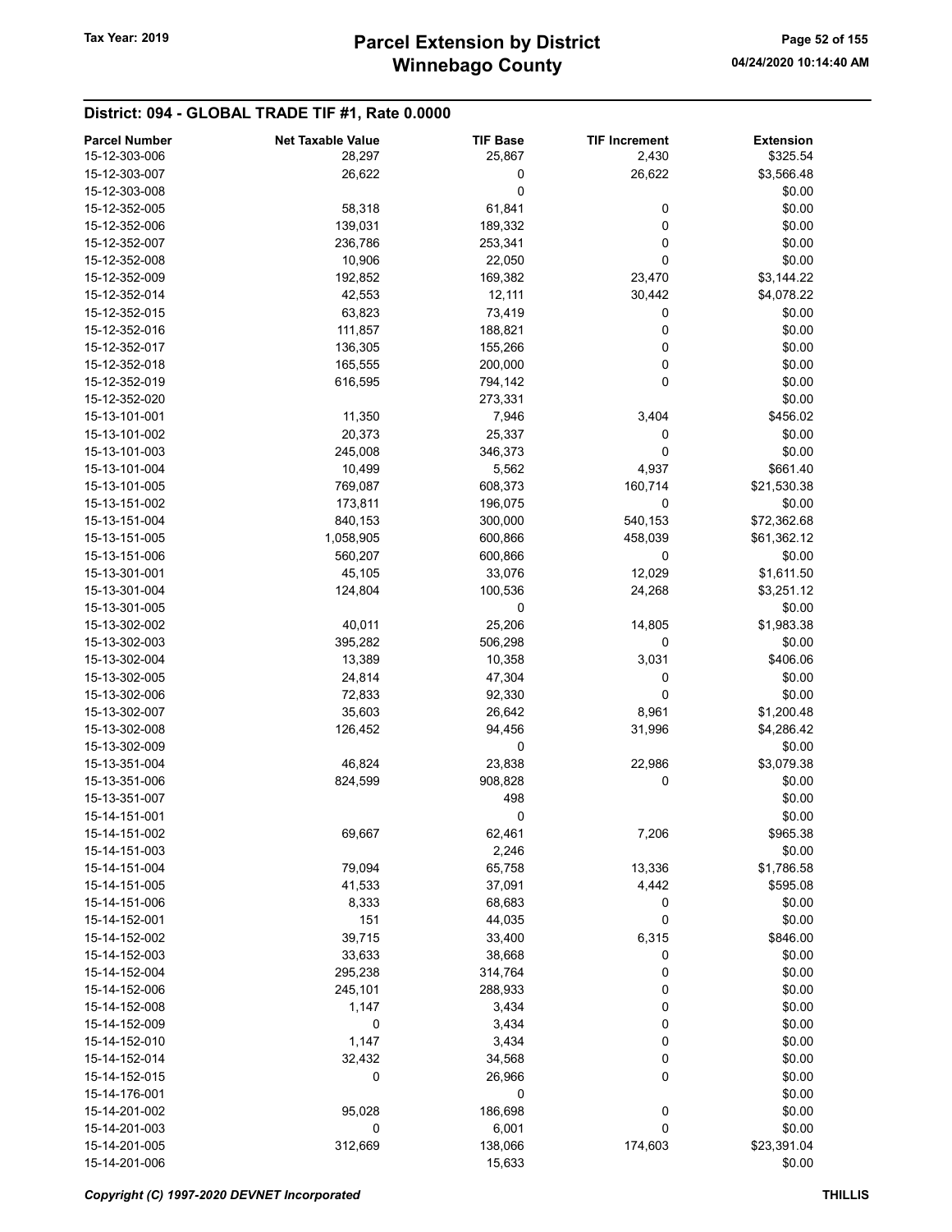## District: 094 - GLOBAL TRADE TIF #1, Rate 0.0000

| Parcel Number | Net Taxable Value | TIF Base | TIF Increment | Extension |
|---|---|---|---|---|
| 15-12-303-006 | 28,297 | 25,867 | 2,430 | $325.54 |
| 15-12-303-007 | 26,622 | 0 | 26,622 | $3,566.48 |
| 15-12-303-008 | | 0 | | $0.00 |
| 15-12-352-005 | 58,318 | 61,841 | 0 | $0.00 |
| 15-12-352-006 | 139,031 | 189,332 | 0 | $0.00 |
| 15-12-352-007 | 236,786 | 253,341 | 0 | $0.00 |
| 15-12-352-008 | 10,906 | 22,050 | 0 | $0.00 |
| 15-12-352-009 | 192,852 | 169,382 | 23,470 | $3,144.22 |
| 15-12-352-014 | 42,553 | 12,111 | 30,442 | $4,078.22 |
| 15-12-352-015 | 63,823 | 73,419 | 0 | $0.00 |
| 15-12-352-016 | 111,857 | 188,821 | 0 | $0.00 |
| 15-12-352-017 | 136,305 | 155,266 | 0 | $0.00 |
| 15-12-352-018 | 165,555 | 200,000 | 0 | $0.00 |
| 15-12-352-019 | 616,595 | 794,142 | 0 | $0.00 |
| 15-12-352-020 | | 273,331 | | $0.00 |
| 15-13-101-001 | 11,350 | 7,946 | 3,404 | $456.02 |
| 15-13-101-002 | 20,373 | 25,337 | 0 | $0.00 |
| 15-13-101-003 | 245,008 | 346,373 | 0 | $0.00 |
| 15-13-101-004 | 10,499 | 5,562 | 4,937 | $661.40 |
| 15-13-101-005 | 769,087 | 608,373 | 160,714 | $21,530.38 |
| 15-13-151-002 | 173,811 | 196,075 | 0 | $0.00 |
| 15-13-151-004 | 840,153 | 300,000 | 540,153 | $72,362.68 |
| 15-13-151-005 | 1,058,905 | 600,866 | 458,039 | $61,362.12 |
| 15-13-151-006 | 560,207 | 600,866 | 0 | $0.00 |
| 15-13-301-001 | 45,105 | 33,076 | 12,029 | $1,611.50 |
| 15-13-301-004 | 124,804 | 100,536 | 24,268 | $3,251.12 |
| 15-13-301-005 | | 0 | | $0.00 |
| 15-13-302-002 | 40,011 | 25,206 | 14,805 | $1,983.38 |
| 15-13-302-003 | 395,282 | 506,298 | 0 | $0.00 |
| 15-13-302-004 | 13,389 | 10,358 | 3,031 | $406.06 |
| 15-13-302-005 | 24,814 | 47,304 | 0 | $0.00 |
| 15-13-302-006 | 72,833 | 92,330 | 0 | $0.00 |
| 15-13-302-007 | 35,603 | 26,642 | 8,961 | $1,200.48 |
| 15-13-302-008 | 126,452 | 94,456 | 31,996 | $4,286.42 |
| 15-13-302-009 | | 0 | | $0.00 |
| 15-13-351-004 | 46,824 | 23,838 | 22,986 | $3,079.38 |
| 15-13-351-006 | 824,599 | 908,828 | 0 | $0.00 |
| 15-13-351-007 | | 498 | | $0.00 |
| 15-14-151-001 | | 0 | | $0.00 |
| 15-14-151-002 | 69,667 | 62,461 | 7,206 | $965.38 |
| 15-14-151-003 | | 2,246 | | $0.00 |
| 15-14-151-004 | 79,094 | 65,758 | 13,336 | $1,786.58 |
| 15-14-151-005 | 41,533 | 37,091 | 4,442 | $595.08 |
| 15-14-151-006 | 8,333 | 68,683 | 0 | $0.00 |
| 15-14-152-001 | 151 | 44,035 | 0 | $0.00 |
| 15-14-152-002 | 39,715 | 33,400 | 6,315 | $846.00 |
| 15-14-152-003 | 33,633 | 38,668 | 0 | $0.00 |
| 15-14-152-004 | 295,238 | 314,764 | 0 | $0.00 |
| 15-14-152-006 | 245,101 | 288,933 | 0 | $0.00 |
| 15-14-152-008 | 1,147 | 3,434 | 0 | $0.00 |
| 15-14-152-009 | 0 | 3,434 | 0 | $0.00 |
| 15-14-152-010 | 1,147 | 3,434 | 0 | $0.00 |
| 15-14-152-014 | 32,432 | 34,568 | 0 | $0.00 |
| 15-14-152-015 | 0 | 26,966 | 0 | $0.00 |
| 15-14-176-001 | | 0 | | $0.00 |
| 15-14-201-002 | 95,028 | 186,698 | 0 | $0.00 |
| 15-14-201-003 | 0 | 6,001 | 0 | $0.00 |
| 15-14-201-005 | 312,669 | 138,066 | 174,603 | $23,391.04 |
| 15-14-201-006 | | 15,633 | | $0.00 |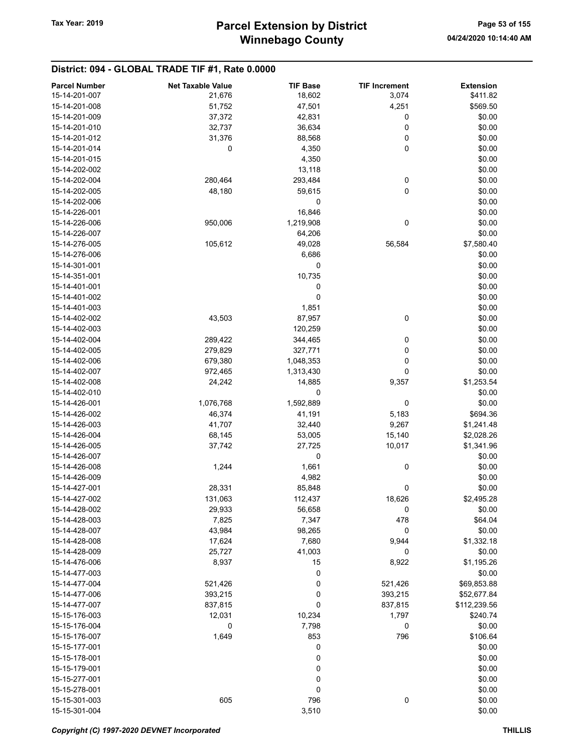# Parcel Extension by District
# Winnebago County

Tax Year: 2019

04/24/2020 10:14:40 AM

## District: 094 - GLOBAL TRADE TIF #1, Rate 0.0000

| Parcel Number | Net Taxable Value | TIF Base | TIF Increment | Extension |
|---|---|---|---|---|
| 15-14-201-007 | 21,676 | 18,602 | 3,074 | $411.82 |
| 15-14-201-008 | 51,752 | 47,501 | 4,251 | $569.50 |
| 15-14-201-009 | 37,372 | 42,831 | 0 | $0.00 |
| 15-14-201-010 | 32,737 | 36,634 | 0 | $0.00 |
| 15-14-201-012 | 31,376 | 88,568 | 0 | $0.00 |
| 15-14-201-014 | 0 | 4,350 | 0 | $0.00 |
| 15-14-201-015 | | 4,350 | | $0.00 |
| 15-14-202-002 | | 13,118 | | $0.00 |
| 15-14-202-004 | 280,464 | 293,484 | 0 | $0.00 |
| 15-14-202-005 | 48,180 | 59,615 | 0 | $0.00 |
| 15-14-202-006 | | 0 | | $0.00 |
| 15-14-226-001 | | 16,846 | | $0.00 |
| 15-14-226-006 | 950,006 | 1,219,908 | 0 | $0.00 |
| 15-14-226-007 | | 64,206 | | $0.00 |
| 15-14-276-005 | 105,612 | 49,028 | 56,584 | $7,580.40 |
| 15-14-276-006 | | 6,686 | | $0.00 |
| 15-14-301-001 | | 0 | | $0.00 |
| 15-14-351-001 | | 10,735 | | $0.00 |
| 15-14-401-001 | | 0 | | $0.00 |
| 15-14-401-002 | | 0 | | $0.00 |
| 15-14-401-003 | | 1,851 | | $0.00 |
| 15-14-402-002 | 43,503 | 87,957 | 0 | $0.00 |
| 15-14-402-003 | | 120,259 | | $0.00 |
| 15-14-402-004 | 289,422 | 344,465 | 0 | $0.00 |
| 15-14-402-005 | 279,829 | 327,771 | 0 | $0.00 |
| 15-14-402-006 | 679,380 | 1,048,353 | 0 | $0.00 |
| 15-14-402-007 | 972,465 | 1,313,430 | 0 | $0.00 |
| 15-14-402-008 | 24,242 | 14,885 | 9,357 | $1,253.54 |
| 15-14-402-010 | | 0 | | $0.00 |
| 15-14-426-001 | 1,076,768 | 1,592,889 | 0 | $0.00 |
| 15-14-426-002 | 46,374 | 41,191 | 5,183 | $694.36 |
| 15-14-426-003 | 41,707 | 32,440 | 9,267 | $1,241.48 |
| 15-14-426-004 | 68,145 | 53,005 | 15,140 | $2,028.26 |
| 15-14-426-005 | 37,742 | 27,725 | 10,017 | $1,341.96 |
| 15-14-426-007 | | 0 | | $0.00 |
| 15-14-426-008 | 1,244 | 1,661 | 0 | $0.00 |
| 15-14-426-009 | | 4,982 | | $0.00 |
| 15-14-427-001 | 28,331 | 85,848 | 0 | $0.00 |
| 15-14-427-002 | 131,063 | 112,437 | 18,626 | $2,495.28 |
| 15-14-428-002 | 29,933 | 56,658 | 0 | $0.00 |
| 15-14-428-003 | 7,825 | 7,347 | 478 | $64.04 |
| 15-14-428-007 | 43,984 | 98,265 | 0 | $0.00 |
| 15-14-428-008 | 17,624 | 7,680 | 9,944 | $1,332.18 |
| 15-14-428-009 | 25,727 | 41,003 | 0 | $0.00 |
| 15-14-476-006 | 8,937 | 15 | 8,922 | $1,195.26 |
| 15-14-477-003 | | 0 | | $0.00 |
| 15-14-477-004 | 521,426 | 0 | 521,426 | $69,853.88 |
| 15-14-477-006 | 393,215 | 0 | 393,215 | $52,677.84 |
| 15-14-477-007 | 837,815 | 0 | 837,815 | $112,239.56 |
| 15-15-176-003 | 12,031 | 10,234 | 1,797 | $240.74 |
| 15-15-176-004 | 0 | 7,798 | 0 | $0.00 |
| 15-15-176-007 | 1,649 | 853 | 796 | $106.64 |
| 15-15-177-001 | | 0 | | $0.00 |
| 15-15-178-001 | | 0 | | $0.00 |
| 15-15-179-001 | | 0 | | $0.00 |
| 15-15-277-001 | | 0 | | $0.00 |
| 15-15-278-001 | | 0 | | $0.00 |
| 15-15-301-003 | 605 | 796 | 0 | $0.00 |
| 15-15-301-004 | | 3,510 | | $0.00 |

*Copyright (C) 1997-2020 DEVNET Incorporated* THILLIS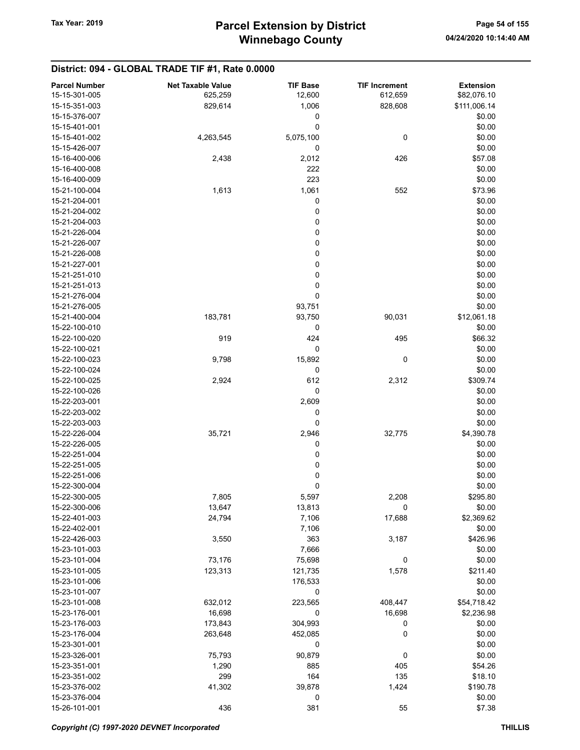## District: 094 - GLOBAL TRADE TIF #1, Rate 0.0000

| Parcel Number | Net Taxable Value | TIF Base | TIF Increment | Extension |
|---|---|---|---|---|
| 15-15-301-005 | 625,259 | 12,600 | 612,659 | $82,076.10 |
| 15-15-351-003 | 829,614 | 1,006 | 828,608 | $111,006.14 |
| 15-15-376-007 | | 0 | | $0.00 |
| 15-15-401-001 | | 0 | | $0.00 |
| 15-15-401-002 | 4,263,545 | 5,075,100 | 0 | $0.00 |
| 15-15-426-007 | | 0 | | $0.00 |
| 15-16-400-006 | 2,438 | 2,012 | 426 | $57.08 |
| 15-16-400-008 | | 222 | | $0.00 |
| 15-16-400-009 | | 223 | | $0.00 |
| 15-21-100-004 | 1,613 | 1,061 | 552 | $73.96 |
| 15-21-204-001 | | 0 | | $0.00 |
| 15-21-204-002 | | 0 | | $0.00 |
| 15-21-204-003 | | 0 | | $0.00 |
| 15-21-226-004 | | 0 | | $0.00 |
| 15-21-226-007 | | 0 | | $0.00 |
| 15-21-226-008 | | 0 | | $0.00 |
| 15-21-227-001 | | 0 | | $0.00 |
| 15-21-251-010 | | 0 | | $0.00 |
| 15-21-251-013 | | 0 | | $0.00 |
| 15-21-276-004 | | 0 | | $0.00 |
| 15-21-276-005 | | 93,751 | | $0.00 |
| 15-21-400-004 | 183,781 | 93,750 | 90,031 | $12,061.18 |
| 15-22-100-010 | | 0 | | $0.00 |
| 15-22-100-020 | 919 | 424 | 495 | $66.32 |
| 15-22-100-021 | | 0 | | $0.00 |
| 15-22-100-023 | 9,798 | 15,892 | 0 | $0.00 |
| 15-22-100-024 | | 0 | | $0.00 |
| 15-22-100-025 | 2,924 | 612 | 2,312 | $309.74 |
| 15-22-100-026 | | 0 | | $0.00 |
| 15-22-203-001 | | 2,609 | | $0.00 |
| 15-22-203-002 | | 0 | | $0.00 |
| 15-22-203-003 | | 0 | | $0.00 |
| 15-22-226-004 | 35,721 | 2,946 | 32,775 | $4,390.78 |
| 15-22-226-005 | | 0 | | $0.00 |
| 15-22-251-004 | | 0 | | $0.00 |
| 15-22-251-005 | | 0 | | $0.00 |
| 15-22-251-006 | | 0 | | $0.00 |
| 15-22-300-004 | | 0 | | $0.00 |
| 15-22-300-005 | 7,805 | 5,597 | 2,208 | $295.80 |
| 15-22-300-006 | 13,647 | 13,813 | 0 | $0.00 |
| 15-22-401-003 | 24,794 | 7,106 | 17,688 | $2,369.62 |
| 15-22-402-001 | | 7,106 | | $0.00 |
| 15-22-426-003 | 3,550 | 363 | 3,187 | $426.96 |
| 15-23-101-003 | | 7,666 | | $0.00 |
| 15-23-101-004 | 73,176 | 75,698 | 0 | $0.00 |
| 15-23-101-005 | 123,313 | 121,735 | 1,578 | $211.40 |
| 15-23-101-006 | | 176,533 | | $0.00 |
| 15-23-101-007 | | 0 | | $0.00 |
| 15-23-101-008 | 632,012 | 223,565 | 408,447 | $54,718.42 |
| 15-23-176-001 | 16,698 | 0 | 16,698 | $2,236.98 |
| 15-23-176-003 | 173,843 | 304,993 | 0 | $0.00 |
| 15-23-176-004 | 263,648 | 452,085 | 0 | $0.00 |
| 15-23-301-001 | | 0 | | $0.00 |
| 15-23-326-001 | 75,793 | 90,879 | 0 | $0.00 |
| 15-23-351-001 | 1,290 | 885 | 405 | $54.26 |
| 15-23-351-002 | 299 | 164 | 135 | $18.10 |
| 15-23-376-002 | 41,302 | 39,878 | 1,424 | $190.78 |
| 15-23-376-004 | | 0 | | $0.00 |
| 15-26-101-001 | 436 | 381 | 55 | $7.38 |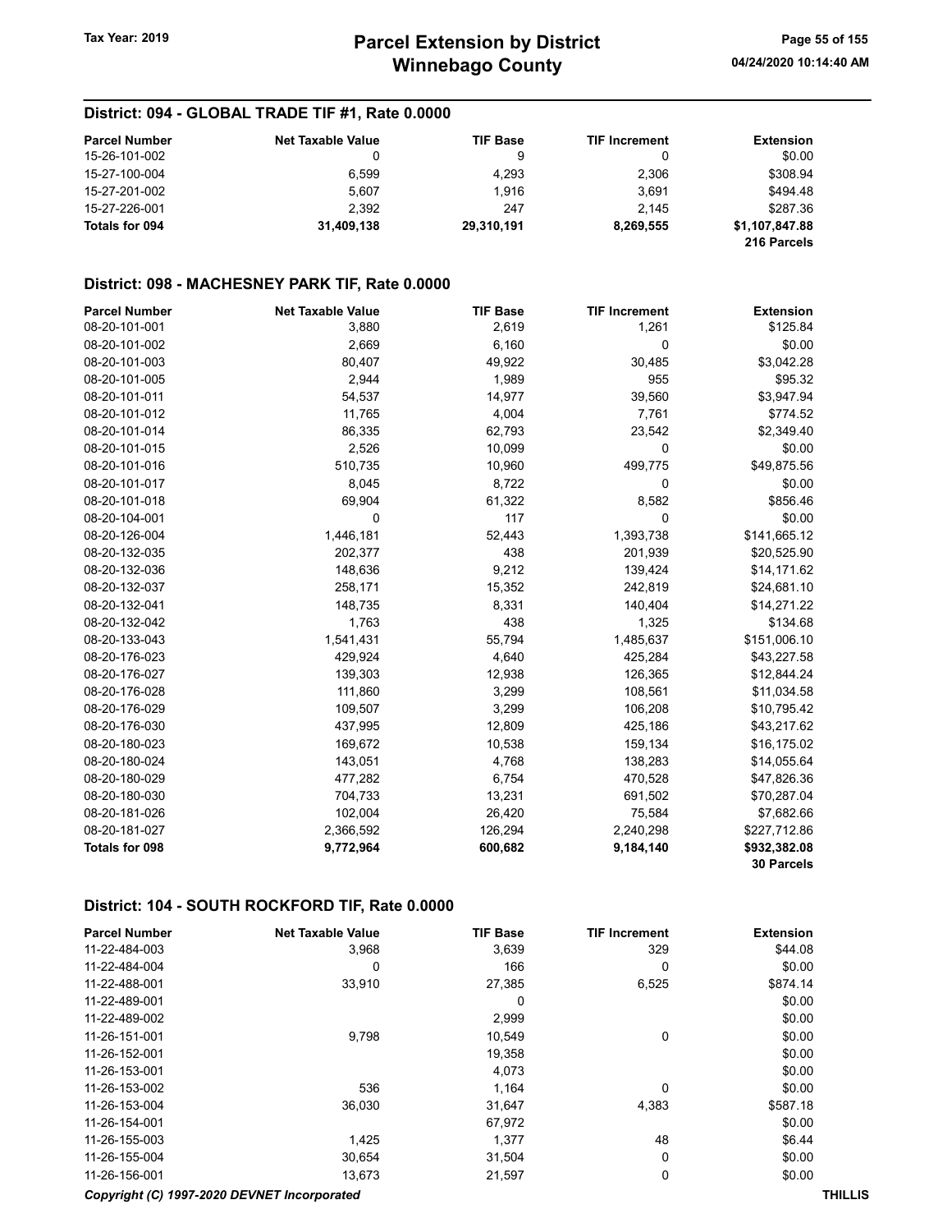## District: 094 - GLOBAL TRADE TIF #1, Rate 0.0000

| Parcel Number | Net Taxable Value | TIF Base | TIF Increment | Extension |
|---|---|---|---|---|
| 15-26-101-002 | 0 | 9 | 0 | $0.00 |
| 15-27-100-004 | 6,599 | 4,293 | 2,306 | $308.94 |
| 15-27-201-002 | 5,607 | 1,916 | 3,691 | $494.48 |
| 15-27-226-001 | 2,392 | 247 | 2,145 | $287.36 |
| **Totals for 094** | **31,409,138** | **29,310,191** | **8,269,555** | **$1,107,847.88** |
| | | | | **216 Parcels** |

## District: 098 - MACHESNEY PARK TIF, Rate 0.0000

| Parcel Number | Net Taxable Value | TIF Base | TIF Increment | Extension |
|---|---|---|---|---|
| 08-20-101-001 | 3,880 | 2,619 | 1,261 | $125.84 |
| 08-20-101-002 | 2,669 | 6,160 | 0 | $0.00 |
| 08-20-101-003 | 80,407 | 49,922 | 30,485 | $3,042.28 |
| 08-20-101-005 | 2,944 | 1,989 | 955 | $95.32 |
| 08-20-101-011 | 54,537 | 14,977 | 39,560 | $3,947.94 |
| 08-20-101-012 | 11,765 | 4,004 | 7,761 | $774.52 |
| 08-20-101-014 | 86,335 | 62,793 | 23,542 | $2,349.40 |
| 08-20-101-015 | 2,526 | 10,099 | 0 | $0.00 |
| 08-20-101-016 | 510,735 | 10,960 | 499,775 | $49,875.56 |
| 08-20-101-017 | 8,045 | 8,722 | 0 | $0.00 |
| 08-20-101-018 | 69,904 | 61,322 | 8,582 | $856.46 |
| 08-20-104-001 | 0 | 117 | 0 | $0.00 |
| 08-20-126-004 | 1,446,181 | 52,443 | 1,393,738 | $141,665.12 |
| 08-20-132-035 | 202,377 | 438 | 201,939 | $20,525.90 |
| 08-20-132-036 | 148,636 | 9,212 | 139,424 | $14,171.62 |
| 08-20-132-037 | 258,171 | 15,352 | 242,819 | $24,681.10 |
| 08-20-132-041 | 148,735 | 8,331 | 140,404 | $14,271.22 |
| 08-20-132-042 | 1,763 | 438 | 1,325 | $134.68 |
| 08-20-133-043 | 1,541,431 | 55,794 | 1,485,637 | $151,006.10 |
| 08-20-176-023 | 429,924 | 4,640 | 425,284 | $43,227.58 |
| 08-20-176-027 | 139,303 | 12,938 | 126,365 | $12,844.24 |
| 08-20-176-028 | 111,860 | 3,299 | 108,561 | $11,034.58 |
| 08-20-176-029 | 109,507 | 3,299 | 106,208 | $10,795.42 |
| 08-20-176-030 | 437,995 | 12,809 | 425,186 | $43,217.62 |
| 08-20-180-023 | 169,672 | 10,538 | 159,134 | $16,175.02 |
| 08-20-180-024 | 143,051 | 4,768 | 138,283 | $14,055.64 |
| 08-20-180-029 | 477,282 | 6,754 | 470,528 | $47,826.36 |
| 08-20-180-030 | 704,733 | 13,231 | 691,502 | $70,287.04 |
| 08-20-181-026 | 102,004 | 26,420 | 75,584 | $7,682.66 |
| 08-20-181-027 | 2,366,592 | 126,294 | 2,240,298 | $227,712.86 |
| **Totals for 098** | **9,772,964** | **600,682** | **9,184,140** | **$932,382.08** |
| | | | | **30 Parcels** |

## District: 104 - SOUTH ROCKFORD TIF, Rate 0.0000

| Parcel Number | Net Taxable Value | TIF Base | TIF Increment | Extension |
|---|---|---|---|---|
| 11-22-484-003 | 3,968 | 3,639 | 329 | $44.08 |
| 11-22-484-004 | 0 | 166 | 0 | $0.00 |
| 11-22-488-001 | 33,910 | 27,385 | 6,525 | $874.14 |
| 11-22-489-001 | | 0 | | $0.00 |
| 11-22-489-002 | | 2,999 | | $0.00 |
| 11-26-151-001 | 9,798 | 10,549 | 0 | $0.00 |
| 11-26-152-001 | | 19,358 | | $0.00 |
| 11-26-153-001 | | 4,073 | | $0.00 |
| 11-26-153-002 | 536 | 1,164 | 0 | $0.00 |
| 11-26-153-004 | 36,030 | 31,647 | 4,383 | $587.18 |
| 11-26-154-001 | | 67,972 | | $0.00 |
| 11-26-155-003 | 1,425 | 1,377 | 48 | $6.44 |
| 11-26-155-004 | 30,654 | 31,504 | 0 | $0.00 |
| 11-26-156-001 | 13,673 | 21,597 | 0 | $0.00 |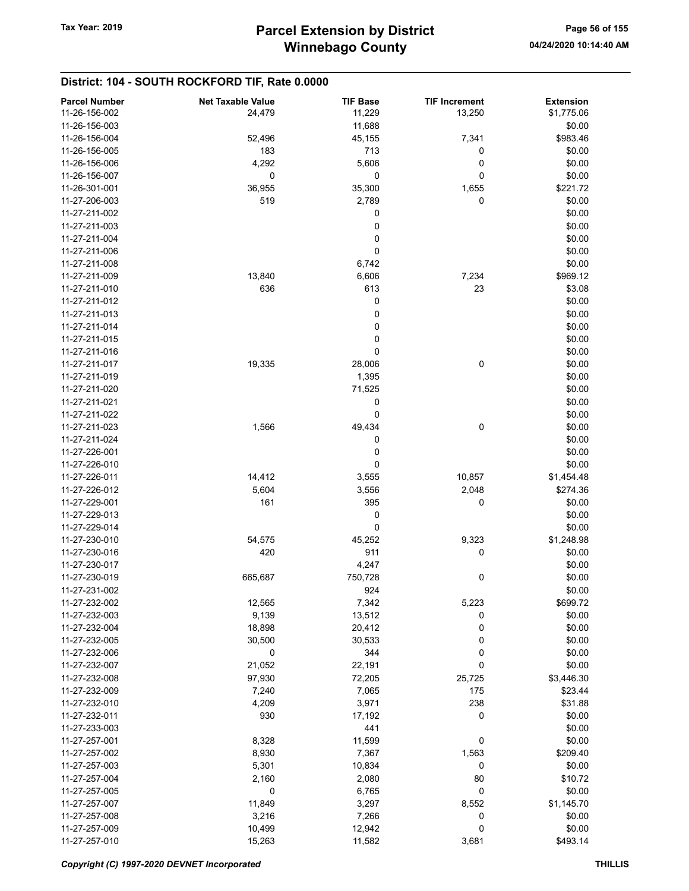## District: 104 - SOUTH ROCKFORD TIF, Rate 0.0000

| Parcel Number | Net Taxable Value | TIF Base | TIF Increment | Extension |
|---|---|---|---|---|
| 11-26-156-002 | 24,479 | 11,229 | 13,250 | $1,775.06 |
| 11-26-156-003 | | 11,688 | | $0.00 |
| 11-26-156-004 | 52,496 | 45,155 | 7,341 | $983.46 |
| 11-26-156-005 | 183 | 713 | 0 | $0.00 |
| 11-26-156-006 | 4,292 | 5,606 | 0 | $0.00 |
| 11-26-156-007 | 0 | 0 | 0 | $0.00 |
| 11-26-301-001 | 36,955 | 35,300 | 1,655 | $221.72 |
| 11-27-206-003 | 519 | 2,789 | 0 | $0.00 |
| 11-27-211-002 | | 0 | | $0.00 |
| 11-27-211-003 | | 0 | | $0.00 |
| 11-27-211-004 | | 0 | | $0.00 |
| 11-27-211-006 | | 0 | | $0.00 |
| 11-27-211-008 | | 6,742 | | $0.00 |
| 11-27-211-009 | 13,840 | 6,606 | 7,234 | $969.12 |
| 11-27-211-010 | 636 | 613 | 23 | $3.08 |
| 11-27-211-012 | | 0 | | $0.00 |
| 11-27-211-013 | | 0 | | $0.00 |
| 11-27-211-014 | | 0 | | $0.00 |
| 11-27-211-015 | | 0 | | $0.00 |
| 11-27-211-016 | | 0 | | $0.00 |
| 11-27-211-017 | 19,335 | 28,006 | 0 | $0.00 |
| 11-27-211-019 | | 1,395 | | $0.00 |
| 11-27-211-020 | | 71,525 | | $0.00 |
| 11-27-211-021 | | 0 | | $0.00 |
| 11-27-211-022 | | 0 | | $0.00 |
| 11-27-211-023 | 1,566 | 49,434 | 0 | $0.00 |
| 11-27-211-024 | | 0 | | $0.00 |
| 11-27-226-001 | | 0 | | $0.00 |
| 11-27-226-010 | | 0 | | $0.00 |
| 11-27-226-011 | 14,412 | 3,555 | 10,857 | $1,454.48 |
| 11-27-226-012 | 5,604 | 3,556 | 2,048 | $274.36 |
| 11-27-229-001 | 161 | 395 | 0 | $0.00 |
| 11-27-229-013 | | 0 | | $0.00 |
| 11-27-229-014 | | 0 | | $0.00 |
| 11-27-230-010 | 54,575 | 45,252 | 9,323 | $1,248.98 |
| 11-27-230-016 | 420 | 911 | 0 | $0.00 |
| 11-27-230-017 | | 4,247 | | $0.00 |
| 11-27-230-019 | 665,687 | 750,728 | 0 | $0.00 |
| 11-27-231-002 | | 924 | | $0.00 |
| 11-27-232-002 | 12,565 | 7,342 | 5,223 | $699.72 |
| 11-27-232-003 | 9,139 | 13,512 | 0 | $0.00 |
| 11-27-232-004 | 18,898 | 20,412 | 0 | $0.00 |
| 11-27-232-005 | 30,500 | 30,533 | 0 | $0.00 |
| 11-27-232-006 | 0 | 344 | 0 | $0.00 |
| 11-27-232-007 | 21,052 | 22,191 | 0 | $0.00 |
| 11-27-232-008 | 97,930 | 72,205 | 25,725 | $3,446.30 |
| 11-27-232-009 | 7,240 | 7,065 | 175 | $23.44 |
| 11-27-232-010 | 4,209 | 3,971 | 238 | $31.88 |
| 11-27-232-011 | 930 | 17,192 | 0 | $0.00 |
| 11-27-233-003 | | 441 | | $0.00 |
| 11-27-257-001 | 8,328 | 11,599 | 0 | $0.00 |
| 11-27-257-002 | 8,930 | 7,367 | 1,563 | $209.40 |
| 11-27-257-003 | 5,301 | 10,834 | 0 | $0.00 |
| 11-27-257-004 | 2,160 | 2,080 | 80 | $10.72 |
| 11-27-257-005 | 0 | 6,765 | 0 | $0.00 |
| 11-27-257-007 | 11,849 | 3,297 | 8,552 | $1,145.70 |
| 11-27-257-008 | 3,216 | 7,266 | 0 | $0.00 |
| 11-27-257-009 | 10,499 | 12,942 | 0 | $0.00 |
| 11-27-257-010 | 15,263 | 11,582 | 3,681 | $493.14 |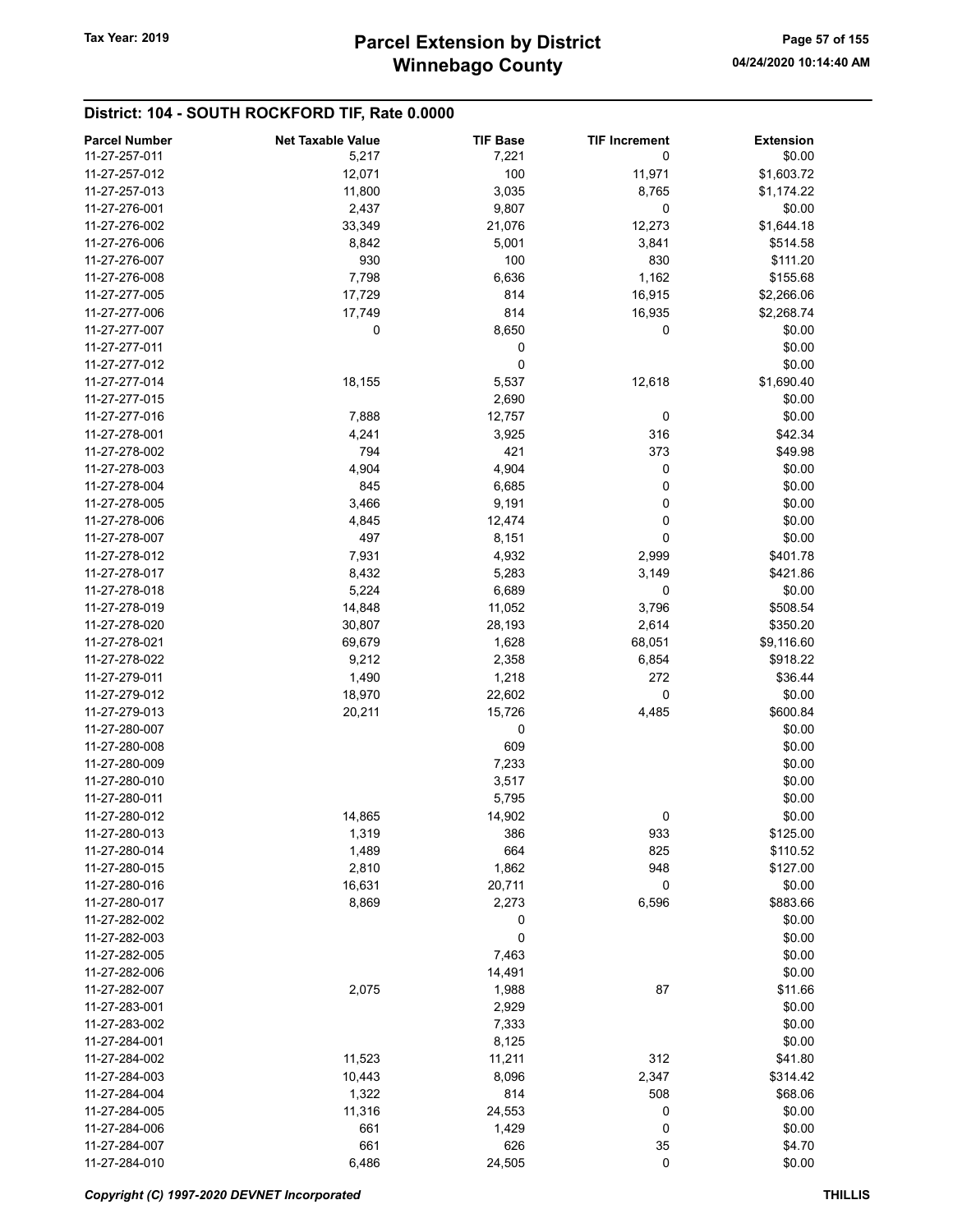## District: 104 - SOUTH ROCKFORD TIF, Rate 0.0000

| Parcel Number | Net Taxable Value | TIF Base | TIF Increment | Extension |
|---|---|---|---|---|
| 11-27-257-011 | 5,217 | 7,221 | 0 | $0.00 |
| 11-27-257-012 | 12,071 | 100 | 11,971 | $1,603.72 |
| 11-27-257-013 | 11,800 | 3,035 | 8,765 | $1,174.22 |
| 11-27-276-001 | 2,437 | 9,807 | 0 | $0.00 |
| 11-27-276-002 | 33,349 | 21,076 | 12,273 | $1,644.18 |
| 11-27-276-006 | 8,842 | 5,001 | 3,841 | $514.58 |
| 11-27-276-007 | 930 | 100 | 830 | $111.20 |
| 11-27-276-008 | 7,798 | 6,636 | 1,162 | $155.68 |
| 11-27-277-005 | 17,729 | 814 | 16,915 | $2,266.06 |
| 11-27-277-006 | 17,749 | 814 | 16,935 | $2,268.74 |
| 11-27-277-007 | 0 | 8,650 | 0 | $0.00 |
| 11-27-277-011 | | 0 | | $0.00 |
| 11-27-277-012 | | 0 | | $0.00 |
| 11-27-277-014 | 18,155 | 5,537 | 12,618 | $1,690.40 |
| 11-27-277-015 | | 2,690 | | $0.00 |
| 11-27-277-016 | 7,888 | 12,757 | 0 | $0.00 |
| 11-27-278-001 | 4,241 | 3,925 | 316 | $42.34 |
| 11-27-278-002 | 794 | 421 | 373 | $49.98 |
| 11-27-278-003 | 4,904 | 4,904 | 0 | $0.00 |
| 11-27-278-004 | 845 | 6,685 | 0 | $0.00 |
| 11-27-278-005 | 3,466 | 9,191 | 0 | $0.00 |
| 11-27-278-006 | 4,845 | 12,474 | 0 | $0.00 |
| 11-27-278-007 | 497 | 8,151 | 0 | $0.00 |
| 11-27-278-012 | 7,931 | 4,932 | 2,999 | $401.78 |
| 11-27-278-017 | 8,432 | 5,283 | 3,149 | $421.86 |
| 11-27-278-018 | 5,224 | 6,689 | 0 | $0.00 |
| 11-27-278-019 | 14,848 | 11,052 | 3,796 | $508.54 |
| 11-27-278-020 | 30,807 | 28,193 | 2,614 | $350.20 |
| 11-27-278-021 | 69,679 | 1,628 | 68,051 | $9,116.60 |
| 11-27-278-022 | 9,212 | 2,358 | 6,854 | $918.22 |
| 11-27-279-011 | 1,490 | 1,218 | 272 | $36.44 |
| 11-27-279-012 | 18,970 | 22,602 | 0 | $0.00 |
| 11-27-279-013 | 20,211 | 15,726 | 4,485 | $600.84 |
| 11-27-280-007 | | 0 | | $0.00 |
| 11-27-280-008 | | 609 | | $0.00 |
| 11-27-280-009 | | 7,233 | | $0.00 |
| 11-27-280-010 | | 3,517 | | $0.00 |
| 11-27-280-011 | | 5,795 | | $0.00 |
| 11-27-280-012 | 14,865 | 14,902 | 0 | $0.00 |
| 11-27-280-013 | 1,319 | 386 | 933 | $125.00 |
| 11-27-280-014 | 1,489 | 664 | 825 | $110.52 |
| 11-27-280-015 | 2,810 | 1,862 | 948 | $127.00 |
| 11-27-280-016 | 16,631 | 20,711 | 0 | $0.00 |
| 11-27-280-017 | 8,869 | 2,273 | 6,596 | $883.66 |
| 11-27-282-002 | | 0 | | $0.00 |
| 11-27-282-003 | | 0 | | $0.00 |
| 11-27-282-005 | | 7,463 | | $0.00 |
| 11-27-282-006 | | 14,491 | | $0.00 |
| 11-27-282-007 | 2,075 | 1,988 | 87 | $11.66 |
| 11-27-283-001 | | 2,929 | | $0.00 |
| 11-27-283-002 | | 7,333 | | $0.00 |
| 11-27-284-001 | | 8,125 | | $0.00 |
| 11-27-284-002 | 11,523 | 11,211 | 312 | $41.80 |
| 11-27-284-003 | 10,443 | 8,096 | 2,347 | $314.42 |
| 11-27-284-004 | 1,322 | 814 | 508 | $68.06 |
| 11-27-284-005 | 11,316 | 24,553 | 0 | $0.00 |
| 11-27-284-006 | 661 | 1,429 | 0 | $0.00 |
| 11-27-284-007 | 661 | 626 | 35 | $4.70 |
| 11-27-284-010 | 6,486 | 24,505 | 0 | $0.00 |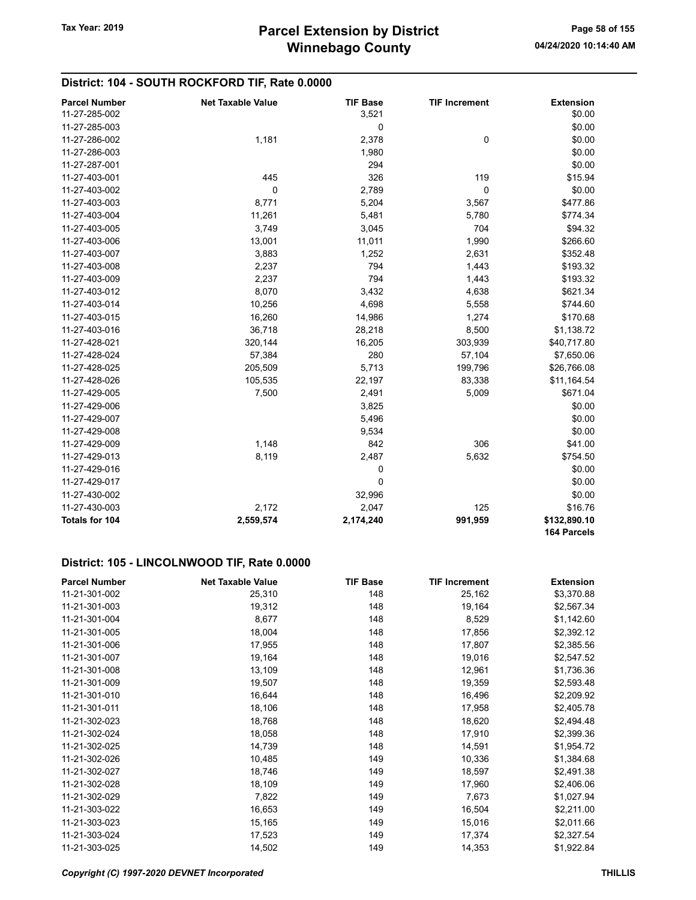## District: 104 - SOUTH ROCKFORD TIF, Rate 0.0000

| Parcel Number | Net Taxable Value | TIF Base | TIF Increment | Extension |
|---|---|---|---|---|
| 11-27-285-002 | | 3,521 | | $0.00 |
| 11-27-285-003 | | 0 | | $0.00 |
| 11-27-286-002 | 1,181 | 2,378 | 0 | $0.00 |
| 11-27-286-003 | | 1,980 | | $0.00 |
| 11-27-287-001 | | 294 | | $0.00 |
| 11-27-403-001 | 445 | 326 | 119 | $15.94 |
| 11-27-403-002 | 0 | 2,789 | 0 | $0.00 |
| 11-27-403-003 | 8,771 | 5,204 | 3,567 | $477.86 |
| 11-27-403-004 | 11,261 | 5,481 | 5,780 | $774.34 |
| 11-27-403-005 | 3,749 | 3,045 | 704 | $94.32 |
| 11-27-403-006 | 13,001 | 11,011 | 1,990 | $266.60 |
| 11-27-403-007 | 3,883 | 1,252 | 2,631 | $352.48 |
| 11-27-403-008 | 2,237 | 794 | 1,443 | $193.32 |
| 11-27-403-009 | 2,237 | 794 | 1,443 | $193.32 |
| 11-27-403-012 | 8,070 | 3,432 | 4,638 | $621.34 |
| 11-27-403-014 | 10,256 | 4,698 | 5,558 | $744.60 |
| 11-27-403-015 | 16,260 | 14,986 | 1,274 | $170.68 |
| 11-27-403-016 | 36,718 | 28,218 | 8,500 | $1,138.72 |
| 11-27-428-021 | 320,144 | 16,205 | 303,939 | $40,717.80 |
| 11-27-428-024 | 57,384 | 280 | 57,104 | $7,650.06 |
| 11-27-428-025 | 205,509 | 5,713 | 199,796 | $26,766.08 |
| 11-27-428-026 | 105,535 | 22,197 | 83,338 | $11,164.54 |
| 11-27-429-005 | 7,500 | 2,491 | 5,009 | $671.04 |
| 11-27-429-006 | | 3,825 | | $0.00 |
| 11-27-429-007 | | 5,496 | | $0.00 |
| 11-27-429-008 | | 9,534 | | $0.00 |
| 11-27-429-009 | 1,148 | 842 | 306 | $41.00 |
| 11-27-429-013 | 8,119 | 2,487 | 5,632 | $754.50 |
| 11-27-429-016 | | 0 | | $0.00 |
| 11-27-429-017 | | 0 | | $0.00 |
| 11-27-430-002 | | 32,996 | | $0.00 |
| 11-27-430-003 | 2,172 | 2,047 | 125 | $16.76 |
| **Totals for 104** | **2,559,574** | **2,174,240** | **991,959** | **$132,890.10** |
| | | | | **164 Parcels** |

## District: 105 - LINCOLNWOOD TIF, Rate 0.0000

| Parcel Number | Net Taxable Value | TIF Base | TIF Increment | Extension |
|---|---|---|---|---|
| 11-21-301-002 | 25,310 | 148 | 25,162 | $3,370.88 |
| 11-21-301-003 | 19,312 | 148 | 19,164 | $2,567.34 |
| 11-21-301-004 | 8,677 | 148 | 8,529 | $1,142.60 |
| 11-21-301-005 | 18,004 | 148 | 17,856 | $2,392.12 |
| 11-21-301-006 | 17,955 | 148 | 17,807 | $2,385.56 |
| 11-21-301-007 | 19,164 | 148 | 19,016 | $2,547.52 |
| 11-21-301-008 | 13,109 | 148 | 12,961 | $1,736.36 |
| 11-21-301-009 | 19,507 | 148 | 19,359 | $2,593.48 |
| 11-21-301-010 | 16,644 | 148 | 16,496 | $2,209.92 |
| 11-21-301-011 | 18,106 | 148 | 17,958 | $2,405.78 |
| 11-21-302-023 | 18,768 | 148 | 18,620 | $2,494.48 |
| 11-21-302-024 | 18,058 | 148 | 17,910 | $2,399.36 |
| 11-21-302-025 | 14,739 | 148 | 14,591 | $1,954.72 |
| 11-21-302-026 | 10,485 | 149 | 10,336 | $1,384.68 |
| 11-21-302-027 | 18,746 | 149 | 18,597 | $2,491.38 |
| 11-21-302-028 | 18,109 | 149 | 17,960 | $2,406.06 |
| 11-21-302-029 | 7,822 | 149 | 7,673 | $1,027.94 |
| 11-21-303-022 | 16,653 | 149 | 16,504 | $2,211.00 |
| 11-21-303-023 | 15,165 | 149 | 15,016 | $2,011.66 |
| 11-21-303-024 | 17,523 | 149 | 17,374 | $2,327.54 |
| 11-21-303-025 | 14,502 | 149 | 14,353 | $1,922.84 |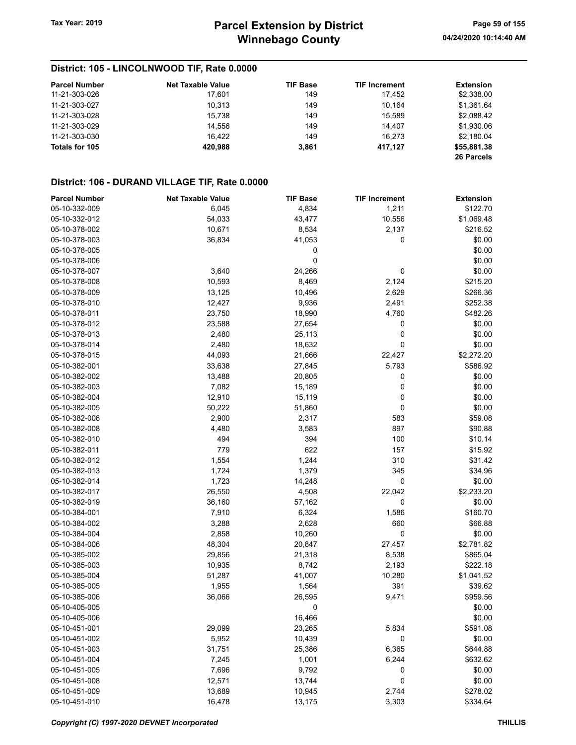## District: 105 - LINCOLNWOOD TIF, Rate 0.0000

| Parcel Number | Net Taxable Value | TIF Base | TIF Increment | Extension |
|---|---|---|---|---|
| 11-21-303-026 | 17,601 | 149 | 17,452 | $2,338.00 |
| 11-21-303-027 | 10,313 | 149 | 10,164 | $1,361.64 |
| 11-21-303-028 | 15,738 | 149 | 15,589 | $2,088.42 |
| 11-21-303-029 | 14,556 | 149 | 14,407 | $1,930.06 |
| 11-21-303-030 | 16,422 | 149 | 16,273 | $2,180.04 |
| **Totals for 105** | **420,988** | **3,861** | **417,127** | **$55,881.38** |
| | | | | **26 Parcels** |

## District: 106 - DURAND VILLAGE TIF, Rate 0.0000

| Parcel Number | Net Taxable Value | TIF Base | TIF Increment | Extension |
|---|---|---|---|---|
| 05-10-332-009 | 6,045 | 4,834 | 1,211 | $122.70 |
| 05-10-332-012 | 54,033 | 43,477 | 10,556 | $1,069.48 |
| 05-10-378-002 | 10,671 | 8,534 | 2,137 | $216.52 |
| 05-10-378-003 | 36,834 | 41,053 | 0 | $0.00 |
| 05-10-378-005 | | 0 | | $0.00 |
| 05-10-378-006 | | 0 | | $0.00 |
| 05-10-378-007 | 3,640 | 24,266 | 0 | $0.00 |
| 05-10-378-008 | 10,593 | 8,469 | 2,124 | $215.20 |
| 05-10-378-009 | 13,125 | 10,496 | 2,629 | $266.36 |
| 05-10-378-010 | 12,427 | 9,936 | 2,491 | $252.38 |
| 05-10-378-011 | 23,750 | 18,990 | 4,760 | $482.26 |
| 05-10-378-012 | 23,588 | 27,654 | 0 | $0.00 |
| 05-10-378-013 | 2,480 | 25,113 | 0 | $0.00 |
| 05-10-378-014 | 2,480 | 18,632 | 0 | $0.00 |
| 05-10-378-015 | 44,093 | 21,666 | 22,427 | $2,272.20 |
| 05-10-382-001 | 33,638 | 27,845 | 5,793 | $586.92 |
| 05-10-382-002 | 13,488 | 20,805 | 0 | $0.00 |
| 05-10-382-003 | 7,082 | 15,189 | 0 | $0.00 |
| 05-10-382-004 | 12,910 | 15,119 | 0 | $0.00 |
| 05-10-382-005 | 50,222 | 51,860 | 0 | $0.00 |
| 05-10-382-006 | 2,900 | 2,317 | 583 | $59.08 |
| 05-10-382-008 | 4,480 | 3,583 | 897 | $90.88 |
| 05-10-382-010 | 494 | 394 | 100 | $10.14 |
| 05-10-382-011 | 779 | 622 | 157 | $15.92 |
| 05-10-382-012 | 1,554 | 1,244 | 310 | $31.42 |
| 05-10-382-013 | 1,724 | 1,379 | 345 | $34.96 |
| 05-10-382-014 | 1,723 | 14,248 | 0 | $0.00 |
| 05-10-382-017 | 26,550 | 4,508 | 22,042 | $2,233.20 |
| 05-10-382-019 | 36,160 | 57,162 | 0 | $0.00 |
| 05-10-384-001 | 7,910 | 6,324 | 1,586 | $160.70 |
| 05-10-384-002 | 3,288 | 2,628 | 660 | $66.88 |
| 05-10-384-004 | 2,858 | 10,260 | 0 | $0.00 |
| 05-10-384-006 | 48,304 | 20,847 | 27,457 | $2,781.82 |
| 05-10-385-002 | 29,856 | 21,318 | 8,538 | $865.04 |
| 05-10-385-003 | 10,935 | 8,742 | 2,193 | $222.18 |
| 05-10-385-004 | 51,287 | 41,007 | 10,280 | $1,041.52 |
| 05-10-385-005 | 1,955 | 1,564 | 391 | $39.62 |
| 05-10-385-006 | 36,066 | 26,595 | 9,471 | $959.56 |
| 05-10-405-005 | | 0 | | $0.00 |
| 05-10-405-006 | | 16,466 | | $0.00 |
| 05-10-451-001 | 29,099 | 23,265 | 5,834 | $591.08 |
| 05-10-451-002 | 5,952 | 10,439 | 0 | $0.00 |
| 05-10-451-003 | 31,751 | 25,386 | 6,365 | $644.88 |
| 05-10-451-004 | 7,245 | 1,001 | 6,244 | $632.62 |
| 05-10-451-005 | 7,696 | 9,792 | 0 | $0.00 |
| 05-10-451-008 | 12,571 | 13,744 | 0 | $0.00 |
| 05-10-451-009 | 13,689 | 10,945 | 2,744 | $278.02 |
| 05-10-451-010 | 16,478 | 13,175 | 3,303 | $334.64 |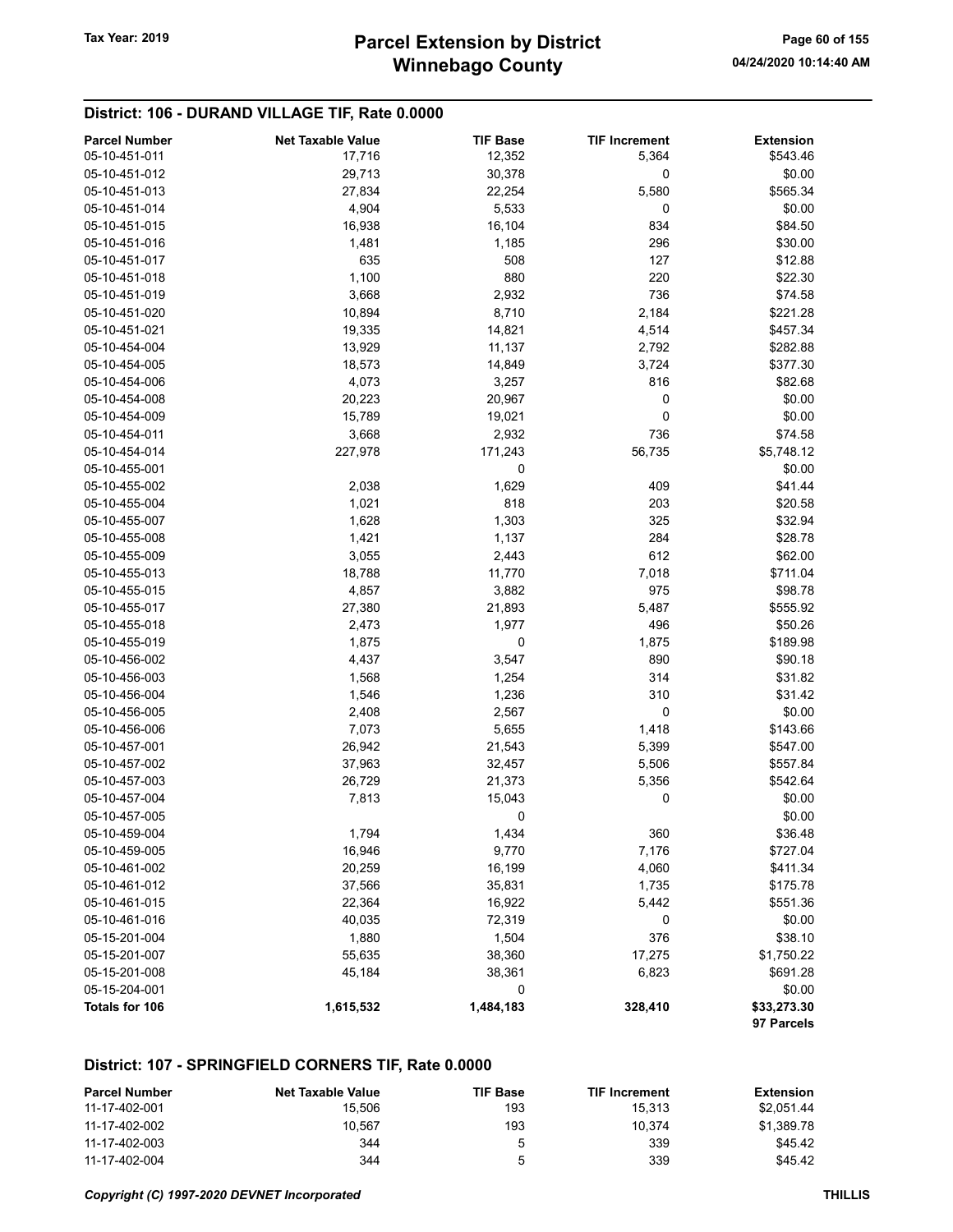## District: 106 - DURAND VILLAGE TIF, Rate 0.0000

| Parcel Number | Net Taxable Value | TIF Base | TIF Increment | Extension |
|---|---|---|---|---|
| 05-10-451-011 | 17,716 | 12,352 | 5,364 | $543.46 |
| 05-10-451-012 | 29,713 | 30,378 | 0 | $0.00 |
| 05-10-451-013 | 27,834 | 22,254 | 5,580 | $565.34 |
| 05-10-451-014 | 4,904 | 5,533 | 0 | $0.00 |
| 05-10-451-015 | 16,938 | 16,104 | 834 | $84.50 |
| 05-10-451-016 | 1,481 | 1,185 | 296 | $30.00 |
| 05-10-451-017 | 635 | 508 | 127 | $12.88 |
| 05-10-451-018 | 1,100 | 880 | 220 | $22.30 |
| 05-10-451-019 | 3,668 | 2,932 | 736 | $74.58 |
| 05-10-451-020 | 10,894 | 8,710 | 2,184 | $221.28 |
| 05-10-451-021 | 19,335 | 14,821 | 4,514 | $457.34 |
| 05-10-454-004 | 13,929 | 11,137 | 2,792 | $282.88 |
| 05-10-454-005 | 18,573 | 14,849 | 3,724 | $377.30 |
| 05-10-454-006 | 4,073 | 3,257 | 816 | $82.68 |
| 05-10-454-008 | 20,223 | 20,967 | 0 | $0.00 |
| 05-10-454-009 | 15,789 | 19,021 | 0 | $0.00 |
| 05-10-454-011 | 3,668 | 2,932 | 736 | $74.58 |
| 05-10-454-014 | 227,978 | 171,243 | 56,735 | $5,748.12 |
| 05-10-455-001 | | 0 | | $0.00 |
| 05-10-455-002 | 2,038 | 1,629 | 409 | $41.44 |
| 05-10-455-004 | 1,021 | 818 | 203 | $20.58 |
| 05-10-455-007 | 1,628 | 1,303 | 325 | $32.94 |
| 05-10-455-008 | 1,421 | 1,137 | 284 | $28.78 |
| 05-10-455-009 | 3,055 | 2,443 | 612 | $62.00 |
| 05-10-455-013 | 18,788 | 11,770 | 7,018 | $711.04 |
| 05-10-455-015 | 4,857 | 3,882 | 975 | $98.78 |
| 05-10-455-017 | 27,380 | 21,893 | 5,487 | $555.92 |
| 05-10-455-018 | 2,473 | 1,977 | 496 | $50.26 |
| 05-10-455-019 | 1,875 | 0 | 1,875 | $189.98 |
| 05-10-456-002 | 4,437 | 3,547 | 890 | $90.18 |
| 05-10-456-003 | 1,568 | 1,254 | 314 | $31.82 |
| 05-10-456-004 | 1,546 | 1,236 | 310 | $31.42 |
| 05-10-456-005 | 2,408 | 2,567 | 0 | $0.00 |
| 05-10-456-006 | 7,073 | 5,655 | 1,418 | $143.66 |
| 05-10-457-001 | 26,942 | 21,543 | 5,399 | $547.00 |
| 05-10-457-002 | 37,963 | 32,457 | 5,506 | $557.84 |
| 05-10-457-003 | 26,729 | 21,373 | 5,356 | $542.64 |
| 05-10-457-004 | 7,813 | 15,043 | 0 | $0.00 |
| 05-10-457-005 | | 0 | | $0.00 |
| 05-10-459-004 | 1,794 | 1,434 | 360 | $36.48 |
| 05-10-459-005 | 16,946 | 9,770 | 7,176 | $727.04 |
| 05-10-461-002 | 20,259 | 16,199 | 4,060 | $411.34 |
| 05-10-461-012 | 37,566 | 35,831 | 1,735 | $175.78 |
| 05-10-461-015 | 22,364 | 16,922 | 5,442 | $551.36 |
| 05-10-461-016 | 40,035 | 72,319 | 0 | $0.00 |
| 05-15-201-004 | 1,880 | 1,504 | 376 | $38.10 |
| 05-15-201-007 | 55,635 | 38,360 | 17,275 | $1,750.22 |
| 05-15-201-008 | 45,184 | 38,361 | 6,823 | $691.28 |
| 05-15-204-001 | | 0 | | $0.00 |
| **Totals for 106** | **1,615,532** | **1,484,183** | **328,410** | **$33,273.30** |
| | | | | **97 Parcels** |

## District: 107 - SPRINGFIELD CORNERS TIF, Rate 0.0000

| Parcel Number | Net Taxable Value | TIF Base | TIF Increment | Extension |
|---|---|---|---|---|
| 11-17-402-001 | 15,506 | 193 | 15,313 | $2,051.44 |
| 11-17-402-002 | 10,567 | 193 | 10,374 | $1,389.78 |
| 11-17-402-003 | 344 | 5 | 339 | $45.42 |
| 11-17-402-004 | 344 | 5 | 339 | $45.42 |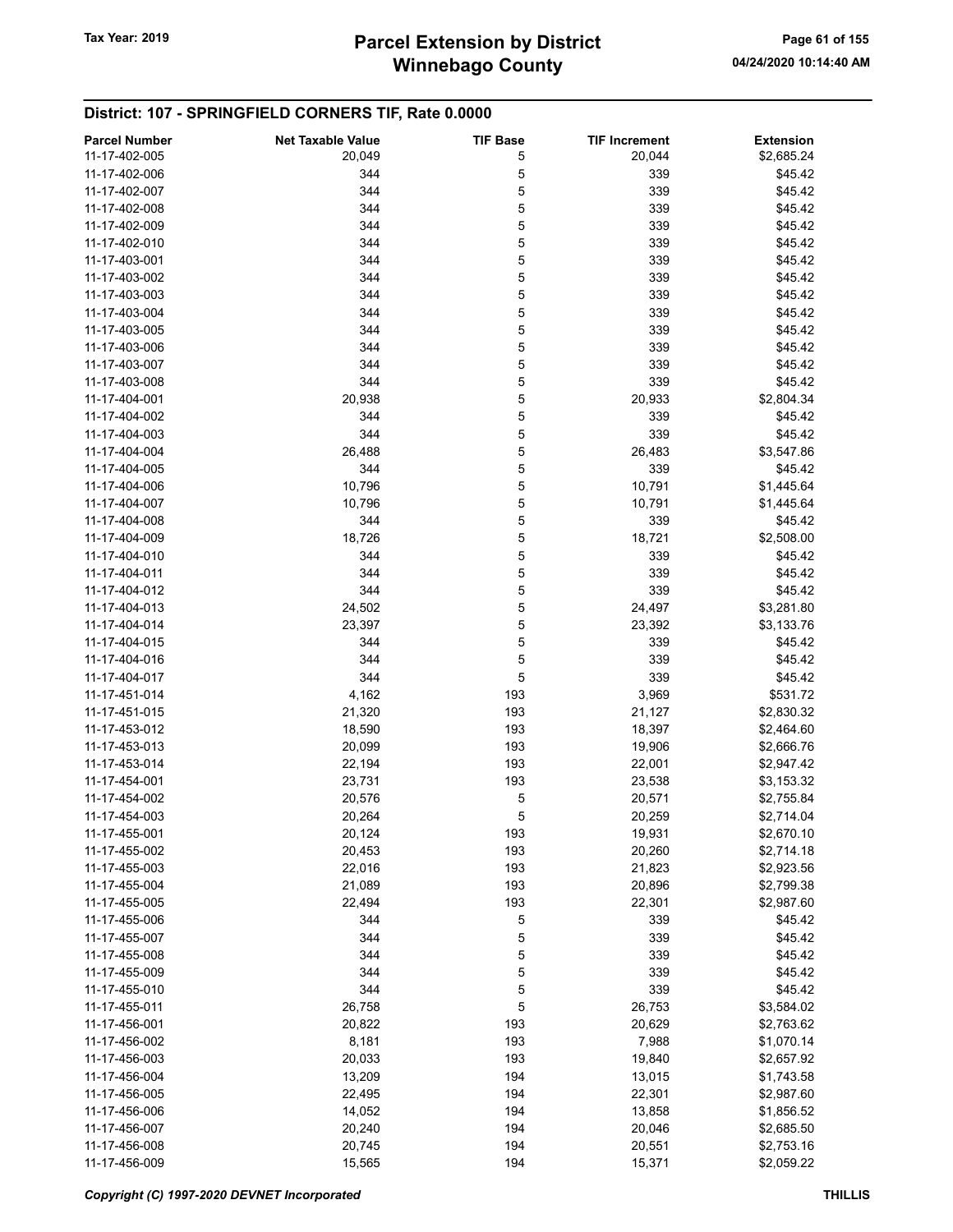## District: 107 - SPRINGFIELD CORNERS TIF, Rate 0.0000

| Parcel Number | Net Taxable Value | TIF Base | TIF Increment | Extension |
|---|---|---|---|---|
| 11-17-402-005 | 20,049 | 5 | 20,044 | $2,685.24 |
| 11-17-402-006 | 344 | 5 | 339 | $45.42 |
| 11-17-402-007 | 344 | 5 | 339 | $45.42 |
| 11-17-402-008 | 344 | 5 | 339 | $45.42 |
| 11-17-402-009 | 344 | 5 | 339 | $45.42 |
| 11-17-402-010 | 344 | 5 | 339 | $45.42 |
| 11-17-403-001 | 344 | 5 | 339 | $45.42 |
| 11-17-403-002 | 344 | 5 | 339 | $45.42 |
| 11-17-403-003 | 344 | 5 | 339 | $45.42 |
| 11-17-403-004 | 344 | 5 | 339 | $45.42 |
| 11-17-403-005 | 344 | 5 | 339 | $45.42 |
| 11-17-403-006 | 344 | 5 | 339 | $45.42 |
| 11-17-403-007 | 344 | 5 | 339 | $45.42 |
| 11-17-403-008 | 344 | 5 | 339 | $45.42 |
| 11-17-404-001 | 20,938 | 5 | 20,933 | $2,804.34 |
| 11-17-404-002 | 344 | 5 | 339 | $45.42 |
| 11-17-404-003 | 344 | 5 | 339 | $45.42 |
| 11-17-404-004 | 26,488 | 5 | 26,483 | $3,547.86 |
| 11-17-404-005 | 344 | 5 | 339 | $45.42 |
| 11-17-404-006 | 10,796 | 5 | 10,791 | $1,445.64 |
| 11-17-404-007 | 10,796 | 5 | 10,791 | $1,445.64 |
| 11-17-404-008 | 344 | 5 | 339 | $45.42 |
| 11-17-404-009 | 18,726 | 5 | 18,721 | $2,508.00 |
| 11-17-404-010 | 344 | 5 | 339 | $45.42 |
| 11-17-404-011 | 344 | 5 | 339 | $45.42 |
| 11-17-404-012 | 344 | 5 | 339 | $45.42 |
| 11-17-404-013 | 24,502 | 5 | 24,497 | $3,281.80 |
| 11-17-404-014 | 23,397 | 5 | 23,392 | $3,133.76 |
| 11-17-404-015 | 344 | 5 | 339 | $45.42 |
| 11-17-404-016 | 344 | 5 | 339 | $45.42 |
| 11-17-404-017 | 344 | 5 | 339 | $45.42 |
| 11-17-451-014 | 4,162 | 193 | 3,969 | $531.72 |
| 11-17-451-015 | 21,320 | 193 | 21,127 | $2,830.32 |
| 11-17-453-012 | 18,590 | 193 | 18,397 | $2,464.60 |
| 11-17-453-013 | 20,099 | 193 | 19,906 | $2,666.76 |
| 11-17-453-014 | 22,194 | 193 | 22,001 | $2,947.42 |
| 11-17-454-001 | 23,731 | 193 | 23,538 | $3,153.32 |
| 11-17-454-002 | 20,576 | 5 | 20,571 | $2,755.84 |
| 11-17-454-003 | 20,264 | 5 | 20,259 | $2,714.04 |
| 11-17-455-001 | 20,124 | 193 | 19,931 | $2,670.10 |
| 11-17-455-002 | 20,453 | 193 | 20,260 | $2,714.18 |
| 11-17-455-003 | 22,016 | 193 | 21,823 | $2,923.56 |
| 11-17-455-004 | 21,089 | 193 | 20,896 | $2,799.38 |
| 11-17-455-005 | 22,494 | 193 | 22,301 | $2,987.60 |
| 11-17-455-006 | 344 | 5 | 339 | $45.42 |
| 11-17-455-007 | 344 | 5 | 339 | $45.42 |
| 11-17-455-008 | 344 | 5 | 339 | $45.42 |
| 11-17-455-009 | 344 | 5 | 339 | $45.42 |
| 11-17-455-010 | 344 | 5 | 339 | $45.42 |
| 11-17-455-011 | 26,758 | 5 | 26,753 | $3,584.02 |
| 11-17-456-001 | 20,822 | 193 | 20,629 | $2,763.62 |
| 11-17-456-002 | 8,181 | 193 | 7,988 | $1,070.14 |
| 11-17-456-003 | 20,033 | 193 | 19,840 | $2,657.92 |
| 11-17-456-004 | 13,209 | 194 | 13,015 | $1,743.58 |
| 11-17-456-005 | 22,495 | 194 | 22,301 | $2,987.60 |
| 11-17-456-006 | 14,052 | 194 | 13,858 | $1,856.52 |
| 11-17-456-007 | 20,240 | 194 | 20,046 | $2,685.50 |
| 11-17-456-008 | 20,745 | 194 | 20,551 | $2,753.16 |
| 11-17-456-009 | 15,565 | 194 | 15,371 | $2,059.22 |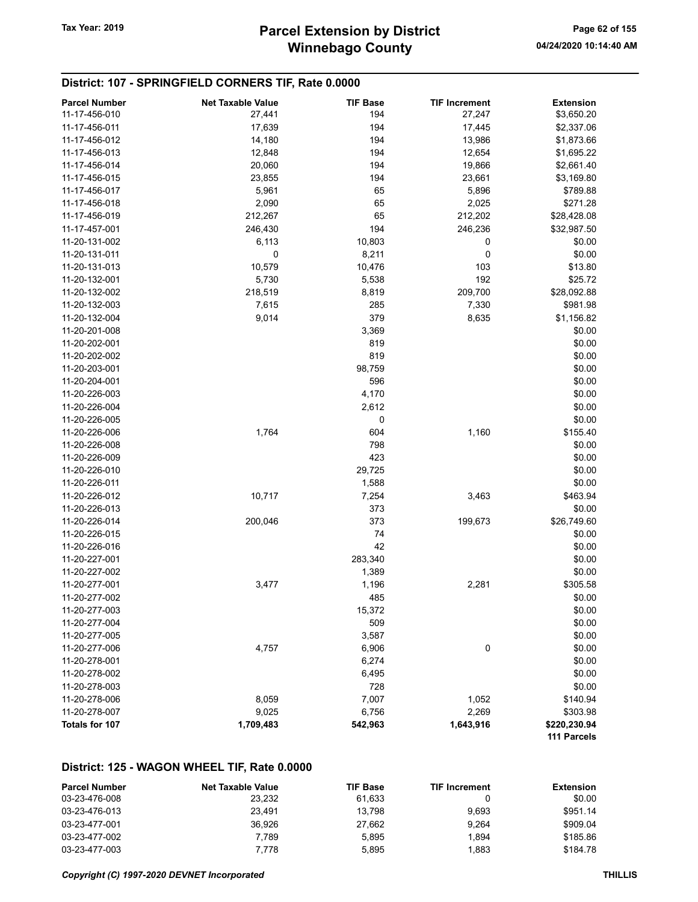## District: 107 - SPRINGFIELD CORNERS TIF, Rate 0.0000

| Parcel Number | Net Taxable Value | TIF Base | TIF Increment | Extension |
|---|---|---|---|---|
| 11-17-456-010 | 27,441 | 194 | 27,247 | $3,650.20 |
| 11-17-456-011 | 17,639 | 194 | 17,445 | $2,337.06 |
| 11-17-456-012 | 14,180 | 194 | 13,986 | $1,873.66 |
| 11-17-456-013 | 12,848 | 194 | 12,654 | $1,695.22 |
| 11-17-456-014 | 20,060 | 194 | 19,866 | $2,661.40 |
| 11-17-456-015 | 23,855 | 194 | 23,661 | $3,169.80 |
| 11-17-456-017 | 5,961 | 65 | 5,896 | $789.88 |
| 11-17-456-018 | 2,090 | 65 | 2,025 | $271.28 |
| 11-17-456-019 | 212,267 | 65 | 212,202 | $28,428.08 |
| 11-17-457-001 | 246,430 | 194 | 246,236 | $32,987.50 |
| 11-20-131-002 | 6,113 | 10,803 | 0 | $0.00 |
| 11-20-131-011 | 0 | 8,211 | 0 | $0.00 |
| 11-20-131-013 | 10,579 | 10,476 | 103 | $13.80 |
| 11-20-132-001 | 5,730 | 5,538 | 192 | $25.72 |
| 11-20-132-002 | 218,519 | 8,819 | 209,700 | $28,092.88 |
| 11-20-132-003 | 7,615 | 285 | 7,330 | $981.98 |
| 11-20-132-004 | 9,014 | 379 | 8,635 | $1,156.82 |
| 11-20-201-008 | | 3,369 | | $0.00 |
| 11-20-202-001 | | 819 | | $0.00 |
| 11-20-202-002 | | 819 | | $0.00 |
| 11-20-203-001 | | 98,759 | | $0.00 |
| 11-20-204-001 | | 596 | | $0.00 |
| 11-20-226-003 | | 4,170 | | $0.00 |
| 11-20-226-004 | | 2,612 | | $0.00 |
| 11-20-226-005 | | 0 | | $0.00 |
| 11-20-226-006 | 1,764 | 604 | 1,160 | $155.40 |
| 11-20-226-008 | | 798 | | $0.00 |
| 11-20-226-009 | | 423 | | $0.00 |
| 11-20-226-010 | | 29,725 | | $0.00 |
| 11-20-226-011 | | 1,588 | | $0.00 |
| 11-20-226-012 | 10,717 | 7,254 | 3,463 | $463.94 |
| 11-20-226-013 | | 373 | | $0.00 |
| 11-20-226-014 | 200,046 | 373 | 199,673 | $26,749.60 |
| 11-20-226-015 | | 74 | | $0.00 |
| 11-20-226-016 | | 42 | | $0.00 |
| 11-20-227-001 | | 283,340 | | $0.00 |
| 11-20-227-002 | | 1,389 | | $0.00 |
| 11-20-277-001 | 3,477 | 1,196 | 2,281 | $305.58 |
| 11-20-277-002 | | 485 | | $0.00 |
| 11-20-277-003 | | 15,372 | | $0.00 |
| 11-20-277-004 | | 509 | | $0.00 |
| 11-20-277-005 | | 3,587 | | $0.00 |
| 11-20-277-006 | 4,757 | 6,906 | 0 | $0.00 |
| 11-20-278-001 | | 6,274 | | $0.00 |
| 11-20-278-002 | | 6,495 | | $0.00 |
| 11-20-278-003 | | 728 | | $0.00 |
| 11-20-278-006 | 8,059 | 7,007 | 1,052 | $140.94 |
| 11-20-278-007 | 9,025 | 6,756 | 2,269 | $303.98 |
| **Totals for 107** | **1,709,483** | **542,963** | **1,643,916** | **$220,230.94** |
| | | | | **111 Parcels** |

## District: 125 - WAGON WHEEL TIF, Rate 0.0000

| Parcel Number | Net Taxable Value | TIF Base | TIF Increment | Extension |
|---|---|---|---|---|
| 03-23-476-008 | 23,232 | 61,633 | 0 | $0.00 |
| 03-23-476-013 | 23,491 | 13,798 | 9,693 | $951.14 |
| 03-23-477-001 | 36,926 | 27,662 | 9,264 | $909.04 |
| 03-23-477-002 | 7,789 | 5,895 | 1,894 | $185.86 |
| 03-23-477-003 | 7,778 | 5,895 | 1,883 | $184.78 |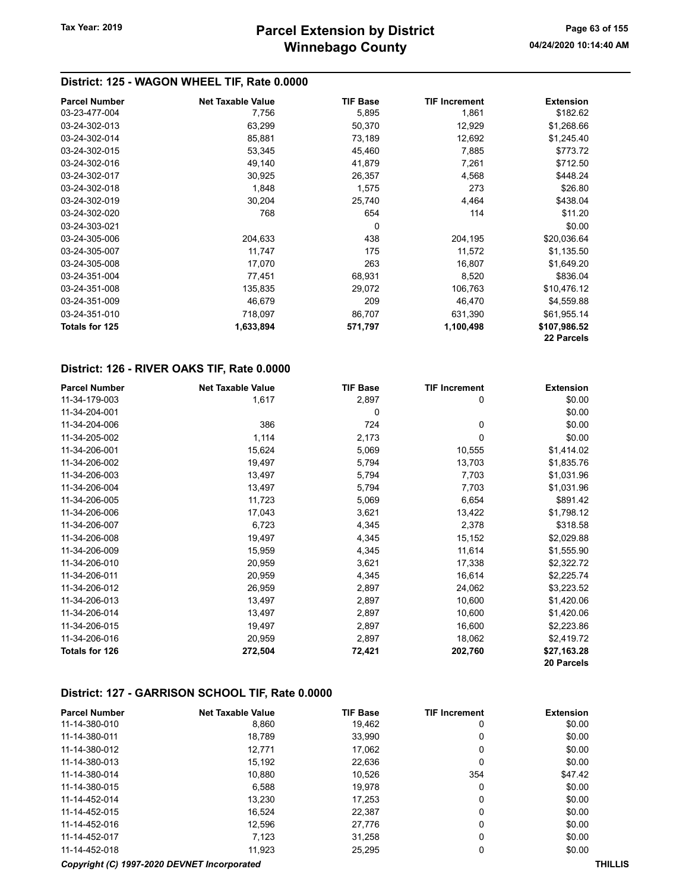## District: 125 - WAGON WHEEL TIF, Rate 0.0000

| Parcel Number | Net Taxable Value | TIF Base | TIF Increment | Extension |
|---|---|---|---|---|
| 03-23-477-004 | 7,756 | 5,895 | 1,861 | $182.62 |
| 03-24-302-013 | 63,299 | 50,370 | 12,929 | $1,268.66 |
| 03-24-302-014 | 85,881 | 73,189 | 12,692 | $1,245.40 |
| 03-24-302-015 | 53,345 | 45,460 | 7,885 | $773.72 |
| 03-24-302-016 | 49,140 | 41,879 | 7,261 | $712.50 |
| 03-24-302-017 | 30,925 | 26,357 | 4,568 | $448.24 |
| 03-24-302-018 | 1,848 | 1,575 | 273 | $26.80 |
| 03-24-302-019 | 30,204 | 25,740 | 4,464 | $438.04 |
| 03-24-302-020 | 768 | 654 | 114 | $11.20 |
| 03-24-303-021 | | 0 | | $0.00 |
| 03-24-305-006 | 204,633 | 438 | 204,195 | $20,036.64 |
| 03-24-305-007 | 11,747 | 175 | 11,572 | $1,135.50 |
| 03-24-305-008 | 17,070 | 263 | 16,807 | $1,649.20 |
| 03-24-351-004 | 77,451 | 68,931 | 8,520 | $836.04 |
| 03-24-351-008 | 135,835 | 29,072 | 106,763 | $10,476.12 |
| 03-24-351-009 | 46,679 | 209 | 46,470 | $4,559.88 |
| 03-24-351-010 | 718,097 | 86,707 | 631,390 | $61,955.14 |
| **Totals for 125** | **1,633,894** | **571,797** | **1,100,498** | **$107,986.52** |
| | | | | **22 Parcels** |

## District: 126 - RIVER OAKS TIF, Rate 0.0000

| Parcel Number | Net Taxable Value | TIF Base | TIF Increment | Extension |
|---|---|---|---|---|
| 11-34-179-003 | 1,617 | 2,897 | 0 | $0.00 |
| 11-34-204-001 | | 0 | | $0.00 |
| 11-34-204-006 | 386 | 724 | 0 | $0.00 |
| 11-34-205-002 | 1,114 | 2,173 | 0 | $0.00 |
| 11-34-206-001 | 15,624 | 5,069 | 10,555 | $1,414.02 |
| 11-34-206-002 | 19,497 | 5,794 | 13,703 | $1,835.76 |
| 11-34-206-003 | 13,497 | 5,794 | 7,703 | $1,031.96 |
| 11-34-206-004 | 13,497 | 5,794 | 7,703 | $1,031.96 |
| 11-34-206-005 | 11,723 | 5,069 | 6,654 | $891.42 |
| 11-34-206-006 | 17,043 | 3,621 | 13,422 | $1,798.12 |
| 11-34-206-007 | 6,723 | 4,345 | 2,378 | $318.58 |
| 11-34-206-008 | 19,497 | 4,345 | 15,152 | $2,029.88 |
| 11-34-206-009 | 15,959 | 4,345 | 11,614 | $1,555.90 |
| 11-34-206-010 | 20,959 | 3,621 | 17,338 | $2,322.72 |
| 11-34-206-011 | 20,959 | 4,345 | 16,614 | $2,225.74 |
| 11-34-206-012 | 26,959 | 2,897 | 24,062 | $3,223.52 |
| 11-34-206-013 | 13,497 | 2,897 | 10,600 | $1,420.06 |
| 11-34-206-014 | 13,497 | 2,897 | 10,600 | $1,420.06 |
| 11-34-206-015 | 19,497 | 2,897 | 16,600 | $2,223.86 |
| 11-34-206-016 | 20,959 | 2,897 | 18,062 | $2,419.72 |
| **Totals for 126** | **272,504** | **72,421** | **202,760** | **$27,163.28** |
| | | | | **20 Parcels** |

## District: 127 - GARRISON SCHOOL TIF, Rate 0.0000

| Parcel Number | Net Taxable Value | TIF Base | TIF Increment | Extension |
|---|---|---|---|---|
| 11-14-380-010 | 8,860 | 19,462 | 0 | $0.00 |
| 11-14-380-011 | 18,789 | 33,990 | 0 | $0.00 |
| 11-14-380-012 | 12,771 | 17,062 | 0 | $0.00 |
| 11-14-380-013 | 15,192 | 22,636 | 0 | $0.00 |
| 11-14-380-014 | 10,880 | 10,526 | 354 | $47.42 |
| 11-14-380-015 | 6,588 | 19,978 | 0 | $0.00 |
| 11-14-452-014 | 13,230 | 17,253 | 0 | $0.00 |
| 11-14-452-015 | 16,524 | 22,387 | 0 | $0.00 |
| 11-14-452-016 | 12,596 | 27,776 | 0 | $0.00 |
| 11-14-452-017 | 7,123 | 31,258 | 0 | $0.00 |
| 11-14-452-018 | 11,923 | 25,295 | 0 | $0.00 |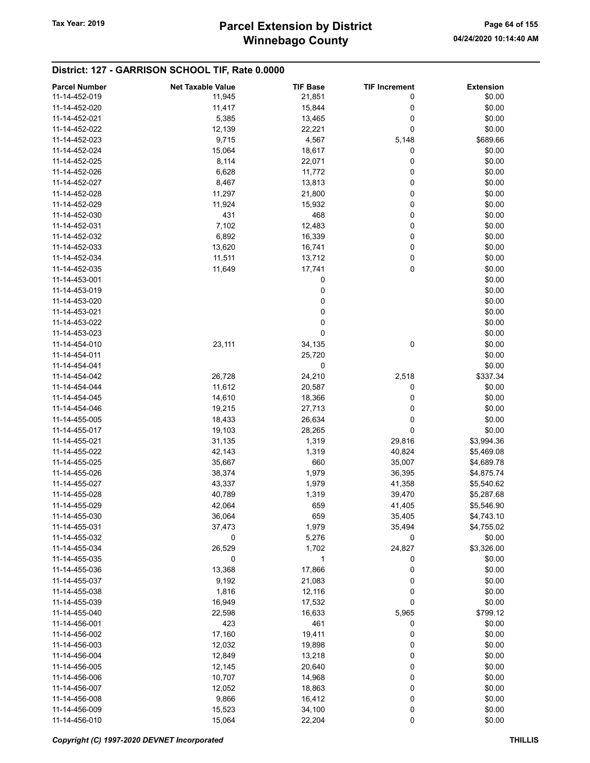## District: 127 - GARRISON SCHOOL TIF, Rate 0.0000

| Parcel Number | Net Taxable Value | TIF Base | TIF Increment | Extension |
|---|---|---|---|---|
| 11-14-452-019 | 11,945 | 21,851 | 0 | $0.00 |
| 11-14-452-020 | 11,417 | 15,844 | 0 | $0.00 |
| 11-14-452-021 | 5,385 | 13,465 | 0 | $0.00 |
| 11-14-452-022 | 12,139 | 22,221 | 0 | $0.00 |
| 11-14-452-023 | 9,715 | 4,567 | 5,148 | $689.66 |
| 11-14-452-024 | 15,064 | 18,617 | 0 | $0.00 |
| 11-14-452-025 | 8,114 | 22,071 | 0 | $0.00 |
| 11-14-452-026 | 6,628 | 11,772 | 0 | $0.00 |
| 11-14-452-027 | 8,467 | 13,813 | 0 | $0.00 |
| 11-14-452-028 | 11,297 | 21,800 | 0 | $0.00 |
| 11-14-452-029 | 11,924 | 15,932 | 0 | $0.00 |
| 11-14-452-030 | 431 | 468 | 0 | $0.00 |
| 11-14-452-031 | 7,102 | 12,483 | 0 | $0.00 |
| 11-14-452-032 | 6,892 | 16,339 | 0 | $0.00 |
| 11-14-452-033 | 13,620 | 16,741 | 0 | $0.00 |
| 11-14-452-034 | 11,511 | 13,712 | 0 | $0.00 |
| 11-14-452-035 | 11,649 | 17,741 | 0 | $0.00 |
| 11-14-453-001 | | 0 | | $0.00 |
| 11-14-453-019 | | 0 | | $0.00 |
| 11-14-453-020 | | 0 | | $0.00 |
| 11-14-453-021 | | 0 | | $0.00 |
| 11-14-453-022 | | 0 | | $0.00 |
| 11-14-453-023 | | 0 | | $0.00 |
| 11-14-454-010 | 23,111 | 34,135 | 0 | $0.00 |
| 11-14-454-011 | | 25,720 | | $0.00 |
| 11-14-454-041 | | 0 | | $0.00 |
| 11-14-454-042 | 26,728 | 24,210 | 2,518 | $337.34 |
| 11-14-454-044 | 11,612 | 20,587 | 0 | $0.00 |
| 11-14-454-045 | 14,610 | 18,366 | 0 | $0.00 |
| 11-14-454-046 | 19,215 | 27,713 | 0 | $0.00 |
| 11-14-455-005 | 18,433 | 26,634 | 0 | $0.00 |
| 11-14-455-017 | 19,103 | 28,265 | 0 | $0.00 |
| 11-14-455-021 | 31,135 | 1,319 | 29,816 | $3,994.36 |
| 11-14-455-022 | 42,143 | 1,319 | 40,824 | $5,469.08 |
| 11-14-455-025 | 35,667 | 660 | 35,007 | $4,689.78 |
| 11-14-455-026 | 38,374 | 1,979 | 36,395 | $4,875.74 |
| 11-14-455-027 | 43,337 | 1,979 | 41,358 | $5,540.62 |
| 11-14-455-028 | 40,789 | 1,319 | 39,470 | $5,287.68 |
| 11-14-455-029 | 42,064 | 659 | 41,405 | $5,546.90 |
| 11-14-455-030 | 36,064 | 659 | 35,405 | $4,743.10 |
| 11-14-455-031 | 37,473 | 1,979 | 35,494 | $4,755.02 |
| 11-14-455-032 | 0 | 5,276 | 0 | $0.00 |
| 11-14-455-034 | 26,529 | 1,702 | 24,827 | $3,326.00 |
| 11-14-455-035 | 0 | 1 | 0 | $0.00 |
| 11-14-455-036 | 13,368 | 17,866 | 0 | $0.00 |
| 11-14-455-037 | 9,192 | 21,083 | 0 | $0.00 |
| 11-14-455-038 | 1,816 | 12,116 | 0 | $0.00 |
| 11-14-455-039 | 16,949 | 17,532 | 0 | $0.00 |
| 11-14-455-040 | 22,598 | 16,633 | 5,965 | $799.12 |
| 11-14-456-001 | 423 | 461 | 0 | $0.00 |
| 11-14-456-002 | 17,160 | 19,411 | 0 | $0.00 |
| 11-14-456-003 | 12,032 | 19,898 | 0 | $0.00 |
| 11-14-456-004 | 12,849 | 13,218 | 0 | $0.00 |
| 11-14-456-005 | 12,145 | 20,640 | 0 | $0.00 |
| 11-14-456-006 | 10,707 | 14,968 | 0 | $0.00 |
| 11-14-456-007 | 12,052 | 18,863 | 0 | $0.00 |
| 11-14-456-008 | 9,866 | 16,412 | 0 | $0.00 |
| 11-14-456-009 | 15,523 | 34,100 | 0 | $0.00 |
| 11-14-456-010 | 15,064 | 22,204 | 0 | $0.00 |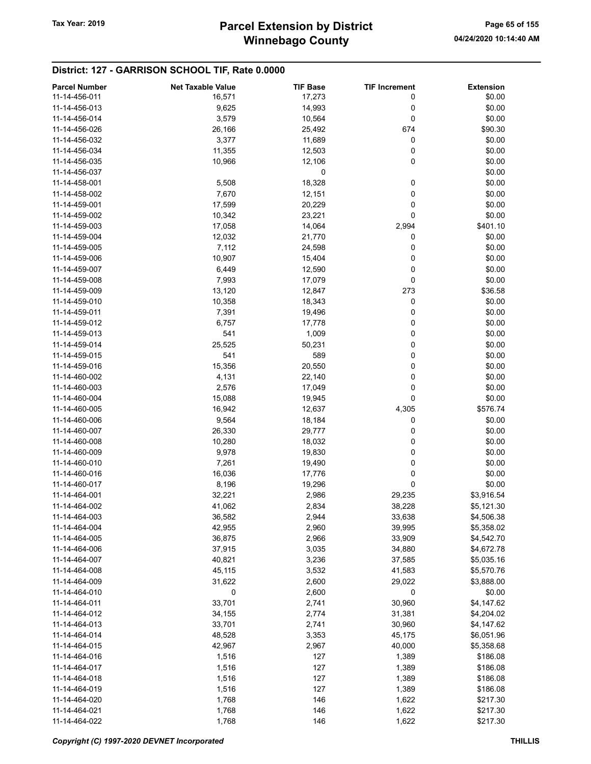## District: 127 - GARRISON SCHOOL TIF, Rate 0.0000

| Parcel Number | Net Taxable Value | TIF Base | TIF Increment | Extension |
|---|---|---|---|---|
| 11-14-456-011 | 16,571 | 17,273 | 0 | $0.00 |
| 11-14-456-013 | 9,625 | 14,993 | 0 | $0.00 |
| 11-14-456-014 | 3,579 | 10,564 | 0 | $0.00 |
| 11-14-456-026 | 26,166 | 25,492 | 674 | $90.30 |
| 11-14-456-032 | 3,377 | 11,689 | 0 | $0.00 |
| 11-14-456-034 | 11,355 | 12,503 | 0 | $0.00 |
| 11-14-456-035 | 10,966 | 12,106 | 0 | $0.00 |
| 11-14-456-037 | | 0 | | $0.00 |
| 11-14-458-001 | 5,508 | 18,328 | 0 | $0.00 |
| 11-14-458-002 | 7,670 | 12,151 | 0 | $0.00 |
| 11-14-459-001 | 17,599 | 20,229 | 0 | $0.00 |
| 11-14-459-002 | 10,342 | 23,221 | 0 | $0.00 |
| 11-14-459-003 | 17,058 | 14,064 | 2,994 | $401.10 |
| 11-14-459-004 | 12,032 | 21,770 | 0 | $0.00 |
| 11-14-459-005 | 7,112 | 24,598 | 0 | $0.00 |
| 11-14-459-006 | 10,907 | 15,404 | 0 | $0.00 |
| 11-14-459-007 | 6,449 | 12,590 | 0 | $0.00 |
| 11-14-459-008 | 7,993 | 17,079 | 0 | $0.00 |
| 11-14-459-009 | 13,120 | 12,847 | 273 | $36.58 |
| 11-14-459-010 | 10,358 | 18,343 | 0 | $0.00 |
| 11-14-459-011 | 7,391 | 19,496 | 0 | $0.00 |
| 11-14-459-012 | 6,757 | 17,778 | 0 | $0.00 |
| 11-14-459-013 | 541 | 1,009 | 0 | $0.00 |
| 11-14-459-014 | 25,525 | 50,231 | 0 | $0.00 |
| 11-14-459-015 | 541 | 589 | 0 | $0.00 |
| 11-14-459-016 | 15,356 | 20,550 | 0 | $0.00 |
| 11-14-460-002 | 4,131 | 22,140 | 0 | $0.00 |
| 11-14-460-003 | 2,576 | 17,049 | 0 | $0.00 |
| 11-14-460-004 | 15,088 | 19,945 | 0 | $0.00 |
| 11-14-460-005 | 16,942 | 12,637 | 4,305 | $576.74 |
| 11-14-460-006 | 9,564 | 18,184 | 0 | $0.00 |
| 11-14-460-007 | 26,330 | 29,777 | 0 | $0.00 |
| 11-14-460-008 | 10,280 | 18,032 | 0 | $0.00 |
| 11-14-460-009 | 9,978 | 19,830 | 0 | $0.00 |
| 11-14-460-010 | 7,261 | 19,490 | 0 | $0.00 |
| 11-14-460-016 | 16,036 | 17,776 | 0 | $0.00 |
| 11-14-460-017 | 8,196 | 19,296 | 0 | $0.00 |
| 11-14-464-001 | 32,221 | 2,986 | 29,235 | $3,916.54 |
| 11-14-464-002 | 41,062 | 2,834 | 38,228 | $5,121.30 |
| 11-14-464-003 | 36,582 | 2,944 | 33,638 | $4,506.38 |
| 11-14-464-004 | 42,955 | 2,960 | 39,995 | $5,358.02 |
| 11-14-464-005 | 36,875 | 2,966 | 33,909 | $4,542.70 |
| 11-14-464-006 | 37,915 | 3,035 | 34,880 | $4,672.78 |
| 11-14-464-007 | 40,821 | 3,236 | 37,585 | $5,035.16 |
| 11-14-464-008 | 45,115 | 3,532 | 41,583 | $5,570.76 |
| 11-14-464-009 | 31,622 | 2,600 | 29,022 | $3,888.00 |
| 11-14-464-010 | 0 | 2,600 | 0 | $0.00 |
| 11-14-464-011 | 33,701 | 2,741 | 30,960 | $4,147.62 |
| 11-14-464-012 | 34,155 | 2,774 | 31,381 | $4,204.02 |
| 11-14-464-013 | 33,701 | 2,741 | 30,960 | $4,147.62 |
| 11-14-464-014 | 48,528 | 3,353 | 45,175 | $6,051.96 |
| 11-14-464-015 | 42,967 | 2,967 | 40,000 | $5,358.68 |
| 11-14-464-016 | 1,516 | 127 | 1,389 | $186.08 |
| 11-14-464-017 | 1,516 | 127 | 1,389 | $186.08 |
| 11-14-464-018 | 1,516 | 127 | 1,389 | $186.08 |
| 11-14-464-019 | 1,516 | 127 | 1,389 | $186.08 |
| 11-14-464-020 | 1,768 | 146 | 1,622 | $217.30 |
| 11-14-464-021 | 1,768 | 146 | 1,622 | $217.30 |
| 11-14-464-022 | 1,768 | 146 | 1,622 | $217.30 |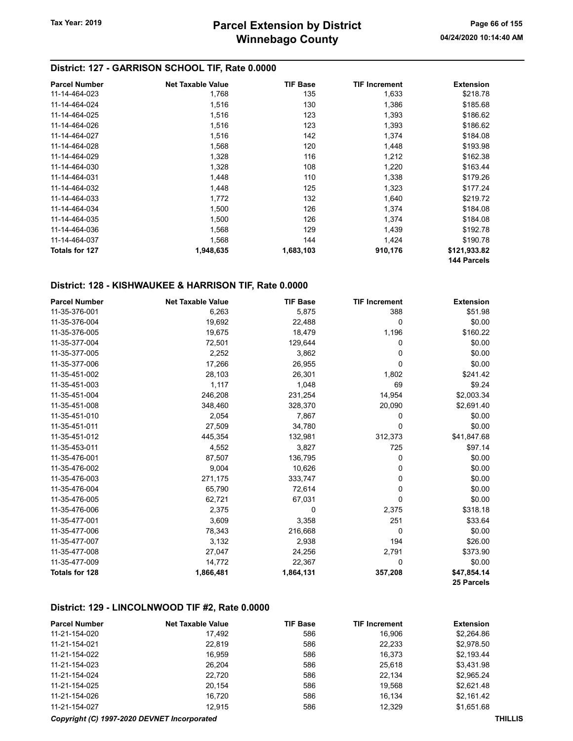## District: 127 - GARRISON SCHOOL TIF, Rate 0.0000

| Parcel Number | Net Taxable Value | TIF Base | TIF Increment | Extension |
|---|---|---|---|---|
| 11-14-464-023 | 1,768 | 135 | 1,633 | $218.78 |
| 11-14-464-024 | 1,516 | 130 | 1,386 | $185.68 |
| 11-14-464-025 | 1,516 | 123 | 1,393 | $186.62 |
| 11-14-464-026 | 1,516 | 123 | 1,393 | $186.62 |
| 11-14-464-027 | 1,516 | 142 | 1,374 | $184.08 |
| 11-14-464-028 | 1,568 | 120 | 1,448 | $193.98 |
| 11-14-464-029 | 1,328 | 116 | 1,212 | $162.38 |
| 11-14-464-030 | 1,328 | 108 | 1,220 | $163.44 |
| 11-14-464-031 | 1,448 | 110 | 1,338 | $179.26 |
| 11-14-464-032 | 1,448 | 125 | 1,323 | $177.24 |
| 11-14-464-033 | 1,772 | 132 | 1,640 | $219.72 |
| 11-14-464-034 | 1,500 | 126 | 1,374 | $184.08 |
| 11-14-464-035 | 1,500 | 126 | 1,374 | $184.08 |
| 11-14-464-036 | 1,568 | 129 | 1,439 | $192.78 |
| 11-14-464-037 | 1,568 | 144 | 1,424 | $190.78 |
| **Totals for 127** | **1,948,635** | **1,683,103** | **910,176** | **$121,933.82** |
| | | | | **144 Parcels** |

## District: 128 - KISHWAUKEE & HARRISON TIF, Rate 0.0000

| Parcel Number | Net Taxable Value | TIF Base | TIF Increment | Extension |
|---|---|---|---|---|
| 11-35-376-001 | 6,263 | 5,875 | 388 | $51.98 |
| 11-35-376-004 | 19,692 | 22,488 | 0 | $0.00 |
| 11-35-376-005 | 19,675 | 18,479 | 1,196 | $160.22 |
| 11-35-377-004 | 72,501 | 129,644 | 0 | $0.00 |
| 11-35-377-005 | 2,252 | 3,862 | 0 | $0.00 |
| 11-35-377-006 | 17,266 | 26,955 | 0 | $0.00 |
| 11-35-451-002 | 28,103 | 26,301 | 1,802 | $241.42 |
| 11-35-451-003 | 1,117 | 1,048 | 69 | $9.24 |
| 11-35-451-004 | 246,208 | 231,254 | 14,954 | $2,003.34 |
| 11-35-451-008 | 348,460 | 328,370 | 20,090 | $2,691.40 |
| 11-35-451-010 | 2,054 | 7,867 | 0 | $0.00 |
| 11-35-451-011 | 27,509 | 34,780 | 0 | $0.00 |
| 11-35-451-012 | 445,354 | 132,981 | 312,373 | $41,847.68 |
| 11-35-453-011 | 4,552 | 3,827 | 725 | $97.14 |
| 11-35-476-001 | 87,507 | 136,795 | 0 | $0.00 |
| 11-35-476-002 | 9,004 | 10,626 | 0 | $0.00 |
| 11-35-476-003 | 271,175 | 333,747 | 0 | $0.00 |
| 11-35-476-004 | 65,790 | 72,614 | 0 | $0.00 |
| 11-35-476-005 | 62,721 | 67,031 | 0 | $0.00 |
| 11-35-476-006 | 2,375 | 0 | 2,375 | $318.18 |
| 11-35-477-001 | 3,609 | 3,358 | 251 | $33.64 |
| 11-35-477-006 | 78,343 | 216,668 | 0 | $0.00 |
| 11-35-477-007 | 3,132 | 2,938 | 194 | $26.00 |
| 11-35-477-008 | 27,047 | 24,256 | 2,791 | $373.90 |
| 11-35-477-009 | 14,772 | 22,367 | 0 | $0.00 |
| **Totals for 128** | **1,866,481** | **1,864,131** | **357,208** | **$47,854.14** |
| | | | | **25 Parcels** |

## District: 129 - LINCOLNWOOD TIF #2, Rate 0.0000

| Parcel Number | Net Taxable Value | TIF Base | TIF Increment | Extension |
|---|---|---|---|---|
| 11-21-154-020 | 17,492 | 586 | 16,906 | $2,264.86 |
| 11-21-154-021 | 22,819 | 586 | 22,233 | $2,978.50 |
| 11-21-154-022 | 16,959 | 586 | 16,373 | $2,193.44 |
| 11-21-154-023 | 26,204 | 586 | 25,618 | $3,431.98 |
| 11-21-154-024 | 22,720 | 586 | 22,134 | $2,965.24 |
| 11-21-154-025 | 20,154 | 586 | 19,568 | $2,621.48 |
| 11-21-154-026 | 16,720 | 586 | 16,134 | $2,161.42 |
| 11-21-154-027 | 12,915 | 586 | 12,329 | $1,651.68 |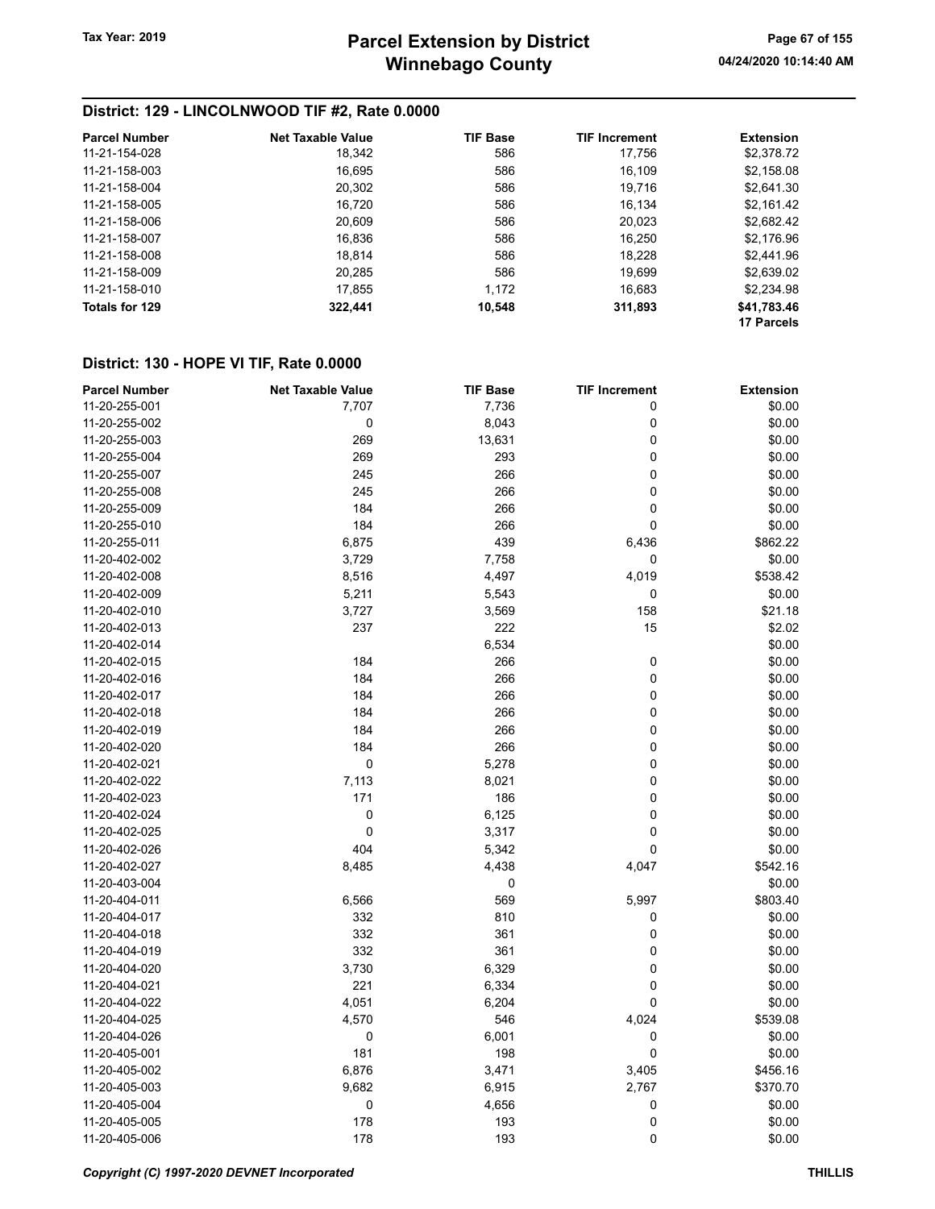## District: 129 - LINCOLNWOOD TIF #2, Rate 0.0000

| Parcel Number | Net Taxable Value | TIF Base | TIF Increment | Extension |
|---|---|---|---|---|
| 11-21-154-028 | 18,342 | 586 | 17,756 | $2,378.72 |
| 11-21-158-003 | 16,695 | 586 | 16,109 | $2,158.08 |
| 11-21-158-004 | 20,302 | 586 | 19,716 | $2,641.30 |
| 11-21-158-005 | 16,720 | 586 | 16,134 | $2,161.42 |
| 11-21-158-006 | 20,609 | 586 | 20,023 | $2,682.42 |
| 11-21-158-007 | 16,836 | 586 | 16,250 | $2,176.96 |
| 11-21-158-008 | 18,814 | 586 | 18,228 | $2,441.96 |
| 11-21-158-009 | 20,285 | 586 | 19,699 | $2,639.02 |
| 11-21-158-010 | 17,855 | 1,172 | 16,683 | $2,234.98 |
| **Totals for 129** | **322,441** | **10,548** | **311,893** | **$41,783.46** |
| | | | | **17 Parcels** |

## District: 130 - HOPE VI TIF, Rate 0.0000

| Parcel Number | Net Taxable Value | TIF Base | TIF Increment | Extension |
|---|---|---|---|---|
| 11-20-255-001 | 7,707 | 7,736 | 0 | $0.00 |
| 11-20-255-002 | 0 | 8,043 | 0 | $0.00 |
| 11-20-255-003 | 269 | 13,631 | 0 | $0.00 |
| 11-20-255-004 | 269 | 293 | 0 | $0.00 |
| 11-20-255-007 | 245 | 266 | 0 | $0.00 |
| 11-20-255-008 | 245 | 266 | 0 | $0.00 |
| 11-20-255-009 | 184 | 266 | 0 | $0.00 |
| 11-20-255-010 | 184 | 266 | 0 | $0.00 |
| 11-20-255-011 | 6,875 | 439 | 6,436 | $862.22 |
| 11-20-402-002 | 3,729 | 7,758 | 0 | $0.00 |
| 11-20-402-008 | 8,516 | 4,497 | 4,019 | $538.42 |
| 11-20-402-009 | 5,211 | 5,543 | 0 | $0.00 |
| 11-20-402-010 | 3,727 | 3,569 | 158 | $21.18 |
| 11-20-402-013 | 237 | 222 | 15 | $2.02 |
| 11-20-402-014 | | 6,534 | | $0.00 |
| 11-20-402-015 | 184 | 266 | 0 | $0.00 |
| 11-20-402-016 | 184 | 266 | 0 | $0.00 |
| 11-20-402-017 | 184 | 266 | 0 | $0.00 |
| 11-20-402-018 | 184 | 266 | 0 | $0.00 |
| 11-20-402-019 | 184 | 266 | 0 | $0.00 |
| 11-20-402-020 | 184 | 266 | 0 | $0.00 |
| 11-20-402-021 | 0 | 5,278 | 0 | $0.00 |
| 11-20-402-022 | 7,113 | 8,021 | 0 | $0.00 |
| 11-20-402-023 | 171 | 186 | 0 | $0.00 |
| 11-20-402-024 | 0 | 6,125 | 0 | $0.00 |
| 11-20-402-025 | 0 | 3,317 | 0 | $0.00 |
| 11-20-402-026 | 404 | 5,342 | 0 | $0.00 |
| 11-20-402-027 | 8,485 | 4,438 | 4,047 | $542.16 |
| 11-20-403-004 | | 0 | | $0.00 |
| 11-20-404-011 | 6,566 | 569 | 5,997 | $803.40 |
| 11-20-404-017 | 332 | 810 | 0 | $0.00 |
| 11-20-404-018 | 332 | 361 | 0 | $0.00 |
| 11-20-404-019 | 332 | 361 | 0 | $0.00 |
| 11-20-404-020 | 3,730 | 6,329 | 0 | $0.00 |
| 11-20-404-021 | 221 | 6,334 | 0 | $0.00 |
| 11-20-404-022 | 4,051 | 6,204 | 0 | $0.00 |
| 11-20-404-025 | 4,570 | 546 | 4,024 | $539.08 |
| 11-20-404-026 | 0 | 6,001 | 0 | $0.00 |
| 11-20-405-001 | 181 | 198 | 0 | $0.00 |
| 11-20-405-002 | 6,876 | 3,471 | 3,405 | $456.16 |
| 11-20-405-003 | 9,682 | 6,915 | 2,767 | $370.70 |
| 11-20-405-004 | 0 | 4,656 | 0 | $0.00 |
| 11-20-405-005 | 178 | 193 | 0 | $0.00 |
| 11-20-405-006 | 178 | 193 | 0 | $0.00 |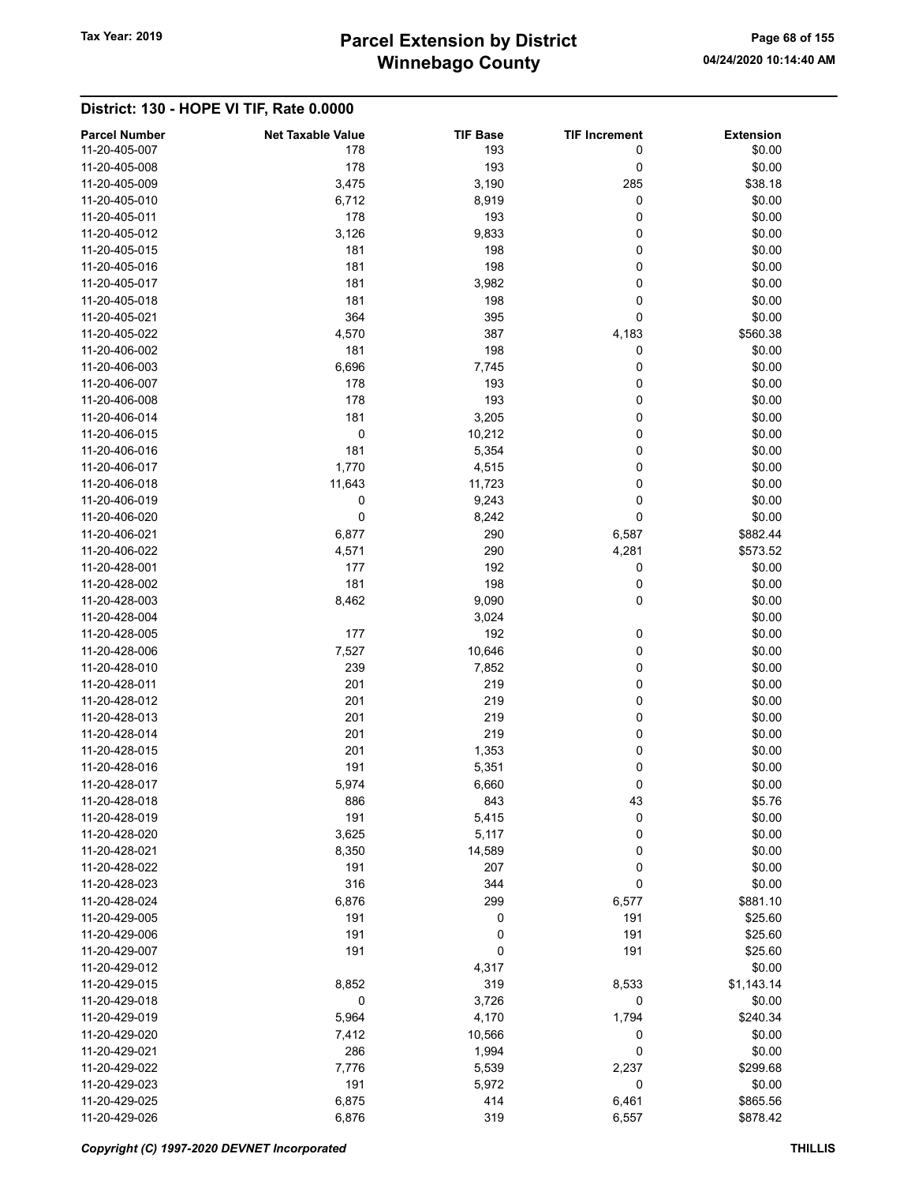## District: 130 - HOPE VI TIF, Rate 0.0000

| Parcel Number | Net Taxable Value | TIF Base | TIF Increment | Extension |
|---|---|---|---|---|
| 11-20-405-007 | 178 | 193 | 0 | $0.00 |
| 11-20-405-008 | 178 | 193 | 0 | $0.00 |
| 11-20-405-009 | 3,475 | 3,190 | 285 | $38.18 |
| 11-20-405-010 | 6,712 | 8,919 | 0 | $0.00 |
| 11-20-405-011 | 178 | 193 | 0 | $0.00 |
| 11-20-405-012 | 3,126 | 9,833 | 0 | $0.00 |
| 11-20-405-015 | 181 | 198 | 0 | $0.00 |
| 11-20-405-016 | 181 | 198 | 0 | $0.00 |
| 11-20-405-017 | 181 | 3,982 | 0 | $0.00 |
| 11-20-405-018 | 181 | 198 | 0 | $0.00 |
| 11-20-405-021 | 364 | 395 | 0 | $0.00 |
| 11-20-405-022 | 4,570 | 387 | 4,183 | $560.38 |
| 11-20-406-002 | 181 | 198 | 0 | $0.00 |
| 11-20-406-003 | 6,696 | 7,745 | 0 | $0.00 |
| 11-20-406-007 | 178 | 193 | 0 | $0.00 |
| 11-20-406-008 | 178 | 193 | 0 | $0.00 |
| 11-20-406-014 | 181 | 3,205 | 0 | $0.00 |
| 11-20-406-015 | 0 | 10,212 | 0 | $0.00 |
| 11-20-406-016 | 181 | 5,354 | 0 | $0.00 |
| 11-20-406-017 | 1,770 | 4,515 | 0 | $0.00 |
| 11-20-406-018 | 11,643 | 11,723 | 0 | $0.00 |
| 11-20-406-019 | 0 | 9,243 | 0 | $0.00 |
| 11-20-406-020 | 0 | 8,242 | 0 | $0.00 |
| 11-20-406-021 | 6,877 | 290 | 6,587 | $882.44 |
| 11-20-406-022 | 4,571 | 290 | 4,281 | $573.52 |
| 11-20-428-001 | 177 | 192 | 0 | $0.00 |
| 11-20-428-002 | 181 | 198 | 0 | $0.00 |
| 11-20-428-003 | 8,462 | 9,090 | 0 | $0.00 |
| 11-20-428-004 | | 3,024 | | $0.00 |
| 11-20-428-005 | 177 | 192 | 0 | $0.00 |
| 11-20-428-006 | 7,527 | 10,646 | 0 | $0.00 |
| 11-20-428-010 | 239 | 7,852 | 0 | $0.00 |
| 11-20-428-011 | 201 | 219 | 0 | $0.00 |
| 11-20-428-012 | 201 | 219 | 0 | $0.00 |
| 11-20-428-013 | 201 | 219 | 0 | $0.00 |
| 11-20-428-014 | 201 | 219 | 0 | $0.00 |
| 11-20-428-015 | 201 | 1,353 | 0 | $0.00 |
| 11-20-428-016 | 191 | 5,351 | 0 | $0.00 |
| 11-20-428-017 | 5,974 | 6,660 | 0 | $0.00 |
| 11-20-428-018 | 886 | 843 | 43 | $5.76 |
| 11-20-428-019 | 191 | 5,415 | 0 | $0.00 |
| 11-20-428-020 | 3,625 | 5,117 | 0 | $0.00 |
| 11-20-428-021 | 8,350 | 14,589 | 0 | $0.00 |
| 11-20-428-022 | 191 | 207 | 0 | $0.00 |
| 11-20-428-023 | 316 | 344 | 0 | $0.00 |
| 11-20-428-024 | 6,876 | 299 | 6,577 | $881.10 |
| 11-20-429-005 | 191 | 0 | 191 | $25.60 |
| 11-20-429-006 | 191 | 0 | 191 | $25.60 |
| 11-20-429-007 | 191 | 0 | 191 | $25.60 |
| 11-20-429-012 | | 4,317 | | $0.00 |
| 11-20-429-015 | 8,852 | 319 | 8,533 | $1,143.14 |
| 11-20-429-018 | 0 | 3,726 | 0 | $0.00 |
| 11-20-429-019 | 5,964 | 4,170 | 1,794 | $240.34 |
| 11-20-429-020 | 7,412 | 10,566 | 0 | $0.00 |
| 11-20-429-021 | 286 | 1,994 | 0 | $0.00 |
| 11-20-429-022 | 7,776 | 5,539 | 2,237 | $299.68 |
| 11-20-429-023 | 191 | 5,972 | 0 | $0.00 |
| 11-20-429-025 | 6,875 | 414 | 6,461 | $865.56 |
| 11-20-429-026 | 6,876 | 319 | 6,557 | $878.42 |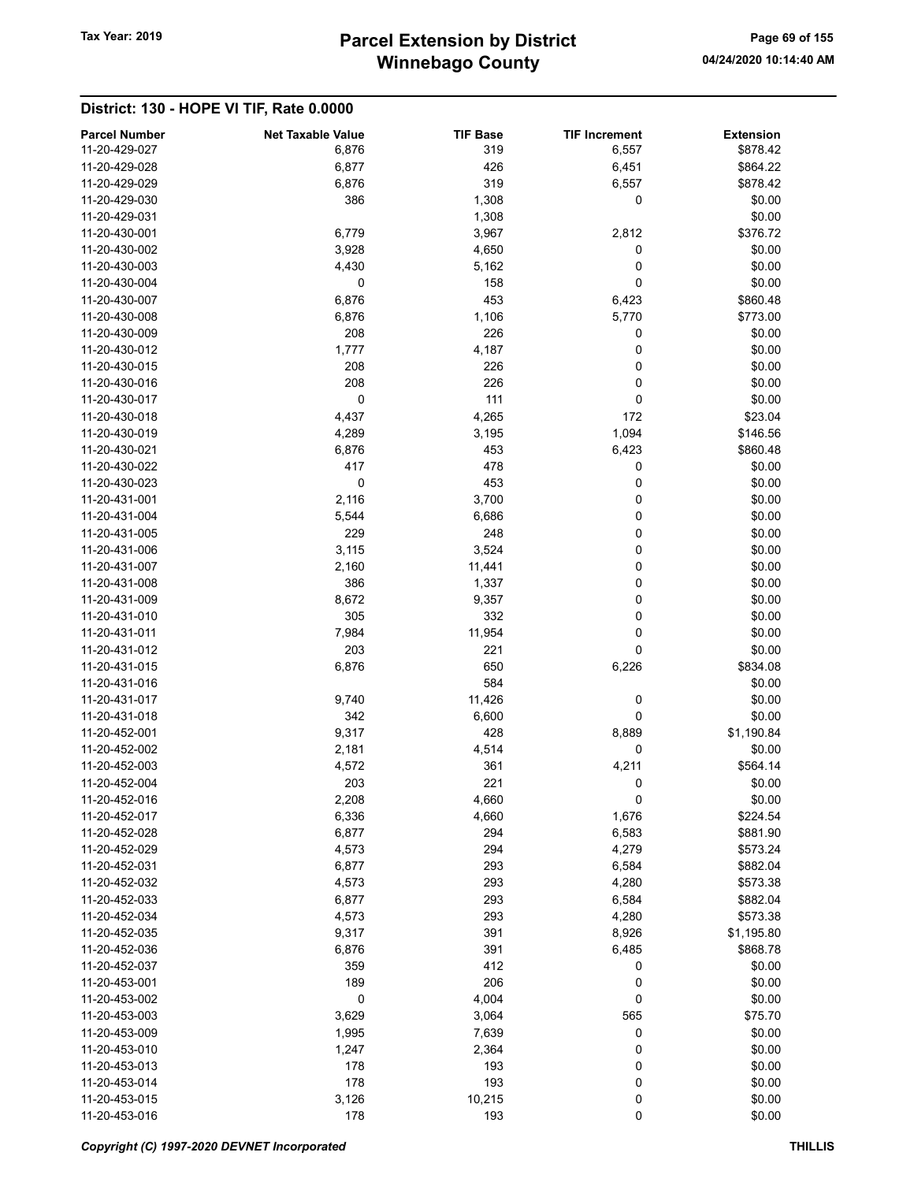## District: 130 - HOPE VI TIF, Rate 0.0000

| Parcel Number | Net Taxable Value | TIF Base | TIF Increment | Extension |
|---|---|---|---|---|
| 11-20-429-027 | 6,876 | 319 | 6,557 | $878.42 |
| 11-20-429-028 | 6,877 | 426 | 6,451 | $864.22 |
| 11-20-429-029 | 6,876 | 319 | 6,557 | $878.42 |
| 11-20-429-030 | 386 | 1,308 | 0 | $0.00 |
| 11-20-429-031 | | 1,308 | | $0.00 |
| 11-20-430-001 | 6,779 | 3,967 | 2,812 | $376.72 |
| 11-20-430-002 | 3,928 | 4,650 | 0 | $0.00 |
| 11-20-430-003 | 4,430 | 5,162 | 0 | $0.00 |
| 11-20-430-004 | 0 | 158 | 0 | $0.00 |
| 11-20-430-007 | 6,876 | 453 | 6,423 | $860.48 |
| 11-20-430-008 | 6,876 | 1,106 | 5,770 | $773.00 |
| 11-20-430-009 | 208 | 226 | 0 | $0.00 |
| 11-20-430-012 | 1,777 | 4,187 | 0 | $0.00 |
| 11-20-430-015 | 208 | 226 | 0 | $0.00 |
| 11-20-430-016 | 208 | 226 | 0 | $0.00 |
| 11-20-430-017 | 0 | 111 | 0 | $0.00 |
| 11-20-430-018 | 4,437 | 4,265 | 172 | $23.04 |
| 11-20-430-019 | 4,289 | 3,195 | 1,094 | $146.56 |
| 11-20-430-021 | 6,876 | 453 | 6,423 | $860.48 |
| 11-20-430-022 | 417 | 478 | 0 | $0.00 |
| 11-20-430-023 | 0 | 453 | 0 | $0.00 |
| 11-20-431-001 | 2,116 | 3,700 | 0 | $0.00 |
| 11-20-431-004 | 5,544 | 6,686 | 0 | $0.00 |
| 11-20-431-005 | 229 | 248 | 0 | $0.00 |
| 11-20-431-006 | 3,115 | 3,524 | 0 | $0.00 |
| 11-20-431-007 | 2,160 | 11,441 | 0 | $0.00 |
| 11-20-431-008 | 386 | 1,337 | 0 | $0.00 |
| 11-20-431-009 | 8,672 | 9,357 | 0 | $0.00 |
| 11-20-431-010 | 305 | 332 | 0 | $0.00 |
| 11-20-431-011 | 7,984 | 11,954 | 0 | $0.00 |
| 11-20-431-012 | 203 | 221 | 0 | $0.00 |
| 11-20-431-015 | 6,876 | 650 | 6,226 | $834.08 |
| 11-20-431-016 | | 584 | | $0.00 |
| 11-20-431-017 | 9,740 | 11,426 | 0 | $0.00 |
| 11-20-431-018 | 342 | 6,600 | 0 | $0.00 |
| 11-20-452-001 | 9,317 | 428 | 8,889 | $1,190.84 |
| 11-20-452-002 | 2,181 | 4,514 | 0 | $0.00 |
| 11-20-452-003 | 4,572 | 361 | 4,211 | $564.14 |
| 11-20-452-004 | 203 | 221 | 0 | $0.00 |
| 11-20-452-016 | 2,208 | 4,660 | 0 | $0.00 |
| 11-20-452-017 | 6,336 | 4,660 | 1,676 | $224.54 |
| 11-20-452-028 | 6,877 | 294 | 6,583 | $881.90 |
| 11-20-452-029 | 4,573 | 294 | 4,279 | $573.24 |
| 11-20-452-031 | 6,877 | 293 | 6,584 | $882.04 |
| 11-20-452-032 | 4,573 | 293 | 4,280 | $573.38 |
| 11-20-452-033 | 6,877 | 293 | 6,584 | $882.04 |
| 11-20-452-034 | 4,573 | 293 | 4,280 | $573.38 |
| 11-20-452-035 | 9,317 | 391 | 8,926 | $1,195.80 |
| 11-20-452-036 | 6,876 | 391 | 6,485 | $868.78 |
| 11-20-452-037 | 359 | 412 | 0 | $0.00 |
| 11-20-453-001 | 189 | 206 | 0 | $0.00 |
| 11-20-453-002 | 0 | 4,004 | 0 | $0.00 |
| 11-20-453-003 | 3,629 | 3,064 | 565 | $75.70 |
| 11-20-453-009 | 1,995 | 7,639 | 0 | $0.00 |
| 11-20-453-010 | 1,247 | 2,364 | 0 | $0.00 |
| 11-20-453-013 | 178 | 193 | 0 | $0.00 |
| 11-20-453-014 | 178 | 193 | 0 | $0.00 |
| 11-20-453-015 | 3,126 | 10,215 | 0 | $0.00 |
| 11-20-453-016 | 178 | 193 | 0 | $0.00 |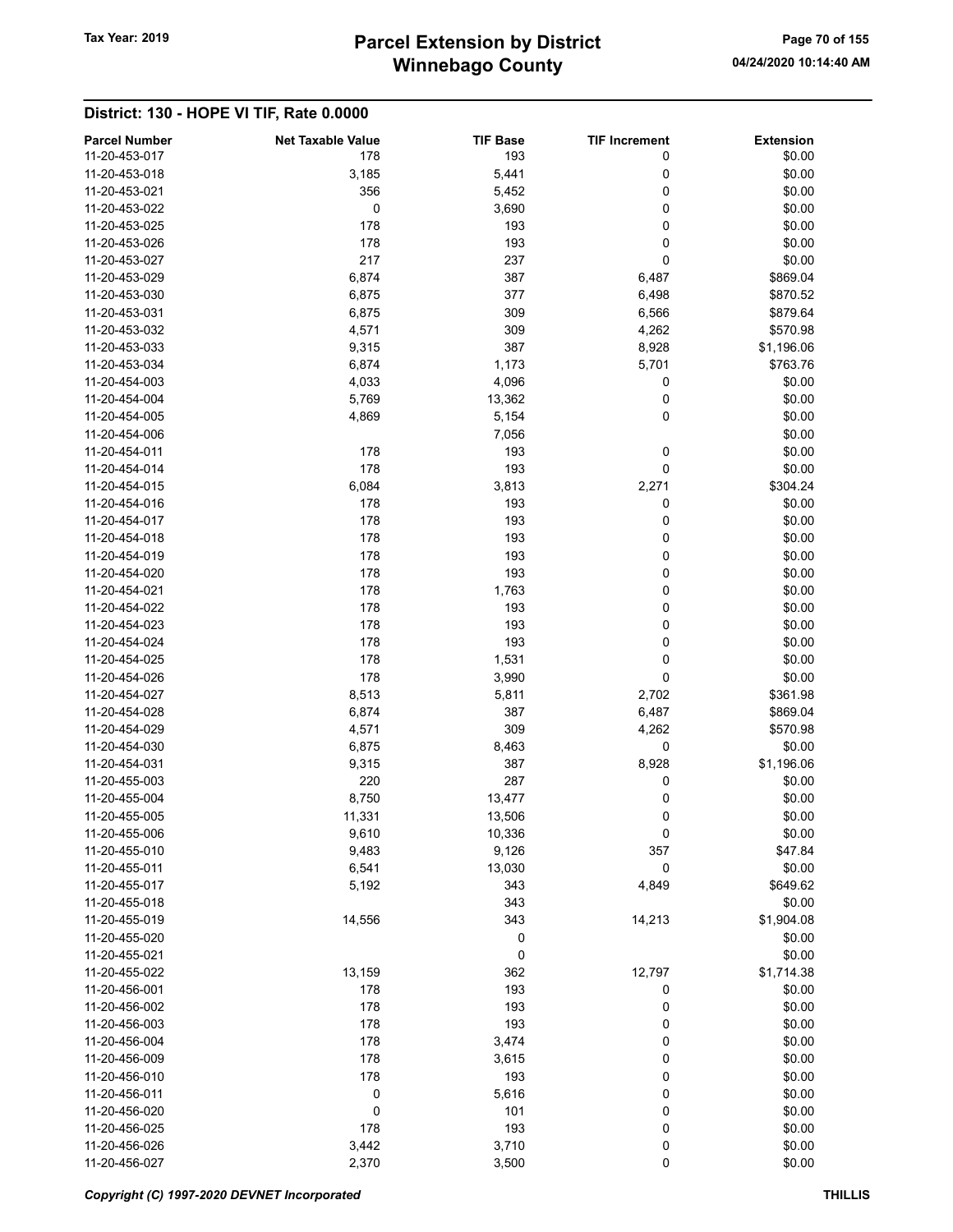## District: 130 - HOPE VI TIF, Rate 0.0000

| Parcel Number | Net Taxable Value | TIF Base | TIF Increment | Extension |
|---|---|---|---|---|
| 11-20-453-017 | 178 | 193 | 0 | $0.00 |
| 11-20-453-018 | 3,185 | 5,441 | 0 | $0.00 |
| 11-20-453-021 | 356 | 5,452 | 0 | $0.00 |
| 11-20-453-022 | 0 | 3,690 | 0 | $0.00 |
| 11-20-453-025 | 178 | 193 | 0 | $0.00 |
| 11-20-453-026 | 178 | 193 | 0 | $0.00 |
| 11-20-453-027 | 217 | 237 | 0 | $0.00 |
| 11-20-453-029 | 6,874 | 387 | 6,487 | $869.04 |
| 11-20-453-030 | 6,875 | 377 | 6,498 | $870.52 |
| 11-20-453-031 | 6,875 | 309 | 6,566 | $879.64 |
| 11-20-453-032 | 4,571 | 309 | 4,262 | $570.98 |
| 11-20-453-033 | 9,315 | 387 | 8,928 | $1,196.06 |
| 11-20-453-034 | 6,874 | 1,173 | 5,701 | $763.76 |
| 11-20-454-003 | 4,033 | 4,096 | 0 | $0.00 |
| 11-20-454-004 | 5,769 | 13,362 | 0 | $0.00 |
| 11-20-454-005 | 4,869 | 5,154 | 0 | $0.00 |
| 11-20-454-006 | | 7,056 | | $0.00 |
| 11-20-454-011 | 178 | 193 | 0 | $0.00 |
| 11-20-454-014 | 178 | 193 | 0 | $0.00 |
| 11-20-454-015 | 6,084 | 3,813 | 2,271 | $304.24 |
| 11-20-454-016 | 178 | 193 | 0 | $0.00 |
| 11-20-454-017 | 178 | 193 | 0 | $0.00 |
| 11-20-454-018 | 178 | 193 | 0 | $0.00 |
| 11-20-454-019 | 178 | 193 | 0 | $0.00 |
| 11-20-454-020 | 178 | 193 | 0 | $0.00 |
| 11-20-454-021 | 178 | 1,763 | 0 | $0.00 |
| 11-20-454-022 | 178 | 193 | 0 | $0.00 |
| 11-20-454-023 | 178 | 193 | 0 | $0.00 |
| 11-20-454-024 | 178 | 193 | 0 | $0.00 |
| 11-20-454-025 | 178 | 1,531 | 0 | $0.00 |
| 11-20-454-026 | 178 | 3,990 | 0 | $0.00 |
| 11-20-454-027 | 8,513 | 5,811 | 2,702 | $361.98 |
| 11-20-454-028 | 6,874 | 387 | 6,487 | $869.04 |
| 11-20-454-029 | 4,571 | 309 | 4,262 | $570.98 |
| 11-20-454-030 | 6,875 | 8,463 | 0 | $0.00 |
| 11-20-454-031 | 9,315 | 387 | 8,928 | $1,196.06 |
| 11-20-455-003 | 220 | 287 | 0 | $0.00 |
| 11-20-455-004 | 8,750 | 13,477 | 0 | $0.00 |
| 11-20-455-005 | 11,331 | 13,506 | 0 | $0.00 |
| 11-20-455-006 | 9,610 | 10,336 | 0 | $0.00 |
| 11-20-455-010 | 9,483 | 9,126 | 357 | $47.84 |
| 11-20-455-011 | 6,541 | 13,030 | 0 | $0.00 |
| 11-20-455-017 | 5,192 | 343 | 4,849 | $649.62 |
| 11-20-455-018 | | 343 | | $0.00 |
| 11-20-455-019 | 14,556 | 343 | 14,213 | $1,904.08 |
| 11-20-455-020 | | 0 | | $0.00 |
| 11-20-455-021 | | 0 | | $0.00 |
| 11-20-455-022 | 13,159 | 362 | 12,797 | $1,714.38 |
| 11-20-456-001 | 178 | 193 | 0 | $0.00 |
| 11-20-456-002 | 178 | 193 | 0 | $0.00 |
| 11-20-456-003 | 178 | 193 | 0 | $0.00 |
| 11-20-456-004 | 178 | 3,474 | 0 | $0.00 |
| 11-20-456-009 | 178 | 3,615 | 0 | $0.00 |
| 11-20-456-010 | 178 | 193 | 0 | $0.00 |
| 11-20-456-011 | 0 | 5,616 | 0 | $0.00 |
| 11-20-456-020 | 0 | 101 | 0 | $0.00 |
| 11-20-456-025 | 178 | 193 | 0 | $0.00 |
| 11-20-456-026 | 3,442 | 3,710 | 0 | $0.00 |
| 11-20-456-027 | 2,370 | 3,500 | 0 | $0.00 |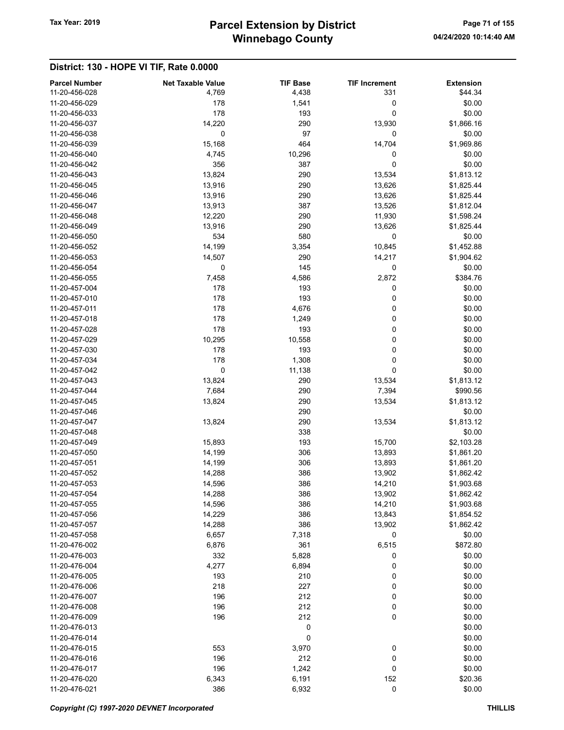## District: 130 - HOPE VI TIF, Rate 0.0000

| Parcel Number | Net Taxable Value | TIF Base | TIF Increment | Extension |
|---|---|---|---|---|
| 11-20-456-028 | 4,769 | 4,438 | 331 | $44.34 |
| 11-20-456-029 | 178 | 1,541 | 0 | $0.00 |
| 11-20-456-033 | 178 | 193 | 0 | $0.00 |
| 11-20-456-037 | 14,220 | 290 | 13,930 | $1,866.16 |
| 11-20-456-038 | 0 | 97 | 0 | $0.00 |
| 11-20-456-039 | 15,168 | 464 | 14,704 | $1,969.86 |
| 11-20-456-040 | 4,745 | 10,296 | 0 | $0.00 |
| 11-20-456-042 | 356 | 387 | 0 | $0.00 |
| 11-20-456-043 | 13,824 | 290 | 13,534 | $1,813.12 |
| 11-20-456-045 | 13,916 | 290 | 13,626 | $1,825.44 |
| 11-20-456-046 | 13,916 | 290 | 13,626 | $1,825.44 |
| 11-20-456-047 | 13,913 | 387 | 13,526 | $1,812.04 |
| 11-20-456-048 | 12,220 | 290 | 11,930 | $1,598.24 |
| 11-20-456-049 | 13,916 | 290 | 13,626 | $1,825.44 |
| 11-20-456-050 | 534 | 580 | 0 | $0.00 |
| 11-20-456-052 | 14,199 | 3,354 | 10,845 | $1,452.88 |
| 11-20-456-053 | 14,507 | 290 | 14,217 | $1,904.62 |
| 11-20-456-054 | 0 | 145 | 0 | $0.00 |
| 11-20-456-055 | 7,458 | 4,586 | 2,872 | $384.76 |
| 11-20-457-004 | 178 | 193 | 0 | $0.00 |
| 11-20-457-010 | 178 | 193 | 0 | $0.00 |
| 11-20-457-011 | 178 | 4,676 | 0 | $0.00 |
| 11-20-457-018 | 178 | 1,249 | 0 | $0.00 |
| 11-20-457-028 | 178 | 193 | 0 | $0.00 |
| 11-20-457-029 | 10,295 | 10,558 | 0 | $0.00 |
| 11-20-457-030 | 178 | 193 | 0 | $0.00 |
| 11-20-457-034 | 178 | 1,308 | 0 | $0.00 |
| 11-20-457-042 | 0 | 11,138 | 0 | $0.00 |
| 11-20-457-043 | 13,824 | 290 | 13,534 | $1,813.12 |
| 11-20-457-044 | 7,684 | 290 | 7,394 | $990.56 |
| 11-20-457-045 | 13,824 | 290 | 13,534 | $1,813.12 |
| 11-20-457-046 | | 290 | | $0.00 |
| 11-20-457-047 | 13,824 | 290 | 13,534 | $1,813.12 |
| 11-20-457-048 | | 338 | | $0.00 |
| 11-20-457-049 | 15,893 | 193 | 15,700 | $2,103.28 |
| 11-20-457-050 | 14,199 | 306 | 13,893 | $1,861.20 |
| 11-20-457-051 | 14,199 | 306 | 13,893 | $1,861.20 |
| 11-20-457-052 | 14,288 | 386 | 13,902 | $1,862.42 |
| 11-20-457-053 | 14,596 | 386 | 14,210 | $1,903.68 |
| 11-20-457-054 | 14,288 | 386 | 13,902 | $1,862.42 |
| 11-20-457-055 | 14,596 | 386 | 14,210 | $1,903.68 |
| 11-20-457-056 | 14,229 | 386 | 13,843 | $1,854.52 |
| 11-20-457-057 | 14,288 | 386 | 13,902 | $1,862.42 |
| 11-20-457-058 | 6,657 | 7,318 | 0 | $0.00 |
| 11-20-476-002 | 6,876 | 361 | 6,515 | $872.80 |
| 11-20-476-003 | 332 | 5,828 | 0 | $0.00 |
| 11-20-476-004 | 4,277 | 6,894 | 0 | $0.00 |
| 11-20-476-005 | 193 | 210 | 0 | $0.00 |
| 11-20-476-006 | 218 | 227 | 0 | $0.00 |
| 11-20-476-007 | 196 | 212 | 0 | $0.00 |
| 11-20-476-008 | 196 | 212 | 0 | $0.00 |
| 11-20-476-009 | 196 | 212 | 0 | $0.00 |
| 11-20-476-013 | | 0 | | $0.00 |
| 11-20-476-014 | | 0 | | $0.00 |
| 11-20-476-015 | 553 | 3,970 | 0 | $0.00 |
| 11-20-476-016 | 196 | 212 | 0 | $0.00 |
| 11-20-476-017 | 196 | 1,242 | 0 | $0.00 |
| 11-20-476-020 | 6,343 | 6,191 | 152 | $20.36 |
| 11-20-476-021 | 386 | 6,932 | 0 | $0.00 |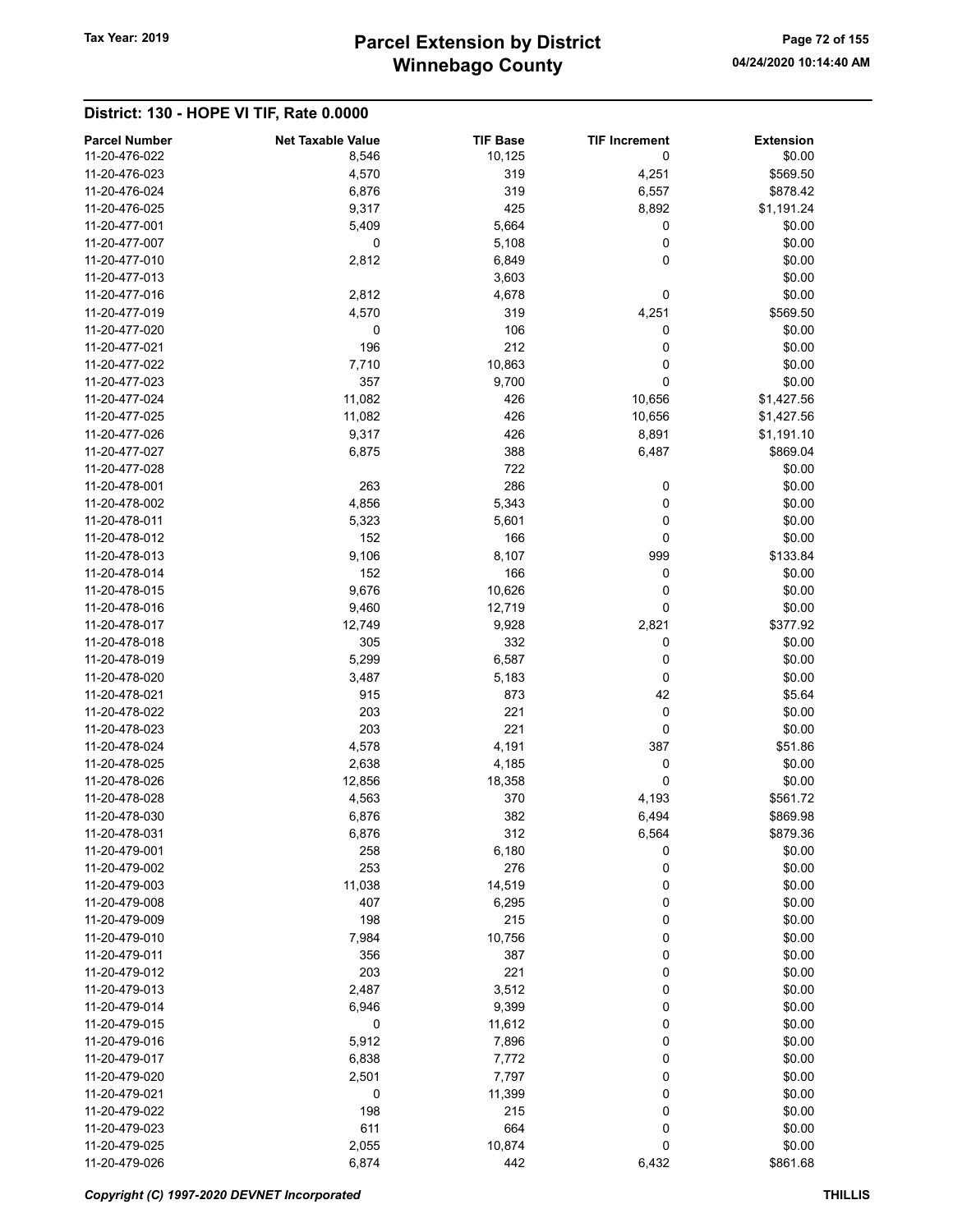## District: 130 - HOPE VI TIF, Rate 0.0000

| Parcel Number | Net Taxable Value | TIF Base | TIF Increment | Extension |
|---|---|---|---|---|
| 11-20-476-022 | 8,546 | 10,125 | 0 | $0.00 |
| 11-20-476-023 | 4,570 | 319 | 4,251 | $569.50 |
| 11-20-476-024 | 6,876 | 319 | 6,557 | $878.42 |
| 11-20-476-025 | 9,317 | 425 | 8,892 | $1,191.24 |
| 11-20-477-001 | 5,409 | 5,664 | 0 | $0.00 |
| 11-20-477-007 | 0 | 5,108 | 0 | $0.00 |
| 11-20-477-010 | 2,812 | 6,849 | 0 | $0.00 |
| 11-20-477-013 | | 3,603 | | $0.00 |
| 11-20-477-016 | 2,812 | 4,678 | 0 | $0.00 |
| 11-20-477-019 | 4,570 | 319 | 4,251 | $569.50 |
| 11-20-477-020 | 0 | 106 | 0 | $0.00 |
| 11-20-477-021 | 196 | 212 | 0 | $0.00 |
| 11-20-477-022 | 7,710 | 10,863 | 0 | $0.00 |
| 11-20-477-023 | 357 | 9,700 | 0 | $0.00 |
| 11-20-477-024 | 11,082 | 426 | 10,656 | $1,427.56 |
| 11-20-477-025 | 11,082 | 426 | 10,656 | $1,427.56 |
| 11-20-477-026 | 9,317 | 426 | 8,891 | $1,191.10 |
| 11-20-477-027 | 6,875 | 388 | 6,487 | $869.04 |
| 11-20-477-028 | | 722 | | $0.00 |
| 11-20-478-001 | 263 | 286 | 0 | $0.00 |
| 11-20-478-002 | 4,856 | 5,343 | 0 | $0.00 |
| 11-20-478-011 | 5,323 | 5,601 | 0 | $0.00 |
| 11-20-478-012 | 152 | 166 | 0 | $0.00 |
| 11-20-478-013 | 9,106 | 8,107 | 999 | $133.84 |
| 11-20-478-014 | 152 | 166 | 0 | $0.00 |
| 11-20-478-015 | 9,676 | 10,626 | 0 | $0.00 |
| 11-20-478-016 | 9,460 | 12,719 | 0 | $0.00 |
| 11-20-478-017 | 12,749 | 9,928 | 2,821 | $377.92 |
| 11-20-478-018 | 305 | 332 | 0 | $0.00 |
| 11-20-478-019 | 5,299 | 6,587 | 0 | $0.00 |
| 11-20-478-020 | 3,487 | 5,183 | 0 | $0.00 |
| 11-20-478-021 | 915 | 873 | 42 | $5.64 |
| 11-20-478-022 | 203 | 221 | 0 | $0.00 |
| 11-20-478-023 | 203 | 221 | 0 | $0.00 |
| 11-20-478-024 | 4,578 | 4,191 | 387 | $51.86 |
| 11-20-478-025 | 2,638 | 4,185 | 0 | $0.00 |
| 11-20-478-026 | 12,856 | 18,358 | 0 | $0.00 |
| 11-20-478-028 | 4,563 | 370 | 4,193 | $561.72 |
| 11-20-478-030 | 6,876 | 382 | 6,494 | $869.98 |
| 11-20-478-031 | 6,876 | 312 | 6,564 | $879.36 |
| 11-20-479-001 | 258 | 6,180 | 0 | $0.00 |
| 11-20-479-002 | 253 | 276 | 0 | $0.00 |
| 11-20-479-003 | 11,038 | 14,519 | 0 | $0.00 |
| 11-20-479-008 | 407 | 6,295 | 0 | $0.00 |
| 11-20-479-009 | 198 | 215 | 0 | $0.00 |
| 11-20-479-010 | 7,984 | 10,756 | 0 | $0.00 |
| 11-20-479-011 | 356 | 387 | 0 | $0.00 |
| 11-20-479-012 | 203 | 221 | 0 | $0.00 |
| 11-20-479-013 | 2,487 | 3,512 | 0 | $0.00 |
| 11-20-479-014 | 6,946 | 9,399 | 0 | $0.00 |
| 11-20-479-015 | 0 | 11,612 | 0 | $0.00 |
| 11-20-479-016 | 5,912 | 7,896 | 0 | $0.00 |
| 11-20-479-017 | 6,838 | 7,772 | 0 | $0.00 |
| 11-20-479-020 | 2,501 | 7,797 | 0 | $0.00 |
| 11-20-479-021 | 0 | 11,399 | 0 | $0.00 |
| 11-20-479-022 | 198 | 215 | 0 | $0.00 |
| 11-20-479-023 | 611 | 664 | 0 | $0.00 |
| 11-20-479-025 | 2,055 | 10,874 | 0 | $0.00 |
| 11-20-479-026 | 6,874 | 442 | 6,432 | $861.68 |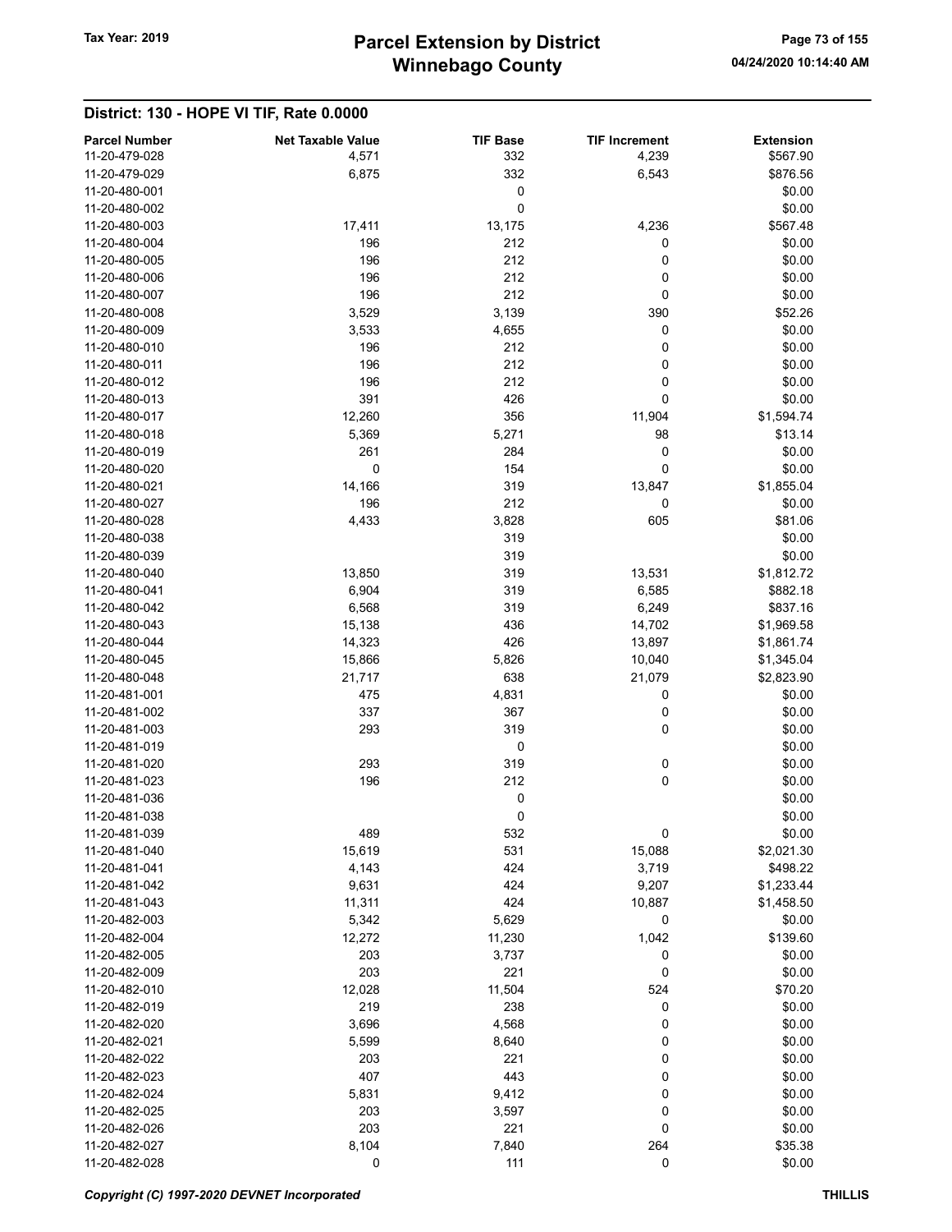## District: 130 - HOPE VI TIF, Rate 0.0000

| Parcel Number | Net Taxable Value | TIF Base | TIF Increment | Extension |
|---|---|---|---|---|
| 11-20-479-028 | 4,571 | 332 | 4,239 | $567.90 |
| 11-20-479-029 | 6,875 | 332 | 6,543 | $876.56 |
| 11-20-480-001 | | 0 | | $0.00 |
| 11-20-480-002 | | 0 | | $0.00 |
| 11-20-480-003 | 17,411 | 13,175 | 4,236 | $567.48 |
| 11-20-480-004 | 196 | 212 | 0 | $0.00 |
| 11-20-480-005 | 196 | 212 | 0 | $0.00 |
| 11-20-480-006 | 196 | 212 | 0 | $0.00 |
| 11-20-480-007 | 196 | 212 | 0 | $0.00 |
| 11-20-480-008 | 3,529 | 3,139 | 390 | $52.26 |
| 11-20-480-009 | 3,533 | 4,655 | 0 | $0.00 |
| 11-20-480-010 | 196 | 212 | 0 | $0.00 |
| 11-20-480-011 | 196 | 212 | 0 | $0.00 |
| 11-20-480-012 | 196 | 212 | 0 | $0.00 |
| 11-20-480-013 | 391 | 426 | 0 | $0.00 |
| 11-20-480-017 | 12,260 | 356 | 11,904 | $1,594.74 |
| 11-20-480-018 | 5,369 | 5,271 | 98 | $13.14 |
| 11-20-480-019 | 261 | 284 | 0 | $0.00 |
| 11-20-480-020 | 0 | 154 | 0 | $0.00 |
| 11-20-480-021 | 14,166 | 319 | 13,847 | $1,855.04 |
| 11-20-480-027 | 196 | 212 | 0 | $0.00 |
| 11-20-480-028 | 4,433 | 3,828 | 605 | $81.06 |
| 11-20-480-038 | | 319 | | $0.00 |
| 11-20-480-039 | | 319 | | $0.00 |
| 11-20-480-040 | 13,850 | 319 | 13,531 | $1,812.72 |
| 11-20-480-041 | 6,904 | 319 | 6,585 | $882.18 |
| 11-20-480-042 | 6,568 | 319 | 6,249 | $837.16 |
| 11-20-480-043 | 15,138 | 436 | 14,702 | $1,969.58 |
| 11-20-480-044 | 14,323 | 426 | 13,897 | $1,861.74 |
| 11-20-480-045 | 15,866 | 5,826 | 10,040 | $1,345.04 |
| 11-20-480-048 | 21,717 | 638 | 21,079 | $2,823.90 |
| 11-20-481-001 | 475 | 4,831 | 0 | $0.00 |
| 11-20-481-002 | 337 | 367 | 0 | $0.00 |
| 11-20-481-003 | 293 | 319 | 0 | $0.00 |
| 11-20-481-019 | | 0 | | $0.00 |
| 11-20-481-020 | 293 | 319 | 0 | $0.00 |
| 11-20-481-023 | 196 | 212 | 0 | $0.00 |
| 11-20-481-036 | | 0 | | $0.00 |
| 11-20-481-038 | | 0 | | $0.00 |
| 11-20-481-039 | 489 | 532 | 0 | $0.00 |
| 11-20-481-040 | 15,619 | 531 | 15,088 | $2,021.30 |
| 11-20-481-041 | 4,143 | 424 | 3,719 | $498.22 |
| 11-20-481-042 | 9,631 | 424 | 9,207 | $1,233.44 |
| 11-20-481-043 | 11,311 | 424 | 10,887 | $1,458.50 |
| 11-20-482-003 | 5,342 | 5,629 | 0 | $0.00 |
| 11-20-482-004 | 12,272 | 11,230 | 1,042 | $139.60 |
| 11-20-482-005 | 203 | 3,737 | 0 | $0.00 |
| 11-20-482-009 | 203 | 221 | 0 | $0.00 |
| 11-20-482-010 | 12,028 | 11,504 | 524 | $70.20 |
| 11-20-482-019 | 219 | 238 | 0 | $0.00 |
| 11-20-482-020 | 3,696 | 4,568 | 0 | $0.00 |
| 11-20-482-021 | 5,599 | 8,640 | 0 | $0.00 |
| 11-20-482-022 | 203 | 221 | 0 | $0.00 |
| 11-20-482-023 | 407 | 443 | 0 | $0.00 |
| 11-20-482-024 | 5,831 | 9,412 | 0 | $0.00 |
| 11-20-482-025 | 203 | 3,597 | 0 | $0.00 |
| 11-20-482-026 | 203 | 221 | 0 | $0.00 |
| 11-20-482-027 | 8,104 | 7,840 | 264 | $35.38 |
| 11-20-482-028 | 0 | 111 | 0 | $0.00 |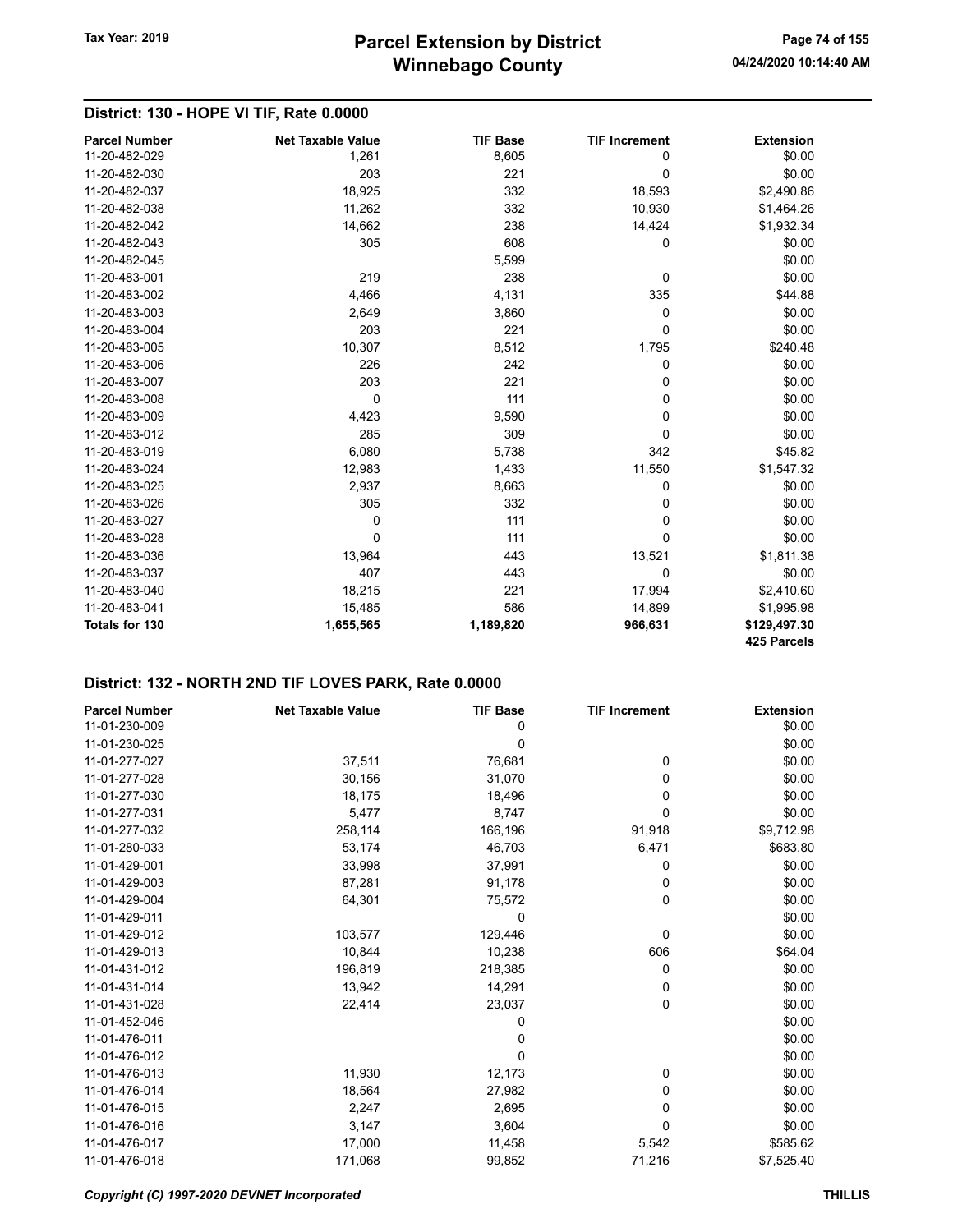## District: 130 - HOPE VI TIF, Rate 0.0000

| Parcel Number | Net Taxable Value | TIF Base | TIF Increment | Extension |
|---|---|---|---|---|
| 11-20-482-029 | 1,261 | 8,605 | 0 | $0.00 |
| 11-20-482-030 | 203 | 221 | 0 | $0.00 |
| 11-20-482-037 | 18,925 | 332 | 18,593 | $2,490.86 |
| 11-20-482-038 | 11,262 | 332 | 10,930 | $1,464.26 |
| 11-20-482-042 | 14,662 | 238 | 14,424 | $1,932.34 |
| 11-20-482-043 | 305 | 608 | 0 | $0.00 |
| 11-20-482-045 | | 5,599 | | $0.00 |
| 11-20-483-001 | 219 | 238 | 0 | $0.00 |
| 11-20-483-002 | 4,466 | 4,131 | 335 | $44.88 |
| 11-20-483-003 | 2,649 | 3,860 | 0 | $0.00 |
| 11-20-483-004 | 203 | 221 | 0 | $0.00 |
| 11-20-483-005 | 10,307 | 8,512 | 1,795 | $240.48 |
| 11-20-483-006 | 226 | 242 | 0 | $0.00 |
| 11-20-483-007 | 203 | 221 | 0 | $0.00 |
| 11-20-483-008 | 0 | 111 | 0 | $0.00 |
| 11-20-483-009 | 4,423 | 9,590 | 0 | $0.00 |
| 11-20-483-012 | 285 | 309 | 0 | $0.00 |
| 11-20-483-019 | 6,080 | 5,738 | 342 | $45.82 |
| 11-20-483-024 | 12,983 | 1,433 | 11,550 | $1,547.32 |
| 11-20-483-025 | 2,937 | 8,663 | 0 | $0.00 |
| 11-20-483-026 | 305 | 332 | 0 | $0.00 |
| 11-20-483-027 | 0 | 111 | 0 | $0.00 |
| 11-20-483-028 | 0 | 111 | 0 | $0.00 |
| 11-20-483-036 | 13,964 | 443 | 13,521 | $1,811.38 |
| 11-20-483-037 | 407 | 443 | 0 | $0.00 |
| 11-20-483-040 | 18,215 | 221 | 17,994 | $2,410.60 |
| 11-20-483-041 | 15,485 | 586 | 14,899 | $1,995.98 |
| **Totals for 130** | **1,655,565** | **1,189,820** | **966,631** | **$129,497.30** |
| | | | | **425 Parcels** |

## District: 132 - NORTH 2ND TIF LOVES PARK, Rate 0.0000

| Parcel Number | Net Taxable Value | TIF Base | TIF Increment | Extension |
|---|---|---|---|---|
| 11-01-230-009 | | 0 | | $0.00 |
| 11-01-230-025 | | 0 | | $0.00 |
| 11-01-277-027 | 37,511 | 76,681 | 0 | $0.00 |
| 11-01-277-028 | 30,156 | 31,070 | 0 | $0.00 |
| 11-01-277-030 | 18,175 | 18,496 | 0 | $0.00 |
| 11-01-277-031 | 5,477 | 8,747 | 0 | $0.00 |
| 11-01-277-032 | 258,114 | 166,196 | 91,918 | $9,712.98 |
| 11-01-280-033 | 53,174 | 46,703 | 6,471 | $683.80 |
| 11-01-429-001 | 33,998 | 37,991 | 0 | $0.00 |
| 11-01-429-003 | 87,281 | 91,178 | 0 | $0.00 |
| 11-01-429-004 | 64,301 | 75,572 | 0 | $0.00 |
| 11-01-429-011 | | 0 | | $0.00 |
| 11-01-429-012 | 103,577 | 129,446 | 0 | $0.00 |
| 11-01-429-013 | 10,844 | 10,238 | 606 | $64.04 |
| 11-01-431-012 | 196,819 | 218,385 | 0 | $0.00 |
| 11-01-431-014 | 13,942 | 14,291 | 0 | $0.00 |
| 11-01-431-028 | 22,414 | 23,037 | 0 | $0.00 |
| 11-01-452-046 | | 0 | | $0.00 |
| 11-01-476-011 | | 0 | | $0.00 |
| 11-01-476-012 | | 0 | | $0.00 |
| 11-01-476-013 | 11,930 | 12,173 | 0 | $0.00 |
| 11-01-476-014 | 18,564 | 27,982 | 0 | $0.00 |
| 11-01-476-015 | 2,247 | 2,695 | 0 | $0.00 |
| 11-01-476-016 | 3,147 | 3,604 | 0 | $0.00 |
| 11-01-476-017 | 17,000 | 11,458 | 5,542 | $585.62 |
| 11-01-476-018 | 171,068 | 99,852 | 71,216 | $7,525.40 |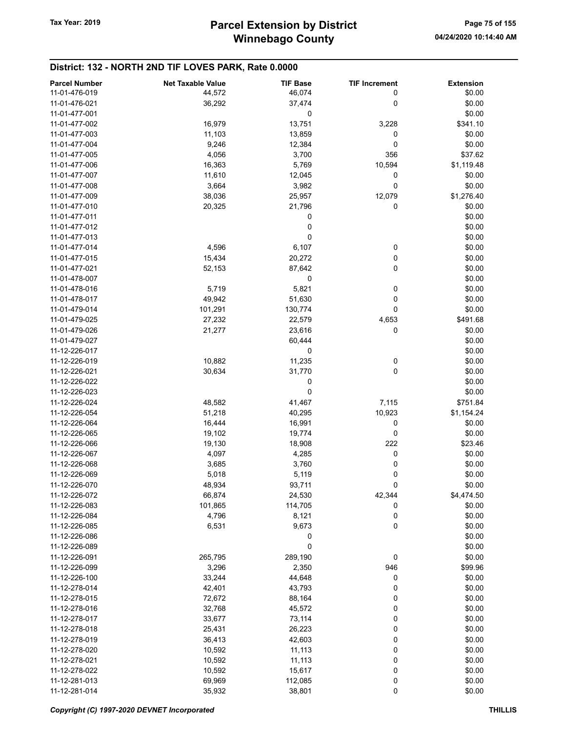## District: 132 - NORTH 2ND TIF LOVES PARK, Rate 0.0000

| Parcel Number | Net Taxable Value | TIF Base | TIF Increment | Extension |
|---|---|---|---|---|
| 11-01-476-019 | 44,572 | 46,074 | 0 | $0.00 |
| 11-01-476-021 | 36,292 | 37,474 | 0 | $0.00 |
| 11-01-477-001 | | 0 | | $0.00 |
| 11-01-477-002 | 16,979 | 13,751 | 3,228 | $341.10 |
| 11-01-477-003 | 11,103 | 13,859 | 0 | $0.00 |
| 11-01-477-004 | 9,246 | 12,384 | 0 | $0.00 |
| 11-01-477-005 | 4,056 | 3,700 | 356 | $37.62 |
| 11-01-477-006 | 16,363 | 5,769 | 10,594 | $1,119.48 |
| 11-01-477-007 | 11,610 | 12,045 | 0 | $0.00 |
| 11-01-477-008 | 3,664 | 3,982 | 0 | $0.00 |
| 11-01-477-009 | 38,036 | 25,957 | 12,079 | $1,276.40 |
| 11-01-477-010 | 20,325 | 21,796 | 0 | $0.00 |
| 11-01-477-011 | | 0 | | $0.00 |
| 11-01-477-012 | | 0 | | $0.00 |
| 11-01-477-013 | | 0 | | $0.00 |
| 11-01-477-014 | 4,596 | 6,107 | 0 | $0.00 |
| 11-01-477-015 | 15,434 | 20,272 | 0 | $0.00 |
| 11-01-477-021 | 52,153 | 87,642 | 0 | $0.00 |
| 11-01-478-007 | | 0 | | $0.00 |
| 11-01-478-016 | 5,719 | 5,821 | 0 | $0.00 |
| 11-01-478-017 | 49,942 | 51,630 | 0 | $0.00 |
| 11-01-479-014 | 101,291 | 130,774 | 0 | $0.00 |
| 11-01-479-025 | 27,232 | 22,579 | 4,653 | $491.68 |
| 11-01-479-026 | 21,277 | 23,616 | 0 | $0.00 |
| 11-01-479-027 | | 60,444 | | $0.00 |
| 11-12-226-017 | | 0 | | $0.00 |
| 11-12-226-019 | 10,882 | 11,235 | 0 | $0.00 |
| 11-12-226-021 | 30,634 | 31,770 | 0 | $0.00 |
| 11-12-226-022 | | 0 | | $0.00 |
| 11-12-226-023 | | 0 | | $0.00 |
| 11-12-226-024 | 48,582 | 41,467 | 7,115 | $751.84 |
| 11-12-226-054 | 51,218 | 40,295 | 10,923 | $1,154.24 |
| 11-12-226-064 | 16,444 | 16,991 | 0 | $0.00 |
| 11-12-226-065 | 19,102 | 19,774 | 0 | $0.00 |
| 11-12-226-066 | 19,130 | 18,908 | 222 | $23.46 |
| 11-12-226-067 | 4,097 | 4,285 | 0 | $0.00 |
| 11-12-226-068 | 3,685 | 3,760 | 0 | $0.00 |
| 11-12-226-069 | 5,018 | 5,119 | 0 | $0.00 |
| 11-12-226-070 | 48,934 | 93,711 | 0 | $0.00 |
| 11-12-226-072 | 66,874 | 24,530 | 42,344 | $4,474.50 |
| 11-12-226-083 | 101,865 | 114,705 | 0 | $0.00 |
| 11-12-226-084 | 4,796 | 8,121 | 0 | $0.00 |
| 11-12-226-085 | 6,531 | 9,673 | 0 | $0.00 |
| 11-12-226-086 | | 0 | | $0.00 |
| 11-12-226-089 | | 0 | | $0.00 |
| 11-12-226-091 | 265,795 | 289,190 | 0 | $0.00 |
| 11-12-226-099 | 3,296 | 2,350 | 946 | $99.96 |
| 11-12-226-100 | 33,244 | 44,648 | 0 | $0.00 |
| 11-12-278-014 | 42,401 | 43,793 | 0 | $0.00 |
| 11-12-278-015 | 72,672 | 88,164 | 0 | $0.00 |
| 11-12-278-016 | 32,768 | 45,572 | 0 | $0.00 |
| 11-12-278-017 | 33,677 | 73,114 | 0 | $0.00 |
| 11-12-278-018 | 25,431 | 26,223 | 0 | $0.00 |
| 11-12-278-019 | 36,413 | 42,603 | 0 | $0.00 |
| 11-12-278-020 | 10,592 | 11,113 | 0 | $0.00 |
| 11-12-278-021 | 10,592 | 11,113 | 0 | $0.00 |
| 11-12-278-022 | 10,592 | 15,617 | 0 | $0.00 |
| 11-12-281-013 | 69,969 | 112,085 | 0 | $0.00 |
| 11-12-281-014 | 35,932 | 38,801 | 0 | $0.00 |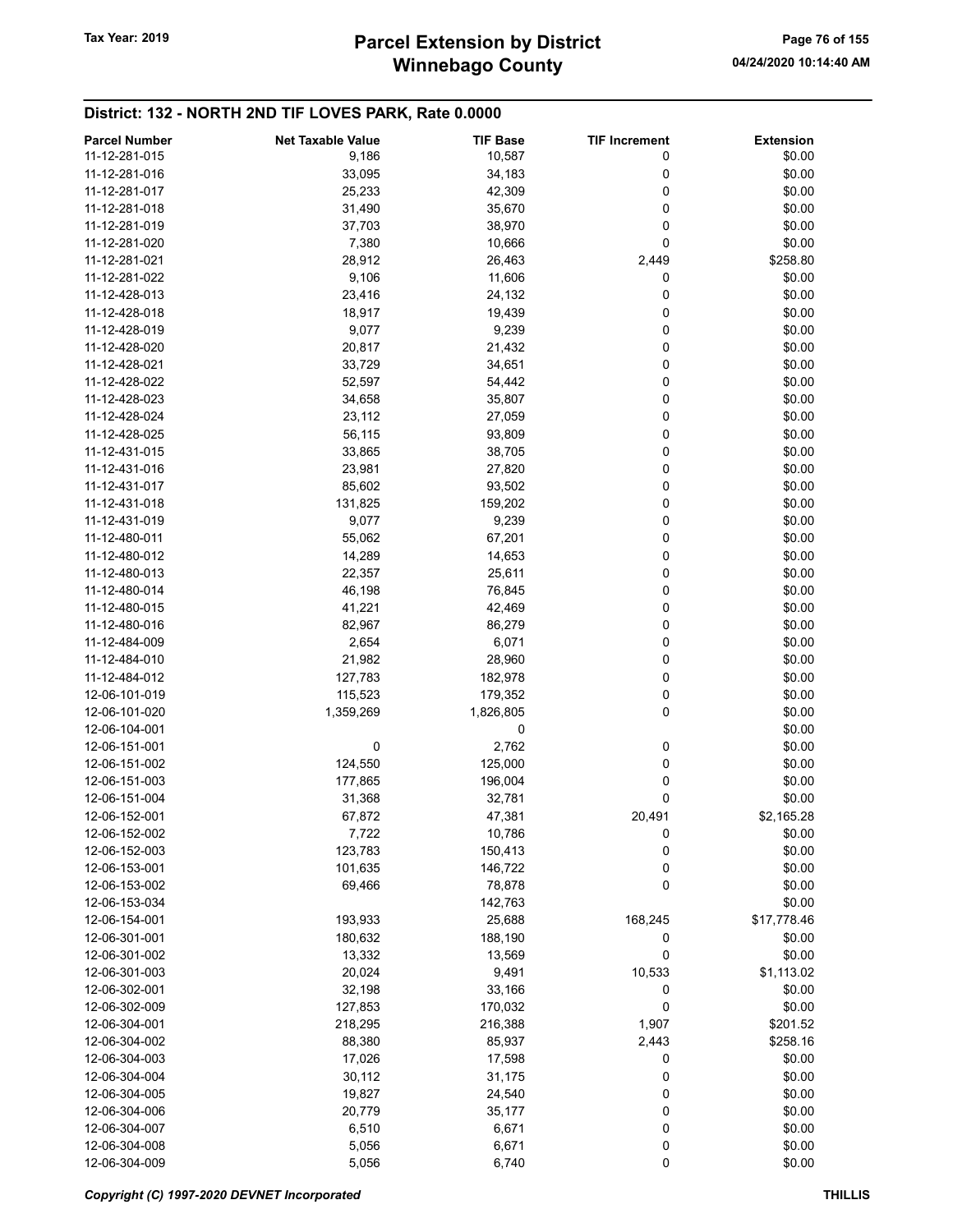## District: 132 - NORTH 2ND TIF LOVES PARK, Rate 0.0000

| Parcel Number | Net Taxable Value | TIF Base | TIF Increment | Extension |
|---|---|---|---|---|
| 11-12-281-015 | 9,186 | 10,587 | 0 | $0.00 |
| 11-12-281-016 | 33,095 | 34,183 | 0 | $0.00 |
| 11-12-281-017 | 25,233 | 42,309 | 0 | $0.00 |
| 11-12-281-018 | 31,490 | 35,670 | 0 | $0.00 |
| 11-12-281-019 | 37,703 | 38,970 | 0 | $0.00 |
| 11-12-281-020 | 7,380 | 10,666 | 0 | $0.00 |
| 11-12-281-021 | 28,912 | 26,463 | 2,449 | $258.80 |
| 11-12-281-022 | 9,106 | 11,606 | 0 | $0.00 |
| 11-12-428-013 | 23,416 | 24,132 | 0 | $0.00 |
| 11-12-428-018 | 18,917 | 19,439 | 0 | $0.00 |
| 11-12-428-019 | 9,077 | 9,239 | 0 | $0.00 |
| 11-12-428-020 | 20,817 | 21,432 | 0 | $0.00 |
| 11-12-428-021 | 33,729 | 34,651 | 0 | $0.00 |
| 11-12-428-022 | 52,597 | 54,442 | 0 | $0.00 |
| 11-12-428-023 | 34,658 | 35,807 | 0 | $0.00 |
| 11-12-428-024 | 23,112 | 27,059 | 0 | $0.00 |
| 11-12-428-025 | 56,115 | 93,809 | 0 | $0.00 |
| 11-12-431-015 | 33,865 | 38,705 | 0 | $0.00 |
| 11-12-431-016 | 23,981 | 27,820 | 0 | $0.00 |
| 11-12-431-017 | 85,602 | 93,502 | 0 | $0.00 |
| 11-12-431-018 | 131,825 | 159,202 | 0 | $0.00 |
| 11-12-431-019 | 9,077 | 9,239 | 0 | $0.00 |
| 11-12-480-011 | 55,062 | 67,201 | 0 | $0.00 |
| 11-12-480-012 | 14,289 | 14,653 | 0 | $0.00 |
| 11-12-480-013 | 22,357 | 25,611 | 0 | $0.00 |
| 11-12-480-014 | 46,198 | 76,845 | 0 | $0.00 |
| 11-12-480-015 | 41,221 | 42,469 | 0 | $0.00 |
| 11-12-480-016 | 82,967 | 86,279 | 0 | $0.00 |
| 11-12-484-009 | 2,654 | 6,071 | 0 | $0.00 |
| 11-12-484-010 | 21,982 | 28,960 | 0 | $0.00 |
| 11-12-484-012 | 127,783 | 182,978 | 0 | $0.00 |
| 12-06-101-019 | 115,523 | 179,352 | 0 | $0.00 |
| 12-06-101-020 | 1,359,269 | 1,826,805 | 0 | $0.00 |
| 12-06-104-001 | | 0 | | $0.00 |
| 12-06-151-001 | 0 | 2,762 | 0 | $0.00 |
| 12-06-151-002 | 124,550 | 125,000 | 0 | $0.00 |
| 12-06-151-003 | 177,865 | 196,004 | 0 | $0.00 |
| 12-06-151-004 | 31,368 | 32,781 | 0 | $0.00 |
| 12-06-152-001 | 67,872 | 47,381 | 20,491 | $2,165.28 |
| 12-06-152-002 | 7,722 | 10,786 | 0 | $0.00 |
| 12-06-152-003 | 123,783 | 150,413 | 0 | $0.00 |
| 12-06-153-001 | 101,635 | 146,722 | 0 | $0.00 |
| 12-06-153-002 | 69,466 | 78,878 | 0 | $0.00 |
| 12-06-153-034 | | 142,763 | | $0.00 |
| 12-06-154-001 | 193,933 | 25,688 | 168,245 | $17,778.46 |
| 12-06-301-001 | 180,632 | 188,190 | 0 | $0.00 |
| 12-06-301-002 | 13,332 | 13,569 | 0 | $0.00 |
| 12-06-301-003 | 20,024 | 9,491 | 10,533 | $1,113.02 |
| 12-06-302-001 | 32,198 | 33,166 | 0 | $0.00 |
| 12-06-302-009 | 127,853 | 170,032 | 0 | $0.00 |
| 12-06-304-001 | 218,295 | 216,388 | 1,907 | $201.52 |
| 12-06-304-002 | 88,380 | 85,937 | 2,443 | $258.16 |
| 12-06-304-003 | 17,026 | 17,598 | 0 | $0.00 |
| 12-06-304-004 | 30,112 | 31,175 | 0 | $0.00 |
| 12-06-304-005 | 19,827 | 24,540 | 0 | $0.00 |
| 12-06-304-006 | 20,779 | 35,177 | 0 | $0.00 |
| 12-06-304-007 | 6,510 | 6,671 | 0 | $0.00 |
| 12-06-304-008 | 5,056 | 6,671 | 0 | $0.00 |
| 12-06-304-009 | 5,056 | 6,740 | 0 | $0.00 |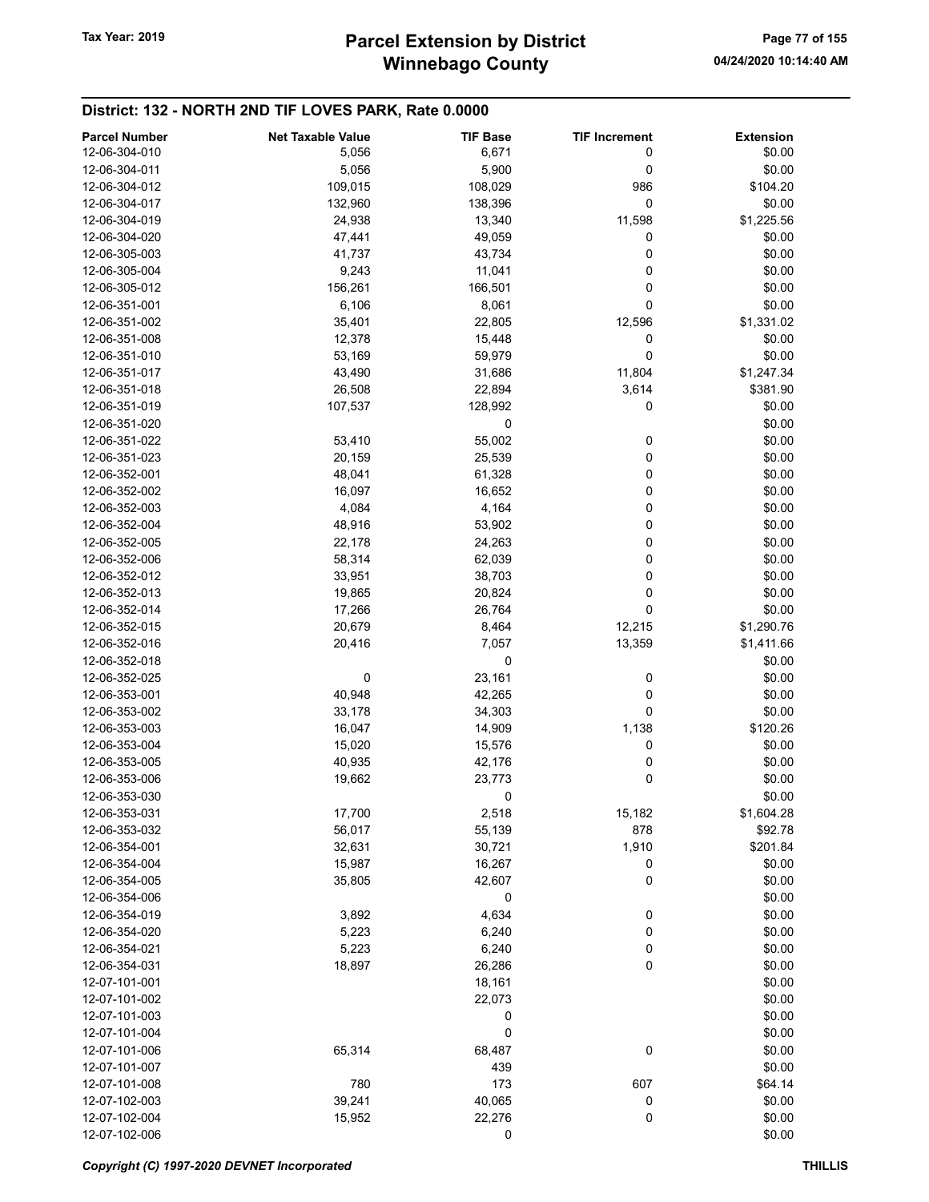## District: 132 - NORTH 2ND TIF LOVES PARK, Rate 0.0000

| Parcel Number | Net Taxable Value | TIF Base | TIF Increment | Extension |
|---|---|---|---|---|
| 12-06-304-010 | 5,056 | 6,671 | 0 | $0.00 |
| 12-06-304-011 | 5,056 | 5,900 | 0 | $0.00 |
| 12-06-304-012 | 109,015 | 108,029 | 986 | $104.20 |
| 12-06-304-017 | 132,960 | 138,396 | 0 | $0.00 |
| 12-06-304-019 | 24,938 | 13,340 | 11,598 | $1,225.56 |
| 12-06-304-020 | 47,441 | 49,059 | 0 | $0.00 |
| 12-06-305-003 | 41,737 | 43,734 | 0 | $0.00 |
| 12-06-305-004 | 9,243 | 11,041 | 0 | $0.00 |
| 12-06-305-012 | 156,261 | 166,501 | 0 | $0.00 |
| 12-06-351-001 | 6,106 | 8,061 | 0 | $0.00 |
| 12-06-351-002 | 35,401 | 22,805 | 12,596 | $1,331.02 |
| 12-06-351-008 | 12,378 | 15,448 | 0 | $0.00 |
| 12-06-351-010 | 53,169 | 59,979 | 0 | $0.00 |
| 12-06-351-017 | 43,490 | 31,686 | 11,804 | $1,247.34 |
| 12-06-351-018 | 26,508 | 22,894 | 3,614 | $381.90 |
| 12-06-351-019 | 107,537 | 128,992 | 0 | $0.00 |
| 12-06-351-020 | | 0 | | $0.00 |
| 12-06-351-022 | 53,410 | 55,002 | 0 | $0.00 |
| 12-06-351-023 | 20,159 | 25,539 | 0 | $0.00 |
| 12-06-352-001 | 48,041 | 61,328 | 0 | $0.00 |
| 12-06-352-002 | 16,097 | 16,652 | 0 | $0.00 |
| 12-06-352-003 | 4,084 | 4,164 | 0 | $0.00 |
| 12-06-352-004 | 48,916 | 53,902 | 0 | $0.00 |
| 12-06-352-005 | 22,178 | 24,263 | 0 | $0.00 |
| 12-06-352-006 | 58,314 | 62,039 | 0 | $0.00 |
| 12-06-352-012 | 33,951 | 38,703 | 0 | $0.00 |
| 12-06-352-013 | 19,865 | 20,824 | 0 | $0.00 |
| 12-06-352-014 | 17,266 | 26,764 | 0 | $0.00 |
| 12-06-352-015 | 20,679 | 8,464 | 12,215 | $1,290.76 |
| 12-06-352-016 | 20,416 | 7,057 | 13,359 | $1,411.66 |
| 12-06-352-018 | | 0 | | $0.00 |
| 12-06-352-025 | 0 | 23,161 | 0 | $0.00 |
| 12-06-353-001 | 40,948 | 42,265 | 0 | $0.00 |
| 12-06-353-002 | 33,178 | 34,303 | 0 | $0.00 |
| 12-06-353-003 | 16,047 | 14,909 | 1,138 | $120.26 |
| 12-06-353-004 | 15,020 | 15,576 | 0 | $0.00 |
| 12-06-353-005 | 40,935 | 42,176 | 0 | $0.00 |
| 12-06-353-006 | 19,662 | 23,773 | 0 | $0.00 |
| 12-06-353-030 | | 0 | | $0.00 |
| 12-06-353-031 | 17,700 | 2,518 | 15,182 | $1,604.28 |
| 12-06-353-032 | 56,017 | 55,139 | 878 | $92.78 |
| 12-06-354-001 | 32,631 | 30,721 | 1,910 | $201.84 |
| 12-06-354-004 | 15,987 | 16,267 | 0 | $0.00 |
| 12-06-354-005 | 35,805 | 42,607 | 0 | $0.00 |
| 12-06-354-006 | | 0 | | $0.00 |
| 12-06-354-019 | 3,892 | 4,634 | 0 | $0.00 |
| 12-06-354-020 | 5,223 | 6,240 | 0 | $0.00 |
| 12-06-354-021 | 5,223 | 6,240 | 0 | $0.00 |
| 12-06-354-031 | 18,897 | 26,286 | 0 | $0.00 |
| 12-07-101-001 | | 18,161 | | $0.00 |
| 12-07-101-002 | | 22,073 | | $0.00 |
| 12-07-101-003 | | 0 | | $0.00 |
| 12-07-101-004 | | 0 | | $0.00 |
| 12-07-101-006 | 65,314 | 68,487 | 0 | $0.00 |
| 12-07-101-007 | | 439 | | $0.00 |
| 12-07-101-008 | 780 | 173 | 607 | $64.14 |
| 12-07-102-003 | 39,241 | 40,065 | 0 | $0.00 |
| 12-07-102-004 | 15,952 | 22,276 | 0 | $0.00 |
| 12-07-102-006 | | 0 | | $0.00 |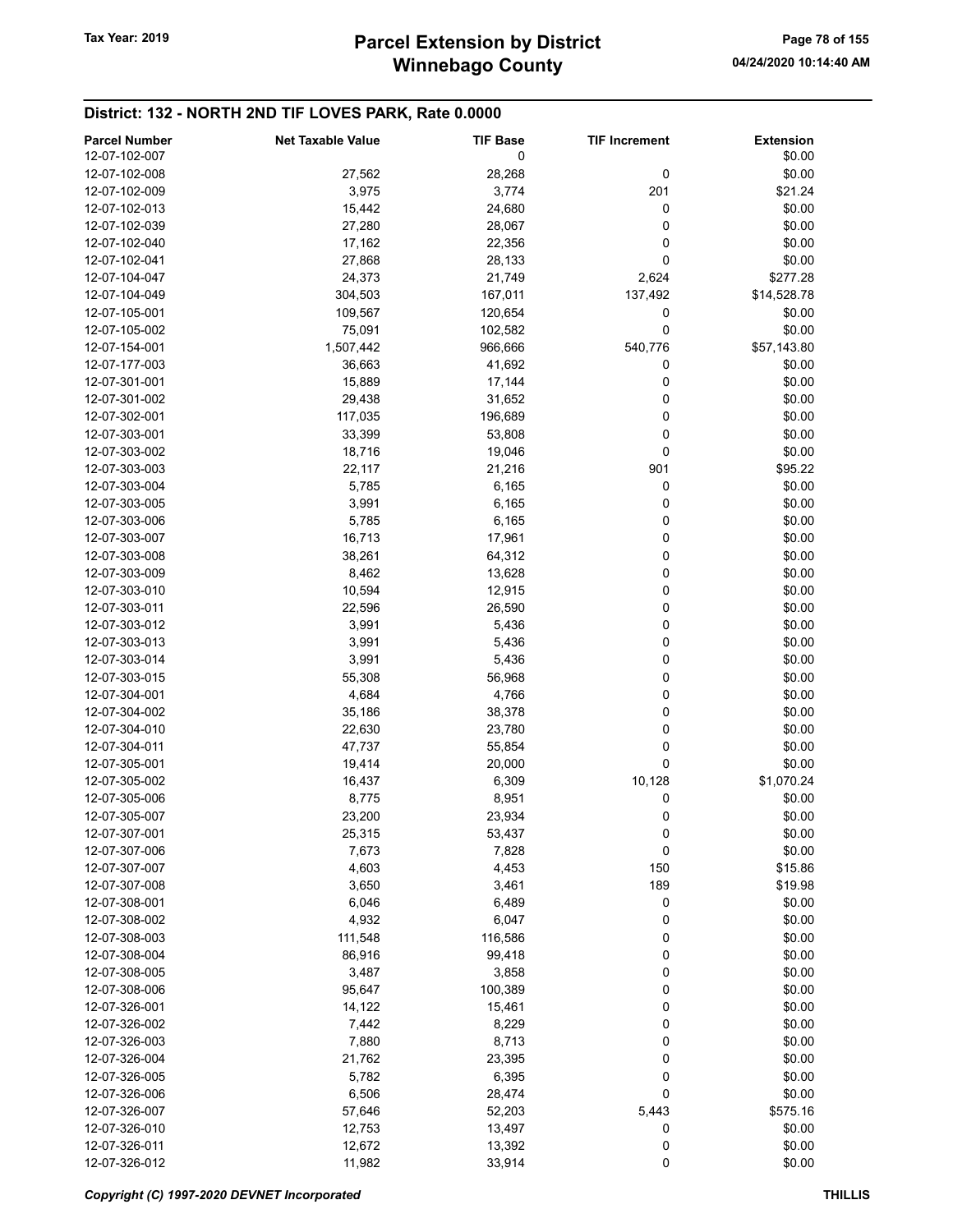## District: 132 - NORTH 2ND TIF LOVES PARK, Rate 0.0000

| Parcel Number | Net Taxable Value | TIF Base | TIF Increment | Extension |
|---|---|---|---|---|
| 12-07-102-007 | | 0 | | $0.00 |
| 12-07-102-008 | 27,562 | 28,268 | 0 | $0.00 |
| 12-07-102-009 | 3,975 | 3,774 | 201 | $21.24 |
| 12-07-102-013 | 15,442 | 24,680 | 0 | $0.00 |
| 12-07-102-039 | 27,280 | 28,067 | 0 | $0.00 |
| 12-07-102-040 | 17,162 | 22,356 | 0 | $0.00 |
| 12-07-102-041 | 27,868 | 28,133 | 0 | $0.00 |
| 12-07-104-047 | 24,373 | 21,749 | 2,624 | $277.28 |
| 12-07-104-049 | 304,503 | 167,011 | 137,492 | $14,528.78 |
| 12-07-105-001 | 109,567 | 120,654 | 0 | $0.00 |
| 12-07-105-002 | 75,091 | 102,582 | 0 | $0.00 |
| 12-07-154-001 | 1,507,442 | 966,666 | 540,776 | $57,143.80 |
| 12-07-177-003 | 36,663 | 41,692 | 0 | $0.00 |
| 12-07-301-001 | 15,889 | 17,144 | 0 | $0.00 |
| 12-07-301-002 | 29,438 | 31,652 | 0 | $0.00 |
| 12-07-302-001 | 117,035 | 196,689 | 0 | $0.00 |
| 12-07-303-001 | 33,399 | 53,808 | 0 | $0.00 |
| 12-07-303-002 | 18,716 | 19,046 | 0 | $0.00 |
| 12-07-303-003 | 22,117 | 21,216 | 901 | $95.22 |
| 12-07-303-004 | 5,785 | 6,165 | 0 | $0.00 |
| 12-07-303-005 | 3,991 | 6,165 | 0 | $0.00 |
| 12-07-303-006 | 5,785 | 6,165 | 0 | $0.00 |
| 12-07-303-007 | 16,713 | 17,961 | 0 | $0.00 |
| 12-07-303-008 | 38,261 | 64,312 | 0 | $0.00 |
| 12-07-303-009 | 8,462 | 13,628 | 0 | $0.00 |
| 12-07-303-010 | 10,594 | 12,915 | 0 | $0.00 |
| 12-07-303-011 | 22,596 | 26,590 | 0 | $0.00 |
| 12-07-303-012 | 3,991 | 5,436 | 0 | $0.00 |
| 12-07-303-013 | 3,991 | 5,436 | 0 | $0.00 |
| 12-07-303-014 | 3,991 | 5,436 | 0 | $0.00 |
| 12-07-303-015 | 55,308 | 56,968 | 0 | $0.00 |
| 12-07-304-001 | 4,684 | 4,766 | 0 | $0.00 |
| 12-07-304-002 | 35,186 | 38,378 | 0 | $0.00 |
| 12-07-304-010 | 22,630 | 23,780 | 0 | $0.00 |
| 12-07-304-011 | 47,737 | 55,854 | 0 | $0.00 |
| 12-07-305-001 | 19,414 | 20,000 | 0 | $0.00 |
| 12-07-305-002 | 16,437 | 6,309 | 10,128 | $1,070.24 |
| 12-07-305-006 | 8,775 | 8,951 | 0 | $0.00 |
| 12-07-305-007 | 23,200 | 23,934 | 0 | $0.00 |
| 12-07-307-001 | 25,315 | 53,437 | 0 | $0.00 |
| 12-07-307-006 | 7,673 | 7,828 | 0 | $0.00 |
| 12-07-307-007 | 4,603 | 4,453 | 150 | $15.86 |
| 12-07-307-008 | 3,650 | 3,461 | 189 | $19.98 |
| 12-07-308-001 | 6,046 | 6,489 | 0 | $0.00 |
| 12-07-308-002 | 4,932 | 6,047 | 0 | $0.00 |
| 12-07-308-003 | 111,548 | 116,586 | 0 | $0.00 |
| 12-07-308-004 | 86,916 | 99,418 | 0 | $0.00 |
| 12-07-308-005 | 3,487 | 3,858 | 0 | $0.00 |
| 12-07-308-006 | 95,647 | 100,389 | 0 | $0.00 |
| 12-07-326-001 | 14,122 | 15,461 | 0 | $0.00 |
| 12-07-326-002 | 7,442 | 8,229 | 0 | $0.00 |
| 12-07-326-003 | 7,880 | 8,713 | 0 | $0.00 |
| 12-07-326-004 | 21,762 | 23,395 | 0 | $0.00 |
| 12-07-326-005 | 5,782 | 6,395 | 0 | $0.00 |
| 12-07-326-006 | 6,506 | 28,474 | 0 | $0.00 |
| 12-07-326-007 | 57,646 | 52,203 | 5,443 | $575.16 |
| 12-07-326-010 | 12,753 | 13,497 | 0 | $0.00 |
| 12-07-326-011 | 12,672 | 13,392 | 0 | $0.00 |
| 12-07-326-012 | 11,982 | 33,914 | 0 | $0.00 |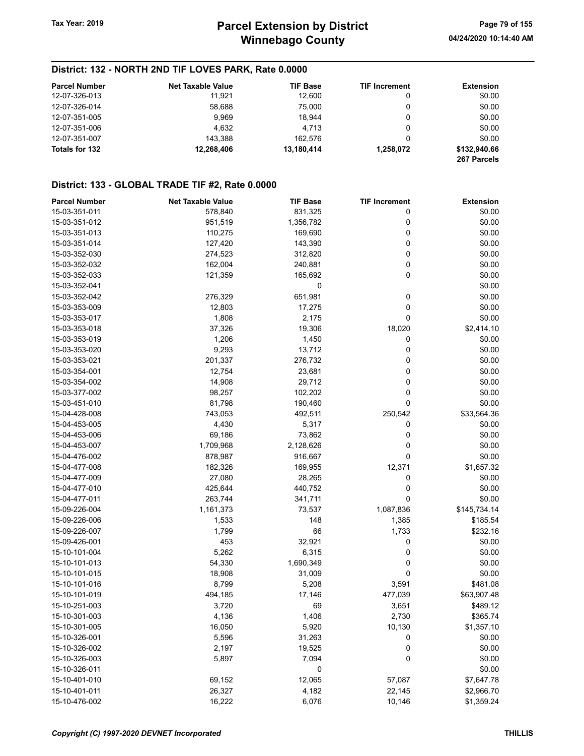## District: 132 - NORTH 2ND TIF LOVES PARK, Rate 0.0000

| Parcel Number | Net Taxable Value | TIF Base | TIF Increment | Extension |
|---|---|---|---|---|
| 12-07-326-013 | 11,921 | 12,600 | 0 | $0.00 |
| 12-07-326-014 | 58,688 | 75,000 | 0 | $0.00 |
| 12-07-351-005 | 9,969 | 18,944 | 0 | $0.00 |
| 12-07-351-006 | 4,632 | 4,713 | 0 | $0.00 |
| 12-07-351-007 | 143,388 | 162,576 | 0 | $0.00 |
| **Totals for 132** | **12,268,406** | **13,180,414** | **1,258,072** | **$132,940.66** |
| | | | | **267 Parcels** |

## District: 133 - GLOBAL TRADE TIF #2, Rate 0.0000

| Parcel Number | Net Taxable Value | TIF Base | TIF Increment | Extension |
|---|---|---|---|---|
| 15-03-351-011 | 578,840 | 831,325 | 0 | $0.00 |
| 15-03-351-012 | 951,519 | 1,356,782 | 0 | $0.00 |
| 15-03-351-013 | 110,275 | 169,690 | 0 | $0.00 |
| 15-03-351-014 | 127,420 | 143,390 | 0 | $0.00 |
| 15-03-352-030 | 274,523 | 312,820 | 0 | $0.00 |
| 15-03-352-032 | 162,004 | 240,881 | 0 | $0.00 |
| 15-03-352-033 | 121,359 | 165,692 | 0 | $0.00 |
| 15-03-352-041 | | 0 | | $0.00 |
| 15-03-352-042 | 276,329 | 651,981 | 0 | $0.00 |
| 15-03-353-009 | 12,803 | 17,275 | 0 | $0.00 |
| 15-03-353-017 | 1,808 | 2,175 | 0 | $0.00 |
| 15-03-353-018 | 37,326 | 19,306 | 18,020 | $2,414.10 |
| 15-03-353-019 | 1,206 | 1,450 | 0 | $0.00 |
| 15-03-353-020 | 9,293 | 13,712 | 0 | $0.00 |
| 15-03-353-021 | 201,337 | 276,732 | 0 | $0.00 |
| 15-03-354-001 | 12,754 | 23,681 | 0 | $0.00 |
| 15-03-354-002 | 14,908 | 29,712 | 0 | $0.00 |
| 15-03-377-002 | 98,257 | 102,202 | 0 | $0.00 |
| 15-03-451-010 | 81,798 | 190,460 | 0 | $0.00 |
| 15-04-428-008 | 743,053 | 492,511 | 250,542 | $33,564.36 |
| 15-04-453-005 | 4,430 | 5,317 | 0 | $0.00 |
| 15-04-453-006 | 69,186 | 73,862 | 0 | $0.00 |
| 15-04-453-007 | 1,709,968 | 2,128,626 | 0 | $0.00 |
| 15-04-476-002 | 878,987 | 916,667 | 0 | $0.00 |
| 15-04-477-008 | 182,326 | 169,955 | 12,371 | $1,657.32 |
| 15-04-477-009 | 27,080 | 28,265 | 0 | $0.00 |
| 15-04-477-010 | 425,644 | 440,752 | 0 | $0.00 |
| 15-04-477-011 | 263,744 | 341,711 | 0 | $0.00 |
| 15-09-226-004 | 1,161,373 | 73,537 | 1,087,836 | $145,734.14 |
| 15-09-226-006 | 1,533 | 148 | 1,385 | $185.54 |
| 15-09-226-007 | 1,799 | 66 | 1,733 | $232.16 |
| 15-09-426-001 | 453 | 32,921 | 0 | $0.00 |
| 15-10-101-004 | 5,262 | 6,315 | 0 | $0.00 |
| 15-10-101-013 | 54,330 | 1,690,349 | 0 | $0.00 |
| 15-10-101-015 | 18,908 | 31,009 | 0 | $0.00 |
| 15-10-101-016 | 8,799 | 5,208 | 3,591 | $481.08 |
| 15-10-101-019 | 494,185 | 17,146 | 477,039 | $63,907.48 |
| 15-10-251-003 | 3,720 | 69 | 3,651 | $489.12 |
| 15-10-301-003 | 4,136 | 1,406 | 2,730 | $365.74 |
| 15-10-301-005 | 16,050 | 5,920 | 10,130 | $1,357.10 |
| 15-10-326-001 | 5,596 | 31,263 | 0 | $0.00 |
| 15-10-326-002 | 2,197 | 19,525 | 0 | $0.00 |
| 15-10-326-003 | 5,897 | 7,094 | 0 | $0.00 |
| 15-10-326-011 | | 0 | | $0.00 |
| 15-10-401-010 | 69,152 | 12,065 | 57,087 | $7,647.78 |
| 15-10-401-011 | 26,327 | 4,182 | 22,145 | $2,966.70 |
| 15-10-476-002 | 16,222 | 6,076 | 10,146 | $1,359.24 |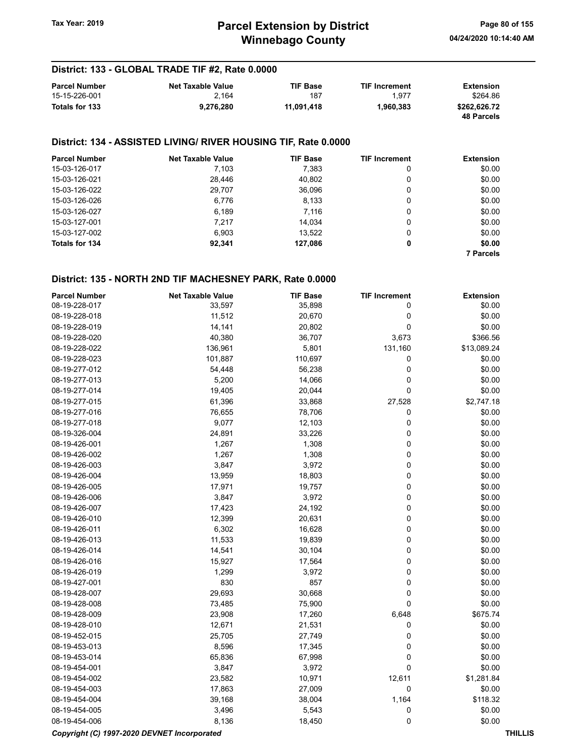## District: 133 - GLOBAL TRADE TIF #2, Rate 0.0000

| Parcel Number | Net Taxable Value | TIF Base | TIF Increment | Extension |
|---|---|---|---|---|
| 15-15-226-001 | 2,164 | 187 | 1,977 | $264.86 |
| **Totals for 133** | **9,276,280** | **11,091,418** | **1,960,383** | **$262,626.72** |
| | | | | **48 Parcels** |

## District: 134 - ASSISTED LIVING/ RIVER HOUSING TIF, Rate 0.0000

| Parcel Number | Net Taxable Value | TIF Base | TIF Increment | Extension |
|---|---|---|---|---|
| 15-03-126-017 | 7,103 | 7,383 | 0 | $0.00 |
| 15-03-126-021 | 28,446 | 40,802 | 0 | $0.00 |
| 15-03-126-022 | 29,707 | 36,096 | 0 | $0.00 |
| 15-03-126-026 | 6,776 | 8,133 | 0 | $0.00 |
| 15-03-126-027 | 6,189 | 7,116 | 0 | $0.00 |
| 15-03-127-001 | 7,217 | 14,034 | 0 | $0.00 |
| 15-03-127-002 | 6,903 | 13,522 | 0 | $0.00 |
| **Totals for 134** | **92,341** | **127,086** | **0** | **$0.00** |
| | | | | **7 Parcels** |

## District: 135 - NORTH 2ND TIF MACHESNEY PARK, Rate 0.0000

| Parcel Number | Net Taxable Value | TIF Base | TIF Increment | Extension |
|---|---|---|---|---|
| 08-19-228-017 | 33,597 | 35,898 | 0 | $0.00 |
| 08-19-228-018 | 11,512 | 20,670 | 0 | $0.00 |
| 08-19-228-019 | 14,141 | 20,802 | 0 | $0.00 |
| 08-19-228-020 | 40,380 | 36,707 | 3,673 | $366.56 |
| 08-19-228-022 | 136,961 | 5,801 | 131,160 | $13,089.24 |
| 08-19-228-023 | 101,887 | 110,697 | 0 | $0.00 |
| 08-19-277-012 | 54,448 | 56,238 | 0 | $0.00 |
| 08-19-277-013 | 5,200 | 14,066 | 0 | $0.00 |
| 08-19-277-014 | 19,405 | 20,044 | 0 | $0.00 |
| 08-19-277-015 | 61,396 | 33,868 | 27,528 | $2,747.18 |
| 08-19-277-016 | 76,655 | 78,706 | 0 | $0.00 |
| 08-19-277-018 | 9,077 | 12,103 | 0 | $0.00 |
| 08-19-326-004 | 24,891 | 33,226 | 0 | $0.00 |
| 08-19-426-001 | 1,267 | 1,308 | 0 | $0.00 |
| 08-19-426-002 | 1,267 | 1,308 | 0 | $0.00 |
| 08-19-426-003 | 3,847 | 3,972 | 0 | $0.00 |
| 08-19-426-004 | 13,959 | 18,803 | 0 | $0.00 |
| 08-19-426-005 | 17,971 | 19,757 | 0 | $0.00 |
| 08-19-426-006 | 3,847 | 3,972 | 0 | $0.00 |
| 08-19-426-007 | 17,423 | 24,192 | 0 | $0.00 |
| 08-19-426-010 | 12,399 | 20,631 | 0 | $0.00 |
| 08-19-426-011 | 6,302 | 16,628 | 0 | $0.00 |
| 08-19-426-013 | 11,533 | 19,839 | 0 | $0.00 |
| 08-19-426-014 | 14,541 | 30,104 | 0 | $0.00 |
| 08-19-426-016 | 15,927 | 17,564 | 0 | $0.00 |
| 08-19-426-019 | 1,299 | 3,972 | 0 | $0.00 |
| 08-19-427-001 | 830 | 857 | 0 | $0.00 |
| 08-19-428-007 | 29,693 | 30,668 | 0 | $0.00 |
| 08-19-428-008 | 73,485 | 75,900 | 0 | $0.00 |
| 08-19-428-009 | 23,908 | 17,260 | 6,648 | $675.74 |
| 08-19-428-010 | 12,671 | 21,531 | 0 | $0.00 |
| 08-19-452-015 | 25,705 | 27,749 | 0 | $0.00 |
| 08-19-453-013 | 8,596 | 17,345 | 0 | $0.00 |
| 08-19-453-014 | 65,836 | 67,998 | 0 | $0.00 |
| 08-19-454-001 | 3,847 | 3,972 | 0 | $0.00 |
| 08-19-454-002 | 23,582 | 10,971 | 12,611 | $1,281.84 |
| 08-19-454-003 | 17,863 | 27,009 | 0 | $0.00 |
| 08-19-454-004 | 39,168 | 38,004 | 1,164 | $118.32 |
| 08-19-454-005 | 3,496 | 5,543 | 0 | $0.00 |
| 08-19-454-006 | 8,136 | 18,450 | 0 | $0.00 |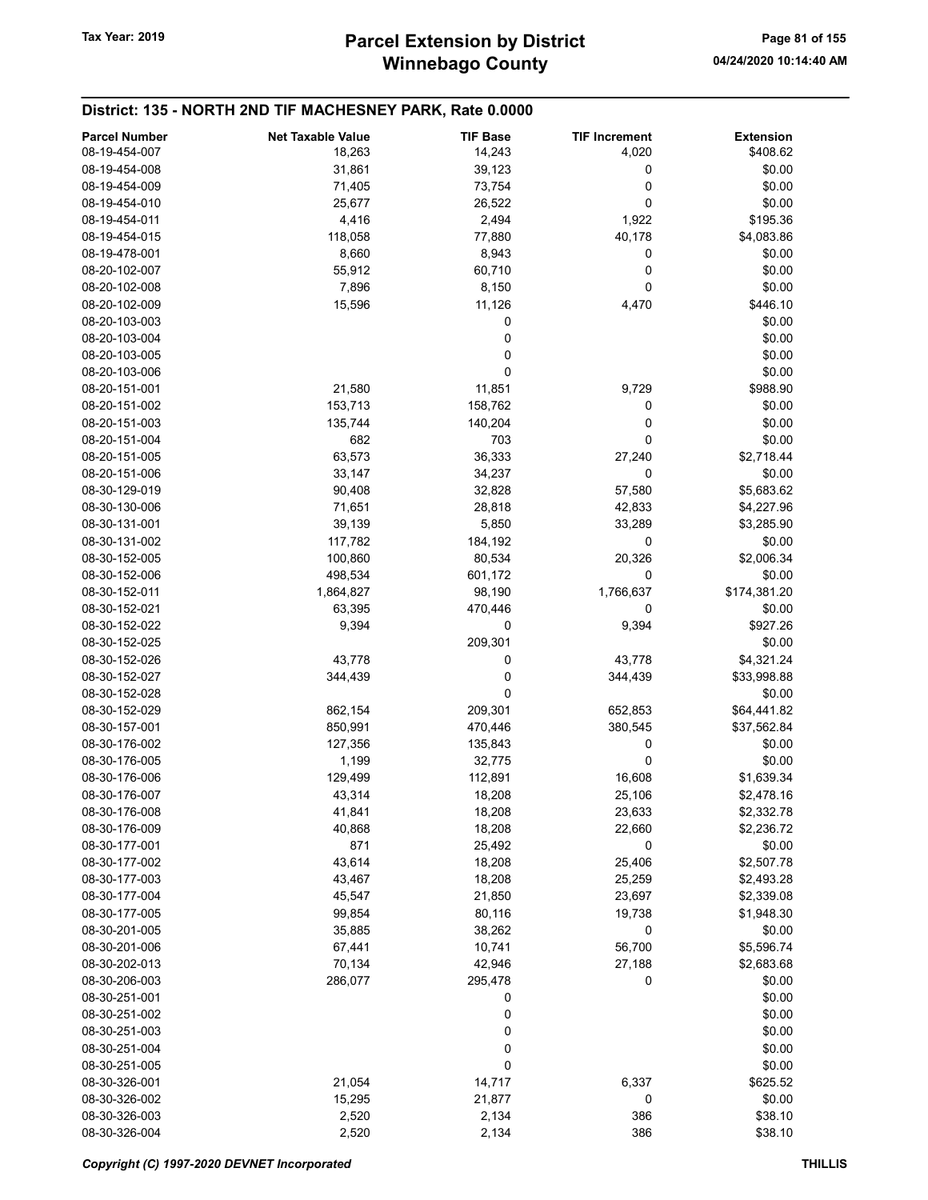## District: 135 - NORTH 2ND TIF MACHESNEY PARK, Rate 0.0000

| Parcel Number | Net Taxable Value | TIF Base | TIF Increment | Extension |
|---|---|---|---|---|
| 08-19-454-007 | 18,263 | 14,243 | 4,020 | $408.62 |
| 08-19-454-008 | 31,861 | 39,123 | 0 | $0.00 |
| 08-19-454-009 | 71,405 | 73,754 | 0 | $0.00 |
| 08-19-454-010 | 25,677 | 26,522 | 0 | $0.00 |
| 08-19-454-011 | 4,416 | 2,494 | 1,922 | $195.36 |
| 08-19-454-015 | 118,058 | 77,880 | 40,178 | $4,083.86 |
| 08-19-478-001 | 8,660 | 8,943 | 0 | $0.00 |
| 08-20-102-007 | 55,912 | 60,710 | 0 | $0.00 |
| 08-20-102-008 | 7,896 | 8,150 | 0 | $0.00 |
| 08-20-102-009 | 15,596 | 11,126 | 4,470 | $446.10 |
| 08-20-103-003 | | 0 | | $0.00 |
| 08-20-103-004 | | 0 | | $0.00 |
| 08-20-103-005 | | 0 | | $0.00 |
| 08-20-103-006 | | 0 | | $0.00 |
| 08-20-151-001 | 21,580 | 11,851 | 9,729 | $988.90 |
| 08-20-151-002 | 153,713 | 158,762 | 0 | $0.00 |
| 08-20-151-003 | 135,744 | 140,204 | 0 | $0.00 |
| 08-20-151-004 | 682 | 703 | 0 | $0.00 |
| 08-20-151-005 | 63,573 | 36,333 | 27,240 | $2,718.44 |
| 08-20-151-006 | 33,147 | 34,237 | 0 | $0.00 |
| 08-30-129-019 | 90,408 | 32,828 | 57,580 | $5,683.62 |
| 08-30-130-006 | 71,651 | 28,818 | 42,833 | $4,227.96 |
| 08-30-131-001 | 39,139 | 5,850 | 33,289 | $3,285.90 |
| 08-30-131-002 | 117,782 | 184,192 | 0 | $0.00 |
| 08-30-152-005 | 100,860 | 80,534 | 20,326 | $2,006.34 |
| 08-30-152-006 | 498,534 | 601,172 | 0 | $0.00 |
| 08-30-152-011 | 1,864,827 | 98,190 | 1,766,637 | $174,381.20 |
| 08-30-152-021 | 63,395 | 470,446 | 0 | $0.00 |
| 08-30-152-022 | 9,394 | 0 | 9,394 | $927.26 |
| 08-30-152-025 | | 209,301 | | $0.00 |
| 08-30-152-026 | 43,778 | 0 | 43,778 | $4,321.24 |
| 08-30-152-027 | 344,439 | 0 | 344,439 | $33,998.88 |
| 08-30-152-028 | | 0 | | $0.00 |
| 08-30-152-029 | 862,154 | 209,301 | 652,853 | $64,441.82 |
| 08-30-157-001 | 850,991 | 470,446 | 380,545 | $37,562.84 |
| 08-30-176-002 | 127,356 | 135,843 | 0 | $0.00 |
| 08-30-176-005 | 1,199 | 32,775 | 0 | $0.00 |
| 08-30-176-006 | 129,499 | 112,891 | 16,608 | $1,639.34 |
| 08-30-176-007 | 43,314 | 18,208 | 25,106 | $2,478.16 |
| 08-30-176-008 | 41,841 | 18,208 | 23,633 | $2,332.78 |
| 08-30-176-009 | 40,868 | 18,208 | 22,660 | $2,236.72 |
| 08-30-177-001 | 871 | 25,492 | 0 | $0.00 |
| 08-30-177-002 | 43,614 | 18,208 | 25,406 | $2,507.78 |
| 08-30-177-003 | 43,467 | 18,208 | 25,259 | $2,493.28 |
| 08-30-177-004 | 45,547 | 21,850 | 23,697 | $2,339.08 |
| 08-30-177-005 | 99,854 | 80,116 | 19,738 | $1,948.30 |
| 08-30-201-005 | 35,885 | 38,262 | 0 | $0.00 |
| 08-30-201-006 | 67,441 | 10,741 | 56,700 | $5,596.74 |
| 08-30-202-013 | 70,134 | 42,946 | 27,188 | $2,683.68 |
| 08-30-206-003 | 286,077 | 295,478 | 0 | $0.00 |
| 08-30-251-001 | | 0 | | $0.00 |
| 08-30-251-002 | | 0 | | $0.00 |
| 08-30-251-003 | | 0 | | $0.00 |
| 08-30-251-004 | | 0 | | $0.00 |
| 08-30-251-005 | | 0 | | $0.00 |
| 08-30-326-001 | 21,054 | 14,717 | 6,337 | $625.52 |
| 08-30-326-002 | 15,295 | 21,877 | 0 | $0.00 |
| 08-30-326-003 | 2,520 | 2,134 | 386 | $38.10 |
| 08-30-326-004 | 2,520 | 2,134 | 386 | $38.10 |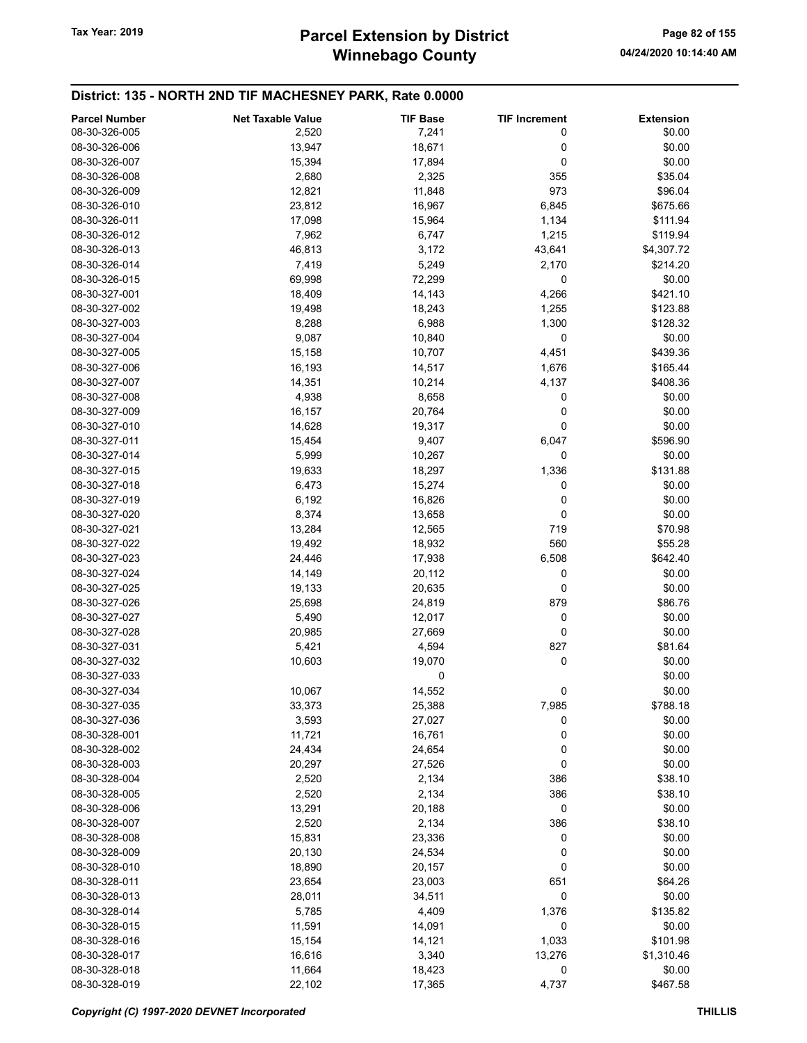## District: 135 - NORTH 2ND TIF MACHESNEY PARK, Rate 0.0000

| Parcel Number | Net Taxable Value | TIF Base | TIF Increment | Extension |
|---|---|---|---|---|
| 08-30-326-005 | 2,520 | 7,241 | 0 | $0.00 |
| 08-30-326-006 | 13,947 | 18,671 | 0 | $0.00 |
| 08-30-326-007 | 15,394 | 17,894 | 0 | $0.00 |
| 08-30-326-008 | 2,680 | 2,325 | 355 | $35.04 |
| 08-30-326-009 | 12,821 | 11,848 | 973 | $96.04 |
| 08-30-326-010 | 23,812 | 16,967 | 6,845 | $675.66 |
| 08-30-326-011 | 17,098 | 15,964 | 1,134 | $111.94 |
| 08-30-326-012 | 7,962 | 6,747 | 1,215 | $119.94 |
| 08-30-326-013 | 46,813 | 3,172 | 43,641 | $4,307.72 |
| 08-30-326-014 | 7,419 | 5,249 | 2,170 | $214.20 |
| 08-30-326-015 | 69,998 | 72,299 | 0 | $0.00 |
| 08-30-327-001 | 18,409 | 14,143 | 4,266 | $421.10 |
| 08-30-327-002 | 19,498 | 18,243 | 1,255 | $123.88 |
| 08-30-327-003 | 8,288 | 6,988 | 1,300 | $128.32 |
| 08-30-327-004 | 9,087 | 10,840 | 0 | $0.00 |
| 08-30-327-005 | 15,158 | 10,707 | 4,451 | $439.36 |
| 08-30-327-006 | 16,193 | 14,517 | 1,676 | $165.44 |
| 08-30-327-007 | 14,351 | 10,214 | 4,137 | $408.36 |
| 08-30-327-008 | 4,938 | 8,658 | 0 | $0.00 |
| 08-30-327-009 | 16,157 | 20,764 | 0 | $0.00 |
| 08-30-327-010 | 14,628 | 19,317 | 0 | $0.00 |
| 08-30-327-011 | 15,454 | 9,407 | 6,047 | $596.90 |
| 08-30-327-014 | 5,999 | 10,267 | 0 | $0.00 |
| 08-30-327-015 | 19,633 | 18,297 | 1,336 | $131.88 |
| 08-30-327-018 | 6,473 | 15,274 | 0 | $0.00 |
| 08-30-327-019 | 6,192 | 16,826 | 0 | $0.00 |
| 08-30-327-020 | 8,374 | 13,658 | 0 | $0.00 |
| 08-30-327-021 | 13,284 | 12,565 | 719 | $70.98 |
| 08-30-327-022 | 19,492 | 18,932 | 560 | $55.28 |
| 08-30-327-023 | 24,446 | 17,938 | 6,508 | $642.40 |
| 08-30-327-024 | 14,149 | 20,112 | 0 | $0.00 |
| 08-30-327-025 | 19,133 | 20,635 | 0 | $0.00 |
| 08-30-327-026 | 25,698 | 24,819 | 879 | $86.76 |
| 08-30-327-027 | 5,490 | 12,017 | 0 | $0.00 |
| 08-30-327-028 | 20,985 | 27,669 | 0 | $0.00 |
| 08-30-327-031 | 5,421 | 4,594 | 827 | $81.64 |
| 08-30-327-032 | 10,603 | 19,070 | 0 | $0.00 |
| 08-30-327-033 | | 0 | | $0.00 |
| 08-30-327-034 | 10,067 | 14,552 | 0 | $0.00 |
| 08-30-327-035 | 33,373 | 25,388 | 7,985 | $788.18 |
| 08-30-327-036 | 3,593 | 27,027 | 0 | $0.00 |
| 08-30-328-001 | 11,721 | 16,761 | 0 | $0.00 |
| 08-30-328-002 | 24,434 | 24,654 | 0 | $0.00 |
| 08-30-328-003 | 20,297 | 27,526 | 0 | $0.00 |
| 08-30-328-004 | 2,520 | 2,134 | 386 | $38.10 |
| 08-30-328-005 | 2,520 | 2,134 | 386 | $38.10 |
| 08-30-328-006 | 13,291 | 20,188 | 0 | $0.00 |
| 08-30-328-007 | 2,520 | 2,134 | 386 | $38.10 |
| 08-30-328-008 | 15,831 | 23,336 | 0 | $0.00 |
| 08-30-328-009 | 20,130 | 24,534 | 0 | $0.00 |
| 08-30-328-010 | 18,890 | 20,157 | 0 | $0.00 |
| 08-30-328-011 | 23,654 | 23,003 | 651 | $64.26 |
| 08-30-328-013 | 28,011 | 34,511 | 0 | $0.00 |
| 08-30-328-014 | 5,785 | 4,409 | 1,376 | $135.82 |
| 08-30-328-015 | 11,591 | 14,091 | 0 | $0.00 |
| 08-30-328-016 | 15,154 | 14,121 | 1,033 | $101.98 |
| 08-30-328-017 | 16,616 | 3,340 | 13,276 | $1,310.46 |
| 08-30-328-018 | 11,664 | 18,423 | 0 | $0.00 |
| 08-30-328-019 | 22,102 | 17,365 | 4,737 | $467.58 |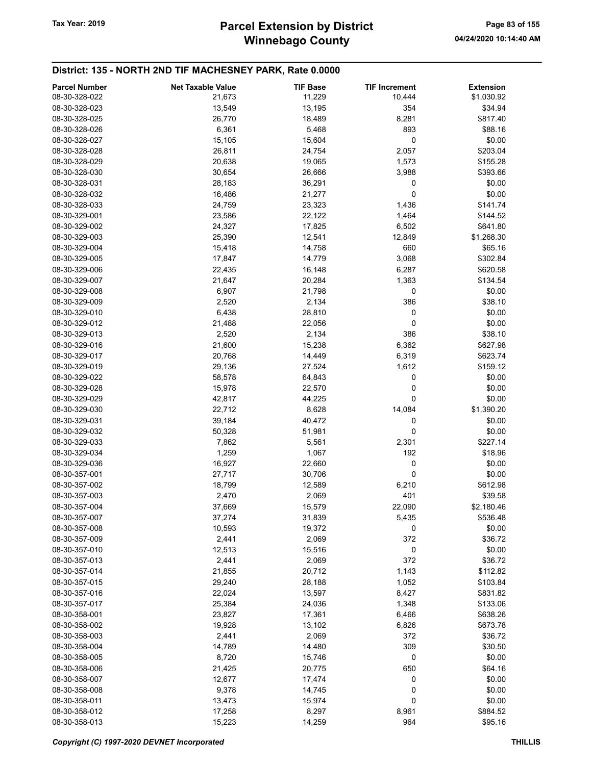## District: 135 - NORTH 2ND TIF MACHESNEY PARK, Rate 0.0000

| Parcel Number | Net Taxable Value | TIF Base | TIF Increment | Extension |
|---|---|---|---|---|
| 08-30-328-022 | 21,673 | 11,229 | 10,444 | $1,030.92 |
| 08-30-328-023 | 13,549 | 13,195 | 354 | $34.94 |
| 08-30-328-025 | 26,770 | 18,489 | 8,281 | $817.40 |
| 08-30-328-026 | 6,361 | 5,468 | 893 | $88.16 |
| 08-30-328-027 | 15,105 | 15,604 | 0 | $0.00 |
| 08-30-328-028 | 26,811 | 24,754 | 2,057 | $203.04 |
| 08-30-328-029 | 20,638 | 19,065 | 1,573 | $155.28 |
| 08-30-328-030 | 30,654 | 26,666 | 3,988 | $393.66 |
| 08-30-328-031 | 28,183 | 36,291 | 0 | $0.00 |
| 08-30-328-032 | 16,486 | 21,277 | 0 | $0.00 |
| 08-30-328-033 | 24,759 | 23,323 | 1,436 | $141.74 |
| 08-30-329-001 | 23,586 | 22,122 | 1,464 | $144.52 |
| 08-30-329-002 | 24,327 | 17,825 | 6,502 | $641.80 |
| 08-30-329-003 | 25,390 | 12,541 | 12,849 | $1,268.30 |
| 08-30-329-004 | 15,418 | 14,758 | 660 | $65.16 |
| 08-30-329-005 | 17,847 | 14,779 | 3,068 | $302.84 |
| 08-30-329-006 | 22,435 | 16,148 | 6,287 | $620.58 |
| 08-30-329-007 | 21,647 | 20,284 | 1,363 | $134.54 |
| 08-30-329-008 | 6,907 | 21,798 | 0 | $0.00 |
| 08-30-329-009 | 2,520 | 2,134 | 386 | $38.10 |
| 08-30-329-010 | 6,438 | 28,810 | 0 | $0.00 |
| 08-30-329-012 | 21,488 | 22,056 | 0 | $0.00 |
| 08-30-329-013 | 2,520 | 2,134 | 386 | $38.10 |
| 08-30-329-016 | 21,600 | 15,238 | 6,362 | $627.98 |
| 08-30-329-017 | 20,768 | 14,449 | 6,319 | $623.74 |
| 08-30-329-019 | 29,136 | 27,524 | 1,612 | $159.12 |
| 08-30-329-022 | 58,578 | 64,843 | 0 | $0.00 |
| 08-30-329-028 | 15,978 | 22,570 | 0 | $0.00 |
| 08-30-329-029 | 42,817 | 44,225 | 0 | $0.00 |
| 08-30-329-030 | 22,712 | 8,628 | 14,084 | $1,390.20 |
| 08-30-329-031 | 39,184 | 40,472 | 0 | $0.00 |
| 08-30-329-032 | 50,328 | 51,981 | 0 | $0.00 |
| 08-30-329-033 | 7,862 | 5,561 | 2,301 | $227.14 |
| 08-30-329-034 | 1,259 | 1,067 | 192 | $18.96 |
| 08-30-329-036 | 16,927 | 22,660 | 0 | $0.00 |
| 08-30-357-001 | 27,717 | 30,706 | 0 | $0.00 |
| 08-30-357-002 | 18,799 | 12,589 | 6,210 | $612.98 |
| 08-30-357-003 | 2,470 | 2,069 | 401 | $39.58 |
| 08-30-357-004 | 37,669 | 15,579 | 22,090 | $2,180.46 |
| 08-30-357-007 | 37,274 | 31,839 | 5,435 | $536.48 |
| 08-30-357-008 | 10,593 | 19,372 | 0 | $0.00 |
| 08-30-357-009 | 2,441 | 2,069 | 372 | $36.72 |
| 08-30-357-010 | 12,513 | 15,516 | 0 | $0.00 |
| 08-30-357-013 | 2,441 | 2,069 | 372 | $36.72 |
| 08-30-357-014 | 21,855 | 20,712 | 1,143 | $112.82 |
| 08-30-357-015 | 29,240 | 28,188 | 1,052 | $103.84 |
| 08-30-357-016 | 22,024 | 13,597 | 8,427 | $831.82 |
| 08-30-357-017 | 25,384 | 24,036 | 1,348 | $133.06 |
| 08-30-358-001 | 23,827 | 17,361 | 6,466 | $638.26 |
| 08-30-358-002 | 19,928 | 13,102 | 6,826 | $673.78 |
| 08-30-358-003 | 2,441 | 2,069 | 372 | $36.72 |
| 08-30-358-004 | 14,789 | 14,480 | 309 | $30.50 |
| 08-30-358-005 | 8,720 | 15,746 | 0 | $0.00 |
| 08-30-358-006 | 21,425 | 20,775 | 650 | $64.16 |
| 08-30-358-007 | 12,677 | 17,474 | 0 | $0.00 |
| 08-30-358-008 | 9,378 | 14,745 | 0 | $0.00 |
| 08-30-358-011 | 13,473 | 15,974 | 0 | $0.00 |
| 08-30-358-012 | 17,258 | 8,297 | 8,961 | $884.52 |
| 08-30-358-013 | 15,223 | 14,259 | 964 | $95.16 |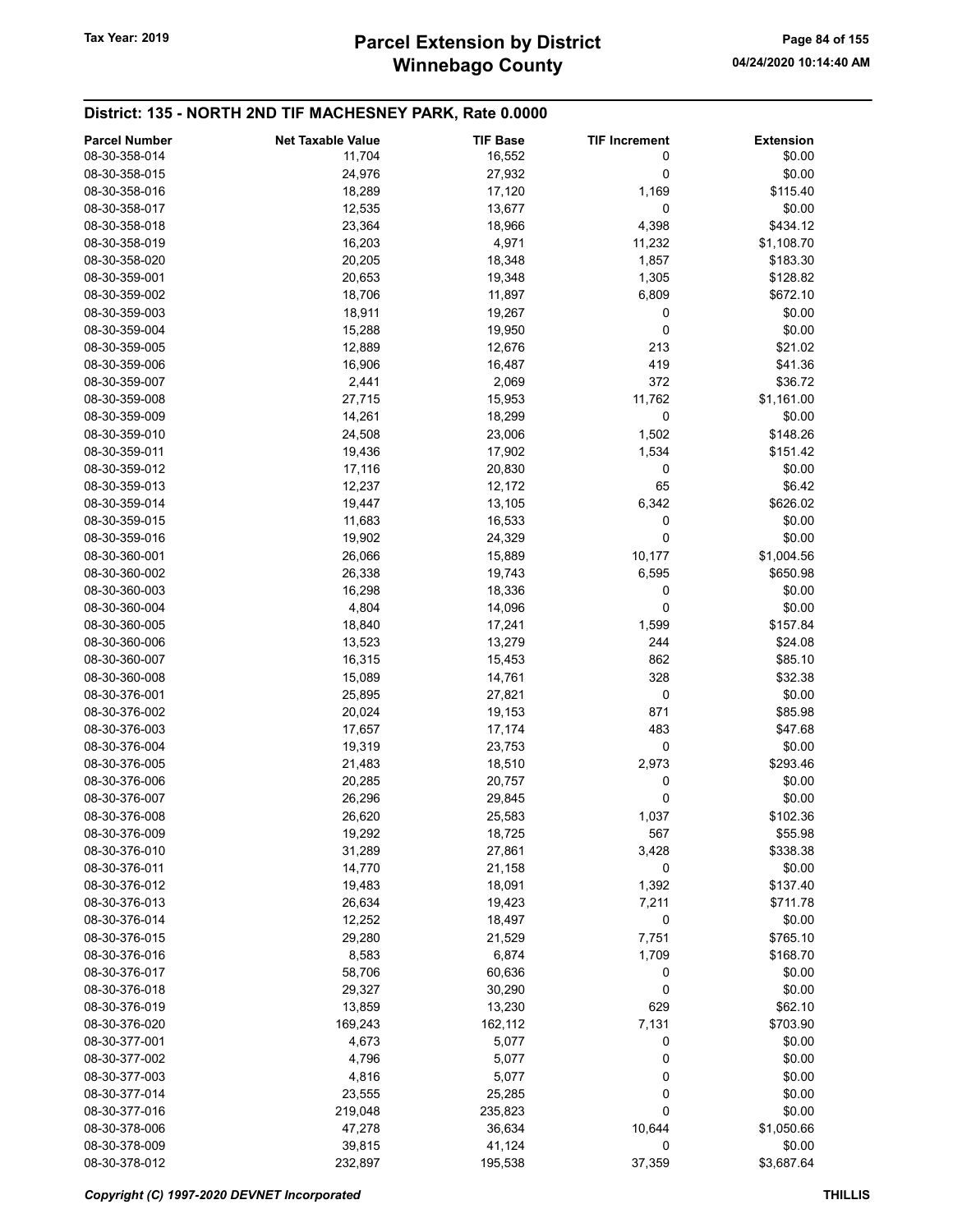## District: 135 - NORTH 2ND TIF MACHESNEY PARK, Rate 0.0000

| Parcel Number | Net Taxable Value | TIF Base | TIF Increment | Extension |
|---|---|---|---|---|
| 08-30-358-014 | 11,704 | 16,552 | 0 | $0.00 |
| 08-30-358-015 | 24,976 | 27,932 | 0 | $0.00 |
| 08-30-358-016 | 18,289 | 17,120 | 1,169 | $115.40 |
| 08-30-358-017 | 12,535 | 13,677 | 0 | $0.00 |
| 08-30-358-018 | 23,364 | 18,966 | 4,398 | $434.12 |
| 08-30-358-019 | 16,203 | 4,971 | 11,232 | $1,108.70 |
| 08-30-358-020 | 20,205 | 18,348 | 1,857 | $183.30 |
| 08-30-359-001 | 20,653 | 19,348 | 1,305 | $128.82 |
| 08-30-359-002 | 18,706 | 11,897 | 6,809 | $672.10 |
| 08-30-359-003 | 18,911 | 19,267 | 0 | $0.00 |
| 08-30-359-004 | 15,288 | 19,950 | 0 | $0.00 |
| 08-30-359-005 | 12,889 | 12,676 | 213 | $21.02 |
| 08-30-359-006 | 16,906 | 16,487 | 419 | $41.36 |
| 08-30-359-007 | 2,441 | 2,069 | 372 | $36.72 |
| 08-30-359-008 | 27,715 | 15,953 | 11,762 | $1,161.00 |
| 08-30-359-009 | 14,261 | 18,299 | 0 | $0.00 |
| 08-30-359-010 | 24,508 | 23,006 | 1,502 | $148.26 |
| 08-30-359-011 | 19,436 | 17,902 | 1,534 | $151.42 |
| 08-30-359-012 | 17,116 | 20,830 | 0 | $0.00 |
| 08-30-359-013 | 12,237 | 12,172 | 65 | $6.42 |
| 08-30-359-014 | 19,447 | 13,105 | 6,342 | $626.02 |
| 08-30-359-015 | 11,683 | 16,533 | 0 | $0.00 |
| 08-30-359-016 | 19,902 | 24,329 | 0 | $0.00 |
| 08-30-360-001 | 26,066 | 15,889 | 10,177 | $1,004.56 |
| 08-30-360-002 | 26,338 | 19,743 | 6,595 | $650.98 |
| 08-30-360-003 | 16,298 | 18,336 | 0 | $0.00 |
| 08-30-360-004 | 4,804 | 14,096 | 0 | $0.00 |
| 08-30-360-005 | 18,840 | 17,241 | 1,599 | $157.84 |
| 08-30-360-006 | 13,523 | 13,279 | 244 | $24.08 |
| 08-30-360-007 | 16,315 | 15,453 | 862 | $85.10 |
| 08-30-360-008 | 15,089 | 14,761 | 328 | $32.38 |
| 08-30-376-001 | 25,895 | 27,821 | 0 | $0.00 |
| 08-30-376-002 | 20,024 | 19,153 | 871 | $85.98 |
| 08-30-376-003 | 17,657 | 17,174 | 483 | $47.68 |
| 08-30-376-004 | 19,319 | 23,753 | 0 | $0.00 |
| 08-30-376-005 | 21,483 | 18,510 | 2,973 | $293.46 |
| 08-30-376-006 | 20,285 | 20,757 | 0 | $0.00 |
| 08-30-376-007 | 26,296 | 29,845 | 0 | $0.00 |
| 08-30-376-008 | 26,620 | 25,583 | 1,037 | $102.36 |
| 08-30-376-009 | 19,292 | 18,725 | 567 | $55.98 |
| 08-30-376-010 | 31,289 | 27,861 | 3,428 | $338.38 |
| 08-30-376-011 | 14,770 | 21,158 | 0 | $0.00 |
| 08-30-376-012 | 19,483 | 18,091 | 1,392 | $137.40 |
| 08-30-376-013 | 26,634 | 19,423 | 7,211 | $711.78 |
| 08-30-376-014 | 12,252 | 18,497 | 0 | $0.00 |
| 08-30-376-015 | 29,280 | 21,529 | 7,751 | $765.10 |
| 08-30-376-016 | 8,583 | 6,874 | 1,709 | $168.70 |
| 08-30-376-017 | 58,706 | 60,636 | 0 | $0.00 |
| 08-30-376-018 | 29,327 | 30,290 | 0 | $0.00 |
| 08-30-376-019 | 13,859 | 13,230 | 629 | $62.10 |
| 08-30-376-020 | 169,243 | 162,112 | 7,131 | $703.90 |
| 08-30-377-001 | 4,673 | 5,077 | 0 | $0.00 |
| 08-30-377-002 | 4,796 | 5,077 | 0 | $0.00 |
| 08-30-377-003 | 4,816 | 5,077 | 0 | $0.00 |
| 08-30-377-014 | 23,555 | 25,285 | 0 | $0.00 |
| 08-30-377-016 | 219,048 | 235,823 | 0 | $0.00 |
| 08-30-378-006 | 47,278 | 36,634 | 10,644 | $1,050.66 |
| 08-30-378-009 | 39,815 | 41,124 | 0 | $0.00 |
| 08-30-378-012 | 232,897 | 195,538 | 37,359 | $3,687.64 |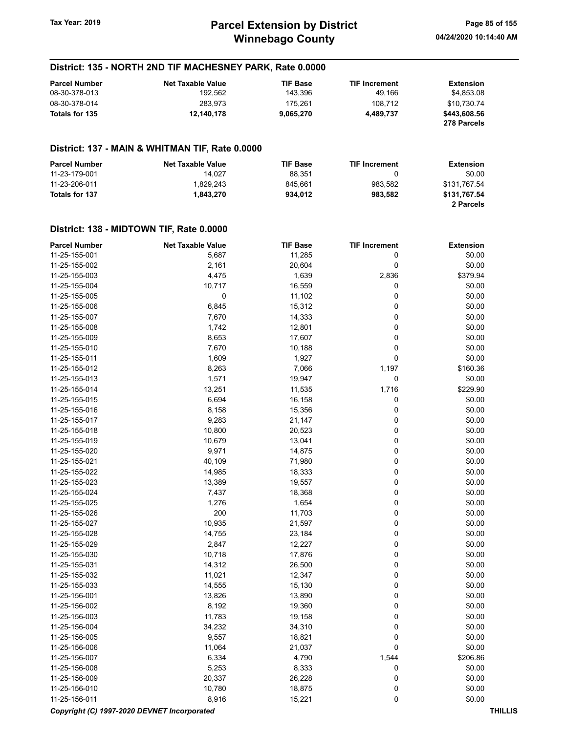## District: 135 - NORTH 2ND TIF MACHESNEY PARK, Rate 0.0000

| Parcel Number | Net Taxable Value | TIF Base | TIF Increment | Extension |
|---|---|---|---|---|
| 08-30-378-013 | 192,562 | 143,396 | 49,166 | $4,853.08 |
| 08-30-378-014 | 283,973 | 175,261 | 108,712 | $10,730.74 |
| **Totals for 135** | **12,140,178** | **9,065,270** | **4,489,737** | **$443,608.56** |
| | | | | **278 Parcels** |

## District: 137 - MAIN & WHITMAN TIF, Rate 0.0000

| Parcel Number | Net Taxable Value | TIF Base | TIF Increment | Extension |
|---|---|---|---|---|
| 11-23-179-001 | 14,027 | 88,351 | 0 | $0.00 |
| 11-23-206-011 | 1,829,243 | 845,661 | 983,582 | $131,767.54 |
| **Totals for 137** | **1,843,270** | **934,012** | **983,582** | **$131,767.54** |
| | | | | **2 Parcels** |

## District: 138 - MIDTOWN TIF, Rate 0.0000

| Parcel Number | Net Taxable Value | TIF Base | TIF Increment | Extension |
|---|---|---|---|---|
| 11-25-155-001 | 5,687 | 11,285 | 0 | $0.00 |
| 11-25-155-002 | 2,161 | 20,604 | 0 | $0.00 |
| 11-25-155-003 | 4,475 | 1,639 | 2,836 | $379.94 |
| 11-25-155-004 | 10,717 | 16,559 | 0 | $0.00 |
| 11-25-155-005 | 0 | 11,102 | 0 | $0.00 |
| 11-25-155-006 | 6,845 | 15,312 | 0 | $0.00 |
| 11-25-155-007 | 7,670 | 14,333 | 0 | $0.00 |
| 11-25-155-008 | 1,742 | 12,801 | 0 | $0.00 |
| 11-25-155-009 | 8,653 | 17,607 | 0 | $0.00 |
| 11-25-155-010 | 7,670 | 10,188 | 0 | $0.00 |
| 11-25-155-011 | 1,609 | 1,927 | 0 | $0.00 |
| 11-25-155-012 | 8,263 | 7,066 | 1,197 | $160.36 |
| 11-25-155-013 | 1,571 | 19,947 | 0 | $0.00 |
| 11-25-155-014 | 13,251 | 11,535 | 1,716 | $229.90 |
| 11-25-155-015 | 6,694 | 16,158 | 0 | $0.00 |
| 11-25-155-016 | 8,158 | 15,356 | 0 | $0.00 |
| 11-25-155-017 | 9,283 | 21,147 | 0 | $0.00 |
| 11-25-155-018 | 10,800 | 20,523 | 0 | $0.00 |
| 11-25-155-019 | 10,679 | 13,041 | 0 | $0.00 |
| 11-25-155-020 | 9,971 | 14,875 | 0 | $0.00 |
| 11-25-155-021 | 40,109 | 71,980 | 0 | $0.00 |
| 11-25-155-022 | 14,985 | 18,333 | 0 | $0.00 |
| 11-25-155-023 | 13,389 | 19,557 | 0 | $0.00 |
| 11-25-155-024 | 7,437 | 18,368 | 0 | $0.00 |
| 11-25-155-025 | 1,276 | 1,654 | 0 | $0.00 |
| 11-25-155-026 | 200 | 11,703 | 0 | $0.00 |
| 11-25-155-027 | 10,935 | 21,597 | 0 | $0.00 |
| 11-25-155-028 | 14,755 | 23,184 | 0 | $0.00 |
| 11-25-155-029 | 2,847 | 12,227 | 0 | $0.00 |
| 11-25-155-030 | 10,718 | 17,876 | 0 | $0.00 |
| 11-25-155-031 | 14,312 | 26,500 | 0 | $0.00 |
| 11-25-155-032 | 11,021 | 12,347 | 0 | $0.00 |
| 11-25-155-033 | 14,555 | 15,130 | 0 | $0.00 |
| 11-25-156-001 | 13,826 | 13,890 | 0 | $0.00 |
| 11-25-156-002 | 8,192 | 19,360 | 0 | $0.00 |
| 11-25-156-003 | 11,783 | 19,158 | 0 | $0.00 |
| 11-25-156-004 | 34,232 | 34,310 | 0 | $0.00 |
| 11-25-156-005 | 9,557 | 18,821 | 0 | $0.00 |
| 11-25-156-006 | 11,064 | 21,037 | 0 | $0.00 |
| 11-25-156-007 | 6,334 | 4,790 | 1,544 | $206.86 |
| 11-25-156-008 | 5,253 | 8,333 | 0 | $0.00 |
| 11-25-156-009 | 20,337 | 26,228 | 0 | $0.00 |
| 11-25-156-010 | 10,780 | 18,875 | 0 | $0.00 |
| 11-25-156-011 | 8,916 | 15,221 | 0 | $0.00 |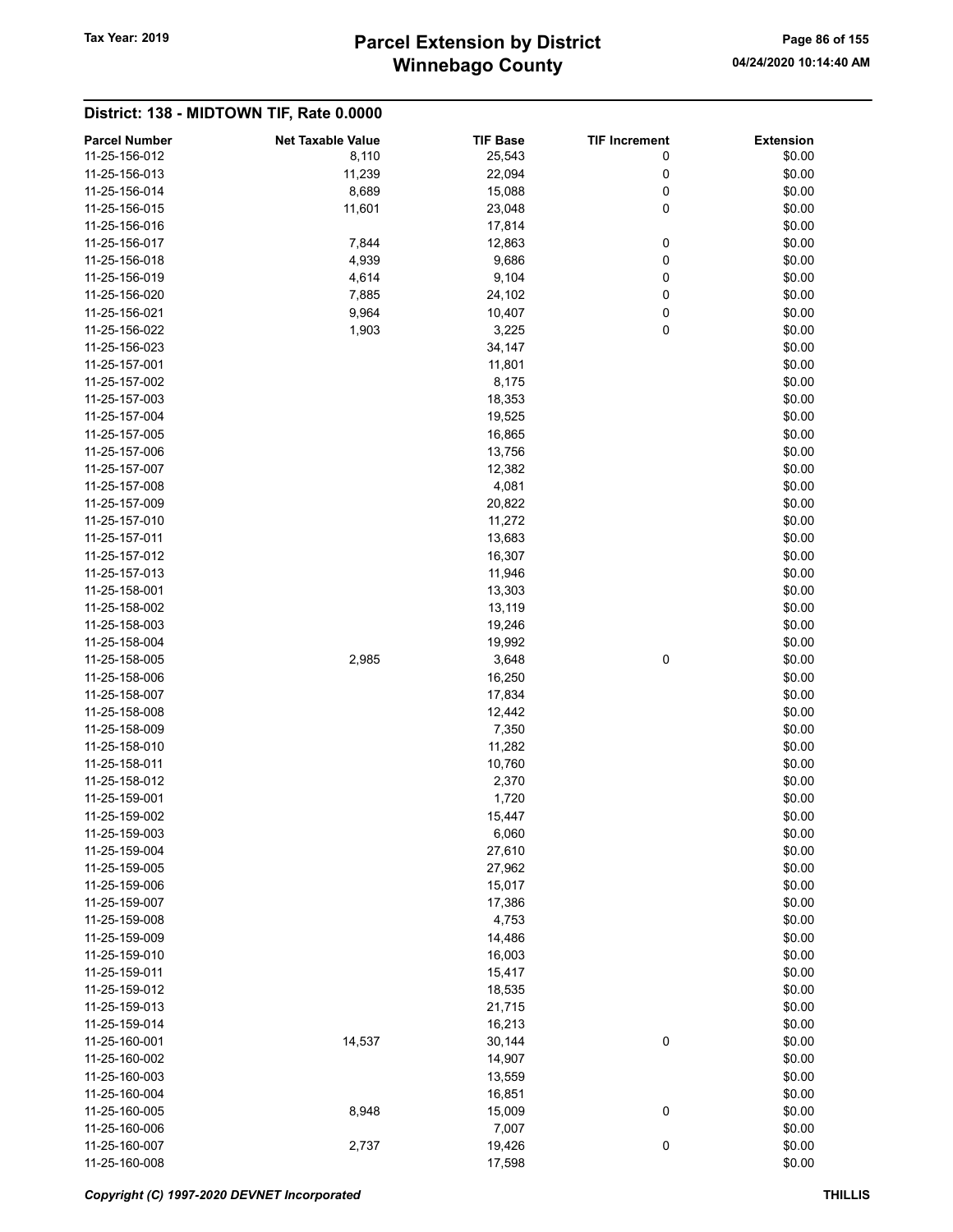## District: 138 - MIDTOWN TIF, Rate 0.0000

| Parcel Number | Net Taxable Value | TIF Base | TIF Increment | Extension |
|---|---|---|---|---|
| 11-25-156-012 | 8,110 | 25,543 | 0 | $0.00 |
| 11-25-156-013 | 11,239 | 22,094 | 0 | $0.00 |
| 11-25-156-014 | 8,689 | 15,088 | 0 | $0.00 |
| 11-25-156-015 | 11,601 | 23,048 | 0 | $0.00 |
| 11-25-156-016 | | 17,814 | | $0.00 |
| 11-25-156-017 | 7,844 | 12,863 | 0 | $0.00 |
| 11-25-156-018 | 4,939 | 9,686 | 0 | $0.00 |
| 11-25-156-019 | 4,614 | 9,104 | 0 | $0.00 |
| 11-25-156-020 | 7,885 | 24,102 | 0 | $0.00 |
| 11-25-156-021 | 9,964 | 10,407 | 0 | $0.00 |
| 11-25-156-022 | 1,903 | 3,225 | 0 | $0.00 |
| 11-25-156-023 | | 34,147 | | $0.00 |
| 11-25-157-001 | | 11,801 | | $0.00 |
| 11-25-157-002 | | 8,175 | | $0.00 |
| 11-25-157-003 | | 18,353 | | $0.00 |
| 11-25-157-004 | | 19,525 | | $0.00 |
| 11-25-157-005 | | 16,865 | | $0.00 |
| 11-25-157-006 | | 13,756 | | $0.00 |
| 11-25-157-007 | | 12,382 | | $0.00 |
| 11-25-157-008 | | 4,081 | | $0.00 |
| 11-25-157-009 | | 20,822 | | $0.00 |
| 11-25-157-010 | | 11,272 | | $0.00 |
| 11-25-157-011 | | 13,683 | | $0.00 |
| 11-25-157-012 | | 16,307 | | $0.00 |
| 11-25-157-013 | | 11,946 | | $0.00 |
| 11-25-158-001 | | 13,303 | | $0.00 |
| 11-25-158-002 | | 13,119 | | $0.00 |
| 11-25-158-003 | | 19,246 | | $0.00 |
| 11-25-158-004 | | 19,992 | | $0.00 |
| 11-25-158-005 | 2,985 | 3,648 | 0 | $0.00 |
| 11-25-158-006 | | 16,250 | | $0.00 |
| 11-25-158-007 | | 17,834 | | $0.00 |
| 11-25-158-008 | | 12,442 | | $0.00 |
| 11-25-158-009 | | 7,350 | | $0.00 |
| 11-25-158-010 | | 11,282 | | $0.00 |
| 11-25-158-011 | | 10,760 | | $0.00 |
| 11-25-158-012 | | 2,370 | | $0.00 |
| 11-25-159-001 | | 1,720 | | $0.00 |
| 11-25-159-002 | | 15,447 | | $0.00 |
| 11-25-159-003 | | 6,060 | | $0.00 |
| 11-25-159-004 | | 27,610 | | $0.00 |
| 11-25-159-005 | | 27,962 | | $0.00 |
| 11-25-159-006 | | 15,017 | | $0.00 |
| 11-25-159-007 | | 17,386 | | $0.00 |
| 11-25-159-008 | | 4,753 | | $0.00 |
| 11-25-159-009 | | 14,486 | | $0.00 |
| 11-25-159-010 | | 16,003 | | $0.00 |
| 11-25-159-011 | | 15,417 | | $0.00 |
| 11-25-159-012 | | 18,535 | | $0.00 |
| 11-25-159-013 | | 21,715 | | $0.00 |
| 11-25-159-014 | | 16,213 | | $0.00 |
| 11-25-160-001 | 14,537 | 30,144 | 0 | $0.00 |
| 11-25-160-002 | | 14,907 | | $0.00 |
| 11-25-160-003 | | 13,559 | | $0.00 |
| 11-25-160-004 | | 16,851 | | $0.00 |
| 11-25-160-005 | 8,948 | 15,009 | 0 | $0.00 |
| 11-25-160-006 | | 7,007 | | $0.00 |
| 11-25-160-007 | 2,737 | 19,426 | 0 | $0.00 |
| 11-25-160-008 | | 17,598 | | $0.00 |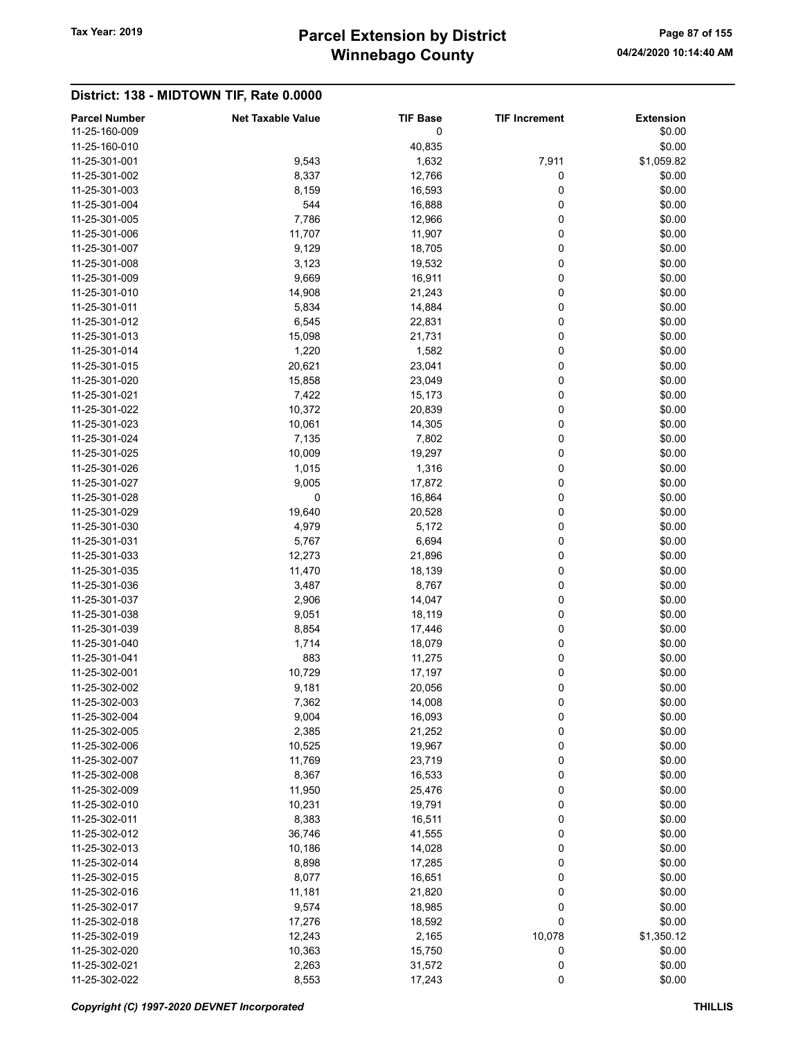# Parcel Extension by District
# Winnebago County

Tax Year: 2019

04/24/2020 10:14:40 AM

## District: 138 - MIDTOWN TIF, Rate 0.0000

| Parcel Number | Net Taxable Value | TIF Base | TIF Increment | Extension |
|---|---|---|---|---|
| 11-25-160-009 | | 0 | | $0.00 |
| 11-25-160-010 | | 40,835 | | $0.00 |
| 11-25-301-001 | 9,543 | 1,632 | 7,911 | $1,059.82 |
| 11-25-301-002 | 8,337 | 12,766 | 0 | $0.00 |
| 11-25-301-003 | 8,159 | 16,593 | 0 | $0.00 |
| 11-25-301-004 | 544 | 16,888 | 0 | $0.00 |
| 11-25-301-005 | 7,786 | 12,966 | 0 | $0.00 |
| 11-25-301-006 | 11,707 | 11,907 | 0 | $0.00 |
| 11-25-301-007 | 9,129 | 18,705 | 0 | $0.00 |
| 11-25-301-008 | 3,123 | 19,532 | 0 | $0.00 |
| 11-25-301-009 | 9,669 | 16,911 | 0 | $0.00 |
| 11-25-301-010 | 14,908 | 21,243 | 0 | $0.00 |
| 11-25-301-011 | 5,834 | 14,884 | 0 | $0.00 |
| 11-25-301-012 | 6,545 | 22,831 | 0 | $0.00 |
| 11-25-301-013 | 15,098 | 21,731 | 0 | $0.00 |
| 11-25-301-014 | 1,220 | 1,582 | 0 | $0.00 |
| 11-25-301-015 | 20,621 | 23,041 | 0 | $0.00 |
| 11-25-301-020 | 15,858 | 23,049 | 0 | $0.00 |
| 11-25-301-021 | 7,422 | 15,173 | 0 | $0.00 |
| 11-25-301-022 | 10,372 | 20,839 | 0 | $0.00 |
| 11-25-301-023 | 10,061 | 14,305 | 0 | $0.00 |
| 11-25-301-024 | 7,135 | 7,802 | 0 | $0.00 |
| 11-25-301-025 | 10,009 | 19,297 | 0 | $0.00 |
| 11-25-301-026 | 1,015 | 1,316 | 0 | $0.00 |
| 11-25-301-027 | 9,005 | 17,872 | 0 | $0.00 |
| 11-25-301-028 | 0 | 16,864 | 0 | $0.00 |
| 11-25-301-029 | 19,640 | 20,528 | 0 | $0.00 |
| 11-25-301-030 | 4,979 | 5,172 | 0 | $0.00 |
| 11-25-301-031 | 5,767 | 6,694 | 0 | $0.00 |
| 11-25-301-033 | 12,273 | 21,896 | 0 | $0.00 |
| 11-25-301-035 | 11,470 | 18,139 | 0 | $0.00 |
| 11-25-301-036 | 3,487 | 8,767 | 0 | $0.00 |
| 11-25-301-037 | 2,906 | 14,047 | 0 | $0.00 |
| 11-25-301-038 | 9,051 | 18,119 | 0 | $0.00 |
| 11-25-301-039 | 8,854 | 17,446 | 0 | $0.00 |
| 11-25-301-040 | 1,714 | 18,079 | 0 | $0.00 |
| 11-25-301-041 | 883 | 11,275 | 0 | $0.00 |
| 11-25-302-001 | 10,729 | 17,197 | 0 | $0.00 |
| 11-25-302-002 | 9,181 | 20,056 | 0 | $0.00 |
| 11-25-302-003 | 7,362 | 14,008 | 0 | $0.00 |
| 11-25-302-004 | 9,004 | 16,093 | 0 | $0.00 |
| 11-25-302-005 | 2,385 | 21,252 | 0 | $0.00 |
| 11-25-302-006 | 10,525 | 19,967 | 0 | $0.00 |
| 11-25-302-007 | 11,769 | 23,719 | 0 | $0.00 |
| 11-25-302-008 | 8,367 | 16,533 | 0 | $0.00 |
| 11-25-302-009 | 11,950 | 25,476 | 0 | $0.00 |
| 11-25-302-010 | 10,231 | 19,791 | 0 | $0.00 |
| 11-25-302-011 | 8,383 | 16,511 | 0 | $0.00 |
| 11-25-302-012 | 36,746 | 41,555 | 0 | $0.00 |
| 11-25-302-013 | 10,186 | 14,028 | 0 | $0.00 |
| 11-25-302-014 | 8,898 | 17,285 | 0 | $0.00 |
| 11-25-302-015 | 8,077 | 16,651 | 0 | $0.00 |
| 11-25-302-016 | 11,181 | 21,820 | 0 | $0.00 |
| 11-25-302-017 | 9,574 | 18,985 | 0 | $0.00 |
| 11-25-302-018 | 17,276 | 18,592 | 0 | $0.00 |
| 11-25-302-019 | 12,243 | 2,165 | 10,078 | $1,350.12 |
| 11-25-302-020 | 10,363 | 15,750 | 0 | $0.00 |
| 11-25-302-021 | 2,263 | 31,572 | 0 | $0.00 |
| 11-25-302-022 | 8,553 | 17,243 | 0 | $0.00 |

*Copyright (C) 1997-2020 DEVNET Incorporated* THILLIS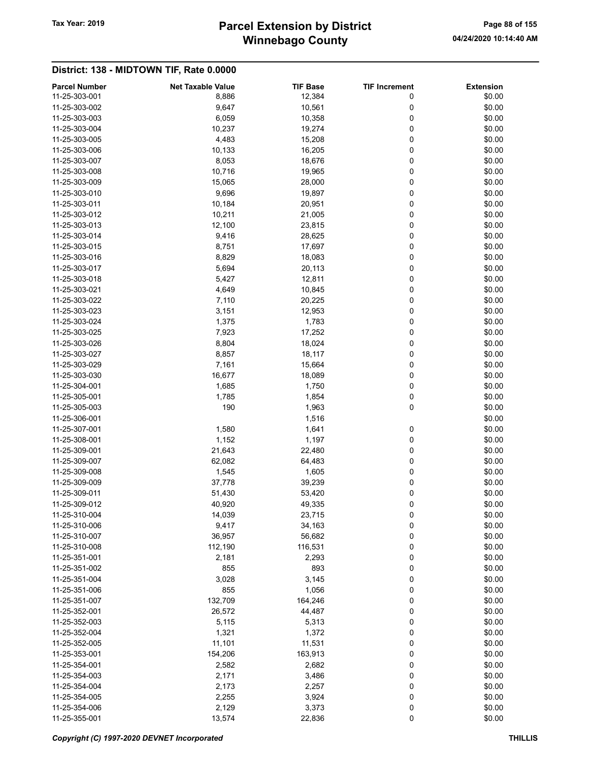## District: 138 - MIDTOWN TIF, Rate 0.0000

| Parcel Number | Net Taxable Value | TIF Base | TIF Increment | Extension |
|---|---|---|---|---|
| 11-25-303-001 | 8,886 | 12,384 | 0 | $0.00 |
| 11-25-303-002 | 9,647 | 10,561 | 0 | $0.00 |
| 11-25-303-003 | 6,059 | 10,358 | 0 | $0.00 |
| 11-25-303-004 | 10,237 | 19,274 | 0 | $0.00 |
| 11-25-303-005 | 4,483 | 15,208 | 0 | $0.00 |
| 11-25-303-006 | 10,133 | 16,205 | 0 | $0.00 |
| 11-25-303-007 | 8,053 | 18,676 | 0 | $0.00 |
| 11-25-303-008 | 10,716 | 19,965 | 0 | $0.00 |
| 11-25-303-009 | 15,065 | 28,000 | 0 | $0.00 |
| 11-25-303-010 | 9,696 | 19,897 | 0 | $0.00 |
| 11-25-303-011 | 10,184 | 20,951 | 0 | $0.00 |
| 11-25-303-012 | 10,211 | 21,005 | 0 | $0.00 |
| 11-25-303-013 | 12,100 | 23,815 | 0 | $0.00 |
| 11-25-303-014 | 9,416 | 28,625 | 0 | $0.00 |
| 11-25-303-015 | 8,751 | 17,697 | 0 | $0.00 |
| 11-25-303-016 | 8,829 | 18,083 | 0 | $0.00 |
| 11-25-303-017 | 5,694 | 20,113 | 0 | $0.00 |
| 11-25-303-018 | 5,427 | 12,811 | 0 | $0.00 |
| 11-25-303-021 | 4,649 | 10,845 | 0 | $0.00 |
| 11-25-303-022 | 7,110 | 20,225 | 0 | $0.00 |
| 11-25-303-023 | 3,151 | 12,953 | 0 | $0.00 |
| 11-25-303-024 | 1,375 | 1,783 | 0 | $0.00 |
| 11-25-303-025 | 7,923 | 17,252 | 0 | $0.00 |
| 11-25-303-026 | 8,804 | 18,024 | 0 | $0.00 |
| 11-25-303-027 | 8,857 | 18,117 | 0 | $0.00 |
| 11-25-303-029 | 7,161 | 15,664 | 0 | $0.00 |
| 11-25-303-030 | 16,677 | 18,089 | 0 | $0.00 |
| 11-25-304-001 | 1,685 | 1,750 | 0 | $0.00 |
| 11-25-305-001 | 1,785 | 1,854 | 0 | $0.00 |
| 11-25-305-003 | 190 | 1,963 | 0 | $0.00 |
| 11-25-306-001 | | 1,516 | | $0.00 |
| 11-25-307-001 | 1,580 | 1,641 | 0 | $0.00 |
| 11-25-308-001 | 1,152 | 1,197 | 0 | $0.00 |
| 11-25-309-001 | 21,643 | 22,480 | 0 | $0.00 |
| 11-25-309-007 | 62,082 | 64,483 | 0 | $0.00 |
| 11-25-309-008 | 1,545 | 1,605 | 0 | $0.00 |
| 11-25-309-009 | 37,778 | 39,239 | 0 | $0.00 |
| 11-25-309-011 | 51,430 | 53,420 | 0 | $0.00 |
| 11-25-309-012 | 40,920 | 49,335 | 0 | $0.00 |
| 11-25-310-004 | 14,039 | 23,715 | 0 | $0.00 |
| 11-25-310-006 | 9,417 | 34,163 | 0 | $0.00 |
| 11-25-310-007 | 36,957 | 56,682 | 0 | $0.00 |
| 11-25-310-008 | 112,190 | 116,531 | 0 | $0.00 |
| 11-25-351-001 | 2,181 | 2,293 | 0 | $0.00 |
| 11-25-351-002 | 855 | 893 | 0 | $0.00 |
| 11-25-351-004 | 3,028 | 3,145 | 0 | $0.00 |
| 11-25-351-006 | 855 | 1,056 | 0 | $0.00 |
| 11-25-351-007 | 132,709 | 164,246 | 0 | $0.00 |
| 11-25-352-001 | 26,572 | 44,487 | 0 | $0.00 |
| 11-25-352-003 | 5,115 | 5,313 | 0 | $0.00 |
| 11-25-352-004 | 1,321 | 1,372 | 0 | $0.00 |
| 11-25-352-005 | 11,101 | 11,531 | 0 | $0.00 |
| 11-25-353-001 | 154,206 | 163,913 | 0 | $0.00 |
| 11-25-354-001 | 2,582 | 2,682 | 0 | $0.00 |
| 11-25-354-003 | 2,171 | 3,486 | 0 | $0.00 |
| 11-25-354-004 | 2,173 | 2,257 | 0 | $0.00 |
| 11-25-354-005 | 2,255 | 3,924 | 0 | $0.00 |
| 11-25-354-006 | 2,129 | 3,373 | 0 | $0.00 |
| 11-25-355-001 | 13,574 | 22,836 | 0 | $0.00 |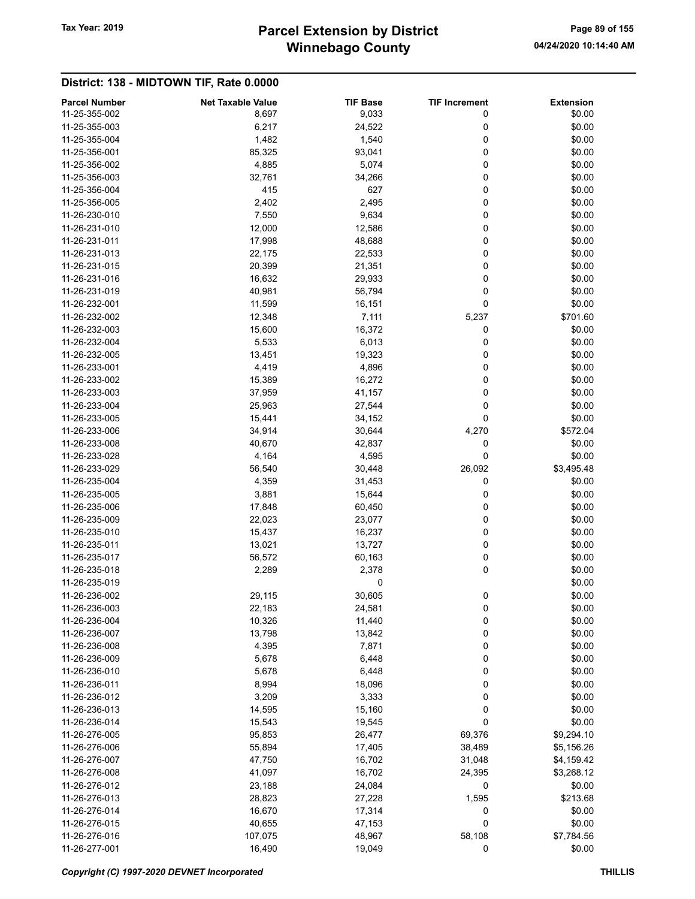# Parcel Extension by District
# Winnebago County

Tax Year: 2019

04/24/2020 10:14:40 AM

## District: 138 - MIDTOWN TIF, Rate 0.0000

| Parcel Number | Net Taxable Value | TIF Base | TIF Increment | Extension |
|---|---|---|---|---|
| 11-25-355-002 | 8,697 | 9,033 | 0 | $0.00 |
| 11-25-355-003 | 6,217 | 24,522 | 0 | $0.00 |
| 11-25-355-004 | 1,482 | 1,540 | 0 | $0.00 |
| 11-25-356-001 | 85,325 | 93,041 | 0 | $0.00 |
| 11-25-356-002 | 4,885 | 5,074 | 0 | $0.00 |
| 11-25-356-003 | 32,761 | 34,266 | 0 | $0.00 |
| 11-25-356-004 | 415 | 627 | 0 | $0.00 |
| 11-25-356-005 | 2,402 | 2,495 | 0 | $0.00 |
| 11-26-230-010 | 7,550 | 9,634 | 0 | $0.00 |
| 11-26-231-010 | 12,000 | 12,586 | 0 | $0.00 |
| 11-26-231-011 | 17,998 | 48,688 | 0 | $0.00 |
| 11-26-231-013 | 22,175 | 22,533 | 0 | $0.00 |
| 11-26-231-015 | 20,399 | 21,351 | 0 | $0.00 |
| 11-26-231-016 | 16,632 | 29,933 | 0 | $0.00 |
| 11-26-231-019 | 40,981 | 56,794 | 0 | $0.00 |
| 11-26-232-001 | 11,599 | 16,151 | 0 | $0.00 |
| 11-26-232-002 | 12,348 | 7,111 | 5,237 | $701.60 |
| 11-26-232-003 | 15,600 | 16,372 | 0 | $0.00 |
| 11-26-232-004 | 5,533 | 6,013 | 0 | $0.00 |
| 11-26-232-005 | 13,451 | 19,323 | 0 | $0.00 |
| 11-26-233-001 | 4,419 | 4,896 | 0 | $0.00 |
| 11-26-233-002 | 15,389 | 16,272 | 0 | $0.00 |
| 11-26-233-003 | 37,959 | 41,157 | 0 | $0.00 |
| 11-26-233-004 | 25,963 | 27,544 | 0 | $0.00 |
| 11-26-233-005 | 15,441 | 34,152 | 0 | $0.00 |
| 11-26-233-006 | 34,914 | 30,644 | 4,270 | $572.04 |
| 11-26-233-008 | 40,670 | 42,837 | 0 | $0.00 |
| 11-26-233-028 | 4,164 | 4,595 | 0 | $0.00 |
| 11-26-233-029 | 56,540 | 30,448 | 26,092 | $3,495.48 |
| 11-26-235-004 | 4,359 | 31,453 | 0 | $0.00 |
| 11-26-235-005 | 3,881 | 15,644 | 0 | $0.00 |
| 11-26-235-006 | 17,848 | 60,450 | 0 | $0.00 |
| 11-26-235-009 | 22,023 | 23,077 | 0 | $0.00 |
| 11-26-235-010 | 15,437 | 16,237 | 0 | $0.00 |
| 11-26-235-011 | 13,021 | 13,727 | 0 | $0.00 |
| 11-26-235-017 | 56,572 | 60,163 | 0 | $0.00 |
| 11-26-235-018 | 2,289 | 2,378 | 0 | $0.00 |
| 11-26-235-019 | | 0 | | $0.00 |
| 11-26-236-002 | 29,115 | 30,605 | 0 | $0.00 |
| 11-26-236-003 | 22,183 | 24,581 | 0 | $0.00 |
| 11-26-236-004 | 10,326 | 11,440 | 0 | $0.00 |
| 11-26-236-007 | 13,798 | 13,842 | 0 | $0.00 |
| 11-26-236-008 | 4,395 | 7,871 | 0 | $0.00 |
| 11-26-236-009 | 5,678 | 6,448 | 0 | $0.00 |
| 11-26-236-010 | 5,678 | 6,448 | 0 | $0.00 |
| 11-26-236-011 | 8,994 | 18,096 | 0 | $0.00 |
| 11-26-236-012 | 3,209 | 3,333 | 0 | $0.00 |
| 11-26-236-013 | 14,595 | 15,160 | 0 | $0.00 |
| 11-26-236-014 | 15,543 | 19,545 | 0 | $0.00 |
| 11-26-276-005 | 95,853 | 26,477 | 69,376 | $9,294.10 |
| 11-26-276-006 | 55,894 | 17,405 | 38,489 | $5,156.26 |
| 11-26-276-007 | 47,750 | 16,702 | 31,048 | $4,159.42 |
| 11-26-276-008 | 41,097 | 16,702 | 24,395 | $3,268.12 |
| 11-26-276-012 | 23,188 | 24,084 | 0 | $0.00 |
| 11-26-276-013 | 28,823 | 27,228 | 1,595 | $213.68 |
| 11-26-276-014 | 16,670 | 17,314 | 0 | $0.00 |
| 11-26-276-015 | 40,655 | 47,153 | 0 | $0.00 |
| 11-26-276-016 | 107,075 | 48,967 | 58,108 | $7,784.56 |
| 11-26-277-001 | 16,490 | 19,049 | 0 | $0.00 |

*Copyright (C) 1997-2020 DEVNET Incorporated* THILLIS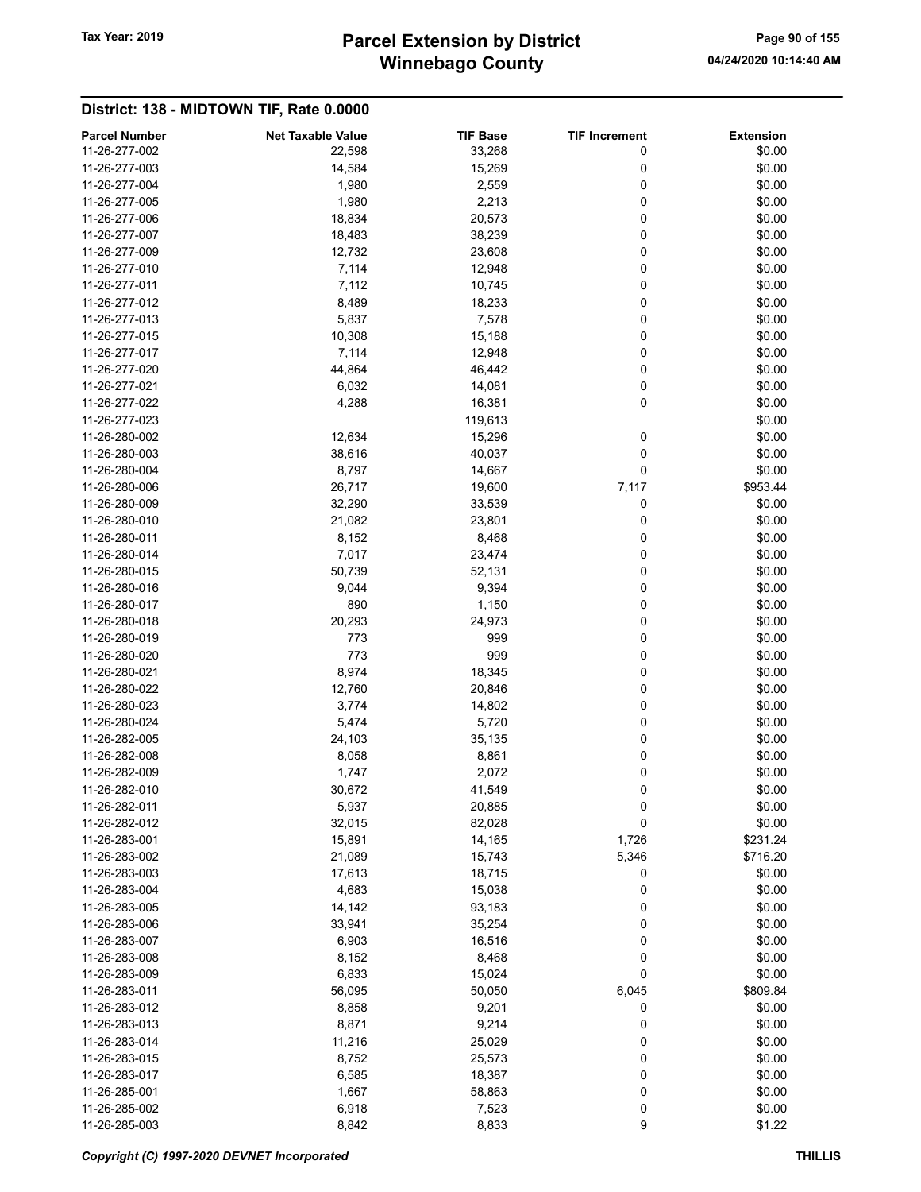## District: 138 - MIDTOWN TIF, Rate 0.0000

| Parcel Number | Net Taxable Value | TIF Base | TIF Increment | Extension |
|---|---|---|---|---|
| 11-26-277-002 | 22,598 | 33,268 | 0 | $0.00 |
| 11-26-277-003 | 14,584 | 15,269 | 0 | $0.00 |
| 11-26-277-004 | 1,980 | 2,559 | 0 | $0.00 |
| 11-26-277-005 | 1,980 | 2,213 | 0 | $0.00 |
| 11-26-277-006 | 18,834 | 20,573 | 0 | $0.00 |
| 11-26-277-007 | 18,483 | 38,239 | 0 | $0.00 |
| 11-26-277-009 | 12,732 | 23,608 | 0 | $0.00 |
| 11-26-277-010 | 7,114 | 12,948 | 0 | $0.00 |
| 11-26-277-011 | 7,112 | 10,745 | 0 | $0.00 |
| 11-26-277-012 | 8,489 | 18,233 | 0 | $0.00 |
| 11-26-277-013 | 5,837 | 7,578 | 0 | $0.00 |
| 11-26-277-015 | 10,308 | 15,188 | 0 | $0.00 |
| 11-26-277-017 | 7,114 | 12,948 | 0 | $0.00 |
| 11-26-277-020 | 44,864 | 46,442 | 0 | $0.00 |
| 11-26-277-021 | 6,032 | 14,081 | 0 | $0.00 |
| 11-26-277-022 | 4,288 | 16,381 | 0 | $0.00 |
| 11-26-277-023 | | 119,613 | | $0.00 |
| 11-26-280-002 | 12,634 | 15,296 | 0 | $0.00 |
| 11-26-280-003 | 38,616 | 40,037 | 0 | $0.00 |
| 11-26-280-004 | 8,797 | 14,667 | 0 | $0.00 |
| 11-26-280-006 | 26,717 | 19,600 | 7,117 | $953.44 |
| 11-26-280-009 | 32,290 | 33,539 | 0 | $0.00 |
| 11-26-280-010 | 21,082 | 23,801 | 0 | $0.00 |
| 11-26-280-011 | 8,152 | 8,468 | 0 | $0.00 |
| 11-26-280-014 | 7,017 | 23,474 | 0 | $0.00 |
| 11-26-280-015 | 50,739 | 52,131 | 0 | $0.00 |
| 11-26-280-016 | 9,044 | 9,394 | 0 | $0.00 |
| 11-26-280-017 | 890 | 1,150 | 0 | $0.00 |
| 11-26-280-018 | 20,293 | 24,973 | 0 | $0.00 |
| 11-26-280-019 | 773 | 999 | 0 | $0.00 |
| 11-26-280-020 | 773 | 999 | 0 | $0.00 |
| 11-26-280-021 | 8,974 | 18,345 | 0 | $0.00 |
| 11-26-280-022 | 12,760 | 20,846 | 0 | $0.00 |
| 11-26-280-023 | 3,774 | 14,802 | 0 | $0.00 |
| 11-26-280-024 | 5,474 | 5,720 | 0 | $0.00 |
| 11-26-282-005 | 24,103 | 35,135 | 0 | $0.00 |
| 11-26-282-008 | 8,058 | 8,861 | 0 | $0.00 |
| 11-26-282-009 | 1,747 | 2,072 | 0 | $0.00 |
| 11-26-282-010 | 30,672 | 41,549 | 0 | $0.00 |
| 11-26-282-011 | 5,937 | 20,885 | 0 | $0.00 |
| 11-26-282-012 | 32,015 | 82,028 | 0 | $0.00 |
| 11-26-283-001 | 15,891 | 14,165 | 1,726 | $231.24 |
| 11-26-283-002 | 21,089 | 15,743 | 5,346 | $716.20 |
| 11-26-283-003 | 17,613 | 18,715 | 0 | $0.00 |
| 11-26-283-004 | 4,683 | 15,038 | 0 | $0.00 |
| 11-26-283-005 | 14,142 | 93,183 | 0 | $0.00 |
| 11-26-283-006 | 33,941 | 35,254 | 0 | $0.00 |
| 11-26-283-007 | 6,903 | 16,516 | 0 | $0.00 |
| 11-26-283-008 | 8,152 | 8,468 | 0 | $0.00 |
| 11-26-283-009 | 6,833 | 15,024 | 0 | $0.00 |
| 11-26-283-011 | 56,095 | 50,050 | 6,045 | $809.84 |
| 11-26-283-012 | 8,858 | 9,201 | 0 | $0.00 |
| 11-26-283-013 | 8,871 | 9,214 | 0 | $0.00 |
| 11-26-283-014 | 11,216 | 25,029 | 0 | $0.00 |
| 11-26-283-015 | 8,752 | 25,573 | 0 | $0.00 |
| 11-26-283-017 | 6,585 | 18,387 | 0 | $0.00 |
| 11-26-285-001 | 1,667 | 58,863 | 0 | $0.00 |
| 11-26-285-002 | 6,918 | 7,523 | 0 | $0.00 |
| 11-26-285-003 | 8,842 | 8,833 | 9 | $1.22 |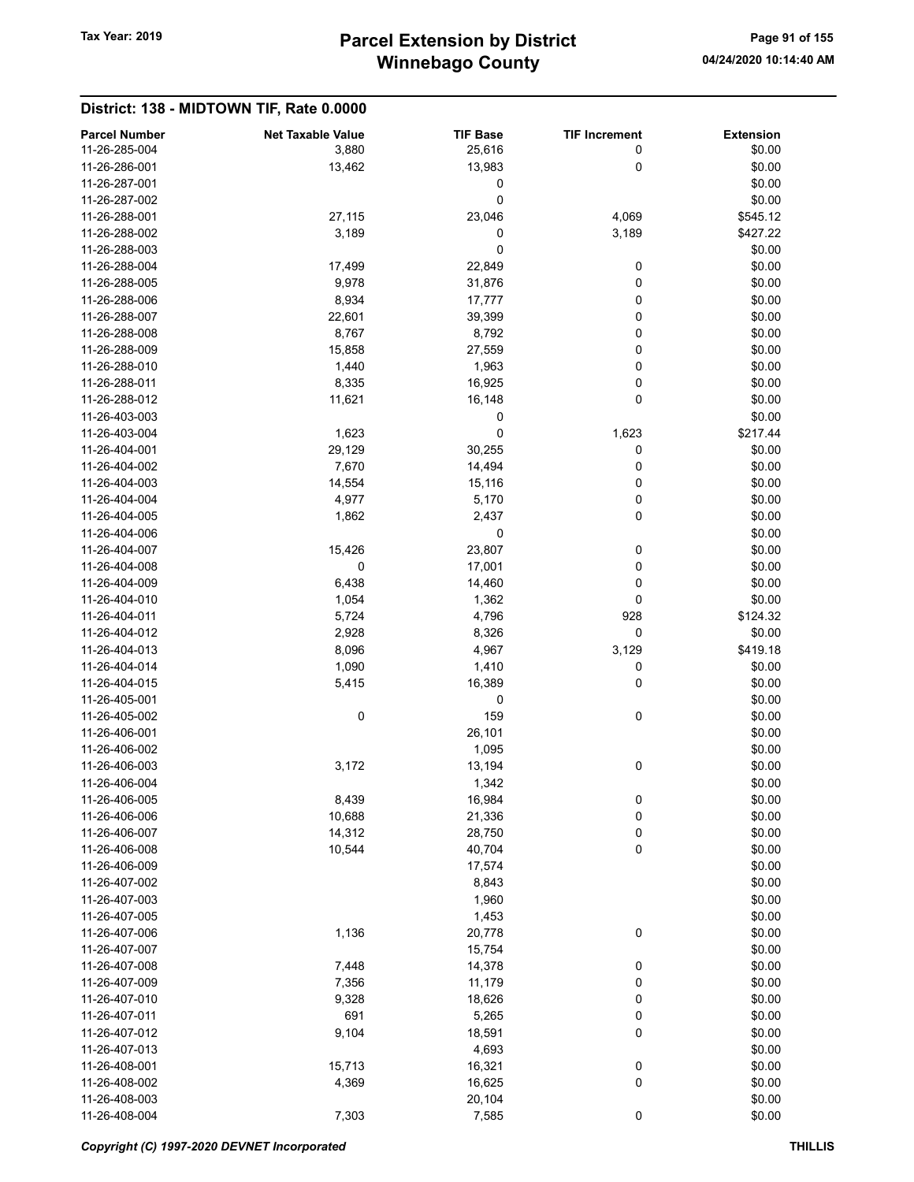## District: 138 - MIDTOWN TIF, Rate 0.0000

| Parcel Number | Net Taxable Value | TIF Base | TIF Increment | Extension |
|---|---|---|---|---|
| 11-26-285-004 | 3,880 | 25,616 | 0 | $0.00 |
| 11-26-286-001 | 13,462 | 13,983 | 0 | $0.00 |
| 11-26-287-001 | | 0 | | $0.00 |
| 11-26-287-002 | | 0 | | $0.00 |
| 11-26-288-001 | 27,115 | 23,046 | 4,069 | $545.12 |
| 11-26-288-002 | 3,189 | 0 | 3,189 | $427.22 |
| 11-26-288-003 | | 0 | | $0.00 |
| 11-26-288-004 | 17,499 | 22,849 | 0 | $0.00 |
| 11-26-288-005 | 9,978 | 31,876 | 0 | $0.00 |
| 11-26-288-006 | 8,934 | 17,777 | 0 | $0.00 |
| 11-26-288-007 | 22,601 | 39,399 | 0 | $0.00 |
| 11-26-288-008 | 8,767 | 8,792 | 0 | $0.00 |
| 11-26-288-009 | 15,858 | 27,559 | 0 | $0.00 |
| 11-26-288-010 | 1,440 | 1,963 | 0 | $0.00 |
| 11-26-288-011 | 8,335 | 16,925 | 0 | $0.00 |
| 11-26-288-012 | 11,621 | 16,148 | 0 | $0.00 |
| 11-26-403-003 | | 0 | | $0.00 |
| 11-26-403-004 | 1,623 | 0 | 1,623 | $217.44 |
| 11-26-404-001 | 29,129 | 30,255 | 0 | $0.00 |
| 11-26-404-002 | 7,670 | 14,494 | 0 | $0.00 |
| 11-26-404-003 | 14,554 | 15,116 | 0 | $0.00 |
| 11-26-404-004 | 4,977 | 5,170 | 0 | $0.00 |
| 11-26-404-005 | 1,862 | 2,437 | 0 | $0.00 |
| 11-26-404-006 | | 0 | | $0.00 |
| 11-26-404-007 | 15,426 | 23,807 | 0 | $0.00 |
| 11-26-404-008 | 0 | 17,001 | 0 | $0.00 |
| 11-26-404-009 | 6,438 | 14,460 | 0 | $0.00 |
| 11-26-404-010 | 1,054 | 1,362 | 0 | $0.00 |
| 11-26-404-011 | 5,724 | 4,796 | 928 | $124.32 |
| 11-26-404-012 | 2,928 | 8,326 | 0 | $0.00 |
| 11-26-404-013 | 8,096 | 4,967 | 3,129 | $419.18 |
| 11-26-404-014 | 1,090 | 1,410 | 0 | $0.00 |
| 11-26-404-015 | 5,415 | 16,389 | 0 | $0.00 |
| 11-26-405-001 | | 0 | | $0.00 |
| 11-26-405-002 | 0 | 159 | 0 | $0.00 |
| 11-26-406-001 | | 26,101 | | $0.00 |
| 11-26-406-002 | | 1,095 | | $0.00 |
| 11-26-406-003 | 3,172 | 13,194 | 0 | $0.00 |
| 11-26-406-004 | | 1,342 | | $0.00 |
| 11-26-406-005 | 8,439 | 16,984 | 0 | $0.00 |
| 11-26-406-006 | 10,688 | 21,336 | 0 | $0.00 |
| 11-26-406-007 | 14,312 | 28,750 | 0 | $0.00 |
| 11-26-406-008 | 10,544 | 40,704 | 0 | $0.00 |
| 11-26-406-009 | | 17,574 | | $0.00 |
| 11-26-407-002 | | 8,843 | | $0.00 |
| 11-26-407-003 | | 1,960 | | $0.00 |
| 11-26-407-005 | | 1,453 | | $0.00 |
| 11-26-407-006 | 1,136 | 20,778 | 0 | $0.00 |
| 11-26-407-007 | | 15,754 | | $0.00 |
| 11-26-407-008 | 7,448 | 14,378 | 0 | $0.00 |
| 11-26-407-009 | 7,356 | 11,179 | 0 | $0.00 |
| 11-26-407-010 | 9,328 | 18,626 | 0 | $0.00 |
| 11-26-407-011 | 691 | 5,265 | 0 | $0.00 |
| 11-26-407-012 | 9,104 | 18,591 | 0 | $0.00 |
| 11-26-407-013 | | 4,693 | | $0.00 |
| 11-26-408-001 | 15,713 | 16,321 | 0 | $0.00 |
| 11-26-408-002 | 4,369 | 16,625 | 0 | $0.00 |
| 11-26-408-003 | | 20,104 | | $0.00 |
| 11-26-408-004 | 7,303 | 7,585 | 0 | $0.00 |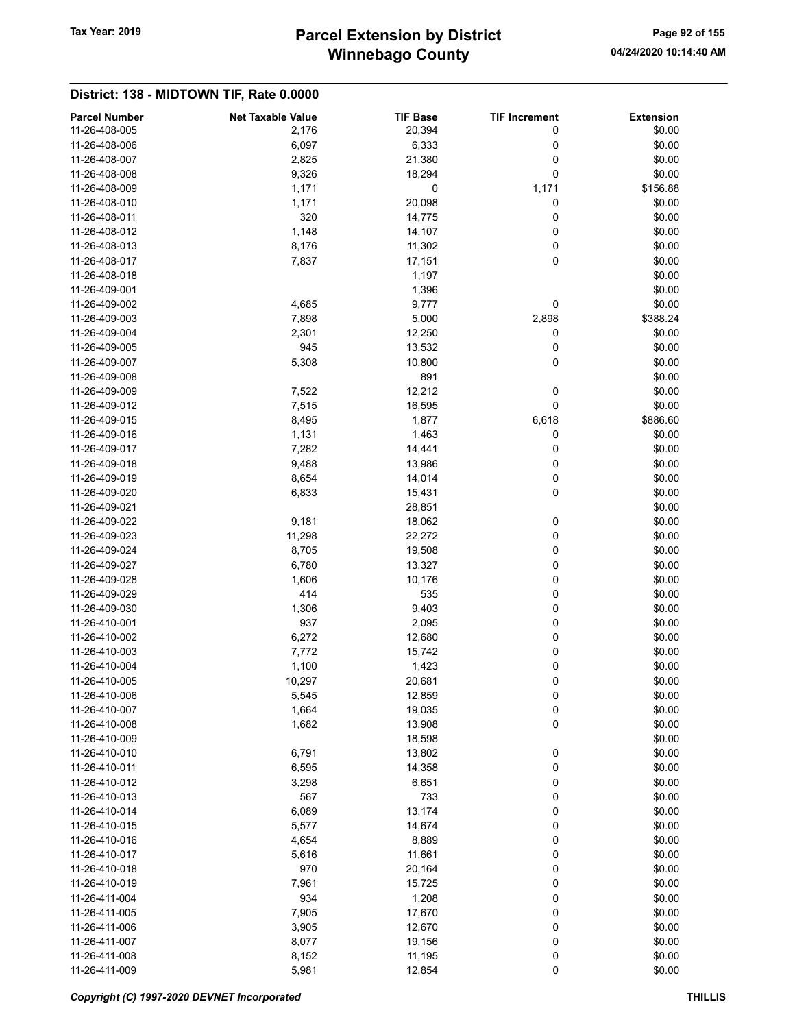## District: 138 - MIDTOWN TIF, Rate 0.0000

| Parcel Number | Net Taxable Value | TIF Base | TIF Increment | Extension |
|---|---|---|---|---|
| 11-26-408-005 | 2,176 | 20,394 | 0 | $0.00 |
| 11-26-408-006 | 6,097 | 6,333 | 0 | $0.00 |
| 11-26-408-007 | 2,825 | 21,380 | 0 | $0.00 |
| 11-26-408-008 | 9,326 | 18,294 | 0 | $0.00 |
| 11-26-408-009 | 1,171 | 0 | 1,171 | $156.88 |
| 11-26-408-010 | 1,171 | 20,098 | 0 | $0.00 |
| 11-26-408-011 | 320 | 14,775 | 0 | $0.00 |
| 11-26-408-012 | 1,148 | 14,107 | 0 | $0.00 |
| 11-26-408-013 | 8,176 | 11,302 | 0 | $0.00 |
| 11-26-408-017 | 7,837 | 17,151 | 0 | $0.00 |
| 11-26-408-018 | | 1,197 | | $0.00 |
| 11-26-409-001 | | 1,396 | | $0.00 |
| 11-26-409-002 | 4,685 | 9,777 | 0 | $0.00 |
| 11-26-409-003 | 7,898 | 5,000 | 2,898 | $388.24 |
| 11-26-409-004 | 2,301 | 12,250 | 0 | $0.00 |
| 11-26-409-005 | 945 | 13,532 | 0 | $0.00 |
| 11-26-409-007 | 5,308 | 10,800 | 0 | $0.00 |
| 11-26-409-008 | | 891 | | $0.00 |
| 11-26-409-009 | 7,522 | 12,212 | 0 | $0.00 |
| 11-26-409-012 | 7,515 | 16,595 | 0 | $0.00 |
| 11-26-409-015 | 8,495 | 1,877 | 6,618 | $886.60 |
| 11-26-409-016 | 1,131 | 1,463 | 0 | $0.00 |
| 11-26-409-017 | 7,282 | 14,441 | 0 | $0.00 |
| 11-26-409-018 | 9,488 | 13,986 | 0 | $0.00 |
| 11-26-409-019 | 8,654 | 14,014 | 0 | $0.00 |
| 11-26-409-020 | 6,833 | 15,431 | 0 | $0.00 |
| 11-26-409-021 | | 28,851 | | $0.00 |
| 11-26-409-022 | 9,181 | 18,062 | 0 | $0.00 |
| 11-26-409-023 | 11,298 | 22,272 | 0 | $0.00 |
| 11-26-409-024 | 8,705 | 19,508 | 0 | $0.00 |
| 11-26-409-027 | 6,780 | 13,327 | 0 | $0.00 |
| 11-26-409-028 | 1,606 | 10,176 | 0 | $0.00 |
| 11-26-409-029 | 414 | 535 | 0 | $0.00 |
| 11-26-409-030 | 1,306 | 9,403 | 0 | $0.00 |
| 11-26-410-001 | 937 | 2,095 | 0 | $0.00 |
| 11-26-410-002 | 6,272 | 12,680 | 0 | $0.00 |
| 11-26-410-003 | 7,772 | 15,742 | 0 | $0.00 |
| 11-26-410-004 | 1,100 | 1,423 | 0 | $0.00 |
| 11-26-410-005 | 10,297 | 20,681 | 0 | $0.00 |
| 11-26-410-006 | 5,545 | 12,859 | 0 | $0.00 |
| 11-26-410-007 | 1,664 | 19,035 | 0 | $0.00 |
| 11-26-410-008 | 1,682 | 13,908 | 0 | $0.00 |
| 11-26-410-009 | | 18,598 | | $0.00 |
| 11-26-410-010 | 6,791 | 13,802 | 0 | $0.00 |
| 11-26-410-011 | 6,595 | 14,358 | 0 | $0.00 |
| 11-26-410-012 | 3,298 | 6,651 | 0 | $0.00 |
| 11-26-410-013 | 567 | 733 | 0 | $0.00 |
| 11-26-410-014 | 6,089 | 13,174 | 0 | $0.00 |
| 11-26-410-015 | 5,577 | 14,674 | 0 | $0.00 |
| 11-26-410-016 | 4,654 | 8,889 | 0 | $0.00 |
| 11-26-410-017 | 5,616 | 11,661 | 0 | $0.00 |
| 11-26-410-018 | 970 | 20,164 | 0 | $0.00 |
| 11-26-410-019 | 7,961 | 15,725 | 0 | $0.00 |
| 11-26-411-004 | 934 | 1,208 | 0 | $0.00 |
| 11-26-411-005 | 7,905 | 17,670 | 0 | $0.00 |
| 11-26-411-006 | 3,905 | 12,670 | 0 | $0.00 |
| 11-26-411-007 | 8,077 | 19,156 | 0 | $0.00 |
| 11-26-411-008 | 8,152 | 11,195 | 0 | $0.00 |
| 11-26-411-009 | 5,981 | 12,854 | 0 | $0.00 |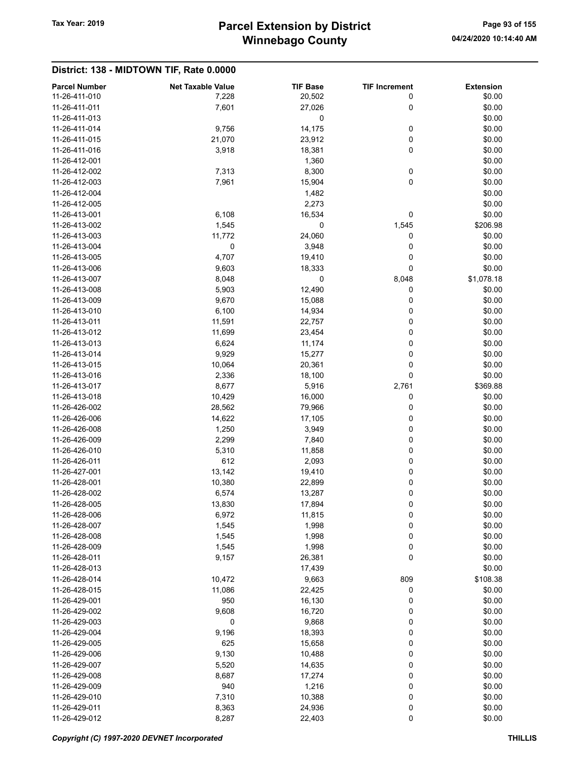## District: 138 - MIDTOWN TIF, Rate 0.0000

| Parcel Number | Net Taxable Value | TIF Base | TIF Increment | Extension |
|---|---|---|---|---|
| 11-26-411-010 | 7,228 | 20,502 | 0 | $0.00 |
| 11-26-411-011 | 7,601 | 27,026 | 0 | $0.00 |
| 11-26-411-013 | | 0 | | $0.00 |
| 11-26-411-014 | 9,756 | 14,175 | 0 | $0.00 |
| 11-26-411-015 | 21,070 | 23,912 | 0 | $0.00 |
| 11-26-411-016 | 3,918 | 18,381 | 0 | $0.00 |
| 11-26-412-001 | | 1,360 | | $0.00 |
| 11-26-412-002 | 7,313 | 8,300 | 0 | $0.00 |
| 11-26-412-003 | 7,961 | 15,904 | 0 | $0.00 |
| 11-26-412-004 | | 1,482 | | $0.00 |
| 11-26-412-005 | | 2,273 | | $0.00 |
| 11-26-413-001 | 6,108 | 16,534 | 0 | $0.00 |
| 11-26-413-002 | 1,545 | 0 | 1,545 | $206.98 |
| 11-26-413-003 | 11,772 | 24,060 | 0 | $0.00 |
| 11-26-413-004 | 0 | 3,948 | 0 | $0.00 |
| 11-26-413-005 | 4,707 | 19,410 | 0 | $0.00 |
| 11-26-413-006 | 9,603 | 18,333 | 0 | $0.00 |
| 11-26-413-007 | 8,048 | 0 | 8,048 | $1,078.18 |
| 11-26-413-008 | 5,903 | 12,490 | 0 | $0.00 |
| 11-26-413-009 | 9,670 | 15,088 | 0 | $0.00 |
| 11-26-413-010 | 6,100 | 14,934 | 0 | $0.00 |
| 11-26-413-011 | 11,591 | 22,757 | 0 | $0.00 |
| 11-26-413-012 | 11,699 | 23,454 | 0 | $0.00 |
| 11-26-413-013 | 6,624 | 11,174 | 0 | $0.00 |
| 11-26-413-014 | 9,929 | 15,277 | 0 | $0.00 |
| 11-26-413-015 | 10,064 | 20,361 | 0 | $0.00 |
| 11-26-413-016 | 2,336 | 18,100 | 0 | $0.00 |
| 11-26-413-017 | 8,677 | 5,916 | 2,761 | $369.88 |
| 11-26-413-018 | 10,429 | 16,000 | 0 | $0.00 |
| 11-26-426-002 | 28,562 | 79,966 | 0 | $0.00 |
| 11-26-426-006 | 14,622 | 17,105 | 0 | $0.00 |
| 11-26-426-008 | 1,250 | 3,949 | 0 | $0.00 |
| 11-26-426-009 | 2,299 | 7,840 | 0 | $0.00 |
| 11-26-426-010 | 5,310 | 11,858 | 0 | $0.00 |
| 11-26-426-011 | 612 | 2,093 | 0 | $0.00 |
| 11-26-427-001 | 13,142 | 19,410 | 0 | $0.00 |
| 11-26-428-001 | 10,380 | 22,899 | 0 | $0.00 |
| 11-26-428-002 | 6,574 | 13,287 | 0 | $0.00 |
| 11-26-428-005 | 13,830 | 17,894 | 0 | $0.00 |
| 11-26-428-006 | 6,972 | 11,815 | 0 | $0.00 |
| 11-26-428-007 | 1,545 | 1,998 | 0 | $0.00 |
| 11-26-428-008 | 1,545 | 1,998 | 0 | $0.00 |
| 11-26-428-009 | 1,545 | 1,998 | 0 | $0.00 |
| 11-26-428-011 | 9,157 | 26,381 | 0 | $0.00 |
| 11-26-428-013 | | 17,439 | | $0.00 |
| 11-26-428-014 | 10,472 | 9,663 | 809 | $108.38 |
| 11-26-428-015 | 11,086 | 22,425 | 0 | $0.00 |
| 11-26-429-001 | 950 | 16,130 | 0 | $0.00 |
| 11-26-429-002 | 9,608 | 16,720 | 0 | $0.00 |
| 11-26-429-003 | 0 | 9,868 | 0 | $0.00 |
| 11-26-429-004 | 9,196 | 18,393 | 0 | $0.00 |
| 11-26-429-005 | 625 | 15,658 | 0 | $0.00 |
| 11-26-429-006 | 9,130 | 10,488 | 0 | $0.00 |
| 11-26-429-007 | 5,520 | 14,635 | 0 | $0.00 |
| 11-26-429-008 | 8,687 | 17,274 | 0 | $0.00 |
| 11-26-429-009 | 940 | 1,216 | 0 | $0.00 |
| 11-26-429-010 | 7,310 | 10,388 | 0 | $0.00 |
| 11-26-429-011 | 8,363 | 24,936 | 0 | $0.00 |
| 11-26-429-012 | 8,287 | 22,403 | 0 | $0.00 |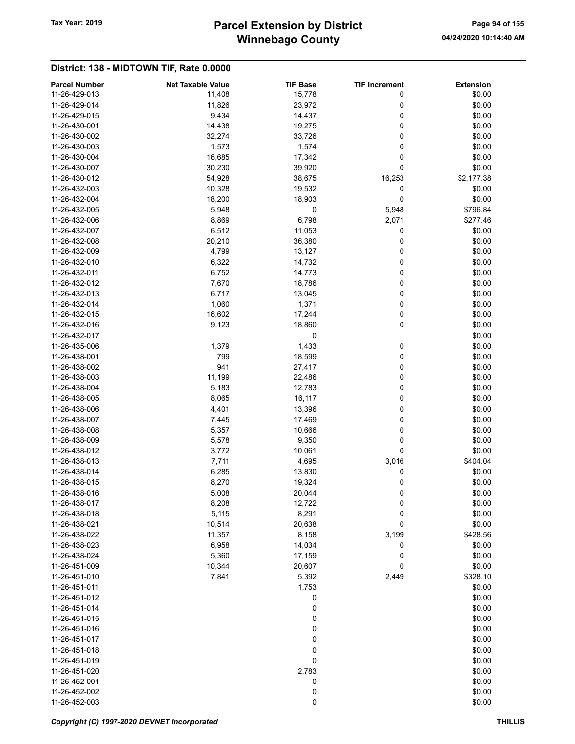# Parcel Extension by District
# Winnebago County

Tax Year: 2019

04/24/2020 10:14:40 AM

## District: 138 - MIDTOWN TIF, Rate 0.0000

| Parcel Number | Net Taxable Value | TIF Base | TIF Increment | Extension |
|---|---|---|---|---|
| 11-26-429-013 | 11,408 | 15,778 | 0 | $0.00 |
| 11-26-429-014 | 11,826 | 23,972 | 0 | $0.00 |
| 11-26-429-015 | 9,434 | 14,437 | 0 | $0.00 |
| 11-26-430-001 | 14,438 | 19,275 | 0 | $0.00 |
| 11-26-430-002 | 32,274 | 33,726 | 0 | $0.00 |
| 11-26-430-003 | 1,573 | 1,574 | 0 | $0.00 |
| 11-26-430-004 | 16,685 | 17,342 | 0 | $0.00 |
| 11-26-430-007 | 30,230 | 39,920 | 0 | $0.00 |
| 11-26-430-012 | 54,928 | 38,675 | 16,253 | $2,177.38 |
| 11-26-432-003 | 10,328 | 19,532 | 0 | $0.00 |
| 11-26-432-004 | 18,200 | 18,903 | 0 | $0.00 |
| 11-26-432-005 | 5,948 | 0 | 5,948 | $796.84 |
| 11-26-432-006 | 8,869 | 6,798 | 2,071 | $277.46 |
| 11-26-432-007 | 6,512 | 11,053 | 0 | $0.00 |
| 11-26-432-008 | 20,210 | 36,380 | 0 | $0.00 |
| 11-26-432-009 | 4,799 | 13,127 | 0 | $0.00 |
| 11-26-432-010 | 6,322 | 14,732 | 0 | $0.00 |
| 11-26-432-011 | 6,752 | 14,773 | 0 | $0.00 |
| 11-26-432-012 | 7,670 | 18,786 | 0 | $0.00 |
| 11-26-432-013 | 6,717 | 13,045 | 0 | $0.00 |
| 11-26-432-014 | 1,060 | 1,371 | 0 | $0.00 |
| 11-26-432-015 | 16,602 | 17,244 | 0 | $0.00 |
| 11-26-432-016 | 9,123 | 18,860 | 0 | $0.00 |
| 11-26-432-017 | | 0 | | $0.00 |
| 11-26-435-006 | 1,379 | 1,433 | 0 | $0.00 |
| 11-26-438-001 | 799 | 18,599 | 0 | $0.00 |
| 11-26-438-002 | 941 | 27,417 | 0 | $0.00 |
| 11-26-438-003 | 11,199 | 22,486 | 0 | $0.00 |
| 11-26-438-004 | 5,183 | 12,783 | 0 | $0.00 |
| 11-26-438-005 | 8,065 | 16,117 | 0 | $0.00 |
| 11-26-438-006 | 4,401 | 13,396 | 0 | $0.00 |
| 11-26-438-007 | 7,445 | 17,469 | 0 | $0.00 |
| 11-26-438-008 | 5,357 | 10,666 | 0 | $0.00 |
| 11-26-438-009 | 5,578 | 9,350 | 0 | $0.00 |
| 11-26-438-012 | 3,772 | 10,061 | 0 | $0.00 |
| 11-26-438-013 | 7,711 | 4,695 | 3,016 | $404.04 |
| 11-26-438-014 | 6,285 | 13,830 | 0 | $0.00 |
| 11-26-438-015 | 8,270 | 19,324 | 0 | $0.00 |
| 11-26-438-016 | 5,008 | 20,044 | 0 | $0.00 |
| 11-26-438-017 | 8,208 | 12,722 | 0 | $0.00 |
| 11-26-438-018 | 5,115 | 8,291 | 0 | $0.00 |
| 11-26-438-021 | 10,514 | 20,638 | 0 | $0.00 |
| 11-26-438-022 | 11,357 | 8,158 | 3,199 | $428.56 |
| 11-26-438-023 | 6,958 | 14,034 | 0 | $0.00 |
| 11-26-438-024 | 5,360 | 17,159 | 0 | $0.00 |
| 11-26-451-009 | 10,344 | 20,607 | 0 | $0.00 |
| 11-26-451-010 | 7,841 | 5,392 | 2,449 | $328.10 |
| 11-26-451-011 | | 1,753 | | $0.00 |
| 11-26-451-012 | | 0 | | $0.00 |
| 11-26-451-014 | | 0 | | $0.00 |
| 11-26-451-015 | | 0 | | $0.00 |
| 11-26-451-016 | | 0 | | $0.00 |
| 11-26-451-017 | | 0 | | $0.00 |
| 11-26-451-018 | | 0 | | $0.00 |
| 11-26-451-019 | | 0 | | $0.00 |
| 11-26-451-020 | | 2,783 | | $0.00 |
| 11-26-452-001 | | 0 | | $0.00 |
| 11-26-452-002 | | 0 | | $0.00 |
| 11-26-452-003 | | 0 | | $0.00 |

*Copyright (C) 1997-2020 DEVNET Incorporated* THILLIS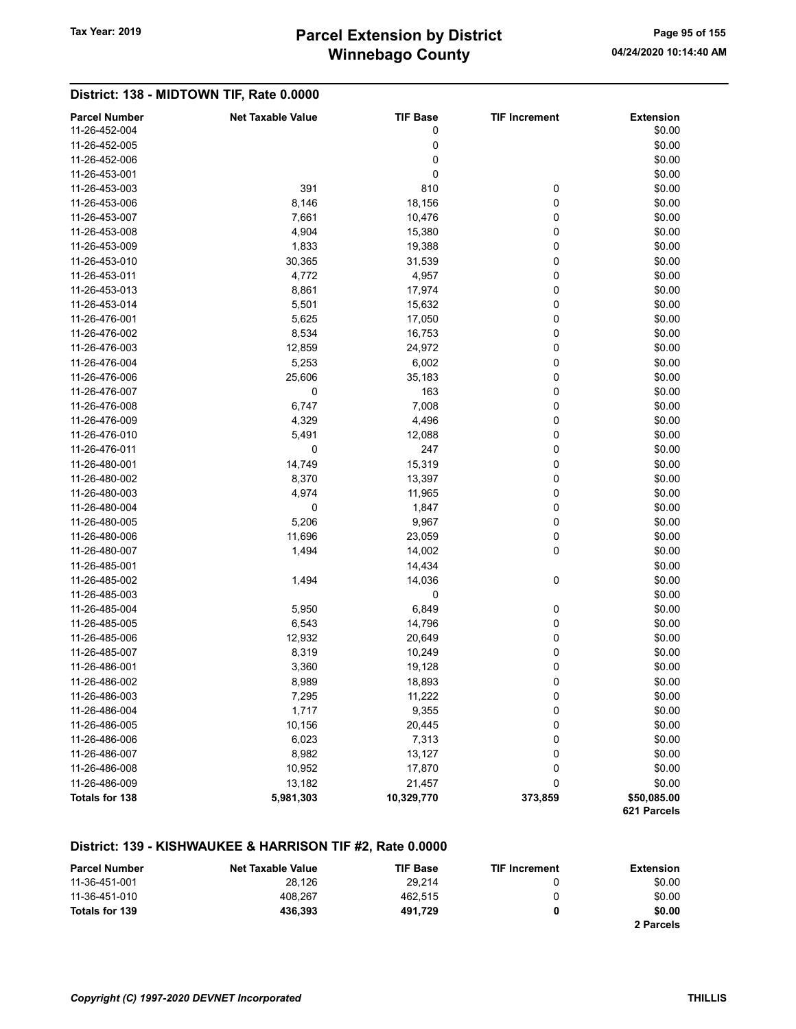## District: 138 - MIDTOWN TIF, Rate 0.0000

| Parcel Number | Net Taxable Value | TIF Base | TIF Increment | Extension |
|---|---|---|---|---|
| 11-26-452-004 | | 0 | | $0.00 |
| 11-26-452-005 | | 0 | | $0.00 |
| 11-26-452-006 | | 0 | | $0.00 |
| 11-26-453-001 | | 0 | | $0.00 |
| 11-26-453-003 | 391 | 810 | 0 | $0.00 |
| 11-26-453-006 | 8,146 | 18,156 | 0 | $0.00 |
| 11-26-453-007 | 7,661 | 10,476 | 0 | $0.00 |
| 11-26-453-008 | 4,904 | 15,380 | 0 | $0.00 |
| 11-26-453-009 | 1,833 | 19,388 | 0 | $0.00 |
| 11-26-453-010 | 30,365 | 31,539 | 0 | $0.00 |
| 11-26-453-011 | 4,772 | 4,957 | 0 | $0.00 |
| 11-26-453-013 | 8,861 | 17,974 | 0 | $0.00 |
| 11-26-453-014 | 5,501 | 15,632 | 0 | $0.00 |
| 11-26-476-001 | 5,625 | 17,050 | 0 | $0.00 |
| 11-26-476-002 | 8,534 | 16,753 | 0 | $0.00 |
| 11-26-476-003 | 12,859 | 24,972 | 0 | $0.00 |
| 11-26-476-004 | 5,253 | 6,002 | 0 | $0.00 |
| 11-26-476-006 | 25,606 | 35,183 | 0 | $0.00 |
| 11-26-476-007 | 0 | 163 | 0 | $0.00 |
| 11-26-476-008 | 6,747 | 7,008 | 0 | $0.00 |
| 11-26-476-009 | 4,329 | 4,496 | 0 | $0.00 |
| 11-26-476-010 | 5,491 | 12,088 | 0 | $0.00 |
| 11-26-476-011 | 0 | 247 | 0 | $0.00 |
| 11-26-480-001 | 14,749 | 15,319 | 0 | $0.00 |
| 11-26-480-002 | 8,370 | 13,397 | 0 | $0.00 |
| 11-26-480-003 | 4,974 | 11,965 | 0 | $0.00 |
| 11-26-480-004 | 0 | 1,847 | 0 | $0.00 |
| 11-26-480-005 | 5,206 | 9,967 | 0 | $0.00 |
| 11-26-480-006 | 11,696 | 23,059 | 0 | $0.00 |
| 11-26-480-007 | 1,494 | 14,002 | 0 | $0.00 |
| 11-26-485-001 | | 14,434 | | $0.00 |
| 11-26-485-002 | 1,494 | 14,036 | 0 | $0.00 |
| 11-26-485-003 | | 0 | | $0.00 |
| 11-26-485-004 | 5,950 | 6,849 | 0 | $0.00 |
| 11-26-485-005 | 6,543 | 14,796 | 0 | $0.00 |
| 11-26-485-006 | 12,932 | 20,649 | 0 | $0.00 |
| 11-26-485-007 | 8,319 | 10,249 | 0 | $0.00 |
| 11-26-486-001 | 3,360 | 19,128 | 0 | $0.00 |
| 11-26-486-002 | 8,989 | 18,893 | 0 | $0.00 |
| 11-26-486-003 | 7,295 | 11,222 | 0 | $0.00 |
| 11-26-486-004 | 1,717 | 9,355 | 0 | $0.00 |
| 11-26-486-005 | 10,156 | 20,445 | 0 | $0.00 |
| 11-26-486-006 | 6,023 | 7,313 | 0 | $0.00 |
| 11-26-486-007 | 8,982 | 13,127 | 0 | $0.00 |
| 11-26-486-008 | 10,952 | 17,870 | 0 | $0.00 |
| 11-26-486-009 | 13,182 | 21,457 | 0 | $0.00 |
| **Totals for 138** | **5,981,303** | **10,329,770** | **373,859** | **$50,085.00** |
| | | | | **621 Parcels** |

## District: 139 - KISHWAUKEE & HARRISON TIF #2, Rate 0.0000

| Parcel Number | Net Taxable Value | TIF Base | TIF Increment | Extension |
|---|---|---|---|---|
| 11-36-451-001 | 28,126 | 29,214 | 0 | $0.00 |
| 11-36-451-010 | 408,267 | 462,515 | 0 | $0.00 |
| **Totals for 139** | **436,393** | **491,729** | **0** | **$0.00** |
| | | | | **2 Parcels** |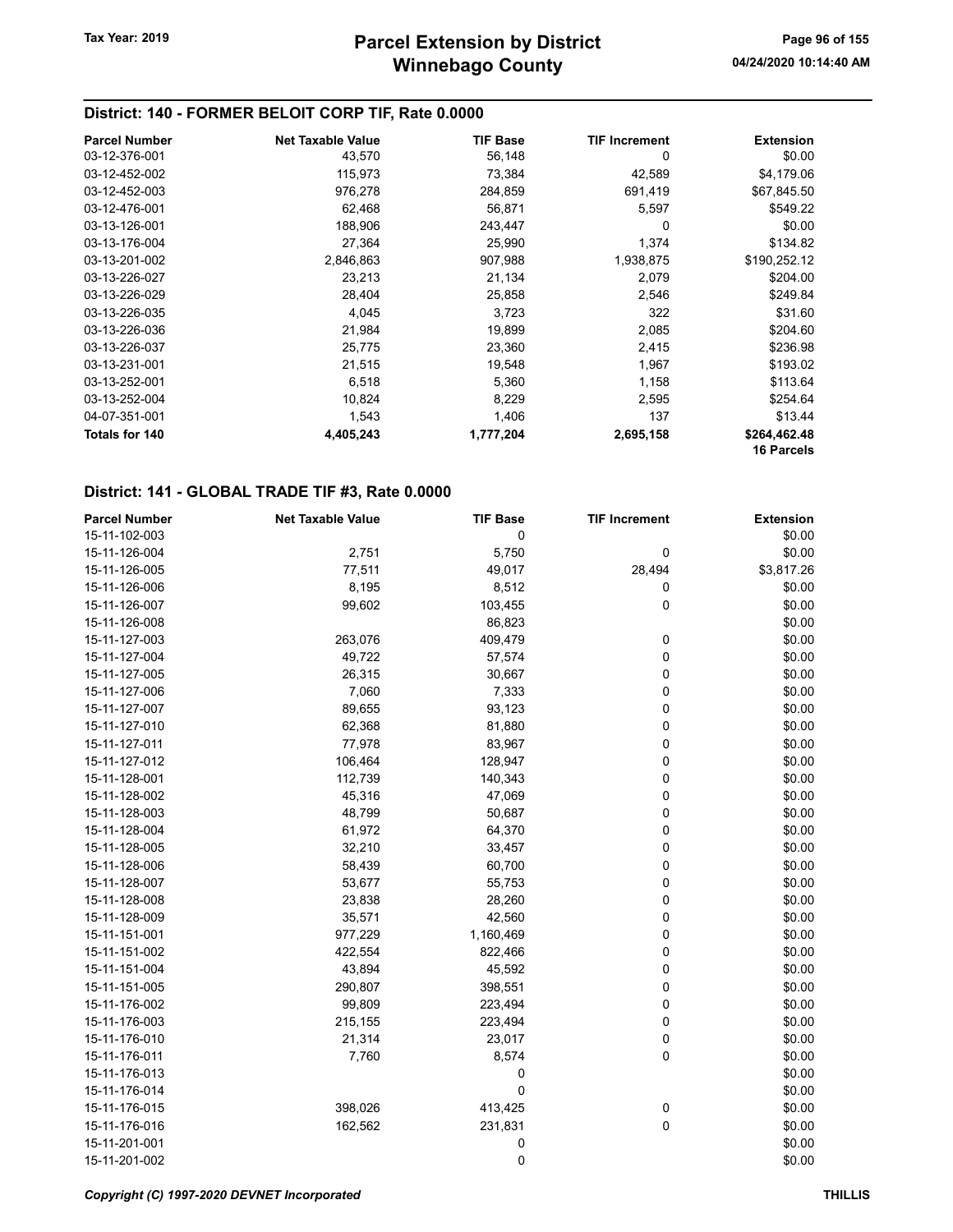## District: 140 - FORMER BELOIT CORP TIF, Rate 0.0000

| Parcel Number | Net Taxable Value | TIF Base | TIF Increment | Extension |
|---|---|---|---|---|
| 03-12-376-001 | 43,570 | 56,148 | 0 | $0.00 |
| 03-12-452-002 | 115,973 | 73,384 | 42,589 | $4,179.06 |
| 03-12-452-003 | 976,278 | 284,859 | 691,419 | $67,845.50 |
| 03-12-476-001 | 62,468 | 56,871 | 5,597 | $549.22 |
| 03-13-126-001 | 188,906 | 243,447 | 0 | $0.00 |
| 03-13-176-004 | 27,364 | 25,990 | 1,374 | $134.82 |
| 03-13-201-002 | 2,846,863 | 907,988 | 1,938,875 | $190,252.12 |
| 03-13-226-027 | 23,213 | 21,134 | 2,079 | $204.00 |
| 03-13-226-029 | 28,404 | 25,858 | 2,546 | $249.84 |
| 03-13-226-035 | 4,045 | 3,723 | 322 | $31.60 |
| 03-13-226-036 | 21,984 | 19,899 | 2,085 | $204.60 |
| 03-13-226-037 | 25,775 | 23,360 | 2,415 | $236.98 |
| 03-13-231-001 | 21,515 | 19,548 | 1,967 | $193.02 |
| 03-13-252-001 | 6,518 | 5,360 | 1,158 | $113.64 |
| 03-13-252-004 | 10,824 | 8,229 | 2,595 | $254.64 |
| 04-07-351-001 | 1,543 | 1,406 | 137 | $13.44 |
| **Totals for 140** | **4,405,243** | **1,777,204** | **2,695,158** | **$264,462.48** **16 Parcels** |

## District: 141 - GLOBAL TRADE TIF #3, Rate 0.0000

| Parcel Number | Net Taxable Value | TIF Base | TIF Increment | Extension |
|---|---|---|---|---|
| 15-11-102-003 | | 0 | | $0.00 |
| 15-11-126-004 | 2,751 | 5,750 | 0 | $0.00 |
| 15-11-126-005 | 77,511 | 49,017 | 28,494 | $3,817.26 |
| 15-11-126-006 | 8,195 | 8,512 | 0 | $0.00 |
| 15-11-126-007 | 99,602 | 103,455 | 0 | $0.00 |
| 15-11-126-008 | | 86,823 | | $0.00 |
| 15-11-127-003 | 263,076 | 409,479 | 0 | $0.00 |
| 15-11-127-004 | 49,722 | 57,574 | 0 | $0.00 |
| 15-11-127-005 | 26,315 | 30,667 | 0 | $0.00 |
| 15-11-127-006 | 7,060 | 7,333 | 0 | $0.00 |
| 15-11-127-007 | 89,655 | 93,123 | 0 | $0.00 |
| 15-11-127-010 | 62,368 | 81,880 | 0 | $0.00 |
| 15-11-127-011 | 77,978 | 83,967 | 0 | $0.00 |
| 15-11-127-012 | 106,464 | 128,947 | 0 | $0.00 |
| 15-11-128-001 | 112,739 | 140,343 | 0 | $0.00 |
| 15-11-128-002 | 45,316 | 47,069 | 0 | $0.00 |
| 15-11-128-003 | 48,799 | 50,687 | 0 | $0.00 |
| 15-11-128-004 | 61,972 | 64,370 | 0 | $0.00 |
| 15-11-128-005 | 32,210 | 33,457 | 0 | $0.00 |
| 15-11-128-006 | 58,439 | 60,700 | 0 | $0.00 |
| 15-11-128-007 | 53,677 | 55,753 | 0 | $0.00 |
| 15-11-128-008 | 23,838 | 28,260 | 0 | $0.00 |
| 15-11-128-009 | 35,571 | 42,560 | 0 | $0.00 |
| 15-11-151-001 | 977,229 | 1,160,469 | 0 | $0.00 |
| 15-11-151-002 | 422,554 | 822,466 | 0 | $0.00 |
| 15-11-151-004 | 43,894 | 45,592 | 0 | $0.00 |
| 15-11-151-005 | 290,807 | 398,551 | 0 | $0.00 |
| 15-11-176-002 | 99,809 | 223,494 | 0 | $0.00 |
| 15-11-176-003 | 215,155 | 223,494 | 0 | $0.00 |
| 15-11-176-010 | 21,314 | 23,017 | 0 | $0.00 |
| 15-11-176-011 | 7,760 | 8,574 | 0 | $0.00 |
| 15-11-176-013 | | 0 | | $0.00 |
| 15-11-176-014 | | 0 | | $0.00 |
| 15-11-176-015 | 398,026 | 413,425 | 0 | $0.00 |
| 15-11-176-016 | 162,562 | 231,831 | 0 | $0.00 |
| 15-11-201-001 | | 0 | | $0.00 |
| 15-11-201-002 | | 0 | | $0.00 |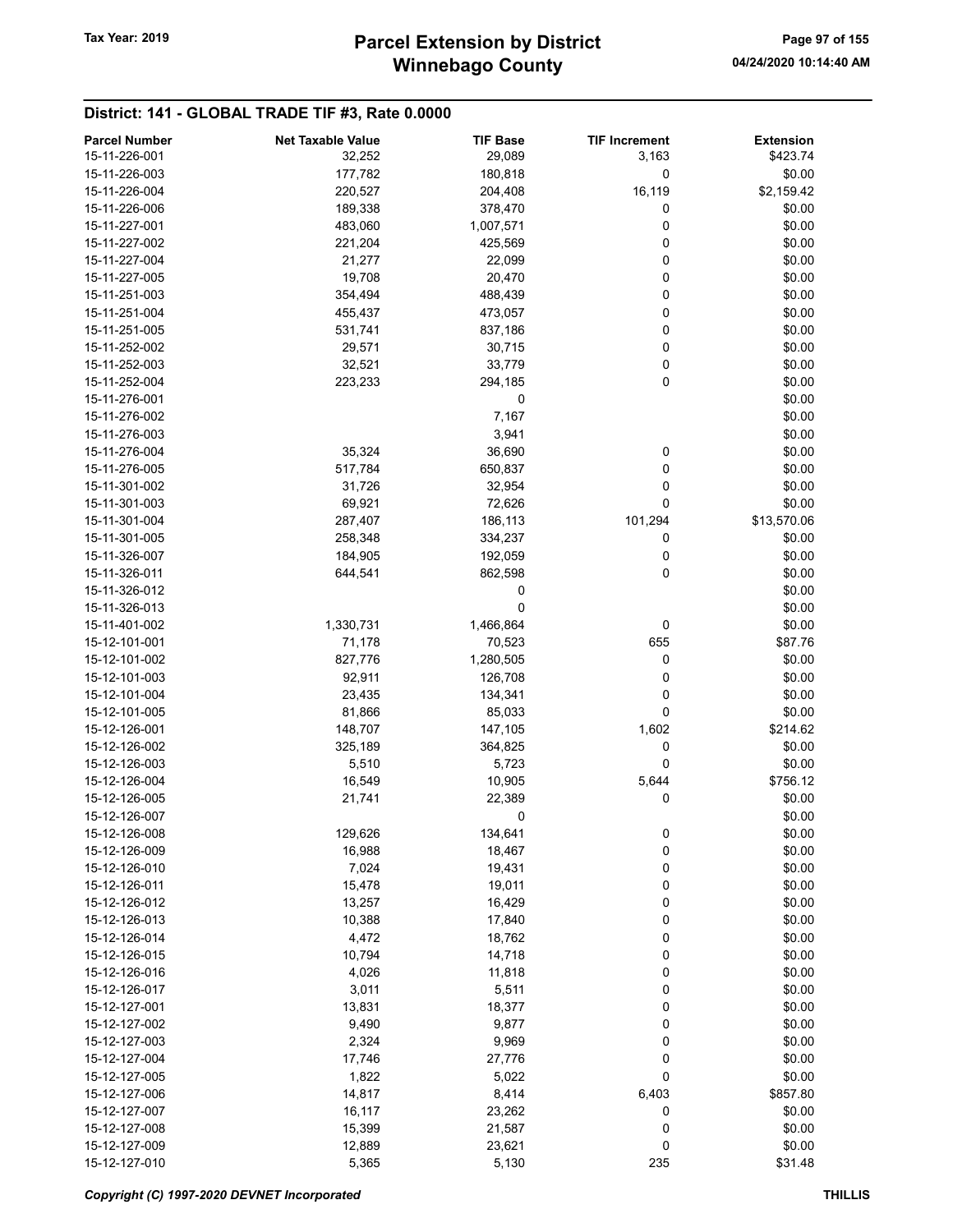## District: 141 - GLOBAL TRADE TIF #3, Rate 0.0000

| Parcel Number | Net Taxable Value | TIF Base | TIF Increment | Extension |
|---|---|---|---|---|
| 15-11-226-001 | 32,252 | 29,089 | 3,163 | $423.74 |
| 15-11-226-003 | 177,782 | 180,818 | 0 | $0.00 |
| 15-11-226-004 | 220,527 | 204,408 | 16,119 | $2,159.42 |
| 15-11-226-006 | 189,338 | 378,470 | 0 | $0.00 |
| 15-11-227-001 | 483,060 | 1,007,571 | 0 | $0.00 |
| 15-11-227-002 | 221,204 | 425,569 | 0 | $0.00 |
| 15-11-227-004 | 21,277 | 22,099 | 0 | $0.00 |
| 15-11-227-005 | 19,708 | 20,470 | 0 | $0.00 |
| 15-11-251-003 | 354,494 | 488,439 | 0 | $0.00 |
| 15-11-251-004 | 455,437 | 473,057 | 0 | $0.00 |
| 15-11-251-005 | 531,741 | 837,186 | 0 | $0.00 |
| 15-11-252-002 | 29,571 | 30,715 | 0 | $0.00 |
| 15-11-252-003 | 32,521 | 33,779 | 0 | $0.00 |
| 15-11-252-004 | 223,233 | 294,185 | 0 | $0.00 |
| 15-11-276-001 | | 0 | | $0.00 |
| 15-11-276-002 | | 7,167 | | $0.00 |
| 15-11-276-003 | | 3,941 | | $0.00 |
| 15-11-276-004 | 35,324 | 36,690 | 0 | $0.00 |
| 15-11-276-005 | 517,784 | 650,837 | 0 | $0.00 |
| 15-11-301-002 | 31,726 | 32,954 | 0 | $0.00 |
| 15-11-301-003 | 69,921 | 72,626 | 0 | $0.00 |
| 15-11-301-004 | 287,407 | 186,113 | 101,294 | $13,570.06 |
| 15-11-301-005 | 258,348 | 334,237 | 0 | $0.00 |
| 15-11-326-007 | 184,905 | 192,059 | 0 | $0.00 |
| 15-11-326-011 | 644,541 | 862,598 | 0 | $0.00 |
| 15-11-326-012 | | 0 | | $0.00 |
| 15-11-326-013 | | 0 | | $0.00 |
| 15-11-401-002 | 1,330,731 | 1,466,864 | 0 | $0.00 |
| 15-12-101-001 | 71,178 | 70,523 | 655 | $87.76 |
| 15-12-101-002 | 827,776 | 1,280,505 | 0 | $0.00 |
| 15-12-101-003 | 92,911 | 126,708 | 0 | $0.00 |
| 15-12-101-004 | 23,435 | 134,341 | 0 | $0.00 |
| 15-12-101-005 | 81,866 | 85,033 | 0 | $0.00 |
| 15-12-126-001 | 148,707 | 147,105 | 1,602 | $214.62 |
| 15-12-126-002 | 325,189 | 364,825 | 0 | $0.00 |
| 15-12-126-003 | 5,510 | 5,723 | 0 | $0.00 |
| 15-12-126-004 | 16,549 | 10,905 | 5,644 | $756.12 |
| 15-12-126-005 | 21,741 | 22,389 | 0 | $0.00 |
| 15-12-126-007 | | 0 | | $0.00 |
| 15-12-126-008 | 129,626 | 134,641 | 0 | $0.00 |
| 15-12-126-009 | 16,988 | 18,467 | 0 | $0.00 |
| 15-12-126-010 | 7,024 | 19,431 | 0 | $0.00 |
| 15-12-126-011 | 15,478 | 19,011 | 0 | $0.00 |
| 15-12-126-012 | 13,257 | 16,429 | 0 | $0.00 |
| 15-12-126-013 | 10,388 | 17,840 | 0 | $0.00 |
| 15-12-126-014 | 4,472 | 18,762 | 0 | $0.00 |
| 15-12-126-015 | 10,794 | 14,718 | 0 | $0.00 |
| 15-12-126-016 | 4,026 | 11,818 | 0 | $0.00 |
| 15-12-126-017 | 3,011 | 5,511 | 0 | $0.00 |
| 15-12-127-001 | 13,831 | 18,377 | 0 | $0.00 |
| 15-12-127-002 | 9,490 | 9,877 | 0 | $0.00 |
| 15-12-127-003 | 2,324 | 9,969 | 0 | $0.00 |
| 15-12-127-004 | 17,746 | 27,776 | 0 | $0.00 |
| 15-12-127-005 | 1,822 | 5,022 | 0 | $0.00 |
| 15-12-127-006 | 14,817 | 8,414 | 6,403 | $857.80 |
| 15-12-127-007 | 16,117 | 23,262 | 0 | $0.00 |
| 15-12-127-008 | 15,399 | 21,587 | 0 | $0.00 |
| 15-12-127-009 | 12,889 | 23,621 | 0 | $0.00 |
| 15-12-127-010 | 5,365 | 5,130 | 235 | $31.48 |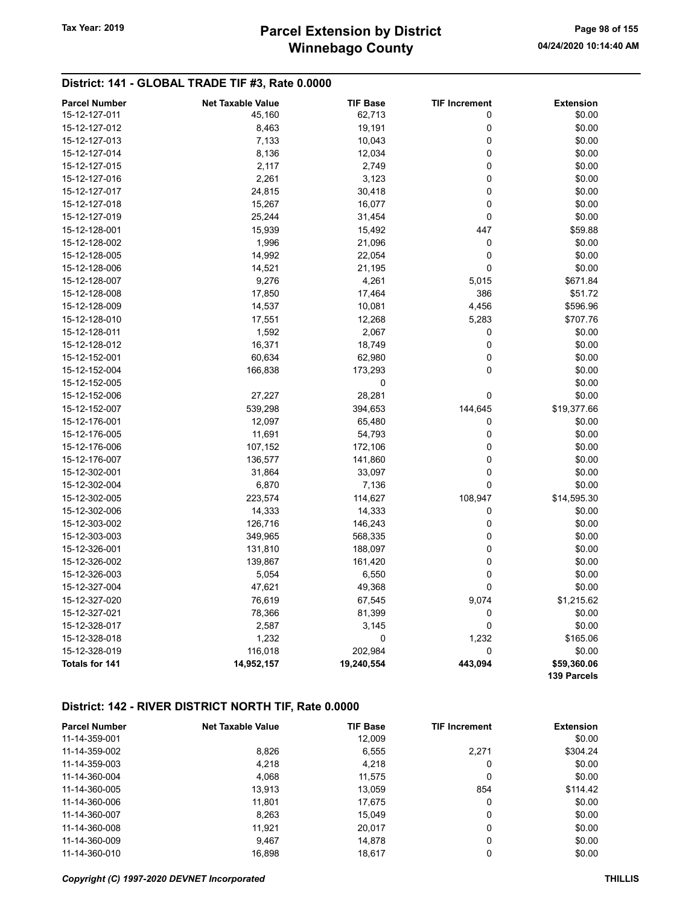## District: 141 - GLOBAL TRADE TIF #3, Rate 0.0000

| Parcel Number | Net Taxable Value | TIF Base | TIF Increment | Extension |
|---|---|---|---|---|
| 15-12-127-011 | 45,160 | 62,713 | 0 | $0.00 |
| 15-12-127-012 | 8,463 | 19,191 | 0 | $0.00 |
| 15-12-127-013 | 7,133 | 10,043 | 0 | $0.00 |
| 15-12-127-014 | 8,136 | 12,034 | 0 | $0.00 |
| 15-12-127-015 | 2,117 | 2,749 | 0 | $0.00 |
| 15-12-127-016 | 2,261 | 3,123 | 0 | $0.00 |
| 15-12-127-017 | 24,815 | 30,418 | 0 | $0.00 |
| 15-12-127-018 | 15,267 | 16,077 | 0 | $0.00 |
| 15-12-127-019 | 25,244 | 31,454 | 0 | $0.00 |
| 15-12-128-001 | 15,939 | 15,492 | 447 | $59.88 |
| 15-12-128-002 | 1,996 | 21,096 | 0 | $0.00 |
| 15-12-128-005 | 14,992 | 22,054 | 0 | $0.00 |
| 15-12-128-006 | 14,521 | 21,195 | 0 | $0.00 |
| 15-12-128-007 | 9,276 | 4,261 | 5,015 | $671.84 |
| 15-12-128-008 | 17,850 | 17,464 | 386 | $51.72 |
| 15-12-128-009 | 14,537 | 10,081 | 4,456 | $596.96 |
| 15-12-128-010 | 17,551 | 12,268 | 5,283 | $707.76 |
| 15-12-128-011 | 1,592 | 2,067 | 0 | $0.00 |
| 15-12-128-012 | 16,371 | 18,749 | 0 | $0.00 |
| 15-12-152-001 | 60,634 | 62,980 | 0 | $0.00 |
| 15-12-152-004 | 166,838 | 173,293 | 0 | $0.00 |
| 15-12-152-005 | | 0 | | $0.00 |
| 15-12-152-006 | 27,227 | 28,281 | 0 | $0.00 |
| 15-12-152-007 | 539,298 | 394,653 | 144,645 | $19,377.66 |
| 15-12-176-001 | 12,097 | 65,480 | 0 | $0.00 |
| 15-12-176-005 | 11,691 | 54,793 | 0 | $0.00 |
| 15-12-176-006 | 107,152 | 172,106 | 0 | $0.00 |
| 15-12-176-007 | 136,577 | 141,860 | 0 | $0.00 |
| 15-12-302-001 | 31,864 | 33,097 | 0 | $0.00 |
| 15-12-302-004 | 6,870 | 7,136 | 0 | $0.00 |
| 15-12-302-005 | 223,574 | 114,627 | 108,947 | $14,595.30 |
| 15-12-302-006 | 14,333 | 14,333 | 0 | $0.00 |
| 15-12-303-002 | 126,716 | 146,243 | 0 | $0.00 |
| 15-12-303-003 | 349,965 | 568,335 | 0 | $0.00 |
| 15-12-326-001 | 131,810 | 188,097 | 0 | $0.00 |
| 15-12-326-002 | 139,867 | 161,420 | 0 | $0.00 |
| 15-12-326-003 | 5,054 | 6,550 | 0 | $0.00 |
| 15-12-327-004 | 47,621 | 49,368 | 0 | $0.00 |
| 15-12-327-020 | 76,619 | 67,545 | 9,074 | $1,215.62 |
| 15-12-327-021 | 78,366 | 81,399 | 0 | $0.00 |
| 15-12-328-017 | 2,587 | 3,145 | 0 | $0.00 |
| 15-12-328-018 | 1,232 | 0 | 1,232 | $165.06 |
| 15-12-328-019 | 116,018 | 202,984 | 0 | $0.00 |
| **Totals for 141** | **14,952,157** | **19,240,554** | **443,094** | **$59,360.06** |
| | | | | **139 Parcels** |

## District: 142 - RIVER DISTRICT NORTH TIF, Rate 0.0000

| Parcel Number | Net Taxable Value | TIF Base | TIF Increment | Extension |
|---|---|---|---|---|
| 11-14-359-001 | | 12,009 | | $0.00 |
| 11-14-359-002 | 8,826 | 6,555 | 2,271 | $304.24 |
| 11-14-359-003 | 4,218 | 4,218 | 0 | $0.00 |
| 11-14-360-004 | 4,068 | 11,575 | 0 | $0.00 |
| 11-14-360-005 | 13,913 | 13,059 | 854 | $114.42 |
| 11-14-360-006 | 11,801 | 17,675 | 0 | $0.00 |
| 11-14-360-007 | 8,263 | 15,049 | 0 | $0.00 |
| 11-14-360-008 | 11,921 | 20,017 | 0 | $0.00 |
| 11-14-360-009 | 9,467 | 14,878 | 0 | $0.00 |
| 11-14-360-010 | 16,898 | 18,617 | 0 | $0.00 |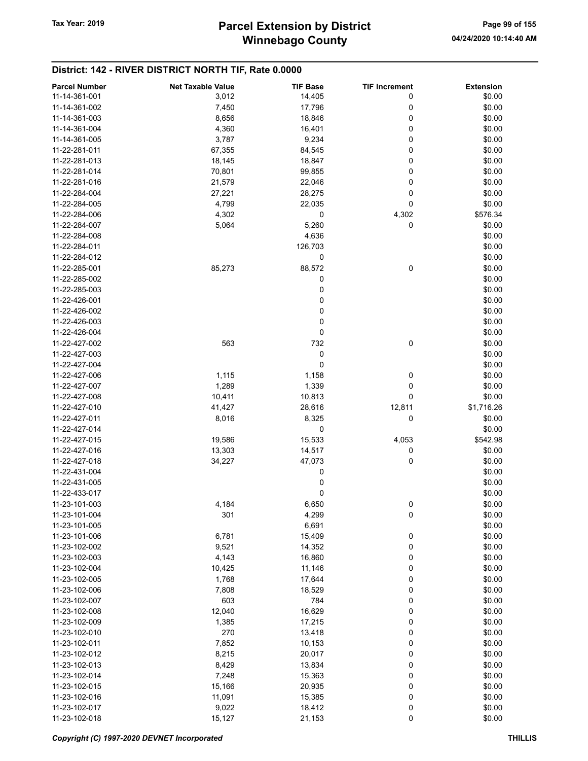## District: 142 - RIVER DISTRICT NORTH TIF, Rate 0.0000

| Parcel Number | Net Taxable Value | TIF Base | TIF Increment | Extension |
|---|---|---|---|---|
| 11-14-361-001 | 3,012 | 14,405 | 0 | $0.00 |
| 11-14-361-002 | 7,450 | 17,796 | 0 | $0.00 |
| 11-14-361-003 | 8,656 | 18,846 | 0 | $0.00 |
| 11-14-361-004 | 4,360 | 16,401 | 0 | $0.00 |
| 11-14-361-005 | 3,787 | 9,234 | 0 | $0.00 |
| 11-22-281-011 | 67,355 | 84,545 | 0 | $0.00 |
| 11-22-281-013 | 18,145 | 18,847 | 0 | $0.00 |
| 11-22-281-014 | 70,801 | 99,855 | 0 | $0.00 |
| 11-22-281-016 | 21,579 | 22,046 | 0 | $0.00 |
| 11-22-284-004 | 27,221 | 28,275 | 0 | $0.00 |
| 11-22-284-005 | 4,799 | 22,035 | 0 | $0.00 |
| 11-22-284-006 | 4,302 | 0 | 4,302 | $576.34 |
| 11-22-284-007 | 5,064 | 5,260 | 0 | $0.00 |
| 11-22-284-008 | | 4,636 | | $0.00 |
| 11-22-284-011 | | 126,703 | | $0.00 |
| 11-22-284-012 | | 0 | | $0.00 |
| 11-22-285-001 | 85,273 | 88,572 | 0 | $0.00 |
| 11-22-285-002 | | 0 | | $0.00 |
| 11-22-285-003 | | 0 | | $0.00 |
| 11-22-426-001 | | 0 | | $0.00 |
| 11-22-426-002 | | 0 | | $0.00 |
| 11-22-426-003 | | 0 | | $0.00 |
| 11-22-426-004 | | 0 | | $0.00 |
| 11-22-427-002 | 563 | 732 | 0 | $0.00 |
| 11-22-427-003 | | 0 | | $0.00 |
| 11-22-427-004 | | 0 | | $0.00 |
| 11-22-427-006 | 1,115 | 1,158 | 0 | $0.00 |
| 11-22-427-007 | 1,289 | 1,339 | 0 | $0.00 |
| 11-22-427-008 | 10,411 | 10,813 | 0 | $0.00 |
| 11-22-427-010 | 41,427 | 28,616 | 12,811 | $1,716.26 |
| 11-22-427-011 | 8,016 | 8,325 | 0 | $0.00 |
| 11-22-427-014 | | 0 | | $0.00 |
| 11-22-427-015 | 19,586 | 15,533 | 4,053 | $542.98 |
| 11-22-427-016 | 13,303 | 14,517 | 0 | $0.00 |
| 11-22-427-018 | 34,227 | 47,073 | 0 | $0.00 |
| 11-22-431-004 | | 0 | | $0.00 |
| 11-22-431-005 | | 0 | | $0.00 |
| 11-22-433-017 | | 0 | | $0.00 |
| 11-23-101-003 | 4,184 | 6,650 | 0 | $0.00 |
| 11-23-101-004 | 301 | 4,299 | 0 | $0.00 |
| 11-23-101-005 | | 6,691 | | $0.00 |
| 11-23-101-006 | 6,781 | 15,409 | 0 | $0.00 |
| 11-23-102-002 | 9,521 | 14,352 | 0 | $0.00 |
| 11-23-102-003 | 4,143 | 16,860 | 0 | $0.00 |
| 11-23-102-004 | 10,425 | 11,146 | 0 | $0.00 |
| 11-23-102-005 | 1,768 | 17,644 | 0 | $0.00 |
| 11-23-102-006 | 7,808 | 18,529 | 0 | $0.00 |
| 11-23-102-007 | 603 | 784 | 0 | $0.00 |
| 11-23-102-008 | 12,040 | 16,629 | 0 | $0.00 |
| 11-23-102-009 | 1,385 | 17,215 | 0 | $0.00 |
| 11-23-102-010 | 270 | 13,418 | 0 | $0.00 |
| 11-23-102-011 | 7,852 | 10,153 | 0 | $0.00 |
| 11-23-102-012 | 8,215 | 20,017 | 0 | $0.00 |
| 11-23-102-013 | 8,429 | 13,834 | 0 | $0.00 |
| 11-23-102-014 | 7,248 | 15,363 | 0 | $0.00 |
| 11-23-102-015 | 15,166 | 20,935 | 0 | $0.00 |
| 11-23-102-016 | 11,091 | 15,385 | 0 | $0.00 |
| 11-23-102-017 | 9,022 | 18,412 | 0 | $0.00 |
| 11-23-102-018 | 15,127 | 21,153 | 0 | $0.00 |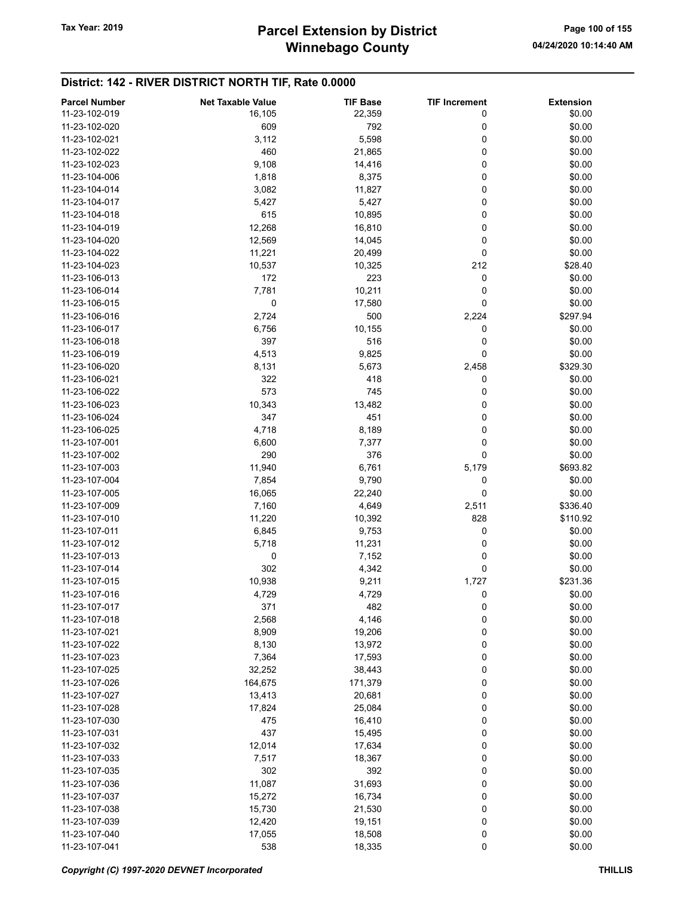## District: 142 - RIVER DISTRICT NORTH TIF, Rate 0.0000

| Parcel Number | Net Taxable Value | TIF Base | TIF Increment | Extension |
|---|---|---|---|---|
| 11-23-102-019 | 16,105 | 22,359 | 0 | $0.00 |
| 11-23-102-020 | 609 | 792 | 0 | $0.00 |
| 11-23-102-021 | 3,112 | 5,598 | 0 | $0.00 |
| 11-23-102-022 | 460 | 21,865 | 0 | $0.00 |
| 11-23-102-023 | 9,108 | 14,416 | 0 | $0.00 |
| 11-23-104-006 | 1,818 | 8,375 | 0 | $0.00 |
| 11-23-104-014 | 3,082 | 11,827 | 0 | $0.00 |
| 11-23-104-017 | 5,427 | 5,427 | 0 | $0.00 |
| 11-23-104-018 | 615 | 10,895 | 0 | $0.00 |
| 11-23-104-019 | 12,268 | 16,810 | 0 | $0.00 |
| 11-23-104-020 | 12,569 | 14,045 | 0 | $0.00 |
| 11-23-104-022 | 11,221 | 20,499 | 0 | $0.00 |
| 11-23-104-023 | 10,537 | 10,325 | 212 | $28.40 |
| 11-23-106-013 | 172 | 223 | 0 | $0.00 |
| 11-23-106-014 | 7,781 | 10,211 | 0 | $0.00 |
| 11-23-106-015 | 0 | 17,580 | 0 | $0.00 |
| 11-23-106-016 | 2,724 | 500 | 2,224 | $297.94 |
| 11-23-106-017 | 6,756 | 10,155 | 0 | $0.00 |
| 11-23-106-018 | 397 | 516 | 0 | $0.00 |
| 11-23-106-019 | 4,513 | 9,825 | 0 | $0.00 |
| 11-23-106-020 | 8,131 | 5,673 | 2,458 | $329.30 |
| 11-23-106-021 | 322 | 418 | 0 | $0.00 |
| 11-23-106-022 | 573 | 745 | 0 | $0.00 |
| 11-23-106-023 | 10,343 | 13,482 | 0 | $0.00 |
| 11-23-106-024 | 347 | 451 | 0 | $0.00 |
| 11-23-106-025 | 4,718 | 8,189 | 0 | $0.00 |
| 11-23-107-001 | 6,600 | 7,377 | 0 | $0.00 |
| 11-23-107-002 | 290 | 376 | 0 | $0.00 |
| 11-23-107-003 | 11,940 | 6,761 | 5,179 | $693.82 |
| 11-23-107-004 | 7,854 | 9,790 | 0 | $0.00 |
| 11-23-107-005 | 16,065 | 22,240 | 0 | $0.00 |
| 11-23-107-009 | 7,160 | 4,649 | 2,511 | $336.40 |
| 11-23-107-010 | 11,220 | 10,392 | 828 | $110.92 |
| 11-23-107-011 | 6,845 | 9,753 | 0 | $0.00 |
| 11-23-107-012 | 5,718 | 11,231 | 0 | $0.00 |
| 11-23-107-013 | 0 | 7,152 | 0 | $0.00 |
| 11-23-107-014 | 302 | 4,342 | 0 | $0.00 |
| 11-23-107-015 | 10,938 | 9,211 | 1,727 | $231.36 |
| 11-23-107-016 | 4,729 | 4,729 | 0 | $0.00 |
| 11-23-107-017 | 371 | 482 | 0 | $0.00 |
| 11-23-107-018 | 2,568 | 4,146 | 0 | $0.00 |
| 11-23-107-021 | 8,909 | 19,206 | 0 | $0.00 |
| 11-23-107-022 | 8,130 | 13,972 | 0 | $0.00 |
| 11-23-107-023 | 7,364 | 17,593 | 0 | $0.00 |
| 11-23-107-025 | 32,252 | 38,443 | 0 | $0.00 |
| 11-23-107-026 | 164,675 | 171,379 | 0 | $0.00 |
| 11-23-107-027 | 13,413 | 20,681 | 0 | $0.00 |
| 11-23-107-028 | 17,824 | 25,084 | 0 | $0.00 |
| 11-23-107-030 | 475 | 16,410 | 0 | $0.00 |
| 11-23-107-031 | 437 | 15,495 | 0 | $0.00 |
| 11-23-107-032 | 12,014 | 17,634 | 0 | $0.00 |
| 11-23-107-033 | 7,517 | 18,367 | 0 | $0.00 |
| 11-23-107-035 | 302 | 392 | 0 | $0.00 |
| 11-23-107-036 | 11,087 | 31,693 | 0 | $0.00 |
| 11-23-107-037 | 15,272 | 16,734 | 0 | $0.00 |
| 11-23-107-038 | 15,730 | 21,530 | 0 | $0.00 |
| 11-23-107-039 | 12,420 | 19,151 | 0 | $0.00 |
| 11-23-107-040 | 17,055 | 18,508 | 0 | $0.00 |
| 11-23-107-041 | 538 | 18,335 | 0 | $0.00 |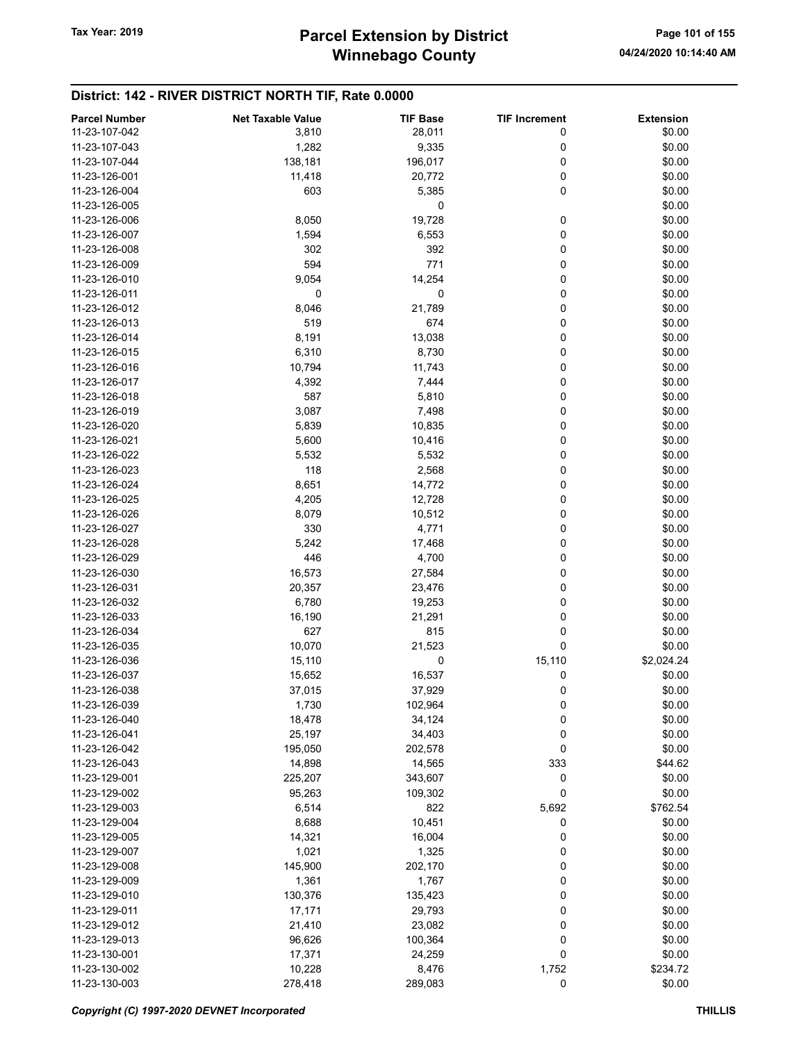## District: 142 - RIVER DISTRICT NORTH TIF, Rate 0.0000

| Parcel Number | Net Taxable Value | TIF Base | TIF Increment | Extension |
|---|---|---|---|---|
| 11-23-107-042 | 3,810 | 28,011 | 0 | $0.00 |
| 11-23-107-043 | 1,282 | 9,335 | 0 | $0.00 |
| 11-23-107-044 | 138,181 | 196,017 | 0 | $0.00 |
| 11-23-126-001 | 11,418 | 20,772 | 0 | $0.00 |
| 11-23-126-004 | 603 | 5,385 | 0 | $0.00 |
| 11-23-126-005 | | 0 | | $0.00 |
| 11-23-126-006 | 8,050 | 19,728 | 0 | $0.00 |
| 11-23-126-007 | 1,594 | 6,553 | 0 | $0.00 |
| 11-23-126-008 | 302 | 392 | 0 | $0.00 |
| 11-23-126-009 | 594 | 771 | 0 | $0.00 |
| 11-23-126-010 | 9,054 | 14,254 | 0 | $0.00 |
| 11-23-126-011 | 0 | 0 | 0 | $0.00 |
| 11-23-126-012 | 8,046 | 21,789 | 0 | $0.00 |
| 11-23-126-013 | 519 | 674 | 0 | $0.00 |
| 11-23-126-014 | 8,191 | 13,038 | 0 | $0.00 |
| 11-23-126-015 | 6,310 | 8,730 | 0 | $0.00 |
| 11-23-126-016 | 10,794 | 11,743 | 0 | $0.00 |
| 11-23-126-017 | 4,392 | 7,444 | 0 | $0.00 |
| 11-23-126-018 | 587 | 5,810 | 0 | $0.00 |
| 11-23-126-019 | 3,087 | 7,498 | 0 | $0.00 |
| 11-23-126-020 | 5,839 | 10,835 | 0 | $0.00 |
| 11-23-126-021 | 5,600 | 10,416 | 0 | $0.00 |
| 11-23-126-022 | 5,532 | 5,532 | 0 | $0.00 |
| 11-23-126-023 | 118 | 2,568 | 0 | $0.00 |
| 11-23-126-024 | 8,651 | 14,772 | 0 | $0.00 |
| 11-23-126-025 | 4,205 | 12,728 | 0 | $0.00 |
| 11-23-126-026 | 8,079 | 10,512 | 0 | $0.00 |
| 11-23-126-027 | 330 | 4,771 | 0 | $0.00 |
| 11-23-126-028 | 5,242 | 17,468 | 0 | $0.00 |
| 11-23-126-029 | 446 | 4,700 | 0 | $0.00 |
| 11-23-126-030 | 16,573 | 27,584 | 0 | $0.00 |
| 11-23-126-031 | 20,357 | 23,476 | 0 | $0.00 |
| 11-23-126-032 | 6,780 | 19,253 | 0 | $0.00 |
| 11-23-126-033 | 16,190 | 21,291 | 0 | $0.00 |
| 11-23-126-034 | 627 | 815 | 0 | $0.00 |
| 11-23-126-035 | 10,070 | 21,523 | 0 | $0.00 |
| 11-23-126-036 | 15,110 | 0 | 15,110 | $2,024.24 |
| 11-23-126-037 | 15,652 | 16,537 | 0 | $0.00 |
| 11-23-126-038 | 37,015 | 37,929 | 0 | $0.00 |
| 11-23-126-039 | 1,730 | 102,964 | 0 | $0.00 |
| 11-23-126-040 | 18,478 | 34,124 | 0 | $0.00 |
| 11-23-126-041 | 25,197 | 34,403 | 0 | $0.00 |
| 11-23-126-042 | 195,050 | 202,578 | 0 | $0.00 |
| 11-23-126-043 | 14,898 | 14,565 | 333 | $44.62 |
| 11-23-129-001 | 225,207 | 343,607 | 0 | $0.00 |
| 11-23-129-002 | 95,263 | 109,302 | 0 | $0.00 |
| 11-23-129-003 | 6,514 | 822 | 5,692 | $762.54 |
| 11-23-129-004 | 8,688 | 10,451 | 0 | $0.00 |
| 11-23-129-005 | 14,321 | 16,004 | 0 | $0.00 |
| 11-23-129-007 | 1,021 | 1,325 | 0 | $0.00 |
| 11-23-129-008 | 145,900 | 202,170 | 0 | $0.00 |
| 11-23-129-009 | 1,361 | 1,767 | 0 | $0.00 |
| 11-23-129-010 | 130,376 | 135,423 | 0 | $0.00 |
| 11-23-129-011 | 17,171 | 29,793 | 0 | $0.00 |
| 11-23-129-012 | 21,410 | 23,082 | 0 | $0.00 |
| 11-23-129-013 | 96,626 | 100,364 | 0 | $0.00 |
| 11-23-130-001 | 17,371 | 24,259 | 0 | $0.00 |
| 11-23-130-002 | 10,228 | 8,476 | 1,752 | $234.72 |
| 11-23-130-003 | 278,418 | 289,083 | 0 | $0.00 |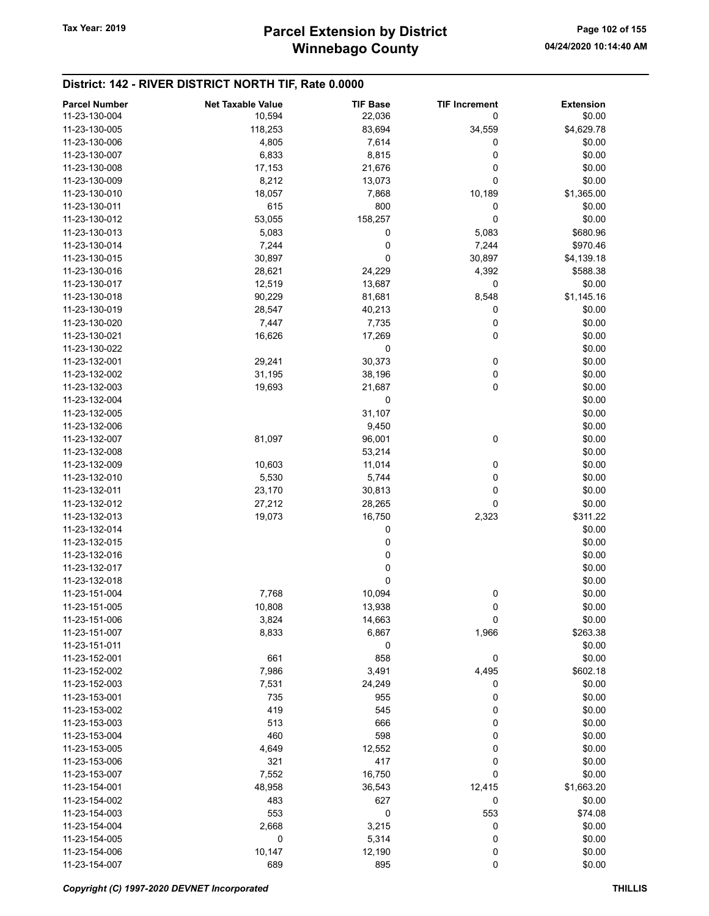## District: 142 - RIVER DISTRICT NORTH TIF, Rate 0.0000

| Parcel Number | Net Taxable Value | TIF Base | TIF Increment | Extension |
|---|---|---|---|---|
| 11-23-130-004 | 10,594 | 22,036 | 0 | $0.00 |
| 11-23-130-005 | 118,253 | 83,694 | 34,559 | $4,629.78 |
| 11-23-130-006 | 4,805 | 7,614 | 0 | $0.00 |
| 11-23-130-007 | 6,833 | 8,815 | 0 | $0.00 |
| 11-23-130-008 | 17,153 | 21,676 | 0 | $0.00 |
| 11-23-130-009 | 8,212 | 13,073 | 0 | $0.00 |
| 11-23-130-010 | 18,057 | 7,868 | 10,189 | $1,365.00 |
| 11-23-130-011 | 615 | 800 | 0 | $0.00 |
| 11-23-130-012 | 53,055 | 158,257 | 0 | $0.00 |
| 11-23-130-013 | 5,083 | 0 | 5,083 | $680.96 |
| 11-23-130-014 | 7,244 | 0 | 7,244 | $970.46 |
| 11-23-130-015 | 30,897 | 0 | 30,897 | $4,139.18 |
| 11-23-130-016 | 28,621 | 24,229 | 4,392 | $588.38 |
| 11-23-130-017 | 12,519 | 13,687 | 0 | $0.00 |
| 11-23-130-018 | 90,229 | 81,681 | 8,548 | $1,145.16 |
| 11-23-130-019 | 28,547 | 40,213 | 0 | $0.00 |
| 11-23-130-020 | 7,447 | 7,735 | 0 | $0.00 |
| 11-23-130-021 | 16,626 | 17,269 | 0 | $0.00 |
| 11-23-130-022 | | 0 | | $0.00 |
| 11-23-132-001 | 29,241 | 30,373 | 0 | $0.00 |
| 11-23-132-002 | 31,195 | 38,196 | 0 | $0.00 |
| 11-23-132-003 | 19,693 | 21,687 | 0 | $0.00 |
| 11-23-132-004 | | 0 | | $0.00 |
| 11-23-132-005 | | 31,107 | | $0.00 |
| 11-23-132-006 | | 9,450 | | $0.00 |
| 11-23-132-007 | 81,097 | 96,001 | 0 | $0.00 |
| 11-23-132-008 | | 53,214 | | $0.00 |
| 11-23-132-009 | 10,603 | 11,014 | 0 | $0.00 |
| 11-23-132-010 | 5,530 | 5,744 | 0 | $0.00 |
| 11-23-132-011 | 23,170 | 30,813 | 0 | $0.00 |
| 11-23-132-012 | 27,212 | 28,265 | 0 | $0.00 |
| 11-23-132-013 | 19,073 | 16,750 | 2,323 | $311.22 |
| 11-23-132-014 | | 0 | | $0.00 |
| 11-23-132-015 | | 0 | | $0.00 |
| 11-23-132-016 | | 0 | | $0.00 |
| 11-23-132-017 | | 0 | | $0.00 |
| 11-23-132-018 | | 0 | | $0.00 |
| 11-23-151-004 | 7,768 | 10,094 | 0 | $0.00 |
| 11-23-151-005 | 10,808 | 13,938 | 0 | $0.00 |
| 11-23-151-006 | 3,824 | 14,663 | 0 | $0.00 |
| 11-23-151-007 | 8,833 | 6,867 | 1,966 | $263.38 |
| 11-23-151-011 | | 0 | | $0.00 |
| 11-23-152-001 | 661 | 858 | 0 | $0.00 |
| 11-23-152-002 | 7,986 | 3,491 | 4,495 | $602.18 |
| 11-23-152-003 | 7,531 | 24,249 | 0 | $0.00 |
| 11-23-153-001 | 735 | 955 | 0 | $0.00 |
| 11-23-153-002 | 419 | 545 | 0 | $0.00 |
| 11-23-153-003 | 513 | 666 | 0 | $0.00 |
| 11-23-153-004 | 460 | 598 | 0 | $0.00 |
| 11-23-153-005 | 4,649 | 12,552 | 0 | $0.00 |
| 11-23-153-006 | 321 | 417 | 0 | $0.00 |
| 11-23-153-007 | 7,552 | 16,750 | 0 | $0.00 |
| 11-23-154-001 | 48,958 | 36,543 | 12,415 | $1,663.20 |
| 11-23-154-002 | 483 | 627 | 0 | $0.00 |
| 11-23-154-003 | 553 | 0 | 553 | $74.08 |
| 11-23-154-004 | 2,668 | 3,215 | 0 | $0.00 |
| 11-23-154-005 | 0 | 5,314 | 0 | $0.00 |
| 11-23-154-006 | 10,147 | 12,190 | 0 | $0.00 |
| 11-23-154-007 | 689 | 895 | 0 | $0.00 |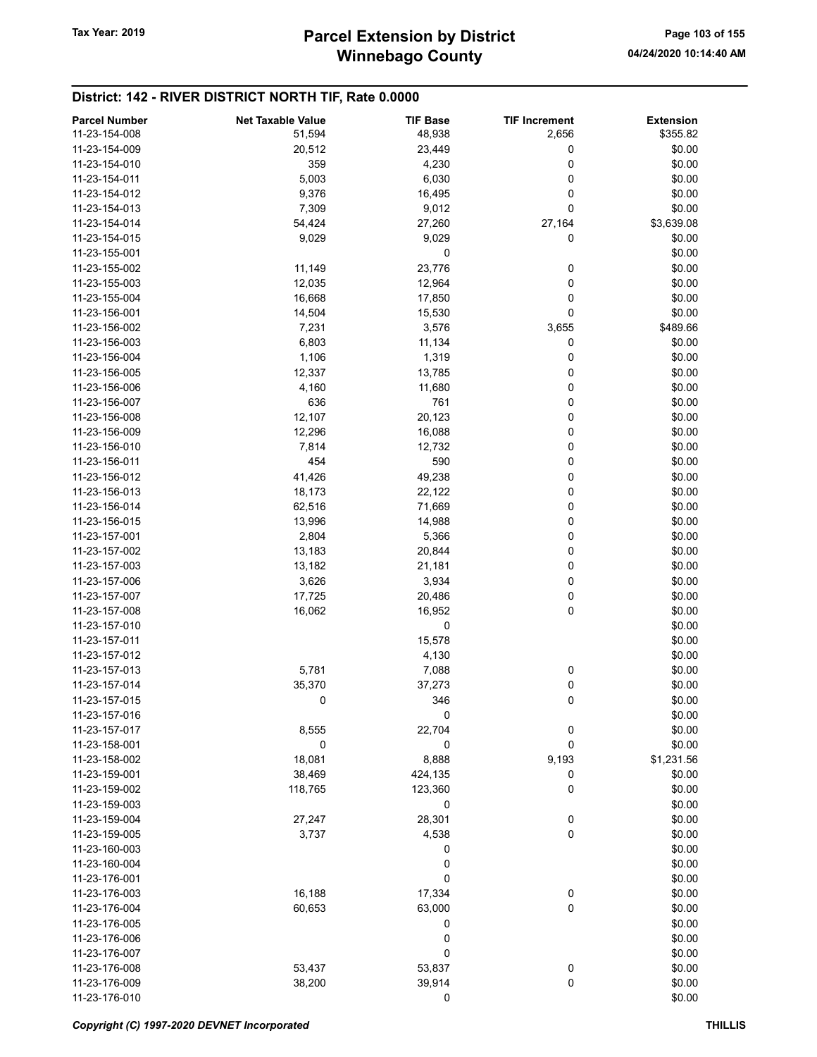## District: 142 - RIVER DISTRICT NORTH TIF, Rate 0.0000

| Parcel Number | Net Taxable Value | TIF Base | TIF Increment | Extension |
|---|---|---|---|---|
| 11-23-154-008 | 51,594 | 48,938 | 2,656 | $355.82 |
| 11-23-154-009 | 20,512 | 23,449 | 0 | $0.00 |
| 11-23-154-010 | 359 | 4,230 | 0 | $0.00 |
| 11-23-154-011 | 5,003 | 6,030 | 0 | $0.00 |
| 11-23-154-012 | 9,376 | 16,495 | 0 | $0.00 |
| 11-23-154-013 | 7,309 | 9,012 | 0 | $0.00 |
| 11-23-154-014 | 54,424 | 27,260 | 27,164 | $3,639.08 |
| 11-23-154-015 | 9,029 | 9,029 | 0 | $0.00 |
| 11-23-155-001 | | 0 | | $0.00 |
| 11-23-155-002 | 11,149 | 23,776 | 0 | $0.00 |
| 11-23-155-003 | 12,035 | 12,964 | 0 | $0.00 |
| 11-23-155-004 | 16,668 | 17,850 | 0 | $0.00 |
| 11-23-156-001 | 14,504 | 15,530 | 0 | $0.00 |
| 11-23-156-002 | 7,231 | 3,576 | 3,655 | $489.66 |
| 11-23-156-003 | 6,803 | 11,134 | 0 | $0.00 |
| 11-23-156-004 | 1,106 | 1,319 | 0 | $0.00 |
| 11-23-156-005 | 12,337 | 13,785 | 0 | $0.00 |
| 11-23-156-006 | 4,160 | 11,680 | 0 | $0.00 |
| 11-23-156-007 | 636 | 761 | 0 | $0.00 |
| 11-23-156-008 | 12,107 | 20,123 | 0 | $0.00 |
| 11-23-156-009 | 12,296 | 16,088 | 0 | $0.00 |
| 11-23-156-010 | 7,814 | 12,732 | 0 | $0.00 |
| 11-23-156-011 | 454 | 590 | 0 | $0.00 |
| 11-23-156-012 | 41,426 | 49,238 | 0 | $0.00 |
| 11-23-156-013 | 18,173 | 22,122 | 0 | $0.00 |
| 11-23-156-014 | 62,516 | 71,669 | 0 | $0.00 |
| 11-23-156-015 | 13,996 | 14,988 | 0 | $0.00 |
| 11-23-157-001 | 2,804 | 5,366 | 0 | $0.00 |
| 11-23-157-002 | 13,183 | 20,844 | 0 | $0.00 |
| 11-23-157-003 | 13,182 | 21,181 | 0 | $0.00 |
| 11-23-157-006 | 3,626 | 3,934 | 0 | $0.00 |
| 11-23-157-007 | 17,725 | 20,486 | 0 | $0.00 |
| 11-23-157-008 | 16,062 | 16,952 | 0 | $0.00 |
| 11-23-157-010 | | 0 | | $0.00 |
| 11-23-157-011 | | 15,578 | | $0.00 |
| 11-23-157-012 | | 4,130 | | $0.00 |
| 11-23-157-013 | 5,781 | 7,088 | 0 | $0.00 |
| 11-23-157-014 | 35,370 | 37,273 | 0 | $0.00 |
| 11-23-157-015 | 0 | 346 | 0 | $0.00 |
| 11-23-157-016 | | 0 | | $0.00 |
| 11-23-157-017 | 8,555 | 22,704 | 0 | $0.00 |
| 11-23-158-001 | 0 | 0 | 0 | $0.00 |
| 11-23-158-002 | 18,081 | 8,888 | 9,193 | $1,231.56 |
| 11-23-159-001 | 38,469 | 424,135 | 0 | $0.00 |
| 11-23-159-002 | 118,765 | 123,360 | 0 | $0.00 |
| 11-23-159-003 | | 0 | | $0.00 |
| 11-23-159-004 | 27,247 | 28,301 | 0 | $0.00 |
| 11-23-159-005 | 3,737 | 4,538 | 0 | $0.00 |
| 11-23-160-003 | | 0 | | $0.00 |
| 11-23-160-004 | | 0 | | $0.00 |
| 11-23-176-001 | | 0 | | $0.00 |
| 11-23-176-003 | 16,188 | 17,334 | 0 | $0.00 |
| 11-23-176-004 | 60,653 | 63,000 | 0 | $0.00 |
| 11-23-176-005 | | 0 | | $0.00 |
| 11-23-176-006 | | 0 | | $0.00 |
| 11-23-176-007 | | 0 | | $0.00 |
| 11-23-176-008 | 53,437 | 53,837 | 0 | $0.00 |
| 11-23-176-009 | 38,200 | 39,914 | 0 | $0.00 |
| 11-23-176-010 | | 0 | | $0.00 |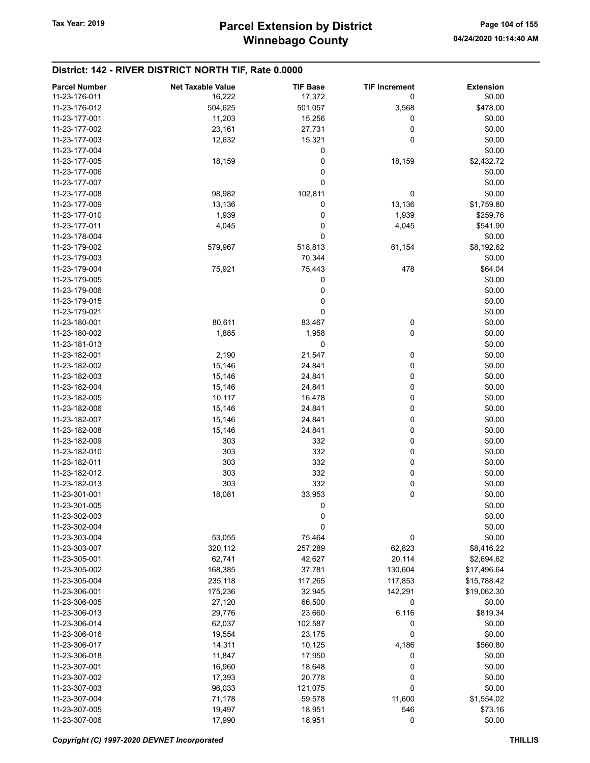## District: 142 - RIVER DISTRICT NORTH TIF, Rate 0.0000

| Parcel Number | Net Taxable Value | TIF Base | TIF Increment | Extension |
|---|---|---|---|---|
| 11-23-176-011 | 16,222 | 17,372 | 0 | $0.00 |
| 11-23-176-012 | 504,625 | 501,057 | 3,568 | $478.00 |
| 11-23-177-001 | 11,203 | 15,256 | 0 | $0.00 |
| 11-23-177-002 | 23,161 | 27,731 | 0 | $0.00 |
| 11-23-177-003 | 12,632 | 15,321 | 0 | $0.00 |
| 11-23-177-004 | | 0 | | $0.00 |
| 11-23-177-005 | 18,159 | 0 | 18,159 | $2,432.72 |
| 11-23-177-006 | | 0 | | $0.00 |
| 11-23-177-007 | | 0 | | $0.00 |
| 11-23-177-008 | 98,982 | 102,811 | 0 | $0.00 |
| 11-23-177-009 | 13,136 | 0 | 13,136 | $1,759.80 |
| 11-23-177-010 | 1,939 | 0 | 1,939 | $259.76 |
| 11-23-177-011 | 4,045 | 0 | 4,045 | $541.90 |
| 11-23-178-004 | | 0 | | $0.00 |
| 11-23-179-002 | 579,967 | 518,813 | 61,154 | $8,192.62 |
| 11-23-179-003 | | 70,344 | | $0.00 |
| 11-23-179-004 | 75,921 | 75,443 | 478 | $64.04 |
| 11-23-179-005 | | 0 | | $0.00 |
| 11-23-179-006 | | 0 | | $0.00 |
| 11-23-179-015 | | 0 | | $0.00 |
| 11-23-179-021 | | 0 | | $0.00 |
| 11-23-180-001 | 80,611 | 83,467 | 0 | $0.00 |
| 11-23-180-002 | 1,885 | 1,958 | 0 | $0.00 |
| 11-23-181-013 | | 0 | | $0.00 |
| 11-23-182-001 | 2,190 | 21,547 | 0 | $0.00 |
| 11-23-182-002 | 15,146 | 24,841 | 0 | $0.00 |
| 11-23-182-003 | 15,146 | 24,841 | 0 | $0.00 |
| 11-23-182-004 | 15,146 | 24,841 | 0 | $0.00 |
| 11-23-182-005 | 10,117 | 16,478 | 0 | $0.00 |
| 11-23-182-006 | 15,146 | 24,841 | 0 | $0.00 |
| 11-23-182-007 | 15,146 | 24,841 | 0 | $0.00 |
| 11-23-182-008 | 15,146 | 24,841 | 0 | $0.00 |
| 11-23-182-009 | 303 | 332 | 0 | $0.00 |
| 11-23-182-010 | 303 | 332 | 0 | $0.00 |
| 11-23-182-011 | 303 | 332 | 0 | $0.00 |
| 11-23-182-012 | 303 | 332 | 0 | $0.00 |
| 11-23-182-013 | 303 | 332 | 0 | $0.00 |
| 11-23-301-001 | 18,081 | 33,953 | 0 | $0.00 |
| 11-23-301-005 | | 0 | | $0.00 |
| 11-23-302-003 | | 0 | | $0.00 |
| 11-23-302-004 | | 0 | | $0.00 |
| 11-23-303-004 | 53,055 | 75,464 | 0 | $0.00 |
| 11-23-303-007 | 320,112 | 257,289 | 62,823 | $8,416.22 |
| 11-23-305-001 | 62,741 | 42,627 | 20,114 | $2,694.62 |
| 11-23-305-002 | 168,385 | 37,781 | 130,604 | $17,496.64 |
| 11-23-305-004 | 235,118 | 117,265 | 117,853 | $15,788.42 |
| 11-23-306-001 | 175,236 | 32,945 | 142,291 | $19,062.30 |
| 11-23-306-005 | 27,120 | 66,500 | 0 | $0.00 |
| 11-23-306-013 | 29,776 | 23,660 | 6,116 | $819.34 |
| 11-23-306-014 | 62,037 | 102,587 | 0 | $0.00 |
| 11-23-306-016 | 19,554 | 23,175 | 0 | $0.00 |
| 11-23-306-017 | 14,311 | 10,125 | 4,186 | $560.80 |
| 11-23-306-018 | 11,847 | 17,950 | 0 | $0.00 |
| 11-23-307-001 | 16,960 | 18,648 | 0 | $0.00 |
| 11-23-307-002 | 17,393 | 20,778 | 0 | $0.00 |
| 11-23-307-003 | 96,033 | 121,075 | 0 | $0.00 |
| 11-23-307-004 | 71,178 | 59,578 | 11,600 | $1,554.02 |
| 11-23-307-005 | 19,497 | 18,951 | 546 | $73.16 |
| 11-23-307-006 | 17,990 | 18,951 | 0 | $0.00 |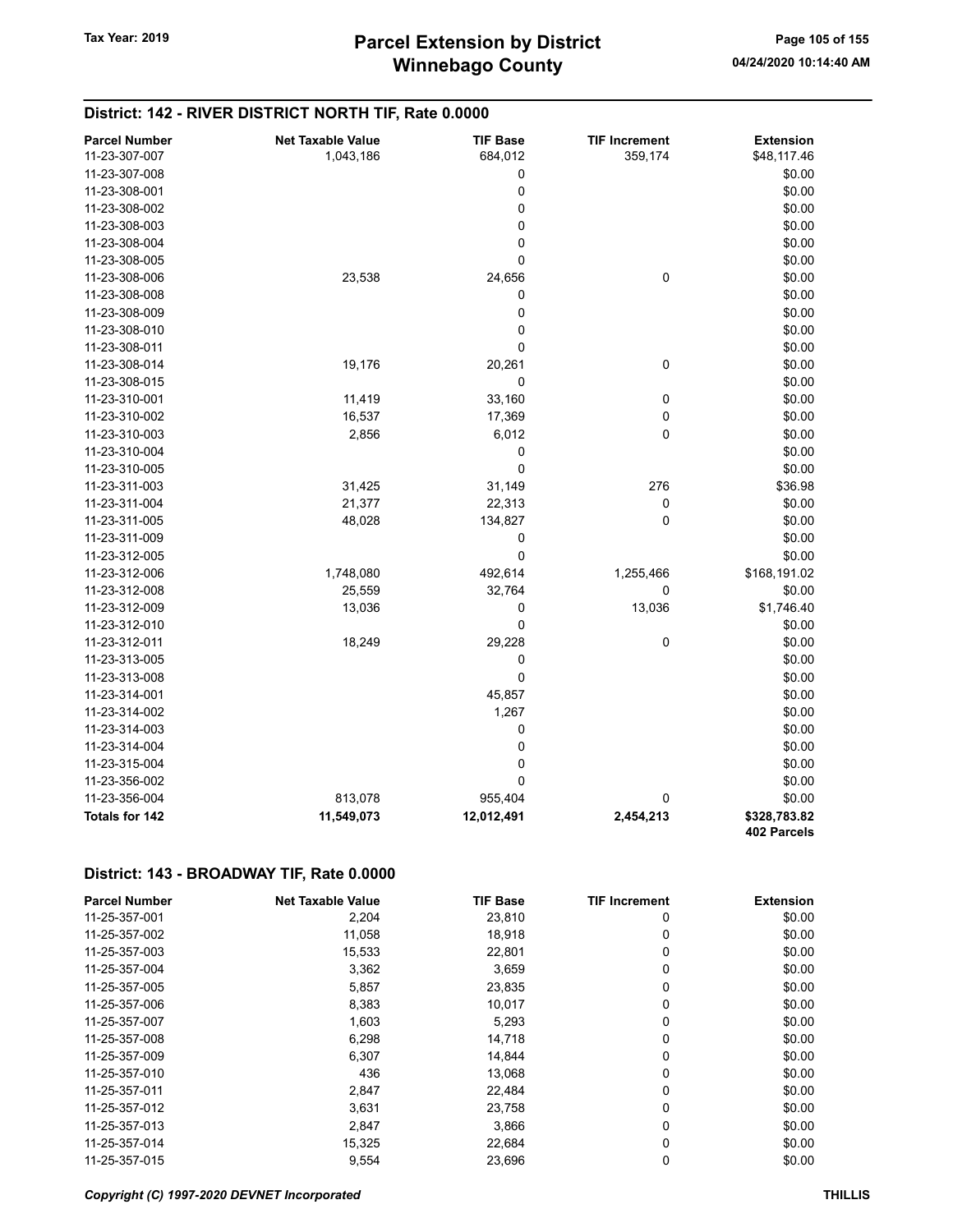## District: 142 - RIVER DISTRICT NORTH TIF, Rate 0.0000

| Parcel Number | Net Taxable Value | TIF Base | TIF Increment | Extension |
|---|---|---|---|---|
| 11-23-307-007 | 1,043,186 | 684,012 | 359,174 | $48,117.46 |
| 11-23-307-008 | | 0 | | $0.00 |
| 11-23-308-001 | | 0 | | $0.00 |
| 11-23-308-002 | | 0 | | $0.00 |
| 11-23-308-003 | | 0 | | $0.00 |
| 11-23-308-004 | | 0 | | $0.00 |
| 11-23-308-005 | | 0 | | $0.00 |
| 11-23-308-006 | 23,538 | 24,656 | 0 | $0.00 |
| 11-23-308-008 | | 0 | | $0.00 |
| 11-23-308-009 | | 0 | | $0.00 |
| 11-23-308-010 | | 0 | | $0.00 |
| 11-23-308-011 | | 0 | | $0.00 |
| 11-23-308-014 | 19,176 | 20,261 | 0 | $0.00 |
| 11-23-308-015 | | 0 | | $0.00 |
| 11-23-310-001 | 11,419 | 33,160 | 0 | $0.00 |
| 11-23-310-002 | 16,537 | 17,369 | 0 | $0.00 |
| 11-23-310-003 | 2,856 | 6,012 | 0 | $0.00 |
| 11-23-310-004 | | 0 | | $0.00 |
| 11-23-310-005 | | 0 | | $0.00 |
| 11-23-311-003 | 31,425 | 31,149 | 276 | $36.98 |
| 11-23-311-004 | 21,377 | 22,313 | 0 | $0.00 |
| 11-23-311-005 | 48,028 | 134,827 | 0 | $0.00 |
| 11-23-311-009 | | 0 | | $0.00 |
| 11-23-312-005 | | 0 | | $0.00 |
| 11-23-312-006 | 1,748,080 | 492,614 | 1,255,466 | $168,191.02 |
| 11-23-312-008 | 25,559 | 32,764 | 0 | $0.00 |
| 11-23-312-009 | 13,036 | 0 | 13,036 | $1,746.40 |
| 11-23-312-010 | | 0 | | $0.00 |
| 11-23-312-011 | 18,249 | 29,228 | 0 | $0.00 |
| 11-23-313-005 | | 0 | | $0.00 |
| 11-23-313-008 | | 0 | | $0.00 |
| 11-23-314-001 | | 45,857 | | $0.00 |
| 11-23-314-002 | | 1,267 | | $0.00 |
| 11-23-314-003 | | 0 | | $0.00 |
| 11-23-314-004 | | 0 | | $0.00 |
| 11-23-315-004 | | 0 | | $0.00 |
| 11-23-356-002 | | 0 | | $0.00 |
| 11-23-356-004 | 813,078 | 955,404 | 0 | $0.00 |
| **Totals for 142** | **11,549,073** | **12,012,491** | **2,454,213** | **$328,783.82** |
| | | | | **402 Parcels** |

## District: 143 - BROADWAY TIF, Rate 0.0000

| Parcel Number | Net Taxable Value | TIF Base | TIF Increment | Extension |
|---|---|---|---|---|
| 11-25-357-001 | 2,204 | 23,810 | 0 | $0.00 |
| 11-25-357-002 | 11,058 | 18,918 | 0 | $0.00 |
| 11-25-357-003 | 15,533 | 22,801 | 0 | $0.00 |
| 11-25-357-004 | 3,362 | 3,659 | 0 | $0.00 |
| 11-25-357-005 | 5,857 | 23,835 | 0 | $0.00 |
| 11-25-357-006 | 8,383 | 10,017 | 0 | $0.00 |
| 11-25-357-007 | 1,603 | 5,293 | 0 | $0.00 |
| 11-25-357-008 | 6,298 | 14,718 | 0 | $0.00 |
| 11-25-357-009 | 6,307 | 14,844 | 0 | $0.00 |
| 11-25-357-010 | 436 | 13,068 | 0 | $0.00 |
| 11-25-357-011 | 2,847 | 22,484 | 0 | $0.00 |
| 11-25-357-012 | 3,631 | 23,758 | 0 | $0.00 |
| 11-25-357-013 | 2,847 | 3,866 | 0 | $0.00 |
| 11-25-357-014 | 15,325 | 22,684 | 0 | $0.00 |
| 11-25-357-015 | 9,554 | 23,696 | 0 | $0.00 |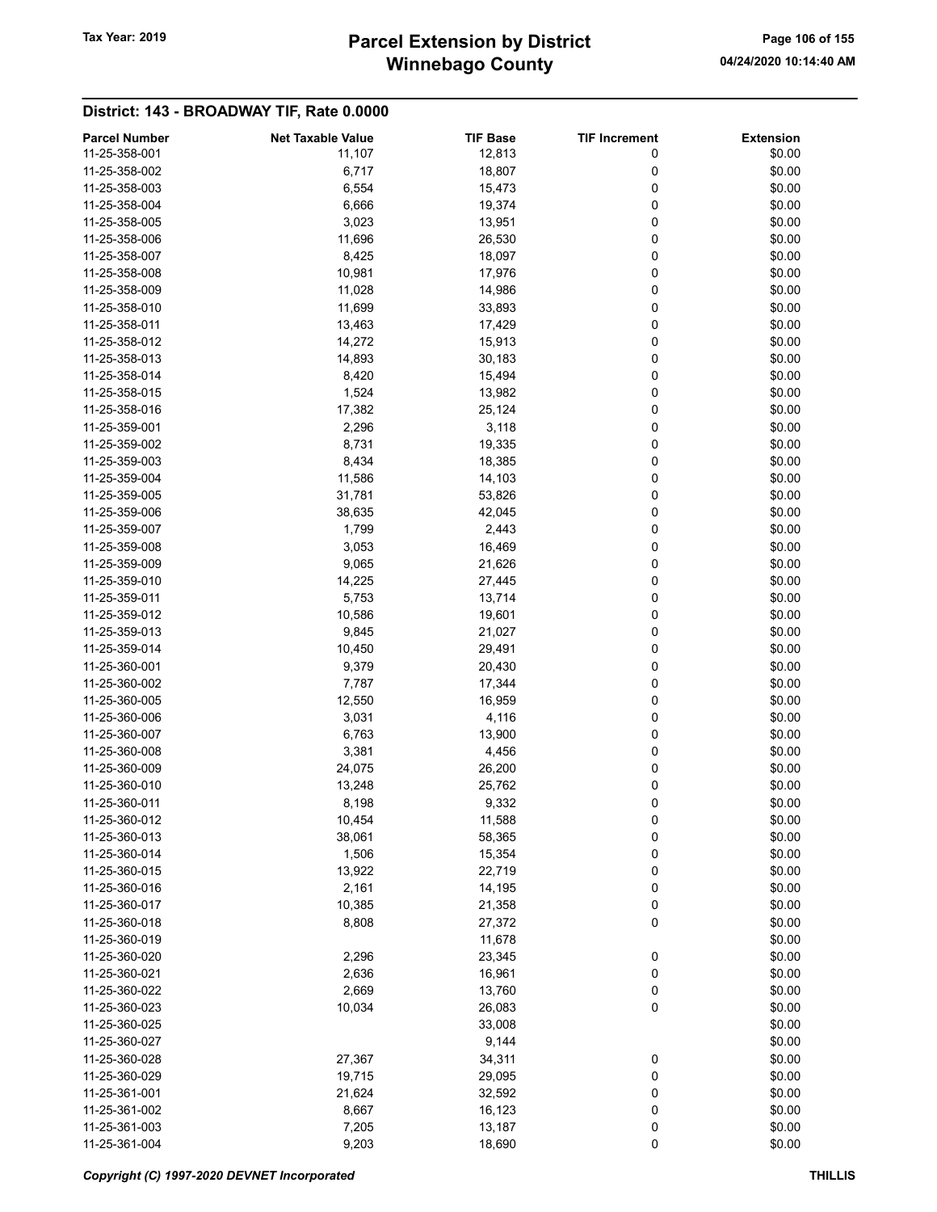## District: 143 - BROADWAY TIF, Rate 0.0000

| Parcel Number | Net Taxable Value | TIF Base | TIF Increment | Extension |
|---|---|---|---|---|
| 11-25-358-001 | 11,107 | 12,813 | 0 | $0.00 |
| 11-25-358-002 | 6,717 | 18,807 | 0 | $0.00 |
| 11-25-358-003 | 6,554 | 15,473 | 0 | $0.00 |
| 11-25-358-004 | 6,666 | 19,374 | 0 | $0.00 |
| 11-25-358-005 | 3,023 | 13,951 | 0 | $0.00 |
| 11-25-358-006 | 11,696 | 26,530 | 0 | $0.00 |
| 11-25-358-007 | 8,425 | 18,097 | 0 | $0.00 |
| 11-25-358-008 | 10,981 | 17,976 | 0 | $0.00 |
| 11-25-358-009 | 11,028 | 14,986 | 0 | $0.00 |
| 11-25-358-010 | 11,699 | 33,893 | 0 | $0.00 |
| 11-25-358-011 | 13,463 | 17,429 | 0 | $0.00 |
| 11-25-358-012 | 14,272 | 15,913 | 0 | $0.00 |
| 11-25-358-013 | 14,893 | 30,183 | 0 | $0.00 |
| 11-25-358-014 | 8,420 | 15,494 | 0 | $0.00 |
| 11-25-358-015 | 1,524 | 13,982 | 0 | $0.00 |
| 11-25-358-016 | 17,382 | 25,124 | 0 | $0.00 |
| 11-25-359-001 | 2,296 | 3,118 | 0 | $0.00 |
| 11-25-359-002 | 8,731 | 19,335 | 0 | $0.00 |
| 11-25-359-003 | 8,434 | 18,385 | 0 | $0.00 |
| 11-25-359-004 | 11,586 | 14,103 | 0 | $0.00 |
| 11-25-359-005 | 31,781 | 53,826 | 0 | $0.00 |
| 11-25-359-006 | 38,635 | 42,045 | 0 | $0.00 |
| 11-25-359-007 | 1,799 | 2,443 | 0 | $0.00 |
| 11-25-359-008 | 3,053 | 16,469 | 0 | $0.00 |
| 11-25-359-009 | 9,065 | 21,626 | 0 | $0.00 |
| 11-25-359-010 | 14,225 | 27,445 | 0 | $0.00 |
| 11-25-359-011 | 5,753 | 13,714 | 0 | $0.00 |
| 11-25-359-012 | 10,586 | 19,601 | 0 | $0.00 |
| 11-25-359-013 | 9,845 | 21,027 | 0 | $0.00 |
| 11-25-359-014 | 10,450 | 29,491 | 0 | $0.00 |
| 11-25-360-001 | 9,379 | 20,430 | 0 | $0.00 |
| 11-25-360-002 | 7,787 | 17,344 | 0 | $0.00 |
| 11-25-360-005 | 12,550 | 16,959 | 0 | $0.00 |
| 11-25-360-006 | 3,031 | 4,116 | 0 | $0.00 |
| 11-25-360-007 | 6,763 | 13,900 | 0 | $0.00 |
| 11-25-360-008 | 3,381 | 4,456 | 0 | $0.00 |
| 11-25-360-009 | 24,075 | 26,200 | 0 | $0.00 |
| 11-25-360-010 | 13,248 | 25,762 | 0 | $0.00 |
| 11-25-360-011 | 8,198 | 9,332 | 0 | $0.00 |
| 11-25-360-012 | 10,454 | 11,588 | 0 | $0.00 |
| 11-25-360-013 | 38,061 | 58,365 | 0 | $0.00 |
| 11-25-360-014 | 1,506 | 15,354 | 0 | $0.00 |
| 11-25-360-015 | 13,922 | 22,719 | 0 | $0.00 |
| 11-25-360-016 | 2,161 | 14,195 | 0 | $0.00 |
| 11-25-360-017 | 10,385 | 21,358 | 0 | $0.00 |
| 11-25-360-018 | 8,808 | 27,372 | 0 | $0.00 |
| 11-25-360-019 | | 11,678 | | $0.00 |
| 11-25-360-020 | 2,296 | 23,345 | 0 | $0.00 |
| 11-25-360-021 | 2,636 | 16,961 | 0 | $0.00 |
| 11-25-360-022 | 2,669 | 13,760 | 0 | $0.00 |
| 11-25-360-023 | 10,034 | 26,083 | 0 | $0.00 |
| 11-25-360-025 | | 33,008 | | $0.00 |
| 11-25-360-027 | | 9,144 | | $0.00 |
| 11-25-360-028 | 27,367 | 34,311 | 0 | $0.00 |
| 11-25-360-029 | 19,715 | 29,095 | 0 | $0.00 |
| 11-25-361-001 | 21,624 | 32,592 | 0 | $0.00 |
| 11-25-361-002 | 8,667 | 16,123 | 0 | $0.00 |
| 11-25-361-003 | 7,205 | 13,187 | 0 | $0.00 |
| 11-25-361-004 | 9,203 | 18,690 | 0 | $0.00 |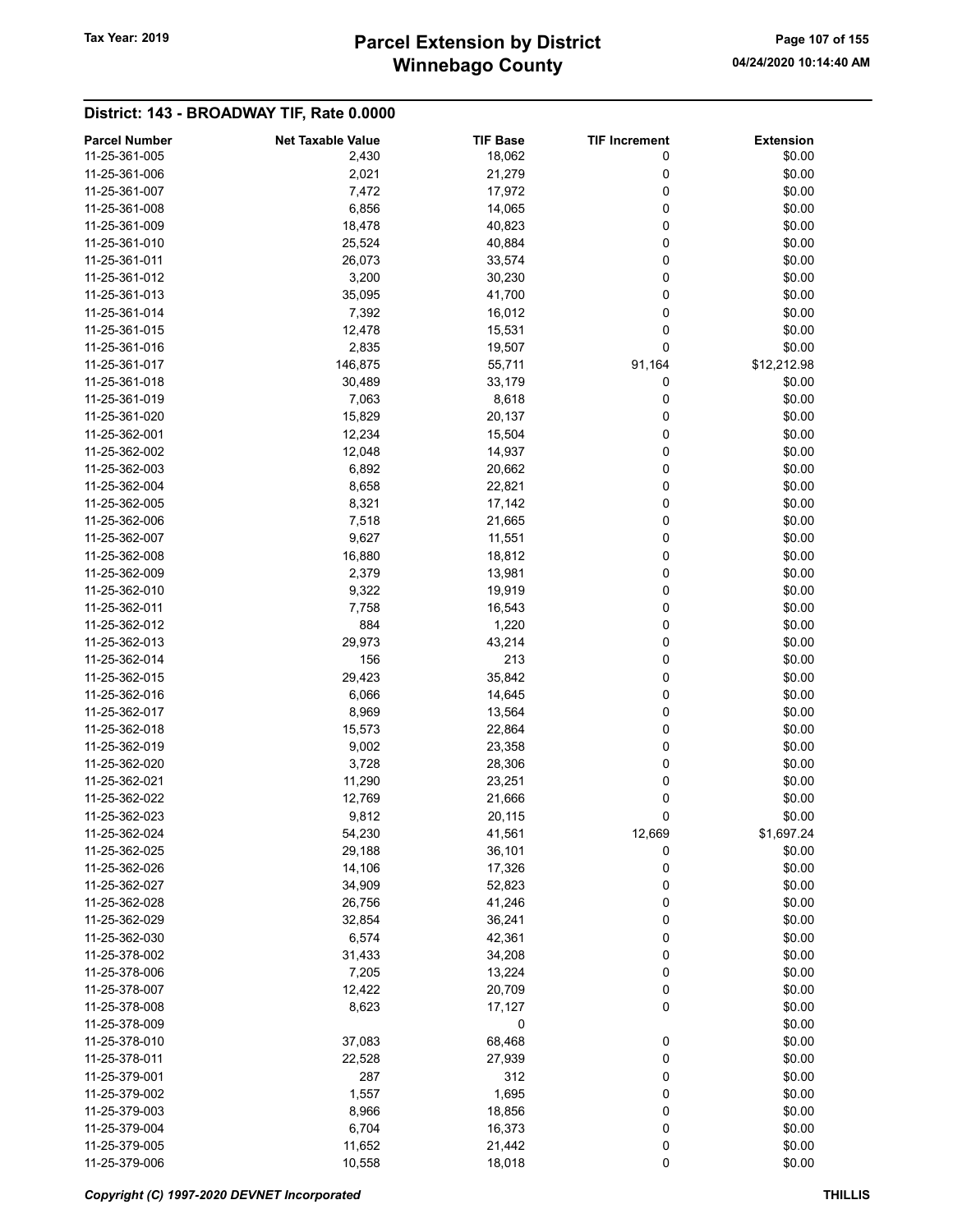## District: 143 - BROADWAY TIF, Rate 0.0000

| Parcel Number | Net Taxable Value | TIF Base | TIF Increment | Extension |
|---|---|---|---|---|
| 11-25-361-005 | 2,430 | 18,062 | 0 | $0.00 |
| 11-25-361-006 | 2,021 | 21,279 | 0 | $0.00 |
| 11-25-361-007 | 7,472 | 17,972 | 0 | $0.00 |
| 11-25-361-008 | 6,856 | 14,065 | 0 | $0.00 |
| 11-25-361-009 | 18,478 | 40,823 | 0 | $0.00 |
| 11-25-361-010 | 25,524 | 40,884 | 0 | $0.00 |
| 11-25-361-011 | 26,073 | 33,574 | 0 | $0.00 |
| 11-25-361-012 | 3,200 | 30,230 | 0 | $0.00 |
| 11-25-361-013 | 35,095 | 41,700 | 0 | $0.00 |
| 11-25-361-014 | 7,392 | 16,012 | 0 | $0.00 |
| 11-25-361-015 | 12,478 | 15,531 | 0 | $0.00 |
| 11-25-361-016 | 2,835 | 19,507 | 0 | $0.00 |
| 11-25-361-017 | 146,875 | 55,711 | 91,164 | $12,212.98 |
| 11-25-361-018 | 30,489 | 33,179 | 0 | $0.00 |
| 11-25-361-019 | 7,063 | 8,618 | 0 | $0.00 |
| 11-25-361-020 | 15,829 | 20,137 | 0 | $0.00 |
| 11-25-362-001 | 12,234 | 15,504 | 0 | $0.00 |
| 11-25-362-002 | 12,048 | 14,937 | 0 | $0.00 |
| 11-25-362-003 | 6,892 | 20,662 | 0 | $0.00 |
| 11-25-362-004 | 8,658 | 22,821 | 0 | $0.00 |
| 11-25-362-005 | 8,321 | 17,142 | 0 | $0.00 |
| 11-25-362-006 | 7,518 | 21,665 | 0 | $0.00 |
| 11-25-362-007 | 9,627 | 11,551 | 0 | $0.00 |
| 11-25-362-008 | 16,880 | 18,812 | 0 | $0.00 |
| 11-25-362-009 | 2,379 | 13,981 | 0 | $0.00 |
| 11-25-362-010 | 9,322 | 19,919 | 0 | $0.00 |
| 11-25-362-011 | 7,758 | 16,543 | 0 | $0.00 |
| 11-25-362-012 | 884 | 1,220 | 0 | $0.00 |
| 11-25-362-013 | 29,973 | 43,214 | 0 | $0.00 |
| 11-25-362-014 | 156 | 213 | 0 | $0.00 |
| 11-25-362-015 | 29,423 | 35,842 | 0 | $0.00 |
| 11-25-362-016 | 6,066 | 14,645 | 0 | $0.00 |
| 11-25-362-017 | 8,969 | 13,564 | 0 | $0.00 |
| 11-25-362-018 | 15,573 | 22,864 | 0 | $0.00 |
| 11-25-362-019 | 9,002 | 23,358 | 0 | $0.00 |
| 11-25-362-020 | 3,728 | 28,306 | 0 | $0.00 |
| 11-25-362-021 | 11,290 | 23,251 | 0 | $0.00 |
| 11-25-362-022 | 12,769 | 21,666 | 0 | $0.00 |
| 11-25-362-023 | 9,812 | 20,115 | 0 | $0.00 |
| 11-25-362-024 | 54,230 | 41,561 | 12,669 | $1,697.24 |
| 11-25-362-025 | 29,188 | 36,101 | 0 | $0.00 |
| 11-25-362-026 | 14,106 | 17,326 | 0 | $0.00 |
| 11-25-362-027 | 34,909 | 52,823 | 0 | $0.00 |
| 11-25-362-028 | 26,756 | 41,246 | 0 | $0.00 |
| 11-25-362-029 | 32,854 | 36,241 | 0 | $0.00 |
| 11-25-362-030 | 6,574 | 42,361 | 0 | $0.00 |
| 11-25-378-002 | 31,433 | 34,208 | 0 | $0.00 |
| 11-25-378-006 | 7,205 | 13,224 | 0 | $0.00 |
| 11-25-378-007 | 12,422 | 20,709 | 0 | $0.00 |
| 11-25-378-008 | 8,623 | 17,127 | 0 | $0.00 |
| 11-25-378-009 | | 0 | | $0.00 |
| 11-25-378-010 | 37,083 | 68,468 | 0 | $0.00 |
| 11-25-378-011 | 22,528 | 27,939 | 0 | $0.00 |
| 11-25-379-001 | 287 | 312 | 0 | $0.00 |
| 11-25-379-002 | 1,557 | 1,695 | 0 | $0.00 |
| 11-25-379-003 | 8,966 | 18,856 | 0 | $0.00 |
| 11-25-379-004 | 6,704 | 16,373 | 0 | $0.00 |
| 11-25-379-005 | 11,652 | 21,442 | 0 | $0.00 |
| 11-25-379-006 | 10,558 | 18,018 | 0 | $0.00 |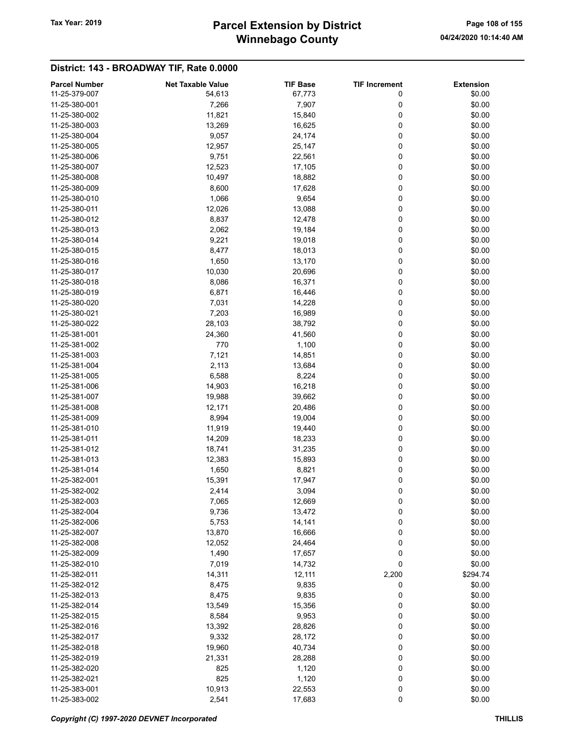## District: 143 - BROADWAY TIF, Rate 0.0000

| Parcel Number | Net Taxable Value | TIF Base | TIF Increment | Extension |
|---|---|---|---|---|
| 11-25-379-007 | 54,613 | 67,773 | 0 | $0.00 |
| 11-25-380-001 | 7,266 | 7,907 | 0 | $0.00 |
| 11-25-380-002 | 11,821 | 15,840 | 0 | $0.00 |
| 11-25-380-003 | 13,269 | 16,625 | 0 | $0.00 |
| 11-25-380-004 | 9,057 | 24,174 | 0 | $0.00 |
| 11-25-380-005 | 12,957 | 25,147 | 0 | $0.00 |
| 11-25-380-006 | 9,751 | 22,561 | 0 | $0.00 |
| 11-25-380-007 | 12,523 | 17,105 | 0 | $0.00 |
| 11-25-380-008 | 10,497 | 18,882 | 0 | $0.00 |
| 11-25-380-009 | 8,600 | 17,628 | 0 | $0.00 |
| 11-25-380-010 | 1,066 | 9,654 | 0 | $0.00 |
| 11-25-380-011 | 12,026 | 13,088 | 0 | $0.00 |
| 11-25-380-012 | 8,837 | 12,478 | 0 | $0.00 |
| 11-25-380-013 | 2,062 | 19,184 | 0 | $0.00 |
| 11-25-380-014 | 9,221 | 19,018 | 0 | $0.00 |
| 11-25-380-015 | 8,477 | 18,013 | 0 | $0.00 |
| 11-25-380-016 | 1,650 | 13,170 | 0 | $0.00 |
| 11-25-380-017 | 10,030 | 20,696 | 0 | $0.00 |
| 11-25-380-018 | 8,086 | 16,371 | 0 | $0.00 |
| 11-25-380-019 | 6,871 | 16,446 | 0 | $0.00 |
| 11-25-380-020 | 7,031 | 14,228 | 0 | $0.00 |
| 11-25-380-021 | 7,203 | 16,989 | 0 | $0.00 |
| 11-25-380-022 | 28,103 | 38,792 | 0 | $0.00 |
| 11-25-381-001 | 24,360 | 41,560 | 0 | $0.00 |
| 11-25-381-002 | 770 | 1,100 | 0 | $0.00 |
| 11-25-381-003 | 7,121 | 14,851 | 0 | $0.00 |
| 11-25-381-004 | 2,113 | 13,684 | 0 | $0.00 |
| 11-25-381-005 | 6,588 | 8,224 | 0 | $0.00 |
| 11-25-381-006 | 14,903 | 16,218 | 0 | $0.00 |
| 11-25-381-007 | 19,988 | 39,662 | 0 | $0.00 |
| 11-25-381-008 | 12,171 | 20,486 | 0 | $0.00 |
| 11-25-381-009 | 8,994 | 19,004 | 0 | $0.00 |
| 11-25-381-010 | 11,919 | 19,440 | 0 | $0.00 |
| 11-25-381-011 | 14,209 | 18,233 | 0 | $0.00 |
| 11-25-381-012 | 18,741 | 31,235 | 0 | $0.00 |
| 11-25-381-013 | 12,383 | 15,893 | 0 | $0.00 |
| 11-25-381-014 | 1,650 | 8,821 | 0 | $0.00 |
| 11-25-382-001 | 15,391 | 17,947 | 0 | $0.00 |
| 11-25-382-002 | 2,414 | 3,094 | 0 | $0.00 |
| 11-25-382-003 | 7,065 | 12,669 | 0 | $0.00 |
| 11-25-382-004 | 9,736 | 13,472 | 0 | $0.00 |
| 11-25-382-006 | 5,753 | 14,141 | 0 | $0.00 |
| 11-25-382-007 | 13,870 | 16,666 | 0 | $0.00 |
| 11-25-382-008 | 12,052 | 24,464 | 0 | $0.00 |
| 11-25-382-009 | 1,490 | 17,657 | 0 | $0.00 |
| 11-25-382-010 | 7,019 | 14,732 | 0 | $0.00 |
| 11-25-382-011 | 14,311 | 12,111 | 2,200 | $294.74 |
| 11-25-382-012 | 8,475 | 9,835 | 0 | $0.00 |
| 11-25-382-013 | 8,475 | 9,835 | 0 | $0.00 |
| 11-25-382-014 | 13,549 | 15,356 | 0 | $0.00 |
| 11-25-382-015 | 8,584 | 9,953 | 0 | $0.00 |
| 11-25-382-016 | 13,392 | 28,826 | 0 | $0.00 |
| 11-25-382-017 | 9,332 | 28,172 | 0 | $0.00 |
| 11-25-382-018 | 19,960 | 40,734 | 0 | $0.00 |
| 11-25-382-019 | 21,331 | 28,288 | 0 | $0.00 |
| 11-25-382-020 | 825 | 1,120 | 0 | $0.00 |
| 11-25-382-021 | 825 | 1,120 | 0 | $0.00 |
| 11-25-383-001 | 10,913 | 22,553 | 0 | $0.00 |
| 11-25-383-002 | 2,541 | 17,683 | 0 | $0.00 |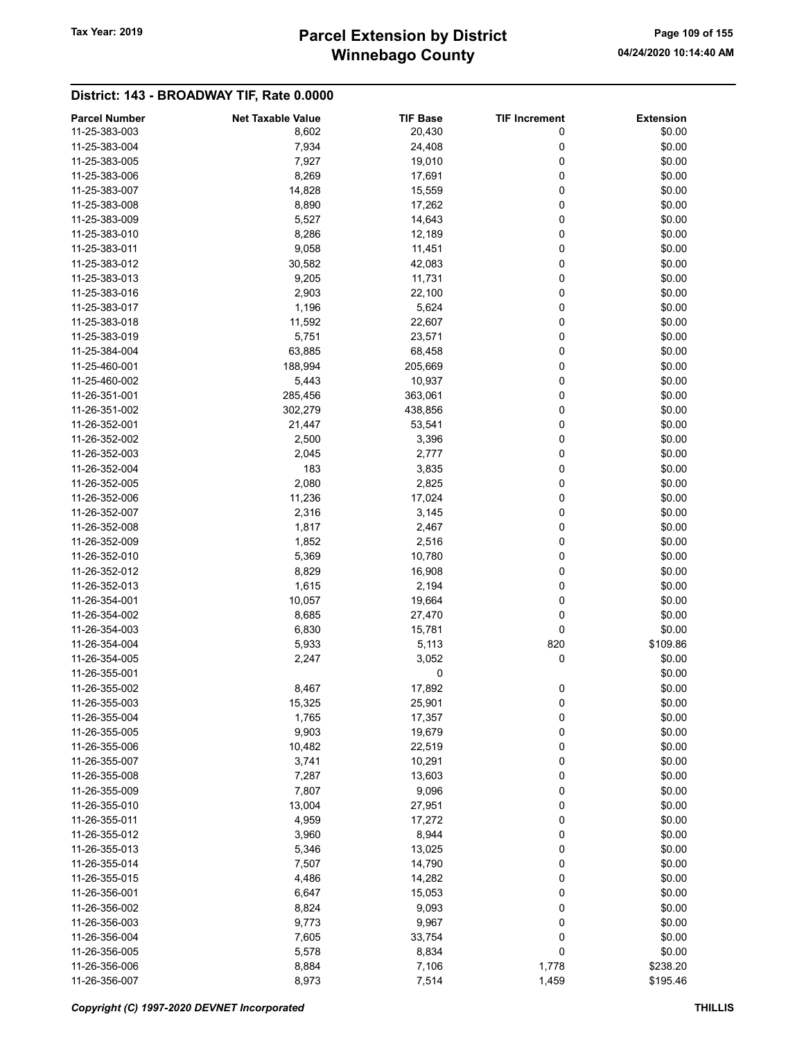## District: 143 - BROADWAY TIF, Rate 0.0000

| Parcel Number | Net Taxable Value | TIF Base | TIF Increment | Extension |
|---|---|---|---|---|
| 11-25-383-003 | 8,602 | 20,430 | 0 | $0.00 |
| 11-25-383-004 | 7,934 | 24,408 | 0 | $0.00 |
| 11-25-383-005 | 7,927 | 19,010 | 0 | $0.00 |
| 11-25-383-006 | 8,269 | 17,691 | 0 | $0.00 |
| 11-25-383-007 | 14,828 | 15,559 | 0 | $0.00 |
| 11-25-383-008 | 8,890 | 17,262 | 0 | $0.00 |
| 11-25-383-009 | 5,527 | 14,643 | 0 | $0.00 |
| 11-25-383-010 | 8,286 | 12,189 | 0 | $0.00 |
| 11-25-383-011 | 9,058 | 11,451 | 0 | $0.00 |
| 11-25-383-012 | 30,582 | 42,083 | 0 | $0.00 |
| 11-25-383-013 | 9,205 | 11,731 | 0 | $0.00 |
| 11-25-383-016 | 2,903 | 22,100 | 0 | $0.00 |
| 11-25-383-017 | 1,196 | 5,624 | 0 | $0.00 |
| 11-25-383-018 | 11,592 | 22,607 | 0 | $0.00 |
| 11-25-383-019 | 5,751 | 23,571 | 0 | $0.00 |
| 11-25-384-004 | 63,885 | 68,458 | 0 | $0.00 |
| 11-25-460-001 | 188,994 | 205,669 | 0 | $0.00 |
| 11-25-460-002 | 5,443 | 10,937 | 0 | $0.00 |
| 11-26-351-001 | 285,456 | 363,061 | 0 | $0.00 |
| 11-26-351-002 | 302,279 | 438,856 | 0 | $0.00 |
| 11-26-352-001 | 21,447 | 53,541 | 0 | $0.00 |
| 11-26-352-002 | 2,500 | 3,396 | 0 | $0.00 |
| 11-26-352-003 | 2,045 | 2,777 | 0 | $0.00 |
| 11-26-352-004 | 183 | 3,835 | 0 | $0.00 |
| 11-26-352-005 | 2,080 | 2,825 | 0 | $0.00 |
| 11-26-352-006 | 11,236 | 17,024 | 0 | $0.00 |
| 11-26-352-007 | 2,316 | 3,145 | 0 | $0.00 |
| 11-26-352-008 | 1,817 | 2,467 | 0 | $0.00 |
| 11-26-352-009 | 1,852 | 2,516 | 0 | $0.00 |
| 11-26-352-010 | 5,369 | 10,780 | 0 | $0.00 |
| 11-26-352-012 | 8,829 | 16,908 | 0 | $0.00 |
| 11-26-352-013 | 1,615 | 2,194 | 0 | $0.00 |
| 11-26-354-001 | 10,057 | 19,664 | 0 | $0.00 |
| 11-26-354-002 | 8,685 | 27,470 | 0 | $0.00 |
| 11-26-354-003 | 6,830 | 15,781 | 0 | $0.00 |
| 11-26-354-004 | 5,933 | 5,113 | 820 | $109.86 |
| 11-26-354-005 | 2,247 | 3,052 | 0 | $0.00 |
| 11-26-355-001 | | 0 | | $0.00 |
| 11-26-355-002 | 8,467 | 17,892 | 0 | $0.00 |
| 11-26-355-003 | 15,325 | 25,901 | 0 | $0.00 |
| 11-26-355-004 | 1,765 | 17,357 | 0 | $0.00 |
| 11-26-355-005 | 9,903 | 19,679 | 0 | $0.00 |
| 11-26-355-006 | 10,482 | 22,519 | 0 | $0.00 |
| 11-26-355-007 | 3,741 | 10,291 | 0 | $0.00 |
| 11-26-355-008 | 7,287 | 13,603 | 0 | $0.00 |
| 11-26-355-009 | 7,807 | 9,096 | 0 | $0.00 |
| 11-26-355-010 | 13,004 | 27,951 | 0 | $0.00 |
| 11-26-355-011 | 4,959 | 17,272 | 0 | $0.00 |
| 11-26-355-012 | 3,960 | 8,944 | 0 | $0.00 |
| 11-26-355-013 | 5,346 | 13,025 | 0 | $0.00 |
| 11-26-355-014 | 7,507 | 14,790 | 0 | $0.00 |
| 11-26-355-015 | 4,486 | 14,282 | 0 | $0.00 |
| 11-26-356-001 | 6,647 | 15,053 | 0 | $0.00 |
| 11-26-356-002 | 8,824 | 9,093 | 0 | $0.00 |
| 11-26-356-003 | 9,773 | 9,967 | 0 | $0.00 |
| 11-26-356-004 | 7,605 | 33,754 | 0 | $0.00 |
| 11-26-356-005 | 5,578 | 8,834 | 0 | $0.00 |
| 11-26-356-006 | 8,884 | 7,106 | 1,778 | $238.20 |
| 11-26-356-007 | 8,973 | 7,514 | 1,459 | $195.46 |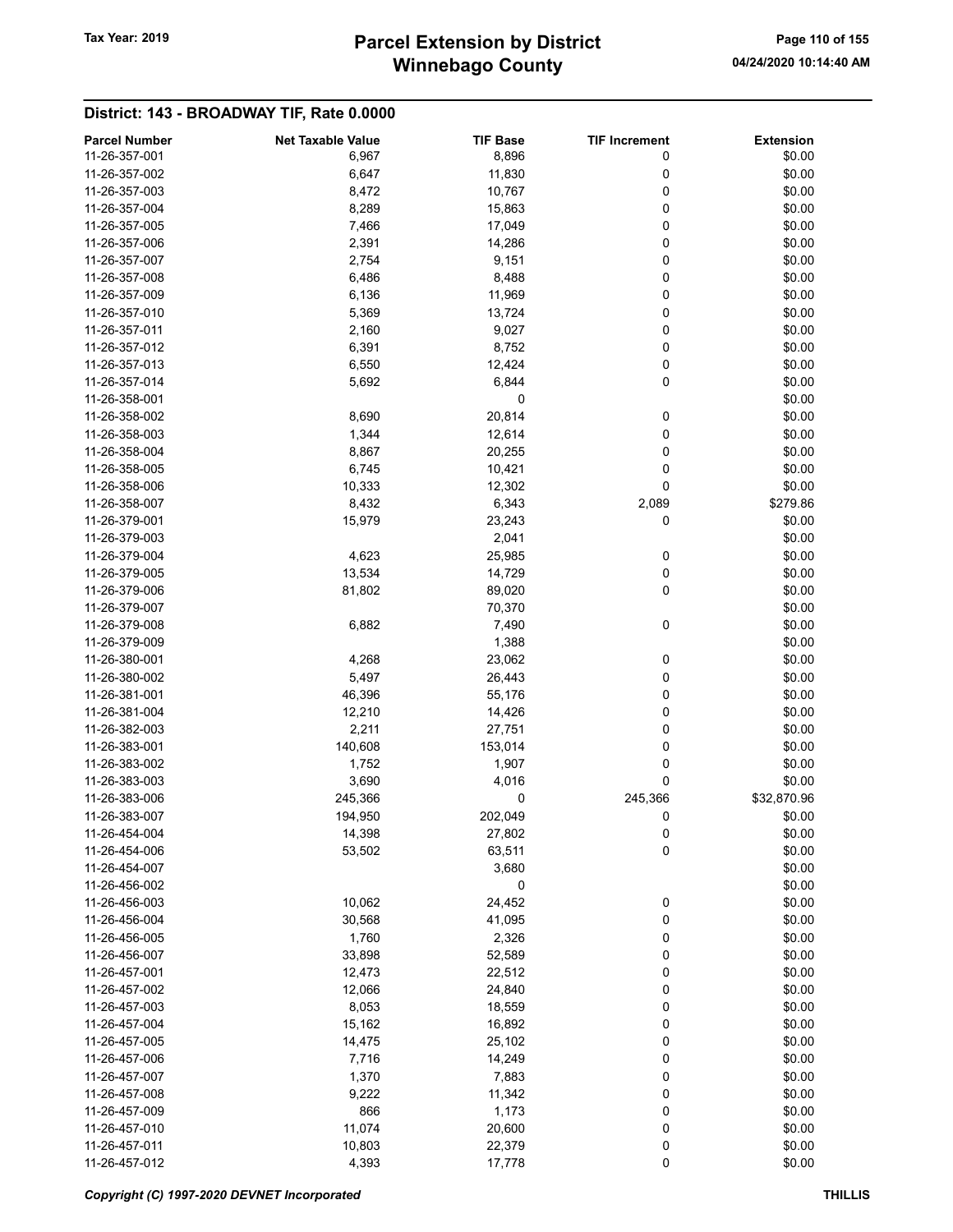## District: 143 - BROADWAY TIF, Rate 0.0000

| Parcel Number | Net Taxable Value | TIF Base | TIF Increment | Extension |
|---|---|---|---|---|
| 11-26-357-001 | 6,967 | 8,896 | 0 | $0.00 |
| 11-26-357-002 | 6,647 | 11,830 | 0 | $0.00 |
| 11-26-357-003 | 8,472 | 10,767 | 0 | $0.00 |
| 11-26-357-004 | 8,289 | 15,863 | 0 | $0.00 |
| 11-26-357-005 | 7,466 | 17,049 | 0 | $0.00 |
| 11-26-357-006 | 2,391 | 14,286 | 0 | $0.00 |
| 11-26-357-007 | 2,754 | 9,151 | 0 | $0.00 |
| 11-26-357-008 | 6,486 | 8,488 | 0 | $0.00 |
| 11-26-357-009 | 6,136 | 11,969 | 0 | $0.00 |
| 11-26-357-010 | 5,369 | 13,724 | 0 | $0.00 |
| 11-26-357-011 | 2,160 | 9,027 | 0 | $0.00 |
| 11-26-357-012 | 6,391 | 8,752 | 0 | $0.00 |
| 11-26-357-013 | 6,550 | 12,424 | 0 | $0.00 |
| 11-26-357-014 | 5,692 | 6,844 | 0 | $0.00 |
| 11-26-358-001 | | 0 | | $0.00 |
| 11-26-358-002 | 8,690 | 20,814 | 0 | $0.00 |
| 11-26-358-003 | 1,344 | 12,614 | 0 | $0.00 |
| 11-26-358-004 | 8,867 | 20,255 | 0 | $0.00 |
| 11-26-358-005 | 6,745 | 10,421 | 0 | $0.00 |
| 11-26-358-006 | 10,333 | 12,302 | 0 | $0.00 |
| 11-26-358-007 | 8,432 | 6,343 | 2,089 | $279.86 |
| 11-26-379-001 | 15,979 | 23,243 | 0 | $0.00 |
| 11-26-379-003 | | 2,041 | | $0.00 |
| 11-26-379-004 | 4,623 | 25,985 | 0 | $0.00 |
| 11-26-379-005 | 13,534 | 14,729 | 0 | $0.00 |
| 11-26-379-006 | 81,802 | 89,020 | 0 | $0.00 |
| 11-26-379-007 | | 70,370 | | $0.00 |
| 11-26-379-008 | 6,882 | 7,490 | 0 | $0.00 |
| 11-26-379-009 | | 1,388 | | $0.00 |
| 11-26-380-001 | 4,268 | 23,062 | 0 | $0.00 |
| 11-26-380-002 | 5,497 | 26,443 | 0 | $0.00 |
| 11-26-381-001 | 46,396 | 55,176 | 0 | $0.00 |
| 11-26-381-004 | 12,210 | 14,426 | 0 | $0.00 |
| 11-26-382-003 | 2,211 | 27,751 | 0 | $0.00 |
| 11-26-383-001 | 140,608 | 153,014 | 0 | $0.00 |
| 11-26-383-002 | 1,752 | 1,907 | 0 | $0.00 |
| 11-26-383-003 | 3,690 | 4,016 | 0 | $0.00 |
| 11-26-383-006 | 245,366 | 0 | 245,366 | $32,870.96 |
| 11-26-383-007 | 194,950 | 202,049 | 0 | $0.00 |
| 11-26-454-004 | 14,398 | 27,802 | 0 | $0.00 |
| 11-26-454-006 | 53,502 | 63,511 | 0 | $0.00 |
| 11-26-454-007 | | 3,680 | | $0.00 |
| 11-26-456-002 | | 0 | | $0.00 |
| 11-26-456-003 | 10,062 | 24,452 | 0 | $0.00 |
| 11-26-456-004 | 30,568 | 41,095 | 0 | $0.00 |
| 11-26-456-005 | 1,760 | 2,326 | 0 | $0.00 |
| 11-26-456-007 | 33,898 | 52,589 | 0 | $0.00 |
| 11-26-457-001 | 12,473 | 22,512 | 0 | $0.00 |
| 11-26-457-002 | 12,066 | 24,840 | 0 | $0.00 |
| 11-26-457-003 | 8,053 | 18,559 | 0 | $0.00 |
| 11-26-457-004 | 15,162 | 16,892 | 0 | $0.00 |
| 11-26-457-005 | 14,475 | 25,102 | 0 | $0.00 |
| 11-26-457-006 | 7,716 | 14,249 | 0 | $0.00 |
| 11-26-457-007 | 1,370 | 7,883 | 0 | $0.00 |
| 11-26-457-008 | 9,222 | 11,342 | 0 | $0.00 |
| 11-26-457-009 | 866 | 1,173 | 0 | $0.00 |
| 11-26-457-010 | 11,074 | 20,600 | 0 | $0.00 |
| 11-26-457-011 | 10,803 | 22,379 | 0 | $0.00 |
| 11-26-457-012 | 4,393 | 17,778 | 0 | $0.00 |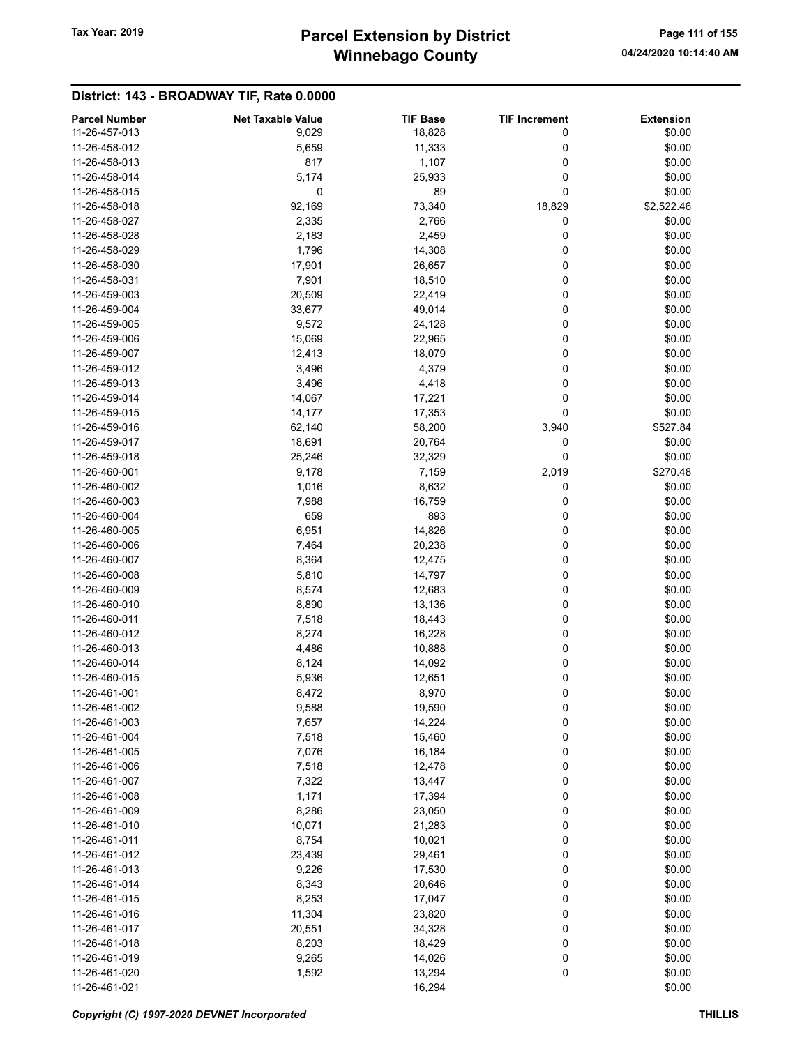## District: 143 - BROADWAY TIF, Rate 0.0000

| Parcel Number | Net Taxable Value | TIF Base | TIF Increment | Extension |
|---|---|---|---|---|
| 11-26-457-013 | 9,029 | 18,828 | 0 | $0.00 |
| 11-26-458-012 | 5,659 | 11,333 | 0 | $0.00 |
| 11-26-458-013 | 817 | 1,107 | 0 | $0.00 |
| 11-26-458-014 | 5,174 | 25,933 | 0 | $0.00 |
| 11-26-458-015 | 0 | 89 | 0 | $0.00 |
| 11-26-458-018 | 92,169 | 73,340 | 18,829 | $2,522.46 |
| 11-26-458-027 | 2,335 | 2,766 | 0 | $0.00 |
| 11-26-458-028 | 2,183 | 2,459 | 0 | $0.00 |
| 11-26-458-029 | 1,796 | 14,308 | 0 | $0.00 |
| 11-26-458-030 | 17,901 | 26,657 | 0 | $0.00 |
| 11-26-458-031 | 7,901 | 18,510 | 0 | $0.00 |
| 11-26-459-003 | 20,509 | 22,419 | 0 | $0.00 |
| 11-26-459-004 | 33,677 | 49,014 | 0 | $0.00 |
| 11-26-459-005 | 9,572 | 24,128 | 0 | $0.00 |
| 11-26-459-006 | 15,069 | 22,965 | 0 | $0.00 |
| 11-26-459-007 | 12,413 | 18,079 | 0 | $0.00 |
| 11-26-459-012 | 3,496 | 4,379 | 0 | $0.00 |
| 11-26-459-013 | 3,496 | 4,418 | 0 | $0.00 |
| 11-26-459-014 | 14,067 | 17,221 | 0 | $0.00 |
| 11-26-459-015 | 14,177 | 17,353 | 0 | $0.00 |
| 11-26-459-016 | 62,140 | 58,200 | 3,940 | $527.84 |
| 11-26-459-017 | 18,691 | 20,764 | 0 | $0.00 |
| 11-26-459-018 | 25,246 | 32,329 | 0 | $0.00 |
| 11-26-460-001 | 9,178 | 7,159 | 2,019 | $270.48 |
| 11-26-460-002 | 1,016 | 8,632 | 0 | $0.00 |
| 11-26-460-003 | 7,988 | 16,759 | 0 | $0.00 |
| 11-26-460-004 | 659 | 893 | 0 | $0.00 |
| 11-26-460-005 | 6,951 | 14,826 | 0 | $0.00 |
| 11-26-460-006 | 7,464 | 20,238 | 0 | $0.00 |
| 11-26-460-007 | 8,364 | 12,475 | 0 | $0.00 |
| 11-26-460-008 | 5,810 | 14,797 | 0 | $0.00 |
| 11-26-460-009 | 8,574 | 12,683 | 0 | $0.00 |
| 11-26-460-010 | 8,890 | 13,136 | 0 | $0.00 |
| 11-26-460-011 | 7,518 | 18,443 | 0 | $0.00 |
| 11-26-460-012 | 8,274 | 16,228 | 0 | $0.00 |
| 11-26-460-013 | 4,486 | 10,888 | 0 | $0.00 |
| 11-26-460-014 | 8,124 | 14,092 | 0 | $0.00 |
| 11-26-460-015 | 5,936 | 12,651 | 0 | $0.00 |
| 11-26-461-001 | 8,472 | 8,970 | 0 | $0.00 |
| 11-26-461-002 | 9,588 | 19,590 | 0 | $0.00 |
| 11-26-461-003 | 7,657 | 14,224 | 0 | $0.00 |
| 11-26-461-004 | 7,518 | 15,460 | 0 | $0.00 |
| 11-26-461-005 | 7,076 | 16,184 | 0 | $0.00 |
| 11-26-461-006 | 7,518 | 12,478 | 0 | $0.00 |
| 11-26-461-007 | 7,322 | 13,447 | 0 | $0.00 |
| 11-26-461-008 | 1,171 | 17,394 | 0 | $0.00 |
| 11-26-461-009 | 8,286 | 23,050 | 0 | $0.00 |
| 11-26-461-010 | 10,071 | 21,283 | 0 | $0.00 |
| 11-26-461-011 | 8,754 | 10,021 | 0 | $0.00 |
| 11-26-461-012 | 23,439 | 29,461 | 0 | $0.00 |
| 11-26-461-013 | 9,226 | 17,530 | 0 | $0.00 |
| 11-26-461-014 | 8,343 | 20,646 | 0 | $0.00 |
| 11-26-461-015 | 8,253 | 17,047 | 0 | $0.00 |
| 11-26-461-016 | 11,304 | 23,820 | 0 | $0.00 |
| 11-26-461-017 | 20,551 | 34,328 | 0 | $0.00 |
| 11-26-461-018 | 8,203 | 18,429 | 0 | $0.00 |
| 11-26-461-019 | 9,265 | 14,026 | 0 | $0.00 |
| 11-26-461-020 | 1,592 | 13,294 | 0 | $0.00 |
| 11-26-461-021 | | 16,294 | | $0.00 |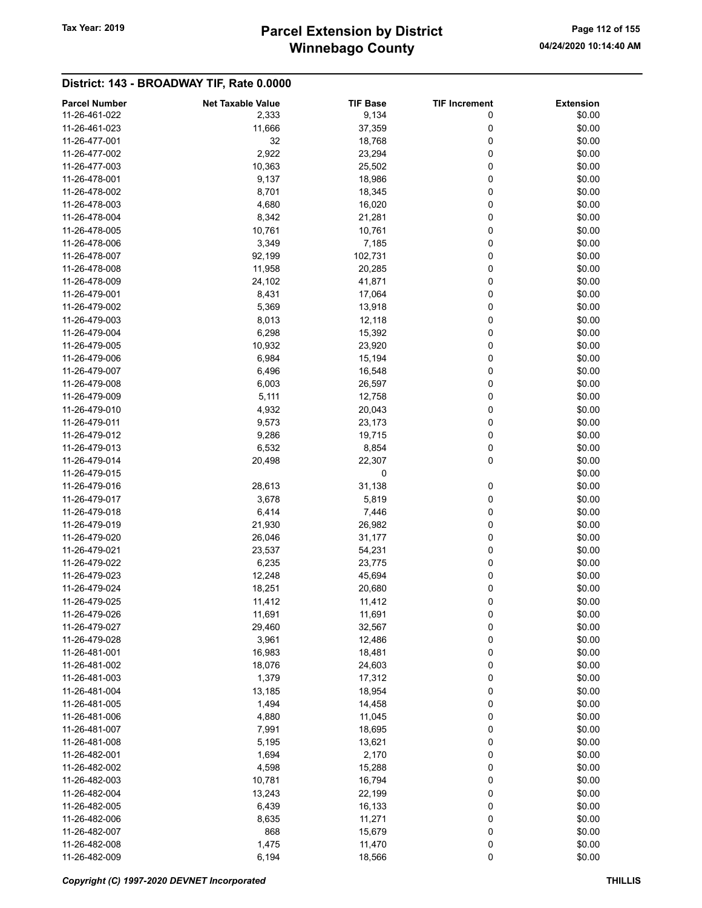## District: 143 - BROADWAY TIF, Rate 0.0000

| Parcel Number | Net Taxable Value | TIF Base | TIF Increment | Extension |
|---|---|---|---|---|
| 11-26-461-022 | 2,333 | 9,134 | 0 | $0.00 |
| 11-26-461-023 | 11,666 | 37,359 | 0 | $0.00 |
| 11-26-477-001 | 32 | 18,768 | 0 | $0.00 |
| 11-26-477-002 | 2,922 | 23,294 | 0 | $0.00 |
| 11-26-477-003 | 10,363 | 25,502 | 0 | $0.00 |
| 11-26-478-001 | 9,137 | 18,986 | 0 | $0.00 |
| 11-26-478-002 | 8,701 | 18,345 | 0 | $0.00 |
| 11-26-478-003 | 4,680 | 16,020 | 0 | $0.00 |
| 11-26-478-004 | 8,342 | 21,281 | 0 | $0.00 |
| 11-26-478-005 | 10,761 | 10,761 | 0 | $0.00 |
| 11-26-478-006 | 3,349 | 7,185 | 0 | $0.00 |
| 11-26-478-007 | 92,199 | 102,731 | 0 | $0.00 |
| 11-26-478-008 | 11,958 | 20,285 | 0 | $0.00 |
| 11-26-478-009 | 24,102 | 41,871 | 0 | $0.00 |
| 11-26-479-001 | 8,431 | 17,064 | 0 | $0.00 |
| 11-26-479-002 | 5,369 | 13,918 | 0 | $0.00 |
| 11-26-479-003 | 8,013 | 12,118 | 0 | $0.00 |
| 11-26-479-004 | 6,298 | 15,392 | 0 | $0.00 |
| 11-26-479-005 | 10,932 | 23,920 | 0 | $0.00 |
| 11-26-479-006 | 6,984 | 15,194 | 0 | $0.00 |
| 11-26-479-007 | 6,496 | 16,548 | 0 | $0.00 |
| 11-26-479-008 | 6,003 | 26,597 | 0 | $0.00 |
| 11-26-479-009 | 5,111 | 12,758 | 0 | $0.00 |
| 11-26-479-010 | 4,932 | 20,043 | 0 | $0.00 |
| 11-26-479-011 | 9,573 | 23,173 | 0 | $0.00 |
| 11-26-479-012 | 9,286 | 19,715 | 0 | $0.00 |
| 11-26-479-013 | 6,532 | 8,854 | 0 | $0.00 |
| 11-26-479-014 | 20,498 | 22,307 | 0 | $0.00 |
| 11-26-479-015 | | 0 | | $0.00 |
| 11-26-479-016 | 28,613 | 31,138 | 0 | $0.00 |
| 11-26-479-017 | 3,678 | 5,819 | 0 | $0.00 |
| 11-26-479-018 | 6,414 | 7,446 | 0 | $0.00 |
| 11-26-479-019 | 21,930 | 26,982 | 0 | $0.00 |
| 11-26-479-020 | 26,046 | 31,177 | 0 | $0.00 |
| 11-26-479-021 | 23,537 | 54,231 | 0 | $0.00 |
| 11-26-479-022 | 6,235 | 23,775 | 0 | $0.00 |
| 11-26-479-023 | 12,248 | 45,694 | 0 | $0.00 |
| 11-26-479-024 | 18,251 | 20,680 | 0 | $0.00 |
| 11-26-479-025 | 11,412 | 11,412 | 0 | $0.00 |
| 11-26-479-026 | 11,691 | 11,691 | 0 | $0.00 |
| 11-26-479-027 | 29,460 | 32,567 | 0 | $0.00 |
| 11-26-479-028 | 3,961 | 12,486 | 0 | $0.00 |
| 11-26-481-001 | 16,983 | 18,481 | 0 | $0.00 |
| 11-26-481-002 | 18,076 | 24,603 | 0 | $0.00 |
| 11-26-481-003 | 1,379 | 17,312 | 0 | $0.00 |
| 11-26-481-004 | 13,185 | 18,954 | 0 | $0.00 |
| 11-26-481-005 | 1,494 | 14,458 | 0 | $0.00 |
| 11-26-481-006 | 4,880 | 11,045 | 0 | $0.00 |
| 11-26-481-007 | 7,991 | 18,695 | 0 | $0.00 |
| 11-26-481-008 | 5,195 | 13,621 | 0 | $0.00 |
| 11-26-482-001 | 1,694 | 2,170 | 0 | $0.00 |
| 11-26-482-002 | 4,598 | 15,288 | 0 | $0.00 |
| 11-26-482-003 | 10,781 | 16,794 | 0 | $0.00 |
| 11-26-482-004 | 13,243 | 22,199 | 0 | $0.00 |
| 11-26-482-005 | 6,439 | 16,133 | 0 | $0.00 |
| 11-26-482-006 | 8,635 | 11,271 | 0 | $0.00 |
| 11-26-482-007 | 868 | 15,679 | 0 | $0.00 |
| 11-26-482-008 | 1,475 | 11,470 | 0 | $0.00 |
| 11-26-482-009 | 6,194 | 18,566 | 0 | $0.00 |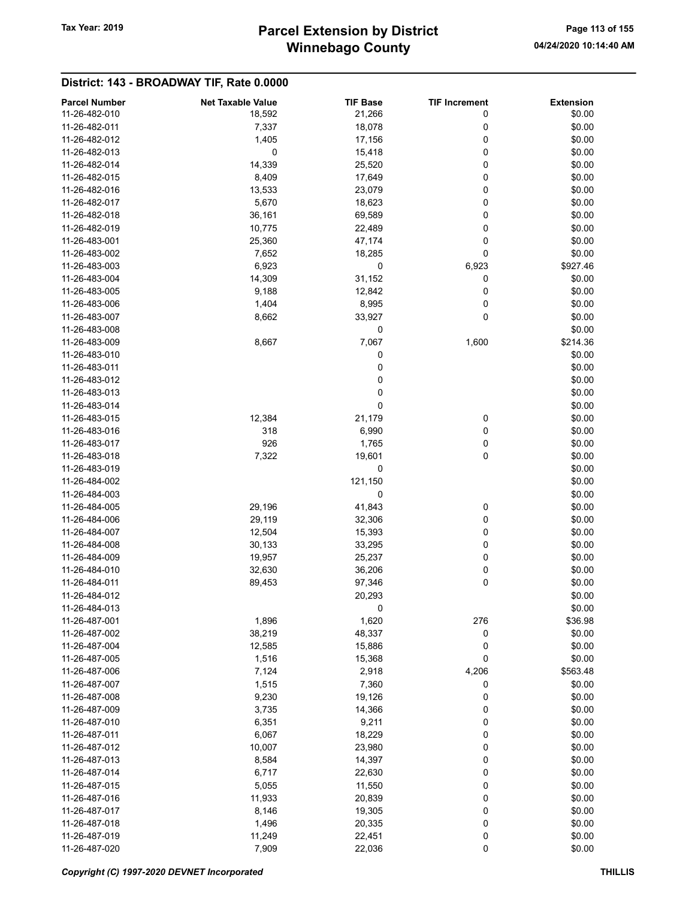## District: 143 - BROADWAY TIF, Rate 0.0000

| Parcel Number | Net Taxable Value | TIF Base | TIF Increment | Extension |
|---|---|---|---|---|
| 11-26-482-010 | 18,592 | 21,266 | 0 | $0.00 |
| 11-26-482-011 | 7,337 | 18,078 | 0 | $0.00 |
| 11-26-482-012 | 1,405 | 17,156 | 0 | $0.00 |
| 11-26-482-013 | 0 | 15,418 | 0 | $0.00 |
| 11-26-482-014 | 14,339 | 25,520 | 0 | $0.00 |
| 11-26-482-015 | 8,409 | 17,649 | 0 | $0.00 |
| 11-26-482-016 | 13,533 | 23,079 | 0 | $0.00 |
| 11-26-482-017 | 5,670 | 18,623 | 0 | $0.00 |
| 11-26-482-018 | 36,161 | 69,589 | 0 | $0.00 |
| 11-26-482-019 | 10,775 | 22,489 | 0 | $0.00 |
| 11-26-483-001 | 25,360 | 47,174 | 0 | $0.00 |
| 11-26-483-002 | 7,652 | 18,285 | 0 | $0.00 |
| 11-26-483-003 | 6,923 | 0 | 6,923 | $927.46 |
| 11-26-483-004 | 14,309 | 31,152 | 0 | $0.00 |
| 11-26-483-005 | 9,188 | 12,842 | 0 | $0.00 |
| 11-26-483-006 | 1,404 | 8,995 | 0 | $0.00 |
| 11-26-483-007 | 8,662 | 33,927 | 0 | $0.00 |
| 11-26-483-008 | | 0 | | $0.00 |
| 11-26-483-009 | 8,667 | 7,067 | 1,600 | $214.36 |
| 11-26-483-010 | | 0 | | $0.00 |
| 11-26-483-011 | | 0 | | $0.00 |
| 11-26-483-012 | | 0 | | $0.00 |
| 11-26-483-013 | | 0 | | $0.00 |
| 11-26-483-014 | | 0 | | $0.00 |
| 11-26-483-015 | 12,384 | 21,179 | 0 | $0.00 |
| 11-26-483-016 | 318 | 6,990 | 0 | $0.00 |
| 11-26-483-017 | 926 | 1,765 | 0 | $0.00 |
| 11-26-483-018 | 7,322 | 19,601 | 0 | $0.00 |
| 11-26-483-019 | | 0 | | $0.00 |
| 11-26-484-002 | | 121,150 | | $0.00 |
| 11-26-484-003 | | 0 | | $0.00 |
| 11-26-484-005 | 29,196 | 41,843 | 0 | $0.00 |
| 11-26-484-006 | 29,119 | 32,306 | 0 | $0.00 |
| 11-26-484-007 | 12,504 | 15,393 | 0 | $0.00 |
| 11-26-484-008 | 30,133 | 33,295 | 0 | $0.00 |
| 11-26-484-009 | 19,957 | 25,237 | 0 | $0.00 |
| 11-26-484-010 | 32,630 | 36,206 | 0 | $0.00 |
| 11-26-484-011 | 89,453 | 97,346 | 0 | $0.00 |
| 11-26-484-012 | | 20,293 | | $0.00 |
| 11-26-484-013 | | 0 | | $0.00 |
| 11-26-487-001 | 1,896 | 1,620 | 276 | $36.98 |
| 11-26-487-002 | 38,219 | 48,337 | 0 | $0.00 |
| 11-26-487-004 | 12,585 | 15,886 | 0 | $0.00 |
| 11-26-487-005 | 1,516 | 15,368 | 0 | $0.00 |
| 11-26-487-006 | 7,124 | 2,918 | 4,206 | $563.48 |
| 11-26-487-007 | 1,515 | 7,360 | 0 | $0.00 |
| 11-26-487-008 | 9,230 | 19,126 | 0 | $0.00 |
| 11-26-487-009 | 3,735 | 14,366 | 0 | $0.00 |
| 11-26-487-010 | 6,351 | 9,211 | 0 | $0.00 |
| 11-26-487-011 | 6,067 | 18,229 | 0 | $0.00 |
| 11-26-487-012 | 10,007 | 23,980 | 0 | $0.00 |
| 11-26-487-013 | 8,584 | 14,397 | 0 | $0.00 |
| 11-26-487-014 | 6,717 | 22,630 | 0 | $0.00 |
| 11-26-487-015 | 5,055 | 11,550 | 0 | $0.00 |
| 11-26-487-016 | 11,933 | 20,839 | 0 | $0.00 |
| 11-26-487-017 | 8,146 | 19,305 | 0 | $0.00 |
| 11-26-487-018 | 1,496 | 20,335 | 0 | $0.00 |
| 11-26-487-019 | 11,249 | 22,451 | 0 | $0.00 |
| 11-26-487-020 | 7,909 | 22,036 | 0 | $0.00 |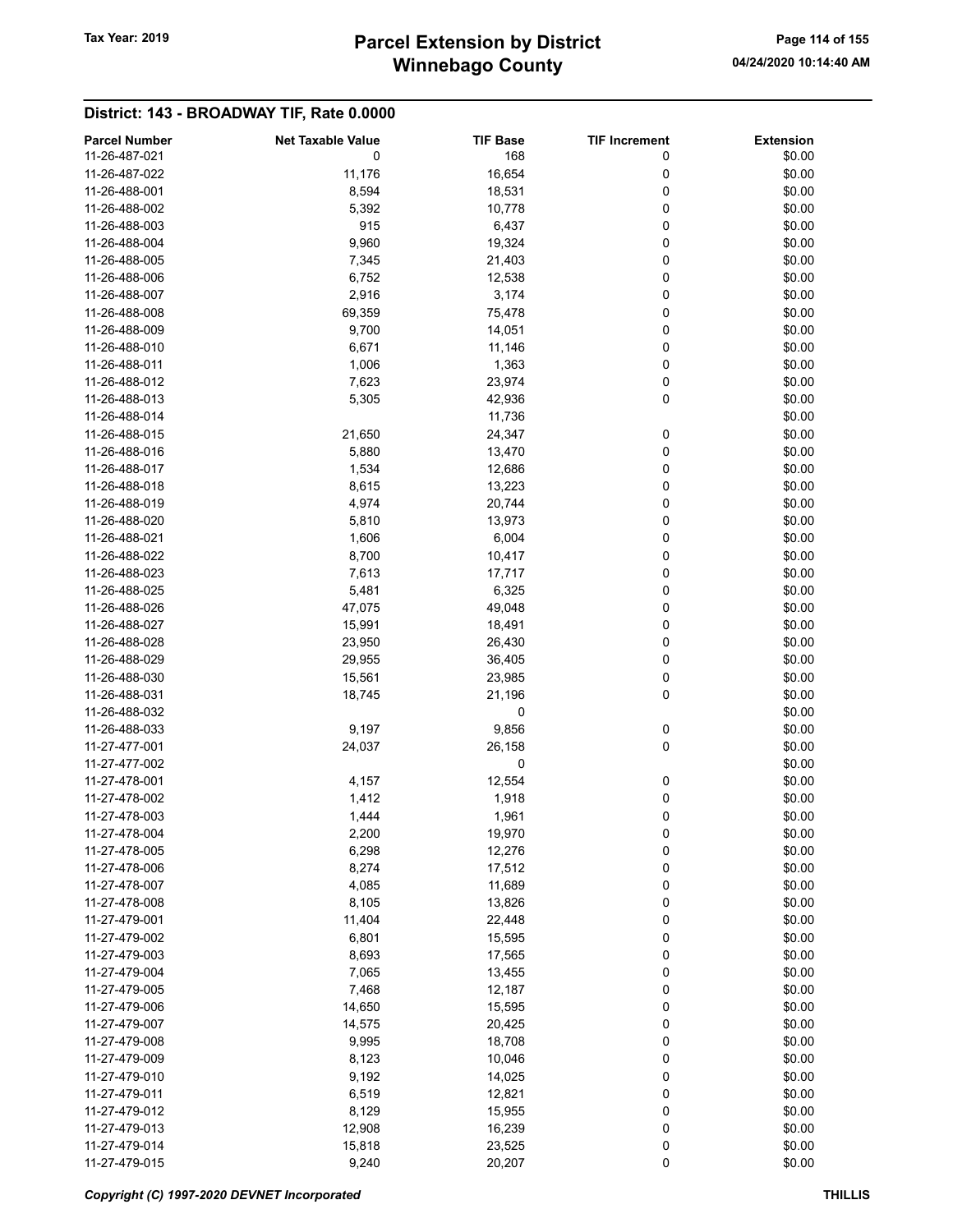## District: 143 - BROADWAY TIF, Rate 0.0000

| Parcel Number | Net Taxable Value | TIF Base | TIF Increment | Extension |
|---|---|---|---|---|
| 11-26-487-021 | 0 | 168 | 0 | $0.00 |
| 11-26-487-022 | 11,176 | 16,654 | 0 | $0.00 |
| 11-26-488-001 | 8,594 | 18,531 | 0 | $0.00 |
| 11-26-488-002 | 5,392 | 10,778 | 0 | $0.00 |
| 11-26-488-003 | 915 | 6,437 | 0 | $0.00 |
| 11-26-488-004 | 9,960 | 19,324 | 0 | $0.00 |
| 11-26-488-005 | 7,345 | 21,403 | 0 | $0.00 |
| 11-26-488-006 | 6,752 | 12,538 | 0 | $0.00 |
| 11-26-488-007 | 2,916 | 3,174 | 0 | $0.00 |
| 11-26-488-008 | 69,359 | 75,478 | 0 | $0.00 |
| 11-26-488-009 | 9,700 | 14,051 | 0 | $0.00 |
| 11-26-488-010 | 6,671 | 11,146 | 0 | $0.00 |
| 11-26-488-011 | 1,006 | 1,363 | 0 | $0.00 |
| 11-26-488-012 | 7,623 | 23,974 | 0 | $0.00 |
| 11-26-488-013 | 5,305 | 42,936 | 0 | $0.00 |
| 11-26-488-014 | | 11,736 | | $0.00 |
| 11-26-488-015 | 21,650 | 24,347 | 0 | $0.00 |
| 11-26-488-016 | 5,880 | 13,470 | 0 | $0.00 |
| 11-26-488-017 | 1,534 | 12,686 | 0 | $0.00 |
| 11-26-488-018 | 8,615 | 13,223 | 0 | $0.00 |
| 11-26-488-019 | 4,974 | 20,744 | 0 | $0.00 |
| 11-26-488-020 | 5,810 | 13,973 | 0 | $0.00 |
| 11-26-488-021 | 1,606 | 6,004 | 0 | $0.00 |
| 11-26-488-022 | 8,700 | 10,417 | 0 | $0.00 |
| 11-26-488-023 | 7,613 | 17,717 | 0 | $0.00 |
| 11-26-488-025 | 5,481 | 6,325 | 0 | $0.00 |
| 11-26-488-026 | 47,075 | 49,048 | 0 | $0.00 |
| 11-26-488-027 | 15,991 | 18,491 | 0 | $0.00 |
| 11-26-488-028 | 23,950 | 26,430 | 0 | $0.00 |
| 11-26-488-029 | 29,955 | 36,405 | 0 | $0.00 |
| 11-26-488-030 | 15,561 | 23,985 | 0 | $0.00 |
| 11-26-488-031 | 18,745 | 21,196 | 0 | $0.00 |
| 11-26-488-032 | | 0 | | $0.00 |
| 11-26-488-033 | 9,197 | 9,856 | 0 | $0.00 |
| 11-27-477-001 | 24,037 | 26,158 | 0 | $0.00 |
| 11-27-477-002 | | 0 | | $0.00 |
| 11-27-478-001 | 4,157 | 12,554 | 0 | $0.00 |
| 11-27-478-002 | 1,412 | 1,918 | 0 | $0.00 |
| 11-27-478-003 | 1,444 | 1,961 | 0 | $0.00 |
| 11-27-478-004 | 2,200 | 19,970 | 0 | $0.00 |
| 11-27-478-005 | 6,298 | 12,276 | 0 | $0.00 |
| 11-27-478-006 | 8,274 | 17,512 | 0 | $0.00 |
| 11-27-478-007 | 4,085 | 11,689 | 0 | $0.00 |
| 11-27-478-008 | 8,105 | 13,826 | 0 | $0.00 |
| 11-27-479-001 | 11,404 | 22,448 | 0 | $0.00 |
| 11-27-479-002 | 6,801 | 15,595 | 0 | $0.00 |
| 11-27-479-003 | 8,693 | 17,565 | 0 | $0.00 |
| 11-27-479-004 | 7,065 | 13,455 | 0 | $0.00 |
| 11-27-479-005 | 7,468 | 12,187 | 0 | $0.00 |
| 11-27-479-006 | 14,650 | 15,595 | 0 | $0.00 |
| 11-27-479-007 | 14,575 | 20,425 | 0 | $0.00 |
| 11-27-479-008 | 9,995 | 18,708 | 0 | $0.00 |
| 11-27-479-009 | 8,123 | 10,046 | 0 | $0.00 |
| 11-27-479-010 | 9,192 | 14,025 | 0 | $0.00 |
| 11-27-479-011 | 6,519 | 12,821 | 0 | $0.00 |
| 11-27-479-012 | 8,129 | 15,955 | 0 | $0.00 |
| 11-27-479-013 | 12,908 | 16,239 | 0 | $0.00 |
| 11-27-479-014 | 15,818 | 23,525 | 0 | $0.00 |
| 11-27-479-015 | 9,240 | 20,207 | 0 | $0.00 |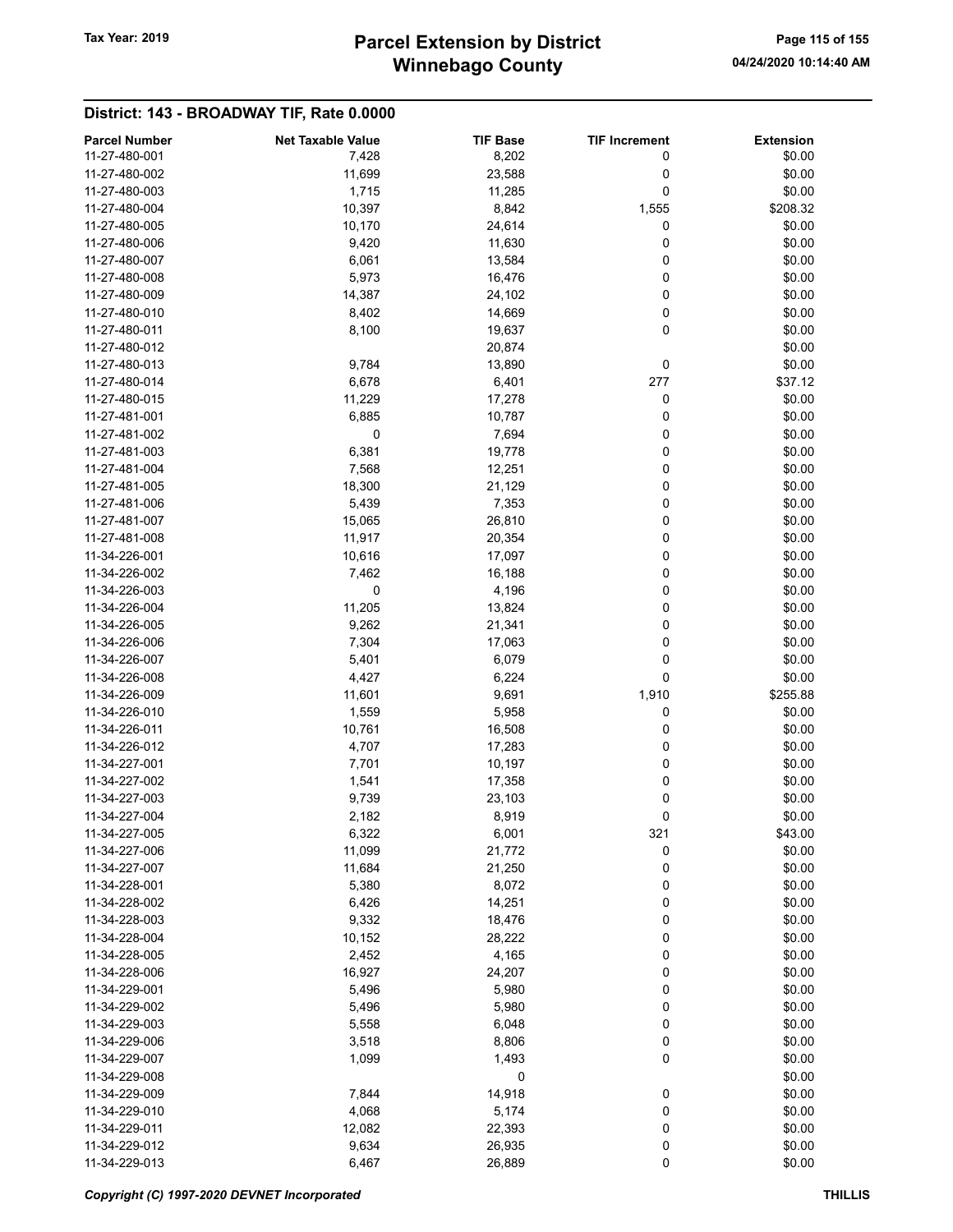## District: 143 - BROADWAY TIF, Rate 0.0000

| Parcel Number | Net Taxable Value | TIF Base | TIF Increment | Extension |
|---|---|---|---|---|
| 11-27-480-001 | 7,428 | 8,202 | 0 | $0.00 |
| 11-27-480-002 | 11,699 | 23,588 | 0 | $0.00 |
| 11-27-480-003 | 1,715 | 11,285 | 0 | $0.00 |
| 11-27-480-004 | 10,397 | 8,842 | 1,555 | $208.32 |
| 11-27-480-005 | 10,170 | 24,614 | 0 | $0.00 |
| 11-27-480-006 | 9,420 | 11,630 | 0 | $0.00 |
| 11-27-480-007 | 6,061 | 13,584 | 0 | $0.00 |
| 11-27-480-008 | 5,973 | 16,476 | 0 | $0.00 |
| 11-27-480-009 | 14,387 | 24,102 | 0 | $0.00 |
| 11-27-480-010 | 8,402 | 14,669 | 0 | $0.00 |
| 11-27-480-011 | 8,100 | 19,637 | 0 | $0.00 |
| 11-27-480-012 | | 20,874 | | $0.00 |
| 11-27-480-013 | 9,784 | 13,890 | 0 | $0.00 |
| 11-27-480-014 | 6,678 | 6,401 | 277 | $37.12 |
| 11-27-480-015 | 11,229 | 17,278 | 0 | $0.00 |
| 11-27-481-001 | 6,885 | 10,787 | 0 | $0.00 |
| 11-27-481-002 | 0 | 7,694 | 0 | $0.00 |
| 11-27-481-003 | 6,381 | 19,778 | 0 | $0.00 |
| 11-27-481-004 | 7,568 | 12,251 | 0 | $0.00 |
| 11-27-481-005 | 18,300 | 21,129 | 0 | $0.00 |
| 11-27-481-006 | 5,439 | 7,353 | 0 | $0.00 |
| 11-27-481-007 | 15,065 | 26,810 | 0 | $0.00 |
| 11-27-481-008 | 11,917 | 20,354 | 0 | $0.00 |
| 11-34-226-001 | 10,616 | 17,097 | 0 | $0.00 |
| 11-34-226-002 | 7,462 | 16,188 | 0 | $0.00 |
| 11-34-226-003 | 0 | 4,196 | 0 | $0.00 |
| 11-34-226-004 | 11,205 | 13,824 | 0 | $0.00 |
| 11-34-226-005 | 9,262 | 21,341 | 0 | $0.00 |
| 11-34-226-006 | 7,304 | 17,063 | 0 | $0.00 |
| 11-34-226-007 | 5,401 | 6,079 | 0 | $0.00 |
| 11-34-226-008 | 4,427 | 6,224 | 0 | $0.00 |
| 11-34-226-009 | 11,601 | 9,691 | 1,910 | $255.88 |
| 11-34-226-010 | 1,559 | 5,958 | 0 | $0.00 |
| 11-34-226-011 | 10,761 | 16,508 | 0 | $0.00 |
| 11-34-226-012 | 4,707 | 17,283 | 0 | $0.00 |
| 11-34-227-001 | 7,701 | 10,197 | 0 | $0.00 |
| 11-34-227-002 | 1,541 | 17,358 | 0 | $0.00 |
| 11-34-227-003 | 9,739 | 23,103 | 0 | $0.00 |
| 11-34-227-004 | 2,182 | 8,919 | 0 | $0.00 |
| 11-34-227-005 | 6,322 | 6,001 | 321 | $43.00 |
| 11-34-227-006 | 11,099 | 21,772 | 0 | $0.00 |
| 11-34-227-007 | 11,684 | 21,250 | 0 | $0.00 |
| 11-34-228-001 | 5,380 | 8,072 | 0 | $0.00 |
| 11-34-228-002 | 6,426 | 14,251 | 0 | $0.00 |
| 11-34-228-003 | 9,332 | 18,476 | 0 | $0.00 |
| 11-34-228-004 | 10,152 | 28,222 | 0 | $0.00 |
| 11-34-228-005 | 2,452 | 4,165 | 0 | $0.00 |
| 11-34-228-006 | 16,927 | 24,207 | 0 | $0.00 |
| 11-34-229-001 | 5,496 | 5,980 | 0 | $0.00 |
| 11-34-229-002 | 5,496 | 5,980 | 0 | $0.00 |
| 11-34-229-003 | 5,558 | 6,048 | 0 | $0.00 |
| 11-34-229-006 | 3,518 | 8,806 | 0 | $0.00 |
| 11-34-229-007 | 1,099 | 1,493 | 0 | $0.00 |
| 11-34-229-008 | | 0 | | $0.00 |
| 11-34-229-009 | 7,844 | 14,918 | 0 | $0.00 |
| 11-34-229-010 | 4,068 | 5,174 | 0 | $0.00 |
| 11-34-229-011 | 12,082 | 22,393 | 0 | $0.00 |
| 11-34-229-012 | 9,634 | 26,935 | 0 | $0.00 |
| 11-34-229-013 | 6,467 | 26,889 | 0 | $0.00 |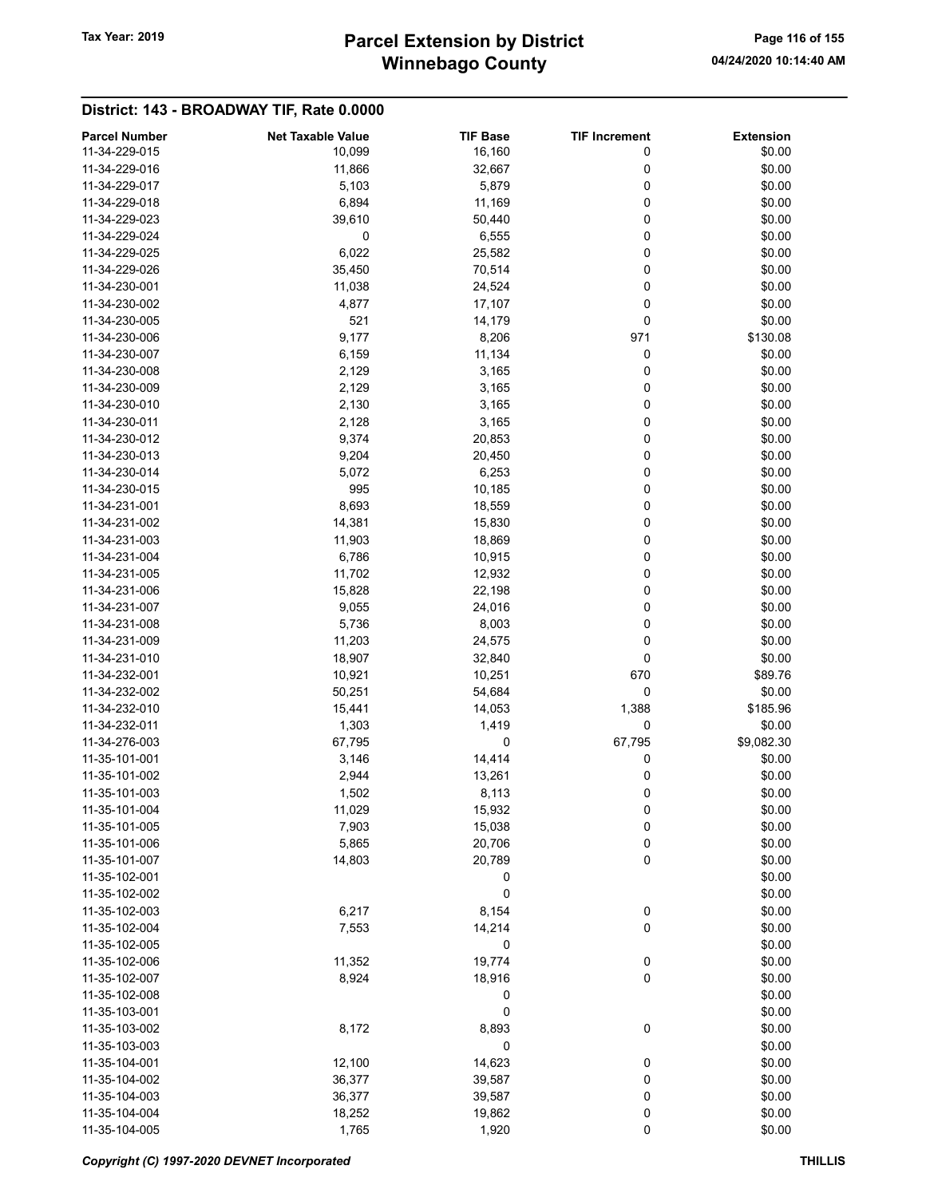## District: 143 - BROADWAY TIF, Rate 0.0000

| Parcel Number | Net Taxable Value | TIF Base | TIF Increment | Extension |
|---|---|---|---|---|
| 11-34-229-015 | 10,099 | 16,160 | 0 | $0.00 |
| 11-34-229-016 | 11,866 | 32,667 | 0 | $0.00 |
| 11-34-229-017 | 5,103 | 5,879 | 0 | $0.00 |
| 11-34-229-018 | 6,894 | 11,169 | 0 | $0.00 |
| 11-34-229-023 | 39,610 | 50,440 | 0 | $0.00 |
| 11-34-229-024 | 0 | 6,555 | 0 | $0.00 |
| 11-34-229-025 | 6,022 | 25,582 | 0 | $0.00 |
| 11-34-229-026 | 35,450 | 70,514 | 0 | $0.00 |
| 11-34-230-001 | 11,038 | 24,524 | 0 | $0.00 |
| 11-34-230-002 | 4,877 | 17,107 | 0 | $0.00 |
| 11-34-230-005 | 521 | 14,179 | 0 | $0.00 |
| 11-34-230-006 | 9,177 | 8,206 | 971 | $130.08 |
| 11-34-230-007 | 6,159 | 11,134 | 0 | $0.00 |
| 11-34-230-008 | 2,129 | 3,165 | 0 | $0.00 |
| 11-34-230-009 | 2,129 | 3,165 | 0 | $0.00 |
| 11-34-230-010 | 2,130 | 3,165 | 0 | $0.00 |
| 11-34-230-011 | 2,128 | 3,165 | 0 | $0.00 |
| 11-34-230-012 | 9,374 | 20,853 | 0 | $0.00 |
| 11-34-230-013 | 9,204 | 20,450 | 0 | $0.00 |
| 11-34-230-014 | 5,072 | 6,253 | 0 | $0.00 |
| 11-34-230-015 | 995 | 10,185 | 0 | $0.00 |
| 11-34-231-001 | 8,693 | 18,559 | 0 | $0.00 |
| 11-34-231-002 | 14,381 | 15,830 | 0 | $0.00 |
| 11-34-231-003 | 11,903 | 18,869 | 0 | $0.00 |
| 11-34-231-004 | 6,786 | 10,915 | 0 | $0.00 |
| 11-34-231-005 | 11,702 | 12,932 | 0 | $0.00 |
| 11-34-231-006 | 15,828 | 22,198 | 0 | $0.00 |
| 11-34-231-007 | 9,055 | 24,016 | 0 | $0.00 |
| 11-34-231-008 | 5,736 | 8,003 | 0 | $0.00 |
| 11-34-231-009 | 11,203 | 24,575 | 0 | $0.00 |
| 11-34-231-010 | 18,907 | 32,840 | 0 | $0.00 |
| 11-34-232-001 | 10,921 | 10,251 | 670 | $89.76 |
| 11-34-232-002 | 50,251 | 54,684 | 0 | $0.00 |
| 11-34-232-010 | 15,441 | 14,053 | 1,388 | $185.96 |
| 11-34-232-011 | 1,303 | 1,419 | 0 | $0.00 |
| 11-34-276-003 | 67,795 | 0 | 67,795 | $9,082.30 |
| 11-35-101-001 | 3,146 | 14,414 | 0 | $0.00 |
| 11-35-101-002 | 2,944 | 13,261 | 0 | $0.00 |
| 11-35-101-003 | 1,502 | 8,113 | 0 | $0.00 |
| 11-35-101-004 | 11,029 | 15,932 | 0 | $0.00 |
| 11-35-101-005 | 7,903 | 15,038 | 0 | $0.00 |
| 11-35-101-006 | 5,865 | 20,706 | 0 | $0.00 |
| 11-35-101-007 | 14,803 | 20,789 | 0 | $0.00 |
| 11-35-102-001 | | 0 | | $0.00 |
| 11-35-102-002 | | 0 | | $0.00 |
| 11-35-102-003 | 6,217 | 8,154 | 0 | $0.00 |
| 11-35-102-004 | 7,553 | 14,214 | 0 | $0.00 |
| 11-35-102-005 | | 0 | | $0.00 |
| 11-35-102-006 | 11,352 | 19,774 | 0 | $0.00 |
| 11-35-102-007 | 8,924 | 18,916 | 0 | $0.00 |
| 11-35-102-008 | | 0 | | $0.00 |
| 11-35-103-001 | | 0 | | $0.00 |
| 11-35-103-002 | 8,172 | 8,893 | 0 | $0.00 |
| 11-35-103-003 | | 0 | | $0.00 |
| 11-35-104-001 | 12,100 | 14,623 | 0 | $0.00 |
| 11-35-104-002 | 36,377 | 39,587 | 0 | $0.00 |
| 11-35-104-003 | 36,377 | 39,587 | 0 | $0.00 |
| 11-35-104-004 | 18,252 | 19,862 | 0 | $0.00 |
| 11-35-104-005 | 1,765 | 1,920 | 0 | $0.00 |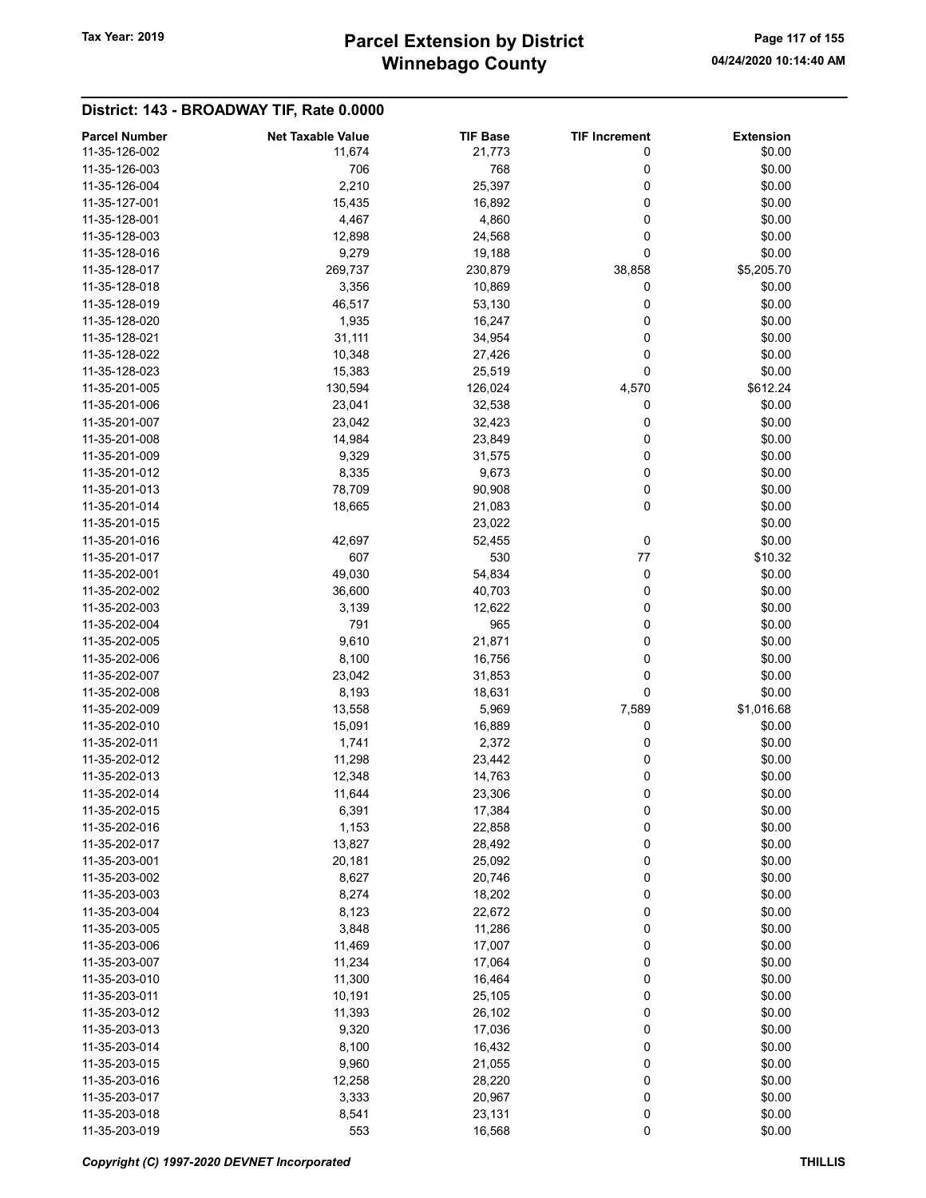## District: 143 - BROADWAY TIF, Rate 0.0000

| Parcel Number | Net Taxable Value | TIF Base | TIF Increment | Extension |
|---|---|---|---|---|
| 11-35-126-002 | 11,674 | 21,773 | 0 | $0.00 |
| 11-35-126-003 | 706 | 768 | 0 | $0.00 |
| 11-35-126-004 | 2,210 | 25,397 | 0 | $0.00 |
| 11-35-127-001 | 15,435 | 16,892 | 0 | $0.00 |
| 11-35-128-001 | 4,467 | 4,860 | 0 | $0.00 |
| 11-35-128-003 | 12,898 | 24,568 | 0 | $0.00 |
| 11-35-128-016 | 9,279 | 19,188 | 0 | $0.00 |
| 11-35-128-017 | 269,737 | 230,879 | 38,858 | $5,205.70 |
| 11-35-128-018 | 3,356 | 10,869 | 0 | $0.00 |
| 11-35-128-019 | 46,517 | 53,130 | 0 | $0.00 |
| 11-35-128-020 | 1,935 | 16,247 | 0 | $0.00 |
| 11-35-128-021 | 31,111 | 34,954 | 0 | $0.00 |
| 11-35-128-022 | 10,348 | 27,426 | 0 | $0.00 |
| 11-35-128-023 | 15,383 | 25,519 | 0 | $0.00 |
| 11-35-201-005 | 130,594 | 126,024 | 4,570 | $612.24 |
| 11-35-201-006 | 23,041 | 32,538 | 0 | $0.00 |
| 11-35-201-007 | 23,042 | 32,423 | 0 | $0.00 |
| 11-35-201-008 | 14,984 | 23,849 | 0 | $0.00 |
| 11-35-201-009 | 9,329 | 31,575 | 0 | $0.00 |
| 11-35-201-012 | 8,335 | 9,673 | 0 | $0.00 |
| 11-35-201-013 | 78,709 | 90,908 | 0 | $0.00 |
| 11-35-201-014 | 18,665 | 21,083 | 0 | $0.00 |
| 11-35-201-015 | | 23,022 | | $0.00 |
| 11-35-201-016 | 42,697 | 52,455 | 0 | $0.00 |
| 11-35-201-017 | 607 | 530 | 77 | $10.32 |
| 11-35-202-001 | 49,030 | 54,834 | 0 | $0.00 |
| 11-35-202-002 | 36,600 | 40,703 | 0 | $0.00 |
| 11-35-202-003 | 3,139 | 12,622 | 0 | $0.00 |
| 11-35-202-004 | 791 | 965 | 0 | $0.00 |
| 11-35-202-005 | 9,610 | 21,871 | 0 | $0.00 |
| 11-35-202-006 | 8,100 | 16,756 | 0 | $0.00 |
| 11-35-202-007 | 23,042 | 31,853 | 0 | $0.00 |
| 11-35-202-008 | 8,193 | 18,631 | 0 | $0.00 |
| 11-35-202-009 | 13,558 | 5,969 | 7,589 | $1,016.68 |
| 11-35-202-010 | 15,091 | 16,889 | 0 | $0.00 |
| 11-35-202-011 | 1,741 | 2,372 | 0 | $0.00 |
| 11-35-202-012 | 11,298 | 23,442 | 0 | $0.00 |
| 11-35-202-013 | 12,348 | 14,763 | 0 | $0.00 |
| 11-35-202-014 | 11,644 | 23,306 | 0 | $0.00 |
| 11-35-202-015 | 6,391 | 17,384 | 0 | $0.00 |
| 11-35-202-016 | 1,153 | 22,858 | 0 | $0.00 |
| 11-35-202-017 | 13,827 | 28,492 | 0 | $0.00 |
| 11-35-203-001 | 20,181 | 25,092 | 0 | $0.00 |
| 11-35-203-002 | 8,627 | 20,746 | 0 | $0.00 |
| 11-35-203-003 | 8,274 | 18,202 | 0 | $0.00 |
| 11-35-203-004 | 8,123 | 22,672 | 0 | $0.00 |
| 11-35-203-005 | 3,848 | 11,286 | 0 | $0.00 |
| 11-35-203-006 | 11,469 | 17,007 | 0 | $0.00 |
| 11-35-203-007 | 11,234 | 17,064 | 0 | $0.00 |
| 11-35-203-010 | 11,300 | 16,464 | 0 | $0.00 |
| 11-35-203-011 | 10,191 | 25,105 | 0 | $0.00 |
| 11-35-203-012 | 11,393 | 26,102 | 0 | $0.00 |
| 11-35-203-013 | 9,320 | 17,036 | 0 | $0.00 |
| 11-35-203-014 | 8,100 | 16,432 | 0 | $0.00 |
| 11-35-203-015 | 9,960 | 21,055 | 0 | $0.00 |
| 11-35-203-016 | 12,258 | 28,220 | 0 | $0.00 |
| 11-35-203-017 | 3,333 | 20,967 | 0 | $0.00 |
| 11-35-203-018 | 8,541 | 23,131 | 0 | $0.00 |
| 11-35-203-019 | 553 | 16,568 | 0 | $0.00 |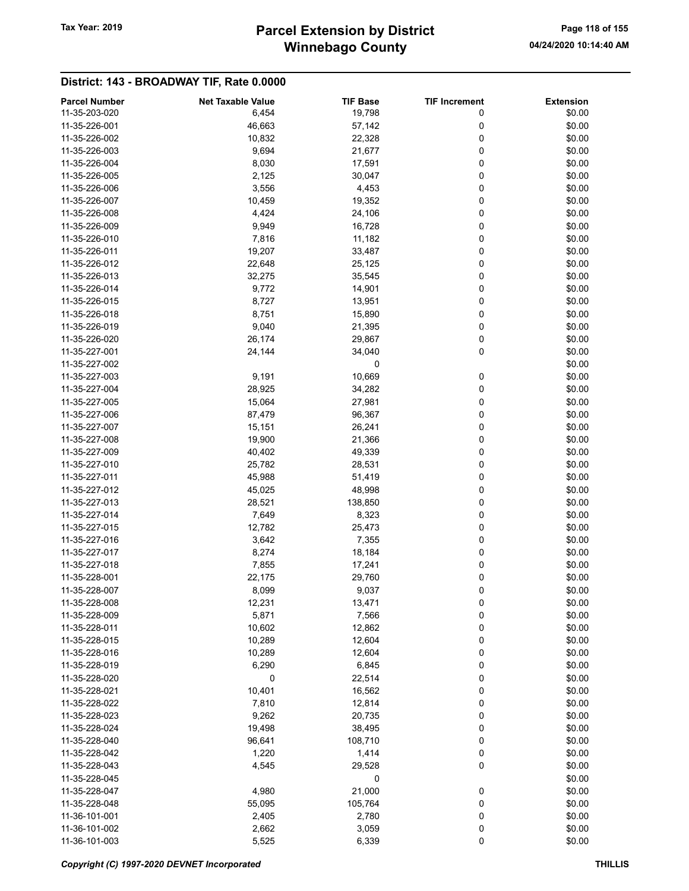## District: 143 - BROADWAY TIF, Rate 0.0000

| Parcel Number | Net Taxable Value | TIF Base | TIF Increment | Extension |
|---|---|---|---|---|
| 11-35-203-020 | 6,454 | 19,798 | 0 | $0.00 |
| 11-35-226-001 | 46,663 | 57,142 | 0 | $0.00 |
| 11-35-226-002 | 10,832 | 22,328 | 0 | $0.00 |
| 11-35-226-003 | 9,694 | 21,677 | 0 | $0.00 |
| 11-35-226-004 | 8,030 | 17,591 | 0 | $0.00 |
| 11-35-226-005 | 2,125 | 30,047 | 0 | $0.00 |
| 11-35-226-006 | 3,556 | 4,453 | 0 | $0.00 |
| 11-35-226-007 | 10,459 | 19,352 | 0 | $0.00 |
| 11-35-226-008 | 4,424 | 24,106 | 0 | $0.00 |
| 11-35-226-009 | 9,949 | 16,728 | 0 | $0.00 |
| 11-35-226-010 | 7,816 | 11,182 | 0 | $0.00 |
| 11-35-226-011 | 19,207 | 33,487 | 0 | $0.00 |
| 11-35-226-012 | 22,648 | 25,125 | 0 | $0.00 |
| 11-35-226-013 | 32,275 | 35,545 | 0 | $0.00 |
| 11-35-226-014 | 9,772 | 14,901 | 0 | $0.00 |
| 11-35-226-015 | 8,727 | 13,951 | 0 | $0.00 |
| 11-35-226-018 | 8,751 | 15,890 | 0 | $0.00 |
| 11-35-226-019 | 9,040 | 21,395 | 0 | $0.00 |
| 11-35-226-020 | 26,174 | 29,867 | 0 | $0.00 |
| 11-35-227-001 | 24,144 | 34,040 | 0 | $0.00 |
| 11-35-227-002 | | 0 | | $0.00 |
| 11-35-227-003 | 9,191 | 10,669 | 0 | $0.00 |
| 11-35-227-004 | 28,925 | 34,282 | 0 | $0.00 |
| 11-35-227-005 | 15,064 | 27,981 | 0 | $0.00 |
| 11-35-227-006 | 87,479 | 96,367 | 0 | $0.00 |
| 11-35-227-007 | 15,151 | 26,241 | 0 | $0.00 |
| 11-35-227-008 | 19,900 | 21,366 | 0 | $0.00 |
| 11-35-227-009 | 40,402 | 49,339 | 0 | $0.00 |
| 11-35-227-010 | 25,782 | 28,531 | 0 | $0.00 |
| 11-35-227-011 | 45,988 | 51,419 | 0 | $0.00 |
| 11-35-227-012 | 45,025 | 48,998 | 0 | $0.00 |
| 11-35-227-013 | 28,521 | 138,850 | 0 | $0.00 |
| 11-35-227-014 | 7,649 | 8,323 | 0 | $0.00 |
| 11-35-227-015 | 12,782 | 25,473 | 0 | $0.00 |
| 11-35-227-016 | 3,642 | 7,355 | 0 | $0.00 |
| 11-35-227-017 | 8,274 | 18,184 | 0 | $0.00 |
| 11-35-227-018 | 7,855 | 17,241 | 0 | $0.00 |
| 11-35-228-001 | 22,175 | 29,760 | 0 | $0.00 |
| 11-35-228-007 | 8,099 | 9,037 | 0 | $0.00 |
| 11-35-228-008 | 12,231 | 13,471 | 0 | $0.00 |
| 11-35-228-009 | 5,871 | 7,566 | 0 | $0.00 |
| 11-35-228-011 | 10,602 | 12,862 | 0 | $0.00 |
| 11-35-228-015 | 10,289 | 12,604 | 0 | $0.00 |
| 11-35-228-016 | 10,289 | 12,604 | 0 | $0.00 |
| 11-35-228-019 | 6,290 | 6,845 | 0 | $0.00 |
| 11-35-228-020 | 0 | 22,514 | 0 | $0.00 |
| 11-35-228-021 | 10,401 | 16,562 | 0 | $0.00 |
| 11-35-228-022 | 7,810 | 12,814 | 0 | $0.00 |
| 11-35-228-023 | 9,262 | 20,735 | 0 | $0.00 |
| 11-35-228-024 | 19,498 | 38,495 | 0 | $0.00 |
| 11-35-228-040 | 96,641 | 108,710 | 0 | $0.00 |
| 11-35-228-042 | 1,220 | 1,414 | 0 | $0.00 |
| 11-35-228-043 | 4,545 | 29,528 | 0 | $0.00 |
| 11-35-228-045 | | 0 | | $0.00 |
| 11-35-228-047 | 4,980 | 21,000 | 0 | $0.00 |
| 11-35-228-048 | 55,095 | 105,764 | 0 | $0.00 |
| 11-36-101-001 | 2,405 | 2,780 | 0 | $0.00 |
| 11-36-101-002 | 2,662 | 3,059 | 0 | $0.00 |
| 11-36-101-003 | 5,525 | 6,339 | 0 | $0.00 |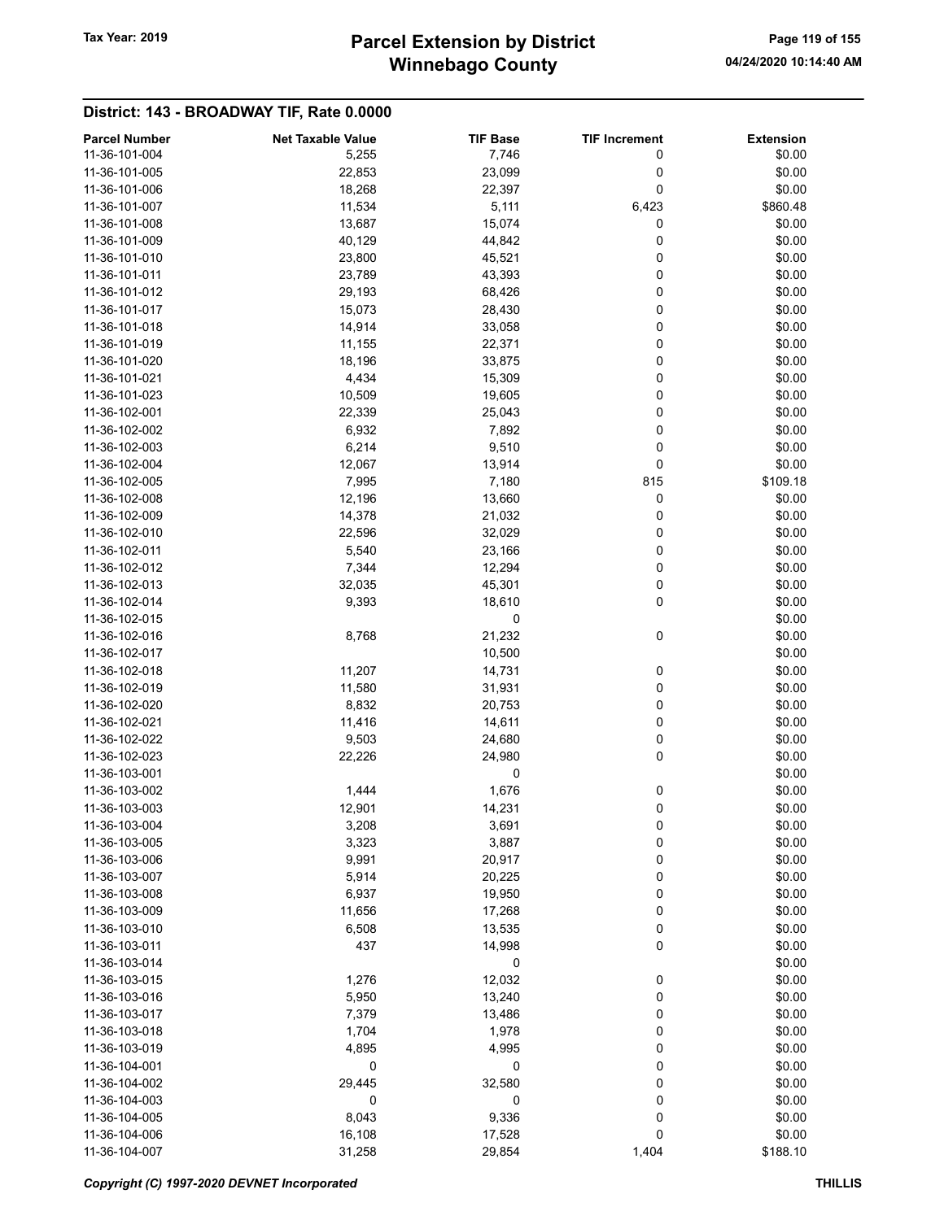## District: 143 - BROADWAY TIF, Rate 0.0000

| Parcel Number | Net Taxable Value | TIF Base | TIF Increment | Extension |
|---|---|---|---|---|
| 11-36-101-004 | 5,255 | 7,746 | 0 | $0.00 |
| 11-36-101-005 | 22,853 | 23,099 | 0 | $0.00 |
| 11-36-101-006 | 18,268 | 22,397 | 0 | $0.00 |
| 11-36-101-007 | 11,534 | 5,111 | 6,423 | $860.48 |
| 11-36-101-008 | 13,687 | 15,074 | 0 | $0.00 |
| 11-36-101-009 | 40,129 | 44,842 | 0 | $0.00 |
| 11-36-101-010 | 23,800 | 45,521 | 0 | $0.00 |
| 11-36-101-011 | 23,789 | 43,393 | 0 | $0.00 |
| 11-36-101-012 | 29,193 | 68,426 | 0 | $0.00 |
| 11-36-101-017 | 15,073 | 28,430 | 0 | $0.00 |
| 11-36-101-018 | 14,914 | 33,058 | 0 | $0.00 |
| 11-36-101-019 | 11,155 | 22,371 | 0 | $0.00 |
| 11-36-101-020 | 18,196 | 33,875 | 0 | $0.00 |
| 11-36-101-021 | 4,434 | 15,309 | 0 | $0.00 |
| 11-36-101-023 | 10,509 | 19,605 | 0 | $0.00 |
| 11-36-102-001 | 22,339 | 25,043 | 0 | $0.00 |
| 11-36-102-002 | 6,932 | 7,892 | 0 | $0.00 |
| 11-36-102-003 | 6,214 | 9,510 | 0 | $0.00 |
| 11-36-102-004 | 12,067 | 13,914 | 0 | $0.00 |
| 11-36-102-005 | 7,995 | 7,180 | 815 | $109.18 |
| 11-36-102-008 | 12,196 | 13,660 | 0 | $0.00 |
| 11-36-102-009 | 14,378 | 21,032 | 0 | $0.00 |
| 11-36-102-010 | 22,596 | 32,029 | 0 | $0.00 |
| 11-36-102-011 | 5,540 | 23,166 | 0 | $0.00 |
| 11-36-102-012 | 7,344 | 12,294 | 0 | $0.00 |
| 11-36-102-013 | 32,035 | 45,301 | 0 | $0.00 |
| 11-36-102-014 | 9,393 | 18,610 | 0 | $0.00 |
| 11-36-102-015 | | 0 | | $0.00 |
| 11-36-102-016 | 8,768 | 21,232 | 0 | $0.00 |
| 11-36-102-017 | | 10,500 | | $0.00 |
| 11-36-102-018 | 11,207 | 14,731 | 0 | $0.00 |
| 11-36-102-019 | 11,580 | 31,931 | 0 | $0.00 |
| 11-36-102-020 | 8,832 | 20,753 | 0 | $0.00 |
| 11-36-102-021 | 11,416 | 14,611 | 0 | $0.00 |
| 11-36-102-022 | 9,503 | 24,680 | 0 | $0.00 |
| 11-36-102-023 | 22,226 | 24,980 | 0 | $0.00 |
| 11-36-103-001 | | 0 | | $0.00 |
| 11-36-103-002 | 1,444 | 1,676 | 0 | $0.00 |
| 11-36-103-003 | 12,901 | 14,231 | 0 | $0.00 |
| 11-36-103-004 | 3,208 | 3,691 | 0 | $0.00 |
| 11-36-103-005 | 3,323 | 3,887 | 0 | $0.00 |
| 11-36-103-006 | 9,991 | 20,917 | 0 | $0.00 |
| 11-36-103-007 | 5,914 | 20,225 | 0 | $0.00 |
| 11-36-103-008 | 6,937 | 19,950 | 0 | $0.00 |
| 11-36-103-009 | 11,656 | 17,268 | 0 | $0.00 |
| 11-36-103-010 | 6,508 | 13,535 | 0 | $0.00 |
| 11-36-103-011 | 437 | 14,998 | 0 | $0.00 |
| 11-36-103-014 | | 0 | | $0.00 |
| 11-36-103-015 | 1,276 | 12,032 | 0 | $0.00 |
| 11-36-103-016 | 5,950 | 13,240 | 0 | $0.00 |
| 11-36-103-017 | 7,379 | 13,486 | 0 | $0.00 |
| 11-36-103-018 | 1,704 | 1,978 | 0 | $0.00 |
| 11-36-103-019 | 4,895 | 4,995 | 0 | $0.00 |
| 11-36-104-001 | 0 | 0 | 0 | $0.00 |
| 11-36-104-002 | 29,445 | 32,580 | 0 | $0.00 |
| 11-36-104-003 | 0 | 0 | 0 | $0.00 |
| 11-36-104-005 | 8,043 | 9,336 | 0 | $0.00 |
| 11-36-104-006 | 16,108 | 17,528 | 0 | $0.00 |
| 11-36-104-007 | 31,258 | 29,854 | 1,404 | $188.10 |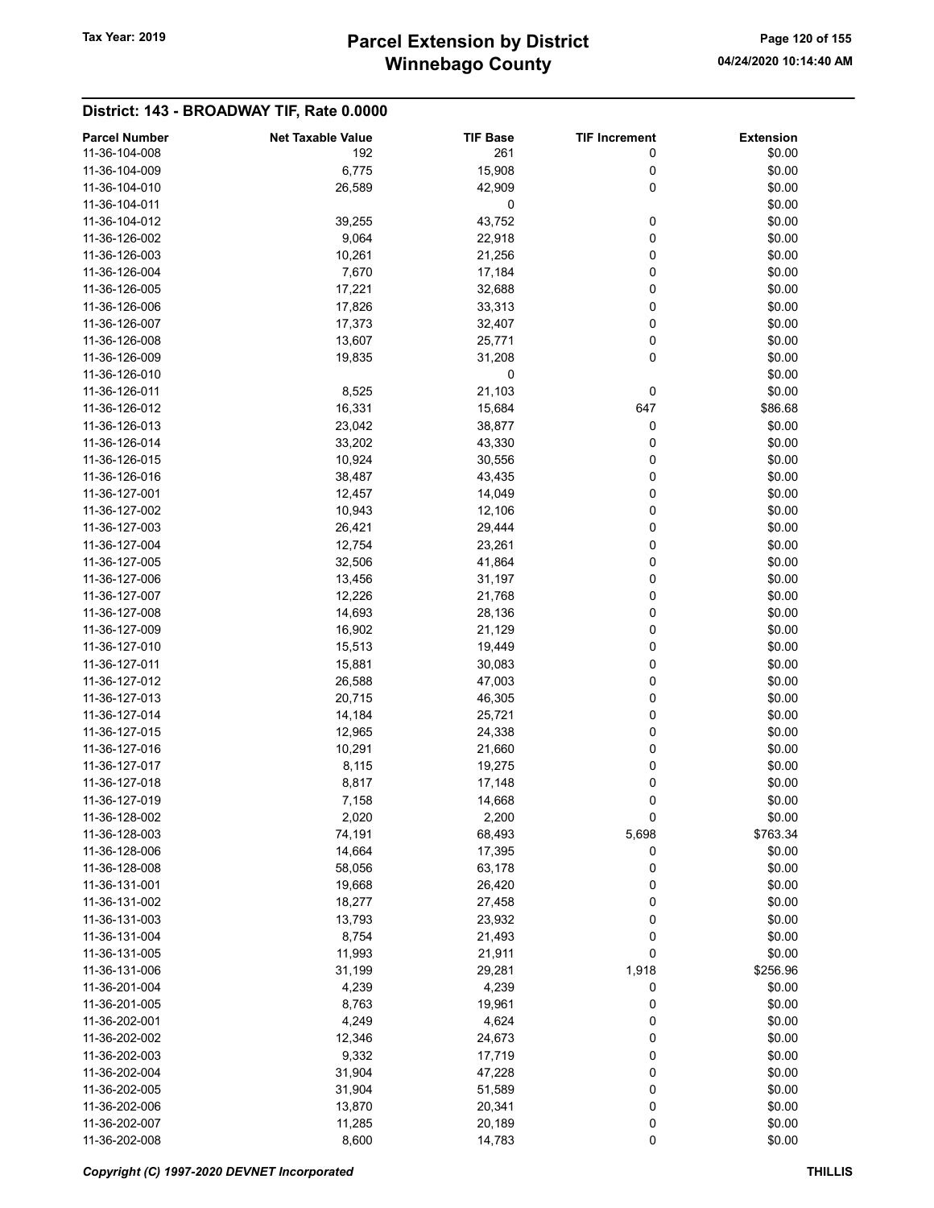## District: 143 - BROADWAY TIF, Rate 0.0000

| Parcel Number | Net Taxable Value | TIF Base | TIF Increment | Extension |
|---|---|---|---|---|
| 11-36-104-008 | 192 | 261 | 0 | $0.00 |
| 11-36-104-009 | 6,775 | 15,908 | 0 | $0.00 |
| 11-36-104-010 | 26,589 | 42,909 | 0 | $0.00 |
| 11-36-104-011 | | 0 | | $0.00 |
| 11-36-104-012 | 39,255 | 43,752 | 0 | $0.00 |
| 11-36-126-002 | 9,064 | 22,918 | 0 | $0.00 |
| 11-36-126-003 | 10,261 | 21,256 | 0 | $0.00 |
| 11-36-126-004 | 7,670 | 17,184 | 0 | $0.00 |
| 11-36-126-005 | 17,221 | 32,688 | 0 | $0.00 |
| 11-36-126-006 | 17,826 | 33,313 | 0 | $0.00 |
| 11-36-126-007 | 17,373 | 32,407 | 0 | $0.00 |
| 11-36-126-008 | 13,607 | 25,771 | 0 | $0.00 |
| 11-36-126-009 | 19,835 | 31,208 | 0 | $0.00 |
| 11-36-126-010 | | 0 | | $0.00 |
| 11-36-126-011 | 8,525 | 21,103 | 0 | $0.00 |
| 11-36-126-012 | 16,331 | 15,684 | 647 | $86.68 |
| 11-36-126-013 | 23,042 | 38,877 | 0 | $0.00 |
| 11-36-126-014 | 33,202 | 43,330 | 0 | $0.00 |
| 11-36-126-015 | 10,924 | 30,556 | 0 | $0.00 |
| 11-36-126-016 | 38,487 | 43,435 | 0 | $0.00 |
| 11-36-127-001 | 12,457 | 14,049 | 0 | $0.00 |
| 11-36-127-002 | 10,943 | 12,106 | 0 | $0.00 |
| 11-36-127-003 | 26,421 | 29,444 | 0 | $0.00 |
| 11-36-127-004 | 12,754 | 23,261 | 0 | $0.00 |
| 11-36-127-005 | 32,506 | 41,864 | 0 | $0.00 |
| 11-36-127-006 | 13,456 | 31,197 | 0 | $0.00 |
| 11-36-127-007 | 12,226 | 21,768 | 0 | $0.00 |
| 11-36-127-008 | 14,693 | 28,136 | 0 | $0.00 |
| 11-36-127-009 | 16,902 | 21,129 | 0 | $0.00 |
| 11-36-127-010 | 15,513 | 19,449 | 0 | $0.00 |
| 11-36-127-011 | 15,881 | 30,083 | 0 | $0.00 |
| 11-36-127-012 | 26,588 | 47,003 | 0 | $0.00 |
| 11-36-127-013 | 20,715 | 46,305 | 0 | $0.00 |
| 11-36-127-014 | 14,184 | 25,721 | 0 | $0.00 |
| 11-36-127-015 | 12,965 | 24,338 | 0 | $0.00 |
| 11-36-127-016 | 10,291 | 21,660 | 0 | $0.00 |
| 11-36-127-017 | 8,115 | 19,275 | 0 | $0.00 |
| 11-36-127-018 | 8,817 | 17,148 | 0 | $0.00 |
| 11-36-127-019 | 7,158 | 14,668 | 0 | $0.00 |
| 11-36-128-002 | 2,020 | 2,200 | 0 | $0.00 |
| 11-36-128-003 | 74,191 | 68,493 | 5,698 | $763.34 |
| 11-36-128-006 | 14,664 | 17,395 | 0 | $0.00 |
| 11-36-128-008 | 58,056 | 63,178 | 0 | $0.00 |
| 11-36-131-001 | 19,668 | 26,420 | 0 | $0.00 |
| 11-36-131-002 | 18,277 | 27,458 | 0 | $0.00 |
| 11-36-131-003 | 13,793 | 23,932 | 0 | $0.00 |
| 11-36-131-004 | 8,754 | 21,493 | 0 | $0.00 |
| 11-36-131-005 | 11,993 | 21,911 | 0 | $0.00 |
| 11-36-131-006 | 31,199 | 29,281 | 1,918 | $256.96 |
| 11-36-201-004 | 4,239 | 4,239 | 0 | $0.00 |
| 11-36-201-005 | 8,763 | 19,961 | 0 | $0.00 |
| 11-36-202-001 | 4,249 | 4,624 | 0 | $0.00 |
| 11-36-202-002 | 12,346 | 24,673 | 0 | $0.00 |
| 11-36-202-003 | 9,332 | 17,719 | 0 | $0.00 |
| 11-36-202-004 | 31,904 | 47,228 | 0 | $0.00 |
| 11-36-202-005 | 31,904 | 51,589 | 0 | $0.00 |
| 11-36-202-006 | 13,870 | 20,341 | 0 | $0.00 |
| 11-36-202-007 | 11,285 | 20,189 | 0 | $0.00 |
| 11-36-202-008 | 8,600 | 14,783 | 0 | $0.00 |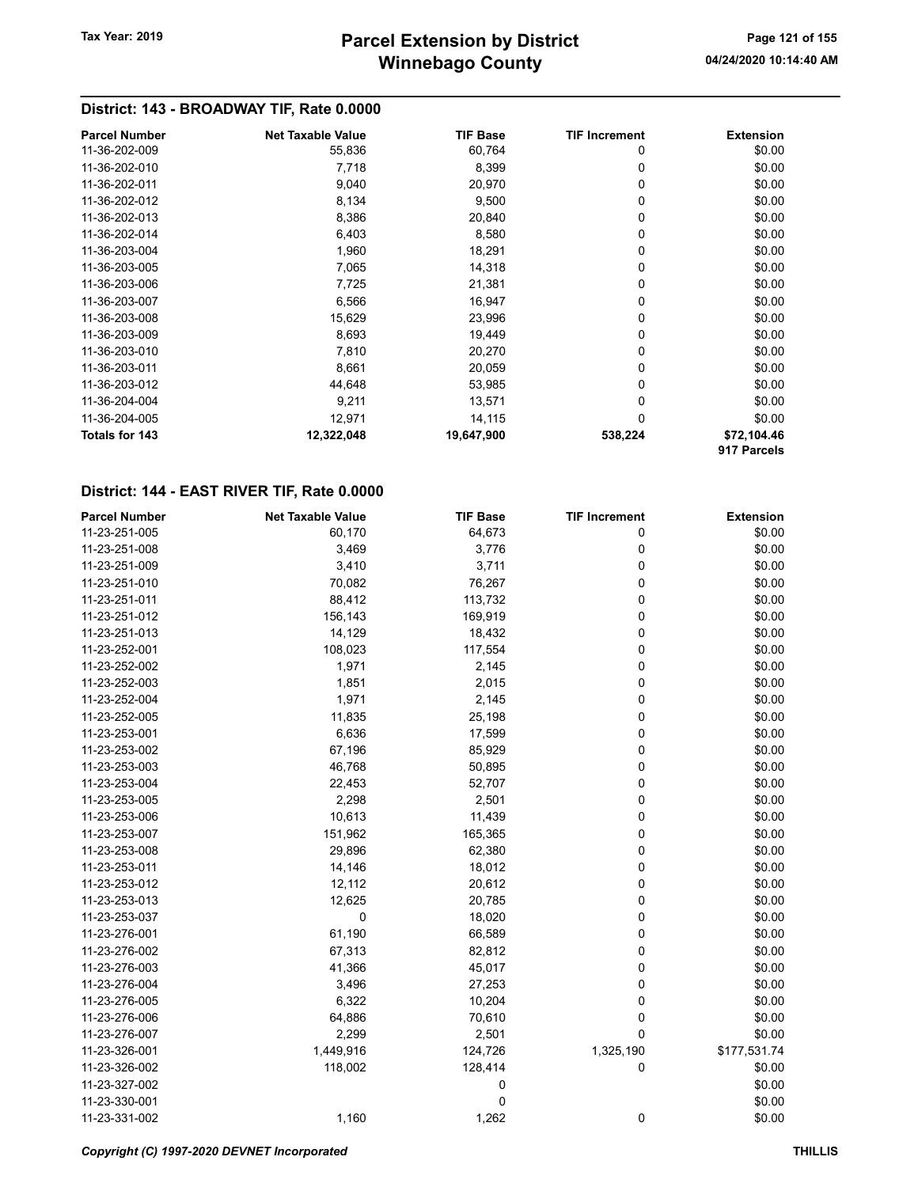## District: 143 - BROADWAY TIF, Rate 0.0000

| Parcel Number | Net Taxable Value | TIF Base | TIF Increment | Extension |
|---|---|---|---|---|
| 11-36-202-009 | 55,836 | 60,764 | 0 | $0.00 |
| 11-36-202-010 | 7,718 | 8,399 | 0 | $0.00 |
| 11-36-202-011 | 9,040 | 20,970 | 0 | $0.00 |
| 11-36-202-012 | 8,134 | 9,500 | 0 | $0.00 |
| 11-36-202-013 | 8,386 | 20,840 | 0 | $0.00 |
| 11-36-202-014 | 6,403 | 8,580 | 0 | $0.00 |
| 11-36-203-004 | 1,960 | 18,291 | 0 | $0.00 |
| 11-36-203-005 | 7,065 | 14,318 | 0 | $0.00 |
| 11-36-203-006 | 7,725 | 21,381 | 0 | $0.00 |
| 11-36-203-007 | 6,566 | 16,947 | 0 | $0.00 |
| 11-36-203-008 | 15,629 | 23,996 | 0 | $0.00 |
| 11-36-203-009 | 8,693 | 19,449 | 0 | $0.00 |
| 11-36-203-010 | 7,810 | 20,270 | 0 | $0.00 |
| 11-36-203-011 | 8,661 | 20,059 | 0 | $0.00 |
| 11-36-203-012 | 44,648 | 53,985 | 0 | $0.00 |
| 11-36-204-004 | 9,211 | 13,571 | 0 | $0.00 |
| 11-36-204-005 | 12,971 | 14,115 | 0 | $0.00 |
| **Totals for 143** | **12,322,048** | **19,647,900** | **538,224** | **$72,104.46** |
| | | | | **917 Parcels** |

## District: 144 - EAST RIVER TIF, Rate 0.0000

| Parcel Number | Net Taxable Value | TIF Base | TIF Increment | Extension |
|---|---|---|---|---|
| 11-23-251-005 | 60,170 | 64,673 | 0 | $0.00 |
| 11-23-251-008 | 3,469 | 3,776 | 0 | $0.00 |
| 11-23-251-009 | 3,410 | 3,711 | 0 | $0.00 |
| 11-23-251-010 | 70,082 | 76,267 | 0 | $0.00 |
| 11-23-251-011 | 88,412 | 113,732 | 0 | $0.00 |
| 11-23-251-012 | 156,143 | 169,919 | 0 | $0.00 |
| 11-23-251-013 | 14,129 | 18,432 | 0 | $0.00 |
| 11-23-252-001 | 108,023 | 117,554 | 0 | $0.00 |
| 11-23-252-002 | 1,971 | 2,145 | 0 | $0.00 |
| 11-23-252-003 | 1,851 | 2,015 | 0 | $0.00 |
| 11-23-252-004 | 1,971 | 2,145 | 0 | $0.00 |
| 11-23-252-005 | 11,835 | 25,198 | 0 | $0.00 |
| 11-23-253-001 | 6,636 | 17,599 | 0 | $0.00 |
| 11-23-253-002 | 67,196 | 85,929 | 0 | $0.00 |
| 11-23-253-003 | 46,768 | 50,895 | 0 | $0.00 |
| 11-23-253-004 | 22,453 | 52,707 | 0 | $0.00 |
| 11-23-253-005 | 2,298 | 2,501 | 0 | $0.00 |
| 11-23-253-006 | 10,613 | 11,439 | 0 | $0.00 |
| 11-23-253-007 | 151,962 | 165,365 | 0 | $0.00 |
| 11-23-253-008 | 29,896 | 62,380 | 0 | $0.00 |
| 11-23-253-011 | 14,146 | 18,012 | 0 | $0.00 |
| 11-23-253-012 | 12,112 | 20,612 | 0 | $0.00 |
| 11-23-253-013 | 12,625 | 20,785 | 0 | $0.00 |
| 11-23-253-037 | 0 | 18,020 | 0 | $0.00 |
| 11-23-276-001 | 61,190 | 66,589 | 0 | $0.00 |
| 11-23-276-002 | 67,313 | 82,812 | 0 | $0.00 |
| 11-23-276-003 | 41,366 | 45,017 | 0 | $0.00 |
| 11-23-276-004 | 3,496 | 27,253 | 0 | $0.00 |
| 11-23-276-005 | 6,322 | 10,204 | 0 | $0.00 |
| 11-23-276-006 | 64,886 | 70,610 | 0 | $0.00 |
| 11-23-276-007 | 2,299 | 2,501 | 0 | $0.00 |
| 11-23-326-001 | 1,449,916 | 124,726 | 1,325,190 | $177,531.74 |
| 11-23-326-002 | 118,002 | 128,414 | 0 | $0.00 |
| 11-23-327-002 | | 0 | | $0.00 |
| 11-23-330-001 | | 0 | | $0.00 |
| 11-23-331-002 | 1,160 | 1,262 | 0 | $0.00 |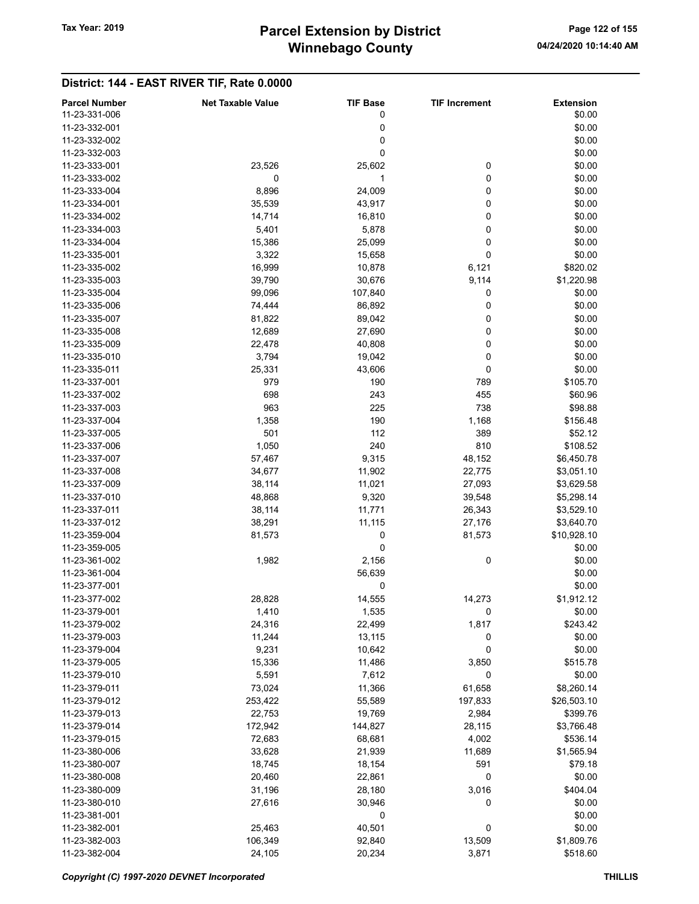## District: 144 - EAST RIVER TIF, Rate 0.0000

| Parcel Number | Net Taxable Value | TIF Base | TIF Increment | Extension |
|---|---|---|---|---|
| 11-23-331-006 | | 0 | | $0.00 |
| 11-23-332-001 | | 0 | | $0.00 |
| 11-23-332-002 | | 0 | | $0.00 |
| 11-23-332-003 | | 0 | | $0.00 |
| 11-23-333-001 | 23,526 | 25,602 | 0 | $0.00 |
| 11-23-333-002 | 0 | 1 | 0 | $0.00 |
| 11-23-333-004 | 8,896 | 24,009 | 0 | $0.00 |
| 11-23-334-001 | 35,539 | 43,917 | 0 | $0.00 |
| 11-23-334-002 | 14,714 | 16,810 | 0 | $0.00 |
| 11-23-334-003 | 5,401 | 5,878 | 0 | $0.00 |
| 11-23-334-004 | 15,386 | 25,099 | 0 | $0.00 |
| 11-23-335-001 | 3,322 | 15,658 | 0 | $0.00 |
| 11-23-335-002 | 16,999 | 10,878 | 6,121 | $820.02 |
| 11-23-335-003 | 39,790 | 30,676 | 9,114 | $1,220.98 |
| 11-23-335-004 | 99,096 | 107,840 | 0 | $0.00 |
| 11-23-335-006 | 74,444 | 86,892 | 0 | $0.00 |
| 11-23-335-007 | 81,822 | 89,042 | 0 | $0.00 |
| 11-23-335-008 | 12,689 | 27,690 | 0 | $0.00 |
| 11-23-335-009 | 22,478 | 40,808 | 0 | $0.00 |
| 11-23-335-010 | 3,794 | 19,042 | 0 | $0.00 |
| 11-23-335-011 | 25,331 | 43,606 | 0 | $0.00 |
| 11-23-337-001 | 979 | 190 | 789 | $105.70 |
| 11-23-337-002 | 698 | 243 | 455 | $60.96 |
| 11-23-337-003 | 963 | 225 | 738 | $98.88 |
| 11-23-337-004 | 1,358 | 190 | 1,168 | $156.48 |
| 11-23-337-005 | 501 | 112 | 389 | $52.12 |
| 11-23-337-006 | 1,050 | 240 | 810 | $108.52 |
| 11-23-337-007 | 57,467 | 9,315 | 48,152 | $6,450.78 |
| 11-23-337-008 | 34,677 | 11,902 | 22,775 | $3,051.10 |
| 11-23-337-009 | 38,114 | 11,021 | 27,093 | $3,629.58 |
| 11-23-337-010 | 48,868 | 9,320 | 39,548 | $5,298.14 |
| 11-23-337-011 | 38,114 | 11,771 | 26,343 | $3,529.10 |
| 11-23-337-012 | 38,291 | 11,115 | 27,176 | $3,640.70 |
| 11-23-359-004 | 81,573 | 0 | 81,573 | $10,928.10 |
| 11-23-359-005 | | 0 | | $0.00 |
| 11-23-361-002 | 1,982 | 2,156 | 0 | $0.00 |
| 11-23-361-004 | | 56,639 | | $0.00 |
| 11-23-377-001 | | 0 | | $0.00 |
| 11-23-377-002 | 28,828 | 14,555 | 14,273 | $1,912.12 |
| 11-23-379-001 | 1,410 | 1,535 | 0 | $0.00 |
| 11-23-379-002 | 24,316 | 22,499 | 1,817 | $243.42 |
| 11-23-379-003 | 11,244 | 13,115 | 0 | $0.00 |
| 11-23-379-004 | 9,231 | 10,642 | 0 | $0.00 |
| 11-23-379-005 | 15,336 | 11,486 | 3,850 | $515.78 |
| 11-23-379-010 | 5,591 | 7,612 | 0 | $0.00 |
| 11-23-379-011 | 73,024 | 11,366 | 61,658 | $8,260.14 |
| 11-23-379-012 | 253,422 | 55,589 | 197,833 | $26,503.10 |
| 11-23-379-013 | 22,753 | 19,769 | 2,984 | $399.76 |
| 11-23-379-014 | 172,942 | 144,827 | 28,115 | $3,766.48 |
| 11-23-379-015 | 72,683 | 68,681 | 4,002 | $536.14 |
| 11-23-380-006 | 33,628 | 21,939 | 11,689 | $1,565.94 |
| 11-23-380-007 | 18,745 | 18,154 | 591 | $79.18 |
| 11-23-380-008 | 20,460 | 22,861 | 0 | $0.00 |
| 11-23-380-009 | 31,196 | 28,180 | 3,016 | $404.04 |
| 11-23-380-010 | 27,616 | 30,946 | 0 | $0.00 |
| 11-23-381-001 | | 0 | | $0.00 |
| 11-23-382-001 | 25,463 | 40,501 | 0 | $0.00 |
| 11-23-382-003 | 106,349 | 92,840 | 13,509 | $1,809.76 |
| 11-23-382-004 | 24,105 | 20,234 | 3,871 | $518.60 |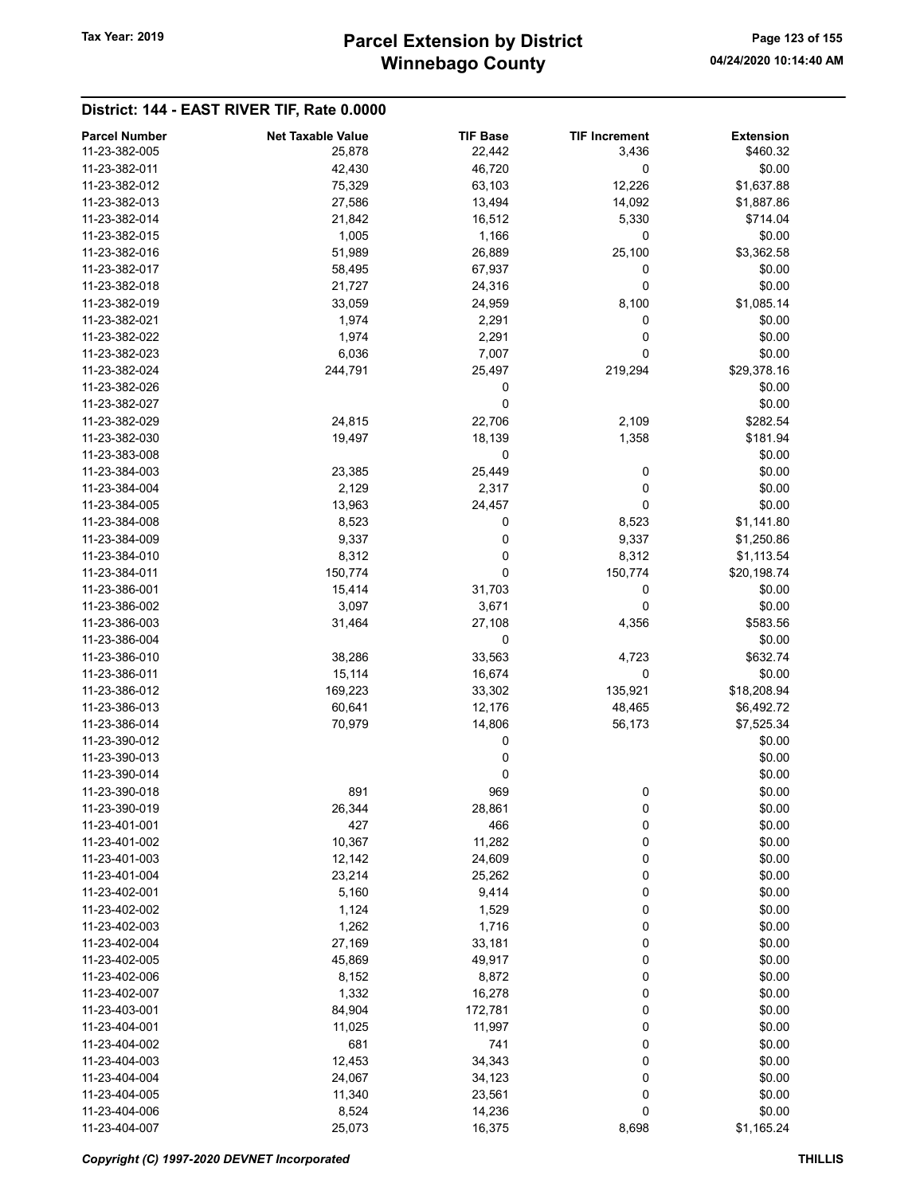## District: 144 - EAST RIVER TIF, Rate 0.0000

| Parcel Number | Net Taxable Value | TIF Base | TIF Increment | Extension |
|---|---|---|---|---|
| 11-23-382-005 | 25,878 | 22,442 | 3,436 | $460.32 |
| 11-23-382-011 | 42,430 | 46,720 | 0 | $0.00 |
| 11-23-382-012 | 75,329 | 63,103 | 12,226 | $1,637.88 |
| 11-23-382-013 | 27,586 | 13,494 | 14,092 | $1,887.86 |
| 11-23-382-014 | 21,842 | 16,512 | 5,330 | $714.04 |
| 11-23-382-015 | 1,005 | 1,166 | 0 | $0.00 |
| 11-23-382-016 | 51,989 | 26,889 | 25,100 | $3,362.58 |
| 11-23-382-017 | 58,495 | 67,937 | 0 | $0.00 |
| 11-23-382-018 | 21,727 | 24,316 | 0 | $0.00 |
| 11-23-382-019 | 33,059 | 24,959 | 8,100 | $1,085.14 |
| 11-23-382-021 | 1,974 | 2,291 | 0 | $0.00 |
| 11-23-382-022 | 1,974 | 2,291 | 0 | $0.00 |
| 11-23-382-023 | 6,036 | 7,007 | 0 | $0.00 |
| 11-23-382-024 | 244,791 | 25,497 | 219,294 | $29,378.16 |
| 11-23-382-026 | | 0 | | $0.00 |
| 11-23-382-027 | | 0 | | $0.00 |
| 11-23-382-029 | 24,815 | 22,706 | 2,109 | $282.54 |
| 11-23-382-030 | 19,497 | 18,139 | 1,358 | $181.94 |
| 11-23-383-008 | | 0 | | $0.00 |
| 11-23-384-003 | 23,385 | 25,449 | 0 | $0.00 |
| 11-23-384-004 | 2,129 | 2,317 | 0 | $0.00 |
| 11-23-384-005 | 13,963 | 24,457 | 0 | $0.00 |
| 11-23-384-008 | 8,523 | 0 | 8,523 | $1,141.80 |
| 11-23-384-009 | 9,337 | 0 | 9,337 | $1,250.86 |
| 11-23-384-010 | 8,312 | 0 | 8,312 | $1,113.54 |
| 11-23-384-011 | 150,774 | 0 | 150,774 | $20,198.74 |
| 11-23-386-001 | 15,414 | 31,703 | 0 | $0.00 |
| 11-23-386-002 | 3,097 | 3,671 | 0 | $0.00 |
| 11-23-386-003 | 31,464 | 27,108 | 4,356 | $583.56 |
| 11-23-386-004 | | 0 | | $0.00 |
| 11-23-386-010 | 38,286 | 33,563 | 4,723 | $632.74 |
| 11-23-386-011 | 15,114 | 16,674 | 0 | $0.00 |
| 11-23-386-012 | 169,223 | 33,302 | 135,921 | $18,208.94 |
| 11-23-386-013 | 60,641 | 12,176 | 48,465 | $6,492.72 |
| 11-23-386-014 | 70,979 | 14,806 | 56,173 | $7,525.34 |
| 11-23-390-012 | | 0 | | $0.00 |
| 11-23-390-013 | | 0 | | $0.00 |
| 11-23-390-014 | | 0 | | $0.00 |
| 11-23-390-018 | 891 | 969 | 0 | $0.00 |
| 11-23-390-019 | 26,344 | 28,861 | 0 | $0.00 |
| 11-23-401-001 | 427 | 466 | 0 | $0.00 |
| 11-23-401-002 | 10,367 | 11,282 | 0 | $0.00 |
| 11-23-401-003 | 12,142 | 24,609 | 0 | $0.00 |
| 11-23-401-004 | 23,214 | 25,262 | 0 | $0.00 |
| 11-23-402-001 | 5,160 | 9,414 | 0 | $0.00 |
| 11-23-402-002 | 1,124 | 1,529 | 0 | $0.00 |
| 11-23-402-003 | 1,262 | 1,716 | 0 | $0.00 |
| 11-23-402-004 | 27,169 | 33,181 | 0 | $0.00 |
| 11-23-402-005 | 45,869 | 49,917 | 0 | $0.00 |
| 11-23-402-006 | 8,152 | 8,872 | 0 | $0.00 |
| 11-23-402-007 | 1,332 | 16,278 | 0 | $0.00 |
| 11-23-403-001 | 84,904 | 172,781 | 0 | $0.00 |
| 11-23-404-001 | 11,025 | 11,997 | 0 | $0.00 |
| 11-23-404-002 | 681 | 741 | 0 | $0.00 |
| 11-23-404-003 | 12,453 | 34,343 | 0 | $0.00 |
| 11-23-404-004 | 24,067 | 34,123 | 0 | $0.00 |
| 11-23-404-005 | 11,340 | 23,561 | 0 | $0.00 |
| 11-23-404-006 | 8,524 | 14,236 | 0 | $0.00 |
| 11-23-404-007 | 25,073 | 16,375 | 8,698 | $1,165.24 |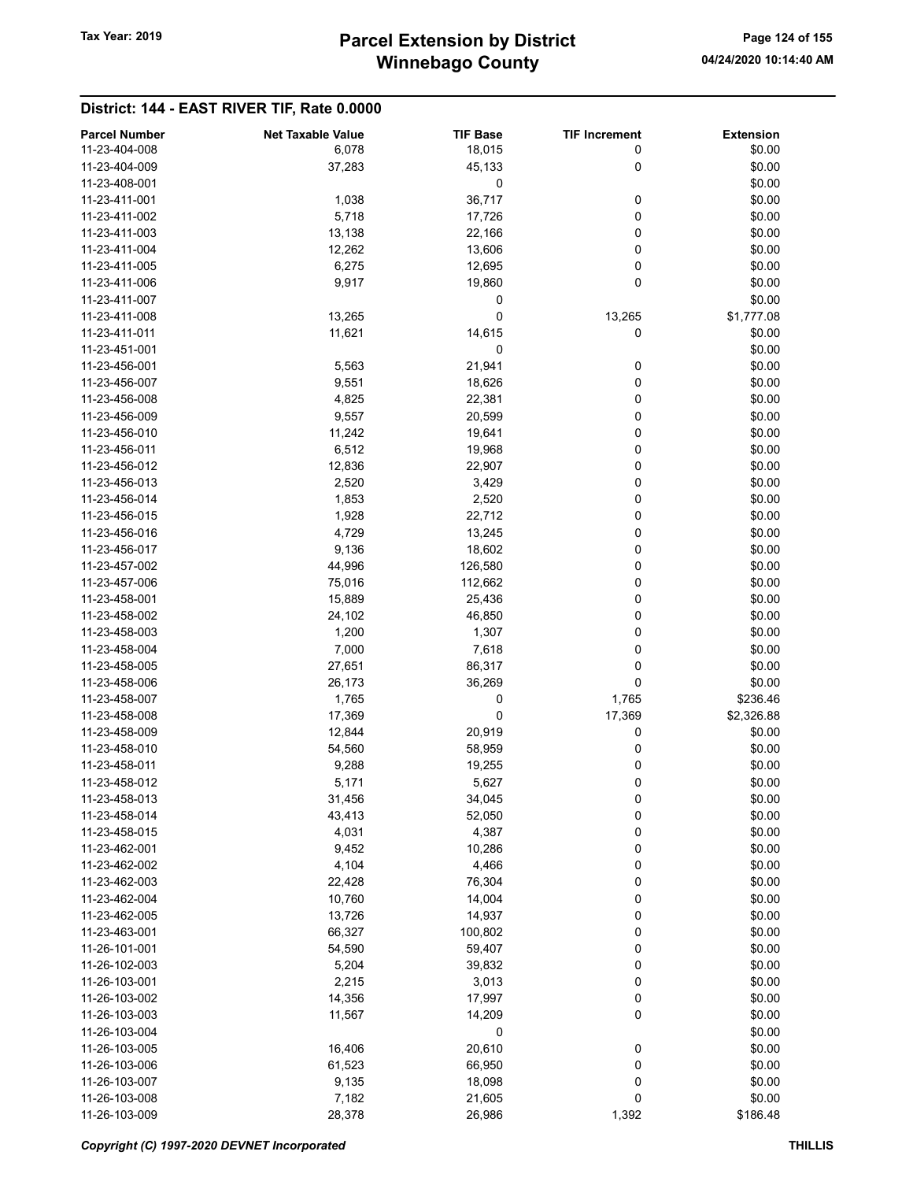## District: 144 - EAST RIVER TIF, Rate 0.0000

| Parcel Number | Net Taxable Value | TIF Base | TIF Increment | Extension |
|---|---|---|---|---|
| 11-23-404-008 | 6,078 | 18,015 | 0 | $0.00 |
| 11-23-404-009 | 37,283 | 45,133 | 0 | $0.00 |
| 11-23-408-001 | | 0 | | $0.00 |
| 11-23-411-001 | 1,038 | 36,717 | 0 | $0.00 |
| 11-23-411-002 | 5,718 | 17,726 | 0 | $0.00 |
| 11-23-411-003 | 13,138 | 22,166 | 0 | $0.00 |
| 11-23-411-004 | 12,262 | 13,606 | 0 | $0.00 |
| 11-23-411-005 | 6,275 | 12,695 | 0 | $0.00 |
| 11-23-411-006 | 9,917 | 19,860 | 0 | $0.00 |
| 11-23-411-007 | | 0 | | $0.00 |
| 11-23-411-008 | 13,265 | 0 | 13,265 | $1,777.08 |
| 11-23-411-011 | 11,621 | 14,615 | 0 | $0.00 |
| 11-23-451-001 | | 0 | | $0.00 |
| 11-23-456-001 | 5,563 | 21,941 | 0 | $0.00 |
| 11-23-456-007 | 9,551 | 18,626 | 0 | $0.00 |
| 11-23-456-008 | 4,825 | 22,381 | 0 | $0.00 |
| 11-23-456-009 | 9,557 | 20,599 | 0 | $0.00 |
| 11-23-456-010 | 11,242 | 19,641 | 0 | $0.00 |
| 11-23-456-011 | 6,512 | 19,968 | 0 | $0.00 |
| 11-23-456-012 | 12,836 | 22,907 | 0 | $0.00 |
| 11-23-456-013 | 2,520 | 3,429 | 0 | $0.00 |
| 11-23-456-014 | 1,853 | 2,520 | 0 | $0.00 |
| 11-23-456-015 | 1,928 | 22,712 | 0 | $0.00 |
| 11-23-456-016 | 4,729 | 13,245 | 0 | $0.00 |
| 11-23-456-017 | 9,136 | 18,602 | 0 | $0.00 |
| 11-23-457-002 | 44,996 | 126,580 | 0 | $0.00 |
| 11-23-457-006 | 75,016 | 112,662 | 0 | $0.00 |
| 11-23-458-001 | 15,889 | 25,436 | 0 | $0.00 |
| 11-23-458-002 | 24,102 | 46,850 | 0 | $0.00 |
| 11-23-458-003 | 1,200 | 1,307 | 0 | $0.00 |
| 11-23-458-004 | 7,000 | 7,618 | 0 | $0.00 |
| 11-23-458-005 | 27,651 | 86,317 | 0 | $0.00 |
| 11-23-458-006 | 26,173 | 36,269 | 0 | $0.00 |
| 11-23-458-007 | 1,765 | 0 | 1,765 | $236.46 |
| 11-23-458-008 | 17,369 | 0 | 17,369 | $2,326.88 |
| 11-23-458-009 | 12,844 | 20,919 | 0 | $0.00 |
| 11-23-458-010 | 54,560 | 58,959 | 0 | $0.00 |
| 11-23-458-011 | 9,288 | 19,255 | 0 | $0.00 |
| 11-23-458-012 | 5,171 | 5,627 | 0 | $0.00 |
| 11-23-458-013 | 31,456 | 34,045 | 0 | $0.00 |
| 11-23-458-014 | 43,413 | 52,050 | 0 | $0.00 |
| 11-23-458-015 | 4,031 | 4,387 | 0 | $0.00 |
| 11-23-462-001 | 9,452 | 10,286 | 0 | $0.00 |
| 11-23-462-002 | 4,104 | 4,466 | 0 | $0.00 |
| 11-23-462-003 | 22,428 | 76,304 | 0 | $0.00 |
| 11-23-462-004 | 10,760 | 14,004 | 0 | $0.00 |
| 11-23-462-005 | 13,726 | 14,937 | 0 | $0.00 |
| 11-23-463-001 | 66,327 | 100,802 | 0 | $0.00 |
| 11-26-101-001 | 54,590 | 59,407 | 0 | $0.00 |
| 11-26-102-003 | 5,204 | 39,832 | 0 | $0.00 |
| 11-26-103-001 | 2,215 | 3,013 | 0 | $0.00 |
| 11-26-103-002 | 14,356 | 17,997 | 0 | $0.00 |
| 11-26-103-003 | 11,567 | 14,209 | 0 | $0.00 |
| 11-26-103-004 | | 0 | | $0.00 |
| 11-26-103-005 | 16,406 | 20,610 | 0 | $0.00 |
| 11-26-103-006 | 61,523 | 66,950 | 0 | $0.00 |
| 11-26-103-007 | 9,135 | 18,098 | 0 | $0.00 |
| 11-26-103-008 | 7,182 | 21,605 | 0 | $0.00 |
| 11-26-103-009 | 28,378 | 26,986 | 1,392 | $186.48 |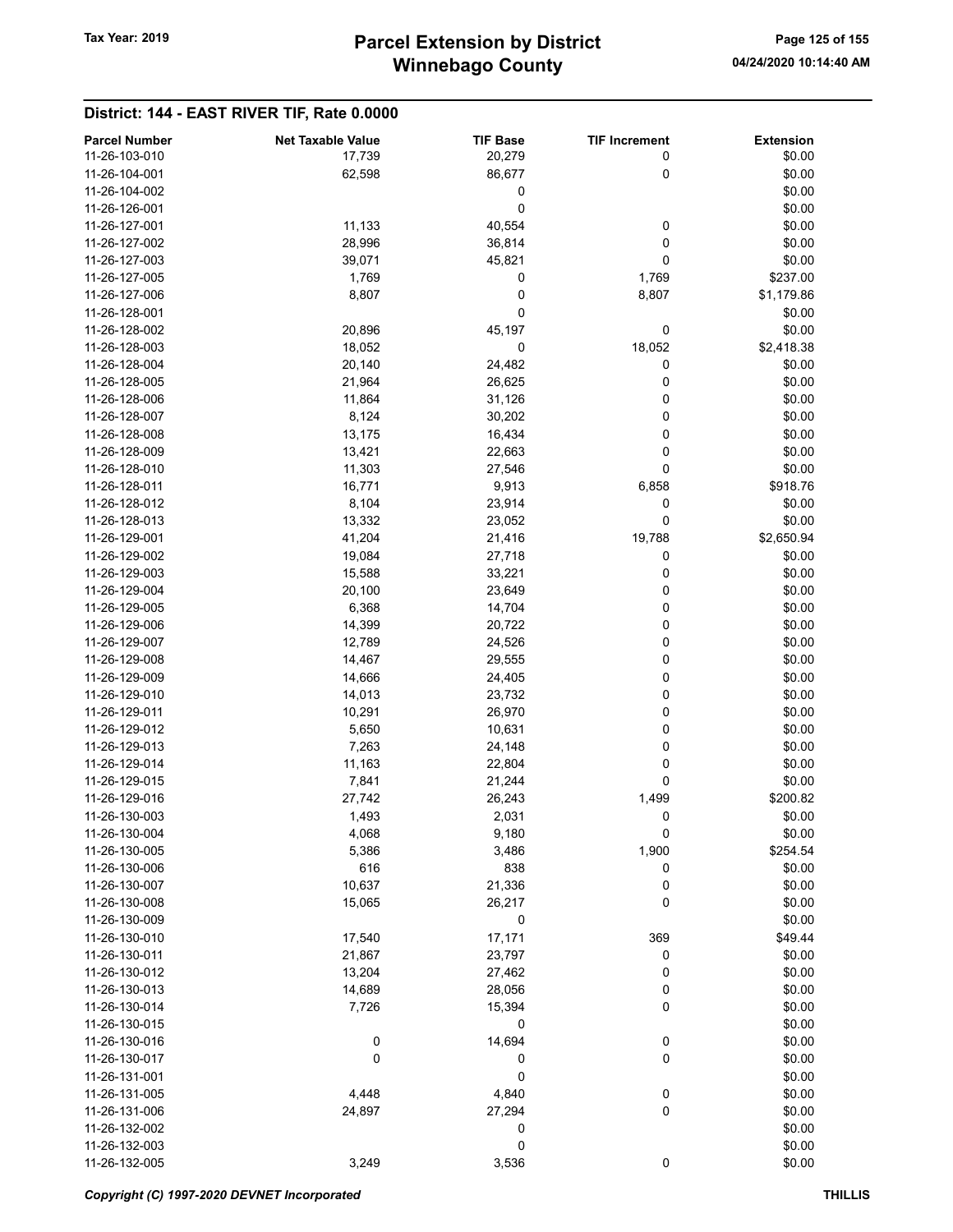## District: 144 - EAST RIVER TIF, Rate 0.0000

| Parcel Number | Net Taxable Value | TIF Base | TIF Increment | Extension |
|---|---|---|---|---|
| 11-26-103-010 | 17,739 | 20,279 | 0 | $0.00 |
| 11-26-104-001 | 62,598 | 86,677 | 0 | $0.00 |
| 11-26-104-002 | | 0 | | $0.00 |
| 11-26-126-001 | | 0 | | $0.00 |
| 11-26-127-001 | 11,133 | 40,554 | 0 | $0.00 |
| 11-26-127-002 | 28,996 | 36,814 | 0 | $0.00 |
| 11-26-127-003 | 39,071 | 45,821 | 0 | $0.00 |
| 11-26-127-005 | 1,769 | 0 | 1,769 | $237.00 |
| 11-26-127-006 | 8,807 | 0 | 8,807 | $1,179.86 |
| 11-26-128-001 | | 0 | | $0.00 |
| 11-26-128-002 | 20,896 | 45,197 | 0 | $0.00 |
| 11-26-128-003 | 18,052 | 0 | 18,052 | $2,418.38 |
| 11-26-128-004 | 20,140 | 24,482 | 0 | $0.00 |
| 11-26-128-005 | 21,964 | 26,625 | 0 | $0.00 |
| 11-26-128-006 | 11,864 | 31,126 | 0 | $0.00 |
| 11-26-128-007 | 8,124 | 30,202 | 0 | $0.00 |
| 11-26-128-008 | 13,175 | 16,434 | 0 | $0.00 |
| 11-26-128-009 | 13,421 | 22,663 | 0 | $0.00 |
| 11-26-128-010 | 11,303 | 27,546 | 0 | $0.00 |
| 11-26-128-011 | 16,771 | 9,913 | 6,858 | $918.76 |
| 11-26-128-012 | 8,104 | 23,914 | 0 | $0.00 |
| 11-26-128-013 | 13,332 | 23,052 | 0 | $0.00 |
| 11-26-129-001 | 41,204 | 21,416 | 19,788 | $2,650.94 |
| 11-26-129-002 | 19,084 | 27,718 | 0 | $0.00 |
| 11-26-129-003 | 15,588 | 33,221 | 0 | $0.00 |
| 11-26-129-004 | 20,100 | 23,649 | 0 | $0.00 |
| 11-26-129-005 | 6,368 | 14,704 | 0 | $0.00 |
| 11-26-129-006 | 14,399 | 20,722 | 0 | $0.00 |
| 11-26-129-007 | 12,789 | 24,526 | 0 | $0.00 |
| 11-26-129-008 | 14,467 | 29,555 | 0 | $0.00 |
| 11-26-129-009 | 14,666 | 24,405 | 0 | $0.00 |
| 11-26-129-010 | 14,013 | 23,732 | 0 | $0.00 |
| 11-26-129-011 | 10,291 | 26,970 | 0 | $0.00 |
| 11-26-129-012 | 5,650 | 10,631 | 0 | $0.00 |
| 11-26-129-013 | 7,263 | 24,148 | 0 | $0.00 |
| 11-26-129-014 | 11,163 | 22,804 | 0 | $0.00 |
| 11-26-129-015 | 7,841 | 21,244 | 0 | $0.00 |
| 11-26-129-016 | 27,742 | 26,243 | 1,499 | $200.82 |
| 11-26-130-003 | 1,493 | 2,031 | 0 | $0.00 |
| 11-26-130-004 | 4,068 | 9,180 | 0 | $0.00 |
| 11-26-130-005 | 5,386 | 3,486 | 1,900 | $254.54 |
| 11-26-130-006 | 616 | 838 | 0 | $0.00 |
| 11-26-130-007 | 10,637 | 21,336 | 0 | $0.00 |
| 11-26-130-008 | 15,065 | 26,217 | 0 | $0.00 |
| 11-26-130-009 | | 0 | | $0.00 |
| 11-26-130-010 | 17,540 | 17,171 | 369 | $49.44 |
| 11-26-130-011 | 21,867 | 23,797 | 0 | $0.00 |
| 11-26-130-012 | 13,204 | 27,462 | 0 | $0.00 |
| 11-26-130-013 | 14,689 | 28,056 | 0 | $0.00 |
| 11-26-130-014 | 7,726 | 15,394 | 0 | $0.00 |
| 11-26-130-015 | | 0 | | $0.00 |
| 11-26-130-016 | 0 | 14,694 | 0 | $0.00 |
| 11-26-130-017 | 0 | 0 | 0 | $0.00 |
| 11-26-131-001 | | 0 | | $0.00 |
| 11-26-131-005 | 4,448 | 4,840 | 0 | $0.00 |
| 11-26-131-006 | 24,897 | 27,294 | 0 | $0.00 |
| 11-26-132-002 | | 0 | | $0.00 |
| 11-26-132-003 | | 0 | | $0.00 |
| 11-26-132-005 | 3,249 | 3,536 | 0 | $0.00 |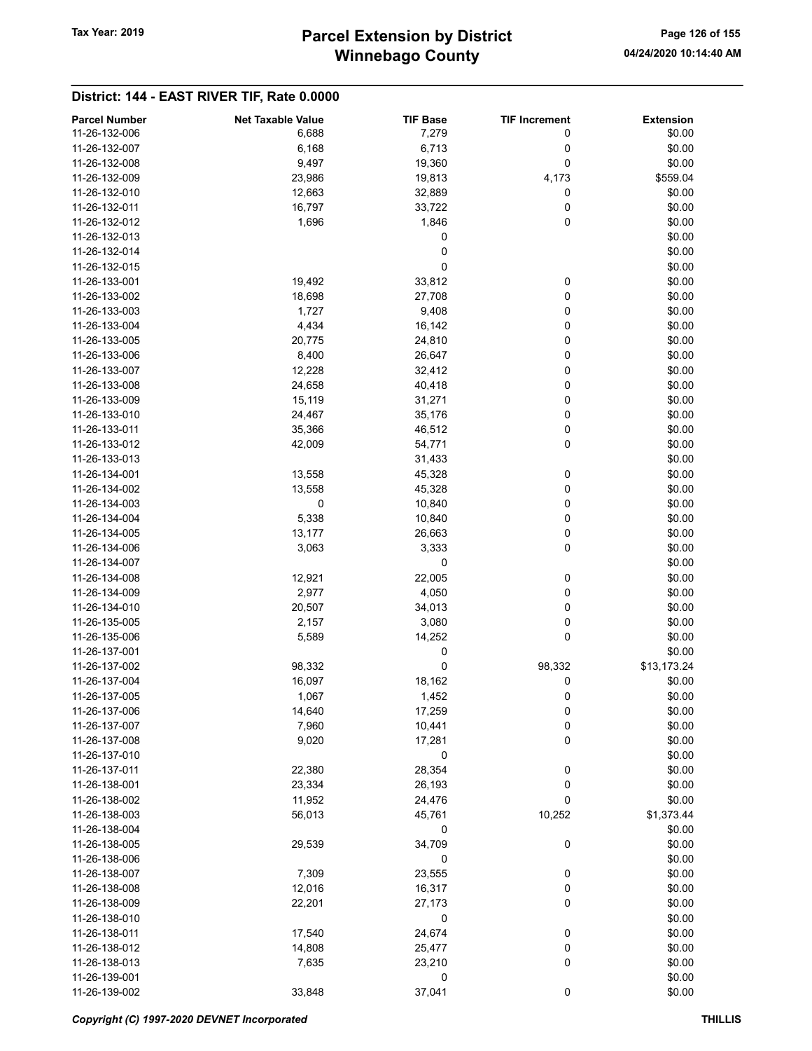## District: 144 - EAST RIVER TIF, Rate 0.0000

| Parcel Number | Net Taxable Value | TIF Base | TIF Increment | Extension |
|---|---|---|---|---|
| 11-26-132-006 | 6,688 | 7,279 | 0 | $0.00 |
| 11-26-132-007 | 6,168 | 6,713 | 0 | $0.00 |
| 11-26-132-008 | 9,497 | 19,360 | 0 | $0.00 |
| 11-26-132-009 | 23,986 | 19,813 | 4,173 | $559.04 |
| 11-26-132-010 | 12,663 | 32,889 | 0 | $0.00 |
| 11-26-132-011 | 16,797 | 33,722 | 0 | $0.00 |
| 11-26-132-012 | 1,696 | 1,846 | 0 | $0.00 |
| 11-26-132-013 | | 0 | | $0.00 |
| 11-26-132-014 | | 0 | | $0.00 |
| 11-26-132-015 | | 0 | | $0.00 |
| 11-26-133-001 | 19,492 | 33,812 | 0 | $0.00 |
| 11-26-133-002 | 18,698 | 27,708 | 0 | $0.00 |
| 11-26-133-003 | 1,727 | 9,408 | 0 | $0.00 |
| 11-26-133-004 | 4,434 | 16,142 | 0 | $0.00 |
| 11-26-133-005 | 20,775 | 24,810 | 0 | $0.00 |
| 11-26-133-006 | 8,400 | 26,647 | 0 | $0.00 |
| 11-26-133-007 | 12,228 | 32,412 | 0 | $0.00 |
| 11-26-133-008 | 24,658 | 40,418 | 0 | $0.00 |
| 11-26-133-009 | 15,119 | 31,271 | 0 | $0.00 |
| 11-26-133-010 | 24,467 | 35,176 | 0 | $0.00 |
| 11-26-133-011 | 35,366 | 46,512 | 0 | $0.00 |
| 11-26-133-012 | 42,009 | 54,771 | 0 | $0.00 |
| 11-26-133-013 | | 31,433 | | $0.00 |
| 11-26-134-001 | 13,558 | 45,328 | 0 | $0.00 |
| 11-26-134-002 | 13,558 | 45,328 | 0 | $0.00 |
| 11-26-134-003 | 0 | 10,840 | 0 | $0.00 |
| 11-26-134-004 | 5,338 | 10,840 | 0 | $0.00 |
| 11-26-134-005 | 13,177 | 26,663 | 0 | $0.00 |
| 11-26-134-006 | 3,063 | 3,333 | 0 | $0.00 |
| 11-26-134-007 | | 0 | | $0.00 |
| 11-26-134-008 | 12,921 | 22,005 | 0 | $0.00 |
| 11-26-134-009 | 2,977 | 4,050 | 0 | $0.00 |
| 11-26-134-010 | 20,507 | 34,013 | 0 | $0.00 |
| 11-26-135-005 | 2,157 | 3,080 | 0 | $0.00 |
| 11-26-135-006 | 5,589 | 14,252 | 0 | $0.00 |
| 11-26-137-001 | | 0 | | $0.00 |
| 11-26-137-002 | 98,332 | 0 | 98,332 | $13,173.24 |
| 11-26-137-004 | 16,097 | 18,162 | 0 | $0.00 |
| 11-26-137-005 | 1,067 | 1,452 | 0 | $0.00 |
| 11-26-137-006 | 14,640 | 17,259 | 0 | $0.00 |
| 11-26-137-007 | 7,960 | 10,441 | 0 | $0.00 |
| 11-26-137-008 | 9,020 | 17,281 | 0 | $0.00 |
| 11-26-137-010 | | 0 | | $0.00 |
| 11-26-137-011 | 22,380 | 28,354 | 0 | $0.00 |
| 11-26-138-001 | 23,334 | 26,193 | 0 | $0.00 |
| 11-26-138-002 | 11,952 | 24,476 | 0 | $0.00 |
| 11-26-138-003 | 56,013 | 45,761 | 10,252 | $1,373.44 |
| 11-26-138-004 | | 0 | | $0.00 |
| 11-26-138-005 | 29,539 | 34,709 | 0 | $0.00 |
| 11-26-138-006 | | 0 | | $0.00 |
| 11-26-138-007 | 7,309 | 23,555 | 0 | $0.00 |
| 11-26-138-008 | 12,016 | 16,317 | 0 | $0.00 |
| 11-26-138-009 | 22,201 | 27,173 | 0 | $0.00 |
| 11-26-138-010 | | 0 | | $0.00 |
| 11-26-138-011 | 17,540 | 24,674 | 0 | $0.00 |
| 11-26-138-012 | 14,808 | 25,477 | 0 | $0.00 |
| 11-26-138-013 | 7,635 | 23,210 | 0 | $0.00 |
| 11-26-139-001 | | 0 | | $0.00 |
| 11-26-139-002 | 33,848 | 37,041 | 0 | $0.00 |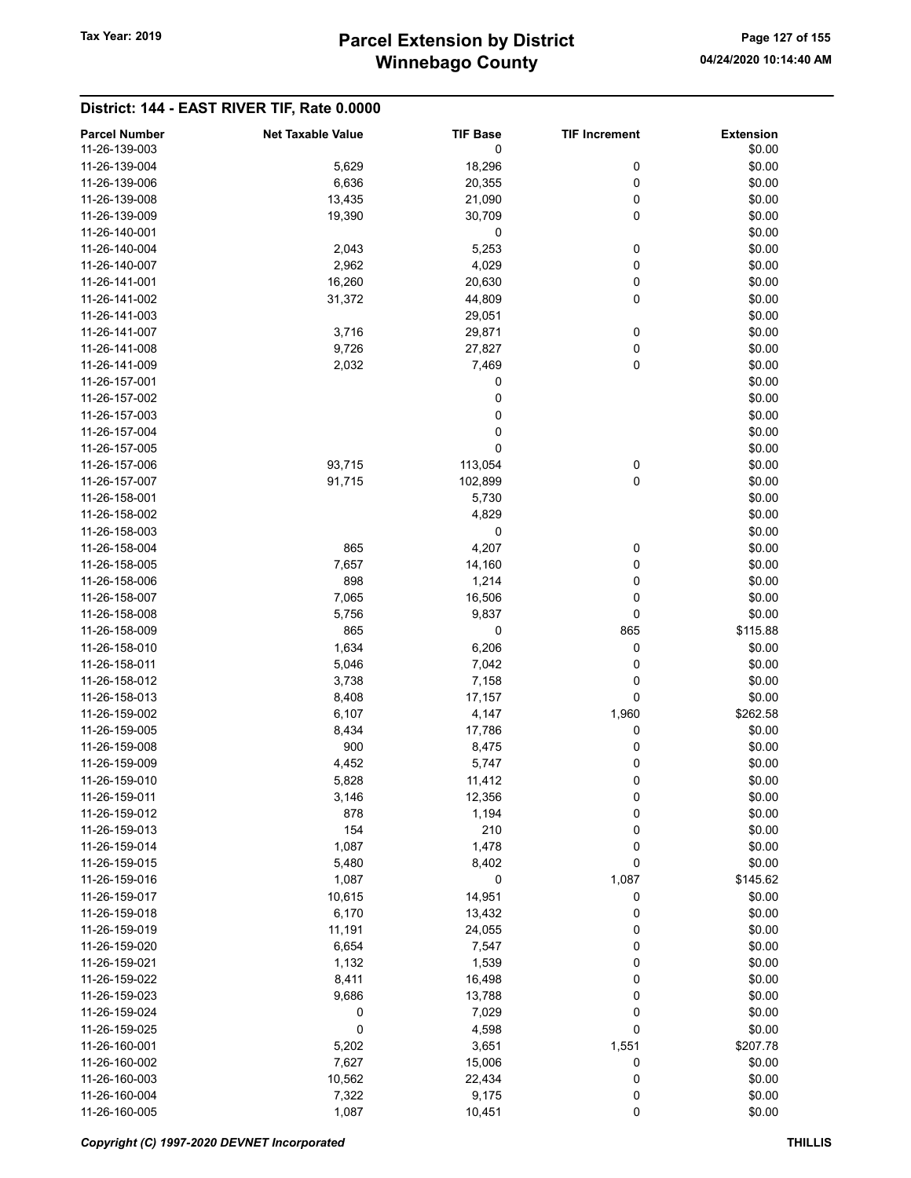**Tax Year: 2019**

# Parcel Extension by District
# Winnebago County

04/24/2020 10:14:40 AM

## District: 144 - EAST RIVER TIF, Rate 0.0000

| Parcel Number | Net Taxable Value | TIF Base | TIF Increment | Extension |
|---|---|---|---|---|
| 11-26-139-003 | | 0 | | $0.00 |
| 11-26-139-004 | 5,629 | 18,296 | 0 | $0.00 |
| 11-26-139-006 | 6,636 | 20,355 | 0 | $0.00 |
| 11-26-139-008 | 13,435 | 21,090 | 0 | $0.00 |
| 11-26-139-009 | 19,390 | 30,709 | 0 | $0.00 |
| 11-26-140-001 | | 0 | | $0.00 |
| 11-26-140-004 | 2,043 | 5,253 | 0 | $0.00 |
| 11-26-140-007 | 2,962 | 4,029 | 0 | $0.00 |
| 11-26-141-001 | 16,260 | 20,630 | 0 | $0.00 |
| 11-26-141-002 | 31,372 | 44,809 | 0 | $0.00 |
| 11-26-141-003 | | 29,051 | | $0.00 |
| 11-26-141-007 | 3,716 | 29,871 | 0 | $0.00 |
| 11-26-141-008 | 9,726 | 27,827 | 0 | $0.00 |
| 11-26-141-009 | 2,032 | 7,469 | 0 | $0.00 |
| 11-26-157-001 | | 0 | | $0.00 |
| 11-26-157-002 | | 0 | | $0.00 |
| 11-26-157-003 | | 0 | | $0.00 |
| 11-26-157-004 | | 0 | | $0.00 |
| 11-26-157-005 | | 0 | | $0.00 |
| 11-26-157-006 | 93,715 | 113,054 | 0 | $0.00 |
| 11-26-157-007 | 91,715 | 102,899 | 0 | $0.00 |
| 11-26-158-001 | | 5,730 | | $0.00 |
| 11-26-158-002 | | 4,829 | | $0.00 |
| 11-26-158-003 | | 0 | | $0.00 |
| 11-26-158-004 | 865 | 4,207 | 0 | $0.00 |
| 11-26-158-005 | 7,657 | 14,160 | 0 | $0.00 |
| 11-26-158-006 | 898 | 1,214 | 0 | $0.00 |
| 11-26-158-007 | 7,065 | 16,506 | 0 | $0.00 |
| 11-26-158-008 | 5,756 | 9,837 | 0 | $0.00 |
| 11-26-158-009 | 865 | 0 | 865 | $115.88 |
| 11-26-158-010 | 1,634 | 6,206 | 0 | $0.00 |
| 11-26-158-011 | 5,046 | 7,042 | 0 | $0.00 |
| 11-26-158-012 | 3,738 | 7,158 | 0 | $0.00 |
| 11-26-158-013 | 8,408 | 17,157 | 0 | $0.00 |
| 11-26-159-002 | 6,107 | 4,147 | 1,960 | $262.58 |
| 11-26-159-005 | 8,434 | 17,786 | 0 | $0.00 |
| 11-26-159-008 | 900 | 8,475 | 0 | $0.00 |
| 11-26-159-009 | 4,452 | 5,747 | 0 | $0.00 |
| 11-26-159-010 | 5,828 | 11,412 | 0 | $0.00 |
| 11-26-159-011 | 3,146 | 12,356 | 0 | $0.00 |
| 11-26-159-012 | 878 | 1,194 | 0 | $0.00 |
| 11-26-159-013 | 154 | 210 | 0 | $0.00 |
| 11-26-159-014 | 1,087 | 1,478 | 0 | $0.00 |
| 11-26-159-015 | 5,480 | 8,402 | 0 | $0.00 |
| 11-26-159-016 | 1,087 | 0 | 1,087 | $145.62 |
| 11-26-159-017 | 10,615 | 14,951 | 0 | $0.00 |
| 11-26-159-018 | 6,170 | 13,432 | 0 | $0.00 |
| 11-26-159-019 | 11,191 | 24,055 | 0 | $0.00 |
| 11-26-159-020 | 6,654 | 7,547 | 0 | $0.00 |
| 11-26-159-021 | 1,132 | 1,539 | 0 | $0.00 |
| 11-26-159-022 | 8,411 | 16,498 | 0 | $0.00 |
| 11-26-159-023 | 9,686 | 13,788 | 0 | $0.00 |
| 11-26-159-024 | 0 | 7,029 | 0 | $0.00 |
| 11-26-159-025 | 0 | 4,598 | 0 | $0.00 |
| 11-26-160-001 | 5,202 | 3,651 | 1,551 | $207.78 |
| 11-26-160-002 | 7,627 | 15,006 | 0 | $0.00 |
| 11-26-160-003 | 10,562 | 22,434 | 0 | $0.00 |
| 11-26-160-004 | 7,322 | 9,175 | 0 | $0.00 |
| 11-26-160-005 | 1,087 | 10,451 | 0 | $0.00 |

*Copyright (C) 1997-2020 DEVNET Incorporated* THILLIS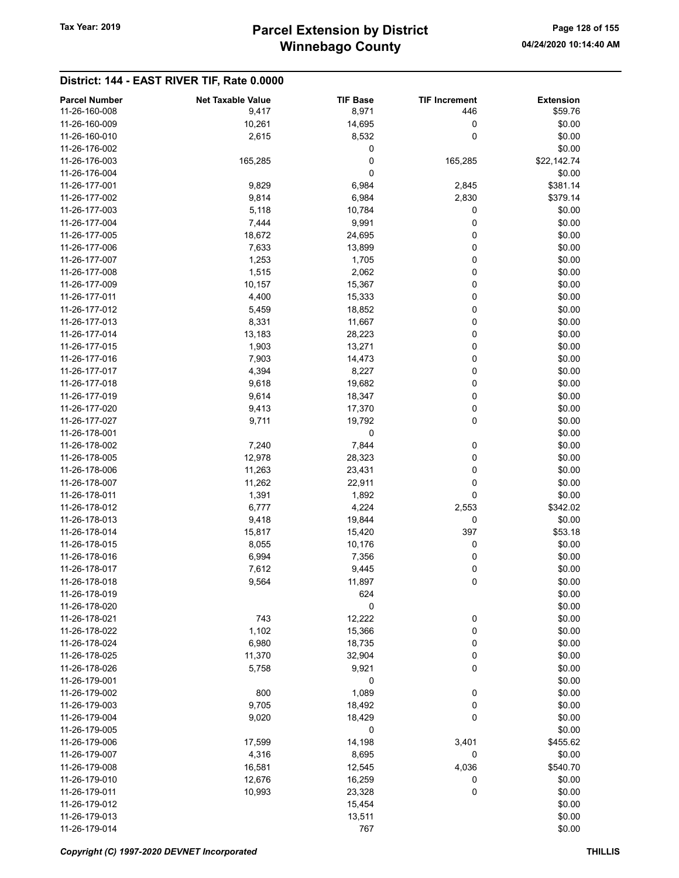## District: 144 - EAST RIVER TIF, Rate 0.0000

| Parcel Number | Net Taxable Value | TIF Base | TIF Increment | Extension |
|---|---|---|---|---|
| 11-26-160-008 | 9,417 | 8,971 | 446 | $59.76 |
| 11-26-160-009 | 10,261 | 14,695 | 0 | $0.00 |
| 11-26-160-010 | 2,615 | 8,532 | 0 | $0.00 |
| 11-26-176-002 | | 0 | | $0.00 |
| 11-26-176-003 | 165,285 | 0 | 165,285 | $22,142.74 |
| 11-26-176-004 | | 0 | | $0.00 |
| 11-26-177-001 | 9,829 | 6,984 | 2,845 | $381.14 |
| 11-26-177-002 | 9,814 | 6,984 | 2,830 | $379.14 |
| 11-26-177-003 | 5,118 | 10,784 | 0 | $0.00 |
| 11-26-177-004 | 7,444 | 9,991 | 0 | $0.00 |
| 11-26-177-005 | 18,672 | 24,695 | 0 | $0.00 |
| 11-26-177-006 | 7,633 | 13,899 | 0 | $0.00 |
| 11-26-177-007 | 1,253 | 1,705 | 0 | $0.00 |
| 11-26-177-008 | 1,515 | 2,062 | 0 | $0.00 |
| 11-26-177-009 | 10,157 | 15,367 | 0 | $0.00 |
| 11-26-177-011 | 4,400 | 15,333 | 0 | $0.00 |
| 11-26-177-012 | 5,459 | 18,852 | 0 | $0.00 |
| 11-26-177-013 | 8,331 | 11,667 | 0 | $0.00 |
| 11-26-177-014 | 13,183 | 28,223 | 0 | $0.00 |
| 11-26-177-015 | 1,903 | 13,271 | 0 | $0.00 |
| 11-26-177-016 | 7,903 | 14,473 | 0 | $0.00 |
| 11-26-177-017 | 4,394 | 8,227 | 0 | $0.00 |
| 11-26-177-018 | 9,618 | 19,682 | 0 | $0.00 |
| 11-26-177-019 | 9,614 | 18,347 | 0 | $0.00 |
| 11-26-177-020 | 9,413 | 17,370 | 0 | $0.00 |
| 11-26-177-027 | 9,711 | 19,792 | 0 | $0.00 |
| 11-26-178-001 | | 0 | | $0.00 |
| 11-26-178-002 | 7,240 | 7,844 | 0 | $0.00 |
| 11-26-178-005 | 12,978 | 28,323 | 0 | $0.00 |
| 11-26-178-006 | 11,263 | 23,431 | 0 | $0.00 |
| 11-26-178-007 | 11,262 | 22,911 | 0 | $0.00 |
| 11-26-178-011 | 1,391 | 1,892 | 0 | $0.00 |
| 11-26-178-012 | 6,777 | 4,224 | 2,553 | $342.02 |
| 11-26-178-013 | 9,418 | 19,844 | 0 | $0.00 |
| 11-26-178-014 | 15,817 | 15,420 | 397 | $53.18 |
| 11-26-178-015 | 8,055 | 10,176 | 0 | $0.00 |
| 11-26-178-016 | 6,994 | 7,356 | 0 | $0.00 |
| 11-26-178-017 | 7,612 | 9,445 | 0 | $0.00 |
| 11-26-178-018 | 9,564 | 11,897 | 0 | $0.00 |
| 11-26-178-019 | | 624 | | $0.00 |
| 11-26-178-020 | | 0 | | $0.00 |
| 11-26-178-021 | 743 | 12,222 | 0 | $0.00 |
| 11-26-178-022 | 1,102 | 15,366 | 0 | $0.00 |
| 11-26-178-024 | 6,980 | 18,735 | 0 | $0.00 |
| 11-26-178-025 | 11,370 | 32,904 | 0 | $0.00 |
| 11-26-178-026 | 5,758 | 9,921 | 0 | $0.00 |
| 11-26-179-001 | | 0 | | $0.00 |
| 11-26-179-002 | 800 | 1,089 | 0 | $0.00 |
| 11-26-179-003 | 9,705 | 18,492 | 0 | $0.00 |
| 11-26-179-004 | 9,020 | 18,429 | 0 | $0.00 |
| 11-26-179-005 | | 0 | | $0.00 |
| 11-26-179-006 | 17,599 | 14,198 | 3,401 | $455.62 |
| 11-26-179-007 | 4,316 | 8,695 | 0 | $0.00 |
| 11-26-179-008 | 16,581 | 12,545 | 4,036 | $540.70 |
| 11-26-179-010 | 12,676 | 16,259 | 0 | $0.00 |
| 11-26-179-011 | 10,993 | 23,328 | 0 | $0.00 |
| 11-26-179-012 | | 15,454 | | $0.00 |
| 11-26-179-013 | | 13,511 | | $0.00 |
| 11-26-179-014 | | 767 | | $0.00 |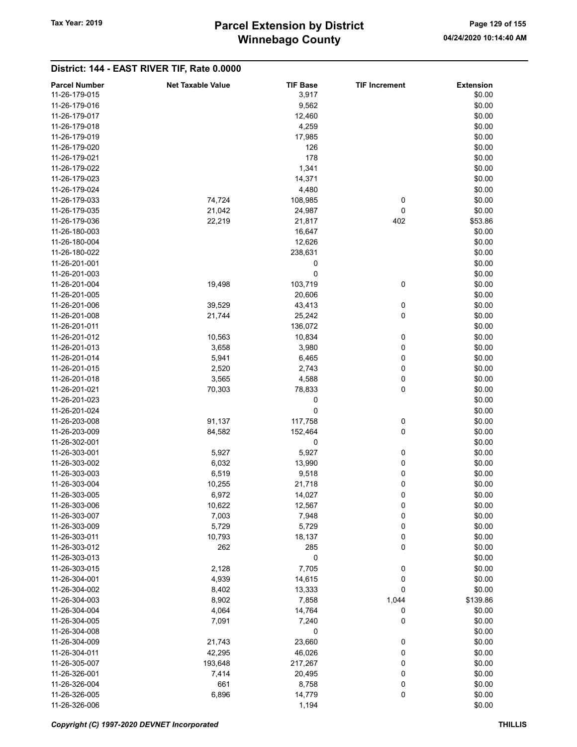## District: 144 - EAST RIVER TIF, Rate 0.0000

| Parcel Number | Net Taxable Value | TIF Base | TIF Increment | Extension |
|---|---|---|---|---|
| 11-26-179-015 | | 3,917 | | $0.00 |
| 11-26-179-016 | | 9,562 | | $0.00 |
| 11-26-179-017 | | 12,460 | | $0.00 |
| 11-26-179-018 | | 4,259 | | $0.00 |
| 11-26-179-019 | | 17,985 | | $0.00 |
| 11-26-179-020 | | 126 | | $0.00 |
| 11-26-179-021 | | 178 | | $0.00 |
| 11-26-179-022 | | 1,341 | | $0.00 |
| 11-26-179-023 | | 14,371 | | $0.00 |
| 11-26-179-024 | | 4,480 | | $0.00 |
| 11-26-179-033 | 74,724 | 108,985 | 0 | $0.00 |
| 11-26-179-035 | 21,042 | 24,987 | 0 | $0.00 |
| 11-26-179-036 | 22,219 | 21,817 | 402 | $53.86 |
| 11-26-180-003 | | 16,647 | | $0.00 |
| 11-26-180-004 | | 12,626 | | $0.00 |
| 11-26-180-022 | | 238,631 | | $0.00 |
| 11-26-201-001 | | 0 | | $0.00 |
| 11-26-201-003 | | 0 | | $0.00 |
| 11-26-201-004 | 19,498 | 103,719 | 0 | $0.00 |
| 11-26-201-005 | | 20,606 | | $0.00 |
| 11-26-201-006 | 39,529 | 43,413 | 0 | $0.00 |
| 11-26-201-008 | 21,744 | 25,242 | 0 | $0.00 |
| 11-26-201-011 | | 136,072 | | $0.00 |
| 11-26-201-012 | 10,563 | 10,834 | 0 | $0.00 |
| 11-26-201-013 | 3,658 | 3,980 | 0 | $0.00 |
| 11-26-201-014 | 5,941 | 6,465 | 0 | $0.00 |
| 11-26-201-015 | 2,520 | 2,743 | 0 | $0.00 |
| 11-26-201-018 | 3,565 | 4,588 | 0 | $0.00 |
| 11-26-201-021 | 70,303 | 78,833 | 0 | $0.00 |
| 11-26-201-023 | | 0 | | $0.00 |
| 11-26-201-024 | | 0 | | $0.00 |
| 11-26-203-008 | 91,137 | 117,758 | 0 | $0.00 |
| 11-26-203-009 | 84,582 | 152,464 | 0 | $0.00 |
| 11-26-302-001 | | 0 | | $0.00 |
| 11-26-303-001 | 5,927 | 5,927 | 0 | $0.00 |
| 11-26-303-002 | 6,032 | 13,990 | 0 | $0.00 |
| 11-26-303-003 | 6,519 | 9,518 | 0 | $0.00 |
| 11-26-303-004 | 10,255 | 21,718 | 0 | $0.00 |
| 11-26-303-005 | 6,972 | 14,027 | 0 | $0.00 |
| 11-26-303-006 | 10,622 | 12,567 | 0 | $0.00 |
| 11-26-303-007 | 7,003 | 7,948 | 0 | $0.00 |
| 11-26-303-009 | 5,729 | 5,729 | 0 | $0.00 |
| 11-26-303-011 | 10,793 | 18,137 | 0 | $0.00 |
| 11-26-303-012 | 262 | 285 | 0 | $0.00 |
| 11-26-303-013 | | 0 | | $0.00 |
| 11-26-303-015 | 2,128 | 7,705 | 0 | $0.00 |
| 11-26-304-001 | 4,939 | 14,615 | 0 | $0.00 |
| 11-26-304-002 | 8,402 | 13,333 | 0 | $0.00 |
| 11-26-304-003 | 8,902 | 7,858 | 1,044 | $139.86 |
| 11-26-304-004 | 4,064 | 14,764 | 0 | $0.00 |
| 11-26-304-005 | 7,091 | 7,240 | 0 | $0.00 |
| 11-26-304-008 | | 0 | | $0.00 |
| 11-26-304-009 | 21,743 | 23,660 | 0 | $0.00 |
| 11-26-304-011 | 42,295 | 46,026 | 0 | $0.00 |
| 11-26-305-007 | 193,648 | 217,267 | 0 | $0.00 |
| 11-26-326-001 | 7,414 | 20,495 | 0 | $0.00 |
| 11-26-326-004 | 661 | 8,758 | 0 | $0.00 |
| 11-26-326-005 | 6,896 | 14,779 | 0 | $0.00 |
| 11-26-326-006 | | 1,194 | | $0.00 |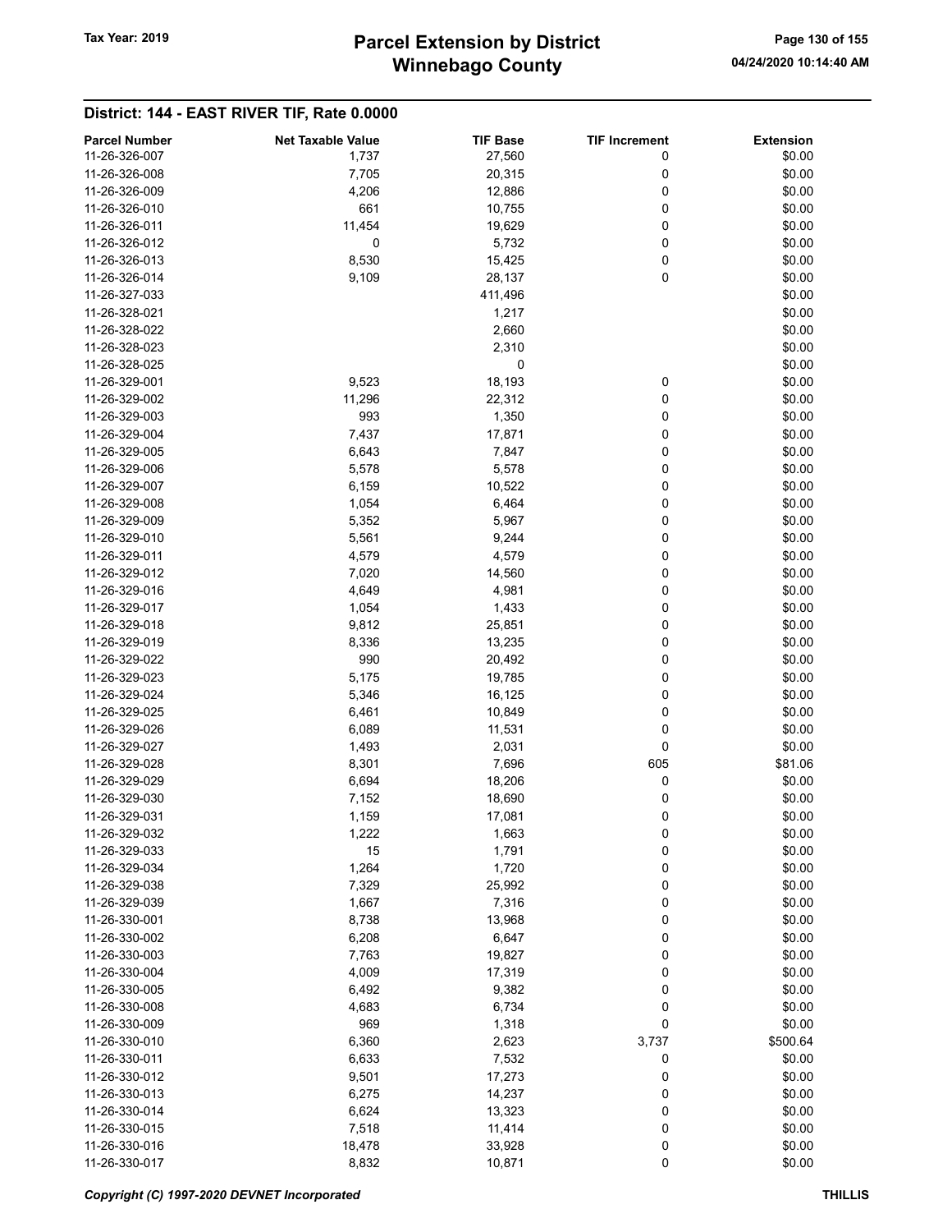**Tax Year: 2019**

# Parcel Extension by District
# Winnebago County

## District: 144 - EAST RIVER TIF, Rate 0.0000

| Parcel Number | Net Taxable Value | TIF Base | TIF Increment | Extension |
|---|---|---|---|---|
| 11-26-326-007 | 1,737 | 27,560 | 0 | $0.00 |
| 11-26-326-008 | 7,705 | 20,315 | 0 | $0.00 |
| 11-26-326-009 | 4,206 | 12,886 | 0 | $0.00 |
| 11-26-326-010 | 661 | 10,755 | 0 | $0.00 |
| 11-26-326-011 | 11,454 | 19,629 | 0 | $0.00 |
| 11-26-326-012 | 0 | 5,732 | 0 | $0.00 |
| 11-26-326-013 | 8,530 | 15,425 | 0 | $0.00 |
| 11-26-326-014 | 9,109 | 28,137 | 0 | $0.00 |
| 11-26-327-033 | | 411,496 | | $0.00 |
| 11-26-328-021 | | 1,217 | | $0.00 |
| 11-26-328-022 | | 2,660 | | $0.00 |
| 11-26-328-023 | | 2,310 | | $0.00 |
| 11-26-328-025 | | 0 | | $0.00 |
| 11-26-329-001 | 9,523 | 18,193 | 0 | $0.00 |
| 11-26-329-002 | 11,296 | 22,312 | 0 | $0.00 |
| 11-26-329-003 | 993 | 1,350 | 0 | $0.00 |
| 11-26-329-004 | 7,437 | 17,871 | 0 | $0.00 |
| 11-26-329-005 | 6,643 | 7,847 | 0 | $0.00 |
| 11-26-329-006 | 5,578 | 5,578 | 0 | $0.00 |
| 11-26-329-007 | 6,159 | 10,522 | 0 | $0.00 |
| 11-26-329-008 | 1,054 | 6,464 | 0 | $0.00 |
| 11-26-329-009 | 5,352 | 5,967 | 0 | $0.00 |
| 11-26-329-010 | 5,561 | 9,244 | 0 | $0.00 |
| 11-26-329-011 | 4,579 | 4,579 | 0 | $0.00 |
| 11-26-329-012 | 7,020 | 14,560 | 0 | $0.00 |
| 11-26-329-016 | 4,649 | 4,981 | 0 | $0.00 |
| 11-26-329-017 | 1,054 | 1,433 | 0 | $0.00 |
| 11-26-329-018 | 9,812 | 25,851 | 0 | $0.00 |
| 11-26-329-019 | 8,336 | 13,235 | 0 | $0.00 |
| 11-26-329-022 | 990 | 20,492 | 0 | $0.00 |
| 11-26-329-023 | 5,175 | 19,785 | 0 | $0.00 |
| 11-26-329-024 | 5,346 | 16,125 | 0 | $0.00 |
| 11-26-329-025 | 6,461 | 10,849 | 0 | $0.00 |
| 11-26-329-026 | 6,089 | 11,531 | 0 | $0.00 |
| 11-26-329-027 | 1,493 | 2,031 | 0 | $0.00 |
| 11-26-329-028 | 8,301 | 7,696 | 605 | $81.06 |
| 11-26-329-029 | 6,694 | 18,206 | 0 | $0.00 |
| 11-26-329-030 | 7,152 | 18,690 | 0 | $0.00 |
| 11-26-329-031 | 1,159 | 17,081 | 0 | $0.00 |
| 11-26-329-032 | 1,222 | 1,663 | 0 | $0.00 |
| 11-26-329-033 | 15 | 1,791 | 0 | $0.00 |
| 11-26-329-034 | 1,264 | 1,720 | 0 | $0.00 |
| 11-26-329-038 | 7,329 | 25,992 | 0 | $0.00 |
| 11-26-329-039 | 1,667 | 7,316 | 0 | $0.00 |
| 11-26-330-001 | 8,738 | 13,968 | 0 | $0.00 |
| 11-26-330-002 | 6,208 | 6,647 | 0 | $0.00 |
| 11-26-330-003 | 7,763 | 19,827 | 0 | $0.00 |
| 11-26-330-004 | 4,009 | 17,319 | 0 | $0.00 |
| 11-26-330-005 | 6,492 | 9,382 | 0 | $0.00 |
| 11-26-330-008 | 4,683 | 6,734 | 0 | $0.00 |
| 11-26-330-009 | 969 | 1,318 | 0 | $0.00 |
| 11-26-330-010 | 6,360 | 2,623 | 3,737 | $500.64 |
| 11-26-330-011 | 6,633 | 7,532 | 0 | $0.00 |
| 11-26-330-012 | 9,501 | 17,273 | 0 | $0.00 |
| 11-26-330-013 | 6,275 | 14,237 | 0 | $0.00 |
| 11-26-330-014 | 6,624 | 13,323 | 0 | $0.00 |
| 11-26-330-015 | 7,518 | 11,414 | 0 | $0.00 |
| 11-26-330-016 | 18,478 | 33,928 | 0 | $0.00 |
| 11-26-330-017 | 8,832 | 10,871 | 0 | $0.00 |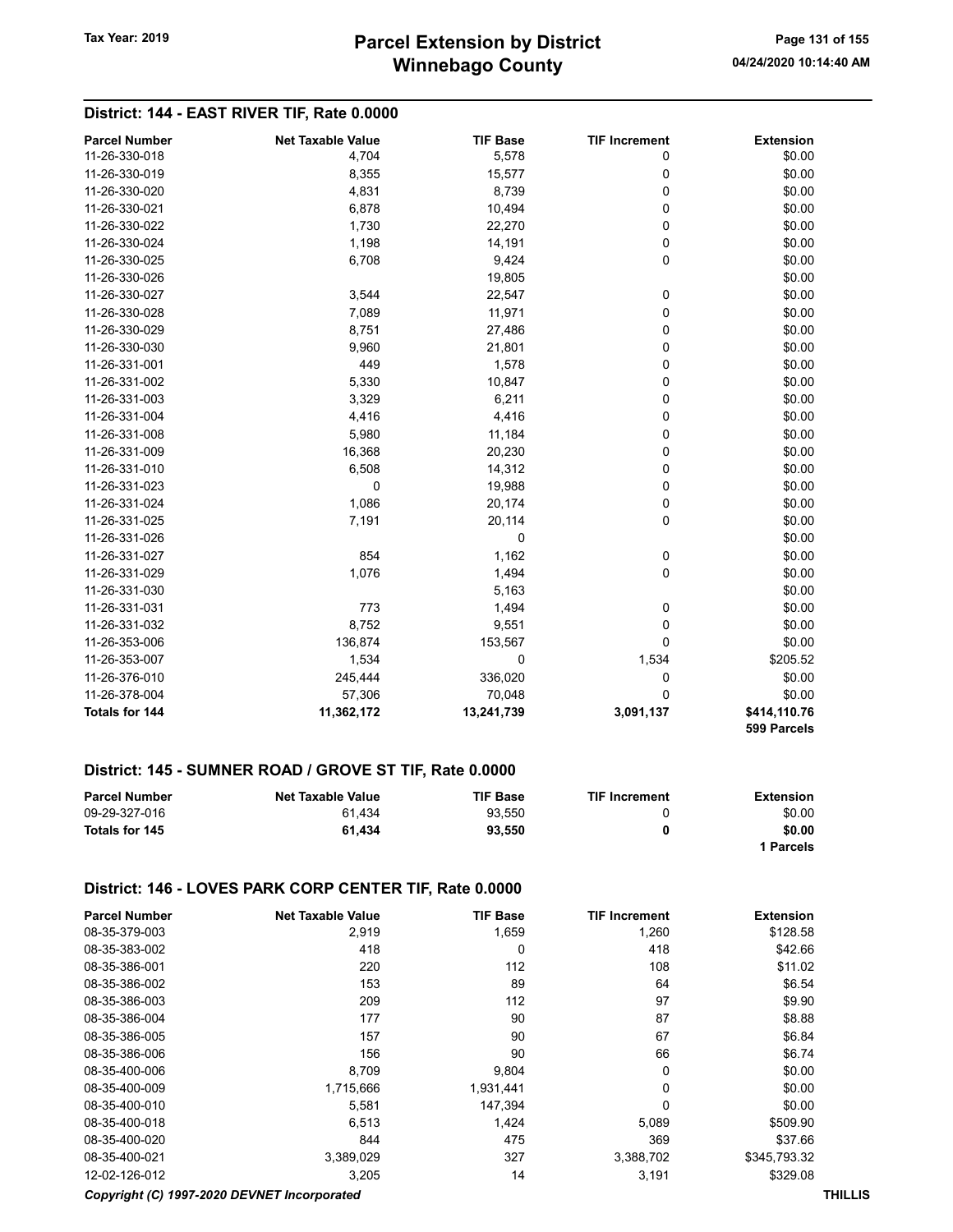## District: 144 - EAST RIVER TIF, Rate 0.0000

| Parcel Number | Net Taxable Value | TIF Base | TIF Increment | Extension |
|---|---|---|---|---|
| 11-26-330-018 | 4,704 | 5,578 | 0 | $0.00 |
| 11-26-330-019 | 8,355 | 15,577 | 0 | $0.00 |
| 11-26-330-020 | 4,831 | 8,739 | 0 | $0.00 |
| 11-26-330-021 | 6,878 | 10,494 | 0 | $0.00 |
| 11-26-330-022 | 1,730 | 22,270 | 0 | $0.00 |
| 11-26-330-024 | 1,198 | 14,191 | 0 | $0.00 |
| 11-26-330-025 | 6,708 | 9,424 | 0 | $0.00 |
| 11-26-330-026 | | 19,805 | | $0.00 |
| 11-26-330-027 | 3,544 | 22,547 | 0 | $0.00 |
| 11-26-330-028 | 7,089 | 11,971 | 0 | $0.00 |
| 11-26-330-029 | 8,751 | 27,486 | 0 | $0.00 |
| 11-26-330-030 | 9,960 | 21,801 | 0 | $0.00 |
| 11-26-331-001 | 449 | 1,578 | 0 | $0.00 |
| 11-26-331-002 | 5,330 | 10,847 | 0 | $0.00 |
| 11-26-331-003 | 3,329 | 6,211 | 0 | $0.00 |
| 11-26-331-004 | 4,416 | 4,416 | 0 | $0.00 |
| 11-26-331-008 | 5,980 | 11,184 | 0 | $0.00 |
| 11-26-331-009 | 16,368 | 20,230 | 0 | $0.00 |
| 11-26-331-010 | 6,508 | 14,312 | 0 | $0.00 |
| 11-26-331-023 | 0 | 19,988 | 0 | $0.00 |
| 11-26-331-024 | 1,086 | 20,174 | 0 | $0.00 |
| 11-26-331-025 | 7,191 | 20,114 | 0 | $0.00 |
| 11-26-331-026 | | 0 | | $0.00 |
| 11-26-331-027 | 854 | 1,162 | 0 | $0.00 |
| 11-26-331-029 | 1,076 | 1,494 | 0 | $0.00 |
| 11-26-331-030 | | 5,163 | | $0.00 |
| 11-26-331-031 | 773 | 1,494 | 0 | $0.00 |
| 11-26-331-032 | 8,752 | 9,551 | 0 | $0.00 |
| 11-26-353-006 | 136,874 | 153,567 | 0 | $0.00 |
| 11-26-353-007 | 1,534 | 0 | 1,534 | $205.52 |
| 11-26-376-010 | 245,444 | 336,020 | 0 | $0.00 |
| 11-26-378-004 | 57,306 | 70,048 | 0 | $0.00 |
| **Totals for 144** | **11,362,172** | **13,241,739** | **3,091,137** | **$414,110.76** |
| | | | | **599 Parcels** |

## District: 145 - SUMNER ROAD / GROVE ST TIF, Rate 0.0000

| Parcel Number | Net Taxable Value | TIF Base | TIF Increment | Extension |
|---|---|---|---|---|
| 09-29-327-016 | 61,434 | 93,550 | 0 | $0.00 |
| **Totals for 145** | **61,434** | **93,550** | **0** | **$0.00** |
| | | | | **1 Parcels** |

## District: 146 - LOVES PARK CORP CENTER TIF, Rate 0.0000

| Parcel Number | Net Taxable Value | TIF Base | TIF Increment | Extension |
|---|---|---|---|---|
| 08-35-379-003 | 2,919 | 1,659 | 1,260 | $128.58 |
| 08-35-383-002 | 418 | 0 | 418 | $42.66 |
| 08-35-386-001 | 220 | 112 | 108 | $11.02 |
| 08-35-386-002 | 153 | 89 | 64 | $6.54 |
| 08-35-386-003 | 209 | 112 | 97 | $9.90 |
| 08-35-386-004 | 177 | 90 | 87 | $8.88 |
| 08-35-386-005 | 157 | 90 | 67 | $6.84 |
| 08-35-386-006 | 156 | 90 | 66 | $6.74 |
| 08-35-400-006 | 8,709 | 9,804 | 0 | $0.00 |
| 08-35-400-009 | 1,715,666 | 1,931,441 | 0 | $0.00 |
| 08-35-400-010 | 5,581 | 147,394 | 0 | $0.00 |
| 08-35-400-018 | 6,513 | 1,424 | 5,089 | $509.90 |
| 08-35-400-020 | 844 | 475 | 369 | $37.66 |
| 08-35-400-021 | 3,389,029 | 327 | 3,388,702 | $345,793.32 |
| 12-02-126-012 | 3,205 | 14 | 3,191 | $329.08 |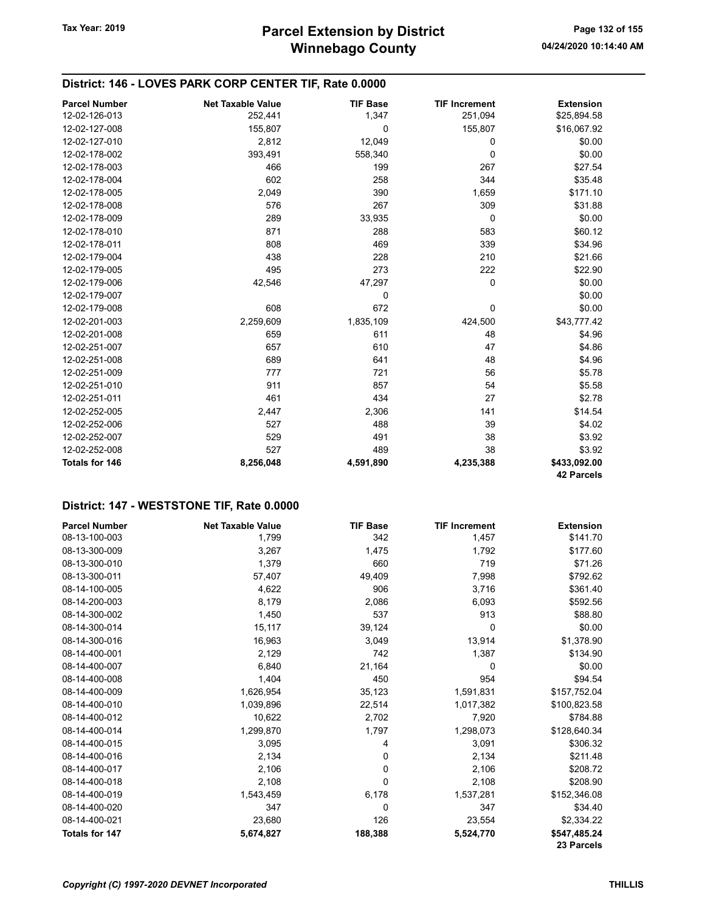## District: 146 - LOVES PARK CORP CENTER TIF, Rate 0.0000

| Parcel Number | Net Taxable Value | TIF Base | TIF Increment | Extension |
|---|---|---|---|---|
| 12-02-126-013 | 252,441 | 1,347 | 251,094 | $25,894.58 |
| 12-02-127-008 | 155,807 | 0 | 155,807 | $16,067.92 |
| 12-02-127-010 | 2,812 | 12,049 | 0 | $0.00 |
| 12-02-178-002 | 393,491 | 558,340 | 0 | $0.00 |
| 12-02-178-003 | 466 | 199 | 267 | $27.54 |
| 12-02-178-004 | 602 | 258 | 344 | $35.48 |
| 12-02-178-005 | 2,049 | 390 | 1,659 | $171.10 |
| 12-02-178-008 | 576 | 267 | 309 | $31.88 |
| 12-02-178-009 | 289 | 33,935 | 0 | $0.00 |
| 12-02-178-010 | 871 | 288 | 583 | $60.12 |
| 12-02-178-011 | 808 | 469 | 339 | $34.96 |
| 12-02-179-004 | 438 | 228 | 210 | $21.66 |
| 12-02-179-005 | 495 | 273 | 222 | $22.90 |
| 12-02-179-006 | 42,546 | 47,297 | 0 | $0.00 |
| 12-02-179-007 | | 0 | | $0.00 |
| 12-02-179-008 | 608 | 672 | 0 | $0.00 |
| 12-02-201-003 | 2,259,609 | 1,835,109 | 424,500 | $43,777.42 |
| 12-02-201-008 | 659 | 611 | 48 | $4.96 |
| 12-02-251-007 | 657 | 610 | 47 | $4.86 |
| 12-02-251-008 | 689 | 641 | 48 | $4.96 |
| 12-02-251-009 | 777 | 721 | 56 | $5.78 |
| 12-02-251-010 | 911 | 857 | 54 | $5.58 |
| 12-02-251-011 | 461 | 434 | 27 | $2.78 |
| 12-02-252-005 | 2,447 | 2,306 | 141 | $14.54 |
| 12-02-252-006 | 527 | 488 | 39 | $4.02 |
| 12-02-252-007 | 529 | 491 | 38 | $3.92 |
| 12-02-252-008 | 527 | 489 | 38 | $3.92 |
| **Totals for 146** | **8,256,048** | **4,591,890** | **4,235,388** | **$433,092.00** |
| | | | | **42 Parcels** |

## District: 147 - WESTSTONE TIF, Rate 0.0000

| Parcel Number | Net Taxable Value | TIF Base | TIF Increment | Extension |
|---|---|---|---|---|
| 08-13-100-003 | 1,799 | 342 | 1,457 | $141.70 |
| 08-13-300-009 | 3,267 | 1,475 | 1,792 | $177.60 |
| 08-13-300-010 | 1,379 | 660 | 719 | $71.26 |
| 08-13-300-011 | 57,407 | 49,409 | 7,998 | $792.62 |
| 08-14-100-005 | 4,622 | 906 | 3,716 | $361.40 |
| 08-14-200-003 | 8,179 | 2,086 | 6,093 | $592.56 |
| 08-14-300-002 | 1,450 | 537 | 913 | $88.80 |
| 08-14-300-014 | 15,117 | 39,124 | 0 | $0.00 |
| 08-14-300-016 | 16,963 | 3,049 | 13,914 | $1,378.90 |
| 08-14-400-001 | 2,129 | 742 | 1,387 | $134.90 |
| 08-14-400-007 | 6,840 | 21,164 | 0 | $0.00 |
| 08-14-400-008 | 1,404 | 450 | 954 | $94.54 |
| 08-14-400-009 | 1,626,954 | 35,123 | 1,591,831 | $157,752.04 |
| 08-14-400-010 | 1,039,896 | 22,514 | 1,017,382 | $100,823.58 |
| 08-14-400-012 | 10,622 | 2,702 | 7,920 | $784.88 |
| 08-14-400-014 | 1,299,870 | 1,797 | 1,298,073 | $128,640.34 |
| 08-14-400-015 | 3,095 | 4 | 3,091 | $306.32 |
| 08-14-400-016 | 2,134 | 0 | 2,134 | $211.48 |
| 08-14-400-017 | 2,106 | 0 | 2,106 | $208.72 |
| 08-14-400-018 | 2,108 | 0 | 2,108 | $208.90 |
| 08-14-400-019 | 1,543,459 | 6,178 | 1,537,281 | $152,346.08 |
| 08-14-400-020 | 347 | 0 | 347 | $34.40 |
| 08-14-400-021 | 23,680 | 126 | 23,554 | $2,334.22 |
| **Totals for 147** | **5,674,827** | **188,388** | **5,524,770** | **$547,485.24** |
| | | | | **23 Parcels** |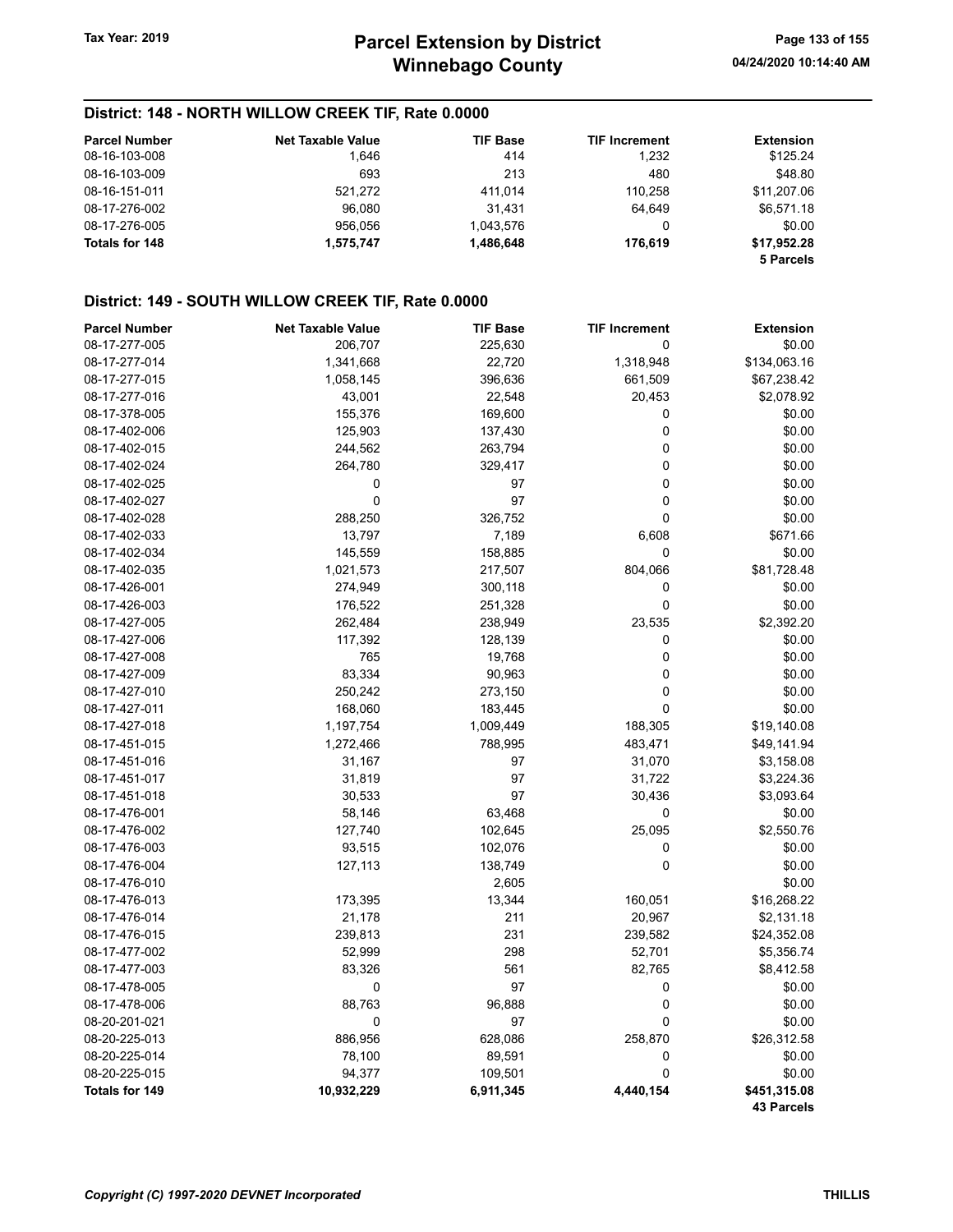## District: 148 - NORTH WILLOW CREEK TIF, Rate 0.0000

| Parcel Number | Net Taxable Value | TIF Base | TIF Increment | Extension |
|---|---|---|---|---|
| 08-16-103-008 | 1,646 | 414 | 1,232 | $125.24 |
| 08-16-103-009 | 693 | 213 | 480 | $48.80 |
| 08-16-151-011 | 521,272 | 411,014 | 110,258 | $11,207.06 |
| 08-17-276-002 | 96,080 | 31,431 | 64,649 | $6,571.18 |
| 08-17-276-005 | 956,056 | 1,043,576 | 0 | $0.00 |
| **Totals for 148** | **1,575,747** | **1,486,648** | **176,619** | **$17,952.28** |
| | | | | **5 Parcels** |

## District: 149 - SOUTH WILLOW CREEK TIF, Rate 0.0000

| Parcel Number | Net Taxable Value | TIF Base | TIF Increment | Extension |
|---|---|---|---|---|
| 08-17-277-005 | 206,707 | 225,630 | 0 | $0.00 |
| 08-17-277-014 | 1,341,668 | 22,720 | 1,318,948 | $134,063.16 |
| 08-17-277-015 | 1,058,145 | 396,636 | 661,509 | $67,238.42 |
| 08-17-277-016 | 43,001 | 22,548 | 20,453 | $2,078.92 |
| 08-17-378-005 | 155,376 | 169,600 | 0 | $0.00 |
| 08-17-402-006 | 125,903 | 137,430 | 0 | $0.00 |
| 08-17-402-015 | 244,562 | 263,794 | 0 | $0.00 |
| 08-17-402-024 | 264,780 | 329,417 | 0 | $0.00 |
| 08-17-402-025 | 0 | 97 | 0 | $0.00 |
| 08-17-402-027 | 0 | 97 | 0 | $0.00 |
| 08-17-402-028 | 288,250 | 326,752 | 0 | $0.00 |
| 08-17-402-033 | 13,797 | 7,189 | 6,608 | $671.66 |
| 08-17-402-034 | 145,559 | 158,885 | 0 | $0.00 |
| 08-17-402-035 | 1,021,573 | 217,507 | 804,066 | $81,728.48 |
| 08-17-426-001 | 274,949 | 300,118 | 0 | $0.00 |
| 08-17-426-003 | 176,522 | 251,328 | 0 | $0.00 |
| 08-17-427-005 | 262,484 | 238,949 | 23,535 | $2,392.20 |
| 08-17-427-006 | 117,392 | 128,139 | 0 | $0.00 |
| 08-17-427-008 | 765 | 19,768 | 0 | $0.00 |
| 08-17-427-009 | 83,334 | 90,963 | 0 | $0.00 |
| 08-17-427-010 | 250,242 | 273,150 | 0 | $0.00 |
| 08-17-427-011 | 168,060 | 183,445 | 0 | $0.00 |
| 08-17-427-018 | 1,197,754 | 1,009,449 | 188,305 | $19,140.08 |
| 08-17-451-015 | 1,272,466 | 788,995 | 483,471 | $49,141.94 |
| 08-17-451-016 | 31,167 | 97 | 31,070 | $3,158.08 |
| 08-17-451-017 | 31,819 | 97 | 31,722 | $3,224.36 |
| 08-17-451-018 | 30,533 | 97 | 30,436 | $3,093.64 |
| 08-17-476-001 | 58,146 | 63,468 | 0 | $0.00 |
| 08-17-476-002 | 127,740 | 102,645 | 25,095 | $2,550.76 |
| 08-17-476-003 | 93,515 | 102,076 | 0 | $0.00 |
| 08-17-476-004 | 127,113 | 138,749 | 0 | $0.00 |
| 08-17-476-010 | | 2,605 | | $0.00 |
| 08-17-476-013 | 173,395 | 13,344 | 160,051 | $16,268.22 |
| 08-17-476-014 | 21,178 | 211 | 20,967 | $2,131.18 |
| 08-17-476-015 | 239,813 | 231 | 239,582 | $24,352.08 |
| 08-17-477-002 | 52,999 | 298 | 52,701 | $5,356.74 |
| 08-17-477-003 | 83,326 | 561 | 82,765 | $8,412.58 |
| 08-17-478-005 | 0 | 97 | 0 | $0.00 |
| 08-17-478-006 | 88,763 | 96,888 | 0 | $0.00 |
| 08-20-201-021 | 0 | 97 | 0 | $0.00 |
| 08-20-225-013 | 886,956 | 628,086 | 258,870 | $26,312.58 |
| 08-20-225-014 | 78,100 | 89,591 | 0 | $0.00 |
| 08-20-225-015 | 94,377 | 109,501 | 0 | $0.00 |
| **Totals for 149** | **10,932,229** | **6,911,345** | **4,440,154** | **$451,315.08** |
| | | | | **43 Parcels** |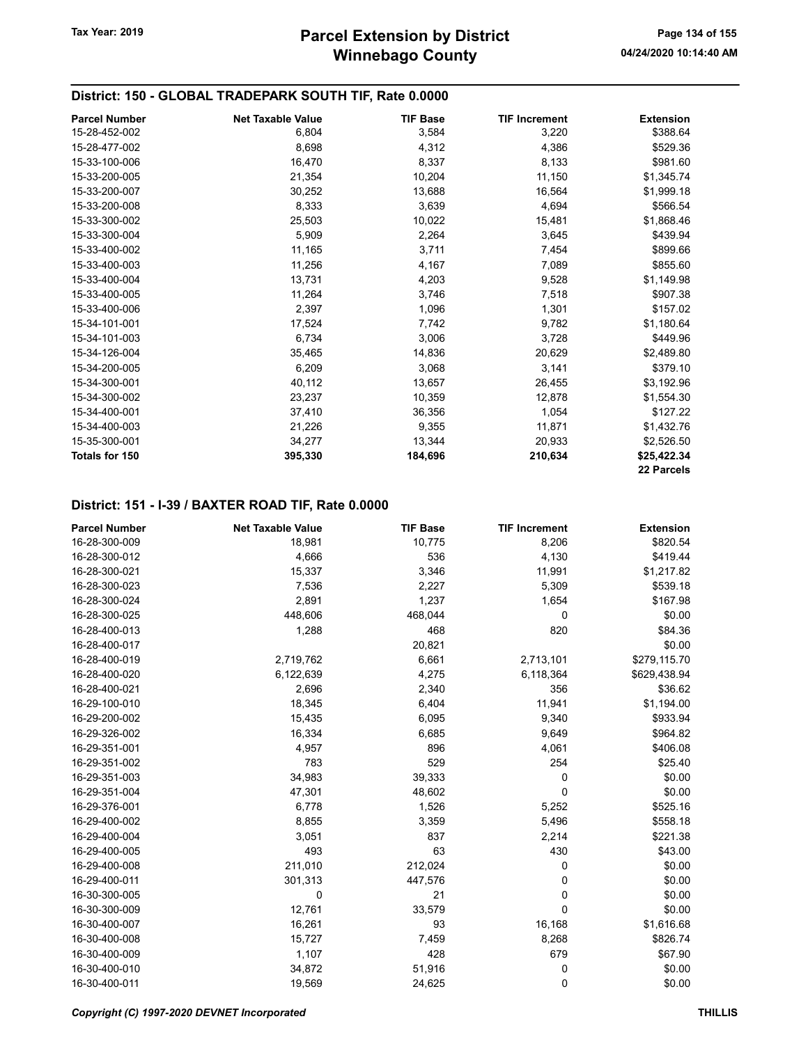## District: 150 - GLOBAL TRADEPARK SOUTH TIF, Rate 0.0000

| Parcel Number | Net Taxable Value | TIF Base | TIF Increment | Extension |
|---|---|---|---|---|
| 15-28-452-002 | 6,804 | 3,584 | 3,220 | $388.64 |
| 15-28-477-002 | 8,698 | 4,312 | 4,386 | $529.36 |
| 15-33-100-006 | 16,470 | 8,337 | 8,133 | $981.60 |
| 15-33-200-005 | 21,354 | 10,204 | 11,150 | $1,345.74 |
| 15-33-200-007 | 30,252 | 13,688 | 16,564 | $1,999.18 |
| 15-33-200-008 | 8,333 | 3,639 | 4,694 | $566.54 |
| 15-33-300-002 | 25,503 | 10,022 | 15,481 | $1,868.46 |
| 15-33-300-004 | 5,909 | 2,264 | 3,645 | $439.94 |
| 15-33-400-002 | 11,165 | 3,711 | 7,454 | $899.66 |
| 15-33-400-003 | 11,256 | 4,167 | 7,089 | $855.60 |
| 15-33-400-004 | 13,731 | 4,203 | 9,528 | $1,149.98 |
| 15-33-400-005 | 11,264 | 3,746 | 7,518 | $907.38 |
| 15-33-400-006 | 2,397 | 1,096 | 1,301 | $157.02 |
| 15-34-101-001 | 17,524 | 7,742 | 9,782 | $1,180.64 |
| 15-34-101-003 | 6,734 | 3,006 | 3,728 | $449.96 |
| 15-34-126-004 | 35,465 | 14,836 | 20,629 | $2,489.80 |
| 15-34-200-005 | 6,209 | 3,068 | 3,141 | $379.10 |
| 15-34-300-001 | 40,112 | 13,657 | 26,455 | $3,192.96 |
| 15-34-300-002 | 23,237 | 10,359 | 12,878 | $1,554.30 |
| 15-34-400-001 | 37,410 | 36,356 | 1,054 | $127.22 |
| 15-34-400-003 | 21,226 | 9,355 | 11,871 | $1,432.76 |
| 15-35-300-001 | 34,277 | 13,344 | 20,933 | $2,526.50 |
| **Totals for 150** | **395,330** | **184,696** | **210,634** | **$25,422.34** |
| | | | | **22 Parcels** |

## District: 151 - I-39 / BAXTER ROAD TIF, Rate 0.0000

| Parcel Number | Net Taxable Value | TIF Base | TIF Increment | Extension |
|---|---|---|---|---|
| 16-28-300-009 | 18,981 | 10,775 | 8,206 | $820.54 |
| 16-28-300-012 | 4,666 | 536 | 4,130 | $419.44 |
| 16-28-300-021 | 15,337 | 3,346 | 11,991 | $1,217.82 |
| 16-28-300-023 | 7,536 | 2,227 | 5,309 | $539.18 |
| 16-28-300-024 | 2,891 | 1,237 | 1,654 | $167.98 |
| 16-28-300-025 | 448,606 | 468,044 | 0 | $0.00 |
| 16-28-400-013 | 1,288 | 468 | 820 | $84.36 |
| 16-28-400-017 | | 20,821 | | $0.00 |
| 16-28-400-019 | 2,719,762 | 6,661 | 2,713,101 | $279,115.70 |
| 16-28-400-020 | 6,122,639 | 4,275 | 6,118,364 | $629,438.94 |
| 16-28-400-021 | 2,696 | 2,340 | 356 | $36.62 |
| 16-29-100-010 | 18,345 | 6,404 | 11,941 | $1,194.00 |
| 16-29-200-002 | 15,435 | 6,095 | 9,340 | $933.94 |
| 16-29-326-002 | 16,334 | 6,685 | 9,649 | $964.82 |
| 16-29-351-001 | 4,957 | 896 | 4,061 | $406.08 |
| 16-29-351-002 | 783 | 529 | 254 | $25.40 |
| 16-29-351-003 | 34,983 | 39,333 | 0 | $0.00 |
| 16-29-351-004 | 47,301 | 48,602 | 0 | $0.00 |
| 16-29-376-001 | 6,778 | 1,526 | 5,252 | $525.16 |
| 16-29-400-002 | 8,855 | 3,359 | 5,496 | $558.18 |
| 16-29-400-004 | 3,051 | 837 | 2,214 | $221.38 |
| 16-29-400-005 | 493 | 63 | 430 | $43.00 |
| 16-29-400-008 | 211,010 | 212,024 | 0 | $0.00 |
| 16-29-400-011 | 301,313 | 447,576 | 0 | $0.00 |
| 16-30-300-005 | 0 | 21 | 0 | $0.00 |
| 16-30-300-009 | 12,761 | 33,579 | 0 | $0.00 |
| 16-30-400-007 | 16,261 | 93 | 16,168 | $1,616.68 |
| 16-30-400-008 | 15,727 | 7,459 | 8,268 | $826.74 |
| 16-30-400-009 | 1,107 | 428 | 679 | $67.90 |
| 16-30-400-010 | 34,872 | 51,916 | 0 | $0.00 |
| 16-30-400-011 | 19,569 | 24,625 | 0 | $0.00 |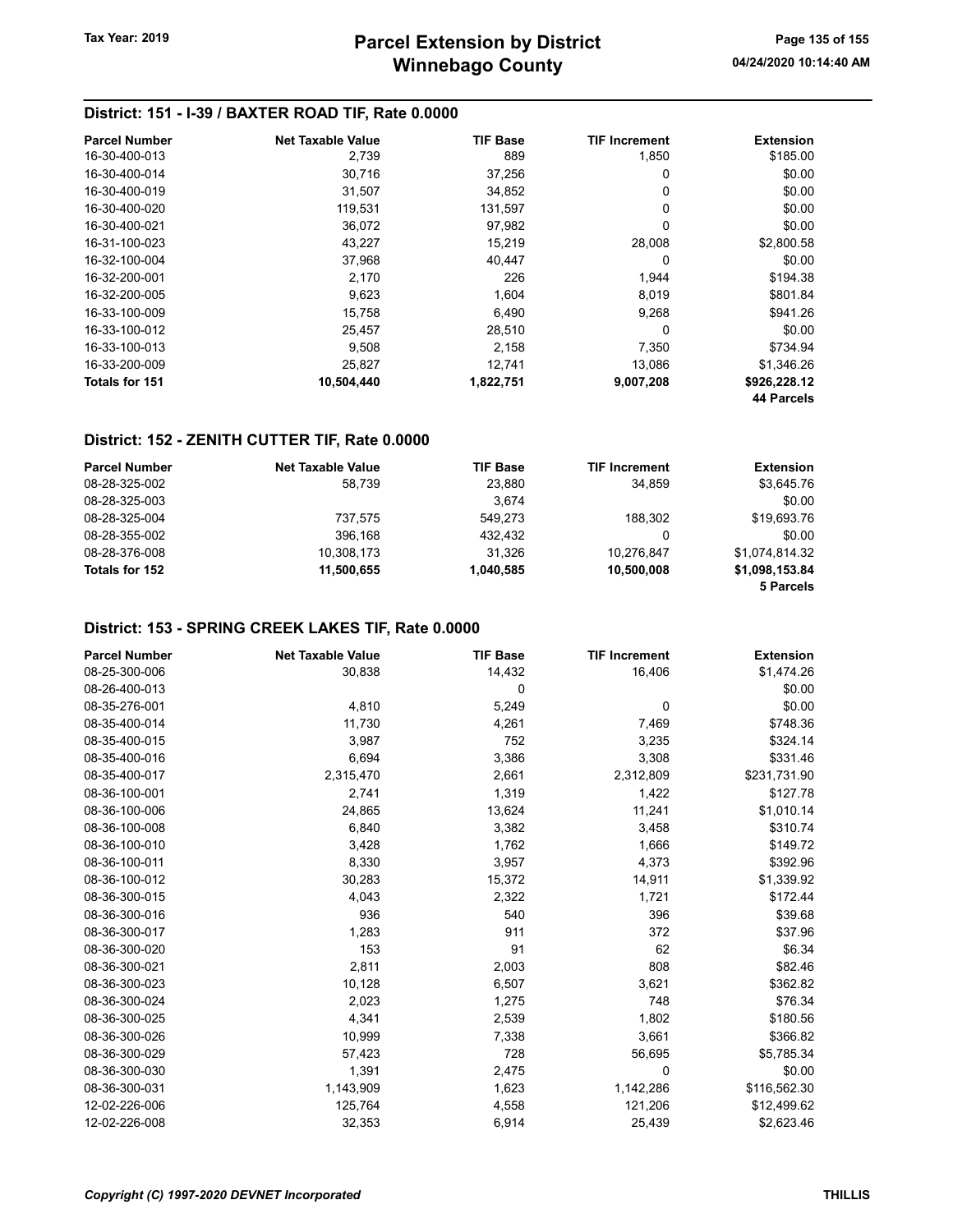## District: 151 - I-39 / BAXTER ROAD TIF, Rate 0.0000

| Parcel Number | Net Taxable Value | TIF Base | TIF Increment | Extension |
|---|---|---|---|---|
| 16-30-400-013 | 2,739 | 889 | 1,850 | $185.00 |
| 16-30-400-014 | 30,716 | 37,256 | 0 | $0.00 |
| 16-30-400-019 | 31,507 | 34,852 | 0 | $0.00 |
| 16-30-400-020 | 119,531 | 131,597 | 0 | $0.00 |
| 16-30-400-021 | 36,072 | 97,982 | 0 | $0.00 |
| 16-31-100-023 | 43,227 | 15,219 | 28,008 | $2,800.58 |
| 16-32-100-004 | 37,968 | 40,447 | 0 | $0.00 |
| 16-32-200-001 | 2,170 | 226 | 1,944 | $194.38 |
| 16-32-200-005 | 9,623 | 1,604 | 8,019 | $801.84 |
| 16-33-100-009 | 15,758 | 6,490 | 9,268 | $941.26 |
| 16-33-100-012 | 25,457 | 28,510 | 0 | $0.00 |
| 16-33-100-013 | 9,508 | 2,158 | 7,350 | $734.94 |
| 16-33-200-009 | 25,827 | 12,741 | 13,086 | $1,346.26 |
| **Totals for 151** | **10,504,440** | **1,822,751** | **9,007,208** | **$926,228.12** |
| | | | | **44 Parcels** |

## District: 152 - ZENITH CUTTER TIF, Rate 0.0000

| Parcel Number | Net Taxable Value | TIF Base | TIF Increment | Extension |
|---|---|---|---|---|
| 08-28-325-002 | 58,739 | 23,880 | 34,859 | $3,645.76 |
| 08-28-325-003 | | 3,674 | | $0.00 |
| 08-28-325-004 | 737,575 | 549,273 | 188,302 | $19,693.76 |
| 08-28-355-002 | 396,168 | 432,432 | 0 | $0.00 |
| 08-28-376-008 | 10,308,173 | 31,326 | 10,276,847 | $1,074,814.32 |
| **Totals for 152** | **11,500,655** | **1,040,585** | **10,500,008** | **$1,098,153.84** |
| | | | | **5 Parcels** |

## District: 153 - SPRING CREEK LAKES TIF, Rate 0.0000

| Parcel Number | Net Taxable Value | TIF Base | TIF Increment | Extension |
|---|---|---|---|---|
| 08-25-300-006 | 30,838 | 14,432 | 16,406 | $1,474.26 |
| 08-26-400-013 | | 0 | | $0.00 |
| 08-35-276-001 | 4,810 | 5,249 | 0 | $0.00 |
| 08-35-400-014 | 11,730 | 4,261 | 7,469 | $748.36 |
| 08-35-400-015 | 3,987 | 752 | 3,235 | $324.14 |
| 08-35-400-016 | 6,694 | 3,386 | 3,308 | $331.46 |
| 08-35-400-017 | 2,315,470 | 2,661 | 2,312,809 | $231,731.90 |
| 08-36-100-001 | 2,741 | 1,319 | 1,422 | $127.78 |
| 08-36-100-006 | 24,865 | 13,624 | 11,241 | $1,010.14 |
| 08-36-100-008 | 6,840 | 3,382 | 3,458 | $310.74 |
| 08-36-100-010 | 3,428 | 1,762 | 1,666 | $149.72 |
| 08-36-100-011 | 8,330 | 3,957 | 4,373 | $392.96 |
| 08-36-100-012 | 30,283 | 15,372 | 14,911 | $1,339.92 |
| 08-36-300-015 | 4,043 | 2,322 | 1,721 | $172.44 |
| 08-36-300-016 | 936 | 540 | 396 | $39.68 |
| 08-36-300-017 | 1,283 | 911 | 372 | $37.96 |
| 08-36-300-020 | 153 | 91 | 62 | $6.34 |
| 08-36-300-021 | 2,811 | 2,003 | 808 | $82.46 |
| 08-36-300-023 | 10,128 | 6,507 | 3,621 | $362.82 |
| 08-36-300-024 | 2,023 | 1,275 | 748 | $76.34 |
| 08-36-300-025 | 4,341 | 2,539 | 1,802 | $180.56 |
| 08-36-300-026 | 10,999 | 7,338 | 3,661 | $366.82 |
| 08-36-300-029 | 57,423 | 728 | 56,695 | $5,785.34 |
| 08-36-300-030 | 1,391 | 2,475 | 0 | $0.00 |
| 08-36-300-031 | 1,143,909 | 1,623 | 1,142,286 | $116,562.30 |
| 12-02-226-006 | 125,764 | 4,558 | 121,206 | $12,499.62 |
| 12-02-226-008 | 32,353 | 6,914 | 25,439 | $2,623.46 |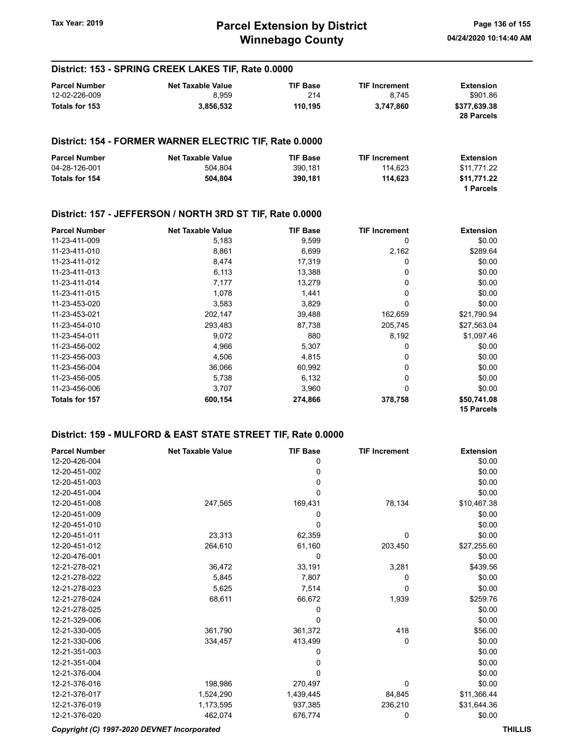## District: 153 - SPRING CREEK LAKES TIF, Rate 0.0000

| Parcel Number | Net Taxable Value | TIF Base | TIF Increment | Extension |
|---|---|---|---|---|
| 12-02-226-009 | 8,959 | 214 | 8,745 | $901.86 |
| **Totals for 153** | **3,856,532** | **110,195** | **3,747,860** | **$377,639.38** |
| | | | | **28 Parcels** |

## District: 154 - FORMER WARNER ELECTRIC TIF, Rate 0.0000

| Parcel Number | Net Taxable Value | TIF Base | TIF Increment | Extension |
|---|---|---|---|---|
| 04-28-126-001 | 504,804 | 390,181 | 114,623 | $11,771.22 |
| **Totals for 154** | **504,804** | **390,181** | **114,623** | **$11,771.22** |
| | | | | **1 Parcels** |

## District: 157 - JEFFERSON / NORTH 3RD ST TIF, Rate 0.0000

| Parcel Number | Net Taxable Value | TIF Base | TIF Increment | Extension |
|---|---|---|---|---|
| 11-23-411-009 | 5,183 | 9,599 | 0 | $0.00 |
| 11-23-411-010 | 8,861 | 6,699 | 2,162 | $289.64 |
| 11-23-411-012 | 8,474 | 17,319 | 0 | $0.00 |
| 11-23-411-013 | 6,113 | 13,388 | 0 | $0.00 |
| 11-23-411-014 | 7,177 | 13,279 | 0 | $0.00 |
| 11-23-411-015 | 1,078 | 1,441 | 0 | $0.00 |
| 11-23-453-020 | 3,583 | 3,829 | 0 | $0.00 |
| 11-23-453-021 | 202,147 | 39,488 | 162,659 | $21,790.94 |
| 11-23-454-010 | 293,483 | 87,738 | 205,745 | $27,563.04 |
| 11-23-454-011 | 9,072 | 880 | 8,192 | $1,097.46 |
| 11-23-456-002 | 4,966 | 5,307 | 0 | $0.00 |
| 11-23-456-003 | 4,506 | 4,815 | 0 | $0.00 |
| 11-23-456-004 | 36,066 | 60,992 | 0 | $0.00 |
| 11-23-456-005 | 5,738 | 6,132 | 0 | $0.00 |
| 11-23-456-006 | 3,707 | 3,960 | 0 | $0.00 |
| **Totals for 157** | **600,154** | **274,866** | **378,758** | **$50,741.08** |
| | | | | **15 Parcels** |

## District: 159 - MULFORD & EAST STATE STREET TIF, Rate 0.0000

| Parcel Number | Net Taxable Value | TIF Base | TIF Increment | Extension |
|---|---|---|---|---|
| 12-20-426-004 | | 0 | | $0.00 |
| 12-20-451-002 | | 0 | | $0.00 |
| 12-20-451-003 | | 0 | | $0.00 |
| 12-20-451-004 | | 0 | | $0.00 |
| 12-20-451-008 | 247,565 | 169,431 | 78,134 | $10,467.38 |
| 12-20-451-009 | | 0 | | $0.00 |
| 12-20-451-010 | | 0 | | $0.00 |
| 12-20-451-011 | 23,313 | 62,359 | 0 | $0.00 |
| 12-20-451-012 | 264,610 | 61,160 | 203,450 | $27,255.60 |
| 12-20-476-001 | | 0 | | $0.00 |
| 12-21-278-021 | 36,472 | 33,191 | 3,281 | $439.56 |
| 12-21-278-022 | 5,845 | 7,807 | 0 | $0.00 |
| 12-21-278-023 | 5,625 | 7,514 | 0 | $0.00 |
| 12-21-278-024 | 68,611 | 66,672 | 1,939 | $259.76 |
| 12-21-278-025 | | 0 | | $0.00 |
| 12-21-329-006 | | 0 | | $0.00 |
| 12-21-330-005 | 361,790 | 361,372 | 418 | $56.00 |
| 12-21-330-006 | 334,457 | 413,499 | 0 | $0.00 |
| 12-21-351-003 | | 0 | | $0.00 |
| 12-21-351-004 | | 0 | | $0.00 |
| 12-21-376-004 | | 0 | | $0.00 |
| 12-21-376-016 | 198,986 | 270,497 | 0 | $0.00 |
| 12-21-376-017 | 1,524,290 | 1,439,445 | 84,845 | $11,366.44 |
| 12-21-376-019 | 1,173,595 | 937,385 | 236,210 | $31,644.36 |
| 12-21-376-020 | 462,074 | 676,774 | 0 | $0.00 |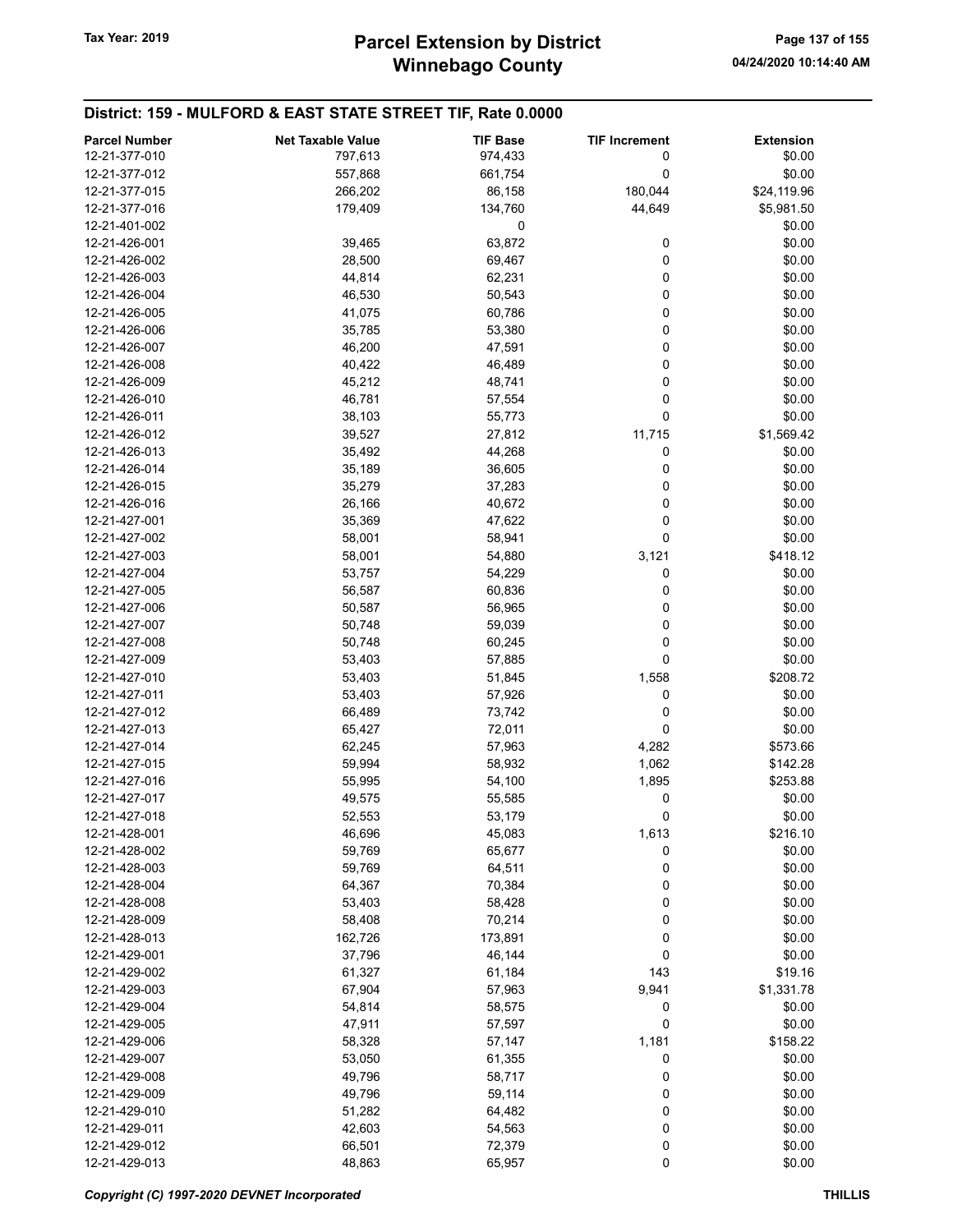## District: 159 - MULFORD & EAST STATE STREET TIF, Rate 0.0000

| Parcel Number | Net Taxable Value | TIF Base | TIF Increment | Extension |
|---|---|---|---|---|
| 12-21-377-010 | 797,613 | 974,433 | 0 | $0.00 |
| 12-21-377-012 | 557,868 | 661,754 | 0 | $0.00 |
| 12-21-377-015 | 266,202 | 86,158 | 180,044 | $24,119.96 |
| 12-21-377-016 | 179,409 | 134,760 | 44,649 | $5,981.50 |
| 12-21-401-002 | | 0 | | $0.00 |
| 12-21-426-001 | 39,465 | 63,872 | 0 | $0.00 |
| 12-21-426-002 | 28,500 | 69,467 | 0 | $0.00 |
| 12-21-426-003 | 44,814 | 62,231 | 0 | $0.00 |
| 12-21-426-004 | 46,530 | 50,543 | 0 | $0.00 |
| 12-21-426-005 | 41,075 | 60,786 | 0 | $0.00 |
| 12-21-426-006 | 35,785 | 53,380 | 0 | $0.00 |
| 12-21-426-007 | 46,200 | 47,591 | 0 | $0.00 |
| 12-21-426-008 | 40,422 | 46,489 | 0 | $0.00 |
| 12-21-426-009 | 45,212 | 48,741 | 0 | $0.00 |
| 12-21-426-010 | 46,781 | 57,554 | 0 | $0.00 |
| 12-21-426-011 | 38,103 | 55,773 | 0 | $0.00 |
| 12-21-426-012 | 39,527 | 27,812 | 11,715 | $1,569.42 |
| 12-21-426-013 | 35,492 | 44,268 | 0 | $0.00 |
| 12-21-426-014 | 35,189 | 36,605 | 0 | $0.00 |
| 12-21-426-015 | 35,279 | 37,283 | 0 | $0.00 |
| 12-21-426-016 | 26,166 | 40,672 | 0 | $0.00 |
| 12-21-427-001 | 35,369 | 47,622 | 0 | $0.00 |
| 12-21-427-002 | 58,001 | 58,941 | 0 | $0.00 |
| 12-21-427-003 | 58,001 | 54,880 | 3,121 | $418.12 |
| 12-21-427-004 | 53,757 | 54,229 | 0 | $0.00 |
| 12-21-427-005 | 56,587 | 60,836 | 0 | $0.00 |
| 12-21-427-006 | 50,587 | 56,965 | 0 | $0.00 |
| 12-21-427-007 | 50,748 | 59,039 | 0 | $0.00 |
| 12-21-427-008 | 50,748 | 60,245 | 0 | $0.00 |
| 12-21-427-009 | 53,403 | 57,885 | 0 | $0.00 |
| 12-21-427-010 | 53,403 | 51,845 | 1,558 | $208.72 |
| 12-21-427-011 | 53,403 | 57,926 | 0 | $0.00 |
| 12-21-427-012 | 66,489 | 73,742 | 0 | $0.00 |
| 12-21-427-013 | 65,427 | 72,011 | 0 | $0.00 |
| 12-21-427-014 | 62,245 | 57,963 | 4,282 | $573.66 |
| 12-21-427-015 | 59,994 | 58,932 | 1,062 | $142.28 |
| 12-21-427-016 | 55,995 | 54,100 | 1,895 | $253.88 |
| 12-21-427-017 | 49,575 | 55,585 | 0 | $0.00 |
| 12-21-427-018 | 52,553 | 53,179 | 0 | $0.00 |
| 12-21-428-001 | 46,696 | 45,083 | 1,613 | $216.10 |
| 12-21-428-002 | 59,769 | 65,677 | 0 | $0.00 |
| 12-21-428-003 | 59,769 | 64,511 | 0 | $0.00 |
| 12-21-428-004 | 64,367 | 70,384 | 0 | $0.00 |
| 12-21-428-008 | 53,403 | 58,428 | 0 | $0.00 |
| 12-21-428-009 | 58,408 | 70,214 | 0 | $0.00 |
| 12-21-428-013 | 162,726 | 173,891 | 0 | $0.00 |
| 12-21-429-001 | 37,796 | 46,144 | 0 | $0.00 |
| 12-21-429-002 | 61,327 | 61,184 | 143 | $19.16 |
| 12-21-429-003 | 67,904 | 57,963 | 9,941 | $1,331.78 |
| 12-21-429-004 | 54,814 | 58,575 | 0 | $0.00 |
| 12-21-429-005 | 47,911 | 57,597 | 0 | $0.00 |
| 12-21-429-006 | 58,328 | 57,147 | 1,181 | $158.22 |
| 12-21-429-007 | 53,050 | 61,355 | 0 | $0.00 |
| 12-21-429-008 | 49,796 | 58,717 | 0 | $0.00 |
| 12-21-429-009 | 49,796 | 59,114 | 0 | $0.00 |
| 12-21-429-010 | 51,282 | 64,482 | 0 | $0.00 |
| 12-21-429-011 | 42,603 | 54,563 | 0 | $0.00 |
| 12-21-429-012 | 66,501 | 72,379 | 0 | $0.00 |
| 12-21-429-013 | 48,863 | 65,957 | 0 | $0.00 |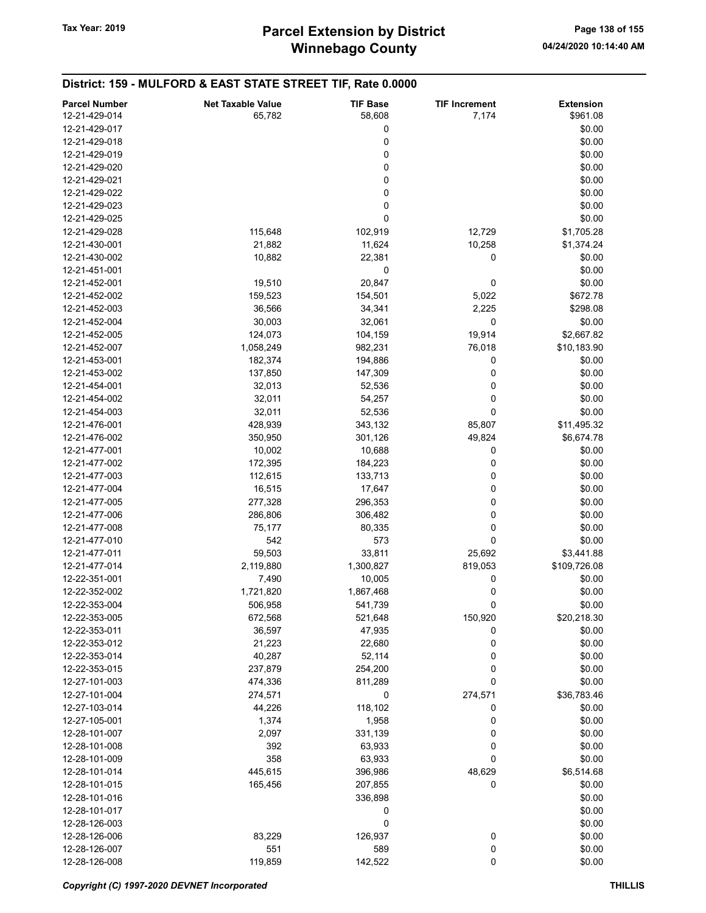## District: 159 - MULFORD & EAST STATE STREET TIF, Rate 0.0000

| Parcel Number | Net Taxable Value | TIF Base | TIF Increment | Extension |
|---|---|---|---|---|
| 12-21-429-014 | 65,782 | 58,608 | 7,174 | $961.08 |
| 12-21-429-017 | | 0 | | $0.00 |
| 12-21-429-018 | | 0 | | $0.00 |
| 12-21-429-019 | | 0 | | $0.00 |
| 12-21-429-020 | | 0 | | $0.00 |
| 12-21-429-021 | | 0 | | $0.00 |
| 12-21-429-022 | | 0 | | $0.00 |
| 12-21-429-023 | | 0 | | $0.00 |
| 12-21-429-025 | | 0 | | $0.00 |
| 12-21-429-028 | 115,648 | 102,919 | 12,729 | $1,705.28 |
| 12-21-430-001 | 21,882 | 11,624 | 10,258 | $1,374.24 |
| 12-21-430-002 | 10,882 | 22,381 | 0 | $0.00 |
| 12-21-451-001 | | 0 | | $0.00 |
| 12-21-452-001 | 19,510 | 20,847 | 0 | $0.00 |
| 12-21-452-002 | 159,523 | 154,501 | 5,022 | $672.78 |
| 12-21-452-003 | 36,566 | 34,341 | 2,225 | $298.08 |
| 12-21-452-004 | 30,003 | 32,061 | 0 | $0.00 |
| 12-21-452-005 | 124,073 | 104,159 | 19,914 | $2,667.82 |
| 12-21-452-007 | 1,058,249 | 982,231 | 76,018 | $10,183.90 |
| 12-21-453-001 | 182,374 | 194,886 | 0 | $0.00 |
| 12-21-453-002 | 137,850 | 147,309 | 0 | $0.00 |
| 12-21-454-001 | 32,013 | 52,536 | 0 | $0.00 |
| 12-21-454-002 | 32,011 | 54,257 | 0 | $0.00 |
| 12-21-454-003 | 32,011 | 52,536 | 0 | $0.00 |
| 12-21-476-001 | 428,939 | 343,132 | 85,807 | $11,495.32 |
| 12-21-476-002 | 350,950 | 301,126 | 49,824 | $6,674.78 |
| 12-21-477-001 | 10,002 | 10,688 | 0 | $0.00 |
| 12-21-477-002 | 172,395 | 184,223 | 0 | $0.00 |
| 12-21-477-003 | 112,615 | 133,713 | 0 | $0.00 |
| 12-21-477-004 | 16,515 | 17,647 | 0 | $0.00 |
| 12-21-477-005 | 277,328 | 296,353 | 0 | $0.00 |
| 12-21-477-006 | 286,806 | 306,482 | 0 | $0.00 |
| 12-21-477-008 | 75,177 | 80,335 | 0 | $0.00 |
| 12-21-477-010 | 542 | 573 | 0 | $0.00 |
| 12-21-477-011 | 59,503 | 33,811 | 25,692 | $3,441.88 |
| 12-21-477-014 | 2,119,880 | 1,300,827 | 819,053 | $109,726.08 |
| 12-22-351-001 | 7,490 | 10,005 | 0 | $0.00 |
| 12-22-352-002 | 1,721,820 | 1,867,468 | 0 | $0.00 |
| 12-22-353-004 | 506,958 | 541,739 | 0 | $0.00 |
| 12-22-353-005 | 672,568 | 521,648 | 150,920 | $20,218.30 |
| 12-22-353-011 | 36,597 | 47,935 | 0 | $0.00 |
| 12-22-353-012 | 21,223 | 22,680 | 0 | $0.00 |
| 12-22-353-014 | 40,287 | 52,114 | 0 | $0.00 |
| 12-22-353-015 | 237,879 | 254,200 | 0 | $0.00 |
| 12-27-101-003 | 474,336 | 811,289 | 0 | $0.00 |
| 12-27-101-004 | 274,571 | 0 | 274,571 | $36,783.46 |
| 12-27-103-014 | 44,226 | 118,102 | 0 | $0.00 |
| 12-27-105-001 | 1,374 | 1,958 | 0 | $0.00 |
| 12-28-101-007 | 2,097 | 331,139 | 0 | $0.00 |
| 12-28-101-008 | 392 | 63,933 | 0 | $0.00 |
| 12-28-101-009 | 358 | 63,933 | 0 | $0.00 |
| 12-28-101-014 | 445,615 | 396,986 | 48,629 | $6,514.68 |
| 12-28-101-015 | 165,456 | 207,855 | 0 | $0.00 |
| 12-28-101-016 | | 336,898 | | $0.00 |
| 12-28-101-017 | | 0 | | $0.00 |
| 12-28-126-003 | | 0 | | $0.00 |
| 12-28-126-006 | 83,229 | 126,937 | 0 | $0.00 |
| 12-28-126-007 | 551 | 589 | 0 | $0.00 |
| 12-28-126-008 | 119,859 | 142,522 | 0 | $0.00 |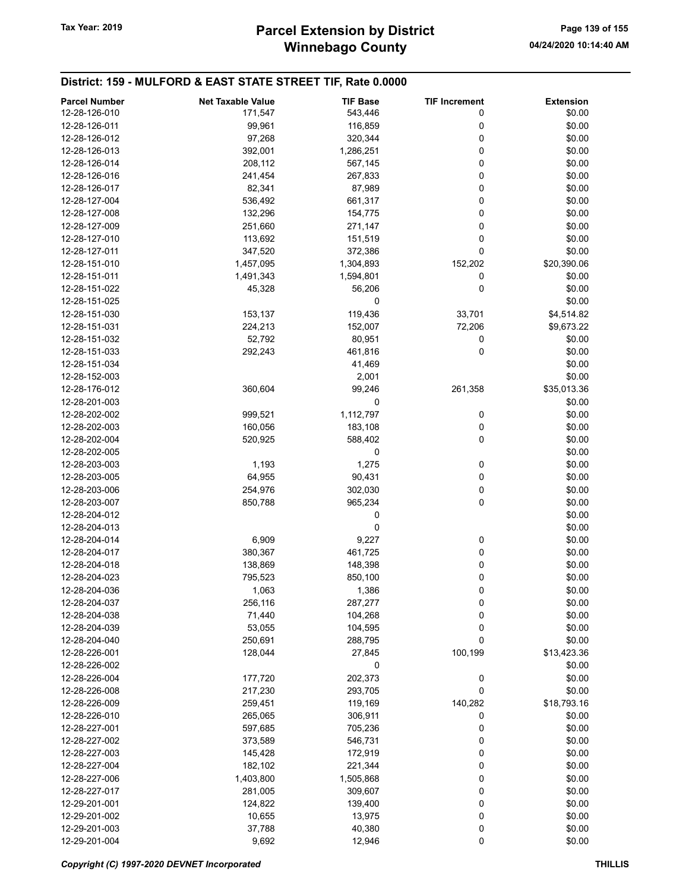## District: 159 - MULFORD & EAST STATE STREET TIF, Rate 0.0000

| Parcel Number | Net Taxable Value | TIF Base | TIF Increment | Extension |
|---|---|---|---|---|
| 12-28-126-010 | 171,547 | 543,446 | 0 | $0.00 |
| 12-28-126-011 | 99,961 | 116,859 | 0 | $0.00 |
| 12-28-126-012 | 97,268 | 320,344 | 0 | $0.00 |
| 12-28-126-013 | 392,001 | 1,286,251 | 0 | $0.00 |
| 12-28-126-014 | 208,112 | 567,145 | 0 | $0.00 |
| 12-28-126-016 | 241,454 | 267,833 | 0 | $0.00 |
| 12-28-126-017 | 82,341 | 87,989 | 0 | $0.00 |
| 12-28-127-004 | 536,492 | 661,317 | 0 | $0.00 |
| 12-28-127-008 | 132,296 | 154,775 | 0 | $0.00 |
| 12-28-127-009 | 251,660 | 271,147 | 0 | $0.00 |
| 12-28-127-010 | 113,692 | 151,519 | 0 | $0.00 |
| 12-28-127-011 | 347,520 | 372,386 | 0 | $0.00 |
| 12-28-151-010 | 1,457,095 | 1,304,893 | 152,202 | $20,390.06 |
| 12-28-151-011 | 1,491,343 | 1,594,801 | 0 | $0.00 |
| 12-28-151-022 | 45,328 | 56,206 | 0 | $0.00 |
| 12-28-151-025 | | 0 | | $0.00 |
| 12-28-151-030 | 153,137 | 119,436 | 33,701 | $4,514.82 |
| 12-28-151-031 | 224,213 | 152,007 | 72,206 | $9,673.22 |
| 12-28-151-032 | 52,792 | 80,951 | 0 | $0.00 |
| 12-28-151-033 | 292,243 | 461,816 | 0 | $0.00 |
| 12-28-151-034 | | 41,469 | | $0.00 |
| 12-28-152-003 | | 2,001 | | $0.00 |
| 12-28-176-012 | 360,604 | 99,246 | 261,358 | $35,013.36 |
| 12-28-201-003 | | 0 | | $0.00 |
| 12-28-202-002 | 999,521 | 1,112,797 | 0 | $0.00 |
| 12-28-202-003 | 160,056 | 183,108 | 0 | $0.00 |
| 12-28-202-004 | 520,925 | 588,402 | 0 | $0.00 |
| 12-28-202-005 | | 0 | | $0.00 |
| 12-28-203-003 | 1,193 | 1,275 | 0 | $0.00 |
| 12-28-203-005 | 64,955 | 90,431 | 0 | $0.00 |
| 12-28-203-006 | 254,976 | 302,030 | 0 | $0.00 |
| 12-28-203-007 | 850,788 | 965,234 | 0 | $0.00 |
| 12-28-204-012 | | 0 | | $0.00 |
| 12-28-204-013 | | 0 | | $0.00 |
| 12-28-204-014 | 6,909 | 9,227 | 0 | $0.00 |
| 12-28-204-017 | 380,367 | 461,725 | 0 | $0.00 |
| 12-28-204-018 | 138,869 | 148,398 | 0 | $0.00 |
| 12-28-204-023 | 795,523 | 850,100 | 0 | $0.00 |
| 12-28-204-036 | 1,063 | 1,386 | 0 | $0.00 |
| 12-28-204-037 | 256,116 | 287,277 | 0 | $0.00 |
| 12-28-204-038 | 71,440 | 104,268 | 0 | $0.00 |
| 12-28-204-039 | 53,055 | 104,595 | 0 | $0.00 |
| 12-28-204-040 | 250,691 | 288,795 | 0 | $0.00 |
| 12-28-226-001 | 128,044 | 27,845 | 100,199 | $13,423.36 |
| 12-28-226-002 | | 0 | | $0.00 |
| 12-28-226-004 | 177,720 | 202,373 | 0 | $0.00 |
| 12-28-226-008 | 217,230 | 293,705 | 0 | $0.00 |
| 12-28-226-009 | 259,451 | 119,169 | 140,282 | $18,793.16 |
| 12-28-226-010 | 265,065 | 306,911 | 0 | $0.00 |
| 12-28-227-001 | 597,685 | 705,236 | 0 | $0.00 |
| 12-28-227-002 | 373,589 | 546,731 | 0 | $0.00 |
| 12-28-227-003 | 145,428 | 172,919 | 0 | $0.00 |
| 12-28-227-004 | 182,102 | 221,344 | 0 | $0.00 |
| 12-28-227-006 | 1,403,800 | 1,505,868 | 0 | $0.00 |
| 12-28-227-017 | 281,005 | 309,607 | 0 | $0.00 |
| 12-29-201-001 | 124,822 | 139,400 | 0 | $0.00 |
| 12-29-201-002 | 10,655 | 13,975 | 0 | $0.00 |
| 12-29-201-003 | 37,788 | 40,380 | 0 | $0.00 |
| 12-29-201-004 | 9,692 | 12,946 | 0 | $0.00 |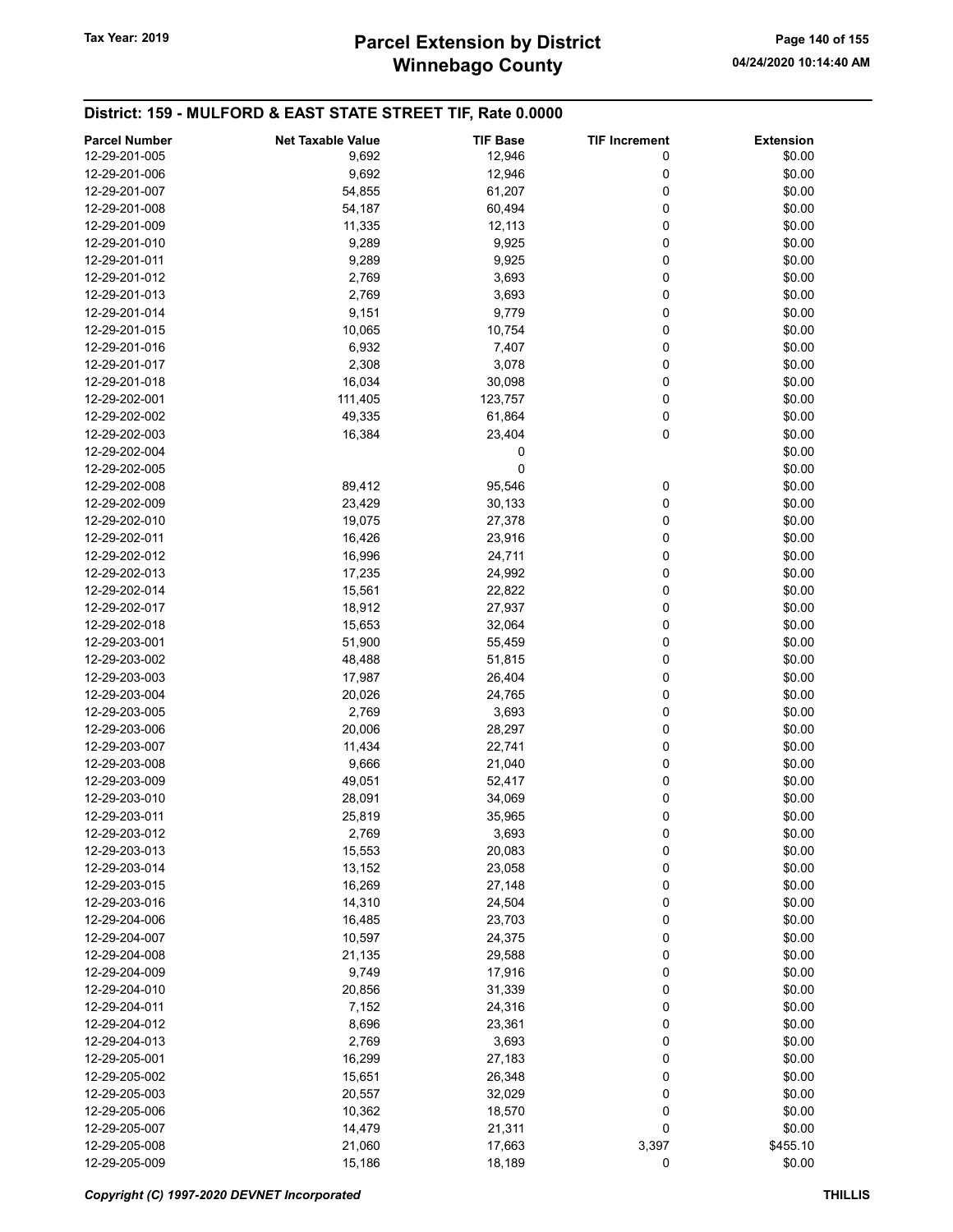## District: 159 - MULFORD & EAST STATE STREET TIF, Rate 0.0000

| Parcel Number | Net Taxable Value | TIF Base | TIF Increment | Extension |
|---|---|---|---|---|
| 12-29-201-005 | 9,692 | 12,946 | 0 | $0.00 |
| 12-29-201-006 | 9,692 | 12,946 | 0 | $0.00 |
| 12-29-201-007 | 54,855 | 61,207 | 0 | $0.00 |
| 12-29-201-008 | 54,187 | 60,494 | 0 | $0.00 |
| 12-29-201-009 | 11,335 | 12,113 | 0 | $0.00 |
| 12-29-201-010 | 9,289 | 9,925 | 0 | $0.00 |
| 12-29-201-011 | 9,289 | 9,925 | 0 | $0.00 |
| 12-29-201-012 | 2,769 | 3,693 | 0 | $0.00 |
| 12-29-201-013 | 2,769 | 3,693 | 0 | $0.00 |
| 12-29-201-014 | 9,151 | 9,779 | 0 | $0.00 |
| 12-29-201-015 | 10,065 | 10,754 | 0 | $0.00 |
| 12-29-201-016 | 6,932 | 7,407 | 0 | $0.00 |
| 12-29-201-017 | 2,308 | 3,078 | 0 | $0.00 |
| 12-29-201-018 | 16,034 | 30,098 | 0 | $0.00 |
| 12-29-202-001 | 111,405 | 123,757 | 0 | $0.00 |
| 12-29-202-002 | 49,335 | 61,864 | 0 | $0.00 |
| 12-29-202-003 | 16,384 | 23,404 | 0 | $0.00 |
| 12-29-202-004 | | 0 | | $0.00 |
| 12-29-202-005 | | 0 | | $0.00 |
| 12-29-202-008 | 89,412 | 95,546 | 0 | $0.00 |
| 12-29-202-009 | 23,429 | 30,133 | 0 | $0.00 |
| 12-29-202-010 | 19,075 | 27,378 | 0 | $0.00 |
| 12-29-202-011 | 16,426 | 23,916 | 0 | $0.00 |
| 12-29-202-012 | 16,996 | 24,711 | 0 | $0.00 |
| 12-29-202-013 | 17,235 | 24,992 | 0 | $0.00 |
| 12-29-202-014 | 15,561 | 22,822 | 0 | $0.00 |
| 12-29-202-017 | 18,912 | 27,937 | 0 | $0.00 |
| 12-29-202-018 | 15,653 | 32,064 | 0 | $0.00 |
| 12-29-203-001 | 51,900 | 55,459 | 0 | $0.00 |
| 12-29-203-002 | 48,488 | 51,815 | 0 | $0.00 |
| 12-29-203-003 | 17,987 | 26,404 | 0 | $0.00 |
| 12-29-203-004 | 20,026 | 24,765 | 0 | $0.00 |
| 12-29-203-005 | 2,769 | 3,693 | 0 | $0.00 |
| 12-29-203-006 | 20,006 | 28,297 | 0 | $0.00 |
| 12-29-203-007 | 11,434 | 22,741 | 0 | $0.00 |
| 12-29-203-008 | 9,666 | 21,040 | 0 | $0.00 |
| 12-29-203-009 | 49,051 | 52,417 | 0 | $0.00 |
| 12-29-203-010 | 28,091 | 34,069 | 0 | $0.00 |
| 12-29-203-011 | 25,819 | 35,965 | 0 | $0.00 |
| 12-29-203-012 | 2,769 | 3,693 | 0 | $0.00 |
| 12-29-203-013 | 15,553 | 20,083 | 0 | $0.00 |
| 12-29-203-014 | 13,152 | 23,058 | 0 | $0.00 |
| 12-29-203-015 | 16,269 | 27,148 | 0 | $0.00 |
| 12-29-203-016 | 14,310 | 24,504 | 0 | $0.00 |
| 12-29-204-006 | 16,485 | 23,703 | 0 | $0.00 |
| 12-29-204-007 | 10,597 | 24,375 | 0 | $0.00 |
| 12-29-204-008 | 21,135 | 29,588 | 0 | $0.00 |
| 12-29-204-009 | 9,749 | 17,916 | 0 | $0.00 |
| 12-29-204-010 | 20,856 | 31,339 | 0 | $0.00 |
| 12-29-204-011 | 7,152 | 24,316 | 0 | $0.00 |
| 12-29-204-012 | 8,696 | 23,361 | 0 | $0.00 |
| 12-29-204-013 | 2,769 | 3,693 | 0 | $0.00 |
| 12-29-205-001 | 16,299 | 27,183 | 0 | $0.00 |
| 12-29-205-002 | 15,651 | 26,348 | 0 | $0.00 |
| 12-29-205-003 | 20,557 | 32,029 | 0 | $0.00 |
| 12-29-205-006 | 10,362 | 18,570 | 0 | $0.00 |
| 12-29-205-007 | 14,479 | 21,311 | 0 | $0.00 |
| 12-29-205-008 | 21,060 | 17,663 | 3,397 | $455.10 |
| 12-29-205-009 | 15,186 | 18,189 | 0 | $0.00 |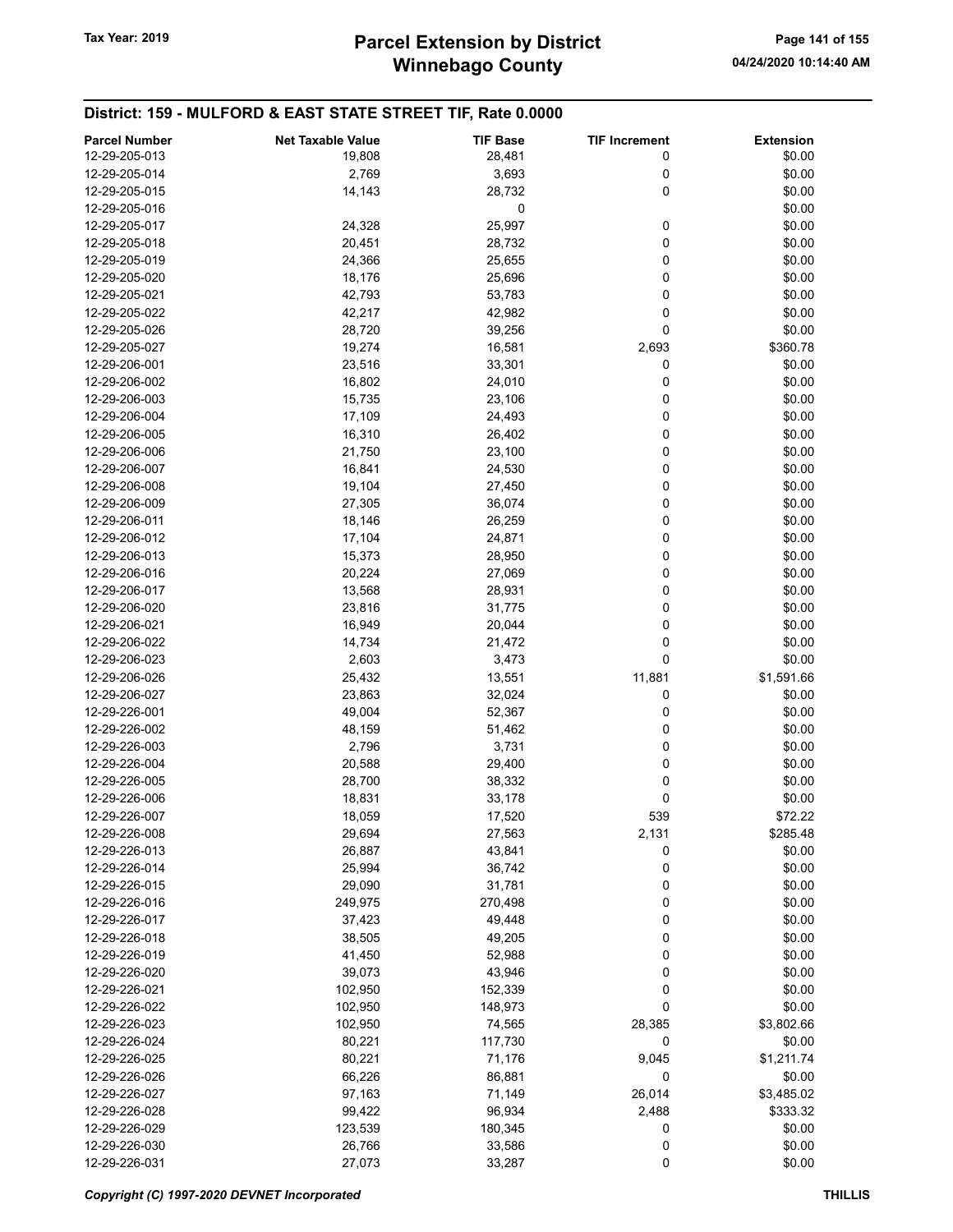## District: 159 - MULFORD & EAST STATE STREET TIF, Rate 0.0000

| Parcel Number | Net Taxable Value | TIF Base | TIF Increment | Extension |
|---|---|---|---|---|
| 12-29-205-013 | 19,808 | 28,481 | 0 | $0.00 |
| 12-29-205-014 | 2,769 | 3,693 | 0 | $0.00 |
| 12-29-205-015 | 14,143 | 28,732 | 0 | $0.00 |
| 12-29-205-016 | | 0 | | $0.00 |
| 12-29-205-017 | 24,328 | 25,997 | 0 | $0.00 |
| 12-29-205-018 | 20,451 | 28,732 | 0 | $0.00 |
| 12-29-205-019 | 24,366 | 25,655 | 0 | $0.00 |
| 12-29-205-020 | 18,176 | 25,696 | 0 | $0.00 |
| 12-29-205-021 | 42,793 | 53,783 | 0 | $0.00 |
| 12-29-205-022 | 42,217 | 42,982 | 0 | $0.00 |
| 12-29-205-026 | 28,720 | 39,256 | 0 | $0.00 |
| 12-29-205-027 | 19,274 | 16,581 | 2,693 | $360.78 |
| 12-29-206-001 | 23,516 | 33,301 | 0 | $0.00 |
| 12-29-206-002 | 16,802 | 24,010 | 0 | $0.00 |
| 12-29-206-003 | 15,735 | 23,106 | 0 | $0.00 |
| 12-29-206-004 | 17,109 | 24,493 | 0 | $0.00 |
| 12-29-206-005 | 16,310 | 26,402 | 0 | $0.00 |
| 12-29-206-006 | 21,750 | 23,100 | 0 | $0.00 |
| 12-29-206-007 | 16,841 | 24,530 | 0 | $0.00 |
| 12-29-206-008 | 19,104 | 27,450 | 0 | $0.00 |
| 12-29-206-009 | 27,305 | 36,074 | 0 | $0.00 |
| 12-29-206-011 | 18,146 | 26,259 | 0 | $0.00 |
| 12-29-206-012 | 17,104 | 24,871 | 0 | $0.00 |
| 12-29-206-013 | 15,373 | 28,950 | 0 | $0.00 |
| 12-29-206-016 | 20,224 | 27,069 | 0 | $0.00 |
| 12-29-206-017 | 13,568 | 28,931 | 0 | $0.00 |
| 12-29-206-020 | 23,816 | 31,775 | 0 | $0.00 |
| 12-29-206-021 | 16,949 | 20,044 | 0 | $0.00 |
| 12-29-206-022 | 14,734 | 21,472 | 0 | $0.00 |
| 12-29-206-023 | 2,603 | 3,473 | 0 | $0.00 |
| 12-29-206-026 | 25,432 | 13,551 | 11,881 | $1,591.66 |
| 12-29-206-027 | 23,863 | 32,024 | 0 | $0.00 |
| 12-29-226-001 | 49,004 | 52,367 | 0 | $0.00 |
| 12-29-226-002 | 48,159 | 51,462 | 0 | $0.00 |
| 12-29-226-003 | 2,796 | 3,731 | 0 | $0.00 |
| 12-29-226-004 | 20,588 | 29,400 | 0 | $0.00 |
| 12-29-226-005 | 28,700 | 38,332 | 0 | $0.00 |
| 12-29-226-006 | 18,831 | 33,178 | 0 | $0.00 |
| 12-29-226-007 | 18,059 | 17,520 | 539 | $72.22 |
| 12-29-226-008 | 29,694 | 27,563 | 2,131 | $285.48 |
| 12-29-226-013 | 26,887 | 43,841 | 0 | $0.00 |
| 12-29-226-014 | 25,994 | 36,742 | 0 | $0.00 |
| 12-29-226-015 | 29,090 | 31,781 | 0 | $0.00 |
| 12-29-226-016 | 249,975 | 270,498 | 0 | $0.00 |
| 12-29-226-017 | 37,423 | 49,448 | 0 | $0.00 |
| 12-29-226-018 | 38,505 | 49,205 | 0 | $0.00 |
| 12-29-226-019 | 41,450 | 52,988 | 0 | $0.00 |
| 12-29-226-020 | 39,073 | 43,946 | 0 | $0.00 |
| 12-29-226-021 | 102,950 | 152,339 | 0 | $0.00 |
| 12-29-226-022 | 102,950 | 148,973 | 0 | $0.00 |
| 12-29-226-023 | 102,950 | 74,565 | 28,385 | $3,802.66 |
| 12-29-226-024 | 80,221 | 117,730 | 0 | $0.00 |
| 12-29-226-025 | 80,221 | 71,176 | 9,045 | $1,211.74 |
| 12-29-226-026 | 66,226 | 86,881 | 0 | $0.00 |
| 12-29-226-027 | 97,163 | 71,149 | 26,014 | $3,485.02 |
| 12-29-226-028 | 99,422 | 96,934 | 2,488 | $333.32 |
| 12-29-226-029 | 123,539 | 180,345 | 0 | $0.00 |
| 12-29-226-030 | 26,766 | 33,586 | 0 | $0.00 |
| 12-29-226-031 | 27,073 | 33,287 | 0 | $0.00 |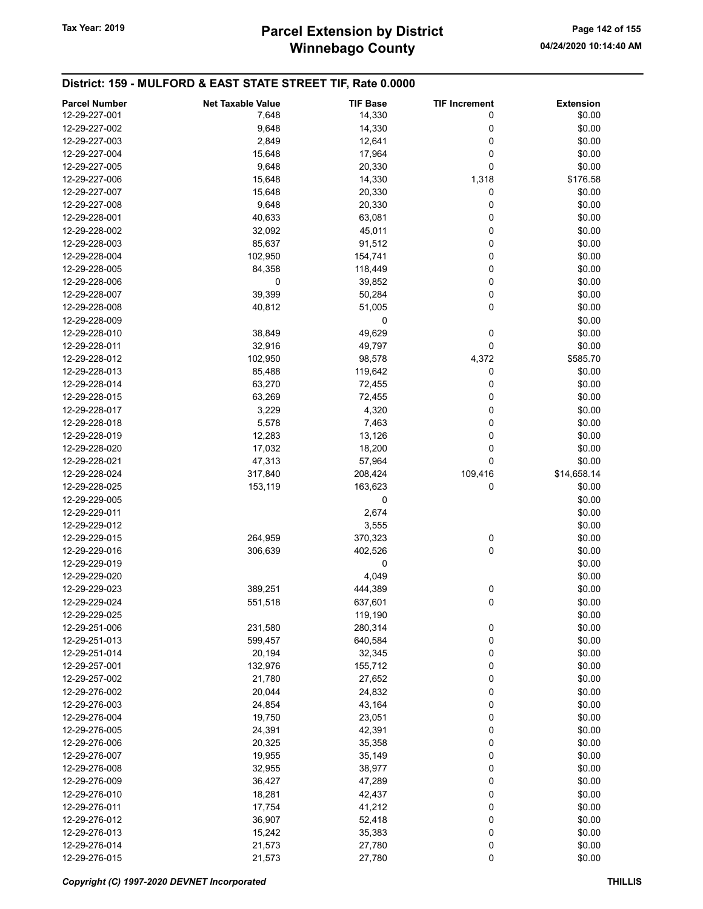## District: 159 - MULFORD & EAST STATE STREET TIF, Rate 0.0000

| Parcel Number | Net Taxable Value | TIF Base | TIF Increment | Extension |
|---|---|---|---|---|
| 12-29-227-001 | 7,648 | 14,330 | 0 | $0.00 |
| 12-29-227-002 | 9,648 | 14,330 | 0 | $0.00 |
| 12-29-227-003 | 2,849 | 12,641 | 0 | $0.00 |
| 12-29-227-004 | 15,648 | 17,964 | 0 | $0.00 |
| 12-29-227-005 | 9,648 | 20,330 | 0 | $0.00 |
| 12-29-227-006 | 15,648 | 14,330 | 1,318 | $176.58 |
| 12-29-227-007 | 15,648 | 20,330 | 0 | $0.00 |
| 12-29-227-008 | 9,648 | 20,330 | 0 | $0.00 |
| 12-29-228-001 | 40,633 | 63,081 | 0 | $0.00 |
| 12-29-228-002 | 32,092 | 45,011 | 0 | $0.00 |
| 12-29-228-003 | 85,637 | 91,512 | 0 | $0.00 |
| 12-29-228-004 | 102,950 | 154,741 | 0 | $0.00 |
| 12-29-228-005 | 84,358 | 118,449 | 0 | $0.00 |
| 12-29-228-006 | 0 | 39,852 | 0 | $0.00 |
| 12-29-228-007 | 39,399 | 50,284 | 0 | $0.00 |
| 12-29-228-008 | 40,812 | 51,005 | 0 | $0.00 |
| 12-29-228-009 | | 0 | | $0.00 |
| 12-29-228-010 | 38,849 | 49,629 | 0 | $0.00 |
| 12-29-228-011 | 32,916 | 49,797 | 0 | $0.00 |
| 12-29-228-012 | 102,950 | 98,578 | 4,372 | $585.70 |
| 12-29-228-013 | 85,488 | 119,642 | 0 | $0.00 |
| 12-29-228-014 | 63,270 | 72,455 | 0 | $0.00 |
| 12-29-228-015 | 63,269 | 72,455 | 0 | $0.00 |
| 12-29-228-017 | 3,229 | 4,320 | 0 | $0.00 |
| 12-29-228-018 | 5,578 | 7,463 | 0 | $0.00 |
| 12-29-228-019 | 12,283 | 13,126 | 0 | $0.00 |
| 12-29-228-020 | 17,032 | 18,200 | 0 | $0.00 |
| 12-29-228-021 | 47,313 | 57,964 | 0 | $0.00 |
| 12-29-228-024 | 317,840 | 208,424 | 109,416 | $14,658.14 |
| 12-29-228-025 | 153,119 | 163,623 | 0 | $0.00 |
| 12-29-229-005 | | 0 | | $0.00 |
| 12-29-229-011 | | 2,674 | | $0.00 |
| 12-29-229-012 | | 3,555 | | $0.00 |
| 12-29-229-015 | 264,959 | 370,323 | 0 | $0.00 |
| 12-29-229-016 | 306,639 | 402,526 | 0 | $0.00 |
| 12-29-229-019 | | 0 | | $0.00 |
| 12-29-229-020 | | 4,049 | | $0.00 |
| 12-29-229-023 | 389,251 | 444,389 | 0 | $0.00 |
| 12-29-229-024 | 551,518 | 637,601 | 0 | $0.00 |
| 12-29-229-025 | | 119,190 | | $0.00 |
| 12-29-251-006 | 231,580 | 280,314 | 0 | $0.00 |
| 12-29-251-013 | 599,457 | 640,584 | 0 | $0.00 |
| 12-29-251-014 | 20,194 | 32,345 | 0 | $0.00 |
| 12-29-257-001 | 132,976 | 155,712 | 0 | $0.00 |
| 12-29-257-002 | 21,780 | 27,652 | 0 | $0.00 |
| 12-29-276-002 | 20,044 | 24,832 | 0 | $0.00 |
| 12-29-276-003 | 24,854 | 43,164 | 0 | $0.00 |
| 12-29-276-004 | 19,750 | 23,051 | 0 | $0.00 |
| 12-29-276-005 | 24,391 | 42,391 | 0 | $0.00 |
| 12-29-276-006 | 20,325 | 35,358 | 0 | $0.00 |
| 12-29-276-007 | 19,955 | 35,149 | 0 | $0.00 |
| 12-29-276-008 | 32,955 | 38,977 | 0 | $0.00 |
| 12-29-276-009 | 36,427 | 47,289 | 0 | $0.00 |
| 12-29-276-010 | 18,281 | 42,437 | 0 | $0.00 |
| 12-29-276-011 | 17,754 | 41,212 | 0 | $0.00 |
| 12-29-276-012 | 36,907 | 52,418 | 0 | $0.00 |
| 12-29-276-013 | 15,242 | 35,383 | 0 | $0.00 |
| 12-29-276-014 | 21,573 | 27,780 | 0 | $0.00 |
| 12-29-276-015 | 21,573 | 27,780 | 0 | $0.00 |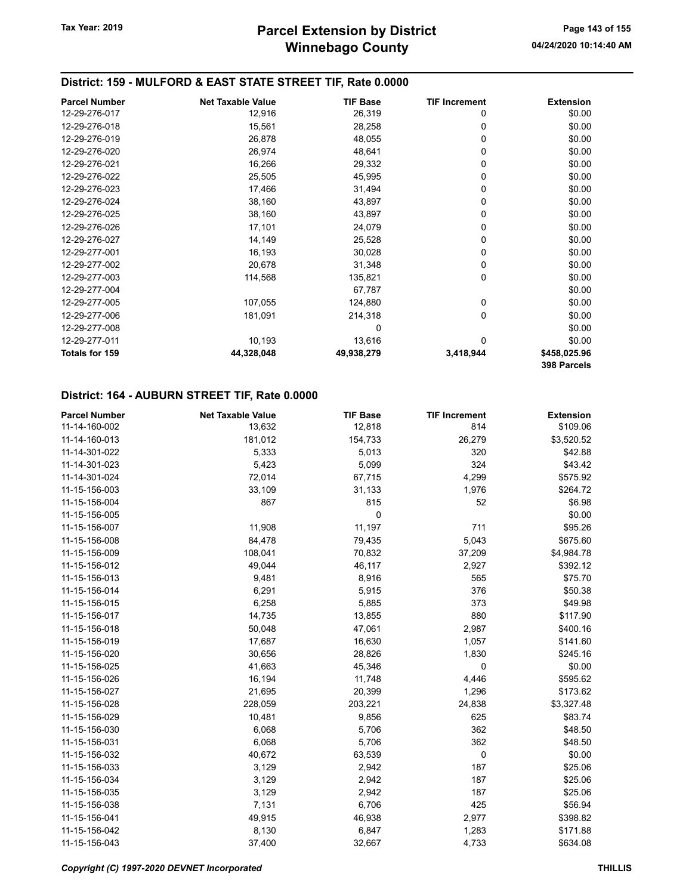## District: 159 - MULFORD & EAST STATE STREET TIF, Rate 0.0000

| Parcel Number | Net Taxable Value | TIF Base | TIF Increment | Extension |
|---|---|---|---|---|
| 12-29-276-017 | 12,916 | 26,319 | 0 | $0.00 |
| 12-29-276-018 | 15,561 | 28,258 | 0 | $0.00 |
| 12-29-276-019 | 26,878 | 48,055 | 0 | $0.00 |
| 12-29-276-020 | 26,974 | 48,641 | 0 | $0.00 |
| 12-29-276-021 | 16,266 | 29,332 | 0 | $0.00 |
| 12-29-276-022 | 25,505 | 45,995 | 0 | $0.00 |
| 12-29-276-023 | 17,466 | 31,494 | 0 | $0.00 |
| 12-29-276-024 | 38,160 | 43,897 | 0 | $0.00 |
| 12-29-276-025 | 38,160 | 43,897 | 0 | $0.00 |
| 12-29-276-026 | 17,101 | 24,079 | 0 | $0.00 |
| 12-29-276-027 | 14,149 | 25,528 | 0 | $0.00 |
| 12-29-277-001 | 16,193 | 30,028 | 0 | $0.00 |
| 12-29-277-002 | 20,678 | 31,348 | 0 | $0.00 |
| 12-29-277-003 | 114,568 | 135,821 | 0 | $0.00 |
| 12-29-277-004 | | 67,787 | | $0.00 |
| 12-29-277-005 | 107,055 | 124,880 | 0 | $0.00 |
| 12-29-277-006 | 181,091 | 214,318 | 0 | $0.00 |
| 12-29-277-008 | | 0 | | $0.00 |
| 12-29-277-011 | 10,193 | 13,616 | 0 | $0.00 |
| **Totals for 159** | **44,328,048** | **49,938,279** | **3,418,944** | **$458,025.96** |
| | | | | **398 Parcels** |

## District: 164 - AUBURN STREET TIF, Rate 0.0000

| Parcel Number | Net Taxable Value | TIF Base | TIF Increment | Extension |
|---|---|---|---|---|
| 11-14-160-002 | 13,632 | 12,818 | 814 | $109.06 |
| 11-14-160-013 | 181,012 | 154,733 | 26,279 | $3,520.52 |
| 11-14-301-022 | 5,333 | 5,013 | 320 | $42.88 |
| 11-14-301-023 | 5,423 | 5,099 | 324 | $43.42 |
| 11-14-301-024 | 72,014 | 67,715 | 4,299 | $575.92 |
| 11-15-156-003 | 33,109 | 31,133 | 1,976 | $264.72 |
| 11-15-156-004 | 867 | 815 | 52 | $6.98 |
| 11-15-156-005 | | 0 | | $0.00 |
| 11-15-156-007 | 11,908 | 11,197 | 711 | $95.26 |
| 11-15-156-008 | 84,478 | 79,435 | 5,043 | $675.60 |
| 11-15-156-009 | 108,041 | 70,832 | 37,209 | $4,984.78 |
| 11-15-156-012 | 49,044 | 46,117 | 2,927 | $392.12 |
| 11-15-156-013 | 9,481 | 8,916 | 565 | $75.70 |
| 11-15-156-014 | 6,291 | 5,915 | 376 | $50.38 |
| 11-15-156-015 | 6,258 | 5,885 | 373 | $49.98 |
| 11-15-156-017 | 14,735 | 13,855 | 880 | $117.90 |
| 11-15-156-018 | 50,048 | 47,061 | 2,987 | $400.16 |
| 11-15-156-019 | 17,687 | 16,630 | 1,057 | $141.60 |
| 11-15-156-020 | 30,656 | 28,826 | 1,830 | $245.16 |
| 11-15-156-025 | 41,663 | 45,346 | 0 | $0.00 |
| 11-15-156-026 | 16,194 | 11,748 | 4,446 | $595.62 |
| 11-15-156-027 | 21,695 | 20,399 | 1,296 | $173.62 |
| 11-15-156-028 | 228,059 | 203,221 | 24,838 | $3,327.48 |
| 11-15-156-029 | 10,481 | 9,856 | 625 | $83.74 |
| 11-15-156-030 | 6,068 | 5,706 | 362 | $48.50 |
| 11-15-156-031 | 6,068 | 5,706 | 362 | $48.50 |
| 11-15-156-032 | 40,672 | 63,539 | 0 | $0.00 |
| 11-15-156-033 | 3,129 | 2,942 | 187 | $25.06 |
| 11-15-156-034 | 3,129 | 2,942 | 187 | $25.06 |
| 11-15-156-035 | 3,129 | 2,942 | 187 | $25.06 |
| 11-15-156-038 | 7,131 | 6,706 | 425 | $56.94 |
| 11-15-156-041 | 49,915 | 46,938 | 2,977 | $398.82 |
| 11-15-156-042 | 8,130 | 6,847 | 1,283 | $171.88 |
| 11-15-156-043 | 37,400 | 32,667 | 4,733 | $634.08 |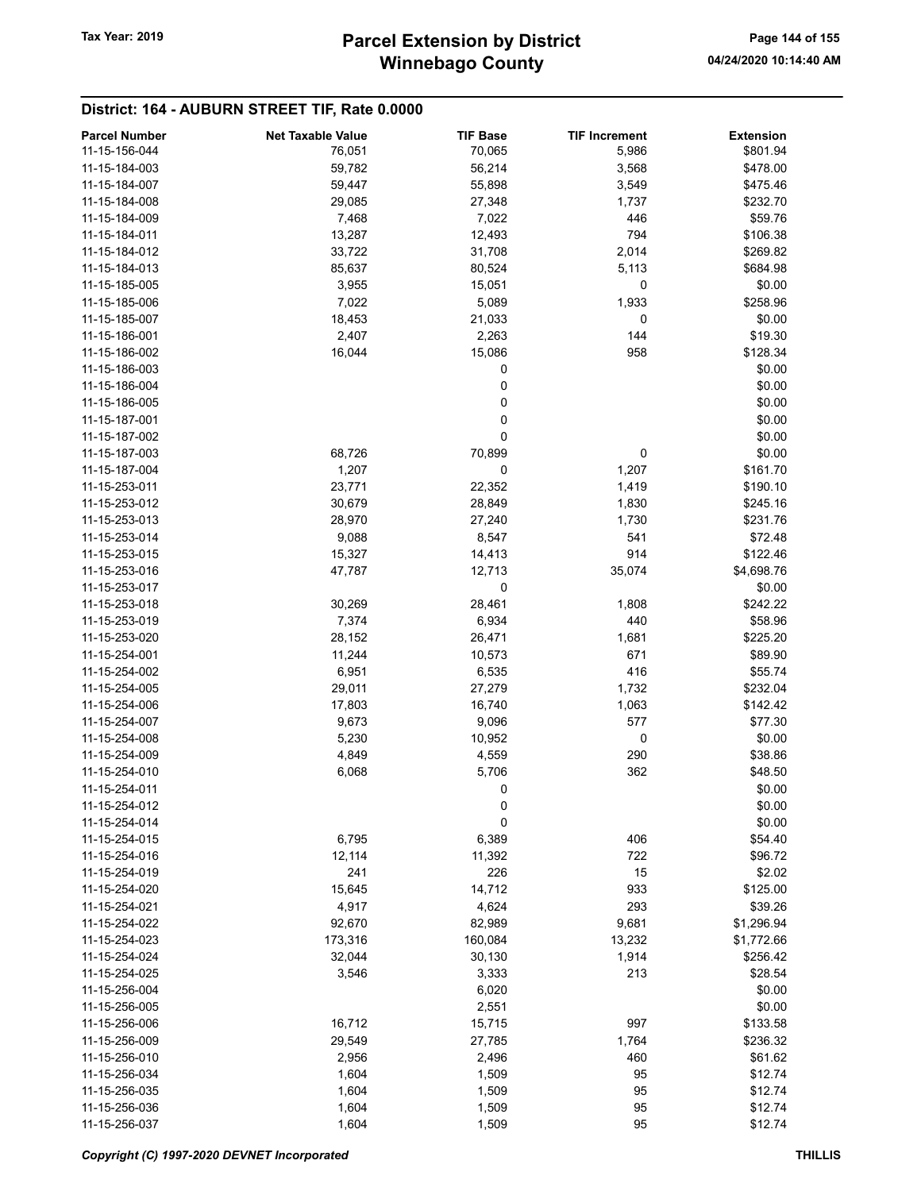## District: 164 - AUBURN STREET TIF, Rate 0.0000

| Parcel Number | Net Taxable Value | TIF Base | TIF Increment | Extension |
|---|---|---|---|---|
| 11-15-156-044 | 76,051 | 70,065 | 5,986 | $801.94 |
| 11-15-184-003 | 59,782 | 56,214 | 3,568 | $478.00 |
| 11-15-184-007 | 59,447 | 55,898 | 3,549 | $475.46 |
| 11-15-184-008 | 29,085 | 27,348 | 1,737 | $232.70 |
| 11-15-184-009 | 7,468 | 7,022 | 446 | $59.76 |
| 11-15-184-011 | 13,287 | 12,493 | 794 | $106.38 |
| 11-15-184-012 | 33,722 | 31,708 | 2,014 | $269.82 |
| 11-15-184-013 | 85,637 | 80,524 | 5,113 | $684.98 |
| 11-15-185-005 | 3,955 | 15,051 | 0 | $0.00 |
| 11-15-185-006 | 7,022 | 5,089 | 1,933 | $258.96 |
| 11-15-185-007 | 18,453 | 21,033 | 0 | $0.00 |
| 11-15-186-001 | 2,407 | 2,263 | 144 | $19.30 |
| 11-15-186-002 | 16,044 | 15,086 | 958 | $128.34 |
| 11-15-186-003 | | 0 | | $0.00 |
| 11-15-186-004 | | 0 | | $0.00 |
| 11-15-186-005 | | 0 | | $0.00 |
| 11-15-187-001 | | 0 | | $0.00 |
| 11-15-187-002 | | 0 | | $0.00 |
| 11-15-187-003 | 68,726 | 70,899 | 0 | $0.00 |
| 11-15-187-004 | 1,207 | 0 | 1,207 | $161.70 |
| 11-15-253-011 | 23,771 | 22,352 | 1,419 | $190.10 |
| 11-15-253-012 | 30,679 | 28,849 | 1,830 | $245.16 |
| 11-15-253-013 | 28,970 | 27,240 | 1,730 | $231.76 |
| 11-15-253-014 | 9,088 | 8,547 | 541 | $72.48 |
| 11-15-253-015 | 15,327 | 14,413 | 914 | $122.46 |
| 11-15-253-016 | 47,787 | 12,713 | 35,074 | $4,698.76 |
| 11-15-253-017 | | 0 | | $0.00 |
| 11-15-253-018 | 30,269 | 28,461 | 1,808 | $242.22 |
| 11-15-253-019 | 7,374 | 6,934 | 440 | $58.96 |
| 11-15-253-020 | 28,152 | 26,471 | 1,681 | $225.20 |
| 11-15-254-001 | 11,244 | 10,573 | 671 | $89.90 |
| 11-15-254-002 | 6,951 | 6,535 | 416 | $55.74 |
| 11-15-254-005 | 29,011 | 27,279 | 1,732 | $232.04 |
| 11-15-254-006 | 17,803 | 16,740 | 1,063 | $142.42 |
| 11-15-254-007 | 9,673 | 9,096 | 577 | $77.30 |
| 11-15-254-008 | 5,230 | 10,952 | 0 | $0.00 |
| 11-15-254-009 | 4,849 | 4,559 | 290 | $38.86 |
| 11-15-254-010 | 6,068 | 5,706 | 362 | $48.50 |
| 11-15-254-011 | | 0 | | $0.00 |
| 11-15-254-012 | | 0 | | $0.00 |
| 11-15-254-014 | | 0 | | $0.00 |
| 11-15-254-015 | 6,795 | 6,389 | 406 | $54.40 |
| 11-15-254-016 | 12,114 | 11,392 | 722 | $96.72 |
| 11-15-254-019 | 241 | 226 | 15 | $2.02 |
| 11-15-254-020 | 15,645 | 14,712 | 933 | $125.00 |
| 11-15-254-021 | 4,917 | 4,624 | 293 | $39.26 |
| 11-15-254-022 | 92,670 | 82,989 | 9,681 | $1,296.94 |
| 11-15-254-023 | 173,316 | 160,084 | 13,232 | $1,772.66 |
| 11-15-254-024 | 32,044 | 30,130 | 1,914 | $256.42 |
| 11-15-254-025 | 3,546 | 3,333 | 213 | $28.54 |
| 11-15-256-004 | | 6,020 | | $0.00 |
| 11-15-256-005 | | 2,551 | | $0.00 |
| 11-15-256-006 | 16,712 | 15,715 | 997 | $133.58 |
| 11-15-256-009 | 29,549 | 27,785 | 1,764 | $236.32 |
| 11-15-256-010 | 2,956 | 2,496 | 460 | $61.62 |
| 11-15-256-034 | 1,604 | 1,509 | 95 | $12.74 |
| 11-15-256-035 | 1,604 | 1,509 | 95 | $12.74 |
| 11-15-256-036 | 1,604 | 1,509 | 95 | $12.74 |
| 11-15-256-037 | 1,604 | 1,509 | 95 | $12.74 |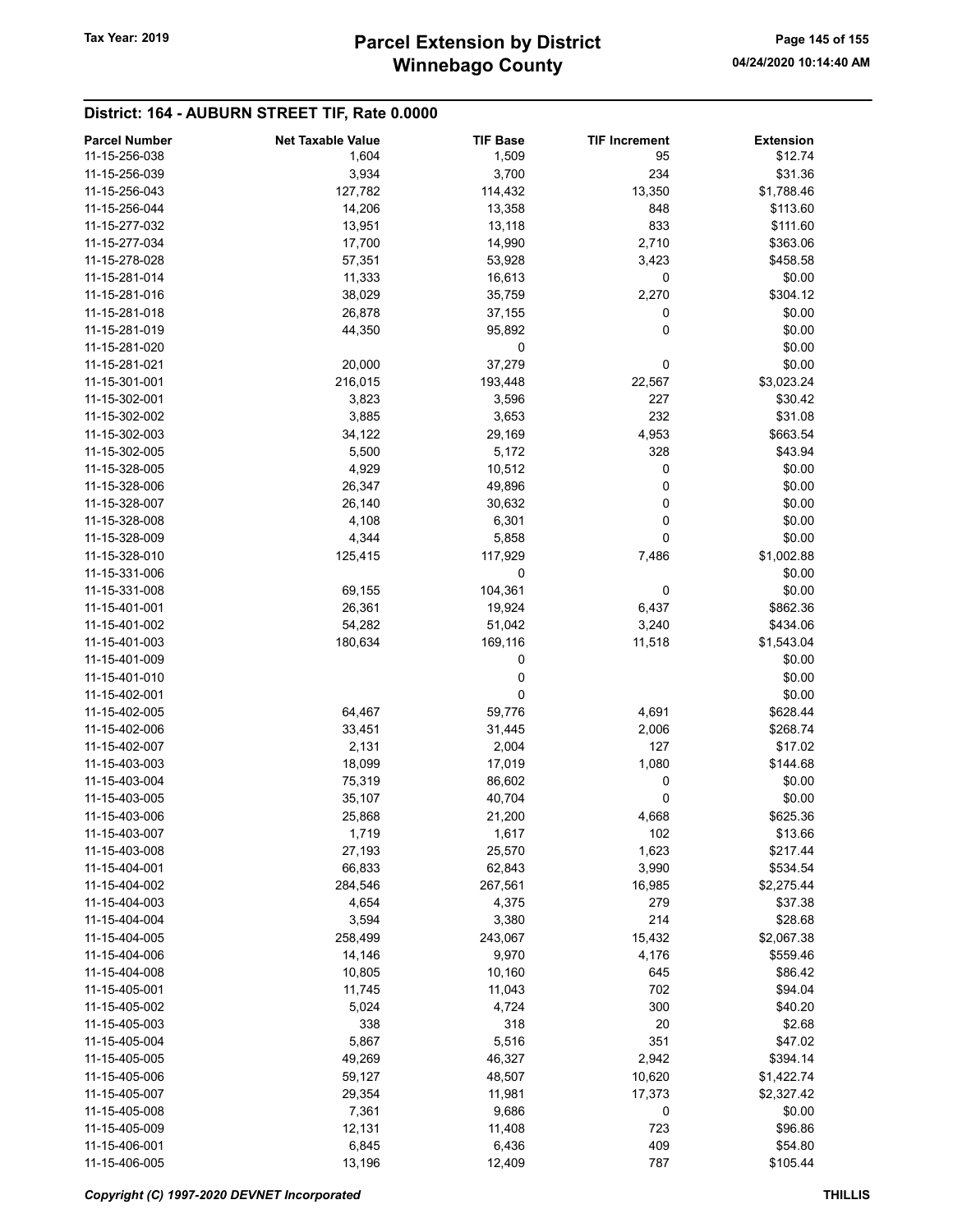## District: 164 - AUBURN STREET TIF, Rate 0.0000

| Parcel Number | Net Taxable Value | TIF Base | TIF Increment | Extension |
|---|---|---|---|---|
| 11-15-256-038 | 1,604 | 1,509 | 95 | $12.74 |
| 11-15-256-039 | 3,934 | 3,700 | 234 | $31.36 |
| 11-15-256-043 | 127,782 | 114,432 | 13,350 | $1,788.46 |
| 11-15-256-044 | 14,206 | 13,358 | 848 | $113.60 |
| 11-15-277-032 | 13,951 | 13,118 | 833 | $111.60 |
| 11-15-277-034 | 17,700 | 14,990 | 2,710 | $363.06 |
| 11-15-278-028 | 57,351 | 53,928 | 3,423 | $458.58 |
| 11-15-281-014 | 11,333 | 16,613 | 0 | $0.00 |
| 11-15-281-016 | 38,029 | 35,759 | 2,270 | $304.12 |
| 11-15-281-018 | 26,878 | 37,155 | 0 | $0.00 |
| 11-15-281-019 | 44,350 | 95,892 | 0 | $0.00 |
| 11-15-281-020 | | 0 | | $0.00 |
| 11-15-281-021 | 20,000 | 37,279 | 0 | $0.00 |
| 11-15-301-001 | 216,015 | 193,448 | 22,567 | $3,023.24 |
| 11-15-302-001 | 3,823 | 3,596 | 227 | $30.42 |
| 11-15-302-002 | 3,885 | 3,653 | 232 | $31.08 |
| 11-15-302-003 | 34,122 | 29,169 | 4,953 | $663.54 |
| 11-15-302-005 | 5,500 | 5,172 | 328 | $43.94 |
| 11-15-328-005 | 4,929 | 10,512 | 0 | $0.00 |
| 11-15-328-006 | 26,347 | 49,896 | 0 | $0.00 |
| 11-15-328-007 | 26,140 | 30,632 | 0 | $0.00 |
| 11-15-328-008 | 4,108 | 6,301 | 0 | $0.00 |
| 11-15-328-009 | 4,344 | 5,858 | 0 | $0.00 |
| 11-15-328-010 | 125,415 | 117,929 | 7,486 | $1,002.88 |
| 11-15-331-006 | | 0 | | $0.00 |
| 11-15-331-008 | 69,155 | 104,361 | 0 | $0.00 |
| 11-15-401-001 | 26,361 | 19,924 | 6,437 | $862.36 |
| 11-15-401-002 | 54,282 | 51,042 | 3,240 | $434.06 |
| 11-15-401-003 | 180,634 | 169,116 | 11,518 | $1,543.04 |
| 11-15-401-009 | | 0 | | $0.00 |
| 11-15-401-010 | | 0 | | $0.00 |
| 11-15-402-001 | | 0 | | $0.00 |
| 11-15-402-005 | 64,467 | 59,776 | 4,691 | $628.44 |
| 11-15-402-006 | 33,451 | 31,445 | 2,006 | $268.74 |
| 11-15-402-007 | 2,131 | 2,004 | 127 | $17.02 |
| 11-15-403-003 | 18,099 | 17,019 | 1,080 | $144.68 |
| 11-15-403-004 | 75,319 | 86,602 | 0 | $0.00 |
| 11-15-403-005 | 35,107 | 40,704 | 0 | $0.00 |
| 11-15-403-006 | 25,868 | 21,200 | 4,668 | $625.36 |
| 11-15-403-007 | 1,719 | 1,617 | 102 | $13.66 |
| 11-15-403-008 | 27,193 | 25,570 | 1,623 | $217.44 |
| 11-15-404-001 | 66,833 | 62,843 | 3,990 | $534.54 |
| 11-15-404-002 | 284,546 | 267,561 | 16,985 | $2,275.44 |
| 11-15-404-003 | 4,654 | 4,375 | 279 | $37.38 |
| 11-15-404-004 | 3,594 | 3,380 | 214 | $28.68 |
| 11-15-404-005 | 258,499 | 243,067 | 15,432 | $2,067.38 |
| 11-15-404-006 | 14,146 | 9,970 | 4,176 | $559.46 |
| 11-15-404-008 | 10,805 | 10,160 | 645 | $86.42 |
| 11-15-405-001 | 11,745 | 11,043 | 702 | $94.04 |
| 11-15-405-002 | 5,024 | 4,724 | 300 | $40.20 |
| 11-15-405-003 | 338 | 318 | 20 | $2.68 |
| 11-15-405-004 | 5,867 | 5,516 | 351 | $47.02 |
| 11-15-405-005 | 49,269 | 46,327 | 2,942 | $394.14 |
| 11-15-405-006 | 59,127 | 48,507 | 10,620 | $1,422.74 |
| 11-15-405-007 | 29,354 | 11,981 | 17,373 | $2,327.42 |
| 11-15-405-008 | 7,361 | 9,686 | 0 | $0.00 |
| 11-15-405-009 | 12,131 | 11,408 | 723 | $96.86 |
| 11-15-406-001 | 6,845 | 6,436 | 409 | $54.80 |
| 11-15-406-005 | 13,196 | 12,409 | 787 | $105.44 |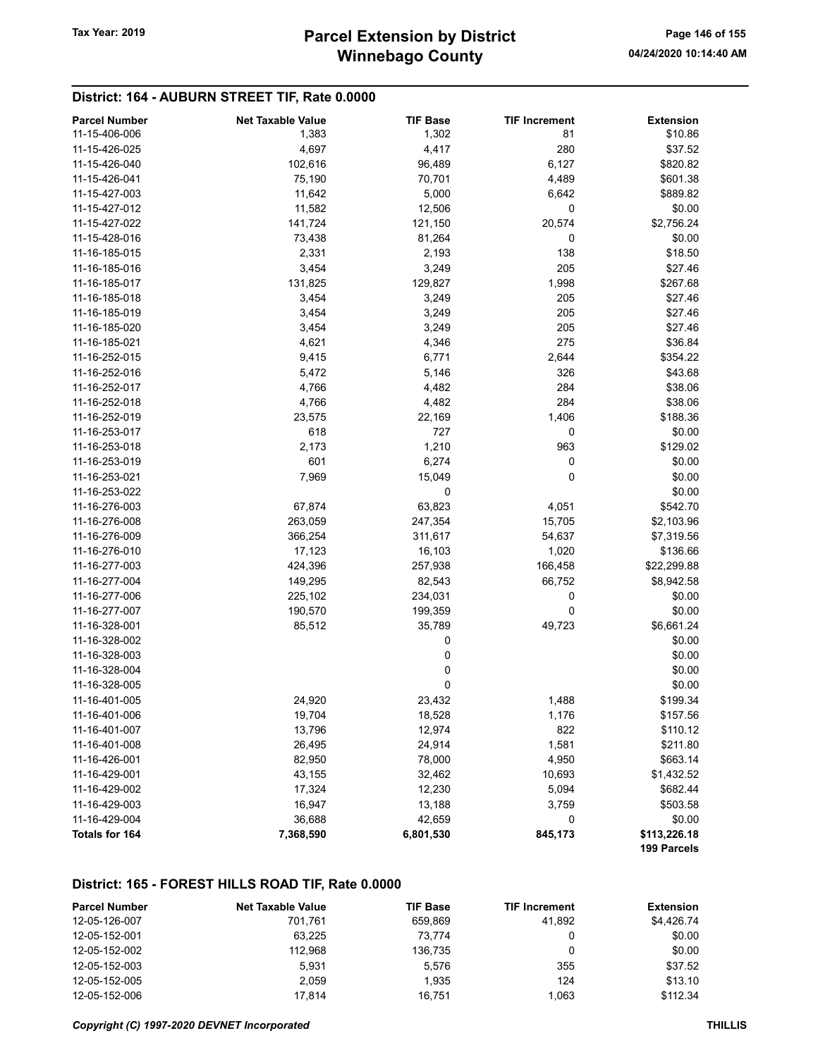## District: 164 - AUBURN STREET TIF, Rate 0.0000

| Parcel Number | Net Taxable Value | TIF Base | TIF Increment | Extension |
|---|---|---|---|---|
| 11-15-406-006 | 1,383 | 1,302 | 81 | $10.86 |
| 11-15-426-025 | 4,697 | 4,417 | 280 | $37.52 |
| 11-15-426-040 | 102,616 | 96,489 | 6,127 | $820.82 |
| 11-15-426-041 | 75,190 | 70,701 | 4,489 | $601.38 |
| 11-15-427-003 | 11,642 | 5,000 | 6,642 | $889.82 |
| 11-15-427-012 | 11,582 | 12,506 | 0 | $0.00 |
| 11-15-427-022 | 141,724 | 121,150 | 20,574 | $2,756.24 |
| 11-15-428-016 | 73,438 | 81,264 | 0 | $0.00 |
| 11-16-185-015 | 2,331 | 2,193 | 138 | $18.50 |
| 11-16-185-016 | 3,454 | 3,249 | 205 | $27.46 |
| 11-16-185-017 | 131,825 | 129,827 | 1,998 | $267.68 |
| 11-16-185-018 | 3,454 | 3,249 | 205 | $27.46 |
| 11-16-185-019 | 3,454 | 3,249 | 205 | $27.46 |
| 11-16-185-020 | 3,454 | 3,249 | 205 | $27.46 |
| 11-16-185-021 | 4,621 | 4,346 | 275 | $36.84 |
| 11-16-252-015 | 9,415 | 6,771 | 2,644 | $354.22 |
| 11-16-252-016 | 5,472 | 5,146 | 326 | $43.68 |
| 11-16-252-017 | 4,766 | 4,482 | 284 | $38.06 |
| 11-16-252-018 | 4,766 | 4,482 | 284 | $38.06 |
| 11-16-252-019 | 23,575 | 22,169 | 1,406 | $188.36 |
| 11-16-253-017 | 618 | 727 | 0 | $0.00 |
| 11-16-253-018 | 2,173 | 1,210 | 963 | $129.02 |
| 11-16-253-019 | 601 | 6,274 | 0 | $0.00 |
| 11-16-253-021 | 7,969 | 15,049 | 0 | $0.00 |
| 11-16-253-022 | | 0 | | $0.00 |
| 11-16-276-003 | 67,874 | 63,823 | 4,051 | $542.70 |
| 11-16-276-008 | 263,059 | 247,354 | 15,705 | $2,103.96 |
| 11-16-276-009 | 366,254 | 311,617 | 54,637 | $7,319.56 |
| 11-16-276-010 | 17,123 | 16,103 | 1,020 | $136.66 |
| 11-16-277-003 | 424,396 | 257,938 | 166,458 | $22,299.88 |
| 11-16-277-004 | 149,295 | 82,543 | 66,752 | $8,942.58 |
| 11-16-277-006 | 225,102 | 234,031 | 0 | $0.00 |
| 11-16-277-007 | 190,570 | 199,359 | 0 | $0.00 |
| 11-16-328-001 | 85,512 | 35,789 | 49,723 | $6,661.24 |
| 11-16-328-002 | | 0 | | $0.00 |
| 11-16-328-003 | | 0 | | $0.00 |
| 11-16-328-004 | | 0 | | $0.00 |
| 11-16-328-005 | | 0 | | $0.00 |
| 11-16-401-005 | 24,920 | 23,432 | 1,488 | $199.34 |
| 11-16-401-006 | 19,704 | 18,528 | 1,176 | $157.56 |
| 11-16-401-007 | 13,796 | 12,974 | 822 | $110.12 |
| 11-16-401-008 | 26,495 | 24,914 | 1,581 | $211.80 |
| 11-16-426-001 | 82,950 | 78,000 | 4,950 | $663.14 |
| 11-16-429-001 | 43,155 | 32,462 | 10,693 | $1,432.52 |
| 11-16-429-002 | 17,324 | 12,230 | 5,094 | $682.44 |
| 11-16-429-003 | 16,947 | 13,188 | 3,759 | $503.58 |
| 11-16-429-004 | 36,688 | 42,659 | 0 | $0.00 |
| **Totals for 164** | **7,368,590** | **6,801,530** | **845,173** | **$113,226.18** |
| | | | | **199 Parcels** |

## District: 165 - FOREST HILLS ROAD TIF, Rate 0.0000

| Parcel Number | Net Taxable Value | TIF Base | TIF Increment | Extension |
|---|---|---|---|---|
| 12-05-126-007 | 701,761 | 659,869 | 41,892 | $4,426.74 |
| 12-05-152-001 | 63,225 | 73,774 | 0 | $0.00 |
| 12-05-152-002 | 112,968 | 136,735 | 0 | $0.00 |
| 12-05-152-003 | 5,931 | 5,576 | 355 | $37.52 |
| 12-05-152-005 | 2,059 | 1,935 | 124 | $13.10 |
| 12-05-152-006 | 17,814 | 16,751 | 1,063 | $112.34 |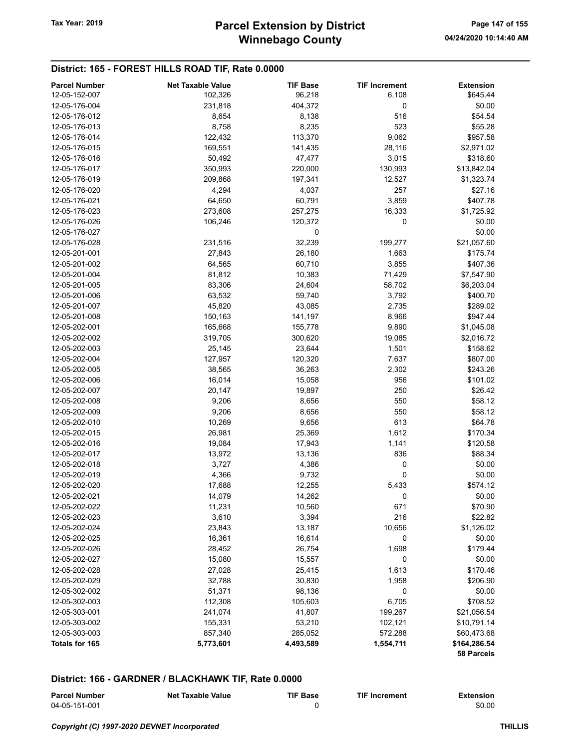## District: 165 - FOREST HILLS ROAD TIF, Rate 0.0000

| Parcel Number | Net Taxable Value | TIF Base | TIF Increment | Extension |
|---|---|---|---|---|
| 12-05-152-007 | 102,326 | 96,218 | 6,108 | $645.44 |
| 12-05-176-004 | 231,818 | 404,372 | 0 | $0.00 |
| 12-05-176-012 | 8,654 | 8,138 | 516 | $54.54 |
| 12-05-176-013 | 8,758 | 8,235 | 523 | $55.28 |
| 12-05-176-014 | 122,432 | 113,370 | 9,062 | $957.58 |
| 12-05-176-015 | 169,551 | 141,435 | 28,116 | $2,971.02 |
| 12-05-176-016 | 50,492 | 47,477 | 3,015 | $318.60 |
| 12-05-176-017 | 350,993 | 220,000 | 130,993 | $13,842.04 |
| 12-05-176-019 | 209,868 | 197,341 | 12,527 | $1,323.74 |
| 12-05-176-020 | 4,294 | 4,037 | 257 | $27.16 |
| 12-05-176-021 | 64,650 | 60,791 | 3,859 | $407.78 |
| 12-05-176-023 | 273,608 | 257,275 | 16,333 | $1,725.92 |
| 12-05-176-026 | 106,246 | 120,372 | 0 | $0.00 |
| 12-05-176-027 | | 0 | | $0.00 |
| 12-05-176-028 | 231,516 | 32,239 | 199,277 | $21,057.60 |
| 12-05-201-001 | 27,843 | 26,180 | 1,663 | $175.74 |
| 12-05-201-002 | 64,565 | 60,710 | 3,855 | $407.36 |
| 12-05-201-004 | 81,812 | 10,383 | 71,429 | $7,547.90 |
| 12-05-201-005 | 83,306 | 24,604 | 58,702 | $6,203.04 |
| 12-05-201-006 | 63,532 | 59,740 | 3,792 | $400.70 |
| 12-05-201-007 | 45,820 | 43,085 | 2,735 | $289.02 |
| 12-05-201-008 | 150,163 | 141,197 | 8,966 | $947.44 |
| 12-05-202-001 | 165,668 | 155,778 | 9,890 | $1,045.08 |
| 12-05-202-002 | 319,705 | 300,620 | 19,085 | $2,016.72 |
| 12-05-202-003 | 25,145 | 23,644 | 1,501 | $158.62 |
| 12-05-202-004 | 127,957 | 120,320 | 7,637 | $807.00 |
| 12-05-202-005 | 38,565 | 36,263 | 2,302 | $243.26 |
| 12-05-202-006 | 16,014 | 15,058 | 956 | $101.02 |
| 12-05-202-007 | 20,147 | 19,897 | 250 | $26.42 |
| 12-05-202-008 | 9,206 | 8,656 | 550 | $58.12 |
| 12-05-202-009 | 9,206 | 8,656 | 550 | $58.12 |
| 12-05-202-010 | 10,269 | 9,656 | 613 | $64.78 |
| 12-05-202-015 | 26,981 | 25,369 | 1,612 | $170.34 |
| 12-05-202-016 | 19,084 | 17,943 | 1,141 | $120.58 |
| 12-05-202-017 | 13,972 | 13,136 | 836 | $88.34 |
| 12-05-202-018 | 3,727 | 4,386 | 0 | $0.00 |
| 12-05-202-019 | 4,366 | 9,732 | 0 | $0.00 |
| 12-05-202-020 | 17,688 | 12,255 | 5,433 | $574.12 |
| 12-05-202-021 | 14,079 | 14,262 | 0 | $0.00 |
| 12-05-202-022 | 11,231 | 10,560 | 671 | $70.90 |
| 12-05-202-023 | 3,610 | 3,394 | 216 | $22.82 |
| 12-05-202-024 | 23,843 | 13,187 | 10,656 | $1,126.02 |
| 12-05-202-025 | 16,361 | 16,614 | 0 | $0.00 |
| 12-05-202-026 | 28,452 | 26,754 | 1,698 | $179.44 |
| 12-05-202-027 | 15,080 | 15,557 | 0 | $0.00 |
| 12-05-202-028 | 27,028 | 25,415 | 1,613 | $170.46 |
| 12-05-202-029 | 32,788 | 30,830 | 1,958 | $206.90 |
| 12-05-302-002 | 51,371 | 98,136 | 0 | $0.00 |
| 12-05-302-003 | 112,308 | 105,603 | 6,705 | $708.52 |
| 12-05-303-001 | 241,074 | 41,807 | 199,267 | $21,056.54 |
| 12-05-303-002 | 155,331 | 53,210 | 102,121 | $10,791.14 |
| 12-05-303-003 | 857,340 | 285,052 | 572,288 | $60,473.68 |
| **Totals for 165** | **5,773,601** | **4,493,589** | **1,554,711** | **$164,286.54** |
| | | | | **58 Parcels** |

## District: 166 - GARDNER / BLACKHAWK TIF, Rate 0.0000

| Parcel Number | Net Taxable Value | TIF Base | TIF Increment | Extension |
|---|---|---|---|---|
| 04-05-151-001 | | 0 | | $0.00 |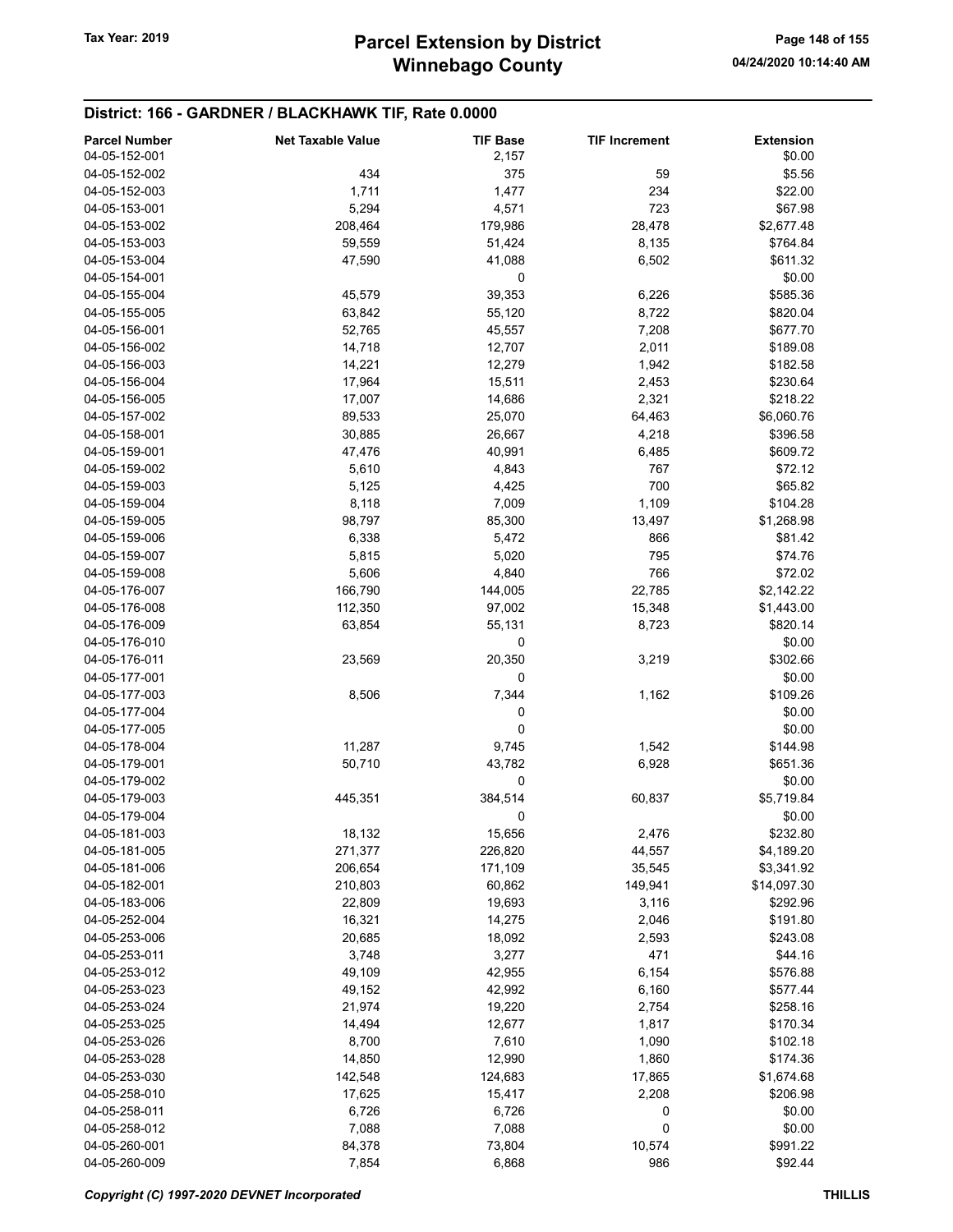## District: 166 - GARDNER / BLACKHAWK TIF, Rate 0.0000

| Parcel Number | Net Taxable Value | TIF Base | TIF Increment | Extension |
|---|---|---|---|---|
| 04-05-152-001 | | 2,157 | | $0.00 |
| 04-05-152-002 | 434 | 375 | 59 | $5.56 |
| 04-05-152-003 | 1,711 | 1,477 | 234 | $22.00 |
| 04-05-153-001 | 5,294 | 4,571 | 723 | $67.98 |
| 04-05-153-002 | 208,464 | 179,986 | 28,478 | $2,677.48 |
| 04-05-153-003 | 59,559 | 51,424 | 8,135 | $764.84 |
| 04-05-153-004 | 47,590 | 41,088 | 6,502 | $611.32 |
| 04-05-154-001 | | 0 | | $0.00 |
| 04-05-155-004 | 45,579 | 39,353 | 6,226 | $585.36 |
| 04-05-155-005 | 63,842 | 55,120 | 8,722 | $820.04 |
| 04-05-156-001 | 52,765 | 45,557 | 7,208 | $677.70 |
| 04-05-156-002 | 14,718 | 12,707 | 2,011 | $189.08 |
| 04-05-156-003 | 14,221 | 12,279 | 1,942 | $182.58 |
| 04-05-156-004 | 17,964 | 15,511 | 2,453 | $230.64 |
| 04-05-156-005 | 17,007 | 14,686 | 2,321 | $218.22 |
| 04-05-157-002 | 89,533 | 25,070 | 64,463 | $6,060.76 |
| 04-05-158-001 | 30,885 | 26,667 | 4,218 | $396.58 |
| 04-05-159-001 | 47,476 | 40,991 | 6,485 | $609.72 |
| 04-05-159-002 | 5,610 | 4,843 | 767 | $72.12 |
| 04-05-159-003 | 5,125 | 4,425 | 700 | $65.82 |
| 04-05-159-004 | 8,118 | 7,009 | 1,109 | $104.28 |
| 04-05-159-005 | 98,797 | 85,300 | 13,497 | $1,268.98 |
| 04-05-159-006 | 6,338 | 5,472 | 866 | $81.42 |
| 04-05-159-007 | 5,815 | 5,020 | 795 | $74.76 |
| 04-05-159-008 | 5,606 | 4,840 | 766 | $72.02 |
| 04-05-176-007 | 166,790 | 144,005 | 22,785 | $2,142.22 |
| 04-05-176-008 | 112,350 | 97,002 | 15,348 | $1,443.00 |
| 04-05-176-009 | 63,854 | 55,131 | 8,723 | $820.14 |
| 04-05-176-010 | | 0 | | $0.00 |
| 04-05-176-011 | 23,569 | 20,350 | 3,219 | $302.66 |
| 04-05-177-001 | | 0 | | $0.00 |
| 04-05-177-003 | 8,506 | 7,344 | 1,162 | $109.26 |
| 04-05-177-004 | | 0 | | $0.00 |
| 04-05-177-005 | | 0 | | $0.00 |
| 04-05-178-004 | 11,287 | 9,745 | 1,542 | $144.98 |
| 04-05-179-001 | 50,710 | 43,782 | 6,928 | $651.36 |
| 04-05-179-002 | | 0 | | $0.00 |
| 04-05-179-003 | 445,351 | 384,514 | 60,837 | $5,719.84 |
| 04-05-179-004 | | 0 | | $0.00 |
| 04-05-181-003 | 18,132 | 15,656 | 2,476 | $232.80 |
| 04-05-181-005 | 271,377 | 226,820 | 44,557 | $4,189.20 |
| 04-05-181-006 | 206,654 | 171,109 | 35,545 | $3,341.92 |
| 04-05-182-001 | 210,803 | 60,862 | 149,941 | $14,097.30 |
| 04-05-183-006 | 22,809 | 19,693 | 3,116 | $292.96 |
| 04-05-252-004 | 16,321 | 14,275 | 2,046 | $191.80 |
| 04-05-253-006 | 20,685 | 18,092 | 2,593 | $243.08 |
| 04-05-253-011 | 3,748 | 3,277 | 471 | $44.16 |
| 04-05-253-012 | 49,109 | 42,955 | 6,154 | $576.88 |
| 04-05-253-023 | 49,152 | 42,992 | 6,160 | $577.44 |
| 04-05-253-024 | 21,974 | 19,220 | 2,754 | $258.16 |
| 04-05-253-025 | 14,494 | 12,677 | 1,817 | $170.34 |
| 04-05-253-026 | 8,700 | 7,610 | 1,090 | $102.18 |
| 04-05-253-028 | 14,850 | 12,990 | 1,860 | $174.36 |
| 04-05-253-030 | 142,548 | 124,683 | 17,865 | $1,674.68 |
| 04-05-258-010 | 17,625 | 15,417 | 2,208 | $206.98 |
| 04-05-258-011 | 6,726 | 6,726 | 0 | $0.00 |
| 04-05-258-012 | 7,088 | 7,088 | 0 | $0.00 |
| 04-05-260-001 | 84,378 | 73,804 | 10,574 | $991.22 |
| 04-05-260-009 | 7,854 | 6,868 | 986 | $92.44 |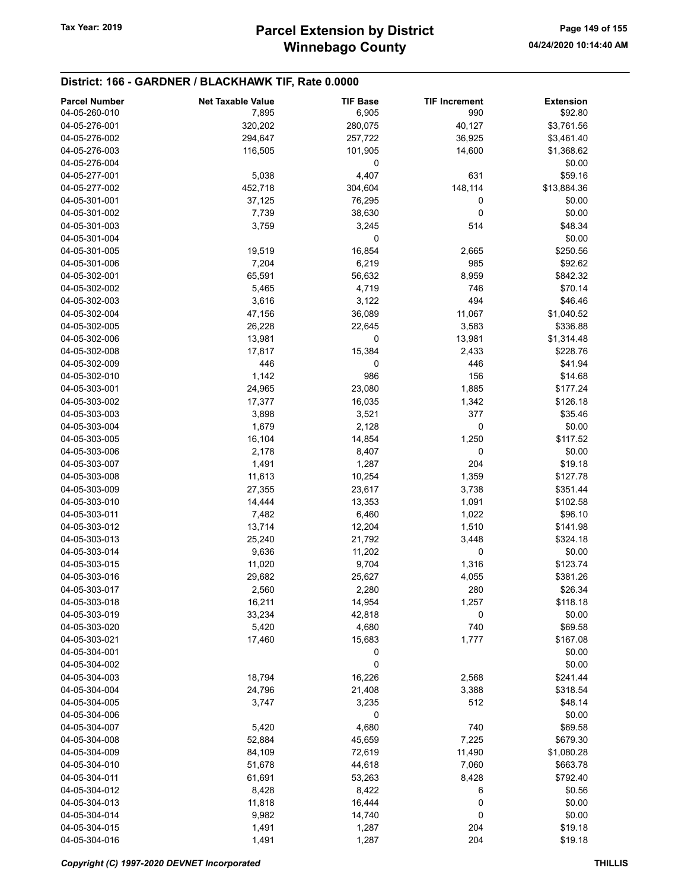## District: 166 - GARDNER / BLACKHAWK TIF, Rate 0.0000

| Parcel Number | Net Taxable Value | TIF Base | TIF Increment | Extension |
|---|---|---|---|---|
| 04-05-260-010 | 7,895 | 6,905 | 990 | $92.80 |
| 04-05-276-001 | 320,202 | 280,075 | 40,127 | $3,761.56 |
| 04-05-276-002 | 294,647 | 257,722 | 36,925 | $3,461.40 |
| 04-05-276-003 | 116,505 | 101,905 | 14,600 | $1,368.62 |
| 04-05-276-004 | | 0 | | $0.00 |
| 04-05-277-001 | 5,038 | 4,407 | 631 | $59.16 |
| 04-05-277-002 | 452,718 | 304,604 | 148,114 | $13,884.36 |
| 04-05-301-001 | 37,125 | 76,295 | 0 | $0.00 |
| 04-05-301-002 | 7,739 | 38,630 | 0 | $0.00 |
| 04-05-301-003 | 3,759 | 3,245 | 514 | $48.34 |
| 04-05-301-004 | | 0 | | $0.00 |
| 04-05-301-005 | 19,519 | 16,854 | 2,665 | $250.56 |
| 04-05-301-006 | 7,204 | 6,219 | 985 | $92.62 |
| 04-05-302-001 | 65,591 | 56,632 | 8,959 | $842.32 |
| 04-05-302-002 | 5,465 | 4,719 | 746 | $70.14 |
| 04-05-302-003 | 3,616 | 3,122 | 494 | $46.46 |
| 04-05-302-004 | 47,156 | 36,089 | 11,067 | $1,040.52 |
| 04-05-302-005 | 26,228 | 22,645 | 3,583 | $336.88 |
| 04-05-302-006 | 13,981 | 0 | 13,981 | $1,314.48 |
| 04-05-302-008 | 17,817 | 15,384 | 2,433 | $228.76 |
| 04-05-302-009 | 446 | 0 | 446 | $41.94 |
| 04-05-302-010 | 1,142 | 986 | 156 | $14.68 |
| 04-05-303-001 | 24,965 | 23,080 | 1,885 | $177.24 |
| 04-05-303-002 | 17,377 | 16,035 | 1,342 | $126.18 |
| 04-05-303-003 | 3,898 | 3,521 | 377 | $35.46 |
| 04-05-303-004 | 1,679 | 2,128 | 0 | $0.00 |
| 04-05-303-005 | 16,104 | 14,854 | 1,250 | $117.52 |
| 04-05-303-006 | 2,178 | 8,407 | 0 | $0.00 |
| 04-05-303-007 | 1,491 | 1,287 | 204 | $19.18 |
| 04-05-303-008 | 11,613 | 10,254 | 1,359 | $127.78 |
| 04-05-303-009 | 27,355 | 23,617 | 3,738 | $351.44 |
| 04-05-303-010 | 14,444 | 13,353 | 1,091 | $102.58 |
| 04-05-303-011 | 7,482 | 6,460 | 1,022 | $96.10 |
| 04-05-303-012 | 13,714 | 12,204 | 1,510 | $141.98 |
| 04-05-303-013 | 25,240 | 21,792 | 3,448 | $324.18 |
| 04-05-303-014 | 9,636 | 11,202 | 0 | $0.00 |
| 04-05-303-015 | 11,020 | 9,704 | 1,316 | $123.74 |
| 04-05-303-016 | 29,682 | 25,627 | 4,055 | $381.26 |
| 04-05-303-017 | 2,560 | 2,280 | 280 | $26.34 |
| 04-05-303-018 | 16,211 | 14,954 | 1,257 | $118.18 |
| 04-05-303-019 | 33,234 | 42,818 | 0 | $0.00 |
| 04-05-303-020 | 5,420 | 4,680 | 740 | $69.58 |
| 04-05-303-021 | 17,460 | 15,683 | 1,777 | $167.08 |
| 04-05-304-001 | | 0 | | $0.00 |
| 04-05-304-002 | | 0 | | $0.00 |
| 04-05-304-003 | 18,794 | 16,226 | 2,568 | $241.44 |
| 04-05-304-004 | 24,796 | 21,408 | 3,388 | $318.54 |
| 04-05-304-005 | 3,747 | 3,235 | 512 | $48.14 |
| 04-05-304-006 | | 0 | | $0.00 |
| 04-05-304-007 | 5,420 | 4,680 | 740 | $69.58 |
| 04-05-304-008 | 52,884 | 45,659 | 7,225 | $679.30 |
| 04-05-304-009 | 84,109 | 72,619 | 11,490 | $1,080.28 |
| 04-05-304-010 | 51,678 | 44,618 | 7,060 | $663.78 |
| 04-05-304-011 | 61,691 | 53,263 | 8,428 | $792.40 |
| 04-05-304-012 | 8,428 | 8,422 | 6 | $0.56 |
| 04-05-304-013 | 11,818 | 16,444 | 0 | $0.00 |
| 04-05-304-014 | 9,982 | 14,740 | 0 | $0.00 |
| 04-05-304-015 | 1,491 | 1,287 | 204 | $19.18 |
| 04-05-304-016 | 1,491 | 1,287 | 204 | $19.18 |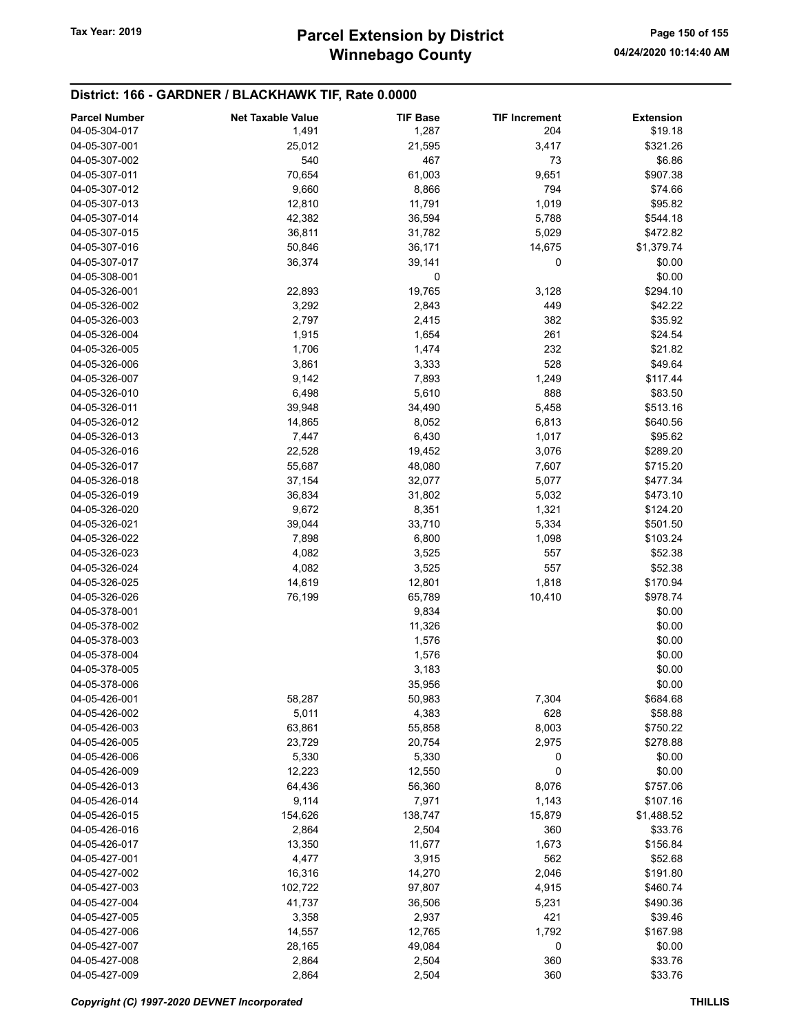## District: 166 - GARDNER / BLACKHAWK TIF, Rate 0.0000

| Parcel Number | Net Taxable Value | TIF Base | TIF Increment | Extension |
|---|---|---|---|---|
| 04-05-304-017 | 1,491 | 1,287 | 204 | $19.18 |
| 04-05-307-001 | 25,012 | 21,595 | 3,417 | $321.26 |
| 04-05-307-002 | 540 | 467 | 73 | $6.86 |
| 04-05-307-011 | 70,654 | 61,003 | 9,651 | $907.38 |
| 04-05-307-012 | 9,660 | 8,866 | 794 | $74.66 |
| 04-05-307-013 | 12,810 | 11,791 | 1,019 | $95.82 |
| 04-05-307-014 | 42,382 | 36,594 | 5,788 | $544.18 |
| 04-05-307-015 | 36,811 | 31,782 | 5,029 | $472.82 |
| 04-05-307-016 | 50,846 | 36,171 | 14,675 | $1,379.74 |
| 04-05-307-017 | 36,374 | 39,141 | 0 | $0.00 |
| 04-05-308-001 | | 0 | | $0.00 |
| 04-05-326-001 | 22,893 | 19,765 | 3,128 | $294.10 |
| 04-05-326-002 | 3,292 | 2,843 | 449 | $42.22 |
| 04-05-326-003 | 2,797 | 2,415 | 382 | $35.92 |
| 04-05-326-004 | 1,915 | 1,654 | 261 | $24.54 |
| 04-05-326-005 | 1,706 | 1,474 | 232 | $21.82 |
| 04-05-326-006 | 3,861 | 3,333 | 528 | $49.64 |
| 04-05-326-007 | 9,142 | 7,893 | 1,249 | $117.44 |
| 04-05-326-010 | 6,498 | 5,610 | 888 | $83.50 |
| 04-05-326-011 | 39,948 | 34,490 | 5,458 | $513.16 |
| 04-05-326-012 | 14,865 | 8,052 | 6,813 | $640.56 |
| 04-05-326-013 | 7,447 | 6,430 | 1,017 | $95.62 |
| 04-05-326-016 | 22,528 | 19,452 | 3,076 | $289.20 |
| 04-05-326-017 | 55,687 | 48,080 | 7,607 | $715.20 |
| 04-05-326-018 | 37,154 | 32,077 | 5,077 | $477.34 |
| 04-05-326-019 | 36,834 | 31,802 | 5,032 | $473.10 |
| 04-05-326-020 | 9,672 | 8,351 | 1,321 | $124.20 |
| 04-05-326-021 | 39,044 | 33,710 | 5,334 | $501.50 |
| 04-05-326-022 | 7,898 | 6,800 | 1,098 | $103.24 |
| 04-05-326-023 | 4,082 | 3,525 | 557 | $52.38 |
| 04-05-326-024 | 4,082 | 3,525 | 557 | $52.38 |
| 04-05-326-025 | 14,619 | 12,801 | 1,818 | $170.94 |
| 04-05-326-026 | 76,199 | 65,789 | 10,410 | $978.74 |
| 04-05-378-001 | | 9,834 | | $0.00 |
| 04-05-378-002 | | 11,326 | | $0.00 |
| 04-05-378-003 | | 1,576 | | $0.00 |
| 04-05-378-004 | | 1,576 | | $0.00 |
| 04-05-378-005 | | 3,183 | | $0.00 |
| 04-05-378-006 | | 35,956 | | $0.00 |
| 04-05-426-001 | 58,287 | 50,983 | 7,304 | $684.68 |
| 04-05-426-002 | 5,011 | 4,383 | 628 | $58.88 |
| 04-05-426-003 | 63,861 | 55,858 | 8,003 | $750.22 |
| 04-05-426-005 | 23,729 | 20,754 | 2,975 | $278.88 |
| 04-05-426-006 | 5,330 | 5,330 | 0 | $0.00 |
| 04-05-426-009 | 12,223 | 12,550 | 0 | $0.00 |
| 04-05-426-013 | 64,436 | 56,360 | 8,076 | $757.06 |
| 04-05-426-014 | 9,114 | 7,971 | 1,143 | $107.16 |
| 04-05-426-015 | 154,626 | 138,747 | 15,879 | $1,488.52 |
| 04-05-426-016 | 2,864 | 2,504 | 360 | $33.76 |
| 04-05-426-017 | 13,350 | 11,677 | 1,673 | $156.84 |
| 04-05-427-001 | 4,477 | 3,915 | 562 | $52.68 |
| 04-05-427-002 | 16,316 | 14,270 | 2,046 | $191.80 |
| 04-05-427-003 | 102,722 | 97,807 | 4,915 | $460.74 |
| 04-05-427-004 | 41,737 | 36,506 | 5,231 | $490.36 |
| 04-05-427-005 | 3,358 | 2,937 | 421 | $39.46 |
| 04-05-427-006 | 14,557 | 12,765 | 1,792 | $167.98 |
| 04-05-427-007 | 28,165 | 49,084 | 0 | $0.00 |
| 04-05-427-008 | 2,864 | 2,504 | 360 | $33.76 |
| 04-05-427-009 | 2,864 | 2,504 | 360 | $33.76 |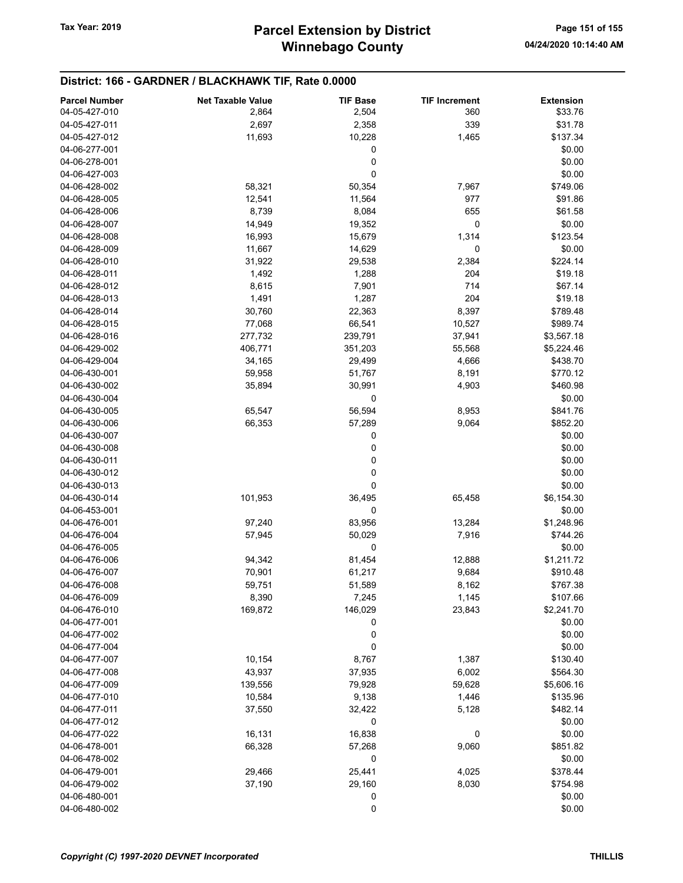## District: 166 - GARDNER / BLACKHAWK TIF, Rate 0.0000

| Parcel Number | Net Taxable Value | TIF Base | TIF Increment | Extension |
|---|---|---|---|---|
| 04-05-427-010 | 2,864 | 2,504 | 360 | $33.76 |
| 04-05-427-011 | 2,697 | 2,358 | 339 | $31.78 |
| 04-05-427-012 | 11,693 | 10,228 | 1,465 | $137.34 |
| 04-06-277-001 | | 0 | | $0.00 |
| 04-06-278-001 | | 0 | | $0.00 |
| 04-06-427-003 | | 0 | | $0.00 |
| 04-06-428-002 | 58,321 | 50,354 | 7,967 | $749.06 |
| 04-06-428-005 | 12,541 | 11,564 | 977 | $91.86 |
| 04-06-428-006 | 8,739 | 8,084 | 655 | $61.58 |
| 04-06-428-007 | 14,949 | 19,352 | 0 | $0.00 |
| 04-06-428-008 | 16,993 | 15,679 | 1,314 | $123.54 |
| 04-06-428-009 | 11,667 | 14,629 | 0 | $0.00 |
| 04-06-428-010 | 31,922 | 29,538 | 2,384 | $224.14 |
| 04-06-428-011 | 1,492 | 1,288 | 204 | $19.18 |
| 04-06-428-012 | 8,615 | 7,901 | 714 | $67.14 |
| 04-06-428-013 | 1,491 | 1,287 | 204 | $19.18 |
| 04-06-428-014 | 30,760 | 22,363 | 8,397 | $789.48 |
| 04-06-428-015 | 77,068 | 66,541 | 10,527 | $989.74 |
| 04-06-428-016 | 277,732 | 239,791 | 37,941 | $3,567.18 |
| 04-06-429-002 | 406,771 | 351,203 | 55,568 | $5,224.46 |
| 04-06-429-004 | 34,165 | 29,499 | 4,666 | $438.70 |
| 04-06-430-001 | 59,958 | 51,767 | 8,191 | $770.12 |
| 04-06-430-002 | 35,894 | 30,991 | 4,903 | $460.98 |
| 04-06-430-004 | | 0 | | $0.00 |
| 04-06-430-005 | 65,547 | 56,594 | 8,953 | $841.76 |
| 04-06-430-006 | 66,353 | 57,289 | 9,064 | $852.20 |
| 04-06-430-007 | | 0 | | $0.00 |
| 04-06-430-008 | | 0 | | $0.00 |
| 04-06-430-011 | | 0 | | $0.00 |
| 04-06-430-012 | | 0 | | $0.00 |
| 04-06-430-013 | | 0 | | $0.00 |
| 04-06-430-014 | 101,953 | 36,495 | 65,458 | $6,154.30 |
| 04-06-453-001 | | 0 | | $0.00 |
| 04-06-476-001 | 97,240 | 83,956 | 13,284 | $1,248.96 |
| 04-06-476-004 | 57,945 | 50,029 | 7,916 | $744.26 |
| 04-06-476-005 | | 0 | | $0.00 |
| 04-06-476-006 | 94,342 | 81,454 | 12,888 | $1,211.72 |
| 04-06-476-007 | 70,901 | 61,217 | 9,684 | $910.48 |
| 04-06-476-008 | 59,751 | 51,589 | 8,162 | $767.38 |
| 04-06-476-009 | 8,390 | 7,245 | 1,145 | $107.66 |
| 04-06-476-010 | 169,872 | 146,029 | 23,843 | $2,241.70 |
| 04-06-477-001 | | 0 | | $0.00 |
| 04-06-477-002 | | 0 | | $0.00 |
| 04-06-477-004 | | 0 | | $0.00 |
| 04-06-477-007 | 10,154 | 8,767 | 1,387 | $130.40 |
| 04-06-477-008 | 43,937 | 37,935 | 6,002 | $564.30 |
| 04-06-477-009 | 139,556 | 79,928 | 59,628 | $5,606.16 |
| 04-06-477-010 | 10,584 | 9,138 | 1,446 | $135.96 |
| 04-06-477-011 | 37,550 | 32,422 | 5,128 | $482.14 |
| 04-06-477-012 | | 0 | | $0.00 |
| 04-06-477-022 | 16,131 | 16,838 | 0 | $0.00 |
| 04-06-478-001 | 66,328 | 57,268 | 9,060 | $851.82 |
| 04-06-478-002 | | 0 | | $0.00 |
| 04-06-479-001 | 29,466 | 25,441 | 4,025 | $378.44 |
| 04-06-479-002 | 37,190 | 29,160 | 8,030 | $754.98 |
| 04-06-480-001 | | 0 | | $0.00 |
| 04-06-480-002 | | 0 | | $0.00 |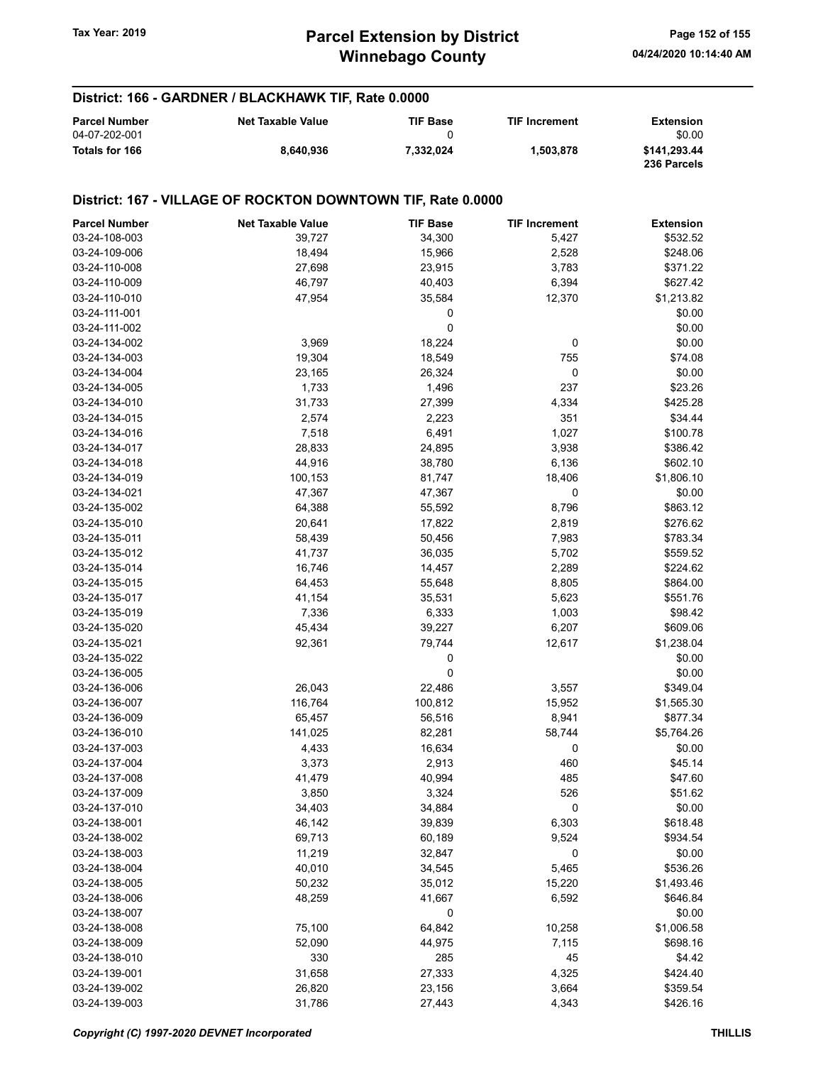## District: 166 - GARDNER / BLACKHAWK TIF, Rate 0.0000

| Parcel Number | Net Taxable Value | TIF Base | TIF Increment | Extension |
|---|---|---|---|---|
| 04-07-202-001 | | 0 | | $0.00 |
| **Totals for 166** | **8,640,936** | **7,332,024** | **1,503,878** | **$141,293.44** <br> **236 Parcels** |

## District: 167 - VILLAGE OF ROCKTON DOWNTOWN TIF, Rate 0.0000

| Parcel Number | Net Taxable Value | TIF Base | TIF Increment | Extension |
|---|---|---|---|---|
| 03-24-108-003 | 39,727 | 34,300 | 5,427 | $532.52 |
| 03-24-109-006 | 18,494 | 15,966 | 2,528 | $248.06 |
| 03-24-110-008 | 27,698 | 23,915 | 3,783 | $371.22 |
| 03-24-110-009 | 46,797 | 40,403 | 6,394 | $627.42 |
| 03-24-110-010 | 47,954 | 35,584 | 12,370 | $1,213.82 |
| 03-24-111-001 | | 0 | | $0.00 |
| 03-24-111-002 | | 0 | | $0.00 |
| 03-24-134-002 | 3,969 | 18,224 | 0 | $0.00 |
| 03-24-134-003 | 19,304 | 18,549 | 755 | $74.08 |
| 03-24-134-004 | 23,165 | 26,324 | 0 | $0.00 |
| 03-24-134-005 | 1,733 | 1,496 | 237 | $23.26 |
| 03-24-134-010 | 31,733 | 27,399 | 4,334 | $425.28 |
| 03-24-134-015 | 2,574 | 2,223 | 351 | $34.44 |
| 03-24-134-016 | 7,518 | 6,491 | 1,027 | $100.78 |
| 03-24-134-017 | 28,833 | 24,895 | 3,938 | $386.42 |
| 03-24-134-018 | 44,916 | 38,780 | 6,136 | $602.10 |
| 03-24-134-019 | 100,153 | 81,747 | 18,406 | $1,806.10 |
| 03-24-134-021 | 47,367 | 47,367 | 0 | $0.00 |
| 03-24-135-002 | 64,388 | 55,592 | 8,796 | $863.12 |
| 03-24-135-010 | 20,641 | 17,822 | 2,819 | $276.62 |
| 03-24-135-011 | 58,439 | 50,456 | 7,983 | $783.34 |
| 03-24-135-012 | 41,737 | 36,035 | 5,702 | $559.52 |
| 03-24-135-014 | 16,746 | 14,457 | 2,289 | $224.62 |
| 03-24-135-015 | 64,453 | 55,648 | 8,805 | $864.00 |
| 03-24-135-017 | 41,154 | 35,531 | 5,623 | $551.76 |
| 03-24-135-019 | 7,336 | 6,333 | 1,003 | $98.42 |
| 03-24-135-020 | 45,434 | 39,227 | 6,207 | $609.06 |
| 03-24-135-021 | 92,361 | 79,744 | 12,617 | $1,238.04 |
| 03-24-135-022 | | 0 | | $0.00 |
| 03-24-136-005 | | 0 | | $0.00 |
| 03-24-136-006 | 26,043 | 22,486 | 3,557 | $349.04 |
| 03-24-136-007 | 116,764 | 100,812 | 15,952 | $1,565.30 |
| 03-24-136-009 | 65,457 | 56,516 | 8,941 | $877.34 |
| 03-24-136-010 | 141,025 | 82,281 | 58,744 | $5,764.26 |
| 03-24-137-003 | 4,433 | 16,634 | 0 | $0.00 |
| 03-24-137-004 | 3,373 | 2,913 | 460 | $45.14 |
| 03-24-137-008 | 41,479 | 40,994 | 485 | $47.60 |
| 03-24-137-009 | 3,850 | 3,324 | 526 | $51.62 |
| 03-24-137-010 | 34,403 | 34,884 | 0 | $0.00 |
| 03-24-138-001 | 46,142 | 39,839 | 6,303 | $618.48 |
| 03-24-138-002 | 69,713 | 60,189 | 9,524 | $934.54 |
| 03-24-138-003 | 11,219 | 32,847 | 0 | $0.00 |
| 03-24-138-004 | 40,010 | 34,545 | 5,465 | $536.26 |
| 03-24-138-005 | 50,232 | 35,012 | 15,220 | $1,493.46 |
| 03-24-138-006 | 48,259 | 41,667 | 6,592 | $646.84 |
| 03-24-138-007 | | 0 | | $0.00 |
| 03-24-138-008 | 75,100 | 64,842 | 10,258 | $1,006.58 |
| 03-24-138-009 | 52,090 | 44,975 | 7,115 | $698.16 |
| 03-24-138-010 | 330 | 285 | 45 | $4.42 |
| 03-24-139-001 | 31,658 | 27,333 | 4,325 | $424.40 |
| 03-24-139-002 | 26,820 | 23,156 | 3,664 | $359.54 |
| 03-24-139-003 | 31,786 | 27,443 | 4,343 | $426.16 |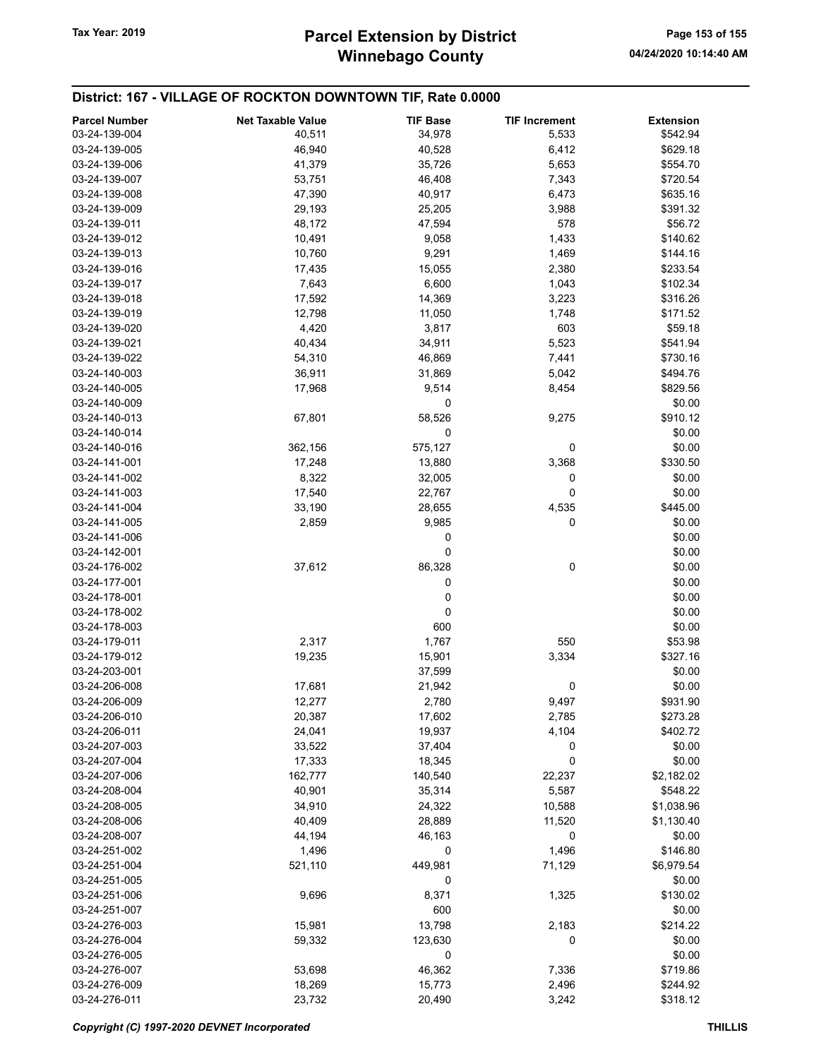## District: 167 - VILLAGE OF ROCKTON DOWNTOWN TIF, Rate 0.0000

| Parcel Number | Net Taxable Value | TIF Base | TIF Increment | Extension |
|---|---|---|---|---|
| 03-24-139-004 | 40,511 | 34,978 | 5,533 | $542.94 |
| 03-24-139-005 | 46,940 | 40,528 | 6,412 | $629.18 |
| 03-24-139-006 | 41,379 | 35,726 | 5,653 | $554.70 |
| 03-24-139-007 | 53,751 | 46,408 | 7,343 | $720.54 |
| 03-24-139-008 | 47,390 | 40,917 | 6,473 | $635.16 |
| 03-24-139-009 | 29,193 | 25,205 | 3,988 | $391.32 |
| 03-24-139-011 | 48,172 | 47,594 | 578 | $56.72 |
| 03-24-139-012 | 10,491 | 9,058 | 1,433 | $140.62 |
| 03-24-139-013 | 10,760 | 9,291 | 1,469 | $144.16 |
| 03-24-139-016 | 17,435 | 15,055 | 2,380 | $233.54 |
| 03-24-139-017 | 7,643 | 6,600 | 1,043 | $102.34 |
| 03-24-139-018 | 17,592 | 14,369 | 3,223 | $316.26 |
| 03-24-139-019 | 12,798 | 11,050 | 1,748 | $171.52 |
| 03-24-139-020 | 4,420 | 3,817 | 603 | $59.18 |
| 03-24-139-021 | 40,434 | 34,911 | 5,523 | $541.94 |
| 03-24-139-022 | 54,310 | 46,869 | 7,441 | $730.16 |
| 03-24-140-003 | 36,911 | 31,869 | 5,042 | $494.76 |
| 03-24-140-005 | 17,968 | 9,514 | 8,454 | $829.56 |
| 03-24-140-009 | | 0 | | $0.00 |
| 03-24-140-013 | 67,801 | 58,526 | 9,275 | $910.12 |
| 03-24-140-014 | | 0 | | $0.00 |
| 03-24-140-016 | 362,156 | 575,127 | 0 | $0.00 |
| 03-24-141-001 | 17,248 | 13,880 | 3,368 | $330.50 |
| 03-24-141-002 | 8,322 | 32,005 | 0 | $0.00 |
| 03-24-141-003 | 17,540 | 22,767 | 0 | $0.00 |
| 03-24-141-004 | 33,190 | 28,655 | 4,535 | $445.00 |
| 03-24-141-005 | 2,859 | 9,985 | 0 | $0.00 |
| 03-24-141-006 | | 0 | | $0.00 |
| 03-24-142-001 | | 0 | | $0.00 |
| 03-24-176-002 | 37,612 | 86,328 | 0 | $0.00 |
| 03-24-177-001 | | 0 | | $0.00 |
| 03-24-178-001 | | 0 | | $0.00 |
| 03-24-178-002 | | 0 | | $0.00 |
| 03-24-178-003 | | 600 | | $0.00 |
| 03-24-179-011 | 2,317 | 1,767 | 550 | $53.98 |
| 03-24-179-012 | 19,235 | 15,901 | 3,334 | $327.16 |
| 03-24-203-001 | | 37,599 | | $0.00 |
| 03-24-206-008 | 17,681 | 21,942 | 0 | $0.00 |
| 03-24-206-009 | 12,277 | 2,780 | 9,497 | $931.90 |
| 03-24-206-010 | 20,387 | 17,602 | 2,785 | $273.28 |
| 03-24-206-011 | 24,041 | 19,937 | 4,104 | $402.72 |
| 03-24-207-003 | 33,522 | 37,404 | 0 | $0.00 |
| 03-24-207-004 | 17,333 | 18,345 | 0 | $0.00 |
| 03-24-207-006 | 162,777 | 140,540 | 22,237 | $2,182.02 |
| 03-24-208-004 | 40,901 | 35,314 | 5,587 | $548.22 |
| 03-24-208-005 | 34,910 | 24,322 | 10,588 | $1,038.96 |
| 03-24-208-006 | 40,409 | 28,889 | 11,520 | $1,130.40 |
| 03-24-208-007 | 44,194 | 46,163 | 0 | $0.00 |
| 03-24-251-002 | 1,496 | 0 | 1,496 | $146.80 |
| 03-24-251-004 | 521,110 | 449,981 | 71,129 | $6,979.54 |
| 03-24-251-005 | | 0 | | $0.00 |
| 03-24-251-006 | 9,696 | 8,371 | 1,325 | $130.02 |
| 03-24-251-007 | | 600 | | $0.00 |
| 03-24-276-003 | 15,981 | 13,798 | 2,183 | $214.22 |
| 03-24-276-004 | 59,332 | 123,630 | 0 | $0.00 |
| 03-24-276-005 | | 0 | | $0.00 |
| 03-24-276-007 | 53,698 | 46,362 | 7,336 | $719.86 |
| 03-24-276-009 | 18,269 | 15,773 | 2,496 | $244.92 |
| 03-24-276-011 | 23,732 | 20,490 | 3,242 | $318.12 |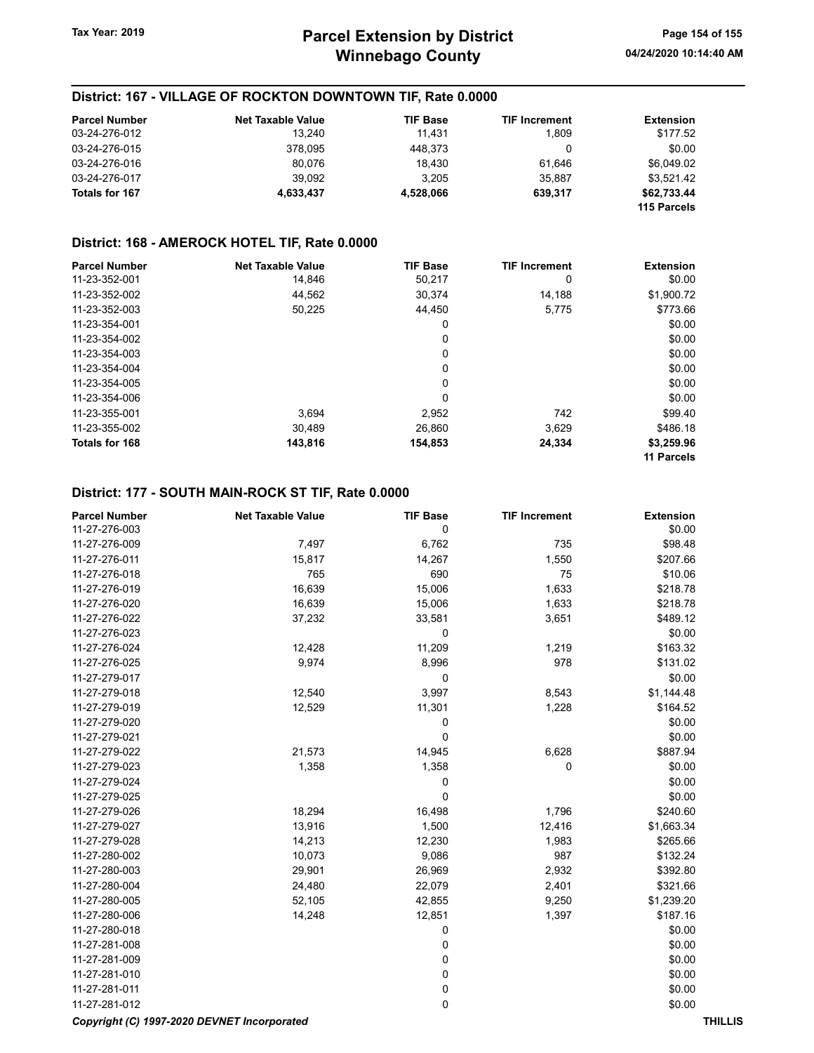### District: 167 - VILLAGE OF ROCKTON DOWNTOWN TIF, Rate 0.0000

| Parcel Number | Net Taxable Value | TIF Base | TIF Increment | Extension |
|---|---|---|---|---|
| 03-24-276-012 | 13,240 | 11,431 | 1,809 | $177.52 |
| 03-24-276-015 | 378,095 | 448,373 | 0 | $0.00 |
| 03-24-276-016 | 80,076 | 18,430 | 61,646 | $6,049.02 |
| 03-24-276-017 | 39,092 | 3,205 | 35,887 | $3,521.42 |
| **Totals for 167** | **4,633,437** | **4,528,066** | **639,317** | **$62,733.44** |
| | | | | **115 Parcels** |

### District: 168 - AMEROCK HOTEL TIF, Rate 0.0000

| Parcel Number | Net Taxable Value | TIF Base | TIF Increment | Extension |
|---|---|---|---|---|
| 11-23-352-001 | 14,846 | 50,217 | 0 | $0.00 |
| 11-23-352-002 | 44,562 | 30,374 | 14,188 | $1,900.72 |
| 11-23-352-003 | 50,225 | 44,450 | 5,775 | $773.66 |
| 11-23-354-001 | | 0 | | $0.00 |
| 11-23-354-002 | | 0 | | $0.00 |
| 11-23-354-003 | | 0 | | $0.00 |
| 11-23-354-004 | | 0 | | $0.00 |
| 11-23-354-005 | | 0 | | $0.00 |
| 11-23-354-006 | | 0 | | $0.00 |
| 11-23-355-001 | 3,694 | 2,952 | 742 | $99.40 |
| 11-23-355-002 | 30,489 | 26,860 | 3,629 | $486.18 |
| **Totals for 168** | **143,816** | **154,853** | **24,334** | **$3,259.96** |
| | | | | **11 Parcels** |

### District: 177 - SOUTH MAIN-ROCK ST TIF, Rate 0.0000

| Parcel Number | Net Taxable Value | TIF Base | TIF Increment | Extension |
|---|---|---|---|---|
| 11-27-276-003 | | 0 | | $0.00 |
| 11-27-276-009 | 7,497 | 6,762 | 735 | $98.48 |
| 11-27-276-011 | 15,817 | 14,267 | 1,550 | $207.66 |
| 11-27-276-018 | 765 | 690 | 75 | $10.06 |
| 11-27-276-019 | 16,639 | 15,006 | 1,633 | $218.78 |
| 11-27-276-020 | 16,639 | 15,006 | 1,633 | $218.78 |
| 11-27-276-022 | 37,232 | 33,581 | 3,651 | $489.12 |
| 11-27-276-023 | | 0 | | $0.00 |
| 11-27-276-024 | 12,428 | 11,209 | 1,219 | $163.32 |
| 11-27-276-025 | 9,974 | 8,996 | 978 | $131.02 |
| 11-27-279-017 | | 0 | | $0.00 |
| 11-27-279-018 | 12,540 | 3,997 | 8,543 | $1,144.48 |
| 11-27-279-019 | 12,529 | 11,301 | 1,228 | $164.52 |
| 11-27-279-020 | | 0 | | $0.00 |
| 11-27-279-021 | | 0 | | $0.00 |
| 11-27-279-022 | 21,573 | 14,945 | 6,628 | $887.94 |
| 11-27-279-023 | 1,358 | 1,358 | 0 | $0.00 |
| 11-27-279-024 | | 0 | | $0.00 |
| 11-27-279-025 | | 0 | | $0.00 |
| 11-27-279-026 | 18,294 | 16,498 | 1,796 | $240.60 |
| 11-27-279-027 | 13,916 | 1,500 | 12,416 | $1,663.34 |
| 11-27-279-028 | 14,213 | 12,230 | 1,983 | $265.66 |
| 11-27-280-002 | 10,073 | 9,086 | 987 | $132.24 |
| 11-27-280-003 | 29,901 | 26,969 | 2,932 | $392.80 |
| 11-27-280-004 | 24,480 | 22,079 | 2,401 | $321.66 |
| 11-27-280-005 | 52,105 | 42,855 | 9,250 | $1,239.20 |
| 11-27-280-006 | 14,248 | 12,851 | 1,397 | $187.16 |
| 11-27-280-018 | | 0 | | $0.00 |
| 11-27-281-008 | | 0 | | $0.00 |
| 11-27-281-009 | | 0 | | $0.00 |
| 11-27-281-010 | | 0 | | $0.00 |
| 11-27-281-011 | | 0 | | $0.00 |
| 11-27-281-012 | | 0 | | $0.00 |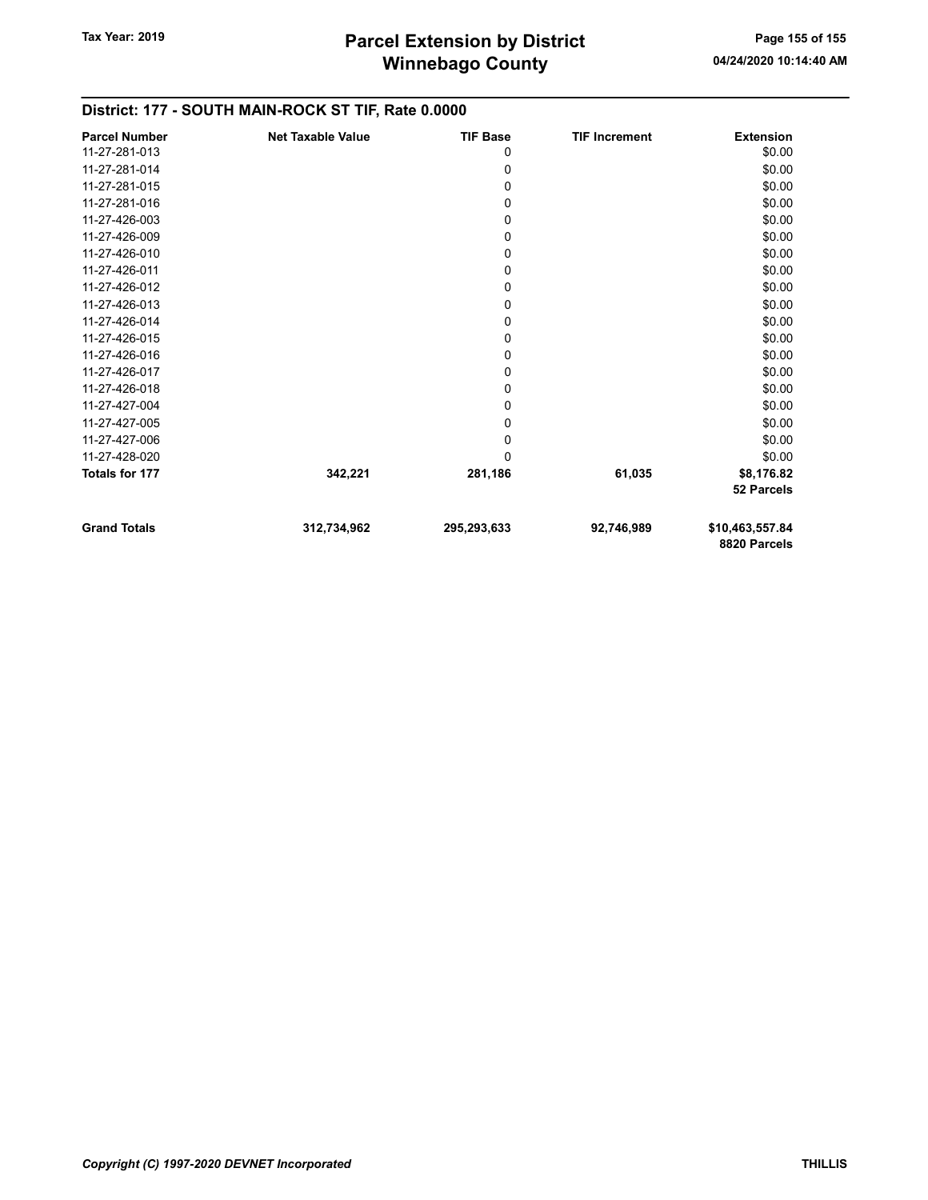## District: 177 - SOUTH MAIN-ROCK ST TIF, Rate 0.0000

| Parcel Number | Net Taxable Value | TIF Base | TIF Increment | Extension |
|---|---|---|---|---|
| 11-27-281-013 | | 0 | | $0.00 |
| 11-27-281-014 | | 0 | | $0.00 |
| 11-27-281-015 | | 0 | | $0.00 |
| 11-27-281-016 | | 0 | | $0.00 |
| 11-27-426-003 | | 0 | | $0.00 |
| 11-27-426-009 | | 0 | | $0.00 |
| 11-27-426-010 | | 0 | | $0.00 |
| 11-27-426-011 | | 0 | | $0.00 |
| 11-27-426-012 | | 0 | | $0.00 |
| 11-27-426-013 | | 0 | | $0.00 |
| 11-27-426-014 | | 0 | | $0.00 |
| 11-27-426-015 | | 0 | | $0.00 |
| 11-27-426-016 | | 0 | | $0.00 |
| 11-27-426-017 | | 0 | | $0.00 |
| 11-27-426-018 | | 0 | | $0.00 |
| 11-27-427-004 | | 0 | | $0.00 |
| 11-27-427-005 | | 0 | | $0.00 |
| 11-27-427-006 | | 0 | | $0.00 |
| 11-27-428-020 | | 0 | | $0.00 |
| **Totals for 177** | **342,221** | **281,186** | **61,035** | **$8,176.82** |
| | | | | **52 Parcels** |
| **Grand Totals** | **312,734,962** | **295,293,633** | **92,746,989** | **$10,463,557.84** |
| | | | | **8820 Parcels** |